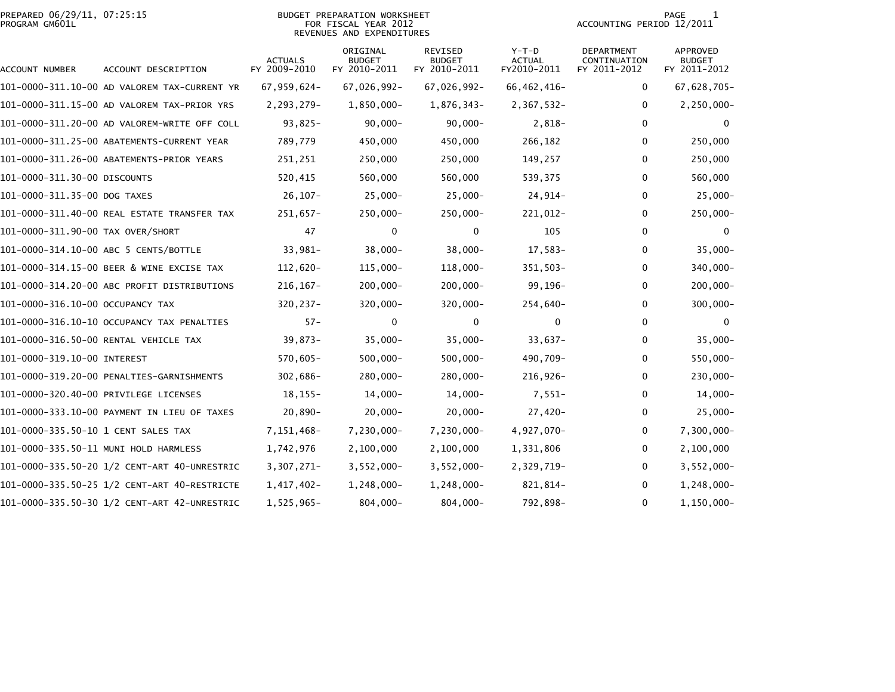PREPARED 06/29/11, 07:25:15
PROGRAM GM601L

BUDGET PREPARATION WORKSHEET
FOR FISCAL YEAR 2012
REVENUES AND EXPENDITURES

ACCOUNTING PERIOD 12/2011

| ACCOUNT NUMBER | ACCOUNT DESCRIPTION | ACTUALS FY 2009-2010 | ORIGINAL BUDGET FY 2010-2011 | REVISED BUDGET FY 2010-2011 | Y-T-D ACTUAL FY2010-2011 | DEPARTMENT CONTINUATION FY 2011-2012 | APPROVED BUDGET FY 2011-2012 |
|---|---|---|---|---|---|---|---|
| 101-0000-311.10-00 | AD VALOREM TAX-CURRENT YR | 67,959,624- | 67,026,992- | 67,026,992- | 66,462,416- | 0 | 67,628,705- |
| 101-0000-311.15-00 | AD VALOREM TAX-PRIOR YRS | 2,293,279- | 1,850,000- | 1,876,343- | 2,367,532- | 0 | 2,250,000- |
| 101-0000-311.20-00 | AD VALOREM-WRITE OFF COLL | 93,825- | 90,000- | 90,000- | 2,818- | 0 | 0 |
| 101-0000-311.25-00 | ABATEMENTS-CURRENT YEAR | 789,779 | 450,000 | 450,000 | 266,182 | 0 | 250,000 |
| 101-0000-311.26-00 | ABATEMENTS-PRIOR YEARS | 251,251 | 250,000 | 250,000 | 149,257 | 0 | 250,000 |
| 101-0000-311.30-00 | DISCOUNTS | 520,415 | 560,000 | 560,000 | 539,375 | 0 | 560,000 |
| 101-0000-311.35-00 | DOG TAXES | 26,107- | 25,000- | 25,000- | 24,914- | 0 | 25,000- |
| 101-0000-311.40-00 | REAL ESTATE TRANSFER TAX | 251,657- | 250,000- | 250,000- | 221,012- | 0 | 250,000- |
| 101-0000-311.90-00 | TAX OVER/SHORT | 47 | 0 | 0 | 105 | 0 | 0 |
| 101-0000-314.10-00 | ABC 5 CENTS/BOTTLE | 33,981- | 38,000- | 38,000- | 17,583- | 0 | 35,000- |
| 101-0000-314.15-00 | BEER & WINE EXCISE TAX | 112,620- | 115,000- | 118,000- | 351,503- | 0 | 340,000- |
| 101-0000-314.20-00 | ABC PROFIT DISTRIBUTIONS | 216,167- | 200,000- | 200,000- | 99,196- | 0 | 200,000- |
| 101-0000-316.10-00 | OCCUPANCY TAX | 320,237- | 320,000- | 320,000- | 254,640- | 0 | 300,000- |
| 101-0000-316.10-10 | OCCUPANCY TAX PENALTIES | 57- | 0 | 0 | 0 | 0 | 0 |
| 101-0000-316.50-00 | RENTAL VEHICLE TAX | 39,873- | 35,000- | 35,000- | 33,637- | 0 | 35,000- |
| 101-0000-319.10-00 | INTEREST | 570,605- | 500,000- | 500,000- | 490,709- | 0 | 550,000- |
| 101-0000-319.20-00 | PENALTIES-GARNISHMENTS | 302,686- | 280,000- | 280,000- | 216,926- | 0 | 230,000- |
| 101-0000-320.40-00 | PRIVILEGE LICENSES | 18,155- | 14,000- | 14,000- | 7,551- | 0 | 14,000- |
| 101-0000-333.10-00 | PAYMENT IN LIEU OF TAXES | 20,890- | 20,000- | 20,000- | 27,420- | 0 | 25,000- |
| 101-0000-335.50-10 | 1 CENT SALES TAX | 7,151,468- | 7,230,000- | 7,230,000- | 4,927,070- | 0 | 7,300,000- |
| 101-0000-335.50-11 | MUNI HOLD HARMLESS | 1,742,976 | 2,100,000 | 2,100,000 | 1,331,806 | 0 | 2,100,000 |
| 101-0000-335.50-20 | 1/2 CENT-ART 40-UNRESTRIC | 3,307,271- | 3,552,000- | 3,552,000- | 2,329,719- | 0 | 3,552,000- |
| 101-0000-335.50-25 | 1/2 CENT-ART 40-RESTRICTE | 1,417,402- | 1,248,000- | 1,248,000- | 821,814- | 0 | 1,248,000- |
| 101-0000-335.50-30 | 1/2 CENT-ART 42-UNRESTRIC | 1,525,965- | 804,000- | 804,000- | 792,898- | 0 | 1,150,000- |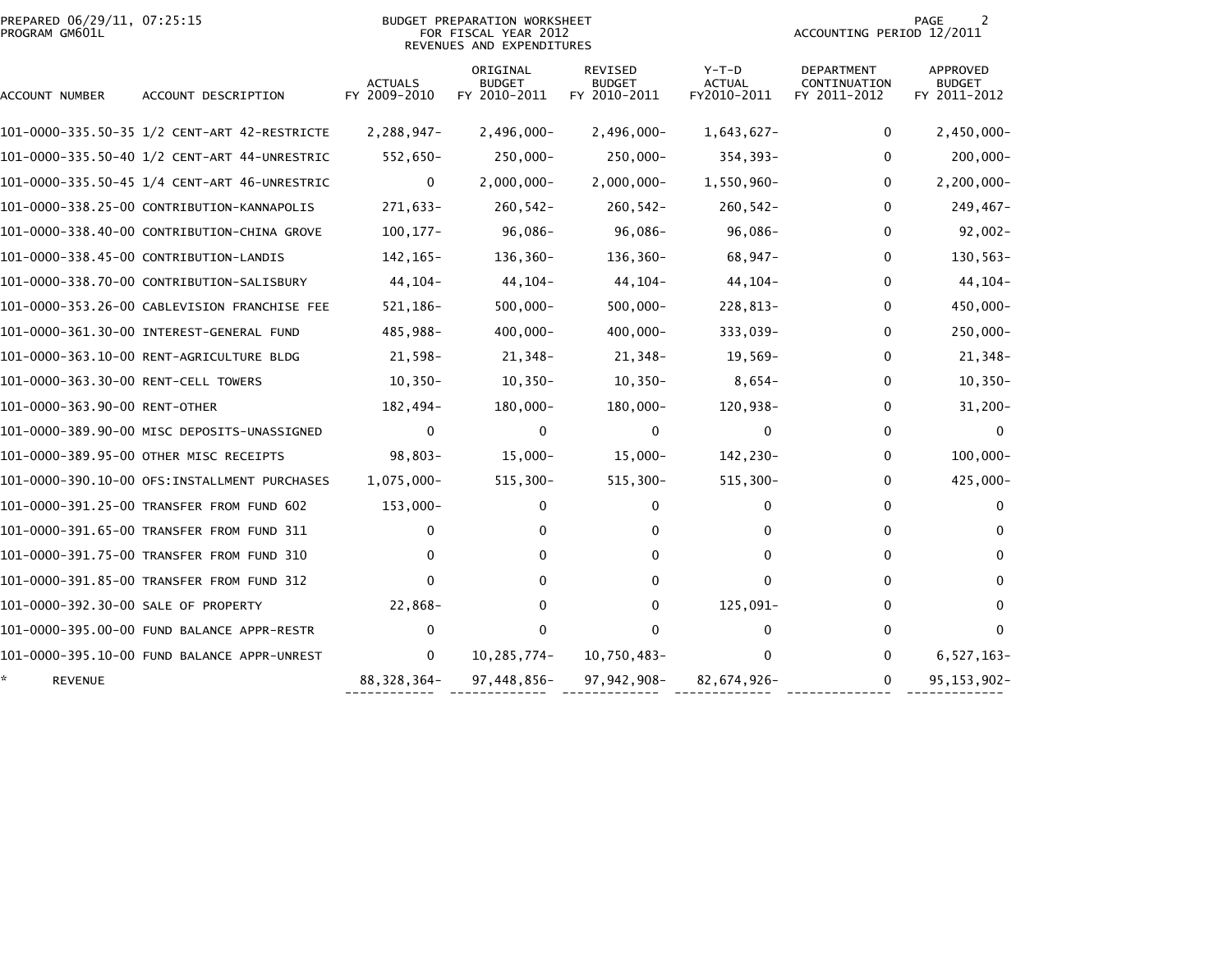PREPARED 06/29/11, 07:25:15
PROGRAM GM601L

BUDGET PREPARATION WORKSHEET
FOR FISCAL YEAR 2012
REVENUES AND EXPENDITURES

ACCOUNTING PERIOD 12/2011

| ACCOUNT NUMBER | ACCOUNT DESCRIPTION | ACTUALS FY 2009-2010 | ORIGINAL BUDGET FY 2010-2011 | REVISED BUDGET FY 2010-2011 | Y-T-D ACTUAL FY2010-2011 | DEPARTMENT CONTINUATION FY 2011-2012 | APPROVED BUDGET FY 2011-2012 |
|---|---|---|---|---|---|---|---|
| 101-0000-335.50-35 | 1/2 CENT-ART 42-RESTRICTE | 2,288,947- | 2,496,000- | 2,496,000- | 1,643,627- | 0 | 2,450,000- |
| 101-0000-335.50-40 | 1/2 CENT-ART 44-UNRESTRIC | 552,650- | 250,000- | 250,000- | 354,393- | 0 | 200,000- |
| 101-0000-335.50-45 | 1/4 CENT-ART 46-UNRESTRIC | 0 | 2,000,000- | 2,000,000- | 1,550,960- | 0 | 2,200,000- |
| 101-0000-338.25-00 | CONTRIBUTION-KANNAPOLIS | 271,633- | 260,542- | 260,542- | 260,542- | 0 | 249,467- |
| 101-0000-338.40-00 | CONTRIBUTION-CHINA GROVE | 100,177- | 96,086- | 96,086- | 96,086- | 0 | 92,002- |
| 101-0000-338.45-00 | CONTRIBUTION-LANDIS | 142,165- | 136,360- | 136,360- | 68,947- | 0 | 130,563- |
| 101-0000-338.70-00 | CONTRIBUTION-SALISBURY | 44,104- | 44,104- | 44,104- | 44,104- | 0 | 44,104- |
| 101-0000-353.26-00 | CABLEVISION FRANCHISE FEE | 521,186- | 500,000- | 500,000- | 228,813- | 0 | 450,000- |
| 101-0000-361.30-00 | INTEREST-GENERAL FUND | 485,988- | 400,000- | 400,000- | 333,039- | 0 | 250,000- |
| 101-0000-363.10-00 | RENT-AGRICULTURE BLDG | 21,598- | 21,348- | 21,348- | 19,569- | 0 | 21,348- |
| 101-0000-363.30-00 | RENT-CELL TOWERS | 10,350- | 10,350- | 10,350- | 8,654- | 0 | 10,350- |
| 101-0000-363.90-00 | RENT-OTHER | 182,494- | 180,000- | 180,000- | 120,938- | 0 | 31,200- |
| 101-0000-389.90-00 | MISC DEPOSITS-UNASSIGNED | 0 | 0 | 0 | 0 | 0 | 0 |
| 101-0000-389.95-00 | OTHER MISC RECEIPTS | 98,803- | 15,000- | 15,000- | 142,230- | 0 | 100,000- |
| 101-0000-390.10-00 | OFS:INSTALLMENT PURCHASES | 1,075,000- | 515,300- | 515,300- | 515,300- | 0 | 425,000- |
| 101-0000-391.25-00 | TRANSFER FROM FUND 602 | 153,000- | 0 | 0 | 0 | 0 | 0 |
| 101-0000-391.65-00 | TRANSFER FROM FUND 311 | 0 | 0 | 0 | 0 | 0 | 0 |
| 101-0000-391.75-00 | TRANSFER FROM FUND 310 | 0 | 0 | 0 | 0 | 0 | 0 |
| 101-0000-391.85-00 | TRANSFER FROM FUND 312 | 0 | 0 | 0 | 0 | 0 | 0 |
| 101-0000-392.30-00 | SALE OF PROPERTY | 22,868- | 0 | 0 | 125,091- | 0 | 0 |
| 101-0000-395.00-00 | FUND BALANCE APPR-RESTR | 0 | 0 | 0 | 0 | 0 | 0 |
| 101-0000-395.10-00 | FUND BALANCE APPR-UNREST | 0 | 10,285,774- | 10,750,483- | 0 | 0 | 6,527,163- |
| * | REVENUE | 88,328,364- | 97,448,856- | 97,942,908- | 82,674,926- | 0 | 95,153,902- |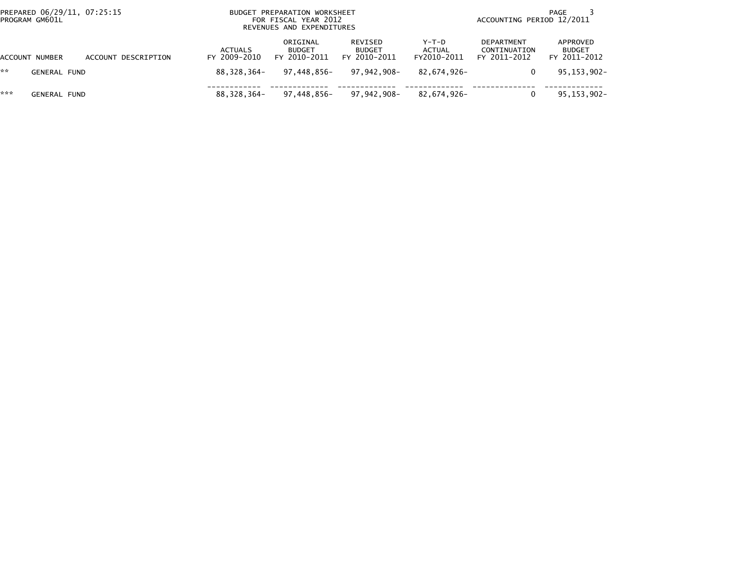BUDGET PREPARATION WORKSHEET
FOR FISCAL YEAR 2012
REVENUES AND EXPENDITURES

PREPARED 06/29/11, 07:25:15
PROGRAM GM601L

ACCOUNTING PERIOD 12/2011

| ACCOUNT NUMBER | ACCOUNT DESCRIPTION | ACTUALS FY 2009-2010 | ORIGINAL BUDGET FY 2010-2011 | REVISED BUDGET FY 2010-2011 | Y-T-D ACTUAL FY2010-2011 | DEPARTMENT CONTINUATION FY 2011-2012 | APPROVED BUDGET FY 2011-2012 |
|---|---|---|---|---|---|---|---|
| ** | GENERAL FUND | 88,328,364- | 97,448,856- | 97,942,908- | 82,674,926- | 0 | 95,153,902- |
| *** | GENERAL FUND | 88,328,364- | 97,448,856- | 97,942,908- | 82,674,926- | 0 | 95,153,902- |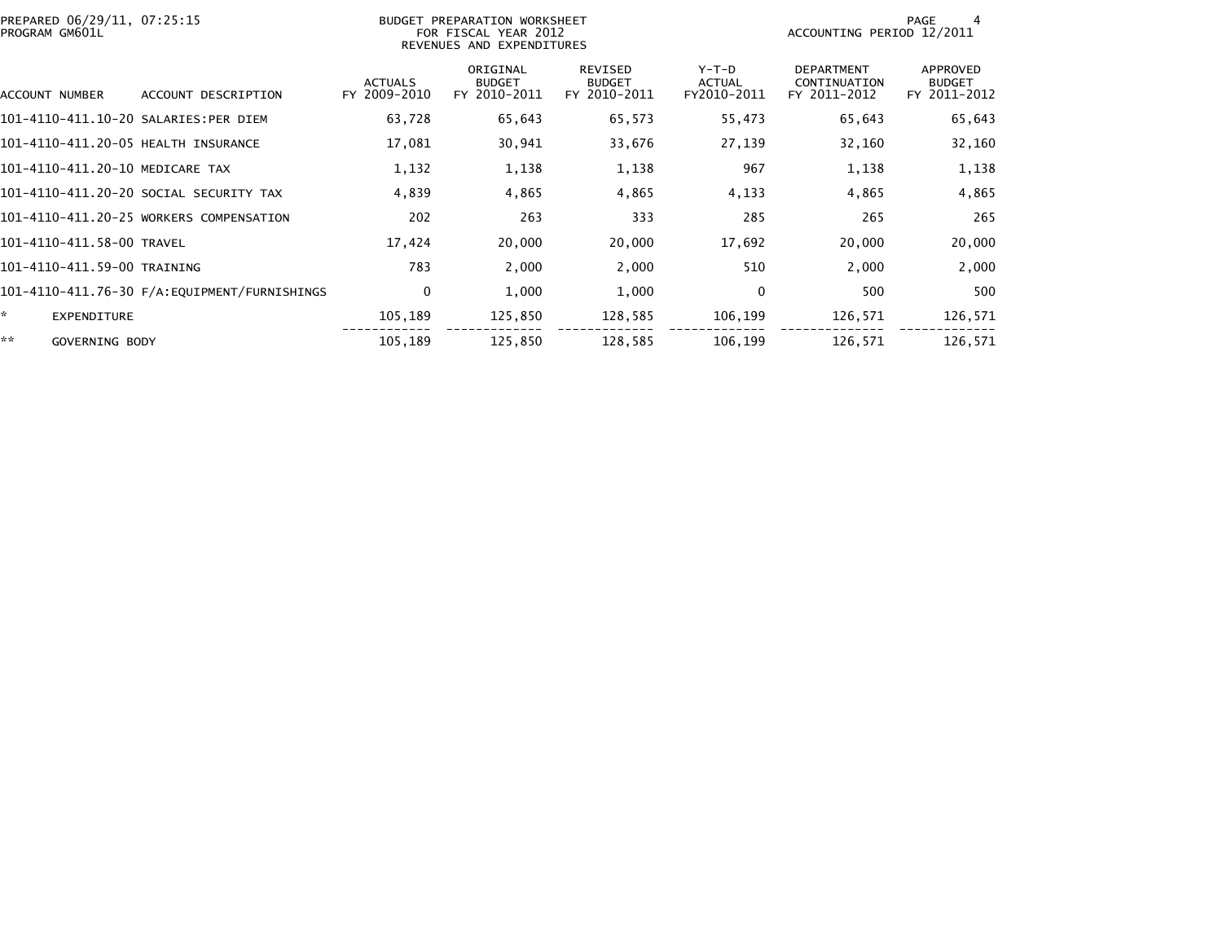BUDGET PREPARATION WORKSHEET
FOR FISCAL YEAR 2012
REVENUES AND EXPENDITURES

PREPARED 06/29/11, 07:25:15
PROGRAM GM601L

ACCOUNTING PERIOD 12/2011

| ACCOUNT NUMBER | ACCOUNT DESCRIPTION | ACTUALS FY 2009-2010 | ORIGINAL BUDGET FY 2010-2011 | REVISED BUDGET FY 2010-2011 | Y-T-D ACTUAL FY2010-2011 | DEPARTMENT CONTINUATION FY 2011-2012 | APPROVED BUDGET FY 2011-2012 |
|---|---|---|---|---|---|---|---|
| 101-4110-411.10-20 | SALARIES:PER DIEM | 63,728 | 65,643 | 65,573 | 55,473 | 65,643 | 65,643 |
| 101-4110-411.20-05 | HEALTH INSURANCE | 17,081 | 30,941 | 33,676 | 27,139 | 32,160 | 32,160 |
| 101-4110-411.20-10 | MEDICARE TAX | 1,132 | 1,138 | 1,138 | 967 | 1,138 | 1,138 |
| 101-4110-411.20-20 | SOCIAL SECURITY TAX | 4,839 | 4,865 | 4,865 | 4,133 | 4,865 | 4,865 |
| 101-4110-411.20-25 | WORKERS COMPENSATION | 202 | 263 | 333 | 285 | 265 | 265 |
| 101-4110-411.58-00 | TRAVEL | 17,424 | 20,000 | 20,000 | 17,692 | 20,000 | 20,000 |
| 101-4110-411.59-00 | TRAINING | 783 | 2,000 | 2,000 | 510 | 2,000 | 2,000 |
| 101-4110-411.76-30 | F/A:EQUIPMENT/FURNISHINGS | 0 | 1,000 | 1,000 | 0 | 500 | 500 |
| * | EXPENDITURE | 105,189 | 125,850 | 128,585 | 106,199 | 126,571 | 126,571 |
| ** | GOVERNING BODY | 105,189 | 125,850 | 128,585 | 106,199 | 126,571 | 126,571 |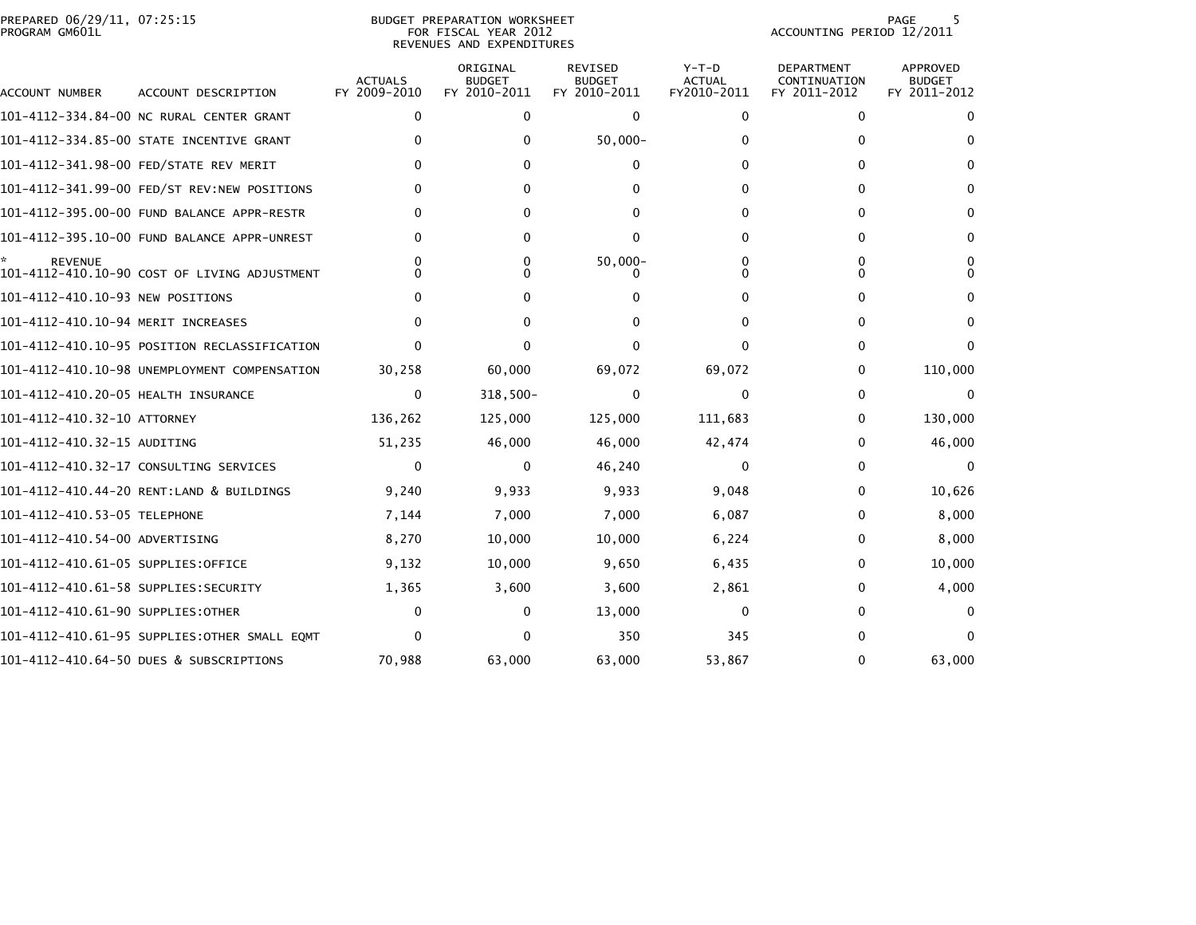PREPARED 06/29/11, 07:25:15
PROGRAM GM601L

BUDGET PREPARATION WORKSHEET
FOR FISCAL YEAR 2012
REVENUES AND EXPENDITURES

ACCOUNTING PERIOD 12/2011

| ACCOUNT NUMBER | ACCOUNT DESCRIPTION | ACTUALS FY 2009-2010 | ORIGINAL BUDGET FY 2010-2011 | REVISED BUDGET FY 2010-2011 | Y-T-D ACTUAL FY2010-2011 | DEPARTMENT CONTINUATION FY 2011-2012 | APPROVED BUDGET FY 2011-2012 |
|---|---|---|---|---|---|---|---|
| 101-4112-334.84-00 | NC RURAL CENTER GRANT | 0 | 0 | 0 | 0 | 0 | 0 |
| 101-4112-334.85-00 | STATE INCENTIVE GRANT | 0 | 0 | 50,000- | 0 | 0 | 0 |
| 101-4112-341.98-00 | FED/STATE REV MERIT | 0 | 0 | 0 | 0 | 0 | 0 |
| 101-4112-341.99-00 | FED/ST REV:NEW POSITIONS | 0 | 0 | 0 | 0 | 0 | 0 |
| 101-4112-395.00-00 | FUND BALANCE APPR-RESTR | 0 | 0 | 0 | 0 | 0 | 0 |
| 101-4112-395.10-00 | FUND BALANCE APPR-UNREST | 0 | 0 | 0 | 0 | 0 | 0 |
| * REVENUE | | 0 | 0 | 50,000- | 0 | 0 | 0 |
| 101-4112-410.10-90 | COST OF LIVING ADJUSTMENT | 0 | 0 | 0 | 0 | 0 | 0 |
| 101-4112-410.10-93 | NEW POSITIONS | 0 | 0 | 0 | 0 | 0 | 0 |
| 101-4112-410.10-94 | MERIT INCREASES | 0 | 0 | 0 | 0 | 0 | 0 |
| 101-4112-410.10-95 | POSITION RECLASSIFICATION | 0 | 0 | 0 | 0 | 0 | 0 |
| 101-4112-410.10-98 | UNEMPLOYMENT COMPENSATION | 30,258 | 60,000 | 69,072 | 69,072 | 0 | 110,000 |
| 101-4112-410.20-05 | HEALTH INSURANCE | 0 | 318,500- | 0 | 0 | 0 | 0 |
| 101-4112-410.32-10 | ATTORNEY | 136,262 | 125,000 | 125,000 | 111,683 | 0 | 130,000 |
| 101-4112-410.32-15 | AUDITING | 51,235 | 46,000 | 46,000 | 42,474 | 0 | 46,000 |
| 101-4112-410.32-17 | CONSULTING SERVICES | 0 | 0 | 46,240 | 0 | 0 | 0 |
| 101-4112-410.44-20 | RENT:LAND & BUILDINGS | 9,240 | 9,933 | 9,933 | 9,048 | 0 | 10,626 |
| 101-4112-410.53-05 | TELEPHONE | 7,144 | 7,000 | 7,000 | 6,087 | 0 | 8,000 |
| 101-4112-410.54-00 | ADVERTISING | 8,270 | 10,000 | 10,000 | 6,224 | 0 | 8,000 |
| 101-4112-410.61-05 | SUPPLIES:OFFICE | 9,132 | 10,000 | 9,650 | 6,435 | 0 | 10,000 |
| 101-4112-410.61-58 | SUPPLIES:SECURITY | 1,365 | 3,600 | 3,600 | 2,861 | 0 | 4,000 |
| 101-4112-410.61-90 | SUPPLIES:OTHER | 0 | 0 | 13,000 | 0 | 0 | 0 |
| 101-4112-410.61-95 | SUPPLIES:OTHER SMALL EQMT | 0 | 0 | 350 | 345 | 0 | 0 |
| 101-4112-410.64-50 | DUES & SUBSCRIPTIONS | 70,988 | 63,000 | 63,000 | 53,867 | 0 | 63,000 |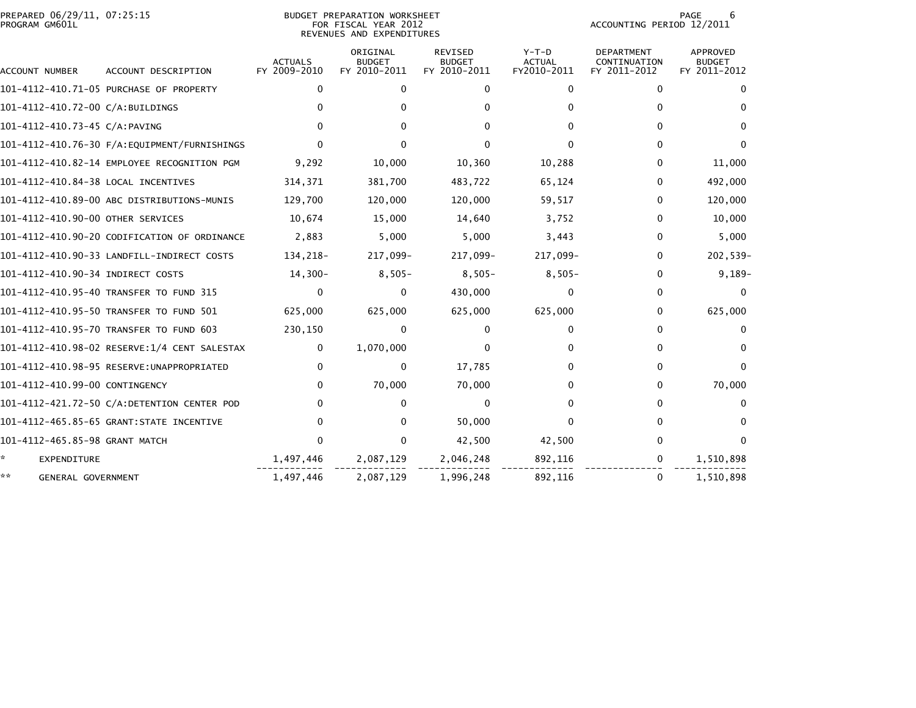PREPARED 06/29/11, 07:25:15
PROGRAM GM601L

BUDGET PREPARATION WORKSHEET
FOR FISCAL YEAR 2012
REVENUES AND EXPENDITURES

ACCOUNTING PERIOD 12/2011

| ACCOUNT NUMBER | ACCOUNT DESCRIPTION | ACTUALS FY 2009-2010 | ORIGINAL BUDGET FY 2010-2011 | REVISED BUDGET FY 2010-2011 | Y-T-D ACTUAL FY2010-2011 | DEPARTMENT CONTINUATION FY 2011-2012 | APPROVED BUDGET FY 2011-2012 |
|---|---|---|---|---|---|---|---|
| 101-4112-410.71-05 | PURCHASE OF PROPERTY | 0 | 0 | 0 | 0 | 0 | 0 |
| 101-4112-410.72-00 | C/A:BUILDINGS | 0 | 0 | 0 | 0 | 0 | 0 |
| 101-4112-410.73-45 | C/A:PAVING | 0 | 0 | 0 | 0 | 0 | 0 |
| 101-4112-410.76-30 | F/A:EQUIPMENT/FURNISHINGS | 0 | 0 | 0 | 0 | 0 | 0 |
| 101-4112-410.82-14 | EMPLOYEE RECOGNITION PGM | 9,292 | 10,000 | 10,360 | 10,288 | 0 | 11,000 |
| 101-4112-410.84-38 | LOCAL INCENTIVES | 314,371 | 381,700 | 483,722 | 65,124 | 0 | 492,000 |
| 101-4112-410.89-00 | ABC DISTRIBUTIONS-MUNIS | 129,700 | 120,000 | 120,000 | 59,517 | 0 | 120,000 |
| 101-4112-410.90-00 | OTHER SERVICES | 10,674 | 15,000 | 14,640 | 3,752 | 0 | 10,000 |
| 101-4112-410.90-20 | CODIFICATION OF ORDINANCE | 2,883 | 5,000 | 5,000 | 3,443 | 0 | 5,000 |
| 101-4112-410.90-33 | LANDFILL-INDIRECT COSTS | 134,218- | 217,099- | 217,099- | 217,099- | 0 | 202,539- |
| 101-4112-410.90-34 | INDIRECT COSTS | 14,300- | 8,505- | 8,505- | 8,505- | 0 | 9,189- |
| 101-4112-410.95-40 | TRANSFER TO FUND 315 | 0 | 0 | 430,000 | 0 | 0 | 0 |
| 101-4112-410.95-50 | TRANSFER TO FUND 501 | 625,000 | 625,000 | 625,000 | 625,000 | 0 | 625,000 |
| 101-4112-410.95-70 | TRANSFER TO FUND 603 | 230,150 | 0 | 0 | 0 | 0 | 0 |
| 101-4112-410.98-02 | RESERVE:1/4 CENT SALESTAX | 0 | 1,070,000 | 0 | 0 | 0 | 0 |
| 101-4112-410.98-95 | RESERVE:UNAPPROPRIATED | 0 | 0 | 17,785 | 0 | 0 | 0 |
| 101-4112-410.99-00 | CONTINGENCY | 0 | 70,000 | 70,000 | 0 | 0 | 70,000 |
| 101-4112-421.72-50 | C/A:DETENTION CENTER POD | 0 | 0 | 0 | 0 | 0 | 0 |
| 101-4112-465.85-65 | GRANT:STATE INCENTIVE | 0 | 0 | 50,000 | 0 | 0 | 0 |
| 101-4112-465.85-98 | GRANT MATCH | 0 | 0 | 42,500 | 42,500 | 0 | 0 |
| * | EXPENDITURE | 1,497,446 | 2,087,129 | 2,046,248 | 892,116 | 0 | 1,510,898 |
| ** | GENERAL GOVERNMENT | 1,497,446 | 2,087,129 | 1,996,248 | 892,116 | 0 | 1,510,898 |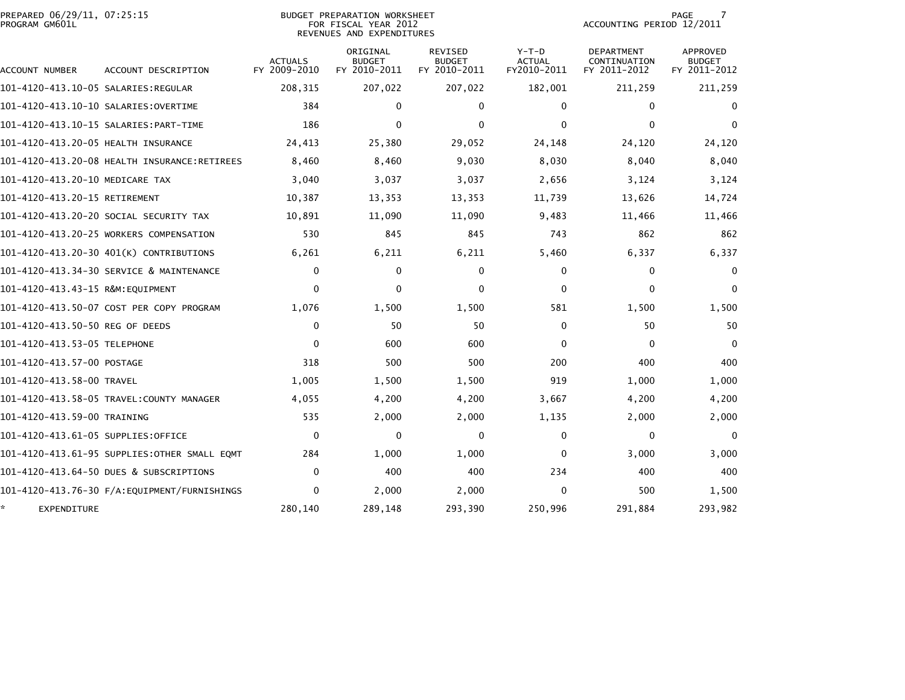BUDGET PREPARATION WORKSHEET
FOR FISCAL YEAR 2012
REVENUES AND EXPENDITURES

PREPARED 06/29/11, 07:25:15
PROGRAM GM601L

ACCOUNTING PERIOD 12/2011

| ACCOUNT NUMBER | ACCOUNT DESCRIPTION | ACTUALS FY 2009-2010 | ORIGINAL BUDGET FY 2010-2011 | REVISED BUDGET FY 2010-2011 | Y-T-D ACTUAL FY2010-2011 | DEPARTMENT CONTINUATION FY 2011-2012 | APPROVED BUDGET FY 2011-2012 |
|---|---|---|---|---|---|---|---|
| 101-4120-413.10-05 | SALARIES:REGULAR | 208,315 | 207,022 | 207,022 | 182,001 | 211,259 | 211,259 |
| 101-4120-413.10-10 | SALARIES:OVERTIME | 384 | 0 | 0 | 0 | 0 | 0 |
| 101-4120-413.10-15 | SALARIES:PART-TIME | 186 | 0 | 0 | 0 | 0 | 0 |
| 101-4120-413.20-05 | HEALTH INSURANCE | 24,413 | 25,380 | 29,052 | 24,148 | 24,120 | 24,120 |
| 101-4120-413.20-08 | HEALTH INSURANCE:RETIREES | 8,460 | 8,460 | 9,030 | 8,030 | 8,040 | 8,040 |
| 101-4120-413.20-10 | MEDICARE TAX | 3,040 | 3,037 | 3,037 | 2,656 | 3,124 | 3,124 |
| 101-4120-413.20-15 | RETIREMENT | 10,387 | 13,353 | 13,353 | 11,739 | 13,626 | 14,724 |
| 101-4120-413.20-20 | SOCIAL SECURITY TAX | 10,891 | 11,090 | 11,090 | 9,483 | 11,466 | 11,466 |
| 101-4120-413.20-25 | WORKERS COMPENSATION | 530 | 845 | 845 | 743 | 862 | 862 |
| 101-4120-413.20-30 | 401(K) CONTRIBUTIONS | 6,261 | 6,211 | 6,211 | 5,460 | 6,337 | 6,337 |
| 101-4120-413.34-30 | SERVICE & MAINTENANCE | 0 | 0 | 0 | 0 | 0 | 0 |
| 101-4120-413.43-15 | R&M:EQUIPMENT | 0 | 0 | 0 | 0 | 0 | 0 |
| 101-4120-413.50-07 | COST PER COPY PROGRAM | 1,076 | 1,500 | 1,500 | 581 | 1,500 | 1,500 |
| 101-4120-413.50-50 | REG OF DEEDS | 0 | 50 | 50 | 0 | 50 | 50 |
| 101-4120-413.53-05 | TELEPHONE | 0 | 600 | 600 | 0 | 0 | 0 |
| 101-4120-413.57-00 | POSTAGE | 318 | 500 | 500 | 200 | 400 | 400 |
| 101-4120-413.58-00 | TRAVEL | 1,005 | 1,500 | 1,500 | 919 | 1,000 | 1,000 |
| 101-4120-413.58-05 | TRAVEL:COUNTY MANAGER | 4,055 | 4,200 | 4,200 | 3,667 | 4,200 | 4,200 |
| 101-4120-413.59-00 | TRAINING | 535 | 2,000 | 2,000 | 1,135 | 2,000 | 2,000 |
| 101-4120-413.61-05 | SUPPLIES:OFFICE | 0 | 0 | 0 | 0 | 0 | 0 |
| 101-4120-413.61-95 | SUPPLIES:OTHER SMALL EQMT | 284 | 1,000 | 1,000 | 0 | 3,000 | 3,000 |
| 101-4120-413.64-50 | DUES & SUBSCRIPTIONS | 0 | 400 | 400 | 234 | 400 | 400 |
| 101-4120-413.76-30 | F/A:EQUIPMENT/FURNISHINGS | 0 | 2,000 | 2,000 | 0 | 500 | 1,500 |
| * | EXPENDITURE | 280,140 | 289,148 | 293,390 | 250,996 | 291,884 | 293,982 |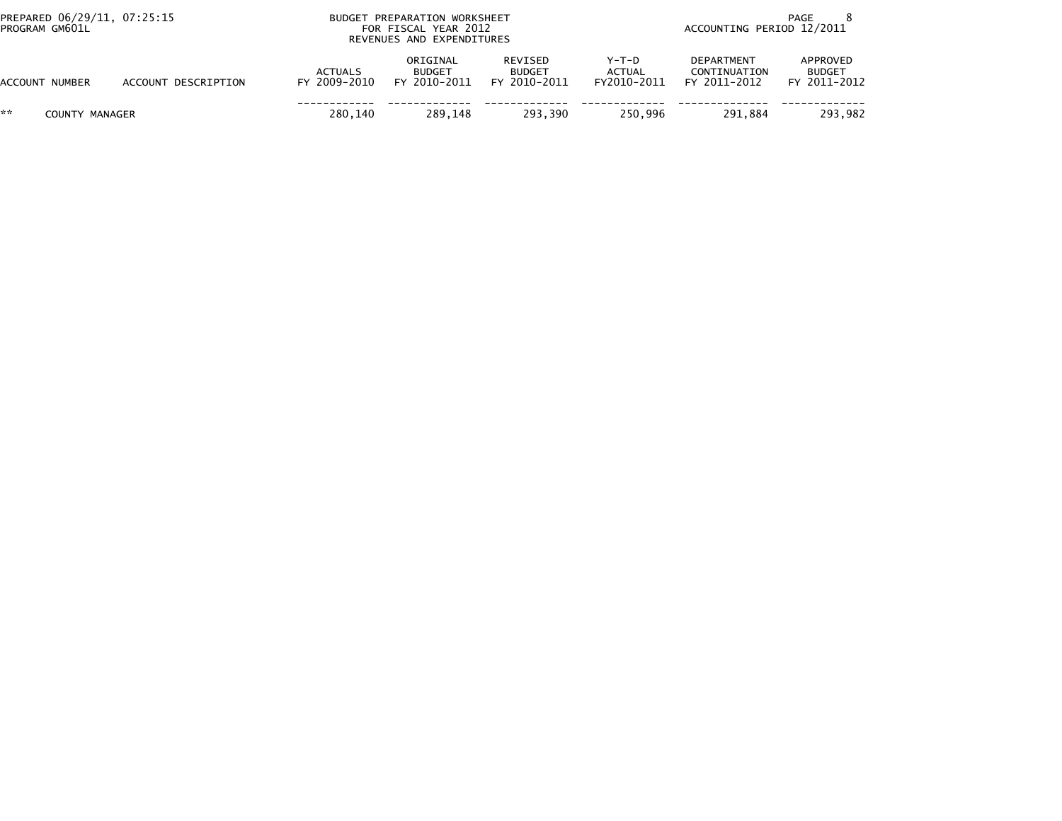BUDGET PREPARATION WORKSHEET
FOR FISCAL YEAR 2012
REVENUES AND EXPENDITURES

PREPARED 06/29/11, 07:25:15
PROGRAM GM601L

ACCOUNTING PERIOD 12/2011

| ACCOUNT NUMBER | ACCOUNT DESCRIPTION | ACTUALS FY 2009-2010 | ORIGINAL BUDGET FY 2010-2011 | REVISED BUDGET FY 2010-2011 | Y-T-D ACTUAL FY2010-2011 | DEPARTMENT CONTINUATION FY 2011-2012 | APPROVED BUDGET FY 2011-2012 |
|---|---|---|---|---|---|---|---|
| ** | COUNTY MANAGER | 280,140 | 289,148 | 293,390 | 250,996 | 291,884 | 293,982 |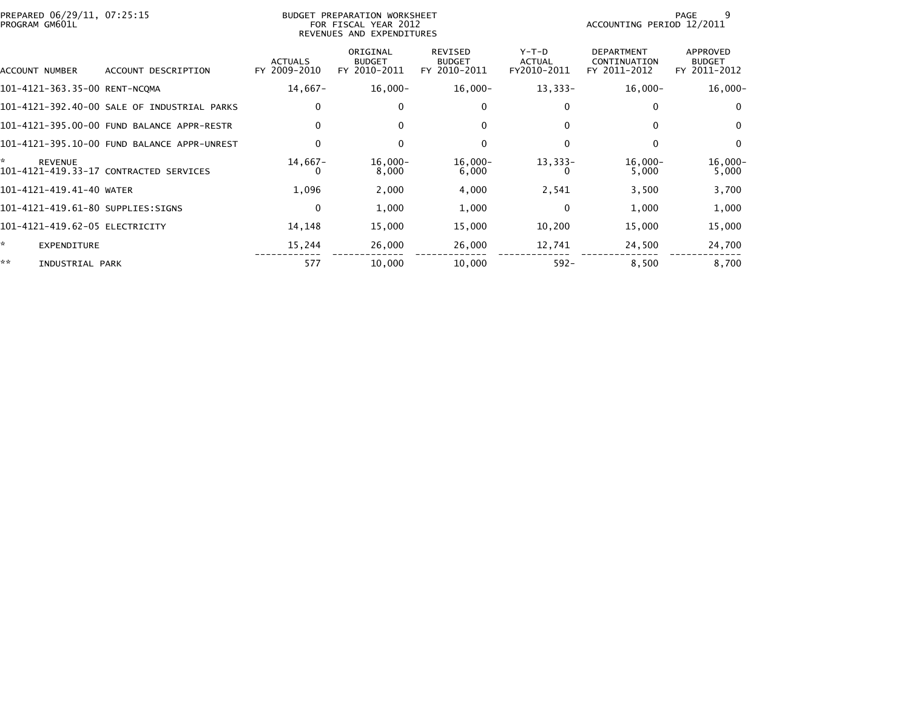PREPARED 06/29/11, 07:25:15
PROGRAM GM601L

BUDGET PREPARATION WORKSHEET
FOR FISCAL YEAR 2012
REVENUES AND EXPENDITURES

ACCOUNTING PERIOD 12/2011

| ACCOUNT NUMBER | ACCOUNT DESCRIPTION | ACTUALS FY 2009-2010 | ORIGINAL BUDGET FY 2010-2011 | REVISED BUDGET FY 2010-2011 | Y-T-D ACTUAL FY2010-2011 | DEPARTMENT CONTINUATION FY 2011-2012 | APPROVED BUDGET FY 2011-2012 |
|---|---|---|---|---|---|---|---|
| 101-4121-363.35-00 | RENT-NCQMA | 14,667- | 16,000- | 16,000- | 13,333- | 16,000- | 16,000- |
| 101-4121-392.40-00 | SALE OF INDUSTRIAL PARKS | 0 | 0 | 0 | 0 | 0 | 0 |
| 101-4121-395.00-00 | FUND BALANCE APPR-RESTR | 0 | 0 | 0 | 0 | 0 | 0 |
| 101-4121-395.10-00 | FUND BALANCE APPR-UNREST | 0 | 0 | 0 | 0 | 0 | 0 |
| * | REVENUE | 14,667- | 16,000- | 16,000- | 13,333- | 16,000- | 16,000- |
| 101-4121-419.33-17 | CONTRACTED SERVICES | 0 | 8,000 | 6,000 | 0 | 5,000 | 5,000 |
| 101-4121-419.41-40 | WATER | 1,096 | 2,000 | 4,000 | 2,541 | 3,500 | 3,700 |
| 101-4121-419.61-80 | SUPPLIES:SIGNS | 0 | 1,000 | 1,000 | 0 | 1,000 | 1,000 |
| 101-4121-419.62-05 | ELECTRICITY | 14,148 | 15,000 | 15,000 | 10,200 | 15,000 | 15,000 |
| * | EXPENDITURE | 15,244 | 26,000 | 26,000 | 12,741 | 24,500 | 24,700 |
| ** | INDUSTRIAL PARK | 577 | 10,000 | 10,000 | 592- | 8,500 | 8,700 |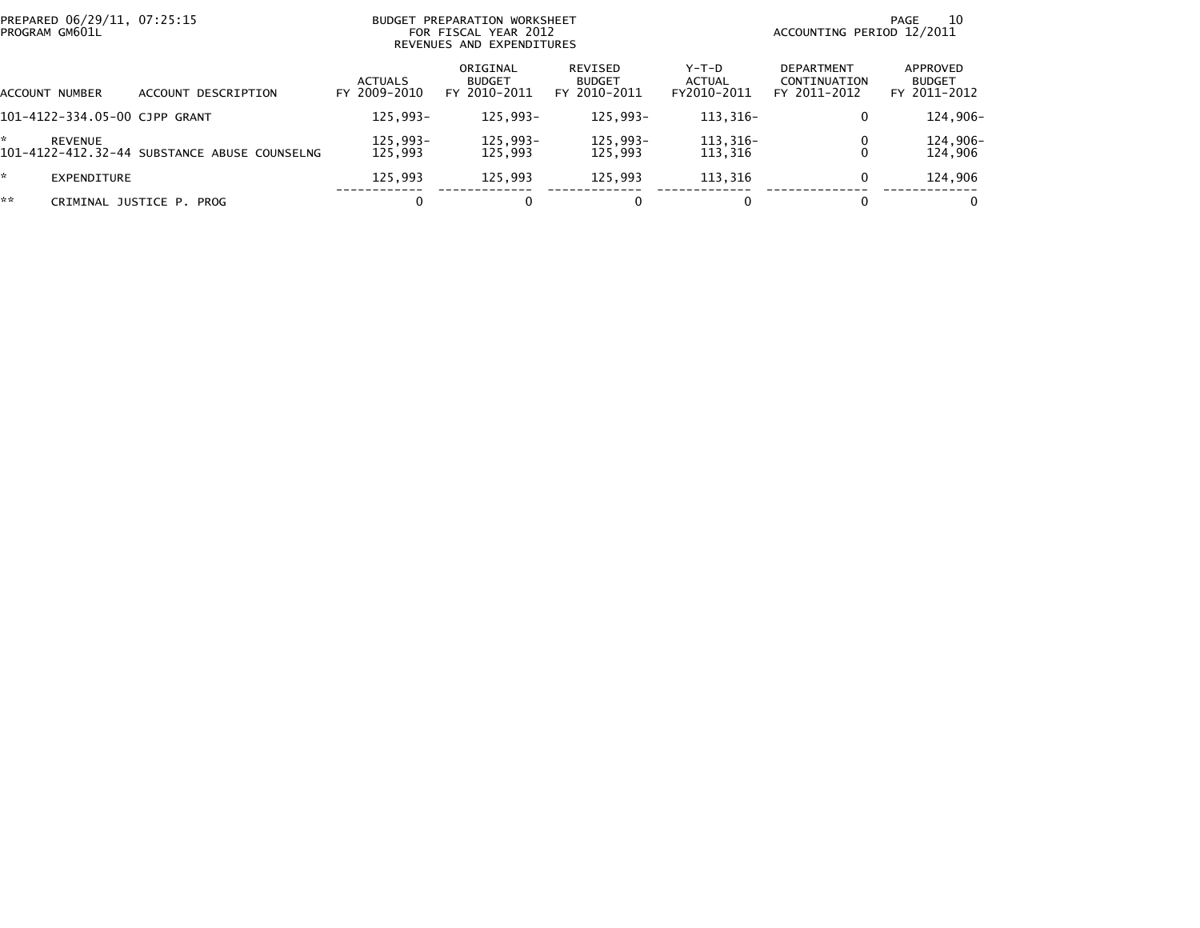PREPARED 06/29/11, 07:25:15
PROGRAM GM601L

BUDGET PREPARATION WORKSHEET
FOR FISCAL YEAR 2012
REVENUES AND EXPENDITURES

ACCOUNTING PERIOD 12/2011

| ACCOUNT NUMBER | ACCOUNT DESCRIPTION | ACTUALS FY 2009-2010 | ORIGINAL BUDGET FY 2010-2011 | REVISED BUDGET FY 2010-2011 | Y-T-D ACTUAL FY2010-2011 | DEPARTMENT CONTINUATION FY 2011-2012 | APPROVED BUDGET FY 2011-2012 |
|---|---|---|---|---|---|---|---|
| 101-4122-334.05-00 | CJPP GRANT | 125,993- | 125,993- | 125,993- | 113,316- | 0 | 124,906- |
| * | REVENUE | 125,993- | 125,993- | 125,993- | 113,316- | 0 | 124,906- |
| 101-4122-412.32-44 | SUBSTANCE ABUSE COUNSELNG | 125,993 | 125,993 | 125,993 | 113,316 | 0 | 124,906 |
| * | EXPENDITURE | 125,993 | 125,993 | 125,993 | 113,316 | 0 | 124,906 |
| ** | CRIMINAL JUSTICE P. PROG | 0 | 0 | 0 | 0 | 0 | 0 |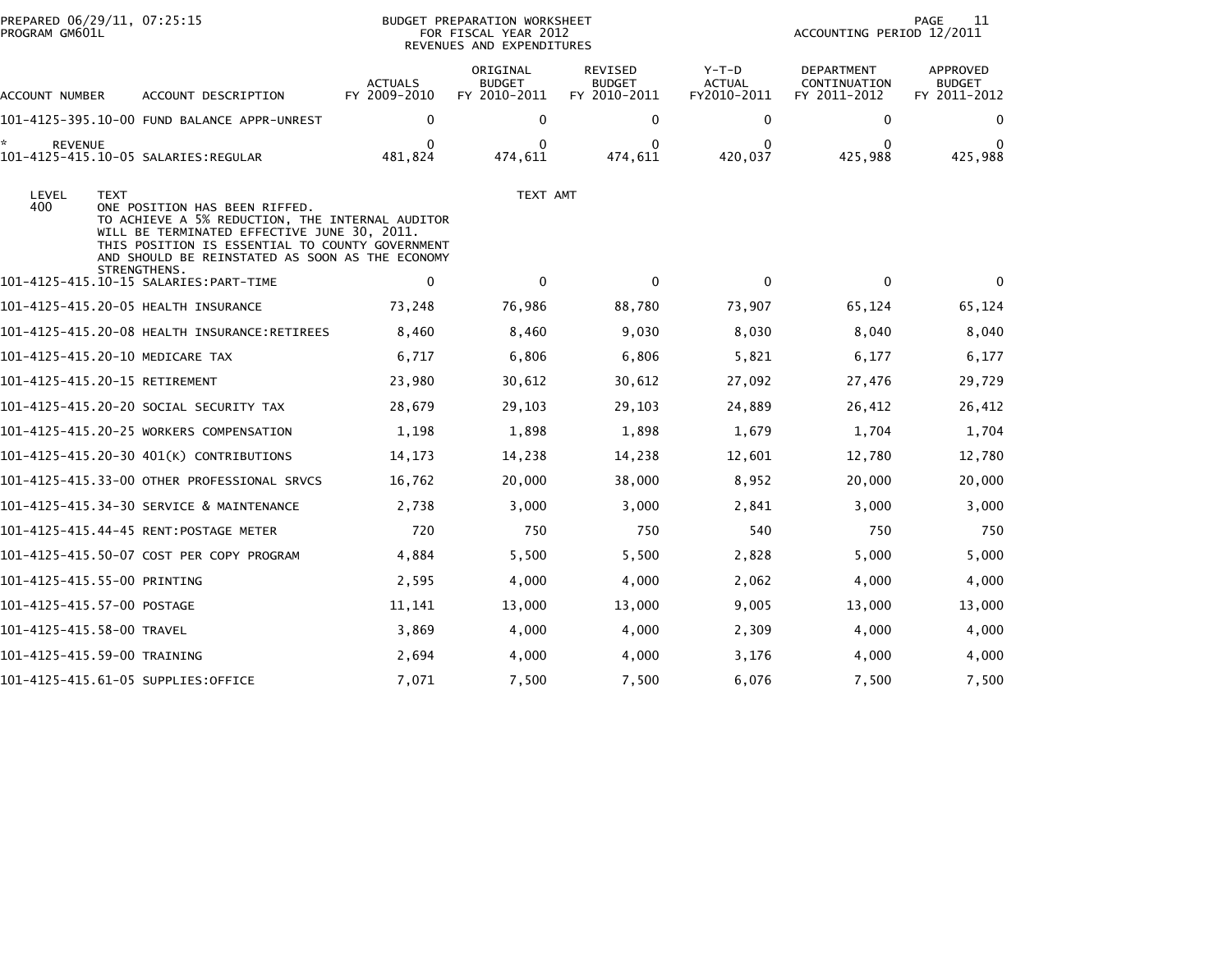PREPARED 06/29/11, 07:25:15
PROGRAM GM601L

BUDGET PREPARATION WORKSHEET
FOR FISCAL YEAR 2012
REVENUES AND EXPENDITURES

ACCOUNTING PERIOD 12/2011

| ACCOUNT NUMBER | ACCOUNT DESCRIPTION | ACTUALS FY 2009-2010 | ORIGINAL BUDGET FY 2010-2011 | REVISED BUDGET FY 2010-2011 | Y-T-D ACTUAL FY2010-2011 | DEPARTMENT CONTINUATION FY 2011-2012 | APPROVED BUDGET FY 2011-2012 |
|---|---|---|---|---|---|---|---|
| 101-4125-395.10-00 | FUND BALANCE APPR-UNREST | 0 | 0 | 0 | 0 | 0 | 0 |
| * REVENUE | | 0 | 0 | 0 | 0 | 0 | 0 |
| 101-4125-415.10-05 | SALARIES:REGULAR | 481,824 | 474,611 | 474,611 | 420,037 | 425,988 | 425,988 |

| LEVEL | TEXT | TEXT AMT |
|---|---|---|
| 400 | ONE POSITION HAS BEEN RIFFED. TO ACHIEVE A 5% REDUCTION, THE INTERNAL AUDITOR WILL BE TERMINATED EFFECTIVE JUNE 30, 2011. THIS POSITION IS ESSENTIAL TO COUNTY GOVERNMENT AND SHOULD BE REINSTATED AS SOON AS THE ECONOMY STRENGTHENS. | |

| ACCOUNT NUMBER | ACCOUNT DESCRIPTION | ACTUALS FY 2009-2010 | ORIGINAL BUDGET FY 2010-2011 | REVISED BUDGET FY 2010-2011 | Y-T-D ACTUAL FY2010-2011 | DEPARTMENT CONTINUATION FY 2011-2012 | APPROVED BUDGET FY 2011-2012 |
|---|---|---|---|---|---|---|---|
| 101-4125-415.10-15 | SALARIES:PART-TIME | 0 | 0 | 0 | 0 | 0 | 0 |
| 101-4125-415.20-05 | HEALTH INSURANCE | 73,248 | 76,986 | 88,780 | 73,907 | 65,124 | 65,124 |
| 101-4125-415.20-08 | HEALTH INSURANCE:RETIREES | 8,460 | 8,460 | 9,030 | 8,030 | 8,040 | 8,040 |
| 101-4125-415.20-10 | MEDICARE TAX | 6,717 | 6,806 | 6,806 | 5,821 | 6,177 | 6,177 |
| 101-4125-415.20-15 | RETIREMENT | 23,980 | 30,612 | 30,612 | 27,092 | 27,476 | 29,729 |
| 101-4125-415.20-20 | SOCIAL SECURITY TAX | 28,679 | 29,103 | 29,103 | 24,889 | 26,412 | 26,412 |
| 101-4125-415.20-25 | WORKERS COMPENSATION | 1,198 | 1,898 | 1,898 | 1,679 | 1,704 | 1,704 |
| 101-4125-415.20-30 | 401(K) CONTRIBUTIONS | 14,173 | 14,238 | 14,238 | 12,601 | 12,780 | 12,780 |
| 101-4125-415.33-00 | OTHER PROFESSIONAL SRVCS | 16,762 | 20,000 | 38,000 | 8,952 | 20,000 | 20,000 |
| 101-4125-415.34-30 | SERVICE & MAINTENANCE | 2,738 | 3,000 | 3,000 | 2,841 | 3,000 | 3,000 |
| 101-4125-415.44-45 | RENT:POSTAGE METER | 720 | 750 | 750 | 540 | 750 | 750 |
| 101-4125-415.50-07 | COST PER COPY PROGRAM | 4,884 | 5,500 | 5,500 | 2,828 | 5,000 | 5,000 |
| 101-4125-415.55-00 | PRINTING | 2,595 | 4,000 | 4,000 | 2,062 | 4,000 | 4,000 |
| 101-4125-415.57-00 | POSTAGE | 11,141 | 13,000 | 13,000 | 9,005 | 13,000 | 13,000 |
| 101-4125-415.58-00 | TRAVEL | 3,869 | 4,000 | 4,000 | 2,309 | 4,000 | 4,000 |
| 101-4125-415.59-00 | TRAINING | 2,694 | 4,000 | 4,000 | 3,176 | 4,000 | 4,000 |
| 101-4125-415.61-05 | SUPPLIES:OFFICE | 7,071 | 7,500 | 7,500 | 6,076 | 7,500 | 7,500 |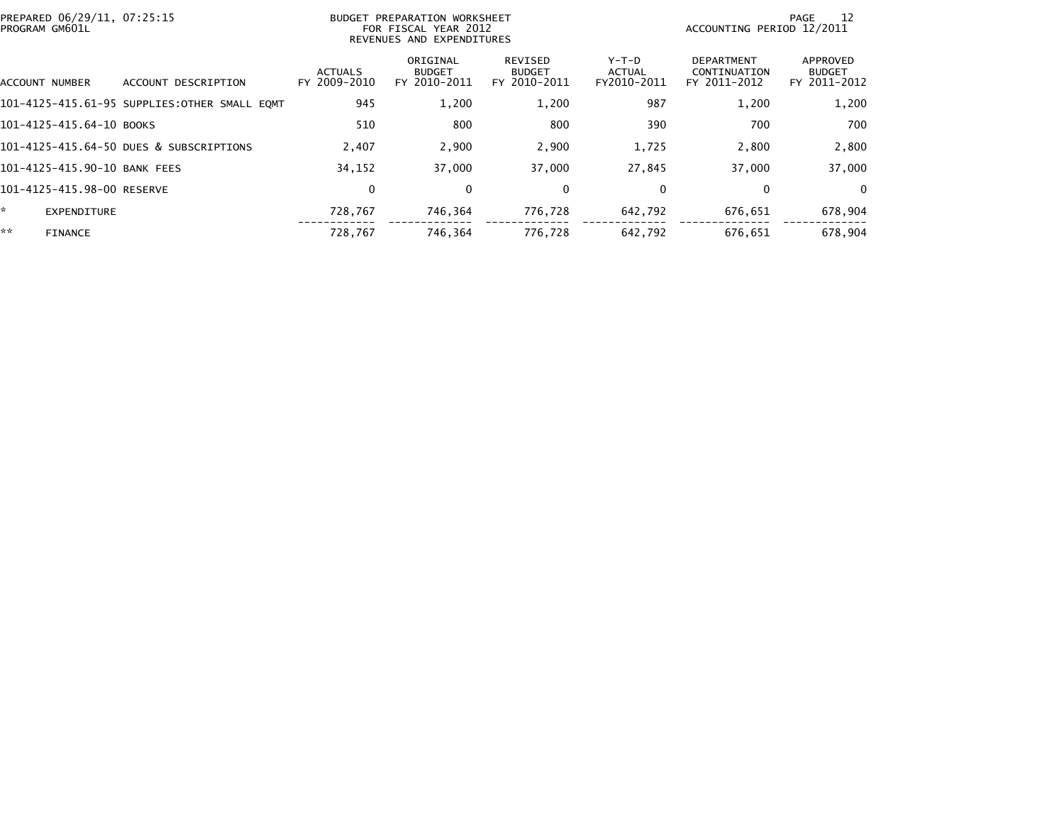BUDGET PREPARATION WORKSHEET
FOR FISCAL YEAR 2012
REVENUES AND EXPENDITURES

PREPARED 06/29/11, 07:25:15
PROGRAM GM601L

ACCOUNTING PERIOD 12/2011

| ACCOUNT NUMBER | ACCOUNT DESCRIPTION | ACTUALS FY 2009-2010 | ORIGINAL BUDGET FY 2010-2011 | REVISED BUDGET FY 2010-2011 | Y-T-D ACTUAL FY2010-2011 | DEPARTMENT CONTINUATION FY 2011-2012 | APPROVED BUDGET FY 2011-2012 |
|---|---|---|---|---|---|---|---|
| 101-4125-415.61-95 | SUPPLIES:OTHER SMALL EQMT | 945 | 1,200 | 1,200 | 987 | 1,200 | 1,200 |
| 101-4125-415.64-10 | BOOKS | 510 | 800 | 800 | 390 | 700 | 700 |
| 101-4125-415.64-50 | DUES & SUBSCRIPTIONS | 2,407 | 2,900 | 2,900 | 1,725 | 2,800 | 2,800 |
| 101-4125-415.90-10 | BANK FEES | 34,152 | 37,000 | 37,000 | 27,845 | 37,000 | 37,000 |
| 101-4125-415.98-00 | RESERVE | 0 | 0 | 0 | 0 | 0 | 0 |
| * | EXPENDITURE | 728,767 | 746,364 | 776,728 | 642,792 | 676,651 | 678,904 |
| ** | FINANCE | 728,767 | 746,364 | 776,728 | 642,792 | 676,651 | 678,904 |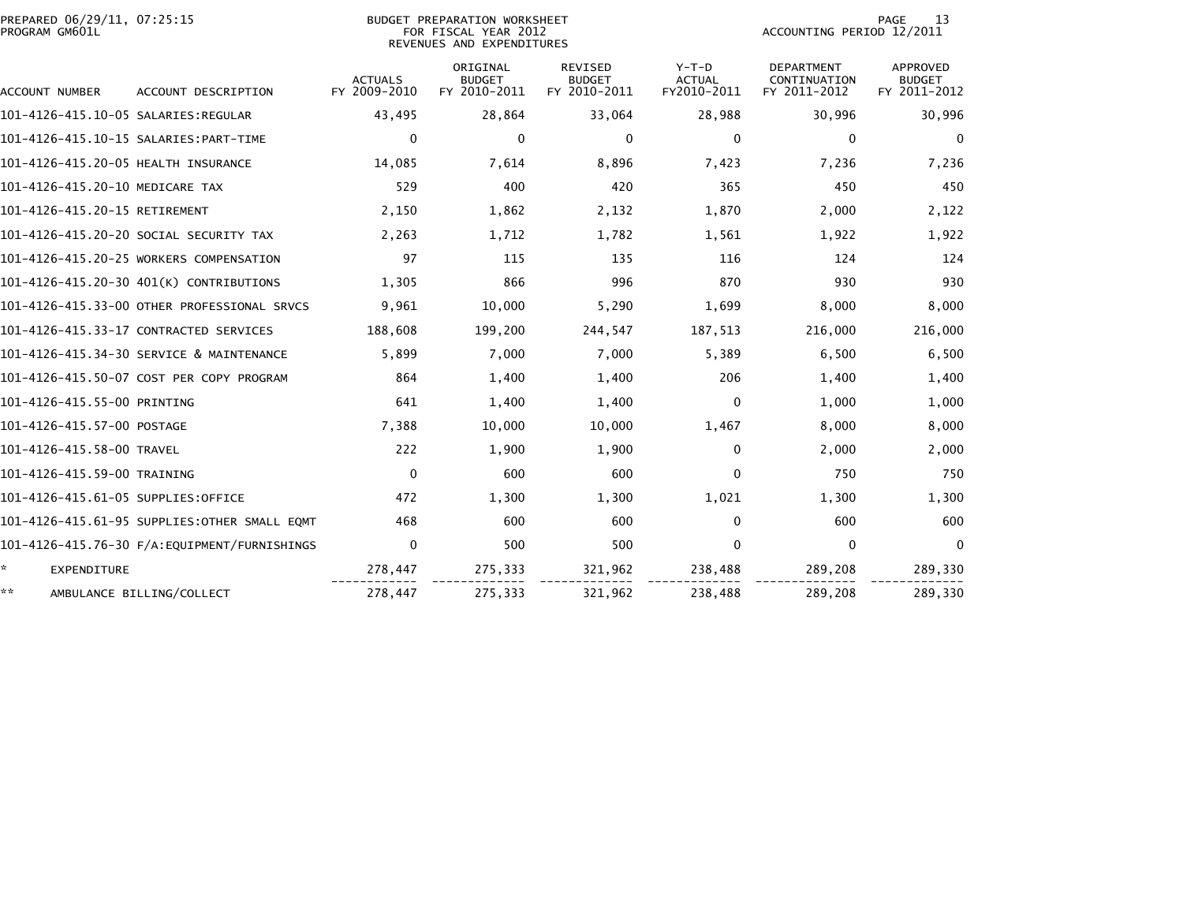PREPARED 06/29/11, 07:25:15
PROGRAM GM601L

BUDGET PREPARATION WORKSHEET
FOR FISCAL YEAR 2012
REVENUES AND EXPENDITURES

ACCOUNTING PERIOD 12/2011

| ACCOUNT NUMBER | ACCOUNT DESCRIPTION | ACTUALS FY 2009-2010 | ORIGINAL BUDGET FY 2010-2011 | REVISED BUDGET FY 2010-2011 | Y-T-D ACTUAL FY2010-2011 | DEPARTMENT CONTINUATION FY 2011-2012 | APPROVED BUDGET FY 2011-2012 |
|---|---|---|---|---|---|---|---|
| 101-4126-415.10-05 | SALARIES:REGULAR | 43,495 | 28,864 | 33,064 | 28,988 | 30,996 | 30,996 |
| 101-4126-415.10-15 | SALARIES:PART-TIME | 0 | 0 | 0 | 0 | 0 | 0 |
| 101-4126-415.20-05 | HEALTH INSURANCE | 14,085 | 7,614 | 8,896 | 7,423 | 7,236 | 7,236 |
| 101-4126-415.20-10 | MEDICARE TAX | 529 | 400 | 420 | 365 | 450 | 450 |
| 101-4126-415.20-15 | RETIREMENT | 2,150 | 1,862 | 2,132 | 1,870 | 2,000 | 2,122 |
| 101-4126-415.20-20 | SOCIAL SECURITY TAX | 2,263 | 1,712 | 1,782 | 1,561 | 1,922 | 1,922 |
| 101-4126-415.20-25 | WORKERS COMPENSATION | 97 | 115 | 135 | 116 | 124 | 124 |
| 101-4126-415.20-30 | 401(K) CONTRIBUTIONS | 1,305 | 866 | 996 | 870 | 930 | 930 |
| 101-4126-415.33-00 | OTHER PROFESSIONAL SRVCS | 9,961 | 10,000 | 5,290 | 1,699 | 8,000 | 8,000 |
| 101-4126-415.33-17 | CONTRACTED SERVICES | 188,608 | 199,200 | 244,547 | 187,513 | 216,000 | 216,000 |
| 101-4126-415.34-30 | SERVICE & MAINTENANCE | 5,899 | 7,000 | 7,000 | 5,389 | 6,500 | 6,500 |
| 101-4126-415.50-07 | COST PER COPY PROGRAM | 864 | 1,400 | 1,400 | 206 | 1,400 | 1,400 |
| 101-4126-415.55-00 | PRINTING | 641 | 1,400 | 1,400 | 0 | 1,000 | 1,000 |
| 101-4126-415.57-00 | POSTAGE | 7,388 | 10,000 | 10,000 | 1,467 | 8,000 | 8,000 |
| 101-4126-415.58-00 | TRAVEL | 222 | 1,900 | 1,900 | 0 | 2,000 | 2,000 |
| 101-4126-415.59-00 | TRAINING | 0 | 600 | 600 | 0 | 750 | 750 |
| 101-4126-415.61-05 | SUPPLIES:OFFICE | 472 | 1,300 | 1,300 | 1,021 | 1,300 | 1,300 |
| 101-4126-415.61-95 | SUPPLIES:OTHER SMALL EQMT | 468 | 600 | 600 | 0 | 600 | 600 |
| 101-4126-415.76-30 | F/A:EQUIPMENT/FURNISHINGS | 0 | 500 | 500 | 0 | 0 | 0 |
| * | EXPENDITURE | 278,447 | 275,333 | 321,962 | 238,488 | 289,208 | 289,330 |
| ** | AMBULANCE BILLING/COLLECT | 278,447 | 275,333 | 321,962 | 238,488 | 289,208 | 289,330 |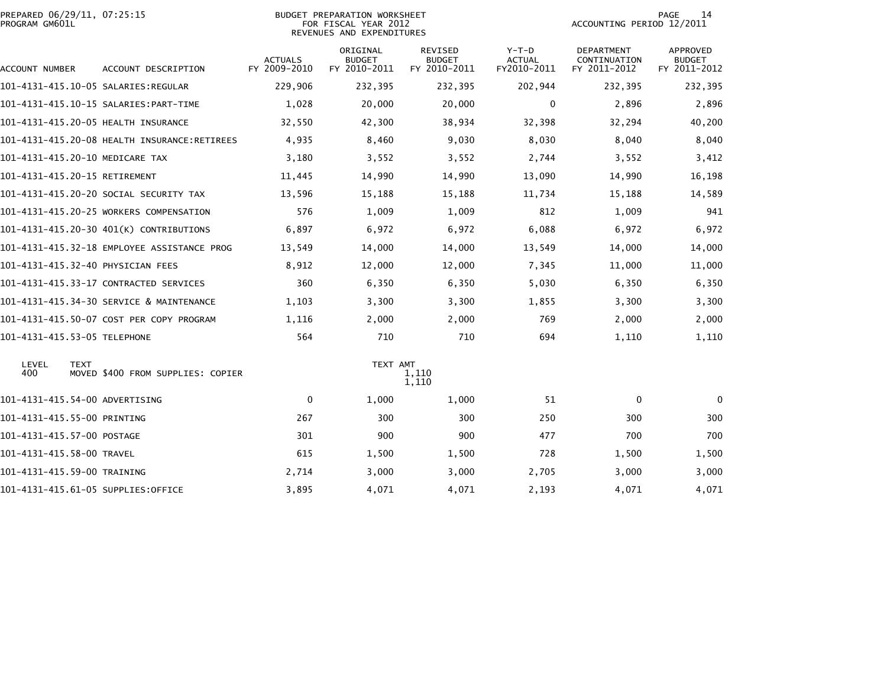PREPARED 06/29/11, 07:25:15
PROGRAM GM601L

BUDGET PREPARATION WORKSHEET
FOR FISCAL YEAR 2012
REVENUES AND EXPENDITURES

ACCOUNTING PERIOD 12/2011

| ACCOUNT NUMBER | ACCOUNT DESCRIPTION | ACTUALS FY 2009-2010 | ORIGINAL BUDGET FY 2010-2011 | REVISED BUDGET FY 2010-2011 | Y-T-D ACTUAL FY2010-2011 | DEPARTMENT CONTINUATION FY 2011-2012 | APPROVED BUDGET FY 2011-2012 |
|---|---|---|---|---|---|---|---|
| 101-4131-415.10-05 | SALARIES:REGULAR | 229,906 | 232,395 | 232,395 | 202,944 | 232,395 | 232,395 |
| 101-4131-415.10-15 | SALARIES:PART-TIME | 1,028 | 20,000 | 20,000 | 0 | 2,896 | 2,896 |
| 101-4131-415.20-05 | HEALTH INSURANCE | 32,550 | 42,300 | 38,934 | 32,398 | 32,294 | 40,200 |
| 101-4131-415.20-08 | HEALTH INSURANCE:RETIREES | 4,935 | 8,460 | 9,030 | 8,030 | 8,040 | 8,040 |
| 101-4131-415.20-10 | MEDICARE TAX | 3,180 | 3,552 | 3,552 | 2,744 | 3,552 | 3,412 |
| 101-4131-415.20-15 | RETIREMENT | 11,445 | 14,990 | 14,990 | 13,090 | 14,990 | 16,198 |
| 101-4131-415.20-20 | SOCIAL SECURITY TAX | 13,596 | 15,188 | 15,188 | 11,734 | 15,188 | 14,589 |
| 101-4131-415.20-25 | WORKERS COMPENSATION | 576 | 1,009 | 1,009 | 812 | 1,009 | 941 |
| 101-4131-415.20-30 | 401(K) CONTRIBUTIONS | 6,897 | 6,972 | 6,972 | 6,088 | 6,972 | 6,972 |
| 101-4131-415.32-18 | EMPLOYEE ASSISTANCE PROG | 13,549 | 14,000 | 14,000 | 13,549 | 14,000 | 14,000 |
| 101-4131-415.32-40 | PHYSICIAN FEES | 8,912 | 12,000 | 12,000 | 7,345 | 11,000 | 11,000 |
| 101-4131-415.33-17 | CONTRACTED SERVICES | 360 | 6,350 | 6,350 | 5,030 | 6,350 | 6,350 |
| 101-4131-415.34-30 | SERVICE & MAINTENANCE | 1,103 | 3,300 | 3,300 | 1,855 | 3,300 | 3,300 |
| 101-4131-415.50-07 | COST PER COPY PROGRAM | 1,116 | 2,000 | 2,000 | 769 | 2,000 | 2,000 |
| 101-4131-415.53-05 | TELEPHONE | 564 | 710 | 710 | 694 | 1,110 | 1,110 |

| LEVEL | TEXT | TEXT AMT |
|---|---|---|
| 400 | MOVED $400 FROM SUPPLIES: COPIER | 1,110 |
| | | 1,110 |

| ACCOUNT NUMBER | ACCOUNT DESCRIPTION | ACTUALS FY 2009-2010 | ORIGINAL BUDGET FY 2010-2011 | REVISED BUDGET FY 2010-2011 | Y-T-D ACTUAL FY2010-2011 | DEPARTMENT CONTINUATION FY 2011-2012 | APPROVED BUDGET FY 2011-2012 |
|---|---|---|---|---|---|---|---|
| 101-4131-415.54-00 | ADVERTISING | 0 | 1,000 | 1,000 | 51 | 0 | 0 |
| 101-4131-415.55-00 | PRINTING | 267 | 300 | 300 | 250 | 300 | 300 |
| 101-4131-415.57-00 | POSTAGE | 301 | 900 | 900 | 477 | 700 | 700 |
| 101-4131-415.58-00 | TRAVEL | 615 | 1,500 | 1,500 | 728 | 1,500 | 1,500 |
| 101-4131-415.59-00 | TRAINING | 2,714 | 3,000 | 3,000 | 2,705 | 3,000 | 3,000 |
| 101-4131-415.61-05 | SUPPLIES:OFFICE | 3,895 | 4,071 | 4,071 | 2,193 | 4,071 | 4,071 |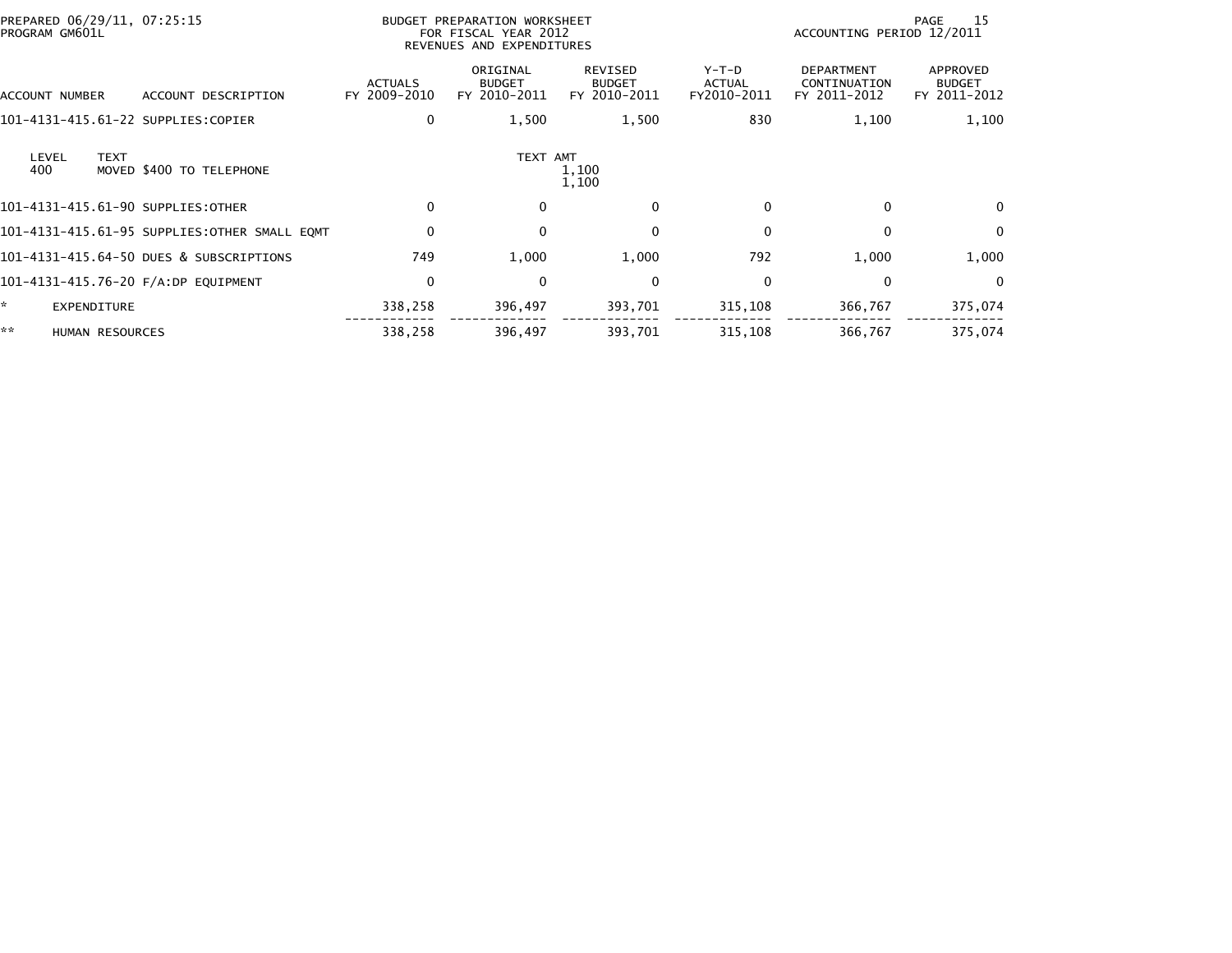PREPARED 06/29/11, 07:25:15
PROGRAM GM601L

BUDGET PREPARATION WORKSHEET
FOR FISCAL YEAR 2012
REVENUES AND EXPENDITURES

ACCOUNTING PERIOD 12/2011

| ACCOUNT NUMBER | ACCOUNT DESCRIPTION | ACTUALS FY 2009-2010 | ORIGINAL BUDGET FY 2010-2011 | REVISED BUDGET FY 2010-2011 | Y-T-D ACTUAL FY2010-2011 | DEPARTMENT CONTINUATION FY 2011-2012 | APPROVED BUDGET FY 2011-2012 |
|---|---|---|---|---|---|---|---|
| 101-4131-415.61-22 | SUPPLIES:COPIER | 0 | 1,500 | 1,500 | 830 | 1,100 | 1,100 |
| LEVEL 400 | TEXT: MOVED $400 TO TELEPHONE | | TEXT AMT | 1,100 / 1,100 | | | |
| 101-4131-415.61-90 | SUPPLIES:OTHER | 0 | 0 | 0 | 0 | 0 | 0 |
| 101-4131-415.61-95 | SUPPLIES:OTHER SMALL EQMT | 0 | 0 | 0 | 0 | 0 | 0 |
| 101-4131-415.64-50 | DUES & SUBSCRIPTIONS | 749 | 1,000 | 1,000 | 792 | 1,000 | 1,000 |
| 101-4131-415.76-20 | F/A:DP EQUIPMENT | 0 | 0 | 0 | 0 | 0 | 0 |
| * | EXPENDITURE | 338,258 | 396,497 | 393,701 | 315,108 | 366,767 | 375,074 |
| ** | HUMAN RESOURCES | 338,258 | 396,497 | 393,701 | 315,108 | 366,767 | 375,074 |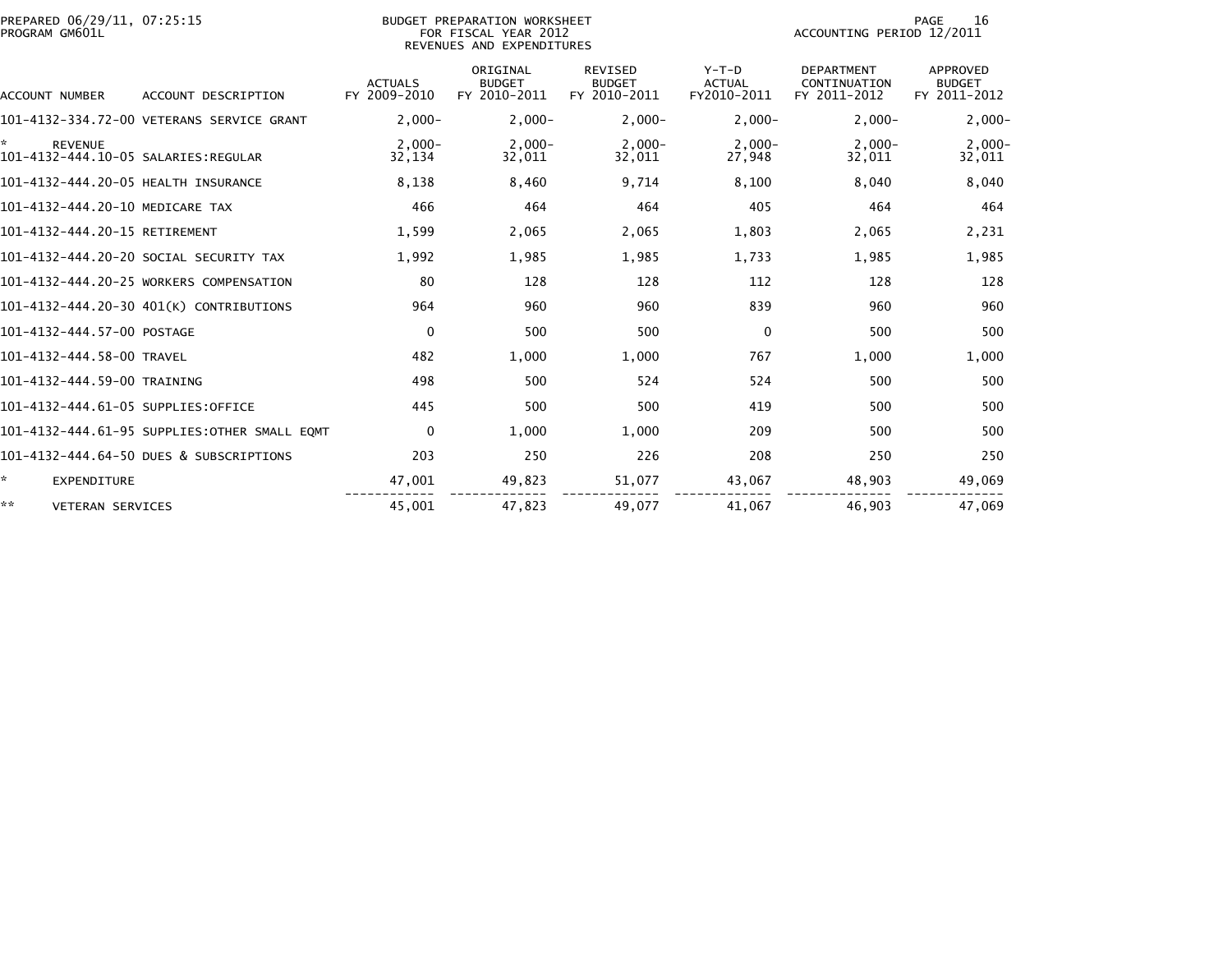PREPARED 06/29/11, 07:25:15
PROGRAM GM601L

BUDGET PREPARATION WORKSHEET
FOR FISCAL YEAR 2012
REVENUES AND EXPENDITURES

ACCOUNTING PERIOD 12/2011

| ACCOUNT NUMBER | ACCOUNT DESCRIPTION | ACTUALS FY 2009-2010 | ORIGINAL BUDGET FY 2010-2011 | REVISED BUDGET FY 2010-2011 | Y-T-D ACTUAL FY2010-2011 | DEPARTMENT CONTINUATION FY 2011-2012 | APPROVED BUDGET FY 2011-2012 |
|---|---|---|---|---|---|---|---|
| 101-4132-334.72-00 | VETERANS SERVICE GRANT | 2,000- | 2,000- | 2,000- | 2,000- | 2,000- | 2,000- |
| * | REVENUE | 2,000- | 2,000- | 2,000- | 2,000- | 2,000- | 2,000- |
| 101-4132-444.10-05 | SALARIES:REGULAR | 32,134 | 32,011 | 32,011 | 27,948 | 32,011 | 32,011 |
| 101-4132-444.20-05 | HEALTH INSURANCE | 8,138 | 8,460 | 9,714 | 8,100 | 8,040 | 8,040 |
| 101-4132-444.20-10 | MEDICARE TAX | 466 | 464 | 464 | 405 | 464 | 464 |
| 101-4132-444.20-15 | RETIREMENT | 1,599 | 2,065 | 2,065 | 1,803 | 2,065 | 2,231 |
| 101-4132-444.20-20 | SOCIAL SECURITY TAX | 1,992 | 1,985 | 1,985 | 1,733 | 1,985 | 1,985 |
| 101-4132-444.20-25 | WORKERS COMPENSATION | 80 | 128 | 128 | 112 | 128 | 128 |
| 101-4132-444.20-30 | 401(K) CONTRIBUTIONS | 964 | 960 | 960 | 839 | 960 | 960 |
| 101-4132-444.57-00 | POSTAGE | 0 | 500 | 500 | 0 | 500 | 500 |
| 101-4132-444.58-00 | TRAVEL | 482 | 1,000 | 1,000 | 767 | 1,000 | 1,000 |
| 101-4132-444.59-00 | TRAINING | 498 | 500 | 524 | 524 | 500 | 500 |
| 101-4132-444.61-05 | SUPPLIES:OFFICE | 445 | 500 | 500 | 419 | 500 | 500 |
| 101-4132-444.61-95 | SUPPLIES:OTHER SMALL EQMT | 0 | 1,000 | 1,000 | 209 | 500 | 500 |
| 101-4132-444.64-50 | DUES & SUBSCRIPTIONS | 203 | 250 | 226 | 208 | 250 | 250 |
| * | EXPENDITURE | 47,001 | 49,823 | 51,077 | 43,067 | 48,903 | 49,069 |
| ** | VETERAN SERVICES | 45,001 | 47,823 | 49,077 | 41,067 | 46,903 | 47,069 |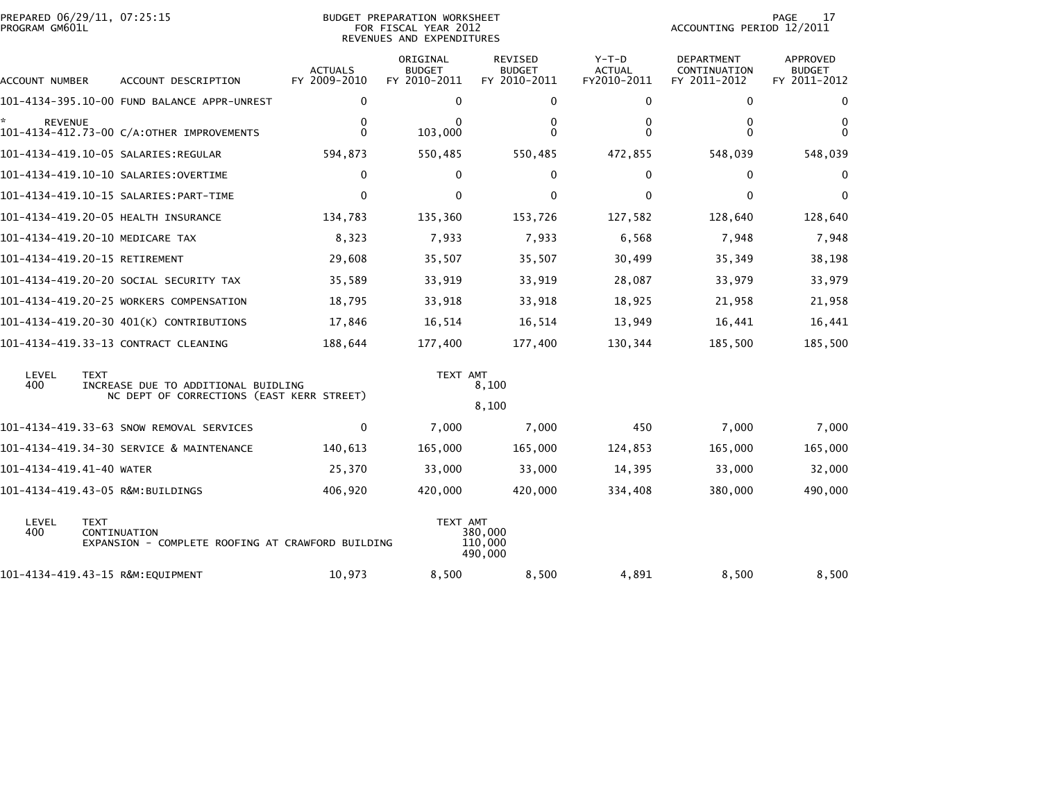PREPARED 06/29/11, 07:25:15
PROGRAM GM601L

BUDGET PREPARATION WORKSHEET
FOR FISCAL YEAR 2012
REVENUES AND EXPENDITURES

ACCOUNTING PERIOD 12/2011

| ACCOUNT NUMBER | ACCOUNT DESCRIPTION | ACTUALS FY 2009-2010 | ORIGINAL BUDGET FY 2010-2011 | REVISED BUDGET FY 2010-2011 | Y-T-D ACTUAL FY2010-2011 | DEPARTMENT CONTINUATION FY 2011-2012 | APPROVED BUDGET FY 2011-2012 |
|---|---|---|---|---|---|---|---|
| 101-4134-395.10-00 | FUND BALANCE APPR-UNREST | 0 | 0 | 0 | 0 | 0 | 0 |
| * REVENUE | | 0 | 0 | 0 | 0 | 0 | 0 |
| 101-4134-412.73-00 | C/A:OTHER IMPROVEMENTS | 0 | 103,000 | 0 | 0 | 0 | 0 |
| 101-4134-419.10-05 | SALARIES:REGULAR | 594,873 | 550,485 | 550,485 | 472,855 | 548,039 | 548,039 |
| 101-4134-419.10-10 | SALARIES:OVERTIME | 0 | 0 | 0 | 0 | 0 | 0 |
| 101-4134-419.10-15 | SALARIES:PART-TIME | 0 | 0 | 0 | 0 | 0 | 0 |
| 101-4134-419.20-05 | HEALTH INSURANCE | 134,783 | 135,360 | 153,726 | 127,582 | 128,640 | 128,640 |
| 101-4134-419.20-10 | MEDICARE TAX | 8,323 | 7,933 | 7,933 | 6,568 | 7,948 | 7,948 |
| 101-4134-419.20-15 | RETIREMENT | 29,608 | 35,507 | 35,507 | 30,499 | 35,349 | 38,198 |
| 101-4134-419.20-20 | SOCIAL SECURITY TAX | 35,589 | 33,919 | 33,919 | 28,087 | 33,979 | 33,979 |
| 101-4134-419.20-25 | WORKERS COMPENSATION | 18,795 | 33,918 | 33,918 | 18,925 | 21,958 | 21,958 |
| 101-4134-419.20-30 | 401(K) CONTRIBUTIONS | 17,846 | 16,514 | 16,514 | 13,949 | 16,441 | 16,441 |
| 101-4134-419.33-13 | CONTRACT CLEANING | 188,644 | 177,400 | 177,400 | 130,344 | 185,500 | 185,500 |

| LEVEL | TEXT | TEXT AMT |
|---|---|---|
| 400 | INCREASE DUE TO ADDITIONAL BUIDLING NC DEPT OF CORRECTIONS (EAST KERR STREET) | 8,100 |
| | | 8,100 |

| ACCOUNT NUMBER | ACCOUNT DESCRIPTION | ACTUALS FY 2009-2010 | ORIGINAL BUDGET FY 2010-2011 | REVISED BUDGET FY 2010-2011 | Y-T-D ACTUAL FY2010-2011 | DEPARTMENT CONTINUATION FY 2011-2012 | APPROVED BUDGET FY 2011-2012 |
|---|---|---|---|---|---|---|---|
| 101-4134-419.33-63 | SNOW REMOVAL SERVICES | 0 | 7,000 | 7,000 | 450 | 7,000 | 7,000 |
| 101-4134-419.34-30 | SERVICE & MAINTENANCE | 140,613 | 165,000 | 165,000 | 124,853 | 165,000 | 165,000 |
| 101-4134-419.41-40 | WATER | 25,370 | 33,000 | 33,000 | 14,395 | 33,000 | 32,000 |
| 101-4134-419.43-05 | R&M:BUILDINGS | 406,920 | 420,000 | 420,000 | 334,408 | 380,000 | 490,000 |

| LEVEL | TEXT | TEXT AMT |
|---|---|---|
| 400 | CONTINUATION | 380,000 |
| | EXPANSION - COMPLETE ROOFING AT CRAWFORD BUILDING | 110,000 |
| | | 490,000 |

| ACCOUNT NUMBER | ACCOUNT DESCRIPTION | ACTUALS FY 2009-2010 | ORIGINAL BUDGET FY 2010-2011 | REVISED BUDGET FY 2010-2011 | Y-T-D ACTUAL FY2010-2011 | DEPARTMENT CONTINUATION FY 2011-2012 | APPROVED BUDGET FY 2011-2012 |
|---|---|---|---|---|---|---|---|
| 101-4134-419.43-15 | R&M:EQUIPMENT | 10,973 | 8,500 | 8,500 | 4,891 | 8,500 | 8,500 |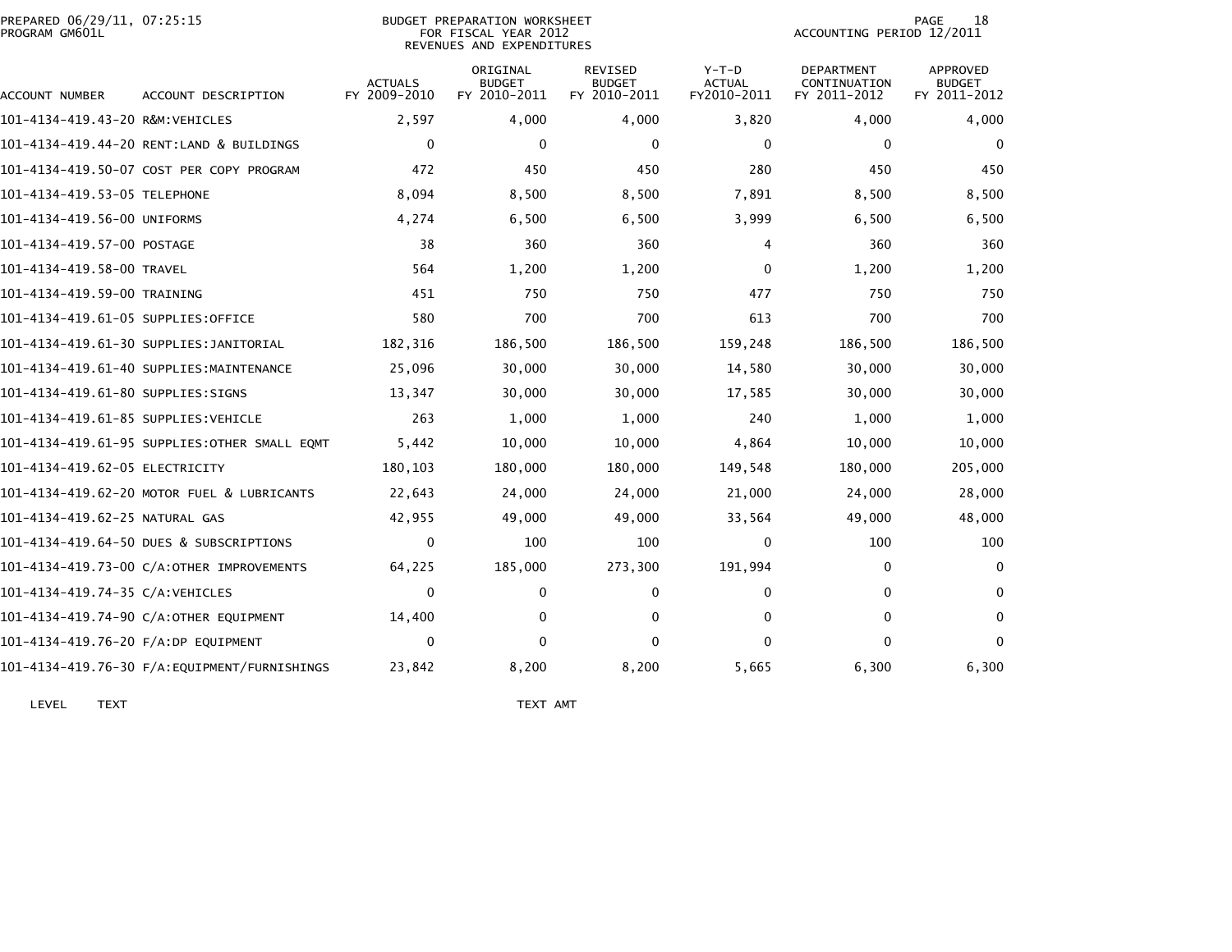PREPARED 06/29/11, 07:25:15
PROGRAM GM601L

BUDGET PREPARATION WORKSHEET
FOR FISCAL YEAR 2012
REVENUES AND EXPENDITURES

ACCOUNTING PERIOD 12/2011

| ACCOUNT NUMBER | ACCOUNT DESCRIPTION | ACTUALS FY 2009-2010 | ORIGINAL BUDGET FY 2010-2011 | REVISED BUDGET FY 2010-2011 | Y-T-D ACTUAL FY2010-2011 | DEPARTMENT CONTINUATION FY 2011-2012 | APPROVED BUDGET FY 2011-2012 |
|---|---|---|---|---|---|---|---|
| 101-4134-419.43-20 | R&M:VEHICLES | 2,597 | 4,000 | 4,000 | 3,820 | 4,000 | 4,000 |
| 101-4134-419.44-20 | RENT:LAND & BUILDINGS | 0 | 0 | 0 | 0 | 0 | 0 |
| 101-4134-419.50-07 | COST PER COPY PROGRAM | 472 | 450 | 450 | 280 | 450 | 450 |
| 101-4134-419.53-05 | TELEPHONE | 8,094 | 8,500 | 8,500 | 7,891 | 8,500 | 8,500 |
| 101-4134-419.56-00 | UNIFORMS | 4,274 | 6,500 | 6,500 | 3,999 | 6,500 | 6,500 |
| 101-4134-419.57-00 | POSTAGE | 38 | 360 | 360 | 4 | 360 | 360 |
| 101-4134-419.58-00 | TRAVEL | 564 | 1,200 | 1,200 | 0 | 1,200 | 1,200 |
| 101-4134-419.59-00 | TRAINING | 451 | 750 | 750 | 477 | 750 | 750 |
| 101-4134-419.61-05 | SUPPLIES:OFFICE | 580 | 700 | 700 | 613 | 700 | 700 |
| 101-4134-419.61-30 | SUPPLIES:JANITORIAL | 182,316 | 186,500 | 186,500 | 159,248 | 186,500 | 186,500 |
| 101-4134-419.61-40 | SUPPLIES:MAINTENANCE | 25,096 | 30,000 | 30,000 | 14,580 | 30,000 | 30,000 |
| 101-4134-419.61-80 | SUPPLIES:SIGNS | 13,347 | 30,000 | 30,000 | 17,585 | 30,000 | 30,000 |
| 101-4134-419.61-85 | SUPPLIES:VEHICLE | 263 | 1,000 | 1,000 | 240 | 1,000 | 1,000 |
| 101-4134-419.61-95 | SUPPLIES:OTHER SMALL EQMT | 5,442 | 10,000 | 10,000 | 4,864 | 10,000 | 10,000 |
| 101-4134-419.62-05 | ELECTRICITY | 180,103 | 180,000 | 180,000 | 149,548 | 180,000 | 205,000 |
| 101-4134-419.62-20 | MOTOR FUEL & LUBRICANTS | 22,643 | 24,000 | 24,000 | 21,000 | 24,000 | 28,000 |
| 101-4134-419.62-25 | NATURAL GAS | 42,955 | 49,000 | 49,000 | 33,564 | 49,000 | 48,000 |
| 101-4134-419.64-50 | DUES & SUBSCRIPTIONS | 0 | 100 | 100 | 0 | 100 | 100 |
| 101-4134-419.73-00 | C/A:OTHER IMPROVEMENTS | 64,225 | 185,000 | 273,300 | 191,994 | 0 | 0 |
| 101-4134-419.74-35 | C/A:VEHICLES | 0 | 0 | 0 | 0 | 0 | 0 |
| 101-4134-419.74-90 | C/A:OTHER EQUIPMENT | 14,400 | 0 | 0 | 0 | 0 | 0 |
| 101-4134-419.76-20 | F/A:DP EQUIPMENT | 0 | 0 | 0 | 0 | 0 | 0 |
| 101-4134-419.76-30 | F/A:EQUIPMENT/FURNISHINGS | 23,842 | 8,200 | 8,200 | 5,665 | 6,300 | 6,300 |

| LEVEL | TEXT | TEXT AMT |
|---|---|---|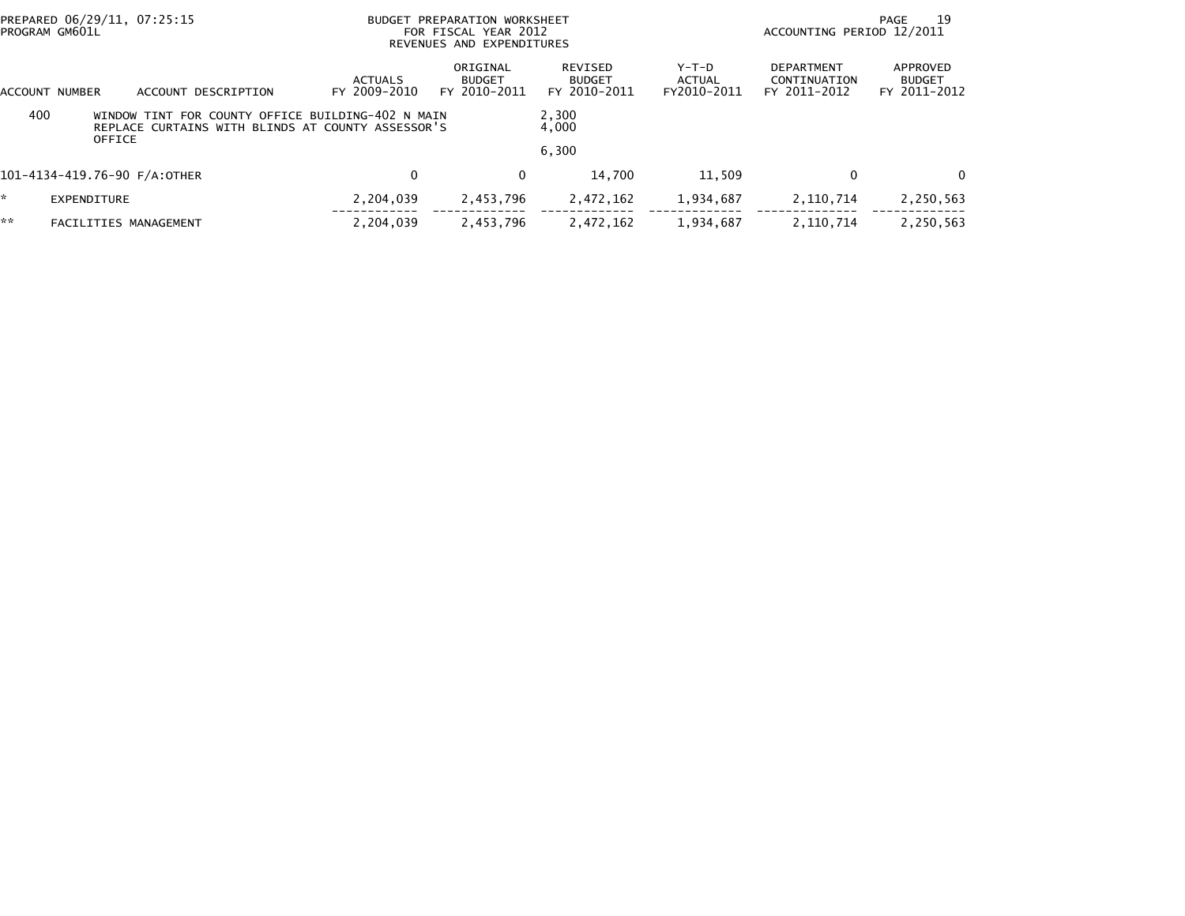PREPARED 06/29/11, 07:25:15
PROGRAM GM601L

BUDGET PREPARATION WORKSHEET
FOR FISCAL YEAR 2012
REVENUES AND EXPENDITURES

ACCOUNTING PERIOD 12/2011

| ACCOUNT NUMBER | ACCOUNT DESCRIPTION | ACTUALS FY 2009-2010 | ORIGINAL BUDGET FY 2010-2011 | REVISED BUDGET FY 2010-2011 | Y-T-D ACTUAL FY2010-2011 | DEPARTMENT CONTINUATION FY 2011-2012 | APPROVED BUDGET FY 2011-2012 |
|---|---|---|---|---|---|---|---|
| 400 | WINDOW TINT FOR COUNTY OFFICE BUILDING-402 N MAIN | | | 2,300 | | | |
| | REPLACE CURTAINS WITH BLINDS AT COUNTY ASSESSOR'S OFFICE | | | 4,000 | | | |
| | | | | 6,300 | | | |
| 101-4134-419.76-90 | F/A:OTHER | 0 | 0 | 14,700 | 11,509 | 0 | 0 |
| * | EXPENDITURE | 2,204,039 | 2,453,796 | 2,472,162 | 1,934,687 | 2,110,714 | 2,250,563 |
| ** | FACILITIES MANAGEMENT | 2,204,039 | 2,453,796 | 2,472,162 | 1,934,687 | 2,110,714 | 2,250,563 |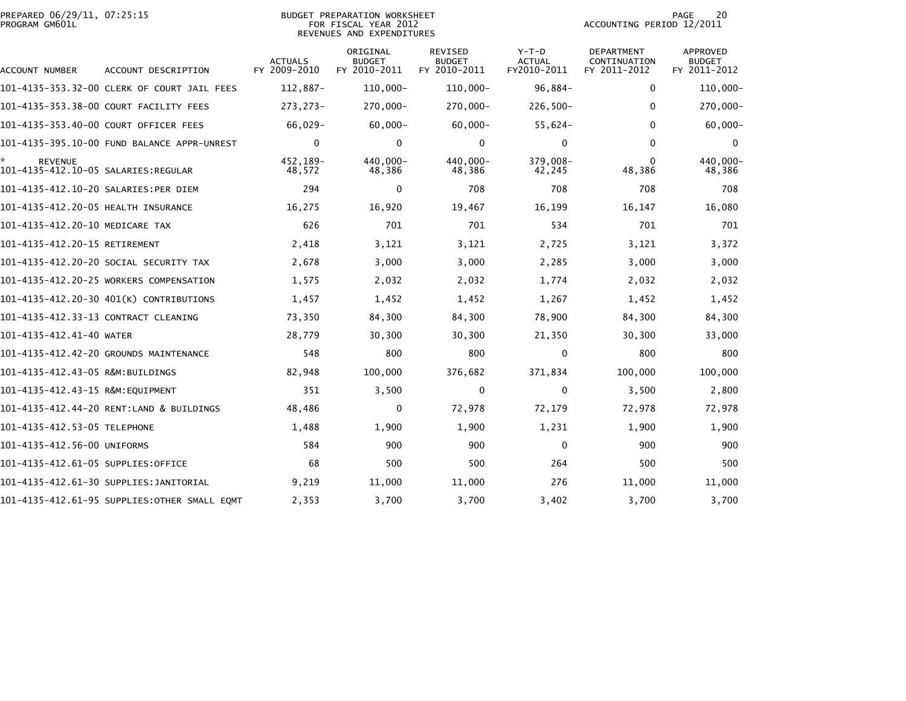PREPARED 06/29/11, 07:25:15
PROGRAM GM601L

BUDGET PREPARATION WORKSHEET
FOR FISCAL YEAR 2012
REVENUES AND EXPENDITURES

ACCOUNTING PERIOD 12/2011

| ACCOUNT NUMBER | ACCOUNT DESCRIPTION | ACTUALS FY 2009-2010 | ORIGINAL BUDGET FY 2010-2011 | REVISED BUDGET FY 2010-2011 | Y-T-D ACTUAL FY2010-2011 | DEPARTMENT CONTINUATION FY 2011-2012 | APPROVED BUDGET FY 2011-2012 |
|---|---|---|---|---|---|---|---|
| 101-4135-353.32-00 | CLERK OF COURT JAIL FEES | 112,887- | 110,000- | 110,000- | 96,884- | 0 | 110,000- |
| 101-4135-353.38-00 | COURT FACILITY FEES | 273,273- | 270,000- | 270,000- | 226,500- | 0 | 270,000- |
| 101-4135-353.40-00 | COURT OFFICER FEES | 66,029- | 60,000- | 60,000- | 55,624- | 0 | 60,000- |
| 101-4135-395.10-00 | FUND BALANCE APPR-UNREST | 0 | 0 | 0 | 0 | 0 | 0 |
| * REVENUE | | 452,189- | 440,000- | 440,000- | 379,008- | 0 | 440,000- |
| 101-4135-412.10-05 | SALARIES:REGULAR | 48,572 | 48,386 | 48,386 | 42,245 | 48,386 | 48,386 |
| 101-4135-412.10-20 | SALARIES:PER DIEM | 294 | 0 | 708 | 708 | 708 | 708 |
| 101-4135-412.20-05 | HEALTH INSURANCE | 16,275 | 16,920 | 19,467 | 16,199 | 16,147 | 16,080 |
| 101-4135-412.20-10 | MEDICARE TAX | 626 | 701 | 701 | 534 | 701 | 701 |
| 101-4135-412.20-15 | RETIREMENT | 2,418 | 3,121 | 3,121 | 2,725 | 3,121 | 3,372 |
| 101-4135-412.20-20 | SOCIAL SECURITY TAX | 2,678 | 3,000 | 3,000 | 2,285 | 3,000 | 3,000 |
| 101-4135-412.20-25 | WORKERS COMPENSATION | 1,575 | 2,032 | 2,032 | 1,774 | 2,032 | 2,032 |
| 101-4135-412.20-30 | 401(K) CONTRIBUTIONS | 1,457 | 1,452 | 1,452 | 1,267 | 1,452 | 1,452 |
| 101-4135-412.33-13 | CONTRACT CLEANING | 73,350 | 84,300 | 84,300 | 78,900 | 84,300 | 84,300 |
| 101-4135-412.41-40 | WATER | 28,779 | 30,300 | 30,300 | 21,350 | 30,300 | 33,000 |
| 101-4135-412.42-20 | GROUNDS MAINTENANCE | 548 | 800 | 800 | 0 | 800 | 800 |
| 101-4135-412.43-05 | R&M:BUILDINGS | 82,948 | 100,000 | 376,682 | 371,834 | 100,000 | 100,000 |
| 101-4135-412.43-15 | R&M:EQUIPMENT | 351 | 3,500 | 0 | 0 | 3,500 | 2,800 |
| 101-4135-412.44-20 | RENT:LAND & BUILDINGS | 48,486 | 0 | 72,978 | 72,179 | 72,978 | 72,978 |
| 101-4135-412.53-05 | TELEPHONE | 1,488 | 1,900 | 1,900 | 1,231 | 1,900 | 1,900 |
| 101-4135-412.56-00 | UNIFORMS | 584 | 900 | 900 | 0 | 900 | 900 |
| 101-4135-412.61-05 | SUPPLIES:OFFICE | 68 | 500 | 500 | 264 | 500 | 500 |
| 101-4135-412.61-30 | SUPPLIES:JANITORIAL | 9,219 | 11,000 | 11,000 | 276 | 11,000 | 11,000 |
| 101-4135-412.61-95 | SUPPLIES:OTHER SMALL EQMT | 2,353 | 3,700 | 3,700 | 3,402 | 3,700 | 3,700 |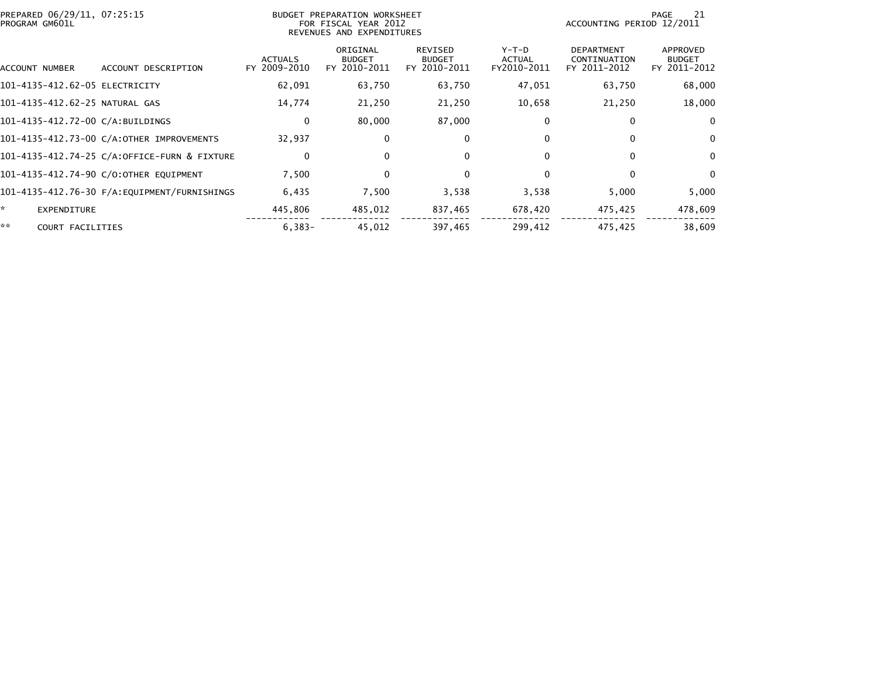PREPARED 06/29/11, 07:25:15
PROGRAM GM601L

BUDGET PREPARATION WORKSHEET
FOR FISCAL YEAR 2012
REVENUES AND EXPENDITURES

ACCOUNTING PERIOD 12/2011

| ACCOUNT NUMBER | ACCOUNT DESCRIPTION | ACTUALS FY 2009-2010 | ORIGINAL BUDGET FY 2010-2011 | REVISED BUDGET FY 2010-2011 | Y-T-D ACTUAL FY2010-2011 | DEPARTMENT CONTINUATION FY 2011-2012 | APPROVED BUDGET FY 2011-2012 |
|---|---|---|---|---|---|---|---|
| 101-4135-412.62-05 | ELECTRICITY | 62,091 | 63,750 | 63,750 | 47,051 | 63,750 | 68,000 |
| 101-4135-412.62-25 | NATURAL GAS | 14,774 | 21,250 | 21,250 | 10,658 | 21,250 | 18,000 |
| 101-4135-412.72-00 | C/A:BUILDINGS | 0 | 80,000 | 87,000 | 0 | 0 | 0 |
| 101-4135-412.73-00 | C/A:OTHER IMPROVEMENTS | 32,937 | 0 | 0 | 0 | 0 | 0 |
| 101-4135-412.74-25 | C/A:OFFICE-FURN & FIXTURE | 0 | 0 | 0 | 0 | 0 | 0 |
| 101-4135-412.74-90 | C/O:OTHER EQUIPMENT | 7,500 | 0 | 0 | 0 | 0 | 0 |
| 101-4135-412.76-30 | F/A:EQUIPMENT/FURNISHINGS | 6,435 | 7,500 | 3,538 | 3,538 | 5,000 | 5,000 |
| * | EXPENDITURE | 445,806 | 485,012 | 837,465 | 678,420 | 475,425 | 478,609 |
| ** | COURT FACILITIES | 6,383- | 45,012 | 397,465 | 299,412 | 475,425 | 38,609 |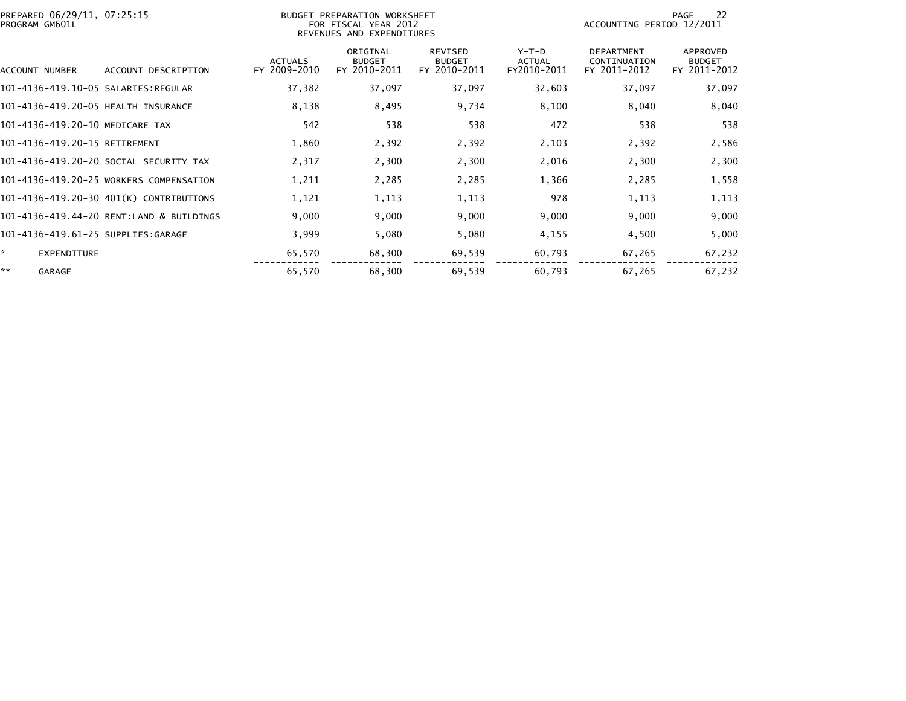PREPARED 06/29/11, 07:25:15
PROGRAM GM601L

BUDGET PREPARATION WORKSHEET
FOR FISCAL YEAR 2012
REVENUES AND EXPENDITURES

ACCOUNTING PERIOD 12/2011

| ACCOUNT NUMBER | ACCOUNT DESCRIPTION | ACTUALS FY 2009-2010 | ORIGINAL BUDGET FY 2010-2011 | REVISED BUDGET FY 2010-2011 | Y-T-D ACTUAL FY2010-2011 | DEPARTMENT CONTINUATION FY 2011-2012 | APPROVED BUDGET FY 2011-2012 |
|---|---|---|---|---|---|---|---|
| 101-4136-419.10-05 | SALARIES:REGULAR | 37,382 | 37,097 | 37,097 | 32,603 | 37,097 | 37,097 |
| 101-4136-419.20-05 | HEALTH INSURANCE | 8,138 | 8,495 | 9,734 | 8,100 | 8,040 | 8,040 |
| 101-4136-419.20-10 | MEDICARE TAX | 542 | 538 | 538 | 472 | 538 | 538 |
| 101-4136-419.20-15 | RETIREMENT | 1,860 | 2,392 | 2,392 | 2,103 | 2,392 | 2,586 |
| 101-4136-419.20-20 | SOCIAL SECURITY TAX | 2,317 | 2,300 | 2,300 | 2,016 | 2,300 | 2,300 |
| 101-4136-419.20-25 | WORKERS COMPENSATION | 1,211 | 2,285 | 2,285 | 1,366 | 2,285 | 1,558 |
| 101-4136-419.20-30 | 401(K) CONTRIBUTIONS | 1,121 | 1,113 | 1,113 | 978 | 1,113 | 1,113 |
| 101-4136-419.44-20 | RENT:LAND & BUILDINGS | 9,000 | 9,000 | 9,000 | 9,000 | 9,000 | 9,000 |
| 101-4136-419.61-25 | SUPPLIES:GARAGE | 3,999 | 5,080 | 5,080 | 4,155 | 4,500 | 5,000 |
| * | EXPENDITURE | 65,570 | 68,300 | 69,539 | 60,793 | 67,265 | 67,232 |
| ** | GARAGE | 65,570 | 68,300 | 69,539 | 60,793 | 67,265 | 67,232 |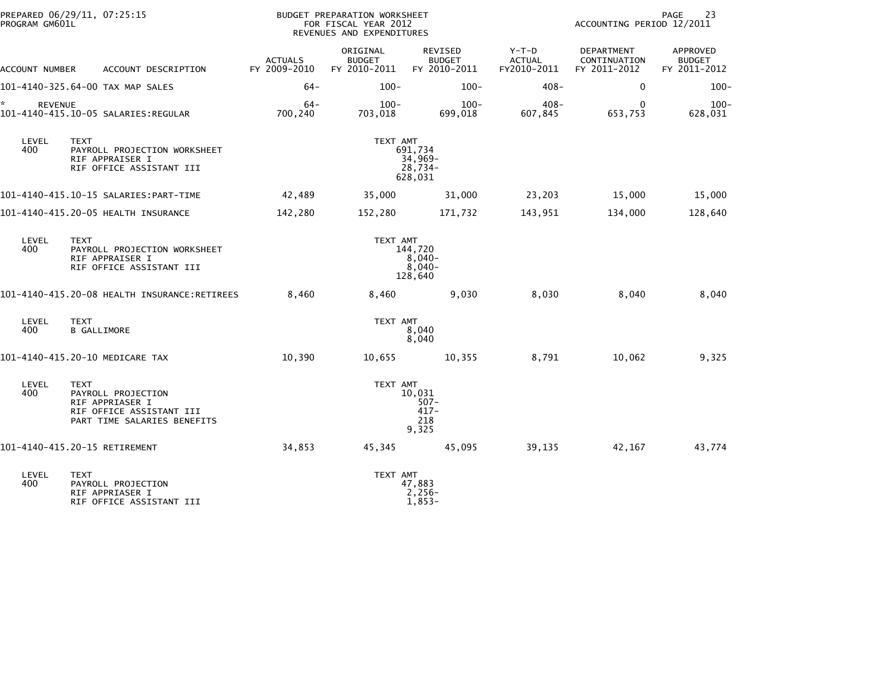PREPARED 06/29/11, 07:25:15
PROGRAM GM601L

BUDGET PREPARATION WORKSHEET
FOR FISCAL YEAR 2012
REVENUES AND EXPENDITURES

ACCOUNTING PERIOD 12/2011

| ACCOUNT NUMBER | ACCOUNT DESCRIPTION | ACTUALS FY 2009-2010 | ORIGINAL BUDGET FY 2010-2011 | REVISED BUDGET FY 2010-2011 | Y-T-D ACTUAL FY2010-2011 | DEPARTMENT CONTINUATION FY 2011-2012 | APPROVED BUDGET FY 2011-2012 |
|---|---|---|---|---|---|---|---|
| 101-4140-325.64-00 | TAX MAP SALES | 64- | 100- | 100- | 408- | 0 | 100- |
| * REVENUE | | 64- | 100- | 100- | 408- | 0 | 100- |
| 101-4140-415.10-05 | SALARIES:REGULAR | 700,240 | 703,018 | 699,018 | 607,845 | 653,753 | 628,031 |

| LEVEL | TEXT | TEXT AMT |
|---|---|---|
| 400 | PAYROLL PROJECTION WORKSHEET | 691,734 |
| | RIF APPRAISER I | 34,969- |
| | RIF OFFICE ASSISTANT III | 28,734- |
| | | 628,031 |

| ACCOUNT NUMBER | ACCOUNT DESCRIPTION | ACTUALS FY 2009-2010 | ORIGINAL BUDGET FY 2010-2011 | REVISED BUDGET FY 2010-2011 | Y-T-D ACTUAL FY2010-2011 | DEPARTMENT CONTINUATION FY 2011-2012 | APPROVED BUDGET FY 2011-2012 |
|---|---|---|---|---|---|---|---|
| 101-4140-415.10-15 | SALARIES:PART-TIME | 42,489 | 35,000 | 31,000 | 23,203 | 15,000 | 15,000 |
| 101-4140-415.20-05 | HEALTH INSURANCE | 142,280 | 152,280 | 171,732 | 143,951 | 134,000 | 128,640 |

| LEVEL | TEXT | TEXT AMT |
|---|---|---|
| 400 | PAYROLL PROJECTION WORKSHEET | 144,720 |
| | RIF APPRAISER I | 8,040- |
| | RIF OFFICE ASSISTANT III | 8,040- |
| | | 128,640 |

| ACCOUNT NUMBER | ACCOUNT DESCRIPTION | ACTUALS FY 2009-2010 | ORIGINAL BUDGET FY 2010-2011 | REVISED BUDGET FY 2010-2011 | Y-T-D ACTUAL FY2010-2011 | DEPARTMENT CONTINUATION FY 2011-2012 | APPROVED BUDGET FY 2011-2012 |
|---|---|---|---|---|---|---|---|
| 101-4140-415.20-08 | HEALTH INSURANCE:RETIREES | 8,460 | 8,460 | 9,030 | 8,030 | 8,040 | 8,040 |

| LEVEL | TEXT | TEXT AMT |
|---|---|---|
| 400 | B GALLIMORE | 8,040 |
| | | 8,040 |

| ACCOUNT NUMBER | ACCOUNT DESCRIPTION | ACTUALS FY 2009-2010 | ORIGINAL BUDGET FY 2010-2011 | REVISED BUDGET FY 2010-2011 | Y-T-D ACTUAL FY2010-2011 | DEPARTMENT CONTINUATION FY 2011-2012 | APPROVED BUDGET FY 2011-2012 |
|---|---|---|---|---|---|---|---|
| 101-4140-415.20-10 | MEDICARE TAX | 10,390 | 10,655 | 10,355 | 8,791 | 10,062 | 9,325 |

| LEVEL | TEXT | TEXT AMT |
|---|---|---|
| 400 | PAYROLL PROJECTION | 10,031 |
| | RIF APPRAISER I | 507- |
| | RIF OFFICE ASSISTANT III | 417- |
| | PART TIME SALARIES BENEFITS | 218 |
| | | 9,325 |

| ACCOUNT NUMBER | ACCOUNT DESCRIPTION | ACTUALS FY 2009-2010 | ORIGINAL BUDGET FY 2010-2011 | REVISED BUDGET FY 2010-2011 | Y-T-D ACTUAL FY2010-2011 | DEPARTMENT CONTINUATION FY 2011-2012 | APPROVED BUDGET FY 2011-2012 |
|---|---|---|---|---|---|---|---|
| 101-4140-415.20-15 | RETIREMENT | 34,853 | 45,345 | 45,095 | 39,135 | 42,167 | 43,774 |

| LEVEL | TEXT | TEXT AMT |
|---|---|---|
| 400 | PAYROLL PROJECTION | 47,883 |
| | RIF APPRIASER I | 2,256- |
| | RIF OFFICE ASSISTANT III | 1,853- |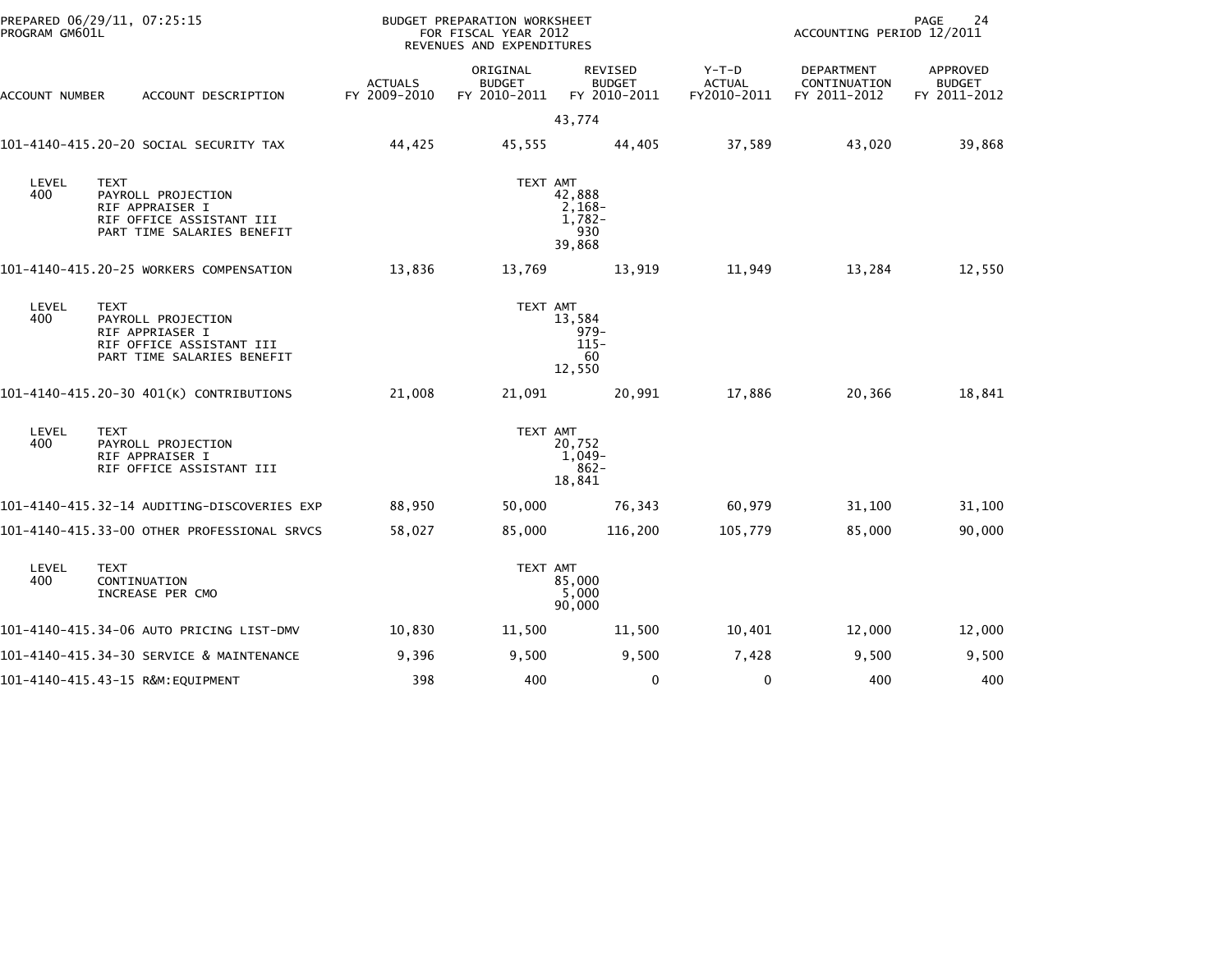PREPARED 06/29/11, 07:25:15 PROGRAM GM601L

BUDGET PREPARATION WORKSHEET FOR FISCAL YEAR 2012 REVENUES AND EXPENDITURES

ACCOUNTING PERIOD 12/2011

| ACCOUNT NUMBER | ACCOUNT DESCRIPTION | ACTUALS FY 2009-2010 | ORIGINAL BUDGET FY 2010-2011 | REVISED BUDGET FY 2010-2011 | Y-T-D ACTUAL FY2010-2011 | DEPARTMENT CONTINUATION FY 2011-2012 | APPROVED BUDGET FY 2011-2012 |
|---|---|---|---|---|---|---|---|
| | | | | 43,774 | | | |
| 101-4140-415.20-20 | SOCIAL SECURITY TAX | 44,425 | 45,555 | 44,405 | 37,589 | 43,020 | 39,868 |

| LEVEL | TEXT | TEXT AMT |
|---|---|---|
| 400 | PAYROLL PROJECTION | 42,888 |
| | RIF APPRAISER I | 2,168- |
| | RIF OFFICE ASSISTANT III | 1,782- |
| | PART TIME SALARIES BENEFIT | 930 |
| | | 39,868 |

| ACCOUNT NUMBER | ACCOUNT DESCRIPTION | ACTUALS FY 2009-2010 | ORIGINAL BUDGET FY 2010-2011 | REVISED BUDGET FY 2010-2011 | Y-T-D ACTUAL FY2010-2011 | DEPARTMENT CONTINUATION FY 2011-2012 | APPROVED BUDGET FY 2011-2012 |
|---|---|---|---|---|---|---|---|
| 101-4140-415.20-25 | WORKERS COMPENSATION | 13,836 | 13,769 | 13,919 | 11,949 | 13,284 | 12,550 |

| LEVEL | TEXT | TEXT AMT |
|---|---|---|
| 400 | PAYROLL PROJECTION | 13,584 |
| | RIF APPRIASER I | 979- |
| | RIF OFFICE ASSISTANT III | 115- |
| | PART TIME SALARIES BENEFIT | 60 |
| | | 12,550 |

| ACCOUNT NUMBER | ACCOUNT DESCRIPTION | ACTUALS FY 2009-2010 | ORIGINAL BUDGET FY 2010-2011 | REVISED BUDGET FY 2010-2011 | Y-T-D ACTUAL FY2010-2011 | DEPARTMENT CONTINUATION FY 2011-2012 | APPROVED BUDGET FY 2011-2012 |
|---|---|---|---|---|---|---|---|
| 101-4140-415.20-30 | 401(K) CONTRIBUTIONS | 21,008 | 21,091 | 20,991 | 17,886 | 20,366 | 18,841 |

| LEVEL | TEXT | TEXT AMT |
|---|---|---|
| 400 | PAYROLL PROJECTION | 20,752 |
| | RIF APPRAISER I | 1,049- |
| | RIF OFFICE ASSISTANT III | 862- |
| | | 18,841 |

| ACCOUNT NUMBER | ACCOUNT DESCRIPTION | ACTUALS FY 2009-2010 | ORIGINAL BUDGET FY 2010-2011 | REVISED BUDGET FY 2010-2011 | Y-T-D ACTUAL FY2010-2011 | DEPARTMENT CONTINUATION FY 2011-2012 | APPROVED BUDGET FY 2011-2012 |
|---|---|---|---|---|---|---|---|
| 101-4140-415.32-14 | AUDITING-DISCOVERIES EXP | 88,950 | 50,000 | 76,343 | 60,979 | 31,100 | 31,100 |
| 101-4140-415.33-00 | OTHER PROFESSIONAL SRVCS | 58,027 | 85,000 | 116,200 | 105,779 | 85,000 | 90,000 |

| LEVEL | TEXT | TEXT AMT |
|---|---|---|
| 400 | CONTINUATION | 85,000 |
| | INCREASE PER CMO | 5,000 |
| | | 90,000 |

| ACCOUNT NUMBER | ACCOUNT DESCRIPTION | ACTUALS FY 2009-2010 | ORIGINAL BUDGET FY 2010-2011 | REVISED BUDGET FY 2010-2011 | Y-T-D ACTUAL FY2010-2011 | DEPARTMENT CONTINUATION FY 2011-2012 | APPROVED BUDGET FY 2011-2012 |
|---|---|---|---|---|---|---|---|
| 101-4140-415.34-06 | AUTO PRICING LIST-DMV | 10,830 | 11,500 | 11,500 | 10,401 | 12,000 | 12,000 |
| 101-4140-415.34-30 | SERVICE & MAINTENANCE | 9,396 | 9,500 | 9,500 | 7,428 | 9,500 | 9,500 |
| 101-4140-415.43-15 | R&M:EQUIPMENT | 398 | 400 | 0 | 0 | 400 | 400 |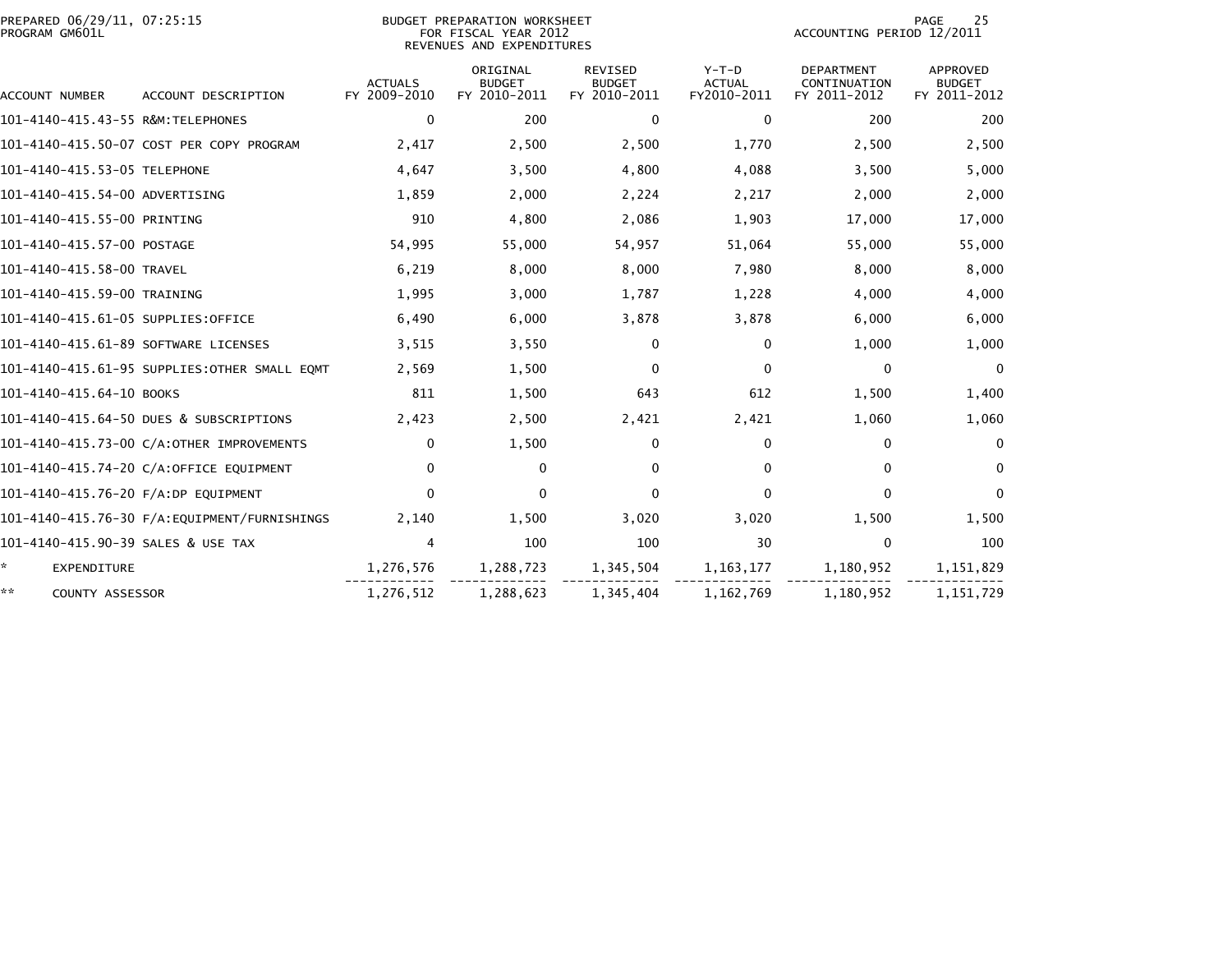PREPARED 06/29/11, 07:25:15
PROGRAM GM601L

BUDGET PREPARATION WORKSHEET
FOR FISCAL YEAR 2012
REVENUES AND EXPENDITURES

ACCOUNTING PERIOD 12/2011

| ACCOUNT NUMBER | ACCOUNT DESCRIPTION | ACTUALS FY 2009-2010 | ORIGINAL BUDGET FY 2010-2011 | REVISED BUDGET FY 2010-2011 | Y-T-D ACTUAL FY2010-2011 | DEPARTMENT CONTINUATION FY 2011-2012 | APPROVED BUDGET FY 2011-2012 |
|---|---|---|---|---|---|---|---|
| 101-4140-415.43-55 | R&M:TELEPHONES | 0 | 200 | 0 | 0 | 200 | 200 |
| 101-4140-415.50-07 | COST PER COPY PROGRAM | 2,417 | 2,500 | 2,500 | 1,770 | 2,500 | 2,500 |
| 101-4140-415.53-05 | TELEPHONE | 4,647 | 3,500 | 4,800 | 4,088 | 3,500 | 5,000 |
| 101-4140-415.54-00 | ADVERTISING | 1,859 | 2,000 | 2,224 | 2,217 | 2,000 | 2,000 |
| 101-4140-415.55-00 | PRINTING | 910 | 4,800 | 2,086 | 1,903 | 17,000 | 17,000 |
| 101-4140-415.57-00 | POSTAGE | 54,995 | 55,000 | 54,957 | 51,064 | 55,000 | 55,000 |
| 101-4140-415.58-00 | TRAVEL | 6,219 | 8,000 | 8,000 | 7,980 | 8,000 | 8,000 |
| 101-4140-415.59-00 | TRAINING | 1,995 | 3,000 | 1,787 | 1,228 | 4,000 | 4,000 |
| 101-4140-415.61-05 | SUPPLIES:OFFICE | 6,490 | 6,000 | 3,878 | 3,878 | 6,000 | 6,000 |
| 101-4140-415.61-89 | SOFTWARE LICENSES | 3,515 | 3,550 | 0 | 0 | 1,000 | 1,000 |
| 101-4140-415.61-95 | SUPPLIES:OTHER SMALL EQMT | 2,569 | 1,500 | 0 | 0 | 0 | 0 |
| 101-4140-415.64-10 | BOOKS | 811 | 1,500 | 643 | 612 | 1,500 | 1,400 |
| 101-4140-415.64-50 | DUES & SUBSCRIPTIONS | 2,423 | 2,500 | 2,421 | 2,421 | 1,060 | 1,060 |
| 101-4140-415.73-00 | C/A:OTHER IMPROVEMENTS | 0 | 1,500 | 0 | 0 | 0 | 0 |
| 101-4140-415.74-20 | C/A:OFFICE EQUIPMENT | 0 | 0 | 0 | 0 | 0 | 0 |
| 101-4140-415.76-20 | F/A:DP EQUIPMENT | 0 | 0 | 0 | 0 | 0 | 0 |
| 101-4140-415.76-30 | F/A:EQUIPMENT/FURNISHINGS | 2,140 | 1,500 | 3,020 | 3,020 | 1,500 | 1,500 |
| 101-4140-415.90-39 | SALES & USE TAX | 4 | 100 | 100 | 30 | 0 | 100 |
| * | EXPENDITURE | 1,276,576 | 1,288,723 | 1,345,504 | 1,163,177 | 1,180,952 | 1,151,829 |
| ** | COUNTY ASSESSOR | 1,276,512 | 1,288,623 | 1,345,404 | 1,162,769 | 1,180,952 | 1,151,729 |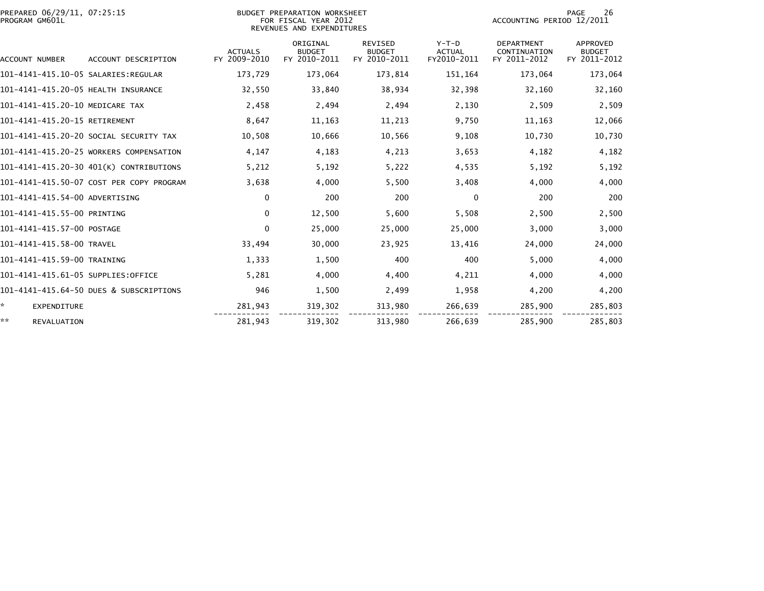PREPARED 06/29/11, 07:25:15
PROGRAM GM601L

BUDGET PREPARATION WORKSHEET
FOR FISCAL YEAR 2012
REVENUES AND EXPENDITURES

ACCOUNTING PERIOD 12/2011

| ACCOUNT NUMBER | ACCOUNT DESCRIPTION | ACTUALS FY 2009-2010 | ORIGINAL BUDGET FY 2010-2011 | REVISED BUDGET FY 2010-2011 | Y-T-D ACTUAL FY2010-2011 | DEPARTMENT CONTINUATION FY 2011-2012 | APPROVED BUDGET FY 2011-2012 |
|---|---|---|---|---|---|---|---|
| 101-4141-415.10-05 | SALARIES:REGULAR | 173,729 | 173,064 | 173,814 | 151,164 | 173,064 | 173,064 |
| 101-4141-415.20-05 | HEALTH INSURANCE | 32,550 | 33,840 | 38,934 | 32,398 | 32,160 | 32,160 |
| 101-4141-415.20-10 | MEDICARE TAX | 2,458 | 2,494 | 2,494 | 2,130 | 2,509 | 2,509 |
| 101-4141-415.20-15 | RETIREMENT | 8,647 | 11,163 | 11,213 | 9,750 | 11,163 | 12,066 |
| 101-4141-415.20-20 | SOCIAL SECURITY TAX | 10,508 | 10,666 | 10,566 | 9,108 | 10,730 | 10,730 |
| 101-4141-415.20-25 | WORKERS COMPENSATION | 4,147 | 4,183 | 4,213 | 3,653 | 4,182 | 4,182 |
| 101-4141-415.20-30 | 401(K) CONTRIBUTIONS | 5,212 | 5,192 | 5,222 | 4,535 | 5,192 | 5,192 |
| 101-4141-415.50-07 | COST PER COPY PROGRAM | 3,638 | 4,000 | 5,500 | 3,408 | 4,000 | 4,000 |
| 101-4141-415.54-00 | ADVERTISING | 0 | 200 | 200 | 0 | 200 | 200 |
| 101-4141-415.55-00 | PRINTING | 0 | 12,500 | 5,600 | 5,508 | 2,500 | 2,500 |
| 101-4141-415.57-00 | POSTAGE | 0 | 25,000 | 25,000 | 25,000 | 3,000 | 3,000 |
| 101-4141-415.58-00 | TRAVEL | 33,494 | 30,000 | 23,925 | 13,416 | 24,000 | 24,000 |
| 101-4141-415.59-00 | TRAINING | 1,333 | 1,500 | 400 | 400 | 5,000 | 4,000 |
| 101-4141-415.61-05 | SUPPLIES:OFFICE | 5,281 | 4,000 | 4,400 | 4,211 | 4,000 | 4,000 |
| 101-4141-415.64-50 | DUES & SUBSCRIPTIONS | 946 | 1,500 | 2,499 | 1,958 | 4,200 | 4,200 |
| * | EXPENDITURE | 281,943 | 319,302 | 313,980 | 266,639 | 285,900 | 285,803 |
| ** | REVALUATION | 281,943 | 319,302 | 313,980 | 266,639 | 285,900 | 285,803 |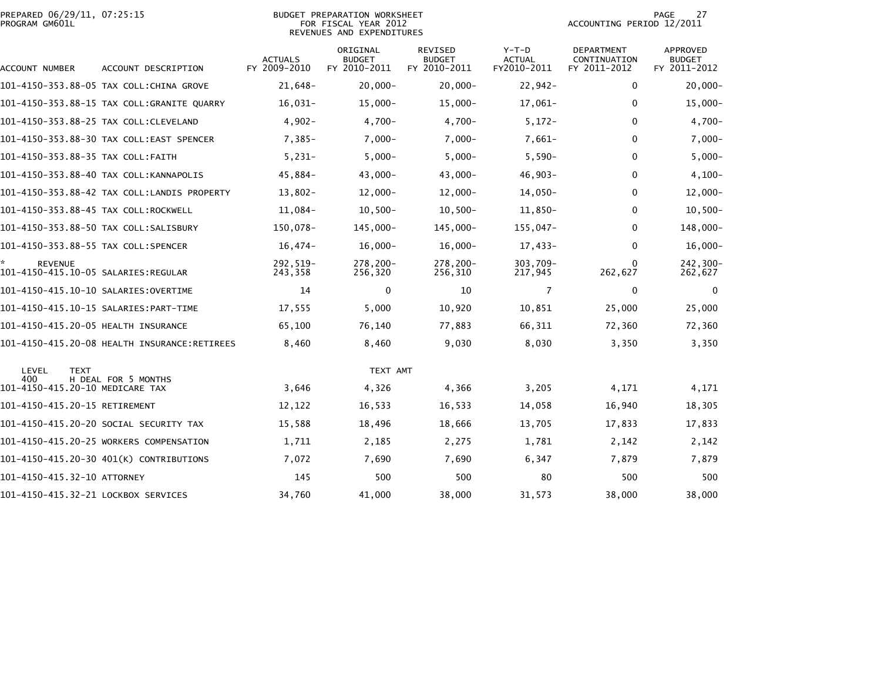PREPARED 06/29/11, 07:25:15
PROGRAM GM601L

BUDGET PREPARATION WORKSHEET
FOR FISCAL YEAR 2012
REVENUES AND EXPENDITURES

ACCOUNTING PERIOD 12/2011

| ACCOUNT NUMBER | ACCOUNT DESCRIPTION | ACTUALS FY 2009-2010 | ORIGINAL BUDGET FY 2010-2011 | REVISED BUDGET FY 2010-2011 | Y-T-D ACTUAL FY2010-2011 | DEPARTMENT CONTINUATION FY 2011-2012 | APPROVED BUDGET FY 2011-2012 |
|---|---|---|---|---|---|---|---|
| 101-4150-353.88-05 | TAX COLL:CHINA GROVE | 21,648- | 20,000- | 20,000- | 22,942- | 0 | 20,000- |
| 101-4150-353.88-15 | TAX COLL:GRANITE QUARRY | 16,031- | 15,000- | 15,000- | 17,061- | 0 | 15,000- |
| 101-4150-353.88-25 | TAX COLL:CLEVELAND | 4,902- | 4,700- | 4,700- | 5,172- | 0 | 4,700- |
| 101-4150-353.88-30 | TAX COLL:EAST SPENCER | 7,385- | 7,000- | 7,000- | 7,661- | 0 | 7,000- |
| 101-4150-353.88-35 | TAX COLL:FAITH | 5,231- | 5,000- | 5,000- | 5,590- | 0 | 5,000- |
| 101-4150-353.88-40 | TAX COLL:KANNAPOLIS | 45,884- | 43,000- | 43,000- | 46,903- | 0 | 4,100- |
| 101-4150-353.88-42 | TAX COLL:LANDIS PROPERTY | 13,802- | 12,000- | 12,000- | 14,050- | 0 | 12,000- |
| 101-4150-353.88-45 | TAX COLL:ROCKWELL | 11,084- | 10,500- | 10,500- | 11,850- | 0 | 10,500- |
| 101-4150-353.88-50 | TAX COLL:SALISBURY | 150,078- | 145,000- | 145,000- | 155,047- | 0 | 148,000- |
| 101-4150-353.88-55 | TAX COLL:SPENCER | 16,474- | 16,000- | 16,000- | 17,433- | 0 | 16,000- |
| * REVENUE | | 292,519- | 278,200- | 278,200- | 303,709- | 0 | 242,300- |
| 101-4150-415.10-05 | SALARIES:REGULAR | 243,358 | 256,320 | 256,310 | 217,945 | 262,627 | 262,627 |
| 101-4150-415.10-10 | SALARIES:OVERTIME | 14 | 0 | 10 | 7 | 0 | 0 |
| 101-4150-415.10-15 | SALARIES:PART-TIME | 17,555 | 5,000 | 10,920 | 10,851 | 25,000 | 25,000 |
| 101-4150-415.20-05 | HEALTH INSURANCE | 65,100 | 76,140 | 77,883 | 66,311 | 72,360 | 72,360 |
| 101-4150-415.20-08 | HEALTH INSURANCE:RETIREES | 8,460 | 8,460 | 9,030 | 8,030 | 3,350 | 3,350 |
| LEVEL 400 | TEXT: H DEAL FOR 5 MONTHS | | TEXT AMT | | | | |
| 101-4150-415.20-10 | MEDICARE TAX | 3,646 | 4,326 | 4,366 | 3,205 | 4,171 | 4,171 |
| 101-4150-415.20-15 | RETIREMENT | 12,122 | 16,533 | 16,533 | 14,058 | 16,940 | 18,305 |
| 101-4150-415.20-20 | SOCIAL SECURITY TAX | 15,588 | 18,496 | 18,666 | 13,705 | 17,833 | 17,833 |
| 101-4150-415.20-25 | WORKERS COMPENSATION | 1,711 | 2,185 | 2,275 | 1,781 | 2,142 | 2,142 |
| 101-4150-415.20-30 | 401(K) CONTRIBUTIONS | 7,072 | 7,690 | 7,690 | 6,347 | 7,879 | 7,879 |
| 101-4150-415.32-10 | ATTORNEY | 145 | 500 | 500 | 80 | 500 | 500 |
| 101-4150-415.32-21 | LOCKBOX SERVICES | 34,760 | 41,000 | 38,000 | 31,573 | 38,000 | 38,000 |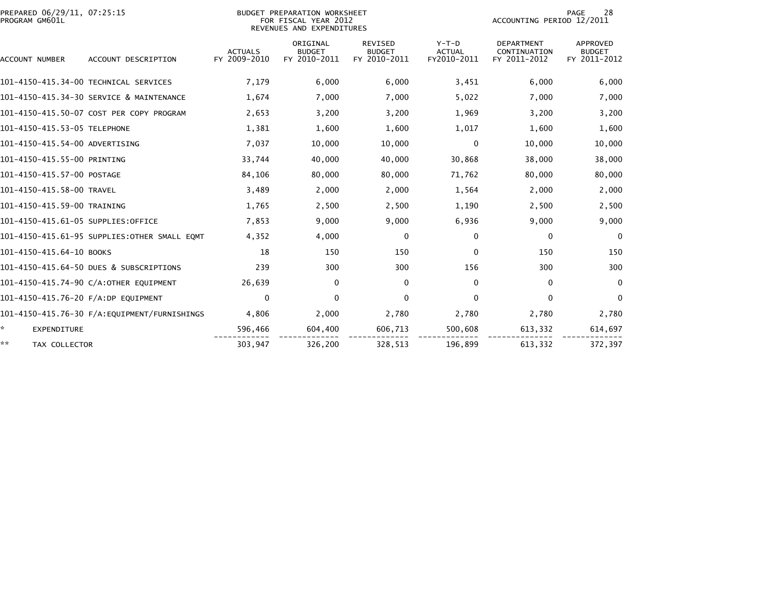BUDGET PREPARATION WORKSHEET
FOR FISCAL YEAR 2012
REVENUES AND EXPENDITURES

PREPARED 06/29/11, 07:25:15
PROGRAM GM601L

ACCOUNTING PERIOD 12/2011

| ACCOUNT NUMBER | ACCOUNT DESCRIPTION | ACTUALS FY 2009-2010 | ORIGINAL BUDGET FY 2010-2011 | REVISED BUDGET FY 2010-2011 | Y-T-D ACTUAL FY2010-2011 | DEPARTMENT CONTINUATION FY 2011-2012 | APPROVED BUDGET FY 2011-2012 |
|---|---|---|---|---|---|---|---|
| 101-4150-415.34-00 | TECHNICAL SERVICES | 7,179 | 6,000 | 6,000 | 3,451 | 6,000 | 6,000 |
| 101-4150-415.34-30 | SERVICE & MAINTENANCE | 1,674 | 7,000 | 7,000 | 5,022 | 7,000 | 7,000 |
| 101-4150-415.50-07 | COST PER COPY PROGRAM | 2,653 | 3,200 | 3,200 | 1,969 | 3,200 | 3,200 |
| 101-4150-415.53-05 | TELEPHONE | 1,381 | 1,600 | 1,600 | 1,017 | 1,600 | 1,600 |
| 101-4150-415.54-00 | ADVERTISING | 7,037 | 10,000 | 10,000 | 0 | 10,000 | 10,000 |
| 101-4150-415.55-00 | PRINTING | 33,744 | 40,000 | 40,000 | 30,868 | 38,000 | 38,000 |
| 101-4150-415.57-00 | POSTAGE | 84,106 | 80,000 | 80,000 | 71,762 | 80,000 | 80,000 |
| 101-4150-415.58-00 | TRAVEL | 3,489 | 2,000 | 2,000 | 1,564 | 2,000 | 2,000 |
| 101-4150-415.59-00 | TRAINING | 1,765 | 2,500 | 2,500 | 1,190 | 2,500 | 2,500 |
| 101-4150-415.61-05 | SUPPLIES:OFFICE | 7,853 | 9,000 | 9,000 | 6,936 | 9,000 | 9,000 |
| 101-4150-415.61-95 | SUPPLIES:OTHER SMALL EQMT | 4,352 | 4,000 | 0 | 0 | 0 | 0 |
| 101-4150-415.64-10 | BOOKS | 18 | 150 | 150 | 0 | 150 | 150 |
| 101-4150-415.64-50 | DUES & SUBSCRIPTIONS | 239 | 300 | 300 | 156 | 300 | 300 |
| 101-4150-415.74-90 | C/A:OTHER EQUIPMENT | 26,639 | 0 | 0 | 0 | 0 | 0 |
| 101-4150-415.76-20 | F/A:DP EQUIPMENT | 0 | 0 | 0 | 0 | 0 | 0 |
| 101-4150-415.76-30 | F/A:EQUIPMENT/FURNISHINGS | 4,806 | 2,000 | 2,780 | 2,780 | 2,780 | 2,780 |
| * | EXPENDITURE | 596,466 | 604,400 | 606,713 | 500,608 | 613,332 | 614,697 |
| ** | TAX COLLECTOR | 303,947 | 326,200 | 328,513 | 196,899 | 613,332 | 372,397 |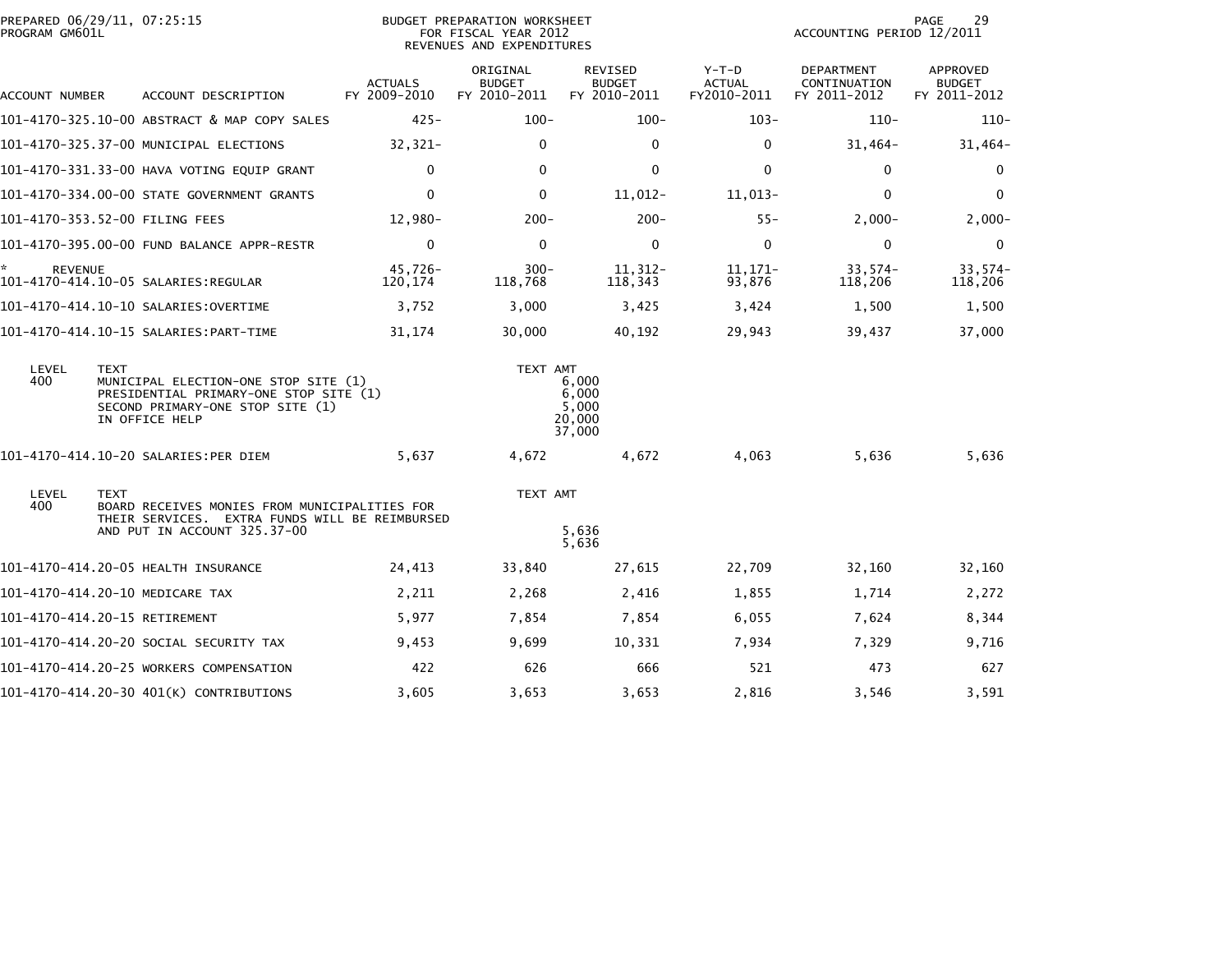PREPARED 06/29/11, 07:25:15
PROGRAM GM601L

BUDGET PREPARATION WORKSHEET
FOR FISCAL YEAR 2012
REVENUES AND EXPENDITURES

ACCOUNTING PERIOD 12/2011

| ACCOUNT NUMBER | ACCOUNT DESCRIPTION | ACTUALS FY 2009-2010 | ORIGINAL BUDGET FY 2010-2011 | REVISED BUDGET FY 2010-2011 | Y-T-D ACTUAL FY2010-2011 | DEPARTMENT CONTINUATION FY 2011-2012 | APPROVED BUDGET FY 2011-2012 |
|---|---|---|---|---|---|---|---|
| 101-4170-325.10-00 | ABSTRACT & MAP COPY SALES | 425- | 100- | 100- | 103- | 110- | 110- |
| 101-4170-325.37-00 | MUNICIPAL ELECTIONS | 32,321- | 0 | 0 | 0 | 31,464- | 31,464- |
| 101-4170-331.33-00 | HAVA VOTING EQUIP GRANT | 0 | 0 | 0 | 0 | 0 | 0 |
| 101-4170-334.00-00 | STATE GOVERNMENT GRANTS | 0 | 0 | 11,012- | 11,013- | 0 | 0 |
| 101-4170-353.52-00 | FILING FEES | 12,980- | 200- | 200- | 55- | 2,000- | 2,000- |
| 101-4170-395.00-00 | FUND BALANCE APPR-RESTR | 0 | 0 | 0 | 0 | 0 | 0 |
| * REVENUE | | 45,726- | 300- | 11,312- | 11,171- | 33,574- | 33,574- |
| 101-4170-414.10-05 | SALARIES:REGULAR | 120,174 | 118,768 | 118,343 | 93,876 | 118,206 | 118,206 |
| 101-4170-414.10-10 | SALARIES:OVERTIME | 3,752 | 3,000 | 3,425 | 3,424 | 1,500 | 1,500 |
| 101-4170-414.10-15 | SALARIES:PART-TIME | 31,174 | 30,000 | 40,192 | 29,943 | 39,437 | 37,000 |

| LEVEL | TEXT | TEXT AMT |
|---|---|---|
| 400 | MUNICIPAL ELECTION-ONE STOP SITE (1) | 6,000 |
| | PRESIDENTIAL PRIMARY-ONE STOP SITE (1) | 6,000 |
| | SECOND PRIMARY-ONE STOP SITE (1) | 5,000 |
| | IN OFFICE HELP | 20,000 |
| | | 37,000 |

| ACCOUNT NUMBER | ACCOUNT DESCRIPTION | ACTUALS FY 2009-2010 | ORIGINAL BUDGET FY 2010-2011 | REVISED BUDGET FY 2010-2011 | Y-T-D ACTUAL FY2010-2011 | DEPARTMENT CONTINUATION FY 2011-2012 | APPROVED BUDGET FY 2011-2012 |
|---|---|---|---|---|---|---|---|
| 101-4170-414.10-20 | SALARIES:PER DIEM | 5,637 | 4,672 | 4,672 | 4,063 | 5,636 | 5,636 |

| LEVEL | TEXT | TEXT AMT |
|---|---|---|
| 400 | BOARD RECEIVES MONIES FROM MUNICIPALITIES FOR THEIR SERVICES. EXTRA FUNDS WILL BE REIMBURSED AND PUT IN ACCOUNT 325.37-00 | 5,636 |
| | | 5,636 |

| ACCOUNT NUMBER | ACCOUNT DESCRIPTION | ACTUALS FY 2009-2010 | ORIGINAL BUDGET FY 2010-2011 | REVISED BUDGET FY 2010-2011 | Y-T-D ACTUAL FY2010-2011 | DEPARTMENT CONTINUATION FY 2011-2012 | APPROVED BUDGET FY 2011-2012 |
|---|---|---|---|---|---|---|---|
| 101-4170-414.20-05 | HEALTH INSURANCE | 24,413 | 33,840 | 27,615 | 22,709 | 32,160 | 32,160 |
| 101-4170-414.20-10 | MEDICARE TAX | 2,211 | 2,268 | 2,416 | 1,855 | 1,714 | 2,272 |
| 101-4170-414.20-15 | RETIREMENT | 5,977 | 7,854 | 7,854 | 6,055 | 7,624 | 8,344 |
| 101-4170-414.20-20 | SOCIAL SECURITY TAX | 9,453 | 9,699 | 10,331 | 7,934 | 7,329 | 9,716 |
| 101-4170-414.20-25 | WORKERS COMPENSATION | 422 | 626 | 666 | 521 | 473 | 627 |
| 101-4170-414.20-30 | 401(K) CONTRIBUTIONS | 3,605 | 3,653 | 3,653 | 2,816 | 3,546 | 3,591 |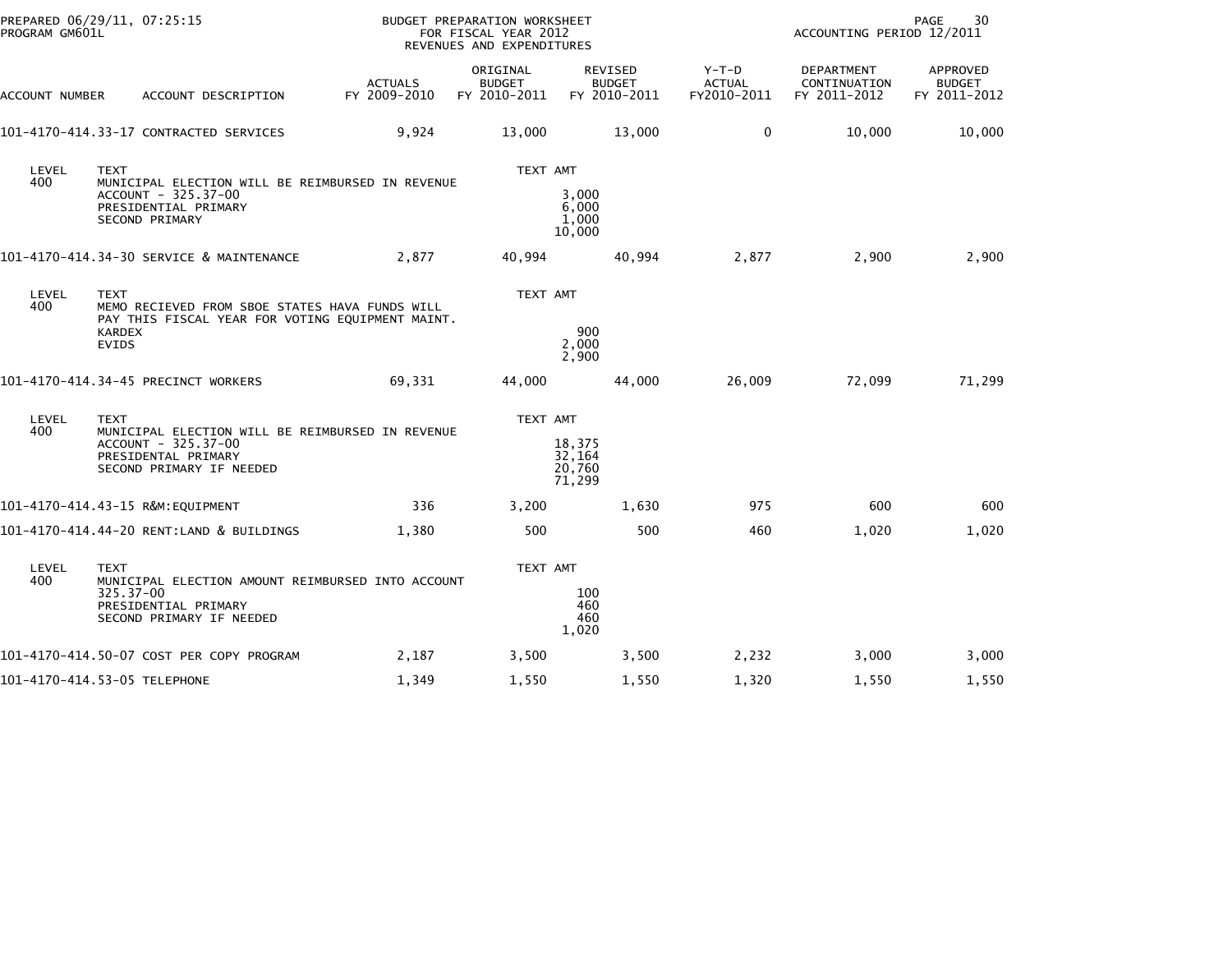PREPARED 06/29/11, 07:25:15
PROGRAM GM601L

BUDGET PREPARATION WORKSHEET
FOR FISCAL YEAR 2012
REVENUES AND EXPENDITURES

ACCOUNTING PERIOD 12/2011

| ACCOUNT NUMBER | ACCOUNT DESCRIPTION | ACTUALS FY 2009-2010 | ORIGINAL BUDGET FY 2010-2011 | REVISED BUDGET FY 2010-2011 | Y-T-D ACTUAL FY2010-2011 | DEPARTMENT CONTINUATION FY 2011-2012 | APPROVED BUDGET FY 2011-2012 |
|---|---|---|---|---|---|---|---|
| 101-4170-414.33-17 | CONTRACTED SERVICES | 9,924 | 13,000 | 13,000 | 0 | 10,000 | 10,000 |

| LEVEL | TEXT | TEXT AMT |
|---|---|---|
| 400 | MUNICIPAL ELECTION WILL BE REIMBURSED IN REVENUE ACCOUNT - 325.37-00 | 3,000 |
| | PRESIDENTIAL PRIMARY | 6,000 |
| | SECOND PRIMARY | 1,000 |
| | | 10,000 |

| ACCOUNT NUMBER | ACCOUNT DESCRIPTION | ACTUALS FY 2009-2010 | ORIGINAL BUDGET FY 2010-2011 | REVISED BUDGET FY 2010-2011 | Y-T-D ACTUAL FY2010-2011 | DEPARTMENT CONTINUATION FY 2011-2012 | APPROVED BUDGET FY 2011-2012 |
|---|---|---|---|---|---|---|---|
| 101-4170-414.34-30 | SERVICE & MAINTENANCE | 2,877 | 40,994 | 40,994 | 2,877 | 2,900 | 2,900 |

| LEVEL | TEXT | TEXT AMT |
|---|---|---|
| 400 | MEMO RECIEVED FROM SBOE STATES HAVA FUNDS WILL PAY THIS FISCAL YEAR FOR VOTING EQUIPMENT MAINT. | |
| | KARDEX | 900 |
| | EVIDS | 2,000 |
| | | 2,900 |

| ACCOUNT NUMBER | ACCOUNT DESCRIPTION | ACTUALS FY 2009-2010 | ORIGINAL BUDGET FY 2010-2011 | REVISED BUDGET FY 2010-2011 | Y-T-D ACTUAL FY2010-2011 | DEPARTMENT CONTINUATION FY 2011-2012 | APPROVED BUDGET FY 2011-2012 |
|---|---|---|---|---|---|---|---|
| 101-4170-414.34-45 | PRECINCT WORKERS | 69,331 | 44,000 | 44,000 | 26,009 | 72,099 | 71,299 |

| LEVEL | TEXT | TEXT AMT |
|---|---|---|
| 400 | MUNICIPAL ELECTION WILL BE REIMBURSED IN REVENUE ACCOUNT - 325.37-00 | 18,375 |
| | PRESIDENTAL PRIMARY | 32,164 |
| | SECOND PRIMARY IF NEEDED | 20,760 |
| | | 71,299 |

| ACCOUNT NUMBER | ACCOUNT DESCRIPTION | ACTUALS FY 2009-2010 | ORIGINAL BUDGET FY 2010-2011 | REVISED BUDGET FY 2010-2011 | Y-T-D ACTUAL FY2010-2011 | DEPARTMENT CONTINUATION FY 2011-2012 | APPROVED BUDGET FY 2011-2012 |
|---|---|---|---|---|---|---|---|
| 101-4170-414.43-15 | R&M:EQUIPMENT | 336 | 3,200 | 1,630 | 975 | 600 | 600 |
| 101-4170-414.44-20 | RENT:LAND & BUILDINGS | 1,380 | 500 | 500 | 460 | 1,020 | 1,020 |

| LEVEL | TEXT | TEXT AMT |
|---|---|---|
| 400 | MUNICIPAL ELECTION AMOUNT REIMBURSED INTO ACCOUNT 325.37-00 | 100 |
| | PRESIDENTIAL PRIMARY | 460 |
| | SECOND PRIMARY IF NEEDED | 460 |
| | | 1,020 |

| ACCOUNT NUMBER | ACCOUNT DESCRIPTION | ACTUALS FY 2009-2010 | ORIGINAL BUDGET FY 2010-2011 | REVISED BUDGET FY 2010-2011 | Y-T-D ACTUAL FY2010-2011 | DEPARTMENT CONTINUATION FY 2011-2012 | APPROVED BUDGET FY 2011-2012 |
|---|---|---|---|---|---|---|---|
| 101-4170-414.50-07 | COST PER COPY PROGRAM | 2,187 | 3,500 | 3,500 | 2,232 | 3,000 | 3,000 |
| 101-4170-414.53-05 | TELEPHONE | 1,349 | 1,550 | 1,550 | 1,320 | 1,550 | 1,550 |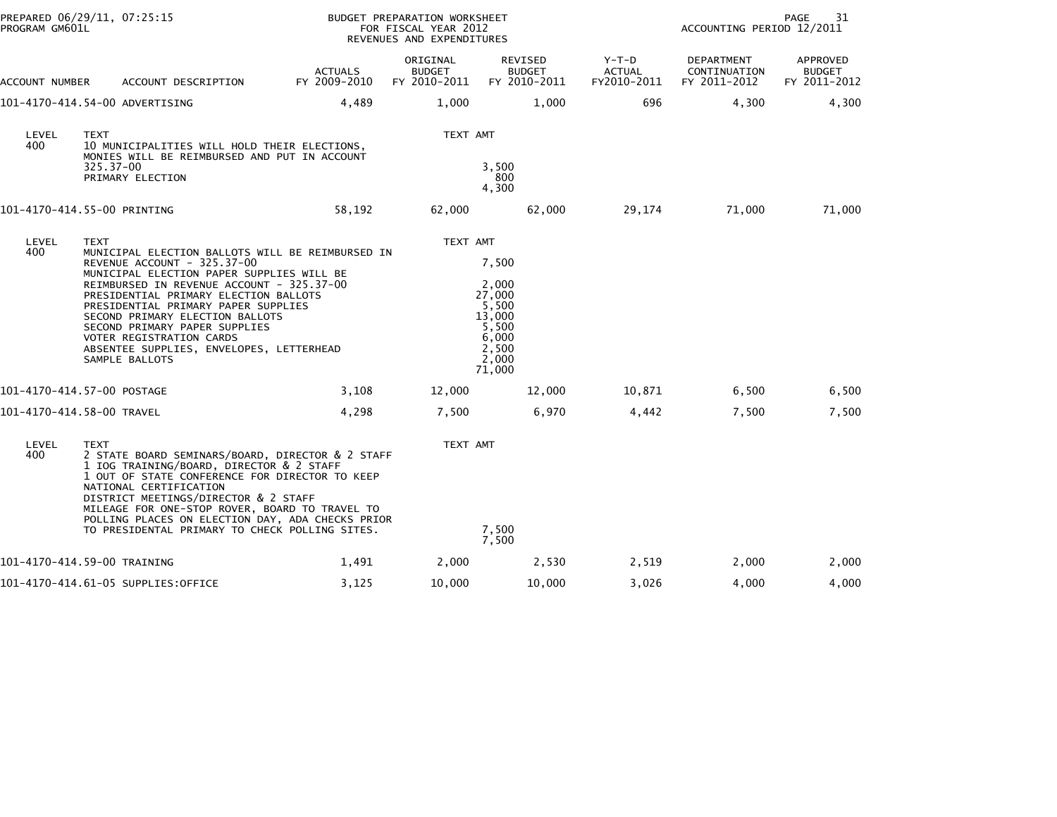PREPARED 06/29/11, 07:25:15
PROGRAM GM601L

BUDGET PREPARATION WORKSHEET
FOR FISCAL YEAR 2012
REVENUES AND EXPENDITURES

ACCOUNTING PERIOD 12/2011

| ACCOUNT NUMBER | ACCOUNT DESCRIPTION | ACTUALS FY 2009-2010 | ORIGINAL BUDGET FY 2010-2011 | REVISED BUDGET FY 2010-2011 | Y-T-D ACTUAL FY2010-2011 | DEPARTMENT CONTINUATION FY 2011-2012 | APPROVED BUDGET FY 2011-2012 |
|---|---|---|---|---|---|---|---|
| 101-4170-414.54-00 | ADVERTISING | 4,489 | 1,000 | 1,000 | 696 | 4,300 | 4,300 |

| LEVEL | TEXT | TEXT AMT |
|---|---|---|
| 400 | 10 MUNICIPALITIES WILL HOLD THEIR ELECTIONS, MONIES WILL BE REIMBURSED AND PUT IN ACCOUNT 325.37-00 | 3,500 |
| | PRIMARY ELECTION | 800 |
| | | 4,300 |

| ACCOUNT NUMBER | ACCOUNT DESCRIPTION | ACTUALS FY 2009-2010 | ORIGINAL BUDGET FY 2010-2011 | REVISED BUDGET FY 2010-2011 | Y-T-D ACTUAL FY2010-2011 | DEPARTMENT CONTINUATION FY 2011-2012 | APPROVED BUDGET FY 2011-2012 |
|---|---|---|---|---|---|---|---|
| 101-4170-414.55-00 | PRINTING | 58,192 | 62,000 | 62,000 | 29,174 | 71,000 | 71,000 |

| LEVEL | TEXT | TEXT AMT |
|---|---|---|
| 400 | MUNICIPAL ELECTION BALLOTS WILL BE REIMBURSED IN REVENUE ACCOUNT - 325.37-00 | 7,500 |
| | MUNICIPAL ELECTION PAPER SUPPLIES WILL BE REIMBURSED IN REVENUE ACCOUNT - 325.37-00 | 2,000 |
| | PRESIDENTIAL PRIMARY ELECTION BALLOTS | 27,000 |
| | PRESIDENTIAL PRIMARY PAPER SUPPLIES | 5,500 |
| | SECOND PRIMARY ELECTION BALLOTS | 13,000 |
| | SECOND PRIMARY PAPER SUPPLIES | 5,500 |
| | VOTER REGISTRATION CARDS | 6,000 |
| | ABSENTEE SUPPLIES, ENVELOPES, LETTERHEAD | 2,500 |
| | SAMPLE BALLOTS | 2,000 |
| | | 71,000 |

| ACCOUNT NUMBER | ACCOUNT DESCRIPTION | ACTUALS FY 2009-2010 | ORIGINAL BUDGET FY 2010-2011 | REVISED BUDGET FY 2010-2011 | Y-T-D ACTUAL FY2010-2011 | DEPARTMENT CONTINUATION FY 2011-2012 | APPROVED BUDGET FY 2011-2012 |
|---|---|---|---|---|---|---|---|
| 101-4170-414.57-00 | POSTAGE | 3,108 | 12,000 | 12,000 | 10,871 | 6,500 | 6,500 |
| 101-4170-414.58-00 | TRAVEL | 4,298 | 7,500 | 6,970 | 4,442 | 7,500 | 7,500 |

| LEVEL | TEXT | TEXT AMT |
|---|---|---|
| 400 | 2 STATE BOARD SEMINARS/BOARD, DIRECTOR & 2 STAFF<br>1 IOG TRAINING/BOARD, DIRECTOR & 2 STAFF<br>1 OUT OF STATE CONFERENCE FOR DIRECTOR TO KEEP NATIONAL CERTIFICATION<br>DISTRICT MEETINGS/DIRECTOR & 2 STAFF<br>MILEAGE FOR ONE-STOP ROVER, BOARD TO TRAVEL TO POLLING PLACES ON ELECTION DAY, ADA CHECKS PRIOR TO PRESIDENTAL PRIMARY TO CHECK POLLING SITES. | 7,500 |
| | | 7,500 |

| ACCOUNT NUMBER | ACCOUNT DESCRIPTION | ACTUALS FY 2009-2010 | ORIGINAL BUDGET FY 2010-2011 | REVISED BUDGET FY 2010-2011 | Y-T-D ACTUAL FY2010-2011 | DEPARTMENT CONTINUATION FY 2011-2012 | APPROVED BUDGET FY 2011-2012 |
|---|---|---|---|---|---|---|---|
| 101-4170-414.59-00 | TRAINING | 1,491 | 2,000 | 2,530 | 2,519 | 2,000 | 2,000 |
| 101-4170-414.61-05 | SUPPLIES:OFFICE | 3,125 | 10,000 | 10,000 | 3,026 | 4,000 | 4,000 |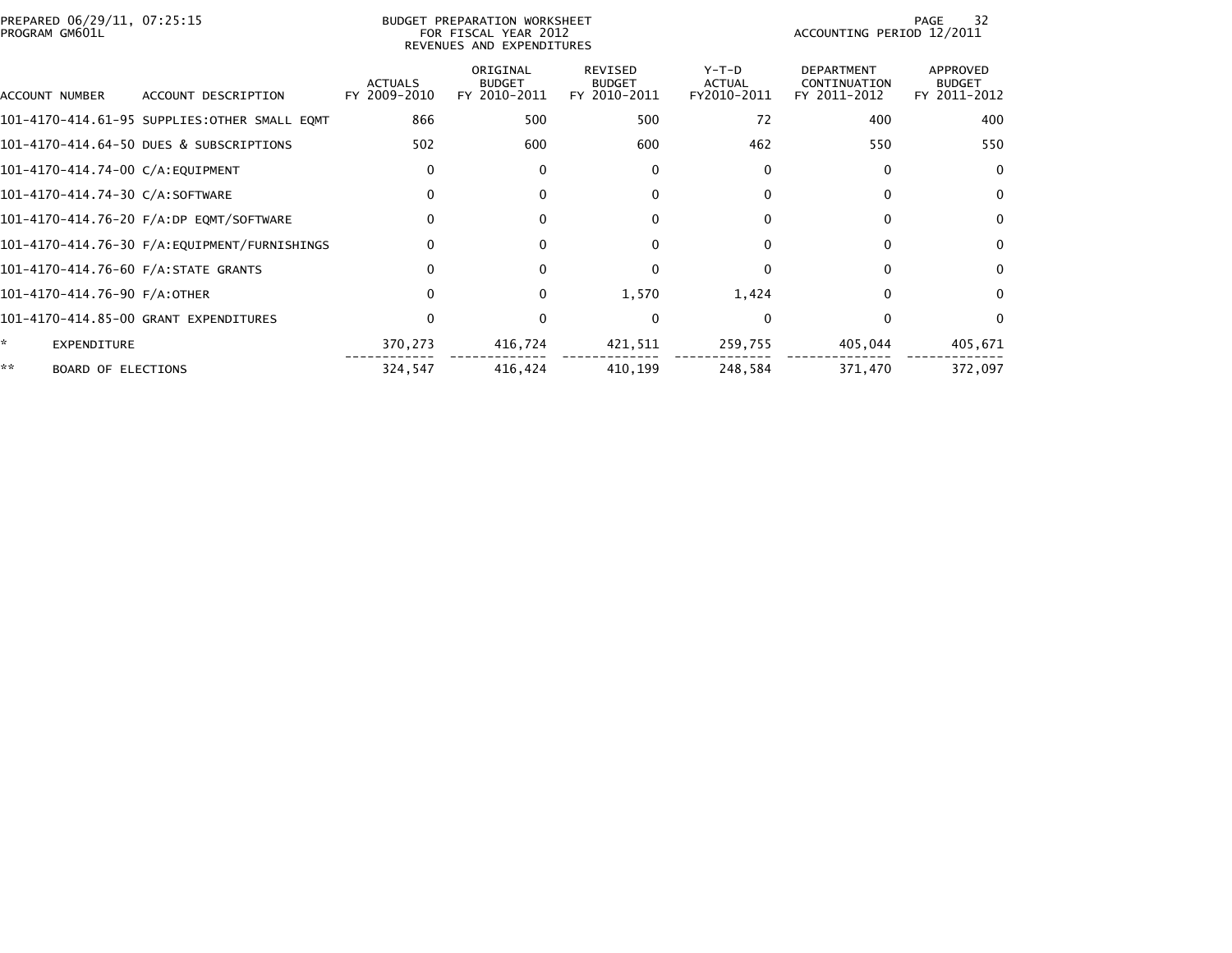PREPARED 06/29/11, 07:25:15
PROGRAM GM601L

BUDGET PREPARATION WORKSHEET
FOR FISCAL YEAR 2012
REVENUES AND EXPENDITURES

ACCOUNTING PERIOD 12/2011

| ACCOUNT NUMBER | ACCOUNT DESCRIPTION | ACTUALS FY 2009-2010 | ORIGINAL BUDGET FY 2010-2011 | REVISED BUDGET FY 2010-2011 | Y-T-D ACTUAL FY2010-2011 | DEPARTMENT CONTINUATION FY 2011-2012 | APPROVED BUDGET FY 2011-2012 |
|---|---|---|---|---|---|---|---|
| 101-4170-414.61-95 | SUPPLIES:OTHER SMALL EQMT | 866 | 500 | 500 | 72 | 400 | 400 |
| 101-4170-414.64-50 | DUES & SUBSCRIPTIONS | 502 | 600 | 600 | 462 | 550 | 550 |
| 101-4170-414.74-00 | C/A:EQUIPMENT | 0 | 0 | 0 | 0 | 0 | 0 |
| 101-4170-414.74-30 | C/A:SOFTWARE | 0 | 0 | 0 | 0 | 0 | 0 |
| 101-4170-414.76-20 | F/A:DP EQMT/SOFTWARE | 0 | 0 | 0 | 0 | 0 | 0 |
| 101-4170-414.76-30 | F/A:EQUIPMENT/FURNISHINGS | 0 | 0 | 0 | 0 | 0 | 0 |
| 101-4170-414.76-60 | F/A:STATE GRANTS | 0 | 0 | 0 | 0 | 0 | 0 |
| 101-4170-414.76-90 | F/A:OTHER | 0 | 0 | 1,570 | 1,424 | 0 | 0 |
| 101-4170-414.85-00 | GRANT EXPENDITURES | 0 | 0 | 0 | 0 | 0 | 0 |
| * | EXPENDITURE | 370,273 | 416,724 | 421,511 | 259,755 | 405,044 | 405,671 |
| ** | BOARD OF ELECTIONS | 324,547 | 416,424 | 410,199 | 248,584 | 371,470 | 372,097 |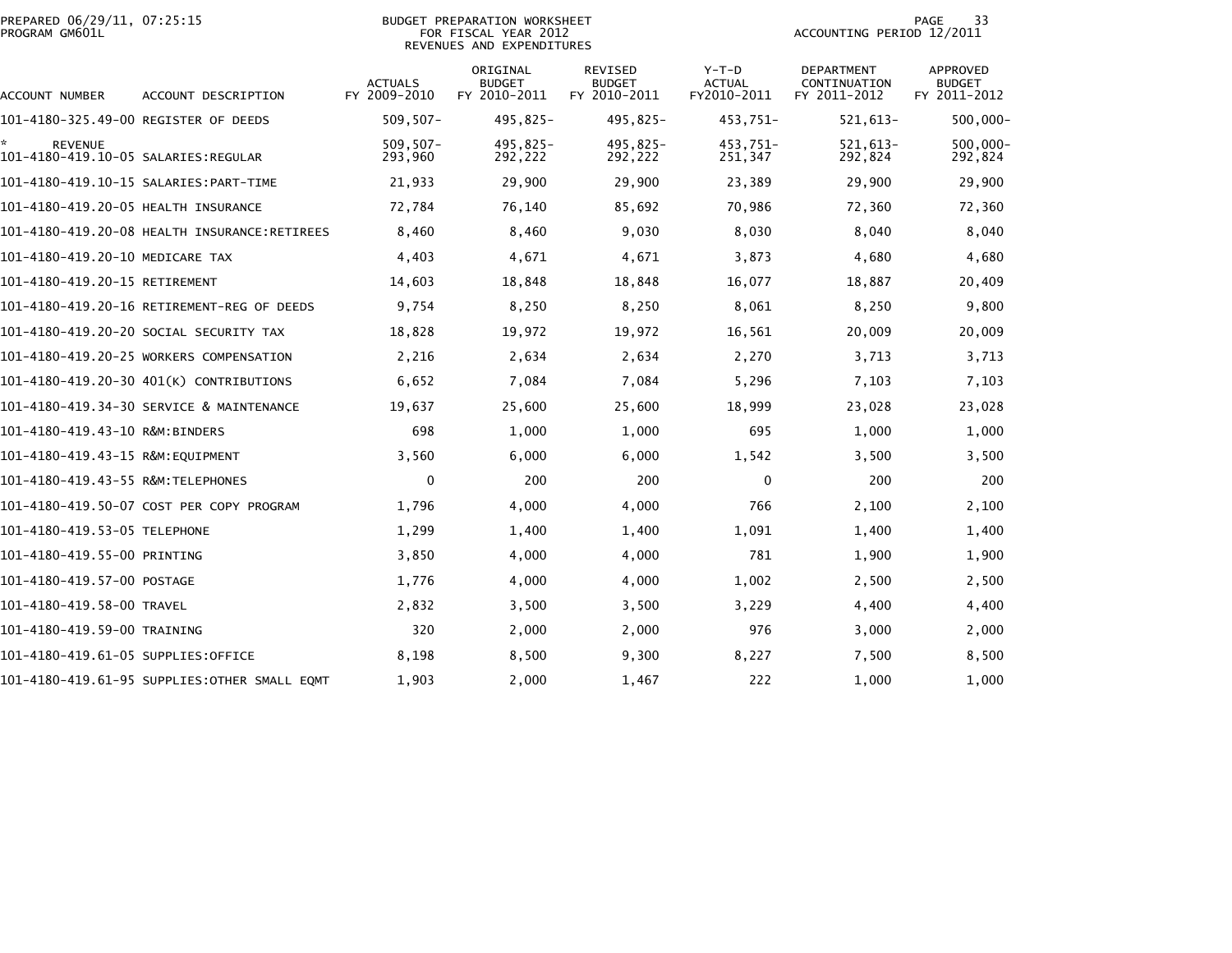PREPARED 06/29/11, 07:25:15
PROGRAM GM601L

BUDGET PREPARATION WORKSHEET
FOR FISCAL YEAR 2012
REVENUES AND EXPENDITURES

ACCOUNTING PERIOD 12/2011

| ACCOUNT NUMBER | ACCOUNT DESCRIPTION | ACTUALS FY 2009-2010 | ORIGINAL BUDGET FY 2010-2011 | REVISED BUDGET FY 2010-2011 | Y-T-D ACTUAL FY2010-2011 | DEPARTMENT CONTINUATION FY 2011-2012 | APPROVED BUDGET FY 2011-2012 |
|---|---|---|---|---|---|---|---|
| 101-4180-325.49-00 | REGISTER OF DEEDS | 509,507- | 495,825- | 495,825- | 453,751- | 521,613- | 500,000- |
| * REVENUE | | 509,507- | 495,825- | 495,825- | 453,751- | 521,613- | 500,000- |
| 101-4180-419.10-05 | SALARIES:REGULAR | 293,960 | 292,222 | 292,222 | 251,347 | 292,824 | 292,824 |
| 101-4180-419.10-15 | SALARIES:PART-TIME | 21,933 | 29,900 | 29,900 | 23,389 | 29,900 | 29,900 |
| 101-4180-419.20-05 | HEALTH INSURANCE | 72,784 | 76,140 | 85,692 | 70,986 | 72,360 | 72,360 |
| 101-4180-419.20-08 | HEALTH INSURANCE:RETIREES | 8,460 | 8,460 | 9,030 | 8,030 | 8,040 | 8,040 |
| 101-4180-419.20-10 | MEDICARE TAX | 4,403 | 4,671 | 4,671 | 3,873 | 4,680 | 4,680 |
| 101-4180-419.20-15 | RETIREMENT | 14,603 | 18,848 | 18,848 | 16,077 | 18,887 | 20,409 |
| 101-4180-419.20-16 | RETIREMENT-REG OF DEEDS | 9,754 | 8,250 | 8,250 | 8,061 | 8,250 | 9,800 |
| 101-4180-419.20-20 | SOCIAL SECURITY TAX | 18,828 | 19,972 | 19,972 | 16,561 | 20,009 | 20,009 |
| 101-4180-419.20-25 | WORKERS COMPENSATION | 2,216 | 2,634 | 2,634 | 2,270 | 3,713 | 3,713 |
| 101-4180-419.20-30 | 401(K) CONTRIBUTIONS | 6,652 | 7,084 | 7,084 | 5,296 | 7,103 | 7,103 |
| 101-4180-419.34-30 | SERVICE & MAINTENANCE | 19,637 | 25,600 | 25,600 | 18,999 | 23,028 | 23,028 |
| 101-4180-419.43-10 | R&M:BINDERS | 698 | 1,000 | 1,000 | 695 | 1,000 | 1,000 |
| 101-4180-419.43-15 | R&M:EQUIPMENT | 3,560 | 6,000 | 6,000 | 1,542 | 3,500 | 3,500 |
| 101-4180-419.43-55 | R&M:TELEPHONES | 0 | 200 | 200 | 0 | 200 | 200 |
| 101-4180-419.50-07 | COST PER COPY PROGRAM | 1,796 | 4,000 | 4,000 | 766 | 2,100 | 2,100 |
| 101-4180-419.53-05 | TELEPHONE | 1,299 | 1,400 | 1,400 | 1,091 | 1,400 | 1,400 |
| 101-4180-419.55-00 | PRINTING | 3,850 | 4,000 | 4,000 | 781 | 1,900 | 1,900 |
| 101-4180-419.57-00 | POSTAGE | 1,776 | 4,000 | 4,000 | 1,002 | 2,500 | 2,500 |
| 101-4180-419.58-00 | TRAVEL | 2,832 | 3,500 | 3,500 | 3,229 | 4,400 | 4,400 |
| 101-4180-419.59-00 | TRAINING | 320 | 2,000 | 2,000 | 976 | 3,000 | 2,000 |
| 101-4180-419.61-05 | SUPPLIES:OFFICE | 8,198 | 8,500 | 9,300 | 8,227 | 7,500 | 8,500 |
| 101-4180-419.61-95 | SUPPLIES:OTHER SMALL EQMT | 1,903 | 2,000 | 1,467 | 222 | 1,000 | 1,000 |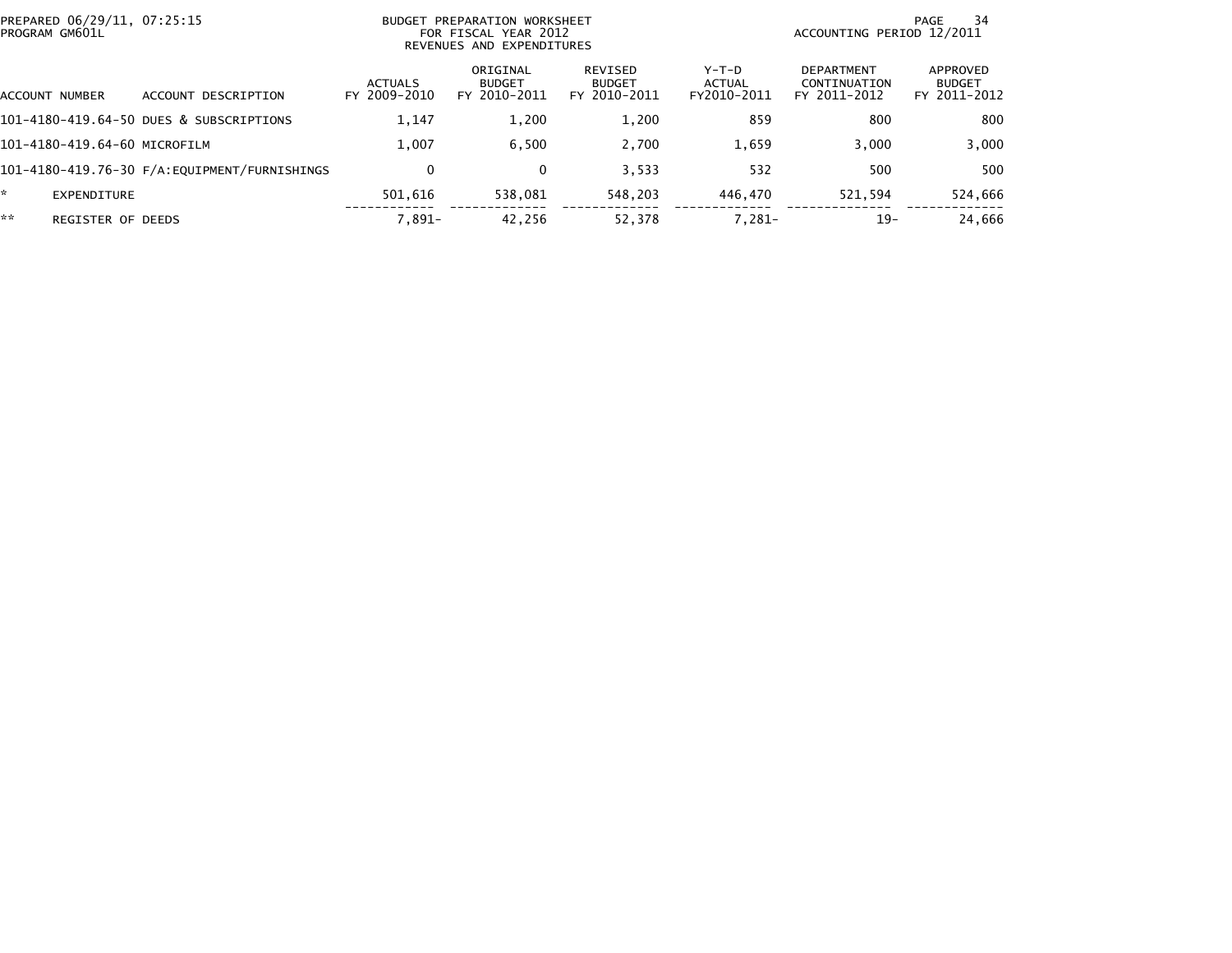PREPARED 06/29/11, 07:25:15
PROGRAM GM601L

BUDGET PREPARATION WORKSHEET
FOR FISCAL YEAR 2012
REVENUES AND EXPENDITURES

ACCOUNTING PERIOD 12/2011

| ACCOUNT NUMBER | ACCOUNT DESCRIPTION | ACTUALS FY 2009-2010 | ORIGINAL BUDGET FY 2010-2011 | REVISED BUDGET FY 2010-2011 | Y-T-D ACTUAL FY2010-2011 | DEPARTMENT CONTINUATION FY 2011-2012 | APPROVED BUDGET FY 2011-2012 |
|---|---|---|---|---|---|---|---|
| 101-4180-419.64-50 | DUES & SUBSCRIPTIONS | 1,147 | 1,200 | 1,200 | 859 | 800 | 800 |
| 101-4180-419.64-60 | MICROFILM | 1,007 | 6,500 | 2,700 | 1,659 | 3,000 | 3,000 |
| 101-4180-419.76-30 | F/A:EQUIPMENT/FURNISHINGS | 0 | 0 | 3,533 | 532 | 500 | 500 |
| * | EXPENDITURE | 501,616 | 538,081 | 548,203 | 446,470 | 521,594 | 524,666 |
| ** | REGISTER OF DEEDS | 7,891- | 42,256 | 52,378 | 7,281- | 19- | 24,666 |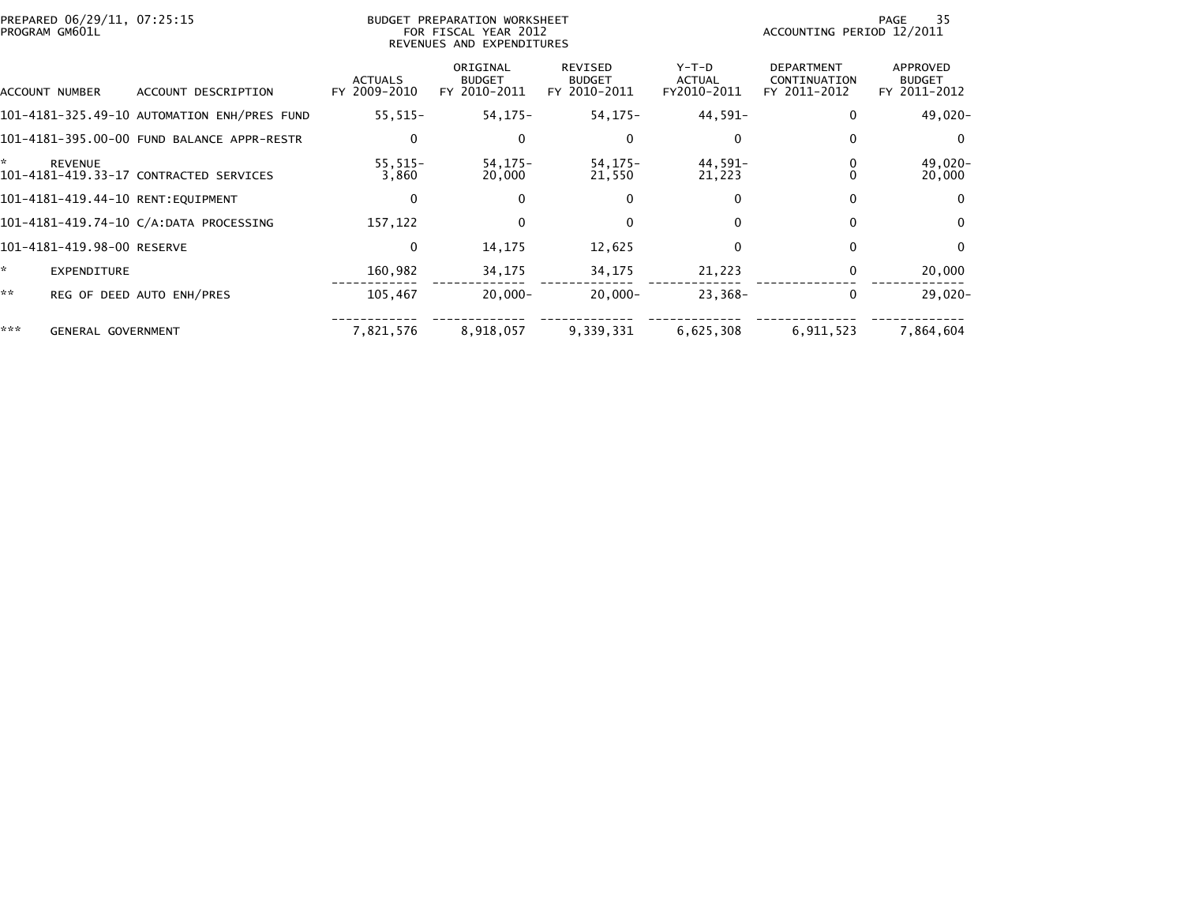PREPARED 06/29/11, 07:25:15
PROGRAM GM601L

BUDGET PREPARATION WORKSHEET
FOR FISCAL YEAR 2012
REVENUES AND EXPENDITURES

ACCOUNTING PERIOD 12/2011

| ACCOUNT NUMBER | ACCOUNT DESCRIPTION | ACTUALS FY 2009-2010 | ORIGINAL BUDGET FY 2010-2011 | REVISED BUDGET FY 2010-2011 | Y-T-D ACTUAL FY2010-2011 | DEPARTMENT CONTINUATION FY 2011-2012 | APPROVED BUDGET FY 2011-2012 |
|---|---|---|---|---|---|---|---|
| 101-4181-325.49-10 | AUTOMATION ENH/PRES FUND | 55,515- | 54,175- | 54,175- | 44,591- | 0 | 49,020- |
| 101-4181-395.00-00 | FUND BALANCE APPR-RESTR | 0 | 0 | 0 | 0 | 0 | 0 |
| * | REVENUE | 55,515- | 54,175- | 54,175- | 44,591- | 0 | 49,020- |
| 101-4181-419.33-17 | CONTRACTED SERVICES | 3,860 | 20,000 | 21,550 | 21,223 | 0 | 20,000 |
| 101-4181-419.44-10 | RENT:EQUIPMENT | 0 | 0 | 0 | 0 | 0 | 0 |
| 101-4181-419.74-10 | C/A:DATA PROCESSING | 157,122 | 0 | 0 | 0 | 0 | 0 |
| 101-4181-419.98-00 | RESERVE | 0 | 14,175 | 12,625 | 0 | 0 | 0 |
| * | EXPENDITURE | 160,982 | 34,175 | 34,175 | 21,223 | 0 | 20,000 |
| ** | REG OF DEED AUTO ENH/PRES | 105,467 | 20,000- | 20,000- | 23,368- | 0 | 29,020- |
| *** | GENERAL GOVERNMENT | 7,821,576 | 8,918,057 | 9,339,331 | 6,625,308 | 6,911,523 | 7,864,604 |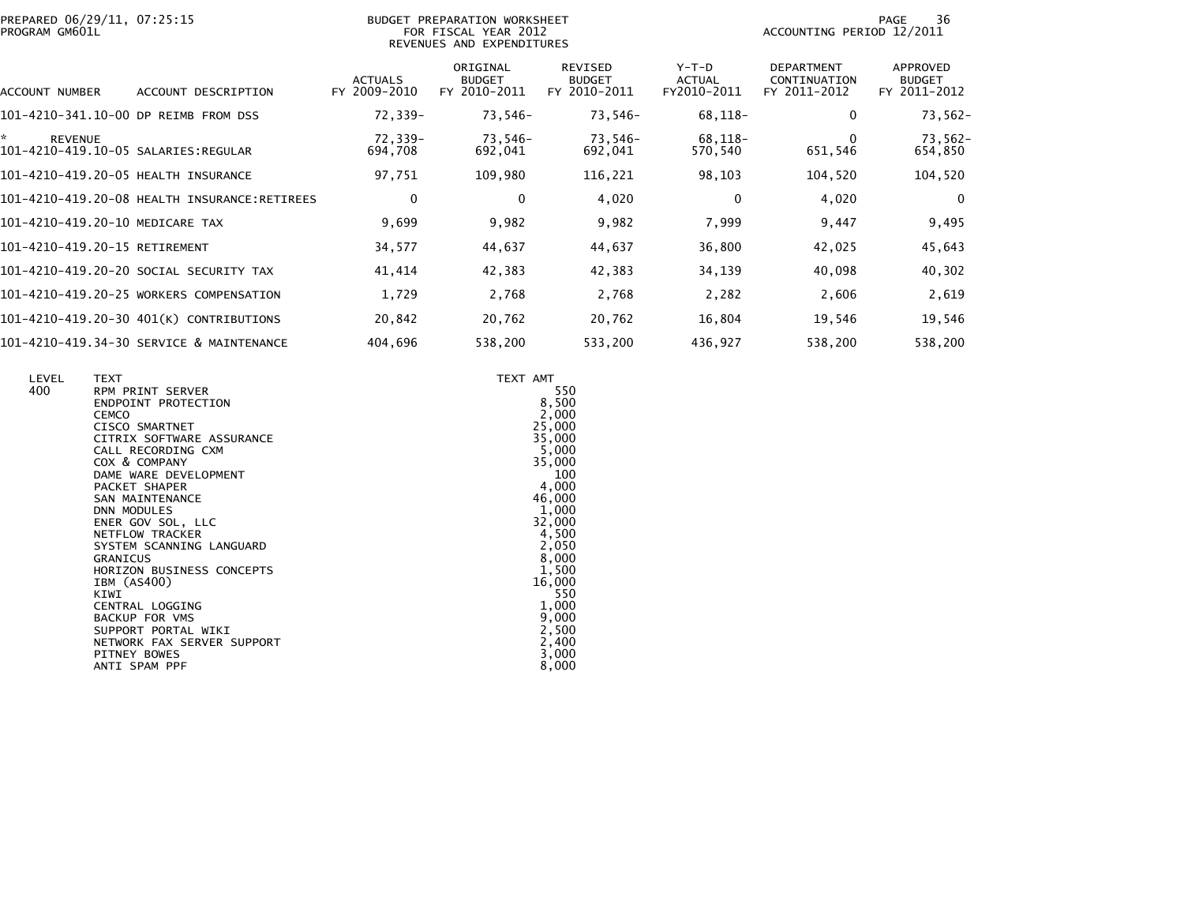PREPARED 06/29/11, 07:25:15
PROGRAM GM601L

BUDGET PREPARATION WORKSHEET
FOR FISCAL YEAR 2012
REVENUES AND EXPENDITURES

ACCOUNTING PERIOD 12/2011

| ACCOUNT NUMBER | ACCOUNT DESCRIPTION | ACTUALS FY 2009-2010 | ORIGINAL BUDGET FY 2010-2011 | REVISED BUDGET FY 2010-2011 | Y-T-D ACTUAL FY2010-2011 | DEPARTMENT CONTINUATION FY 2011-2012 | APPROVED BUDGET FY 2011-2012 |
|---|---|---|---|---|---|---|---|
| 101-4210-341.10-00 | DP REIMB FROM DSS | 72,339- | 73,546- | 73,546- | 68,118- | 0 | 73,562- |
| * REVENUE | | 72,339- | 73,546- | 73,546- | 68,118- | 0 | 73,562- |
| 101-4210-419.10-05 | SALARIES:REGULAR | 694,708 | 692,041 | 692,041 | 570,540 | 651,546 | 654,850 |
| 101-4210-419.20-05 | HEALTH INSURANCE | 97,751 | 109,980 | 116,221 | 98,103 | 104,520 | 104,520 |
| 101-4210-419.20-08 | HEALTH INSURANCE:RETIREES | 0 | 0 | 4,020 | 0 | 4,020 | 0 |
| 101-4210-419.20-10 | MEDICARE TAX | 9,699 | 9,982 | 9,982 | 7,999 | 9,447 | 9,495 |
| 101-4210-419.20-15 | RETIREMENT | 34,577 | 44,637 | 44,637 | 36,800 | 42,025 | 45,643 |
| 101-4210-419.20-20 | SOCIAL SECURITY TAX | 41,414 | 42,383 | 42,383 | 34,139 | 40,098 | 40,302 |
| 101-4210-419.20-25 | WORKERS COMPENSATION | 1,729 | 2,768 | 2,768 | 2,282 | 2,606 | 2,619 |
| 101-4210-419.20-30 | 401(K) CONTRIBUTIONS | 20,842 | 20,762 | 20,762 | 16,804 | 19,546 | 19,546 |
| 101-4210-419.34-30 | SERVICE & MAINTENANCE | 404,696 | 538,200 | 533,200 | 436,927 | 538,200 | 538,200 |

| LEVEL | TEXT | TEXT AMT |
|---|---|---|
| 400 | RPM PRINT SERVER | 550 |
| | ENDPOINT PROTECTION | 8,500 |
| | CEMCO | 2,000 |
| | CISCO SMARTNET | 25,000 |
| | CITRIX SOFTWARE ASSURANCE | 35,000 |
| | CALL RECORDING CXM | 5,000 |
| | COX & COMPANY | 35,000 |
| | DAME WARE DEVELOPMENT | 100 |
| | PACKET SHAPER | 4,000 |
| | SAN MAINTENANCE | 46,000 |
| | DNN MODULES | 1,000 |
| | ENER GOV SOL, LLC | 32,000 |
| | NETFLOW TRACKER | 4,500 |
| | SYSTEM SCANNING LANGUARD | 2,050 |
| | GRANICUS | 8,000 |
| | HORIZON BUSINESS CONCEPTS | 1,500 |
| | IBM (AS400) | 16,000 |
| | KIWI | 550 |
| | CENTRAL LOGGING | 1,000 |
| | BACKUP FOR VMS | 9,000 |
| | SUPPORT PORTAL WIKI | 2,500 |
| | NETWORK FAX SERVER SUPPORT | 2,400 |
| | PITNEY BOWES | 3,000 |
| | ANTI SPAM PPF | 8,000 |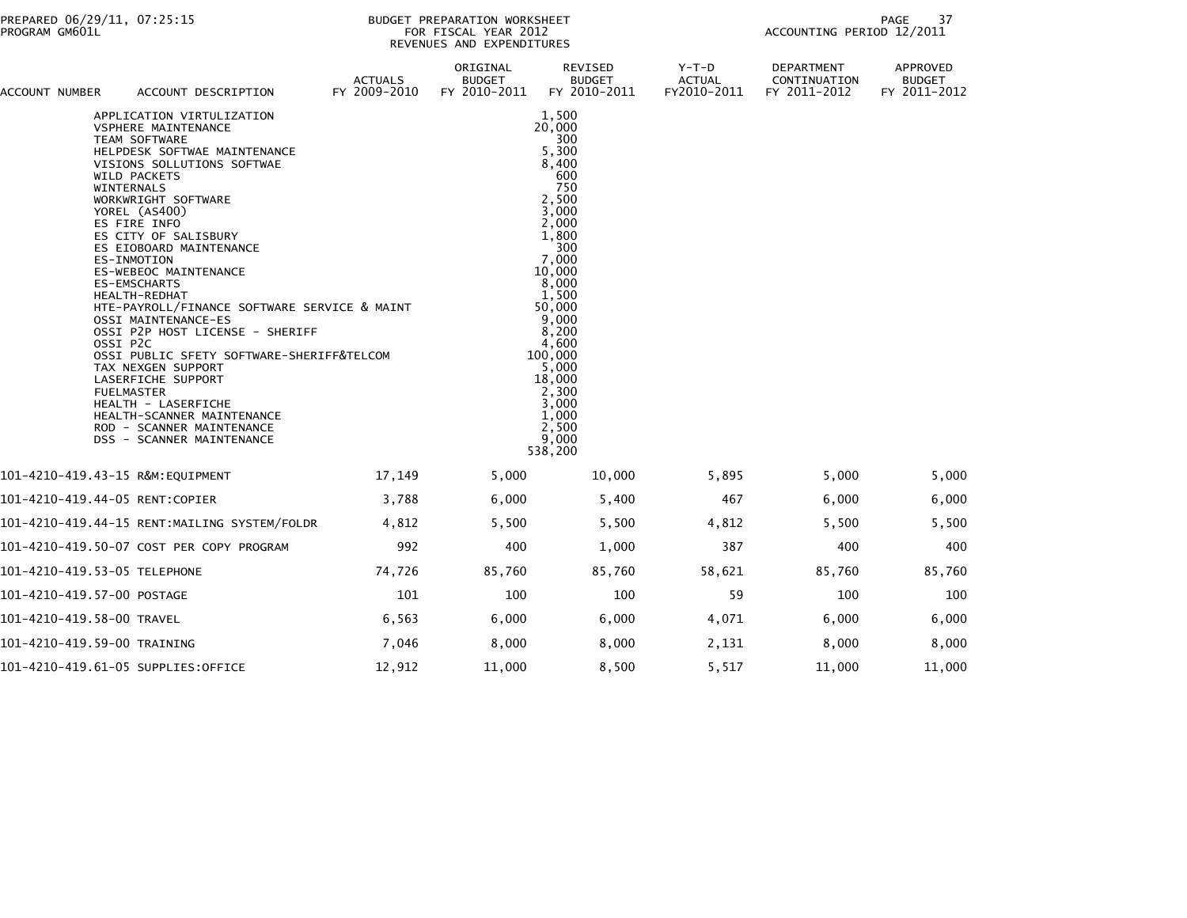BUDGET PREPARATION WORKSHEET
FOR FISCAL YEAR 2012
REVENUES AND EXPENDITURES

ACCOUNTING PERIOD 12/2011

| ACCOUNT NUMBER | ACCOUNT DESCRIPTION | ACTUALS FY 2009-2010 | ORIGINAL BUDGET FY 2010-2011 | REVISED BUDGET FY 2010-2011 | Y-T-D ACTUAL FY2010-2011 | DEPARTMENT CONTINUATION FY 2011-2012 | APPROVED BUDGET FY 2011-2012 |
|---|---|---|---|---|---|---|---|
| | APPLICATION VIRTULIZATION | | | 1,500 | | | |
| | VSPHERE MAINTENANCE | | | 20,000 | | | |
| | TEAM SOFTWARE | | | 300 | | | |
| | HELPDESK SOFTWAE MAINTENANCE | | | 5,300 | | | |
| | VISIONS SOLLUTIONS SOFTWAE | | | 8,400 | | | |
| | WILD PACKETS | | | 600 | | | |
| | WINTERNALS | | | 750 | | | |
| | WORKWRIGHT SOFTWARE | | | 2,500 | | | |
| | YOREL (AS400) | | | 3,000 | | | |
| | ES FIRE INFO | | | 2,000 | | | |
| | ES CITY OF SALISBURY | | | 1,800 | | | |
| | ES EIOBOARD MAINTENANCE | | | 300 | | | |
| | ES-INMOTION | | | 7,000 | | | |
| | ES-WEBEOC MAINTENANCE | | | 10,000 | | | |
| | ES-EMSCHARTS | | | 8,000 | | | |
| | HEALTH-REDHAT | | | 1,500 | | | |
| | HTE-PAYROLL/FINANCE SOFTWARE SERVICE & MAINT | | | 50,000 | | | |
| | OSSI MAINTENANCE-ES | | | 9,000 | | | |
| | OSSI P2P HOST LICENSE - SHERIFF | | | 8,200 | | | |
| | OSSI P2C | | | 4,600 | | | |
| | OSSI PUBLIC SFETY SOFTWARE-SHERIFF&TELCOM | | | 100,000 | | | |
| | TAX NEXGEN SUPPORT | | | 5,000 | | | |
| | LASERFICHE SUPPORT | | | 18,000 | | | |
| | FUELMASTER | | | 2,300 | | | |
| | HEALTH - LASERFICHE | | | 3,000 | | | |
| | HEALTH-SCANNER MAINTENANCE | | | 1,000 | | | |
| | ROD - SCANNER MAINTENANCE | | | 2,500 | | | |
| | DSS - SCANNER MAINTENANCE | | | 9,000 | | | |
| | | | | 538,200 | | | |
| 101-4210-419.43-15 | R&M:EQUIPMENT | 17,149 | 5,000 | 10,000 | 5,895 | 5,000 | 5,000 |
| 101-4210-419.44-05 | RENT:COPIER | 3,788 | 6,000 | 5,400 | 467 | 6,000 | 6,000 |
| 101-4210-419.44-15 | RENT:MAILING SYSTEM/FOLDR | 4,812 | 5,500 | 5,500 | 4,812 | 5,500 | 5,500 |
| 101-4210-419.50-07 | COST PER COPY PROGRAM | 992 | 400 | 1,000 | 387 | 400 | 400 |
| 101-4210-419.53-05 | TELEPHONE | 74,726 | 85,760 | 85,760 | 58,621 | 85,760 | 85,760 |
| 101-4210-419.57-00 | POSTAGE | 101 | 100 | 100 | 59 | 100 | 100 |
| 101-4210-419.58-00 | TRAVEL | 6,563 | 6,000 | 6,000 | 4,071 | 6,000 | 6,000 |
| 101-4210-419.59-00 | TRAINING | 7,046 | 8,000 | 8,000 | 2,131 | 8,000 | 8,000 |
| 101-4210-419.61-05 | SUPPLIES:OFFICE | 12,912 | 11,000 | 8,500 | 5,517 | 11,000 | 11,000 |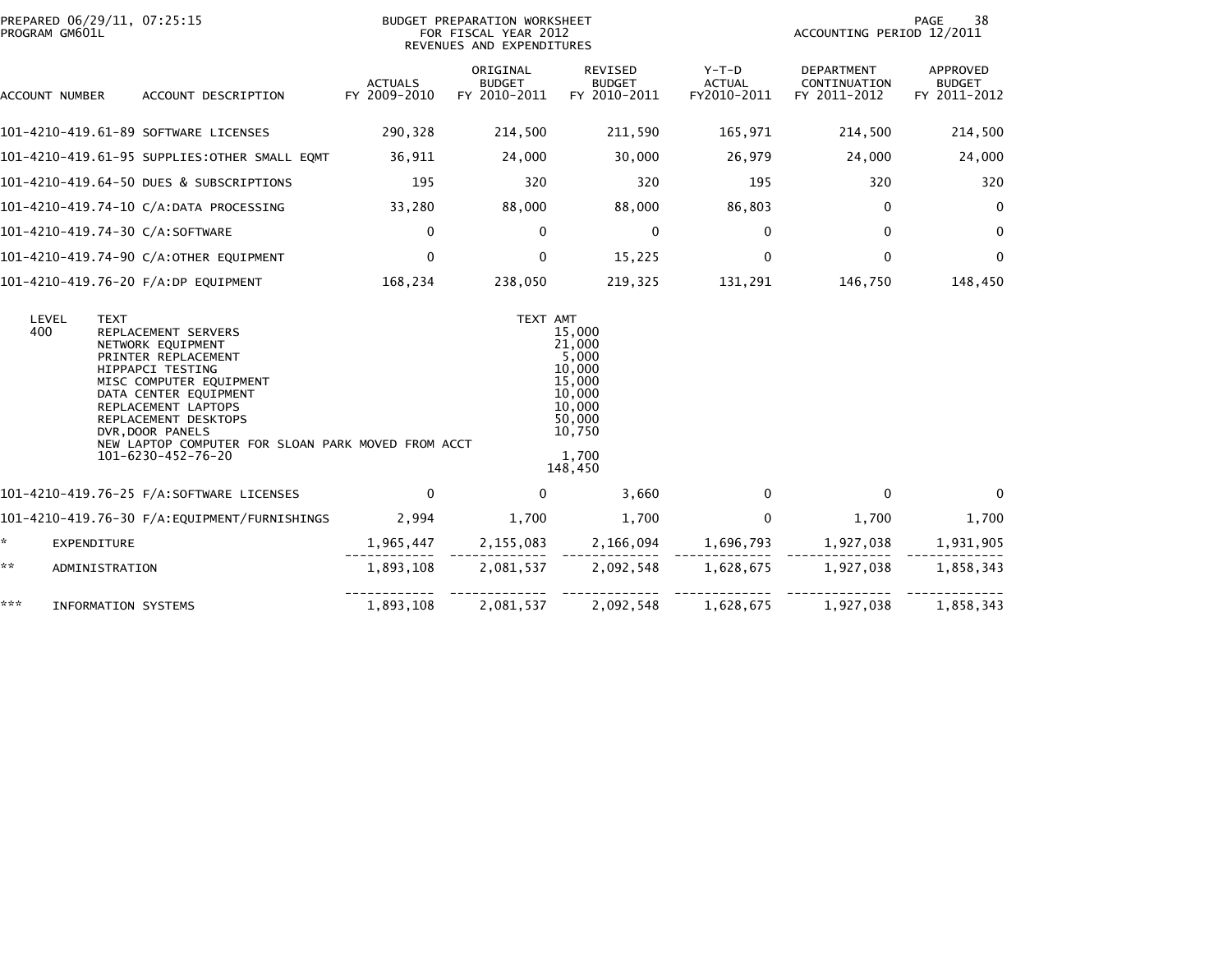PREPARED 06/29/11, 07:25:15
PROGRAM GM601L

BUDGET PREPARATION WORKSHEET
FOR FISCAL YEAR 2012
REVENUES AND EXPENDITURES

ACCOUNTING PERIOD 12/2011

| ACCOUNT NUMBER | ACCOUNT DESCRIPTION | ACTUALS FY 2009-2010 | ORIGINAL BUDGET FY 2010-2011 | REVISED BUDGET FY 2010-2011 | Y-T-D ACTUAL FY2010-2011 | DEPARTMENT CONTINUATION FY 2011-2012 | APPROVED BUDGET FY 2011-2012 |
|---|---|---|---|---|---|---|---|
| 101-4210-419.61-89 | SOFTWARE LICENSES | 290,328 | 214,500 | 211,590 | 165,971 | 214,500 | 214,500 |
| 101-4210-419.61-95 | SUPPLIES:OTHER SMALL EQMT | 36,911 | 24,000 | 30,000 | 26,979 | 24,000 | 24,000 |
| 101-4210-419.64-50 | DUES & SUBSCRIPTIONS | 195 | 320 | 320 | 195 | 320 | 320 |
| 101-4210-419.74-10 | C/A:DATA PROCESSING | 33,280 | 88,000 | 88,000 | 86,803 | 0 | 0 |
| 101-4210-419.74-30 | C/A:SOFTWARE | 0 | 0 | 0 | 0 | 0 | 0 |
| 101-4210-419.74-90 | C/A:OTHER EQUIPMENT | 0 | 0 | 15,225 | 0 | 0 | 0 |
| 101-4210-419.76-20 | F/A:DP EQUIPMENT | 168,234 | 238,050 | 219,325 | 131,291 | 146,750 | 148,450 |

| LEVEL | TEXT | TEXT AMT |
|---|---|---|
| 400 | REPLACEMENT SERVERS | 15,000 |
| | NETWORK EQUIPMENT | 21,000 |
| | PRINTER REPLACEMENT | 5,000 |
| | HIPPAPCI TESTING | 10,000 |
| | MISC COMPUTER EQUIPMENT | 15,000 |
| | DATA CENTER EQUIPMENT | 10,000 |
| | REPLACEMENT LAPTOPS | 10,000 |
| | REPLACEMENT DESKTOPS | 50,000 |
| | DVR,DOOR PANELS | 10,750 |
| | NEW LAPTOP COMPUTER FOR SLOAN PARK MOVED FROM ACCT 101-6230-452-76-20 | 1,700 |
| | | 148,450 |

| ACCOUNT NUMBER | ACCOUNT DESCRIPTION | ACTUALS FY 2009-2010 | ORIGINAL BUDGET FY 2010-2011 | REVISED BUDGET FY 2010-2011 | Y-T-D ACTUAL FY2010-2011 | DEPARTMENT CONTINUATION FY 2011-2012 | APPROVED BUDGET FY 2011-2012 |
|---|---|---|---|---|---|---|---|
| 101-4210-419.76-25 | F/A:SOFTWARE LICENSES | 0 | 0 | 3,660 | 0 | 0 | 0 |
| 101-4210-419.76-30 | F/A:EQUIPMENT/FURNISHINGS | 2,994 | 1,700 | 1,700 | 0 | 1,700 | 1,700 |
| * | EXPENDITURE | 1,965,447 | 2,155,083 | 2,166,094 | 1,696,793 | 1,927,038 | 1,931,905 |
| ** | ADMINISTRATION | 1,893,108 | 2,081,537 | 2,092,548 | 1,628,675 | 1,927,038 | 1,858,343 |
| *** | INFORMATION SYSTEMS | 1,893,108 | 2,081,537 | 2,092,548 | 1,628,675 | 1,927,038 | 1,858,343 |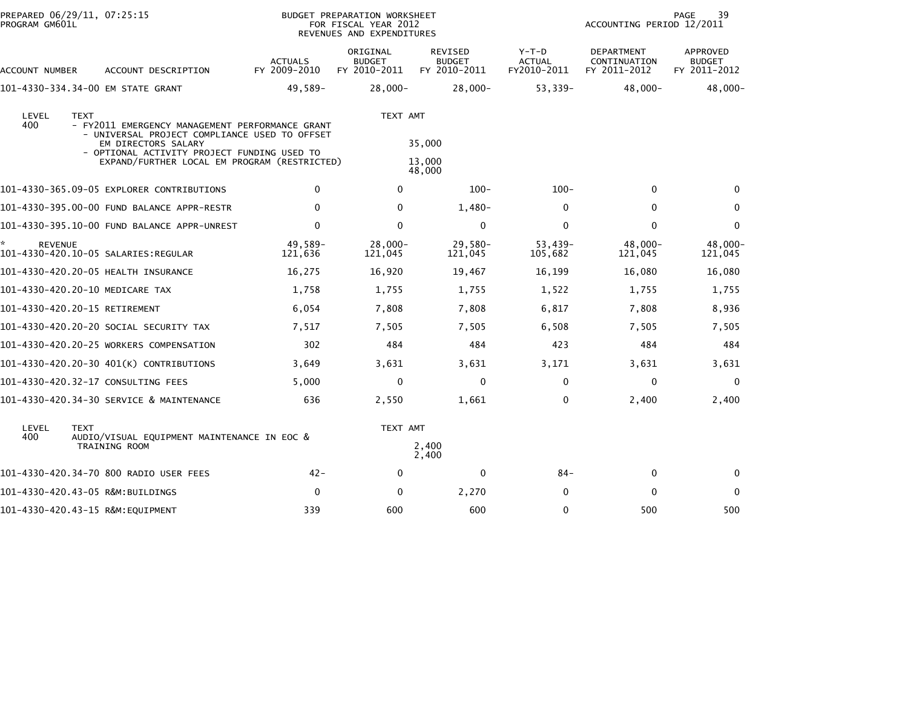PREPARED 06/29/11, 07:25:15
PROGRAM GM601L

BUDGET PREPARATION WORKSHEET
FOR FISCAL YEAR 2012
REVENUES AND EXPENDITURES

ACCOUNTING PERIOD 12/2011

| ACCOUNT NUMBER | ACCOUNT DESCRIPTION | ACTUALS FY 2009-2010 | ORIGINAL BUDGET FY 2010-2011 | REVISED BUDGET FY 2010-2011 | Y-T-D ACTUAL FY2010-2011 | DEPARTMENT CONTINUATION FY 2011-2012 | APPROVED BUDGET FY 2011-2012 |
|---|---|---|---|---|---|---|---|
| 101-4330-334.34-00 | EM STATE GRANT | 49,589- | 28,000- | 28,000- | 53,339- | 48,000- | 48,000- |

| LEVEL | TEXT | TEXT AMT |
|---|---|---|
| 400 | - FY2011 EMERGENCY MANAGEMENT PERFORMANCE GRANT | |
| | - UNIVERSAL PROJECT COMPLIANCE USED TO OFFSET EM DIRECTORS SALARY | 35,000 |
| | - OPTIONAL ACTIVITY PROJECT FUNDING USED TO EXPAND/FURTHER LOCAL EM PROGRAM (RESTRICTED) | 13,000 |
| | | 48,000 |

| ACCOUNT NUMBER | ACCOUNT DESCRIPTION | ACTUALS FY 2009-2010 | ORIGINAL BUDGET FY 2010-2011 | REVISED BUDGET FY 2010-2011 | Y-T-D ACTUAL FY2010-2011 | DEPARTMENT CONTINUATION FY 2011-2012 | APPROVED BUDGET FY 2011-2012 |
|---|---|---|---|---|---|---|---|
| 101-4330-365.09-05 | EXPLORER CONTRIBUTIONS | 0 | 0 | 100- | 100- | 0 | 0 |
| 101-4330-395.00-00 | FUND BALANCE APPR-RESTR | 0 | 0 | 1,480- | 0 | 0 | 0 |
| 101-4330-395.10-00 | FUND BALANCE APPR-UNREST | 0 | 0 | 0 | 0 | 0 | 0 |
| * REVENUE | | 49,589- | 28,000- | 29,580- | 53,439- | 48,000- | 48,000- |
| 101-4330-420.10-05 | SALARIES:REGULAR | 121,636 | 121,045 | 121,045 | 105,682 | 121,045 | 121,045 |
| 101-4330-420.20-05 | HEALTH INSURANCE | 16,275 | 16,920 | 19,467 | 16,199 | 16,080 | 16,080 |
| 101-4330-420.20-10 | MEDICARE TAX | 1,758 | 1,755 | 1,755 | 1,522 | 1,755 | 1,755 |
| 101-4330-420.20-15 | RETIREMENT | 6,054 | 7,808 | 7,808 | 6,817 | 7,808 | 8,936 |
| 101-4330-420.20-20 | SOCIAL SECURITY TAX | 7,517 | 7,505 | 7,505 | 6,508 | 7,505 | 7,505 |
| 101-4330-420.20-25 | WORKERS COMPENSATION | 302 | 484 | 484 | 423 | 484 | 484 |
| 101-4330-420.20-30 | 401(K) CONTRIBUTIONS | 3,649 | 3,631 | 3,631 | 3,171 | 3,631 | 3,631 |
| 101-4330-420.32-17 | CONSULTING FEES | 5,000 | 0 | 0 | 0 | 0 | 0 |
| 101-4330-420.34-30 | SERVICE & MAINTENANCE | 636 | 2,550 | 1,661 | 0 | 2,400 | 2,400 |

| LEVEL | TEXT | TEXT AMT |
|---|---|---|
| 400 | AUDIO/VISUAL EQUIPMENT MAINTENANCE IN EOC & TRAINING ROOM | 2,400 |
| | | 2,400 |

| ACCOUNT NUMBER | ACCOUNT DESCRIPTION | ACTUALS FY 2009-2010 | ORIGINAL BUDGET FY 2010-2011 | REVISED BUDGET FY 2010-2011 | Y-T-D ACTUAL FY2010-2011 | DEPARTMENT CONTINUATION FY 2011-2012 | APPROVED BUDGET FY 2011-2012 |
|---|---|---|---|---|---|---|---|
| 101-4330-420.34-70 | 800 RADIO USER FEES | 42- | 0 | 0 | 84- | 0 | 0 |
| 101-4330-420.43-05 | R&M:BUILDINGS | 0 | 0 | 2,270 | 0 | 0 | 0 |
| 101-4330-420.43-15 | R&M:EQUIPMENT | 339 | 600 | 600 | 0 | 500 | 500 |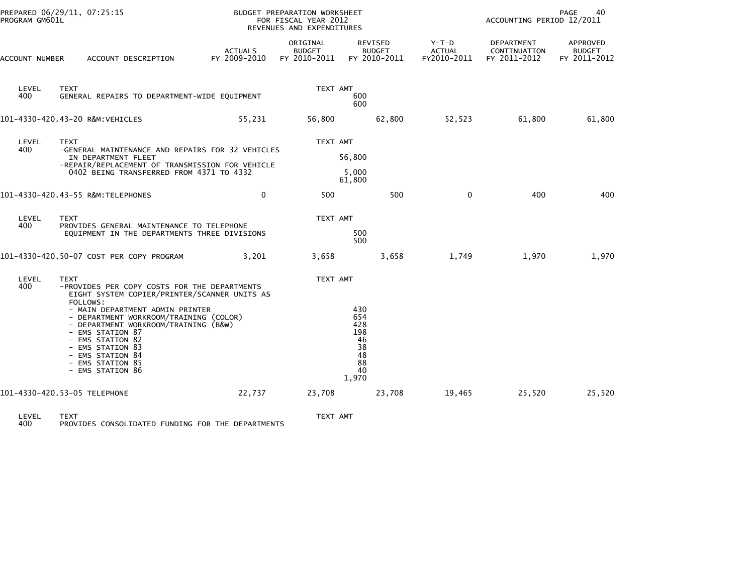PREPARED 06/29/11, 07:25:15
PROGRAM GM601L

BUDGET PREPARATION WORKSHEET
FOR FISCAL YEAR 2012
REVENUES AND EXPENDITURES

ACCOUNTING PERIOD 12/2011

| ACCOUNT NUMBER | ACCOUNT DESCRIPTION | ACTUALS FY 2009-2010 | ORIGINAL BUDGET FY 2010-2011 | REVISED BUDGET FY 2010-2011 | Y-T-D ACTUAL FY2010-2011 | DEPARTMENT CONTINUATION FY 2011-2012 | APPROVED BUDGET FY 2011-2012 |
|---|---|---|---|---|---|---|---|
| LEVEL 400 | TEXT<br>GENERAL REPAIRS TO DEPARTMENT-WIDE EQUIPMENT | | TEXT AMT | 600<br>600 | | | |
| 101-4330-420.43-20 | R&M:VEHICLES | 55,231 | 56,800 | 62,800 | 52,523 | 61,800 | 61,800 |
| LEVEL 400 | TEXT<br>-GENERAL MAINTENANCE AND REPAIRS FOR 32 VEHICLES IN DEPARTMENT FLEET<br>-REPAIR/REPLACEMENT OF TRANSMISSION FOR VEHICLE 0402 BEING TRANSFERRED FROM 4371 TO 4332 | | TEXT AMT | 56,800<br>5,000<br>61,800 | | | |
| 101-4330-420.43-55 | R&M:TELEPHONES | 0 | 500 | 500 | 0 | 400 | 400 |
| LEVEL 400 | TEXT<br>PROVIDES GENERAL MAINTENANCE TO TELEPHONE EQUIPMENT IN THE DEPARTMENTS THREE DIVISIONS | | TEXT AMT | 500<br>500 | | | |
| 101-4330-420.50-07 | COST PER COPY PROGRAM | 3,201 | 3,658 | 3,658 | 1,749 | 1,970 | 1,970 |
| LEVEL 400 | TEXT<br>-PROVIDES PER COPY COSTS FOR THE DEPARTMENTS EIGHT SYSTEM COPIER/PRINTER/SCANNER UNITS AS FOLLOWS:<br>- MAIN DEPARTMENT ADMIN PRINTER<br>- DEPARTMENT WORKROOM/TRAINING (COLOR)<br>- DEPARTMENT WORKROOM/TRAINING (B&W)<br>- EMS STATION 87<br>- EMS STATION 82<br>- EMS STATION 83<br>- EMS STATION 84<br>- EMS STATION 85<br>- EMS STATION 86 | | TEXT AMT | <br><br>430<br>654<br>428<br>198<br>46<br>38<br>48<br>88<br>40<br>1,970 | | | |
| 101-4330-420.53-05 | TELEPHONE | 22,737 | 23,708 | 23,708 | 19,465 | 25,520 | 25,520 |
| LEVEL 400 | TEXT<br>PROVIDES CONSOLIDATED FUNDING FOR THE DEPARTMENTS | | TEXT AMT | | | | |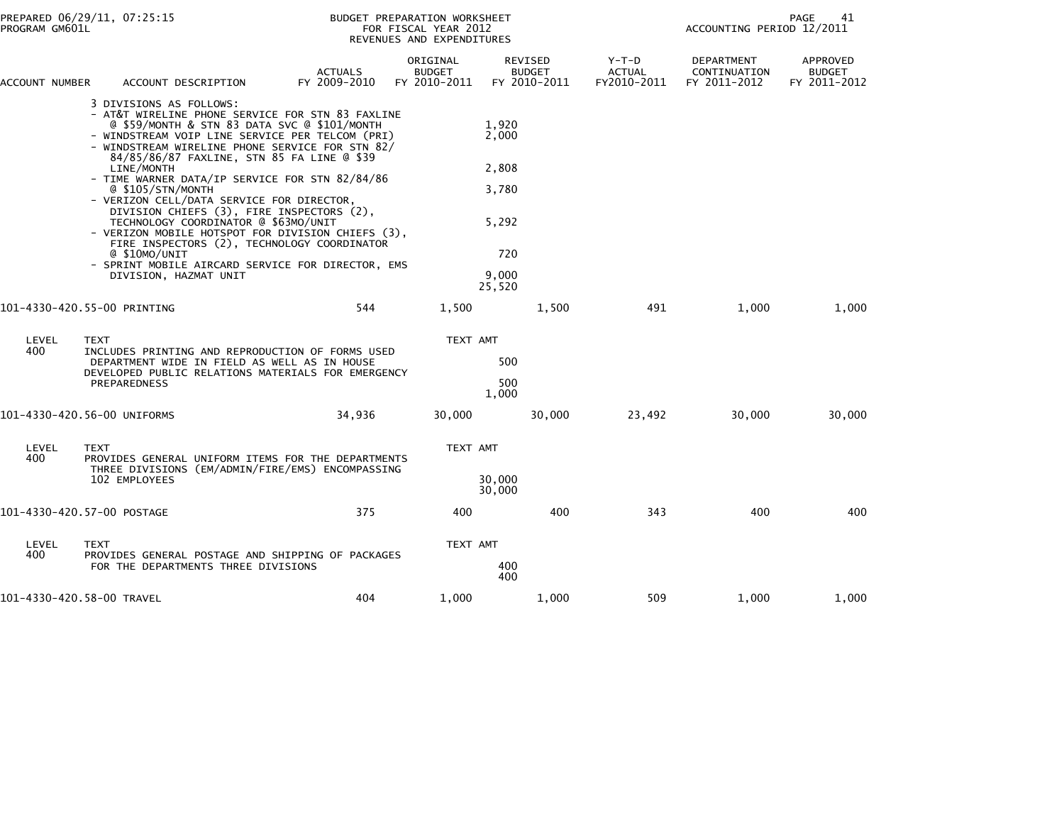PREPARED 06/29/11, 07:25:15
PROGRAM GM601L

BUDGET PREPARATION WORKSHEET
FOR FISCAL YEAR 2012
REVENUES AND EXPENDITURES

ACCOUNTING PERIOD 12/2011

| ACCOUNT NUMBER | ACCOUNT DESCRIPTION | ACTUALS FY 2009-2010 | ORIGINAL BUDGET FY 2010-2011 | REVISED BUDGET FY 2010-2011 | Y-T-D ACTUAL FY2010-2011 | DEPARTMENT CONTINUATION FY 2011-2012 | APPROVED BUDGET FY 2011-2012 |
|---|---|---|---|---|---|---|---|
| | 3 DIVISIONS AS FOLLOWS: | | | | | | |
| | - AT&T WIRELINE PHONE SERVICE FOR STN 83 FAXLINE @ $59/MONTH & STN 83 DATA SVC @ $101/MONTH | | 1,920 | | | | |
| | - WINDSTREAM VOIP LINE SERVICE PER TELCOM (PRI) | | 2,000 | | | | |
| | - WINDSTREAM WIRELINE PHONE SERVICE FOR STN 82/84/85/86/87 FAXLINE, STN 85 FA LINE @ $39 LINE/MONTH | | 2,808 | | | | |
| | - TIME WARNER DATA/IP SERVICE FOR STN 82/84/86 @ $105/STN/MONTH | | 3,780 | | | | |
| | - VERIZON CELL/DATA SERVICE FOR DIRECTOR, DIVISION CHIEFS (3), FIRE INSPECTORS (2), TECHNOLOGY COORDINATOR @ $63MO/UNIT | | 5,292 | | | | |
| | - VERIZON MOBILE HOTSPOT FOR DIVISION CHIEFS (3), FIRE INSPECTORS (2), TECHNOLOGY COORDINATOR @ $10MO/UNIT | | 720 | | | | |
| | - SPRINT MOBILE AIRCARD SERVICE FOR DIRECTOR, EMS DIVISION, HAZMAT UNIT | | 9,000 | | | | |
| | | | 25,520 | | | | |
| 101-4330-420.55-00 | PRINTING | 544 | 1,500 | 1,500 | 491 | 1,000 | 1,000 |
| LEVEL 400 | TEXT | | TEXT AMT | | | | |
| | INCLUDES PRINTING AND REPRODUCTION OF FORMS USED DEPARTMENT WIDE IN FIELD AS WELL AS IN HOUSE | | 500 | | | | |
| | DEVELOPED PUBLIC RELATIONS MATERIALS FOR EMERGENCY PREPAREDNESS | | 500 | | | | |
| | | | 1,000 | | | | |
| 101-4330-420.56-00 | UNIFORMS | 34,936 | 30,000 | 30,000 | 23,492 | 30,000 | 30,000 |
| LEVEL 400 | TEXT | | TEXT AMT | | | | |
| | PROVIDES GENERAL UNIFORM ITEMS FOR THE DEPARTMENTS THREE DIVISIONS (EM/ADMIN/FIRE/EMS) ENCOMPASSING 102 EMPLOYEES | | 30,000 | | | | |
| | | | 30,000 | | | | |
| 101-4330-420.57-00 | POSTAGE | 375 | 400 | 400 | 343 | 400 | 400 |
| LEVEL 400 | TEXT | | TEXT AMT | | | | |
| | PROVIDES GENERAL POSTAGE AND SHIPPING OF PACKAGES FOR THE DEPARTMENTS THREE DIVISIONS | | 400 | | | | |
| | | | 400 | | | | |
| 101-4330-420.58-00 | TRAVEL | 404 | 1,000 | 1,000 | 509 | 1,000 | 1,000 |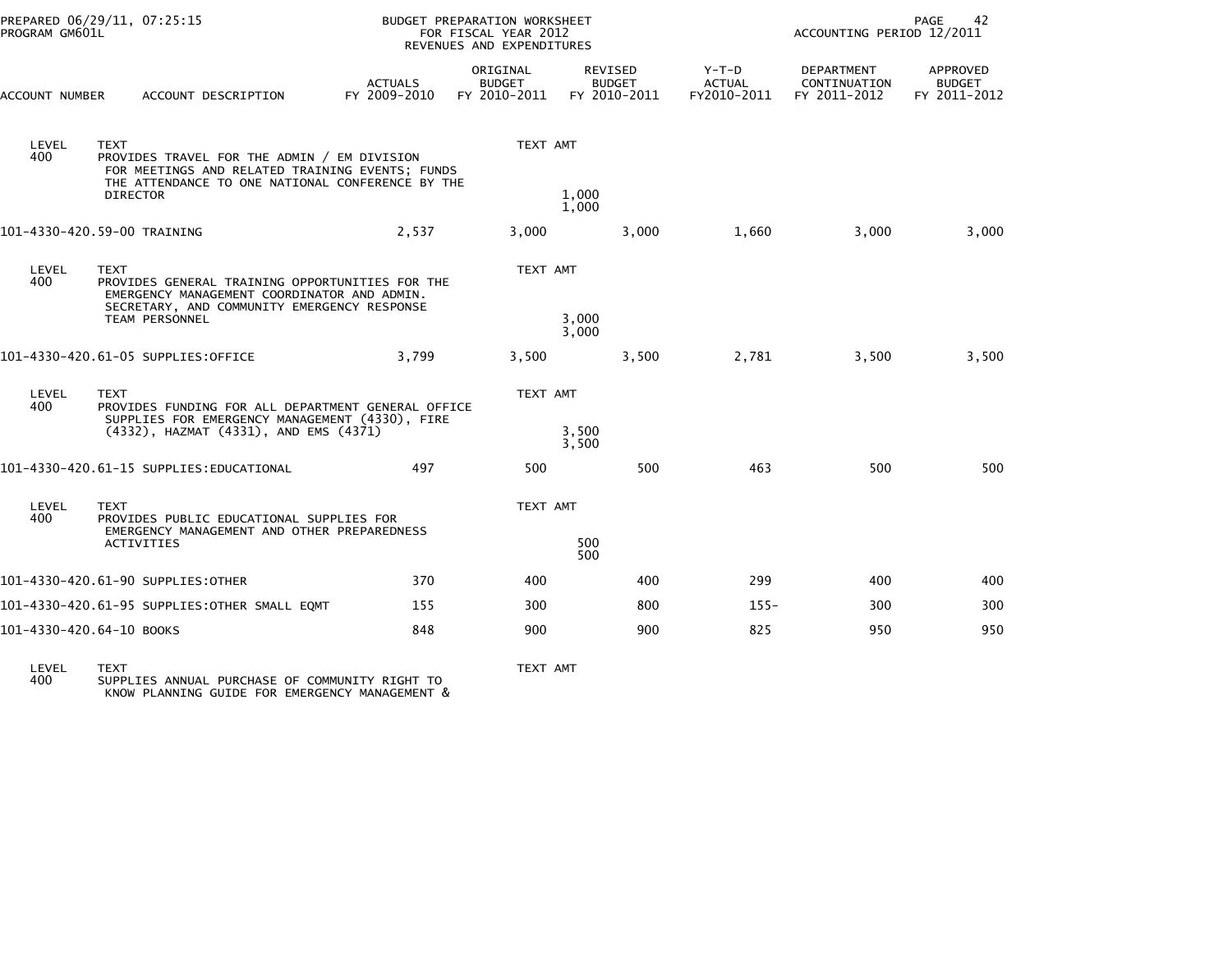PREPARED 06/29/11, 07:25:15
PROGRAM GM601L

BUDGET PREPARATION WORKSHEET
FOR FISCAL YEAR 2012
REVENUES AND EXPENDITURES

ACCOUNTING PERIOD 12/2011

| ACCOUNT NUMBER | ACCOUNT DESCRIPTION | ACTUALS FY 2009-2010 | ORIGINAL BUDGET FY 2010-2011 | REVISED BUDGET FY 2010-2011 | Y-T-D ACTUAL FY2010-2011 | DEPARTMENT CONTINUATION FY 2011-2012 | APPROVED BUDGET FY 2011-2012 |
|---|---|---|---|---|---|---|---|
| LEVEL 400 | TEXT<br>PROVIDES TRAVEL FOR THE ADMIN / EM DIVISION FOR MEETINGS AND RELATED TRAINING EVENTS; FUNDS THE ATTENDANCE TO ONE NATIONAL CONFERENCE BY THE DIRECTOR | | TEXT AMT | 1,000<br>1,000 | | | |
| 101-4330-420.59-00 | TRAINING | 2,537 | 3,000 | 3,000 | 1,660 | 3,000 | 3,000 |
| LEVEL 400 | TEXT<br>PROVIDES GENERAL TRAINING OPPORTUNITIES FOR THE EMERGENCY MANAGEMENT COORDINATOR AND ADMIN. SECRETARY, AND COMMUNITY EMERGENCY RESPONSE TEAM PERSONNEL | | TEXT AMT | 3,000<br>3,000 | | | |
| 101-4330-420.61-05 | SUPPLIES:OFFICE | 3,799 | 3,500 | 3,500 | 2,781 | 3,500 | 3,500 |
| LEVEL 400 | TEXT<br>PROVIDES FUNDING FOR ALL DEPARTMENT GENERAL OFFICE SUPPLIES FOR EMERGENCY MANAGEMENT (4330), FIRE (4332), HAZMAT (4331), AND EMS (4371) | | TEXT AMT | 3,500<br>3,500 | | | |
| 101-4330-420.61-15 | SUPPLIES:EDUCATIONAL | 497 | 500 | 500 | 463 | 500 | 500 |
| LEVEL 400 | TEXT<br>PROVIDES PUBLIC EDUCATIONAL SUPPLIES FOR EMERGENCY MANAGEMENT AND OTHER PREPAREDNESS ACTIVITIES | | TEXT AMT | 500<br>500 | | | |
| 101-4330-420.61-90 | SUPPLIES:OTHER | 370 | 400 | 400 | 299 | 400 | 400 |
| 101-4330-420.61-95 | SUPPLIES:OTHER SMALL EQMT | 155 | 300 | 800 | 155- | 300 | 300 |
| 101-4330-420.64-10 | BOOKS | 848 | 900 | 900 | 825 | 950 | 950 |
| LEVEL 400 | TEXT<br>SUPPLIES ANNUAL PURCHASE OF COMMUNITY RIGHT TO KNOW PLANNING GUIDE FOR EMERGENCY MANAGEMENT & | | TEXT AMT | | | | |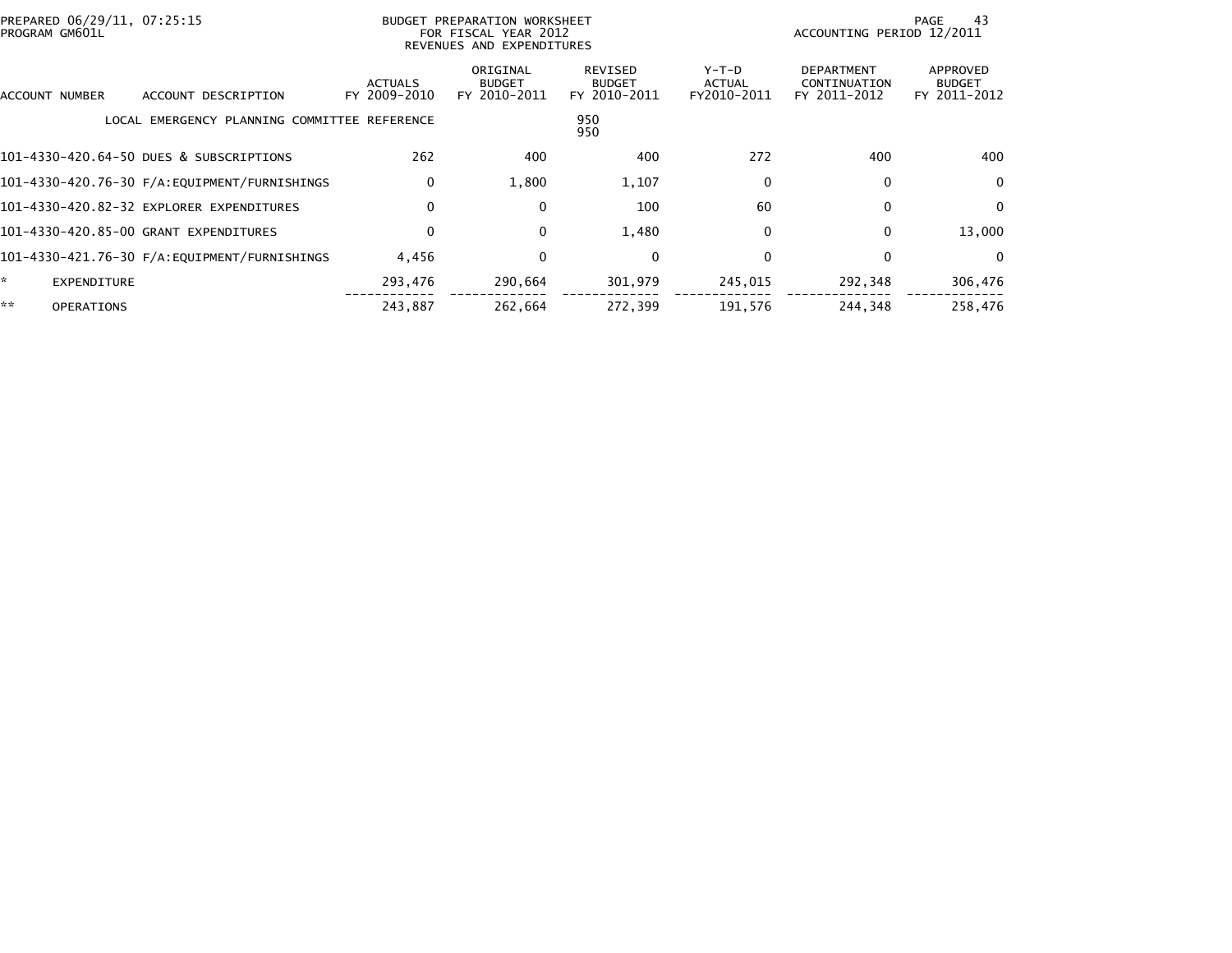PREPARED 06/29/11, 07:25:15
PROGRAM GM601L

BUDGET PREPARATION WORKSHEET
FOR FISCAL YEAR 2012
REVENUES AND EXPENDITURES

ACCOUNTING PERIOD 12/2011

| ACCOUNT NUMBER | ACCOUNT DESCRIPTION | ACTUALS FY 2009-2010 | ORIGINAL BUDGET FY 2010-2011 | REVISED BUDGET FY 2010-2011 | Y-T-D ACTUAL FY2010-2011 | DEPARTMENT CONTINUATION FY 2011-2012 | APPROVED BUDGET FY 2011-2012 |
|---|---|---|---|---|---|---|---|
| | LOCAL EMERGENCY PLANNING COMMITTEE REFERENCE | | | 950<br>950 | | | |
| 101-4330-420.64-50 | DUES & SUBSCRIPTIONS | 262 | 400 | 400 | 272 | 400 | 400 |
| 101-4330-420.76-30 | F/A:EQUIPMENT/FURNISHINGS | 0 | 1,800 | 1,107 | 0 | 0 | 0 |
| 101-4330-420.82-32 | EXPLORER EXPENDITURES | 0 | 0 | 100 | 60 | 0 | 0 |
| 101-4330-420.85-00 | GRANT EXPENDITURES | 0 | 0 | 1,480 | 0 | 0 | 13,000 |
| 101-4330-421.76-30 | F/A:EQUIPMENT/FURNISHINGS | 4,456 | 0 | 0 | 0 | 0 | 0 |
| * | EXPENDITURE | 293,476 | 290,664 | 301,979 | 245,015 | 292,348 | 306,476 |
| ** | OPERATIONS | 243,887 | 262,664 | 272,399 | 191,576 | 244,348 | 258,476 |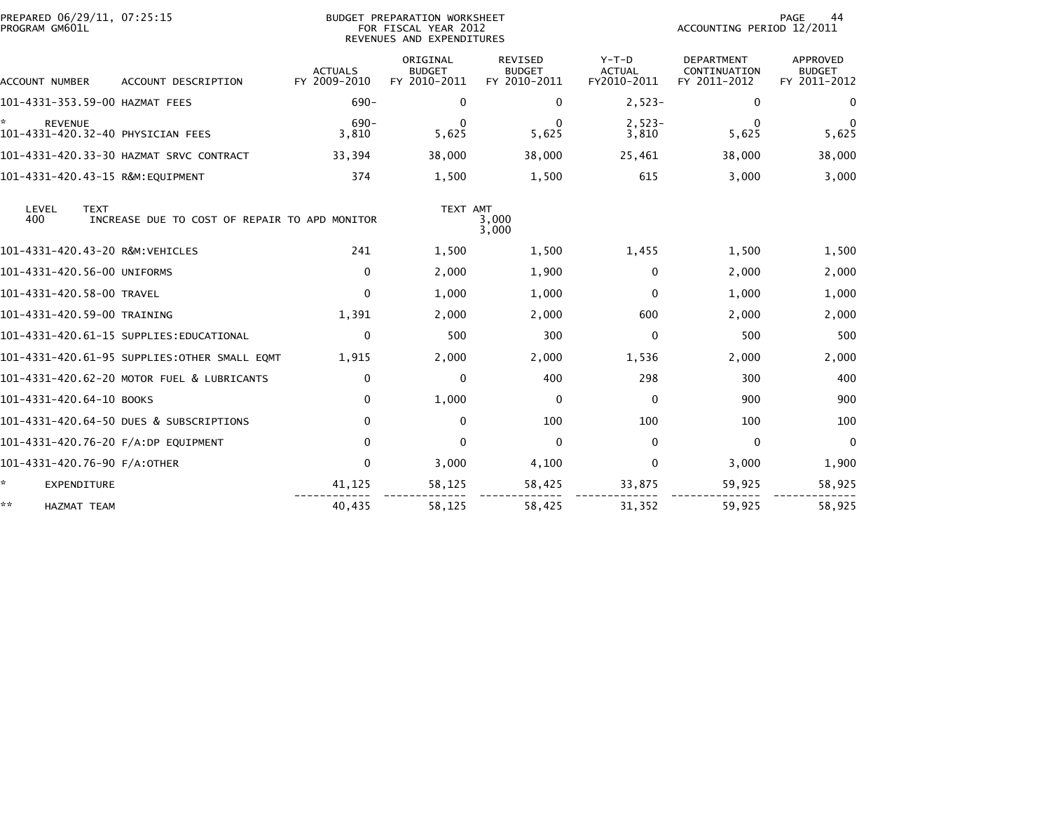PREPARED 06/29/11, 07:25:15
PROGRAM GM601L

BUDGET PREPARATION WORKSHEET
FOR FISCAL YEAR 2012
REVENUES AND EXPENDITURES

ACCOUNTING PERIOD 12/2011

| ACCOUNT NUMBER | ACCOUNT DESCRIPTION | ACTUALS FY 2009-2010 | ORIGINAL BUDGET FY 2010-2011 | REVISED BUDGET FY 2010-2011 | Y-T-D ACTUAL FY2010-2011 | DEPARTMENT CONTINUATION FY 2011-2012 | APPROVED BUDGET FY 2011-2012 |
|---|---|---|---|---|---|---|---|
| 101-4331-353.59-00 | HAZMAT FEES | 690- | 0 | 0 | 2,523- | 0 | 0 |
| * | REVENUE | 690- | 0 | 0 | 2,523- | 0 | 0 |
| 101-4331-420.32-40 | PHYSICIAN FEES | 3,810 | 5,625 | 5,625 | 3,810 | 5,625 | 5,625 |
| 101-4331-420.33-30 | HAZMAT SRVC CONTRACT | 33,394 | 38,000 | 38,000 | 25,461 | 38,000 | 38,000 |
| 101-4331-420.43-15 | R&M:EQUIPMENT | 374 | 1,500 | 1,500 | 615 | 3,000 | 3,000 |

| LEVEL | TEXT | TEXT AMT |
|---|---|---|
| 400 | INCREASE DUE TO COST OF REPAIR TO APD MONITOR | 3,000 |
| | | 3,000 |

| ACCOUNT NUMBER | ACCOUNT DESCRIPTION | ACTUALS FY 2009-2010 | ORIGINAL BUDGET FY 2010-2011 | REVISED BUDGET FY 2010-2011 | Y-T-D ACTUAL FY2010-2011 | DEPARTMENT CONTINUATION FY 2011-2012 | APPROVED BUDGET FY 2011-2012 |
|---|---|---|---|---|---|---|---|
| 101-4331-420.43-20 | R&M:VEHICLES | 241 | 1,500 | 1,500 | 1,455 | 1,500 | 1,500 |
| 101-4331-420.56-00 | UNIFORMS | 0 | 2,000 | 1,900 | 0 | 2,000 | 2,000 |
| 101-4331-420.58-00 | TRAVEL | 0 | 1,000 | 1,000 | 0 | 1,000 | 1,000 |
| 101-4331-420.59-00 | TRAINING | 1,391 | 2,000 | 2,000 | 600 | 2,000 | 2,000 |
| 101-4331-420.61-15 | SUPPLIES:EDUCATIONAL | 0 | 500 | 300 | 0 | 500 | 500 |
| 101-4331-420.61-95 | SUPPLIES:OTHER SMALL EQMT | 1,915 | 2,000 | 2,000 | 1,536 | 2,000 | 2,000 |
| 101-4331-420.62-20 | MOTOR FUEL & LUBRICANTS | 0 | 0 | 400 | 298 | 300 | 400 |
| 101-4331-420.64-10 | BOOKS | 0 | 1,000 | 0 | 0 | 900 | 900 |
| 101-4331-420.64-50 | DUES & SUBSCRIPTIONS | 0 | 0 | 100 | 100 | 100 | 100 |
| 101-4331-420.76-20 | F/A:DP EQUIPMENT | 0 | 0 | 0 | 0 | 0 | 0 |
| 101-4331-420.76-90 | F/A:OTHER | 0 | 3,000 | 4,100 | 0 | 3,000 | 1,900 |
| * | EXPENDITURE | 41,125 | 58,125 | 58,425 | 33,875 | 59,925 | 58,925 |
| ** | HAZMAT TEAM | 40,435 | 58,125 | 58,425 | 31,352 | 59,925 | 58,925 |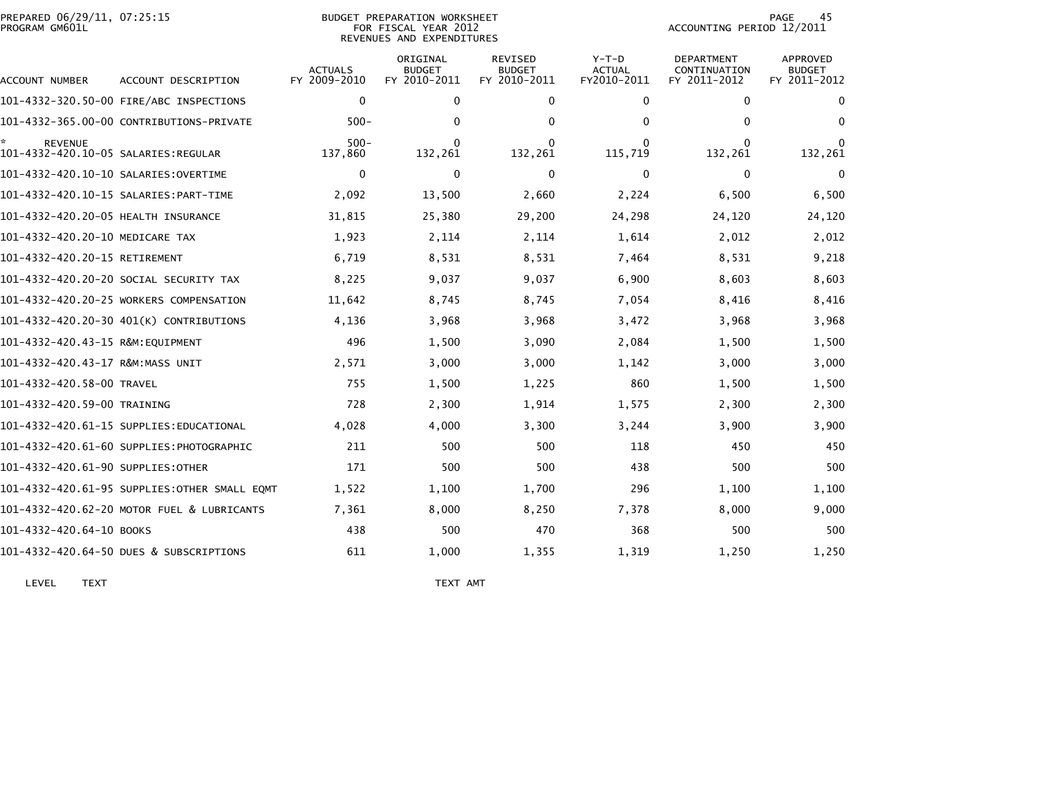# BUDGET PREPARATION WORKSHEET
## FOR FISCAL YEAR 2012
## REVENUES AND EXPENDITURES

PREPARED 06/29/11, 07:25:15
PROGRAM GM601L

ACCOUNTING PERIOD 12/2011

| ACCOUNT NUMBER | ACCOUNT DESCRIPTION | ACTUALS FY 2009-2010 | ORIGINAL BUDGET FY 2010-2011 | REVISED BUDGET FY 2010-2011 | Y-T-D ACTUAL FY2010-2011 | DEPARTMENT CONTINUATION FY 2011-2012 | APPROVED BUDGET FY 2011-2012 |
|---|---|---|---|---|---|---|---|
| 101-4332-320.50-00 | FIRE/ABC INSPECTIONS | 0 | 0 | 0 | 0 | 0 | 0 |
| 101-4332-365.00-00 | CONTRIBUTIONS-PRIVATE | 500- | 0 | 0 | 0 | 0 | 0 |
| * REVENUE | | 500- | 0 | 0 | 0 | 0 | 0 |
| 101-4332-420.10-05 | SALARIES:REGULAR | 137,860 | 132,261 | 132,261 | 115,719 | 132,261 | 132,261 |
| 101-4332-420.10-10 | SALARIES:OVERTIME | 0 | 0 | 0 | 0 | 0 | 0 |
| 101-4332-420.10-15 | SALARIES:PART-TIME | 2,092 | 13,500 | 2,660 | 2,224 | 6,500 | 6,500 |
| 101-4332-420.20-05 | HEALTH INSURANCE | 31,815 | 25,380 | 29,200 | 24,298 | 24,120 | 24,120 |
| 101-4332-420.20-10 | MEDICARE TAX | 1,923 | 2,114 | 2,114 | 1,614 | 2,012 | 2,012 |
| 101-4332-420.20-15 | RETIREMENT | 6,719 | 8,531 | 8,531 | 7,464 | 8,531 | 9,218 |
| 101-4332-420.20-20 | SOCIAL SECURITY TAX | 8,225 | 9,037 | 9,037 | 6,900 | 8,603 | 8,603 |
| 101-4332-420.20-25 | WORKERS COMPENSATION | 11,642 | 8,745 | 8,745 | 7,054 | 8,416 | 8,416 |
| 101-4332-420.20-30 | 401(K) CONTRIBUTIONS | 4,136 | 3,968 | 3,968 | 3,472 | 3,968 | 3,968 |
| 101-4332-420.43-15 | R&M:EQUIPMENT | 496 | 1,500 | 3,090 | 2,084 | 1,500 | 1,500 |
| 101-4332-420.43-17 | R&M:MASS UNIT | 2,571 | 3,000 | 3,000 | 1,142 | 3,000 | 3,000 |
| 101-4332-420.58-00 | TRAVEL | 755 | 1,500 | 1,225 | 860 | 1,500 | 1,500 |
| 101-4332-420.59-00 | TRAINING | 728 | 2,300 | 1,914 | 1,575 | 2,300 | 2,300 |
| 101-4332-420.61-15 | SUPPLIES:EDUCATIONAL | 4,028 | 4,000 | 3,300 | 3,244 | 3,900 | 3,900 |
| 101-4332-420.61-60 | SUPPLIES:PHOTOGRAPHIC | 211 | 500 | 500 | 118 | 450 | 450 |
| 101-4332-420.61-90 | SUPPLIES:OTHER | 171 | 500 | 500 | 438 | 500 | 500 |
| 101-4332-420.61-95 | SUPPLIES:OTHER SMALL EQMT | 1,522 | 1,100 | 1,700 | 296 | 1,100 | 1,100 |
| 101-4332-420.62-20 | MOTOR FUEL & LUBRICANTS | 7,361 | 8,000 | 8,250 | 7,378 | 8,000 | 9,000 |
| 101-4332-420.64-10 | BOOKS | 438 | 500 | 470 | 368 | 500 | 500 |
| 101-4332-420.64-50 | DUES & SUBSCRIPTIONS | 611 | 1,000 | 1,355 | 1,319 | 1,250 | 1,250 |

| LEVEL | TEXT | TEXT AMT |
|---|---|---|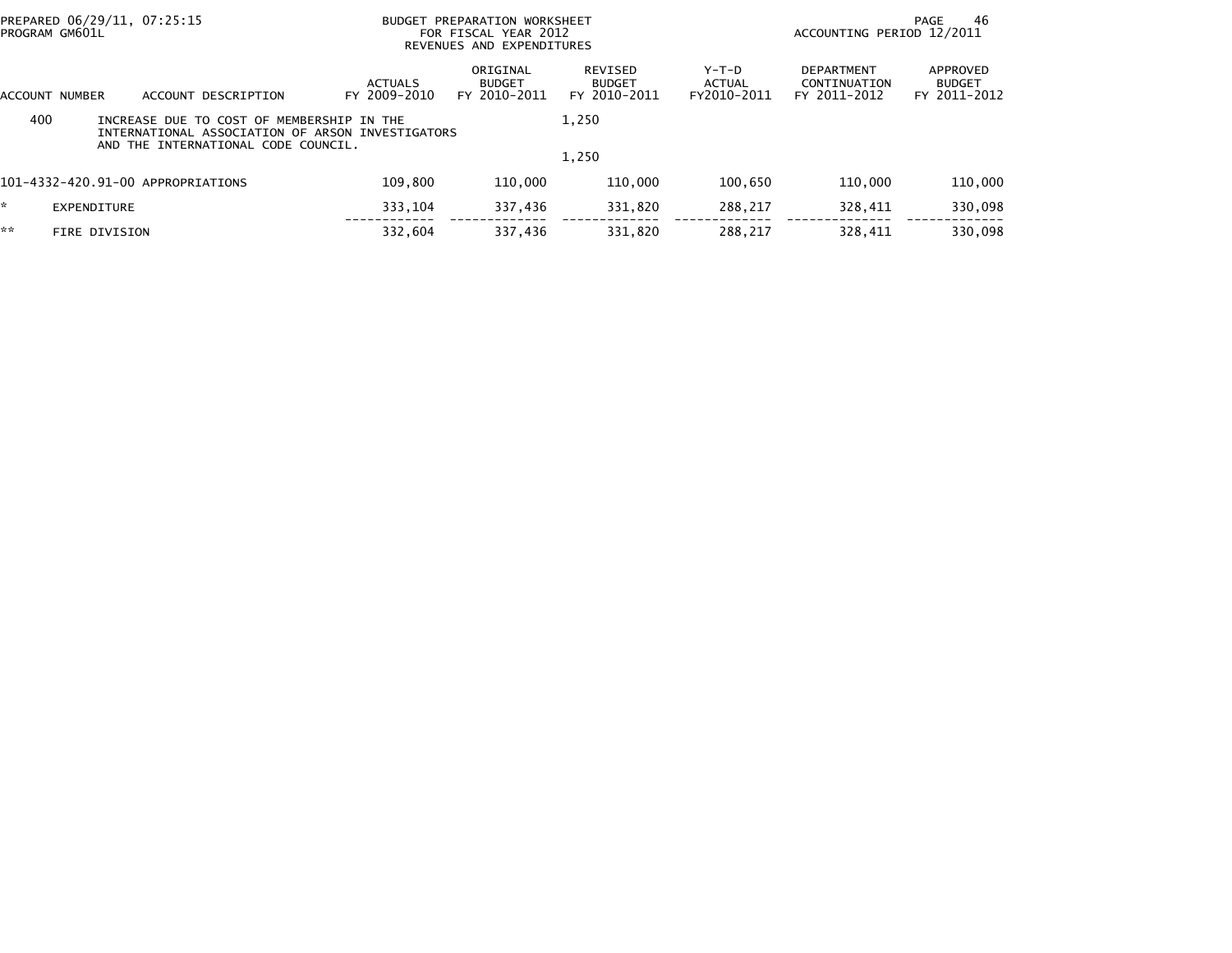PREPARED 06/29/11, 07:25:15
PROGRAM GM601L

BUDGET PREPARATION WORKSHEET
FOR FISCAL YEAR 2012
REVENUES AND EXPENDITURES

ACCOUNTING PERIOD 12/2011

| ACCOUNT NUMBER | ACCOUNT DESCRIPTION | ACTUALS FY 2009-2010 | ORIGINAL BUDGET FY 2010-2011 | REVISED BUDGET FY 2010-2011 | Y-T-D ACTUAL FY2010-2011 | DEPARTMENT CONTINUATION FY 2011-2012 | APPROVED BUDGET FY 2011-2012 |
|---|---|---|---|---|---|---|---|
| 400 | INCREASE DUE TO COST OF MEMBERSHIP IN THE INTERNATIONAL ASSOCIATION OF ARSON INVESTIGATORS AND THE INTERNATIONAL CODE COUNCIL. | | | 1,250 | | | |
| | | | | 1,250 | | | |
| 101-4332-420.91-00 | APPROPRIATIONS | 109,800 | 110,000 | 110,000 | 100,650 | 110,000 | 110,000 |
| * | EXPENDITURE | 333,104 | 337,436 | 331,820 | 288,217 | 328,411 | 330,098 |
| ** | FIRE DIVISION | 332,604 | 337,436 | 331,820 | 288,217 | 328,411 | 330,098 |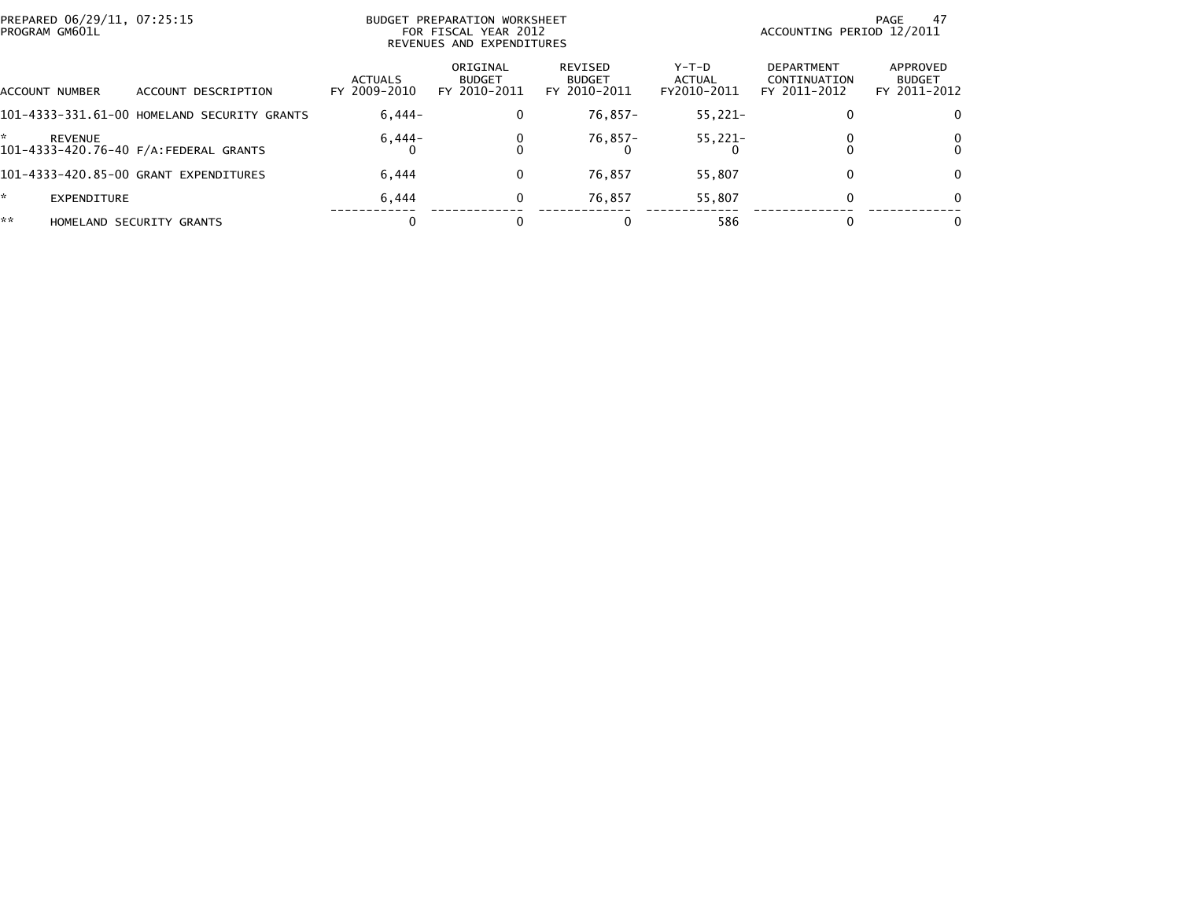PREPARED 06/29/11, 07:25:15
PROGRAM GM601L

BUDGET PREPARATION WORKSHEET
FOR FISCAL YEAR 2012
REVENUES AND EXPENDITURES

ACCOUNTING PERIOD 12/2011

| ACCOUNT NUMBER | ACCOUNT DESCRIPTION | ACTUALS FY 2009-2010 | ORIGINAL BUDGET FY 2010-2011 | REVISED BUDGET FY 2010-2011 | Y-T-D ACTUAL FY2010-2011 | DEPARTMENT CONTINUATION FY 2011-2012 | APPROVED BUDGET FY 2011-2012 |
|---|---|---|---|---|---|---|---|
| 101-4333-331.61-00 | HOMELAND SECURITY GRANTS | 6,444- | 0 | 76,857- | 55,221- | 0 | 0 |
| * | REVENUE | 6,444- | 0 | 76,857- | 55,221- | 0 | 0 |
| 101-4333-420.76-40 | F/A:FEDERAL GRANTS | 0 | 0 | 0 | 0 | 0 | 0 |
| 101-4333-420.85-00 | GRANT EXPENDITURES | 6,444 | 0 | 76,857 | 55,807 | 0 | 0 |
| * | EXPENDITURE | 6,444 | 0 | 76,857 | 55,807 | 0 | 0 |
| ** | HOMELAND SECURITY GRANTS | 0 | 0 | 0 | 586 | 0 | 0 |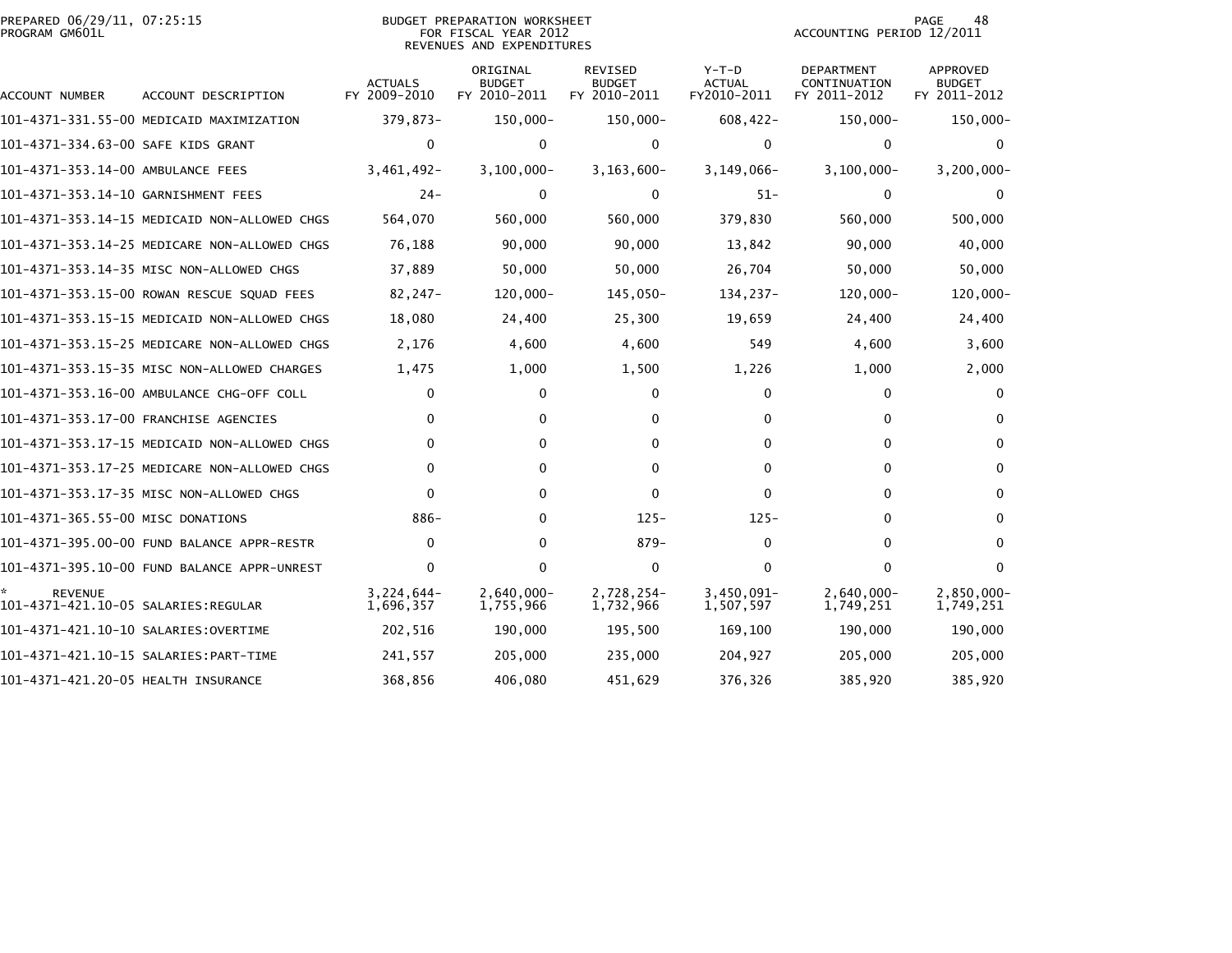PREPARED 06/29/11, 07:25:15
PROGRAM GM601L

BUDGET PREPARATION WORKSHEET
FOR FISCAL YEAR 2012
REVENUES AND EXPENDITURES

ACCOUNTING PERIOD 12/2011

| ACCOUNT NUMBER | ACCOUNT DESCRIPTION | ACTUALS FY 2009-2010 | ORIGINAL BUDGET FY 2010-2011 | REVISED BUDGET FY 2010-2011 | Y-T-D ACTUAL FY2010-2011 | DEPARTMENT CONTINUATION FY 2011-2012 | APPROVED BUDGET FY 2011-2012 |
|---|---|---|---|---|---|---|---|
| 101-4371-331.55-00 | MEDICAID MAXIMIZATION | 379,873- | 150,000- | 150,000- | 608,422- | 150,000- | 150,000- |
| 101-4371-334.63-00 | SAFE KIDS GRANT | 0 | 0 | 0 | 0 | 0 | 0 |
| 101-4371-353.14-00 | AMBULANCE FEES | 3,461,492- | 3,100,000- | 3,163,600- | 3,149,066- | 3,100,000- | 3,200,000- |
| 101-4371-353.14-10 | GARNISHMENT FEES | 24- | 0 | 0 | 51- | 0 | 0 |
| 101-4371-353.14-15 | MEDICAID NON-ALLOWED CHGS | 564,070 | 560,000 | 560,000 | 379,830 | 560,000 | 500,000 |
| 101-4371-353.14-25 | MEDICARE NON-ALLOWED CHGS | 76,188 | 90,000 | 90,000 | 13,842 | 90,000 | 40,000 |
| 101-4371-353.14-35 | MISC NON-ALLOWED CHGS | 37,889 | 50,000 | 50,000 | 26,704 | 50,000 | 50,000 |
| 101-4371-353.15-00 | ROWAN RESCUE SQUAD FEES | 82,247- | 120,000- | 145,050- | 134,237- | 120,000- | 120,000- |
| 101-4371-353.15-15 | MEDICAID NON-ALLOWED CHGS | 18,080 | 24,400 | 25,300 | 19,659 | 24,400 | 24,400 |
| 101-4371-353.15-25 | MEDICARE NON-ALLOWED CHGS | 2,176 | 4,600 | 4,600 | 549 | 4,600 | 3,600 |
| 101-4371-353.15-35 | MISC NON-ALLOWED CHARGES | 1,475 | 1,000 | 1,500 | 1,226 | 1,000 | 2,000 |
| 101-4371-353.16-00 | AMBULANCE CHG-OFF COLL | 0 | 0 | 0 | 0 | 0 | 0 |
| 101-4371-353.17-00 | FRANCHISE AGENCIES | 0 | 0 | 0 | 0 | 0 | 0 |
| 101-4371-353.17-15 | MEDICAID NON-ALLOWED CHGS | 0 | 0 | 0 | 0 | 0 | 0 |
| 101-4371-353.17-25 | MEDICARE NON-ALLOWED CHGS | 0 | 0 | 0 | 0 | 0 | 0 |
| 101-4371-353.17-35 | MISC NON-ALLOWED CHGS | 0 | 0 | 0 | 0 | 0 | 0 |
| 101-4371-365.55-00 | MISC DONATIONS | 886- | 0 | 125- | 125- | 0 | 0 |
| 101-4371-395.00-00 | FUND BALANCE APPR-RESTR | 0 | 0 | 879- | 0 | 0 | 0 |
| 101-4371-395.10-00 | FUND BALANCE APPR-UNREST | 0 | 0 | 0 | 0 | 0 | 0 |
| * REVENUE | | 3,224,644- | 2,640,000- | 2,728,254- | 3,450,091- | 2,640,000- | 2,850,000- |
| 101-4371-421.10-05 | SALARIES:REGULAR | 1,696,357 | 1,755,966 | 1,732,966 | 1,507,597 | 1,749,251 | 1,749,251 |
| 101-4371-421.10-10 | SALARIES:OVERTIME | 202,516 | 190,000 | 195,500 | 169,100 | 190,000 | 190,000 |
| 101-4371-421.10-15 | SALARIES:PART-TIME | 241,557 | 205,000 | 235,000 | 204,927 | 205,000 | 205,000 |
| 101-4371-421.20-05 | HEALTH INSURANCE | 368,856 | 406,080 | 451,629 | 376,326 | 385,920 | 385,920 |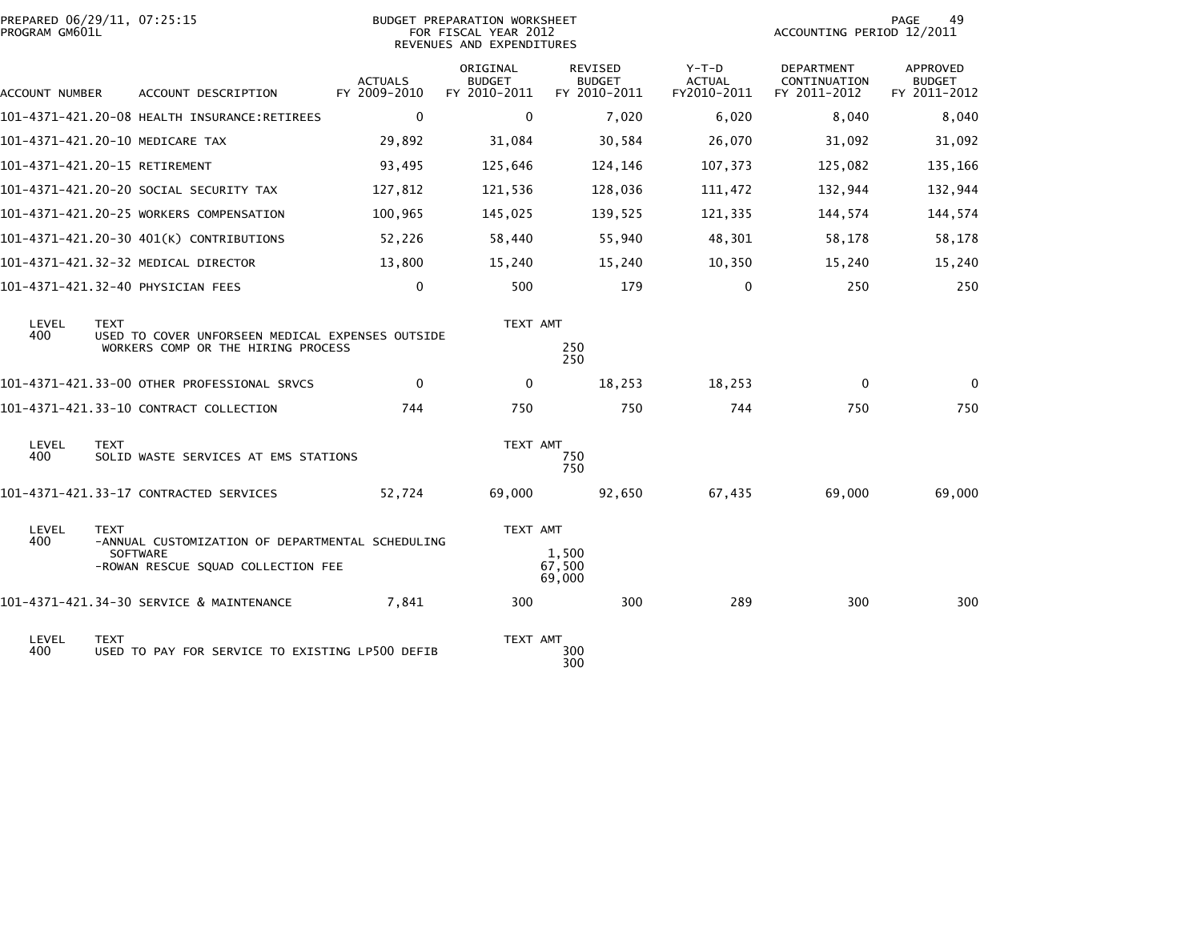| ACCOUNT NUMBER | ACCOUNT DESCRIPTION | ACTUALS FY 2009-2010 | ORIGINAL BUDGET FY 2010-2011 | REVISED BUDGET FY 2010-2011 | Y-T-D ACTUAL FY2010-2011 | DEPARTMENT CONTINUATION FY 2011-2012 | APPROVED BUDGET FY 2011-2012 |
|---|---|---|---|---|---|---|---|
| 101-4371-421.20-08 | HEALTH INSURANCE:RETIREES | 0 | 0 | 7,020 | 6,020 | 8,040 | 8,040 |
| 101-4371-421.20-10 | MEDICARE TAX | 29,892 | 31,084 | 30,584 | 26,070 | 31,092 | 31,092 |
| 101-4371-421.20-15 | RETIREMENT | 93,495 | 125,646 | 124,146 | 107,373 | 125,082 | 135,166 |
| 101-4371-421.20-20 | SOCIAL SECURITY TAX | 127,812 | 121,536 | 128,036 | 111,472 | 132,944 | 132,944 |
| 101-4371-421.20-25 | WORKERS COMPENSATION | 100,965 | 145,025 | 139,525 | 121,335 | 144,574 | 144,574 |
| 101-4371-421.20-30 | 401(K) CONTRIBUTIONS | 52,226 | 58,440 | 55,940 | 48,301 | 58,178 | 58,178 |
| 101-4371-421.32-32 | MEDICAL DIRECTOR | 13,800 | 15,240 | 15,240 | 10,350 | 15,240 | 15,240 |
| 101-4371-421.32-40 | PHYSICIAN FEES | 0 | 500 | 179 | 0 | 250 | 250 |

| LEVEL | TEXT | TEXT AMT |
|---|---|---|
| 400 | USED TO COVER UNFORSEEN MEDICAL EXPENSES OUTSIDE WORKERS COMP OR THE HIRING PROCESS | 250 |
| | | 250 |

| ACCOUNT NUMBER | ACCOUNT DESCRIPTION | ACTUALS FY 2009-2010 | ORIGINAL BUDGET FY 2010-2011 | REVISED BUDGET FY 2010-2011 | Y-T-D ACTUAL FY2010-2011 | DEPARTMENT CONTINUATION FY 2011-2012 | APPROVED BUDGET FY 2011-2012 |
|---|---|---|---|---|---|---|---|
| 101-4371-421.33-00 | OTHER PROFESSIONAL SRVCS | 0 | 0 | 18,253 | 18,253 | 0 | 0 |
| 101-4371-421.33-10 | CONTRACT COLLECTION | 744 | 750 | 750 | 744 | 750 | 750 |

| LEVEL | TEXT | TEXT AMT |
|---|---|---|
| 400 | SOLID WASTE SERVICES AT EMS STATIONS | 750 |
| | | 750 |

| ACCOUNT NUMBER | ACCOUNT DESCRIPTION | ACTUALS FY 2009-2010 | ORIGINAL BUDGET FY 2010-2011 | REVISED BUDGET FY 2010-2011 | Y-T-D ACTUAL FY2010-2011 | DEPARTMENT CONTINUATION FY 2011-2012 | APPROVED BUDGET FY 2011-2012 |
|---|---|---|---|---|---|---|---|
| 101-4371-421.33-17 | CONTRACTED SERVICES | 52,724 | 69,000 | 92,650 | 67,435 | 69,000 | 69,000 |

| LEVEL | TEXT | TEXT AMT |
|---|---|---|
| 400 | -ANNUAL CUSTOMIZATION OF DEPARTMENTAL SCHEDULING SOFTWARE | 1,500 |
| | -ROWAN RESCUE SQUAD COLLECTION FEE | 67,500 |
| | | 69,000 |

| ACCOUNT NUMBER | ACCOUNT DESCRIPTION | ACTUALS FY 2009-2010 | ORIGINAL BUDGET FY 2010-2011 | REVISED BUDGET FY 2010-2011 | Y-T-D ACTUAL FY2010-2011 | DEPARTMENT CONTINUATION FY 2011-2012 | APPROVED BUDGET FY 2011-2012 |
|---|---|---|---|---|---|---|---|
| 101-4371-421.34-30 | SERVICE & MAINTENANCE | 7,841 | 300 | 300 | 289 | 300 | 300 |

| LEVEL | TEXT | TEXT AMT |
|---|---|---|
| 400 | USED TO PAY FOR SERVICE TO EXISTING LP500 DEFIB | 300 |
| | | 300 |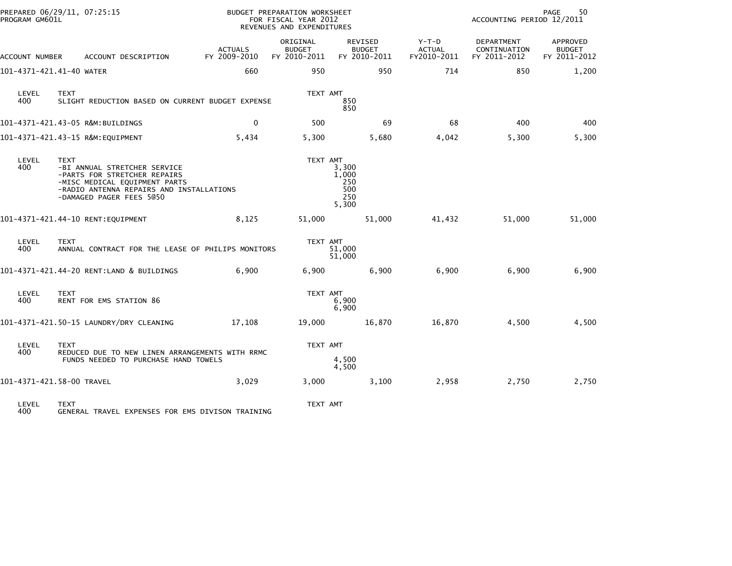PREPARED 06/29/11, 07:25:15
PROGRAM GM601L

BUDGET PREPARATION WORKSHEET
FOR FISCAL YEAR 2012
REVENUES AND EXPENDITURES

ACCOUNTING PERIOD 12/2011

| ACCOUNT NUMBER | ACCOUNT DESCRIPTION | ACTUALS FY 2009-2010 | ORIGINAL BUDGET FY 2010-2011 | REVISED BUDGET FY 2010-2011 | Y-T-D ACTUAL FY2010-2011 | DEPARTMENT CONTINUATION FY 2011-2012 | APPROVED BUDGET FY 2011-2012 |
|---|---|---|---|---|---|---|---|
| 101-4371-421.41-40 | WATER | 660 | 950 | 950 | 714 | 850 | 1,200 |

| LEVEL | TEXT | TEXT AMT |
|---|---|---|
| 400 | SLIGHT REDUCTION BASED ON CURRENT BUDGET EXPENSE | 850 |
| | | 850 |

| ACCOUNT NUMBER | ACCOUNT DESCRIPTION | ACTUALS FY 2009-2010 | ORIGINAL BUDGET FY 2010-2011 | REVISED BUDGET FY 2010-2011 | Y-T-D ACTUAL FY2010-2011 | DEPARTMENT CONTINUATION FY 2011-2012 | APPROVED BUDGET FY 2011-2012 |
|---|---|---|---|---|---|---|---|
| 101-4371-421.43-05 | R&M:BUILDINGS | 0 | 500 | 69 | 68 | 400 | 400 |
| 101-4371-421.43-15 | R&M:EQUIPMENT | 5,434 | 5,300 | 5,680 | 4,042 | 5,300 | 5,300 |

| LEVEL | TEXT | TEXT AMT |
|---|---|---|
| 400 | -BI ANNUAL STRETCHER SERVICE | 3,300 |
| | -PARTS FOR STRETCHER REPAIRS | 1,000 |
| | -MISC MEDICAL EQUIPMENT PARTS | 250 |
| | -RADIO ANTENNA REPAIRS AND INSTALLATIONS | 500 |
| | -DAMAGED PAGER FEES 5@50 | 250 |
| | | 5,300 |

| ACCOUNT NUMBER | ACCOUNT DESCRIPTION | ACTUALS FY 2009-2010 | ORIGINAL BUDGET FY 2010-2011 | REVISED BUDGET FY 2010-2011 | Y-T-D ACTUAL FY2010-2011 | DEPARTMENT CONTINUATION FY 2011-2012 | APPROVED BUDGET FY 2011-2012 |
|---|---|---|---|---|---|---|---|
| 101-4371-421.44-10 | RENT:EQUIPMENT | 8,125 | 51,000 | 51,000 | 41,432 | 51,000 | 51,000 |

| LEVEL | TEXT | TEXT AMT |
|---|---|---|
| 400 | ANNUAL CONTRACT FOR THE LEASE OF PHILIPS MONITORS | 51,000 |
| | | 51,000 |

| ACCOUNT NUMBER | ACCOUNT DESCRIPTION | ACTUALS FY 2009-2010 | ORIGINAL BUDGET FY 2010-2011 | REVISED BUDGET FY 2010-2011 | Y-T-D ACTUAL FY2010-2011 | DEPARTMENT CONTINUATION FY 2011-2012 | APPROVED BUDGET FY 2011-2012 |
|---|---|---|---|---|---|---|---|
| 101-4371-421.44-20 | RENT:LAND & BUILDINGS | 6,900 | 6,900 | 6,900 | 6,900 | 6,900 | 6,900 |

| LEVEL | TEXT | TEXT AMT |
|---|---|---|
| 400 | RENT FOR EMS STATION 86 | 6,900 |
| | | 6,900 |

| ACCOUNT NUMBER | ACCOUNT DESCRIPTION | ACTUALS FY 2009-2010 | ORIGINAL BUDGET FY 2010-2011 | REVISED BUDGET FY 2010-2011 | Y-T-D ACTUAL FY2010-2011 | DEPARTMENT CONTINUATION FY 2011-2012 | APPROVED BUDGET FY 2011-2012 |
|---|---|---|---|---|---|---|---|
| 101-4371-421.50-15 | LAUNDRY/DRY CLEANING | 17,108 | 19,000 | 16,870 | 16,870 | 4,500 | 4,500 |

| LEVEL | TEXT | TEXT AMT |
|---|---|---|
| 400 | REDUCED DUE TO NEW LINEN ARRANGEMENTS WITH RRMC | |
| | FUNDS NEEDED TO PURCHASE HAND TOWELS | 4,500 |
| | | 4,500 |

| ACCOUNT NUMBER | ACCOUNT DESCRIPTION | ACTUALS FY 2009-2010 | ORIGINAL BUDGET FY 2010-2011 | REVISED BUDGET FY 2010-2011 | Y-T-D ACTUAL FY2010-2011 | DEPARTMENT CONTINUATION FY 2011-2012 | APPROVED BUDGET FY 2011-2012 |
|---|---|---|---|---|---|---|---|
| 101-4371-421.58-00 | TRAVEL | 3,029 | 3,000 | 3,100 | 2,958 | 2,750 | 2,750 |

| LEVEL | TEXT | TEXT AMT |
|---|---|---|
| 400 | GENERAL TRAVEL EXPENSES FOR EMS DIVISON TRAINING | |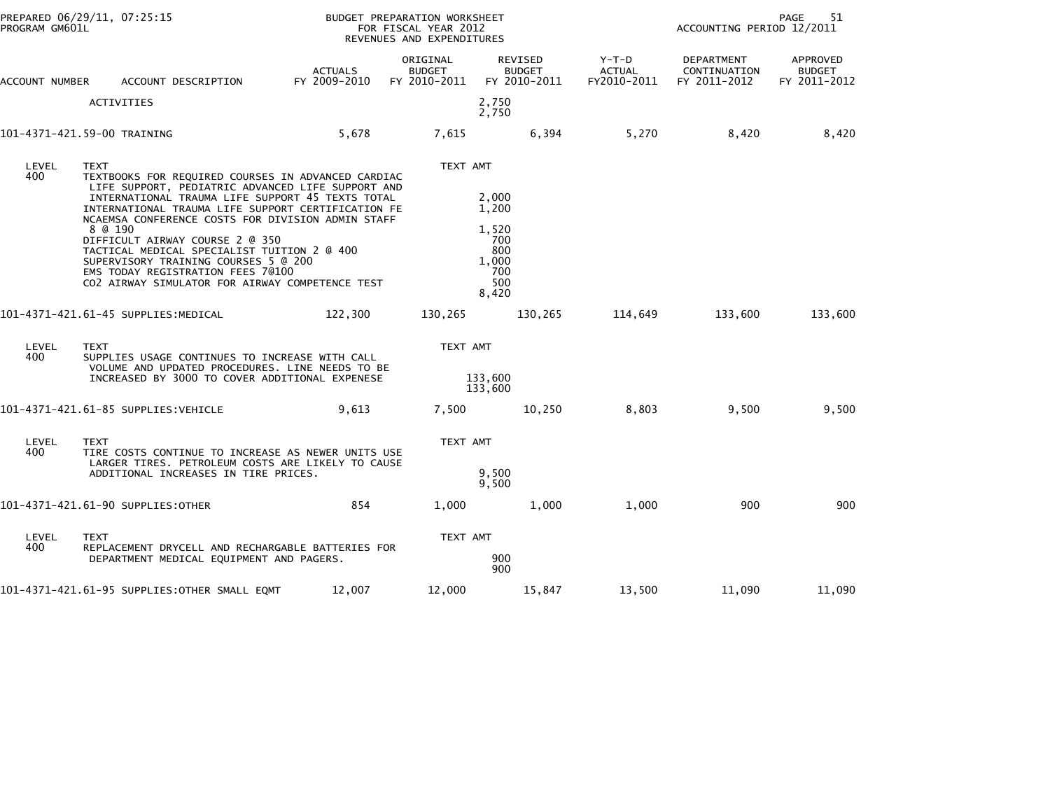PREPARED 06/29/11, 07:25:15
PROGRAM GM601L

BUDGET PREPARATION WORKSHEET
FOR FISCAL YEAR 2012
REVENUES AND EXPENDITURES

ACCOUNTING PERIOD 12/2011

| ACCOUNT NUMBER | ACCOUNT DESCRIPTION | ACTUALS FY 2009-2010 | ORIGINAL BUDGET FY 2010-2011 | REVISED BUDGET FY 2010-2011 | Y-T-D ACTUAL FY2010-2011 | DEPARTMENT CONTINUATION FY 2011-2012 | APPROVED BUDGET FY 2011-2012 |
|---|---|---|---|---|---|---|---|
| | ACTIVITIES | | 2,750 | | | | |
| | | | 2,750 | | | | |
| 101-4371-421.59-00 | TRAINING | 5,678 | 7,615 | 6,394 | 5,270 | 8,420 | 8,420 |

| LEVEL | TEXT | TEXT AMT |
|---|---|---|
| 400 | TEXTBOOKS FOR REQUIRED COURSES IN ADVANCED CARDIAC LIFE SUPPORT, PEDIATRIC ADVANCED LIFE SUPPORT AND INTERNATIONAL TRAUMA LIFE SUPPORT 45 TEXTS TOTAL | 2,000 |
| | INTERNATIONAL TRAUMA LIFE SUPPORT CERTIFICATION FE | 1,200 |
| | NCAEMSA CONFERENCE COSTS FOR DIVISION ADMIN STAFF 8 @ 190 | 1,520 |
| | DIFFICULT AIRWAY COURSE 2 @ 350 | 700 |
| | TACTICAL MEDICAL SPECIALIST TUITION 2 @ 400 | 800 |
| | SUPERVISORY TRAINING COURSES 5 @ 200 | 1,000 |
| | EMS TODAY REGISTRATION FEES 7@100 | 700 |
| | CO2 AIRWAY SIMULATOR FOR AIRWAY COMPETENCE TEST | 500 |
| | | 8,420 |

| ACCOUNT NUMBER | ACCOUNT DESCRIPTION | ACTUALS FY 2009-2010 | ORIGINAL BUDGET FY 2010-2011 | REVISED BUDGET FY 2010-2011 | Y-T-D ACTUAL FY2010-2011 | DEPARTMENT CONTINUATION FY 2011-2012 | APPROVED BUDGET FY 2011-2012 |
|---|---|---|---|---|---|---|---|
| 101-4371-421.61-45 | SUPPLIES:MEDICAL | 122,300 | 130,265 | 130,265 | 114,649 | 133,600 | 133,600 |

| LEVEL | TEXT | TEXT AMT |
|---|---|---|
| 400 | SUPPLIES USAGE CONTINUES TO INCREASE WITH CALL VOLUME AND UPDATED PROCEDURES. LINE NEEDS TO BE INCREASED BY 3000 TO COVER ADDITIONAL EXPENESE | 133,600 |
| | | 133,600 |

| ACCOUNT NUMBER | ACCOUNT DESCRIPTION | ACTUALS FY 2009-2010 | ORIGINAL BUDGET FY 2010-2011 | REVISED BUDGET FY 2010-2011 | Y-T-D ACTUAL FY2010-2011 | DEPARTMENT CONTINUATION FY 2011-2012 | APPROVED BUDGET FY 2011-2012 |
|---|---|---|---|---|---|---|---|
| 101-4371-421.61-85 | SUPPLIES:VEHICLE | 9,613 | 7,500 | 10,250 | 8,803 | 9,500 | 9,500 |

| LEVEL | TEXT | TEXT AMT |
|---|---|---|
| 400 | TIRE COSTS CONTINUE TO INCREASE AS NEWER UNITS USE LARGER TIRES. PETROLEUM COSTS ARE LIKELY TO CAUSE ADDITIONAL INCREASES IN TIRE PRICES. | 9,500 |
| | | 9,500 |

| ACCOUNT NUMBER | ACCOUNT DESCRIPTION | ACTUALS FY 2009-2010 | ORIGINAL BUDGET FY 2010-2011 | REVISED BUDGET FY 2010-2011 | Y-T-D ACTUAL FY2010-2011 | DEPARTMENT CONTINUATION FY 2011-2012 | APPROVED BUDGET FY 2011-2012 |
|---|---|---|---|---|---|---|---|
| 101-4371-421.61-90 | SUPPLIES:OTHER | 854 | 1,000 | 1,000 | 1,000 | 900 | 900 |

| LEVEL | TEXT | TEXT AMT |
|---|---|---|
| 400 | REPLACEMENT DRYCELL AND RECHARGABLE BATTERIES FOR DEPARTMENT MEDICAL EQUIPMENT AND PAGERS. | 900 |
| | | 900 |

| ACCOUNT NUMBER | ACCOUNT DESCRIPTION | ACTUALS FY 2009-2010 | ORIGINAL BUDGET FY 2010-2011 | REVISED BUDGET FY 2010-2011 | Y-T-D ACTUAL FY2010-2011 | DEPARTMENT CONTINUATION FY 2011-2012 | APPROVED BUDGET FY 2011-2012 |
|---|---|---|---|---|---|---|---|
| 101-4371-421.61-95 | SUPPLIES:OTHER SMALL EQMT | 12,007 | 12,000 | 15,847 | 13,500 | 11,090 | 11,090 |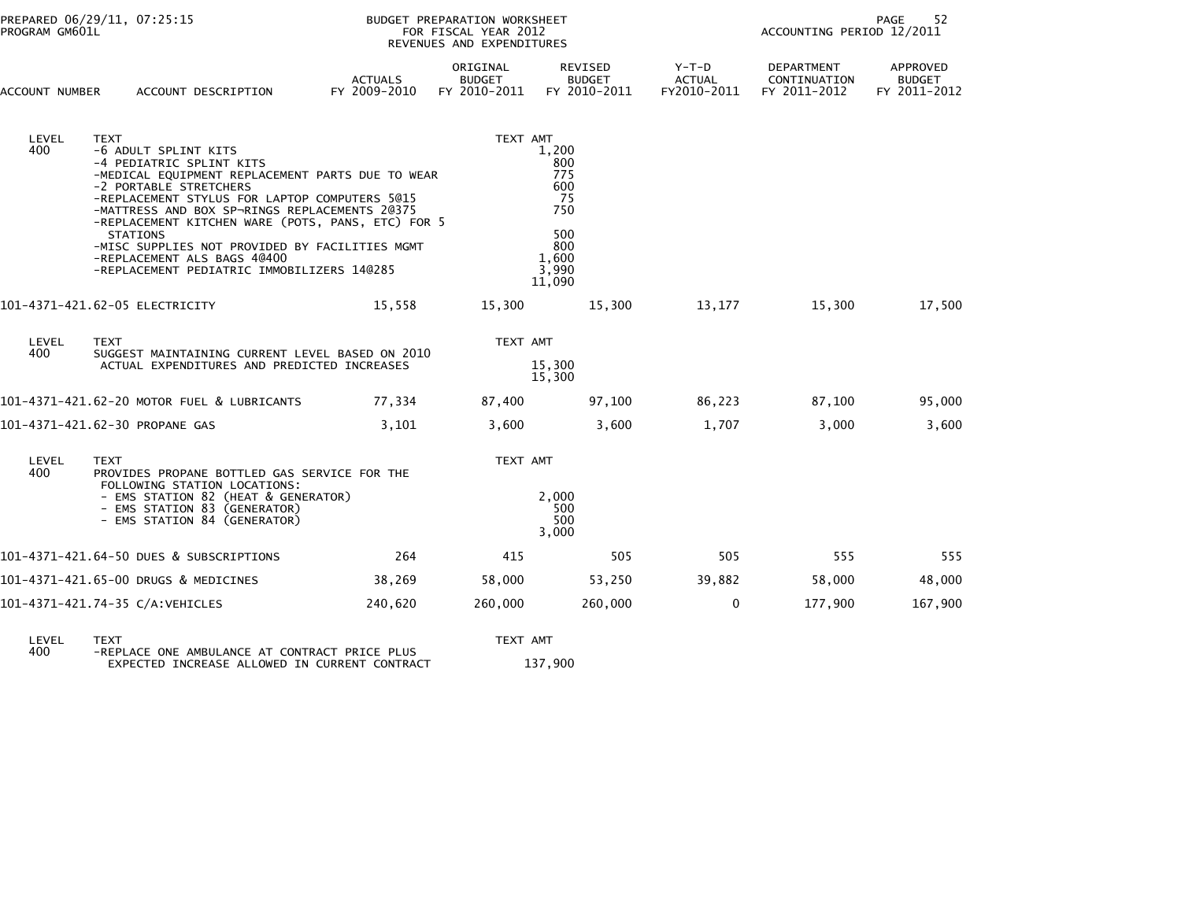PREPARED 06/29/11, 07:25:15 BUDGET PREPARATION WORKSHEET
PROGRAM GM601L FOR FISCAL YEAR 2012 ACCOUNTING PERIOD 12/2011
REVENUES AND EXPENDITURES

| ACCOUNT NUMBER | ACCOUNT DESCRIPTION | ACTUALS FY 2009-2010 | ORIGINAL BUDGET FY 2010-2011 | REVISED BUDGET FY 2010-2011 | Y-T-D ACTUAL FY2010-2011 | DEPARTMENT CONTINUATION FY 2011-2012 | APPROVED BUDGET FY 2011-2012 |
|---|---|---|---|---|---|---|---|
| LEVEL 400 | TEXT | | TEXT AMT | | | | |
| | -6 ADULT SPLINT KITS | | | 1,200 | | | |
| | -4 PEDIATRIC SPLINT KITS | | | 800 | | | |
| | -MEDICAL EQUIPMENT REPLACEMENT PARTS DUE TO WEAR | | | 775 | | | |
| | -2 PORTABLE STRETCHERS | | | 600 | | | |
| | -REPLACEMENT STYLUS FOR LAPTOP COMPUTERS 5@15 | | | 75 | | | |
| | -MATTRESS AND BOX SP¬RINGS REPLACEMENTS 2@375 | | | 750 | | | |
| | -REPLACEMENT KITCHEN WARE (POTS, PANS, ETC) FOR 5 STATIONS | | | 500 | | | |
| | -MISC SUPPLIES NOT PROVIDED BY FACILITIES MGMT | | | 800 | | | |
| | -REPLACEMENT ALS BAGS 4@400 | | | 1,600 | | | |
| | -REPLACEMENT PEDIATRIC IMMOBILIZERS 14@285 | | | 3,990 | | | |
| | | | | 11,090 | | | |
| 101-4371-421.62-05 | ELECTRICITY | 15,558 | 15,300 | 15,300 | 13,177 | 15,300 | 17,500 |
| LEVEL 400 | TEXT | | TEXT AMT | | | | |
| | SUGGEST MAINTAINING CURRENT LEVEL BASED ON 2010 ACTUAL EXPENDITURES AND PREDICTED INCREASES | | | 15,300 | | | |
| | | | | 15,300 | | | |
| 101-4371-421.62-20 | MOTOR FUEL & LUBRICANTS | 77,334 | 87,400 | 97,100 | 86,223 | 87,100 | 95,000 |
| 101-4371-421.62-30 | PROPANE GAS | 3,101 | 3,600 | 3,600 | 1,707 | 3,000 | 3,600 |
| LEVEL 400 | TEXT | | TEXT AMT | | | | |
| | PROVIDES PROPANE BOTTLED GAS SERVICE FOR THE FOLLOWING STATION LOCATIONS: | | | | | | |
| | - EMS STATION 82 (HEAT & GENERATOR) | | | 2,000 | | | |
| | - EMS STATION 83 (GENERATOR) | | | 500 | | | |
| | - EMS STATION 84 (GENERATOR) | | | 500 | | | |
| | | | | 3,000 | | | |
| 101-4371-421.64-50 | DUES & SUBSCRIPTIONS | 264 | 415 | 505 | 505 | 555 | 555 |
| 101-4371-421.65-00 | DRUGS & MEDICINES | 38,269 | 58,000 | 53,250 | 39,882 | 58,000 | 48,000 |
| 101-4371-421.74-35 | C/A:VEHICLES | 240,620 | 260,000 | 260,000 | 0 | 177,900 | 167,900 |
| LEVEL 400 | TEXT | | TEXT AMT | | | | |
| | -REPLACE ONE AMBULANCE AT CONTRACT PRICE PLUS EXPECTED INCREASE ALLOWED IN CURRENT CONTRACT | | | 137,900 | | | |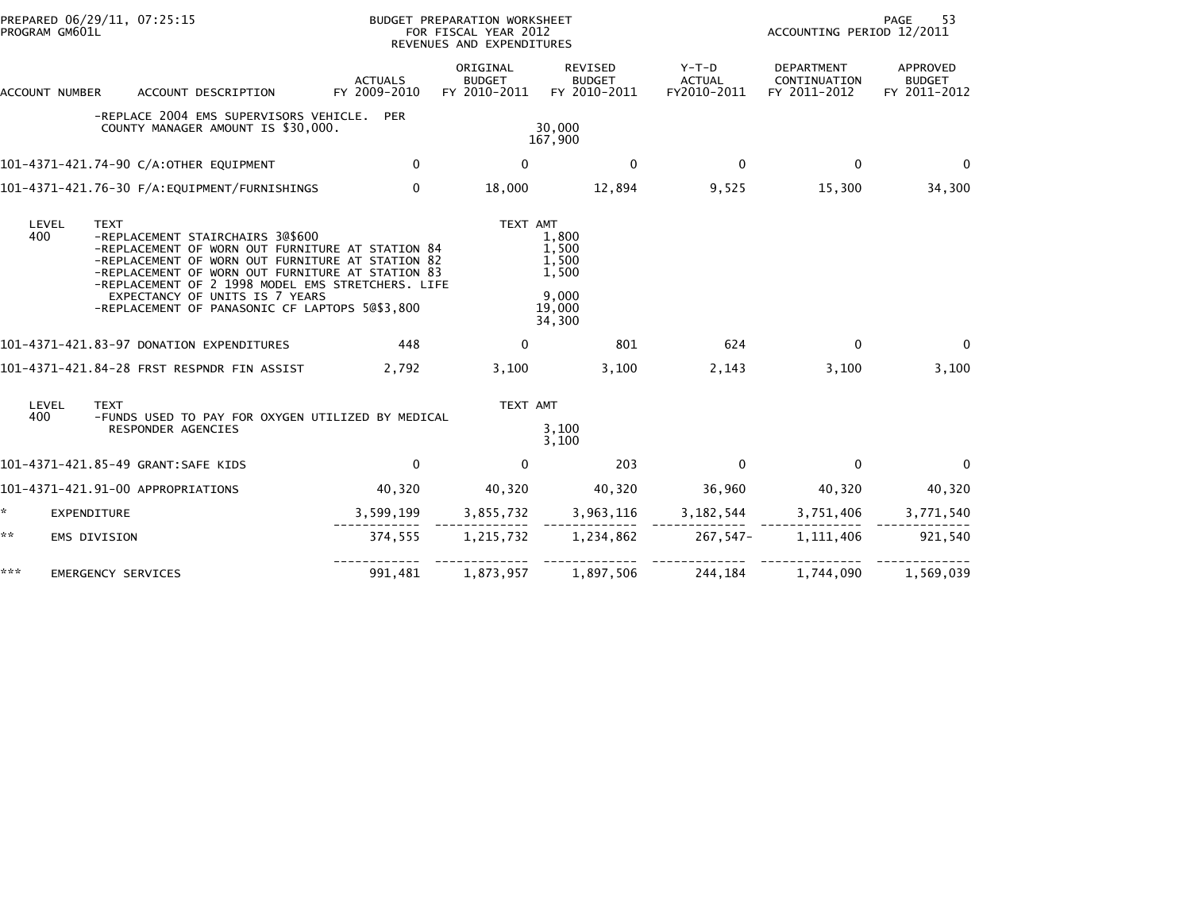| ACCOUNT NUMBER | ACCOUNT DESCRIPTION | ACTUALS FY 2009-2010 | ORIGINAL BUDGET FY 2010-2011 | REVISED BUDGET FY 2010-2011 | Y-T-D ACTUAL FY2010-2011 | DEPARTMENT CONTINUATION FY 2011-2012 | APPROVED BUDGET FY 2011-2012 |
|---|---|---|---|---|---|---|---|
| | -REPLACE 2004 EMS SUPERVISORS VEHICLE. PER COUNTY MANAGER AMOUNT IS $30,000. | | | 30,000 | | | |
| | | | | 167,900 | | | |
| 101-4371-421.74-90 | C/A:OTHER EQUIPMENT | 0 | 0 | 0 | 0 | 0 | 0 |
| 101-4371-421.76-30 | F/A:EQUIPMENT/FURNISHINGS | 0 | 18,000 | 12,894 | 9,525 | 15,300 | 34,300 |

| LEVEL | TEXT | TEXT AMT |
|---|---|---|
| 400 | -REPLACEMENT STAIRCHAIRS 3@$600 | 1,800 |
| | -REPLACEMENT OF WORN OUT FURNITURE AT STATION 84 | 1,500 |
| | -REPLACEMENT OF WORN OUT FURNITURE AT STATION 82 | 1,500 |
| | -REPLACEMENT OF WORN OUT FURNITURE AT STATION 83 | 1,500 |
| | -REPLACEMENT OF 2 1998 MODEL EMS STRETCHERS. LIFE EXPECTANCY OF UNITS IS 7 YEARS | 9,000 |
| | -REPLACEMENT OF PANASONIC CF LAPTOPS 5@$3,800 | 19,000 |
| | | 34,300 |

| ACCOUNT NUMBER | ACCOUNT DESCRIPTION | ACTUALS FY 2009-2010 | ORIGINAL BUDGET FY 2010-2011 | REVISED BUDGET FY 2010-2011 | Y-T-D ACTUAL FY2010-2011 | DEPARTMENT CONTINUATION FY 2011-2012 | APPROVED BUDGET FY 2011-2012 |
|---|---|---|---|---|---|---|---|
| 101-4371-421.83-97 | DONATION EXPENDITURES | 448 | 0 | 801 | 624 | 0 | 0 |
| 101-4371-421.84-28 | FRST RESPNDR FIN ASSIST | 2,792 | 3,100 | 3,100 | 2,143 | 3,100 | 3,100 |

| LEVEL | TEXT | TEXT AMT |
|---|---|---|
| 400 | -FUNDS USED TO PAY FOR OXYGEN UTILIZED BY MEDICAL RESPONDER AGENCIES | 3,100 |
| | | 3,100 |

| ACCOUNT NUMBER | ACCOUNT DESCRIPTION | ACTUALS FY 2009-2010 | ORIGINAL BUDGET FY 2010-2011 | REVISED BUDGET FY 2010-2011 | Y-T-D ACTUAL FY2010-2011 | DEPARTMENT CONTINUATION FY 2011-2012 | APPROVED BUDGET FY 2011-2012 |
|---|---|---|---|---|---|---|---|
| 101-4371-421.85-49 | GRANT:SAFE KIDS | 0 | 0 | 203 | 0 | 0 | 0 |
| 101-4371-421.91-00 | APPROPRIATIONS | 40,320 | 40,320 | 40,320 | 36,960 | 40,320 | 40,320 |
| * | EXPENDITURE | 3,599,199 | 3,855,732 | 3,963,116 | 3,182,544 | 3,751,406 | 3,771,540 |
| ** | EMS DIVISION | 374,555 | 1,215,732 | 1,234,862 | 267,547- | 1,111,406 | 921,540 |
| *** | EMERGENCY SERVICES | 991,481 | 1,873,957 | 1,897,506 | 244,184 | 1,744,090 | 1,569,039 |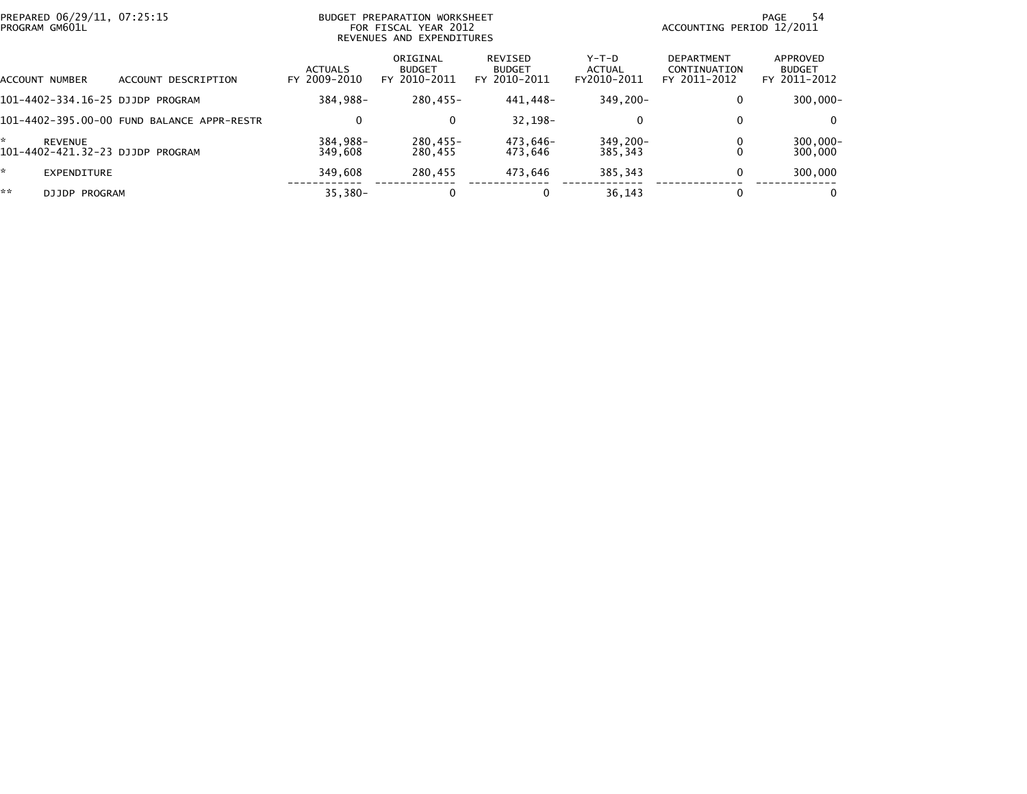PREPARED 06/29/11, 07:25:15
PROGRAM GM601L

BUDGET PREPARATION WORKSHEET
FOR FISCAL YEAR 2012
REVENUES AND EXPENDITURES

ACCOUNTING PERIOD 12/2011

| ACCOUNT NUMBER | ACCOUNT DESCRIPTION | ACTUALS FY 2009-2010 | ORIGINAL BUDGET FY 2010-2011 | REVISED BUDGET FY 2010-2011 | Y-T-D ACTUAL FY2010-2011 | DEPARTMENT CONTINUATION FY 2011-2012 | APPROVED BUDGET FY 2011-2012 |
|---|---|---|---|---|---|---|---|
| 101-4402-334.16-25 | DJJDP PROGRAM | 384,988- | 280,455- | 441,448- | 349,200- | 0 | 300,000- |
| 101-4402-395.00-00 | FUND BALANCE APPR-RESTR | 0 | 0 | 32,198- | 0 | 0 | 0 |
| * | REVENUE | 384,988- | 280,455- | 473,646- | 349,200- | 0 | 300,000- |
| 101-4402-421.32-23 | DJJDP PROGRAM | 349,608 | 280,455 | 473,646 | 385,343 | 0 | 300,000 |
| * | EXPENDITURE | 349,608 | 280,455 | 473,646 | 385,343 | 0 | 300,000 |
| ** | DJJDP PROGRAM | 35,380- | 0 | 0 | 36,143 | 0 | 0 |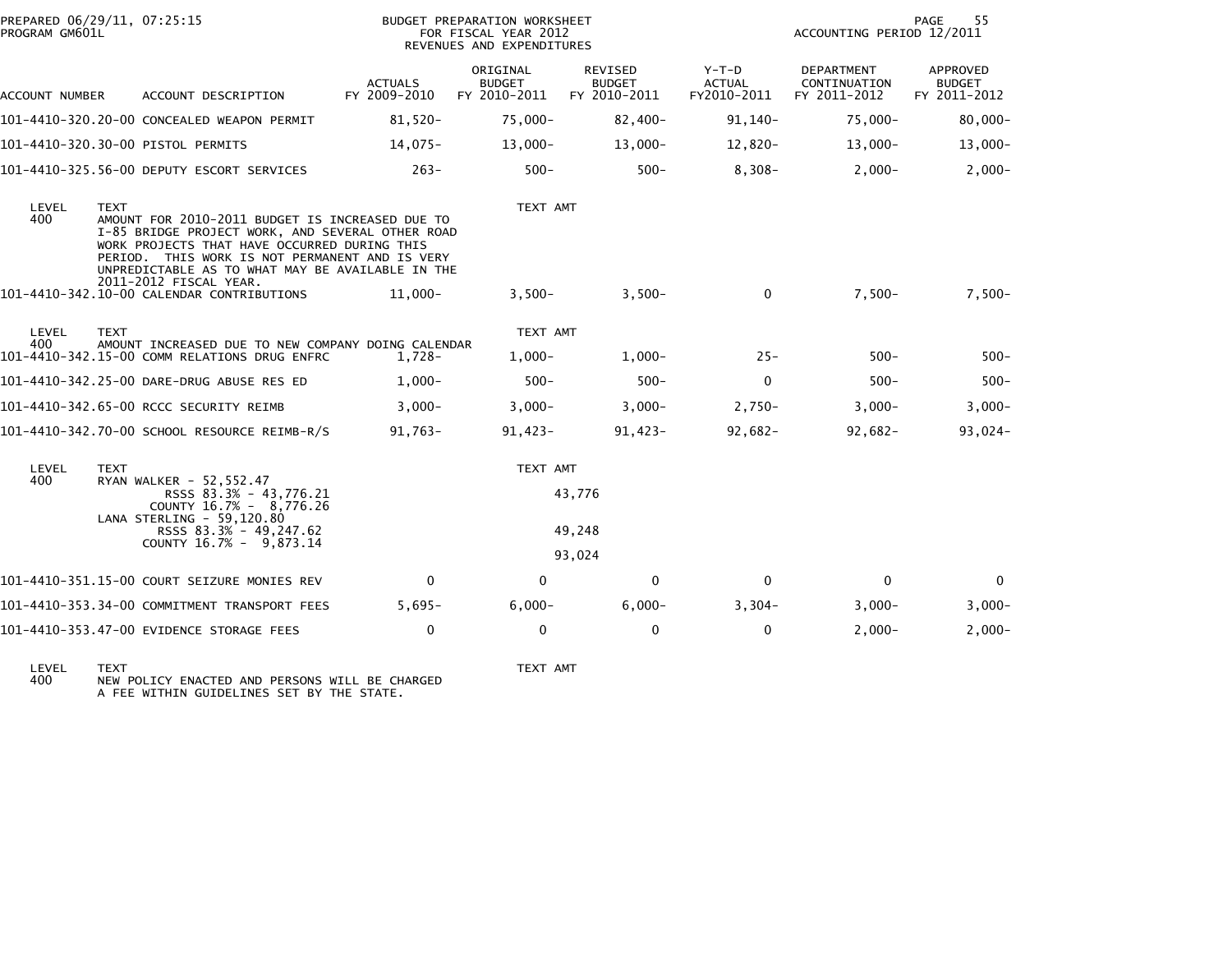PREPARED 06/29/11, 07:25:15
PROGRAM GM601L

BUDGET PREPARATION WORKSHEET
FOR FISCAL YEAR 2012
REVENUES AND EXPENDITURES

ACCOUNTING PERIOD 12/2011

| ACCOUNT NUMBER | ACCOUNT DESCRIPTION | ACTUALS FY 2009-2010 | ORIGINAL BUDGET FY 2010-2011 | REVISED BUDGET FY 2010-2011 | Y-T-D ACTUAL FY2010-2011 | DEPARTMENT CONTINUATION FY 2011-2012 | APPROVED BUDGET FY 2011-2012 |
|---|---|---|---|---|---|---|---|
| 101-4410-320.20-00 | CONCEALED WEAPON PERMIT | 81,520- | 75,000- | 82,400- | 91,140- | 75,000- | 80,000- |
| 101-4410-320.30-00 | PISTOL PERMITS | 14,075- | 13,000- | 13,000- | 12,820- | 13,000- | 13,000- |
| 101-4410-325.56-00 | DEPUTY ESCORT SERVICES | 263- | 500- | 500- | 8,308- | 2,000- | 2,000- |

| LEVEL | TEXT | TEXT AMT |
|---|---|---|
| 400 | AMOUNT FOR 2010-2011 BUDGET IS INCREASED DUE TO I-85 BRIDGE PROJECT WORK, AND SEVERAL OTHER ROAD WORK PROJECTS THAT HAVE OCCURRED DURING THIS PERIOD. THIS WORK IS NOT PERMANENT AND IS VERY UNPREDICTABLE AS TO WHAT MAY BE AVAILABLE IN THE 2011-2012 FISCAL YEAR. | |

| ACCOUNT NUMBER | ACCOUNT DESCRIPTION | ACTUALS FY 2009-2010 | ORIGINAL BUDGET FY 2010-2011 | REVISED BUDGET FY 2010-2011 | Y-T-D ACTUAL FY2010-2011 | DEPARTMENT CONTINUATION FY 2011-2012 | APPROVED BUDGET FY 2011-2012 |
|---|---|---|---|---|---|---|---|
| 101-4410-342.10-00 | CALENDAR CONTRIBUTIONS | 11,000- | 3,500- | 3,500- | 0 | 7,500- | 7,500- |

| LEVEL | TEXT | TEXT AMT |
|---|---|---|
| 400 | AMOUNT INCREASED DUE TO NEW COMPANY DOING CALENDAR | |

| ACCOUNT NUMBER | ACCOUNT DESCRIPTION | ACTUALS FY 2009-2010 | ORIGINAL BUDGET FY 2010-2011 | REVISED BUDGET FY 2010-2011 | Y-T-D ACTUAL FY2010-2011 | DEPARTMENT CONTINUATION FY 2011-2012 | APPROVED BUDGET FY 2011-2012 |
|---|---|---|---|---|---|---|---|
| 101-4410-342.15-00 | COMM RELATIONS DRUG ENFRC | 1,728- | 1,000- | 1,000- | 25- | 500- | 500- |
| 101-4410-342.25-00 | DARE-DRUG ABUSE RES ED | 1,000- | 500- | 500- | 0 | 500- | 500- |
| 101-4410-342.65-00 | RCCC SECURITY REIMB | 3,000- | 3,000- | 3,000- | 2,750- | 3,000- | 3,000- |
| 101-4410-342.70-00 | SCHOOL RESOURCE REIMB-R/S | 91,763- | 91,423- | 91,423- | 92,682- | 92,682- | 93,024- |

| LEVEL | TEXT | TEXT AMT |
|---|---|---|
| 400 | RYAN WALKER - 52,552.47 | |
| | RSSS 83.3% - 43,776.21 | 43,776 |
| | COUNTY 16.7% - 8,776.26 | |
| | LANA STERLING - 59,120.80 | |
| | RSSS 83.3% - 49,247.62 | 49,248 |
| | COUNTY 16.7% - 9,873.14 | |
| | | 93,024 |

| ACCOUNT NUMBER | ACCOUNT DESCRIPTION | ACTUALS FY 2009-2010 | ORIGINAL BUDGET FY 2010-2011 | REVISED BUDGET FY 2010-2011 | Y-T-D ACTUAL FY2010-2011 | DEPARTMENT CONTINUATION FY 2011-2012 | APPROVED BUDGET FY 2011-2012 |
|---|---|---|---|---|---|---|---|
| 101-4410-351.15-00 | COURT SEIZURE MONIES REV | 0 | 0 | 0 | 0 | 0 | 0 |
| 101-4410-353.34-00 | COMMITMENT TRANSPORT FEES | 5,695- | 6,000- | 6,000- | 3,304- | 3,000- | 3,000- |
| 101-4410-353.47-00 | EVIDENCE STORAGE FEES | 0 | 0 | 0 | 0 | 2,000- | 2,000- |

| LEVEL | TEXT | TEXT AMT |
|---|---|---|
| 400 | NEW POLICY ENACTED AND PERSONS WILL BE CHARGED A FEE WITHIN GUIDELINES SET BY THE STATE. | |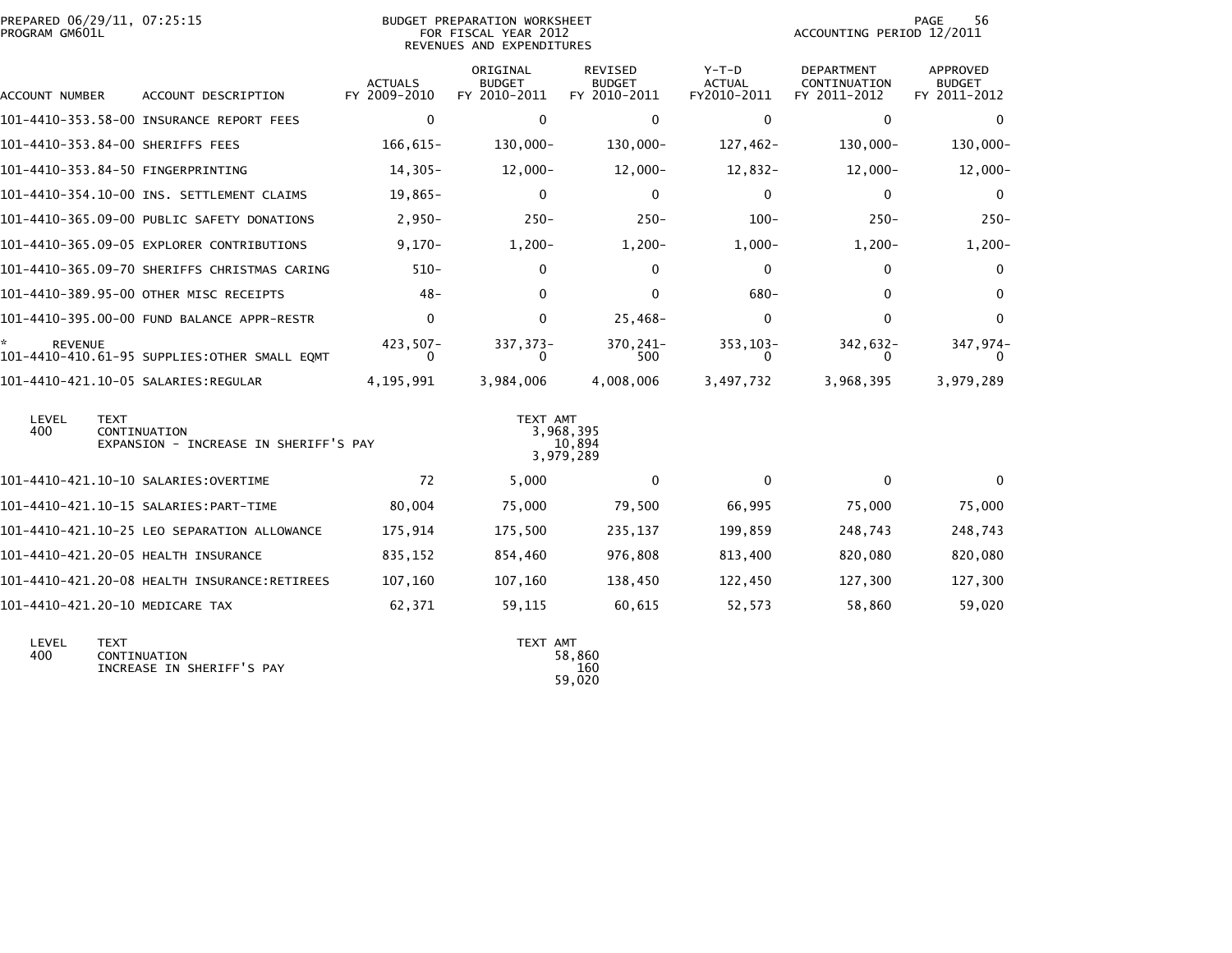PREPARED 06/29/11, 07:25:15
PROGRAM GM601L

BUDGET PREPARATION WORKSHEET
FOR FISCAL YEAR 2012
REVENUES AND EXPENDITURES

ACCOUNTING PERIOD 12/2011

| ACCOUNT NUMBER | ACCOUNT DESCRIPTION | ACTUALS FY 2009-2010 | ORIGINAL BUDGET FY 2010-2011 | REVISED BUDGET FY 2010-2011 | Y-T-D ACTUAL FY2010-2011 | DEPARTMENT CONTINUATION FY 2011-2012 | APPROVED BUDGET FY 2011-2012 |
|---|---|---|---|---|---|---|---|
| 101-4410-353.58-00 | INSURANCE REPORT FEES | 0 | 0 | 0 | 0 | 0 | 0 |
| 101-4410-353.84-00 | SHERIFFS FEES | 166,615- | 130,000- | 130,000- | 127,462- | 130,000- | 130,000- |
| 101-4410-353.84-50 | FINGERPRINTING | 14,305- | 12,000- | 12,000- | 12,832- | 12,000- | 12,000- |
| 101-4410-354.10-00 | INS. SETTLEMENT CLAIMS | 19,865- | 0 | 0 | 0 | 0 | 0 |
| 101-4410-365.09-00 | PUBLIC SAFETY DONATIONS | 2,950- | 250- | 250- | 100- | 250- | 250- |
| 101-4410-365.09-05 | EXPLORER CONTRIBUTIONS | 9,170- | 1,200- | 1,200- | 1,000- | 1,200- | 1,200- |
| 101-4410-365.09-70 | SHERIFFS CHRISTMAS CARING | 510- | 0 | 0 | 0 | 0 | 0 |
| 101-4410-389.95-00 | OTHER MISC RECEIPTS | 48- | 0 | 0 | 680- | 0 | 0 |
| 101-4410-395.00-00 | FUND BALANCE APPR-RESTR | 0 | 0 | 25,468- | 0 | 0 | 0 |
| * REVENUE | | 423,507- | 337,373- | 370,241- | 353,103- | 342,632- | 347,974- |
| 101-4410-410.61-95 | SUPPLIES:OTHER SMALL EQMT | 0 | 0 | 500 | 0 | 0 | 0 |
| 101-4410-421.10-05 | SALARIES:REGULAR | 4,195,991 | 3,984,006 | 4,008,006 | 3,497,732 | 3,968,395 | 3,979,289 |

| LEVEL | TEXT | TEXT AMT |
|---|---|---|
| 400 | CONTINUATION | 3,968,395 |
| | EXPANSION - INCREASE IN SHERIFF'S PAY | 10,894 |
| | | 3,979,289 |

| ACCOUNT NUMBER | ACCOUNT DESCRIPTION | ACTUALS FY 2009-2010 | ORIGINAL BUDGET FY 2010-2011 | REVISED BUDGET FY 2010-2011 | Y-T-D ACTUAL FY2010-2011 | DEPARTMENT CONTINUATION FY 2011-2012 | APPROVED BUDGET FY 2011-2012 |
|---|---|---|---|---|---|---|---|
| 101-4410-421.10-10 | SALARIES:OVERTIME | 72 | 5,000 | 0 | 0 | 0 | 0 |
| 101-4410-421.10-15 | SALARIES:PART-TIME | 80,004 | 75,000 | 79,500 | 66,995 | 75,000 | 75,000 |
| 101-4410-421.10-25 | LEO SEPARATION ALLOWANCE | 175,914 | 175,500 | 235,137 | 199,859 | 248,743 | 248,743 |
| 101-4410-421.20-05 | HEALTH INSURANCE | 835,152 | 854,460 | 976,808 | 813,400 | 820,080 | 820,080 |
| 101-4410-421.20-08 | HEALTH INSURANCE:RETIREES | 107,160 | 107,160 | 138,450 | 122,450 | 127,300 | 127,300 |
| 101-4410-421.20-10 | MEDICARE TAX | 62,371 | 59,115 | 60,615 | 52,573 | 58,860 | 59,020 |

| LEVEL | TEXT | TEXT AMT |
|---|---|---|
| 400 | CONTINUATION | 58,860 |
| | INCREASE IN SHERIFF'S PAY | 160 |
| | | 59,020 |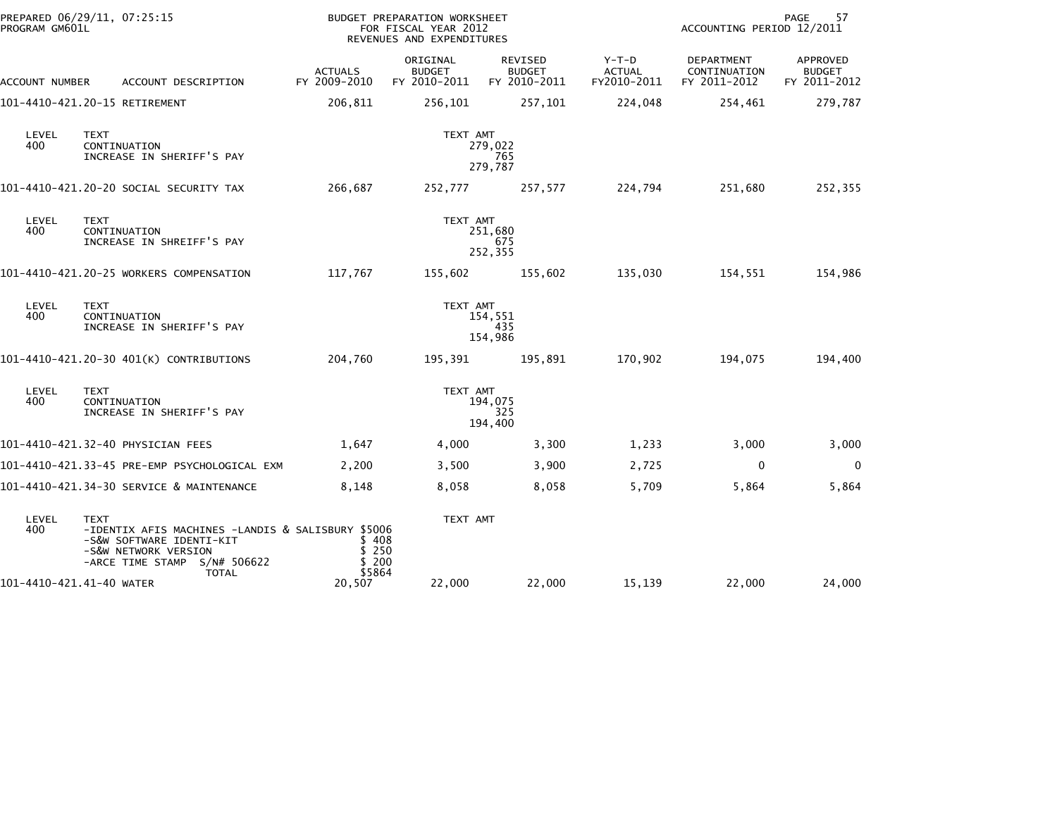PREPARED 06/29/11, 07:25:15
PROGRAM GM601L

BUDGET PREPARATION WORKSHEET
FOR FISCAL YEAR 2012
REVENUES AND EXPENDITURES

ACCOUNTING PERIOD 12/2011

| ACCOUNT NUMBER | ACCOUNT DESCRIPTION | ACTUALS FY 2009-2010 | ORIGINAL BUDGET FY 2010-2011 | REVISED BUDGET FY 2010-2011 | Y-T-D ACTUAL FY2010-2011 | DEPARTMENT CONTINUATION FY 2011-2012 | APPROVED BUDGET FY 2011-2012 |
|---|---|---|---|---|---|---|---|
| 101-4410-421.20-15 | RETIREMENT | 206,811 | 256,101 | 257,101 | 224,048 | 254,461 | 279,787 |

| LEVEL | TEXT | TEXT AMT |
|---|---|---|
| 400 | CONTINUATION | 279,022 |
| | INCREASE IN SHERIFF'S PAY | 765 |
| | | 279,787 |

| ACCOUNT NUMBER | ACCOUNT DESCRIPTION | ACTUALS FY 2009-2010 | ORIGINAL BUDGET FY 2010-2011 | REVISED BUDGET FY 2010-2011 | Y-T-D ACTUAL FY2010-2011 | DEPARTMENT CONTINUATION FY 2011-2012 | APPROVED BUDGET FY 2011-2012 |
|---|---|---|---|---|---|---|---|
| 101-4410-421.20-20 | SOCIAL SECURITY TAX | 266,687 | 252,777 | 257,577 | 224,794 | 251,680 | 252,355 |

| LEVEL | TEXT | TEXT AMT |
|---|---|---|
| 400 | CONTINUATION | 251,680 |
| | INCREASE IN SHREIFF'S PAY | 675 |
| | | 252,355 |

| ACCOUNT NUMBER | ACCOUNT DESCRIPTION | ACTUALS FY 2009-2010 | ORIGINAL BUDGET FY 2010-2011 | REVISED BUDGET FY 2010-2011 | Y-T-D ACTUAL FY2010-2011 | DEPARTMENT CONTINUATION FY 2011-2012 | APPROVED BUDGET FY 2011-2012 |
|---|---|---|---|---|---|---|---|
| 101-4410-421.20-25 | WORKERS COMPENSATION | 117,767 | 155,602 | 155,602 | 135,030 | 154,551 | 154,986 |

| LEVEL | TEXT | TEXT AMT |
|---|---|---|
| 400 | CONTINUATION | 154,551 |
| | INCREASE IN SHERIFF'S PAY | 435 |
| | | 154,986 |

| ACCOUNT NUMBER | ACCOUNT DESCRIPTION | ACTUALS FY 2009-2010 | ORIGINAL BUDGET FY 2010-2011 | REVISED BUDGET FY 2010-2011 | Y-T-D ACTUAL FY2010-2011 | DEPARTMENT CONTINUATION FY 2011-2012 | APPROVED BUDGET FY 2011-2012 |
|---|---|---|---|---|---|---|---|
| 101-4410-421.20-30 | 401(K) CONTRIBUTIONS | 204,760 | 195,391 | 195,891 | 170,902 | 194,075 | 194,400 |

| LEVEL | TEXT | TEXT AMT |
|---|---|---|
| 400 | CONTINUATION | 194,075 |
| | INCREASE IN SHERIFF'S PAY | 325 |
| | | 194,400 |

| ACCOUNT NUMBER | ACCOUNT DESCRIPTION | ACTUALS FY 2009-2010 | ORIGINAL BUDGET FY 2010-2011 | REVISED BUDGET FY 2010-2011 | Y-T-D ACTUAL FY2010-2011 | DEPARTMENT CONTINUATION FY 2011-2012 | APPROVED BUDGET FY 2011-2012 |
|---|---|---|---|---|---|---|---|
| 101-4410-421.32-40 | PHYSICIAN FEES | 1,647 | 4,000 | 3,300 | 1,233 | 3,000 | 3,000 |
| 101-4410-421.33-45 | PRE-EMP PSYCHOLOGICAL EXM | 2,200 | 3,500 | 3,900 | 2,725 | 0 | 0 |
| 101-4410-421.34-30 | SERVICE & MAINTENANCE | 8,148 | 8,058 | 8,058 | 5,709 | 5,864 | 5,864 |

| LEVEL | TEXT | | TEXT AMT |
|---|---|---|---|
| 400 | -IDENTIX AFIS MACHINES -LANDIS & SALISBURY | $5006 | |
| | -S&W SOFTWARE IDENTI-KIT | $ 408 | |
| | -S&W NETWORK VERSION | $ 250 | |
| | -ARCE TIME STAMP S/N# 506622 | $ 200 | |
| | TOTAL | $5864 | |

| ACCOUNT NUMBER | ACCOUNT DESCRIPTION | ACTUALS FY 2009-2010 | ORIGINAL BUDGET FY 2010-2011 | REVISED BUDGET FY 2010-2011 | Y-T-D ACTUAL FY2010-2011 | DEPARTMENT CONTINUATION FY 2011-2012 | APPROVED BUDGET FY 2011-2012 |
|---|---|---|---|---|---|---|---|
| 101-4410-421.41-40 | WATER | 20,507 | 22,000 | 22,000 | 15,139 | 22,000 | 24,000 |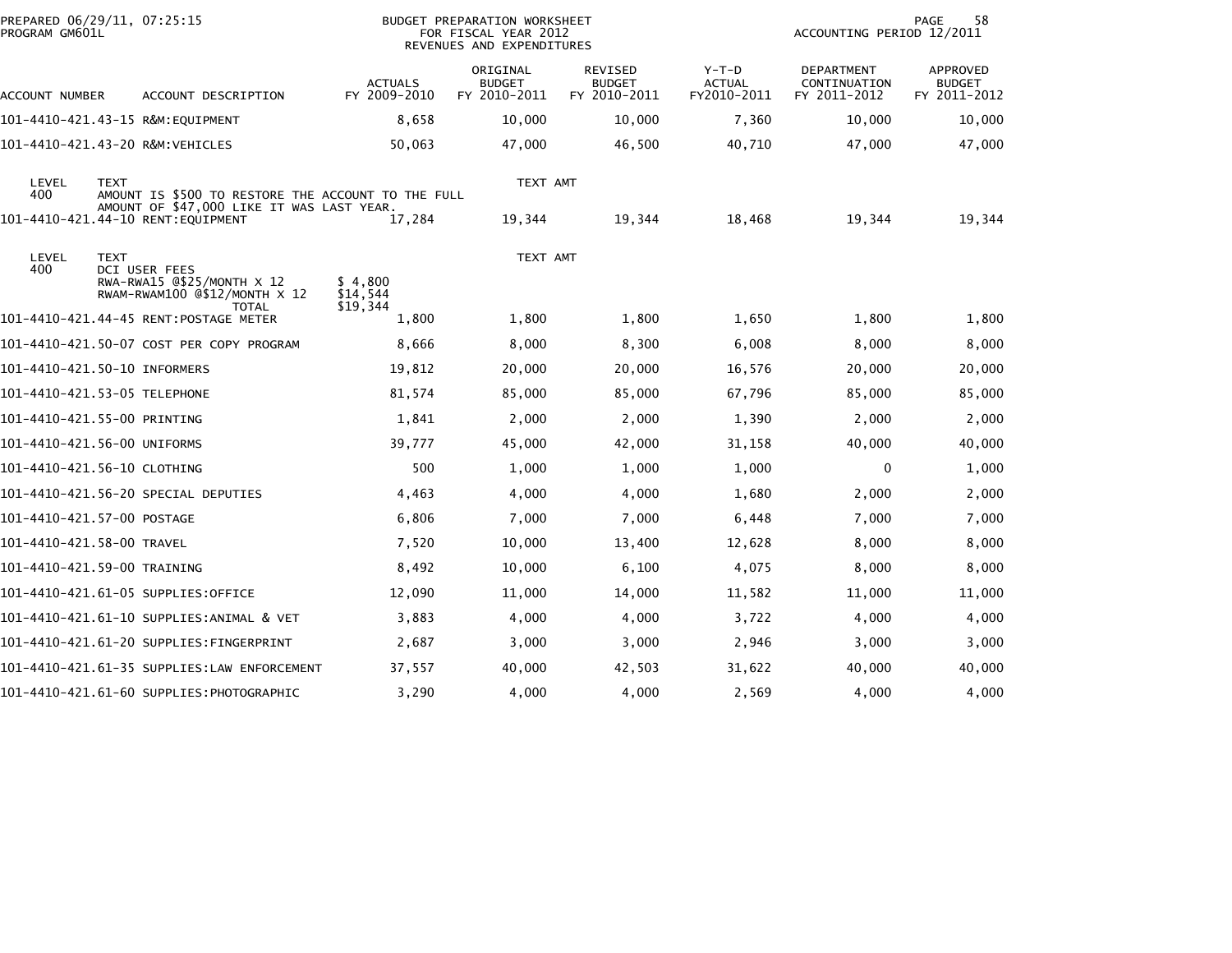PREPARED 06/29/11, 07:25:15
PROGRAM GM601L

BUDGET PREPARATION WORKSHEET
FOR FISCAL YEAR 2012
REVENUES AND EXPENDITURES

ACCOUNTING PERIOD 12/2011

| ACCOUNT NUMBER | ACCOUNT DESCRIPTION | ACTUALS FY 2009-2010 | ORIGINAL BUDGET FY 2010-2011 | REVISED BUDGET FY 2010-2011 | Y-T-D ACTUAL FY2010-2011 | DEPARTMENT CONTINUATION FY 2011-2012 | APPROVED BUDGET FY 2011-2012 |
|---|---|---|---|---|---|---|---|
| 101-4410-421.43-15 | R&M:EQUIPMENT | 8,658 | 10,000 | 10,000 | 7,360 | 10,000 | 10,000 |
| 101-4410-421.43-20 | R&M:VEHICLES | 50,063 | 47,000 | 46,500 | 40,710 | 47,000 | 47,000 |

LEVEL 400 TEXT: AMOUNT IS $500 TO RESTORE THE ACCOUNT TO THE FULL AMOUNT OF $47,000 LIKE IT WAS LAST YEAR. TEXT AMT

| ACCOUNT NUMBER | ACCOUNT DESCRIPTION | ACTUALS FY 2009-2010 | ORIGINAL BUDGET FY 2010-2011 | REVISED BUDGET FY 2010-2011 | Y-T-D ACTUAL FY2010-2011 | DEPARTMENT CONTINUATION FY 2011-2012 | APPROVED BUDGET FY 2011-2012 |
|---|---|---|---|---|---|---|---|
| 101-4410-421.44-10 | RENT:EQUIPMENT | 17,284 | 19,344 | 19,344 | 18,468 | 19,344 | 19,344 |

LEVEL 400 TEXT: TEXT AMT

| TEXT | TEXT AMT |
|---|---|
| DCI USER FEES | |
| RWA-RWA15 @$25/MONTH X 12 | $ 4,800 |
| RWAM-RWAM100 @$12/MONTH X 12 | $14,544 |
| TOTAL | $19,344 |

| ACCOUNT NUMBER | ACCOUNT DESCRIPTION | ACTUALS FY 2009-2010 | ORIGINAL BUDGET FY 2010-2011 | REVISED BUDGET FY 2010-2011 | Y-T-D ACTUAL FY2010-2011 | DEPARTMENT CONTINUATION FY 2011-2012 | APPROVED BUDGET FY 2011-2012 |
|---|---|---|---|---|---|---|---|
| 101-4410-421.44-45 | RENT:POSTAGE METER | 1,800 | 1,800 | 1,800 | 1,650 | 1,800 | 1,800 |
| 101-4410-421.50-07 | COST PER COPY PROGRAM | 8,666 | 8,000 | 8,300 | 6,008 | 8,000 | 8,000 |
| 101-4410-421.50-10 | INFORMERS | 19,812 | 20,000 | 20,000 | 16,576 | 20,000 | 20,000 |
| 101-4410-421.53-05 | TELEPHONE | 81,574 | 85,000 | 85,000 | 67,796 | 85,000 | 85,000 |
| 101-4410-421.55-00 | PRINTING | 1,841 | 2,000 | 2,000 | 1,390 | 2,000 | 2,000 |
| 101-4410-421.56-00 | UNIFORMS | 39,777 | 45,000 | 42,000 | 31,158 | 40,000 | 40,000 |
| 101-4410-421.56-10 | CLOTHING | 500 | 1,000 | 1,000 | 1,000 | 0 | 1,000 |
| 101-4410-421.56-20 | SPECIAL DEPUTIES | 4,463 | 4,000 | 4,000 | 1,680 | 2,000 | 2,000 |
| 101-4410-421.57-00 | POSTAGE | 6,806 | 7,000 | 7,000 | 6,448 | 7,000 | 7,000 |
| 101-4410-421.58-00 | TRAVEL | 7,520 | 10,000 | 13,400 | 12,628 | 8,000 | 8,000 |
| 101-4410-421.59-00 | TRAINING | 8,492 | 10,000 | 6,100 | 4,075 | 8,000 | 8,000 |
| 101-4410-421.61-05 | SUPPLIES:OFFICE | 12,090 | 11,000 | 14,000 | 11,582 | 11,000 | 11,000 |
| 101-4410-421.61-10 | SUPPLIES:ANIMAL & VET | 3,883 | 4,000 | 4,000 | 3,722 | 4,000 | 4,000 |
| 101-4410-421.61-20 | SUPPLIES:FINGERPRINT | 2,687 | 3,000 | 3,000 | 2,946 | 3,000 | 3,000 |
| 101-4410-421.61-35 | SUPPLIES:LAW ENFORCEMENT | 37,557 | 40,000 | 42,503 | 31,622 | 40,000 | 40,000 |
| 101-4410-421.61-60 | SUPPLIES:PHOTOGRAPHIC | 3,290 | 4,000 | 4,000 | 2,569 | 4,000 | 4,000 |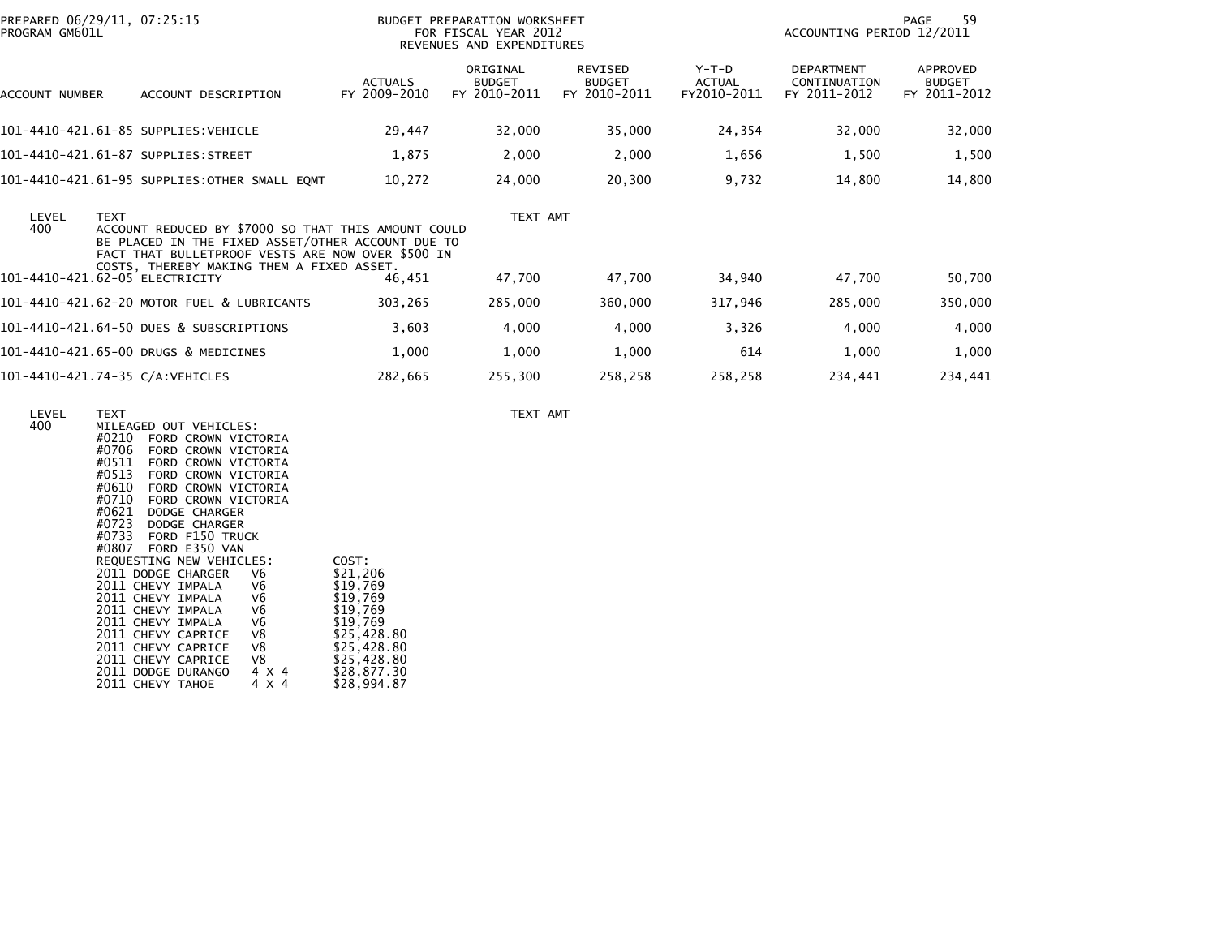PREPARED 06/29/11, 07:25:15
PROGRAM GM601L

BUDGET PREPARATION WORKSHEET
FOR FISCAL YEAR 2012
REVENUES AND EXPENDITURES

ACCOUNTING PERIOD 12/2011

| ACCOUNT NUMBER | ACCOUNT DESCRIPTION | ACTUALS FY 2009-2010 | ORIGINAL BUDGET FY 2010-2011 | REVISED BUDGET FY 2010-2011 | Y-T-D ACTUAL FY2010-2011 | DEPARTMENT CONTINUATION FY 2011-2012 | APPROVED BUDGET FY 2011-2012 |
|---|---|---|---|---|---|---|---|
| 101-4410-421.61-85 | SUPPLIES:VEHICLE | 29,447 | 32,000 | 35,000 | 24,354 | 32,000 | 32,000 |
| 101-4410-421.61-87 | SUPPLIES:STREET | 1,875 | 2,000 | 2,000 | 1,656 | 1,500 | 1,500 |
| 101-4410-421.61-95 | SUPPLIES:OTHER SMALL EQMT | 10,272 | 24,000 | 20,300 | 9,732 | 14,800 | 14,800 |

LEVEL 400 — TEXT: ACCOUNT REDUCED BY $7000 SO THAT THIS AMOUNT COULD BE PLACED IN THE FIXED ASSET/OTHER ACCOUNT DUE TO FACT THAT BULLETPROOF VESTS ARE NOW OVER $500 IN COSTS, THEREBY MAKING THEM A FIXED ASSET. — TEXT AMT

| ACCOUNT NUMBER | ACCOUNT DESCRIPTION | ACTUALS FY 2009-2010 | ORIGINAL BUDGET FY 2010-2011 | REVISED BUDGET FY 2010-2011 | Y-T-D ACTUAL FY2010-2011 | DEPARTMENT CONTINUATION FY 2011-2012 | APPROVED BUDGET FY 2011-2012 |
|---|---|---|---|---|---|---|---|
| 101-4410-421.62-05 | ELECTRICITY | 46,451 | 47,700 | 47,700 | 34,940 | 47,700 | 50,700 |
| 101-4410-421.62-20 | MOTOR FUEL & LUBRICANTS | 303,265 | 285,000 | 360,000 | 317,946 | 285,000 | 350,000 |
| 101-4410-421.64-50 | DUES & SUBSCRIPTIONS | 3,603 | 4,000 | 4,000 | 3,326 | 4,000 | 4,000 |
| 101-4410-421.65-00 | DRUGS & MEDICINES | 1,000 | 1,000 | 1,000 | 614 | 1,000 | 1,000 |
| 101-4410-421.74-35 | C/A:VEHICLES | 282,665 | 255,300 | 258,258 | 258,258 | 234,441 | 234,441 |

LEVEL 400 — TEXT — TEXT AMT

MILEAGED OUT VEHICLES:
- #0210 FORD CROWN VICTORIA
- #0706 FORD CROWN VICTORIA
- #0511 FORD CROWN VICTORIA
- #0513 FORD CROWN VICTORIA
- #0610 FORD CROWN VICTORIA
- #0710 FORD CROWN VICTORIA
- #0621 DODGE CHARGER
- #0723 DODGE CHARGER
- #0733 FORD F150 TRUCK
- #0807 FORD E350 VAN

| REQUESTING NEW VEHICLES: | | COST: |
|---|---|---|
| 2011 DODGE CHARGER | V6 | $21,206 |
| 2011 CHEVY IMPALA | V6 | $19,769 |
| 2011 CHEVY IMPALA | V6 | $19,769 |
| 2011 CHEVY IMPALA | V6 | $19,769 |
| 2011 CHEVY IMPALA | V6 | $19,769 |
| 2011 CHEVY CAPRICE | V8 | $25,428.80 |
| 2011 CHEVY CAPRICE | V8 | $25,428.80 |
| 2011 CHEVY CAPRICE | V8 | $25,428.80 |
| 2011 DODGE DURANGO | 4 X 4 | $28,877.30 |
| 2011 CHEVY TAHOE | 4 X 4 | $28,994.87 |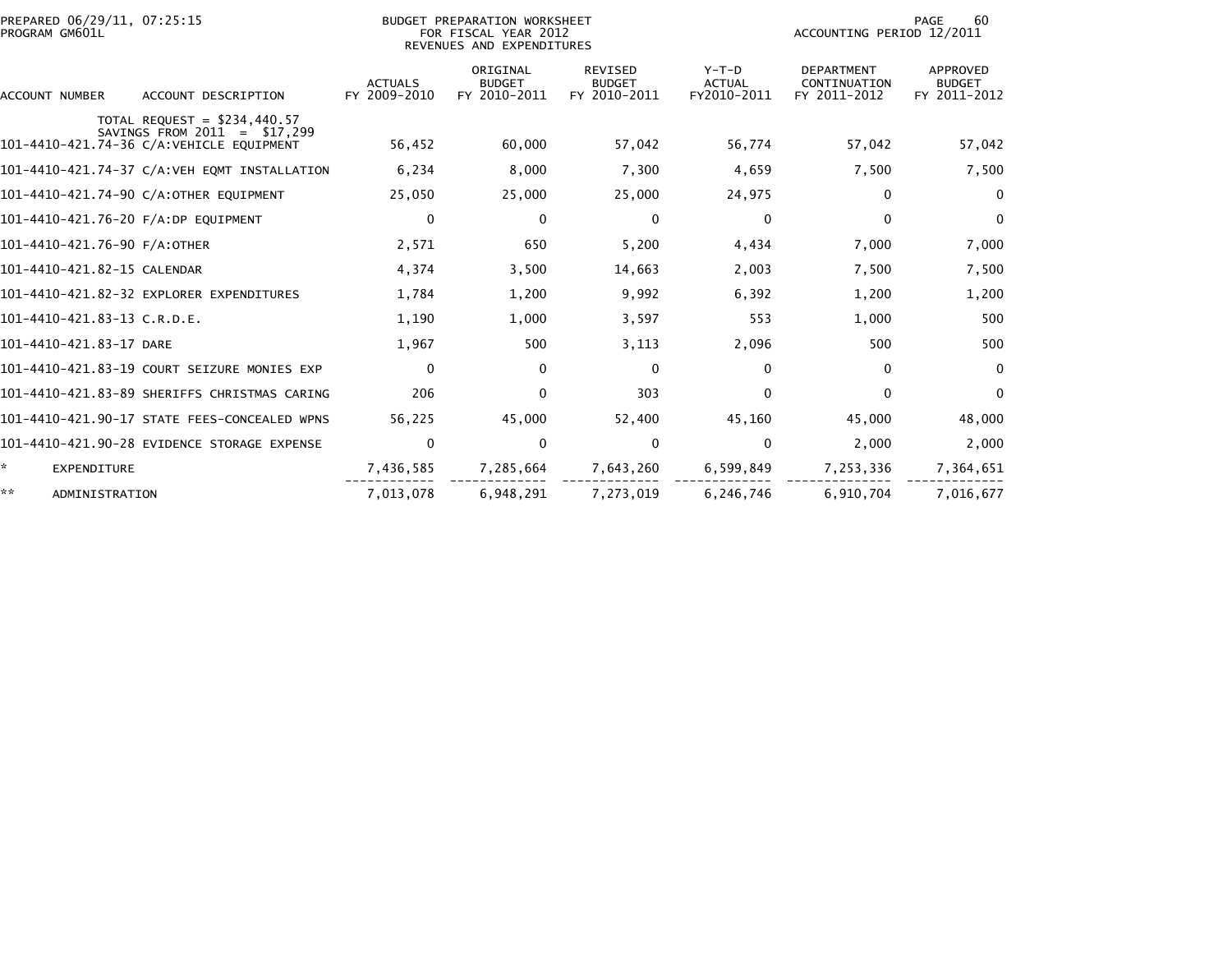BUDGET PREPARATION WORKSHEET
FOR FISCAL YEAR 2012
REVENUES AND EXPENDITURES

PREPARED 06/29/11, 07:25:15
PROGRAM GM601L

ACCOUNTING PERIOD 12/2011

| ACCOUNT NUMBER | ACCOUNT DESCRIPTION | ACTUALS FY 2009-2010 | ORIGINAL BUDGET FY 2010-2011 | REVISED BUDGET FY 2010-2011 | Y-T-D ACTUAL FY2010-2011 | DEPARTMENT CONTINUATION FY 2011-2012 | APPROVED BUDGET FY 2011-2012 |
|---|---|---|---|---|---|---|---|
| | TOTAL REQUEST = $234,440.57<br>SAVINGS FROM 2011 = $17,299 | | | | | | |
| 101-4410-421.74-36 | C/A:VEHICLE EQUIPMENT | 56,452 | 60,000 | 57,042 | 56,774 | 57,042 | 57,042 |
| 101-4410-421.74-37 | C/A:VEH EQMT INSTALLATION | 6,234 | 8,000 | 7,300 | 4,659 | 7,500 | 7,500 |
| 101-4410-421.74-90 | C/A:OTHER EQUIPMENT | 25,050 | 25,000 | 25,000 | 24,975 | 0 | 0 |
| 101-4410-421.76-20 | F/A:DP EQUIPMENT | 0 | 0 | 0 | 0 | 0 | 0 |
| 101-4410-421.76-90 | F/A:OTHER | 2,571 | 650 | 5,200 | 4,434 | 7,000 | 7,000 |
| 101-4410-421.82-15 | CALENDAR | 4,374 | 3,500 | 14,663 | 2,003 | 7,500 | 7,500 |
| 101-4410-421.82-32 | EXPLORER EXPENDITURES | 1,784 | 1,200 | 9,992 | 6,392 | 1,200 | 1,200 |
| 101-4410-421.83-13 | C.R.D.E. | 1,190 | 1,000 | 3,597 | 553 | 1,000 | 500 |
| 101-4410-421.83-17 | DARE | 1,967 | 500 | 3,113 | 2,096 | 500 | 500 |
| 101-4410-421.83-19 | COURT SEIZURE MONIES EXP | 0 | 0 | 0 | 0 | 0 | 0 |
| 101-4410-421.83-89 | SHERIFFS CHRISTMAS CARING | 206 | 0 | 303 | 0 | 0 | 0 |
| 101-4410-421.90-17 | STATE FEES-CONCEALED WPNS | 56,225 | 45,000 | 52,400 | 45,160 | 45,000 | 48,000 |
| 101-4410-421.90-28 | EVIDENCE STORAGE EXPENSE | 0 | 0 | 0 | 0 | 2,000 | 2,000 |
| * | EXPENDITURE | 7,436,585 | 7,285,664 | 7,643,260 | 6,599,849 | 7,253,336 | 7,364,651 |
| ** | ADMINISTRATION | 7,013,078 | 6,948,291 | 7,273,019 | 6,246,746 | 6,910,704 | 7,016,677 |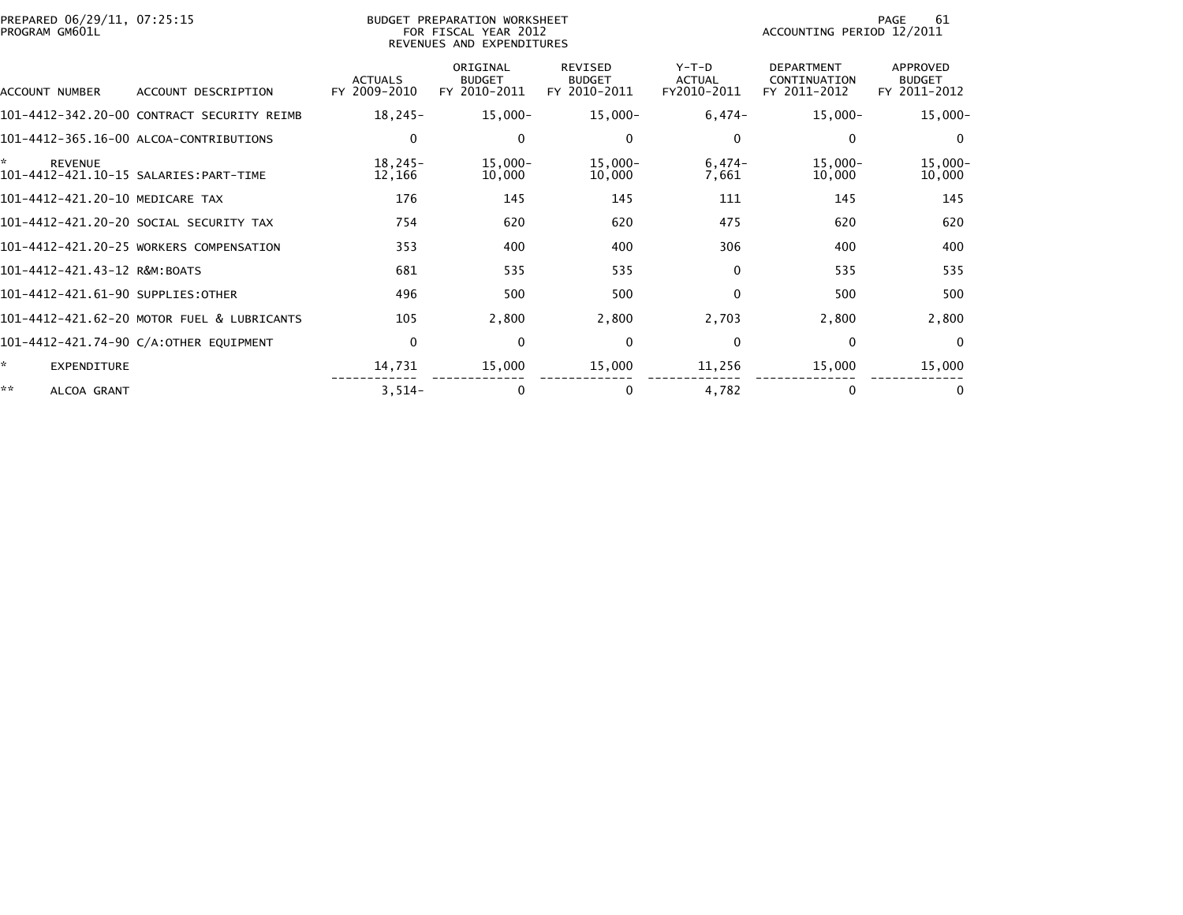BUDGET PREPARATION WORKSHEET
FOR FISCAL YEAR 2012
REVENUES AND EXPENDITURES

PREPARED 06/29/11, 07:25:15
PROGRAM GM601L

ACCOUNTING PERIOD 12/2011

| ACCOUNT NUMBER | ACCOUNT DESCRIPTION | ACTUALS FY 2009-2010 | ORIGINAL BUDGET FY 2010-2011 | REVISED BUDGET FY 2010-2011 | Y-T-D ACTUAL FY2010-2011 | DEPARTMENT CONTINUATION FY 2011-2012 | APPROVED BUDGET FY 2011-2012 |
|---|---|---|---|---|---|---|---|
| 101-4412-342.20-00 | CONTRACT SECURITY REIMB | 18,245- | 15,000- | 15,000- | 6,474- | 15,000- | 15,000- |
| 101-4412-365.16-00 | ALCOA-CONTRIBUTIONS | 0 | 0 | 0 | 0 | 0 | 0 |
| * | REVENUE | 18,245- | 15,000- | 15,000- | 6,474- | 15,000- | 15,000- |
| 101-4412-421.10-15 | SALARIES:PART-TIME | 12,166 | 10,000 | 10,000 | 7,661 | 10,000 | 10,000 |
| 101-4412-421.20-10 | MEDICARE TAX | 176 | 145 | 145 | 111 | 145 | 145 |
| 101-4412-421.20-20 | SOCIAL SECURITY TAX | 754 | 620 | 620 | 475 | 620 | 620 |
| 101-4412-421.20-25 | WORKERS COMPENSATION | 353 | 400 | 400 | 306 | 400 | 400 |
| 101-4412-421.43-12 | R&M:BOATS | 681 | 535 | 535 | 0 | 535 | 535 |
| 101-4412-421.61-90 | SUPPLIES:OTHER | 496 | 500 | 500 | 0 | 500 | 500 |
| 101-4412-421.62-20 | MOTOR FUEL & LUBRICANTS | 105 | 2,800 | 2,800 | 2,703 | 2,800 | 2,800 |
| 101-4412-421.74-90 | C/A:OTHER EQUIPMENT | 0 | 0 | 0 | 0 | 0 | 0 |
| * | EXPENDITURE | 14,731 | 15,000 | 15,000 | 11,256 | 15,000 | 15,000 |
| ** | ALCOA GRANT | 3,514- | 0 | 0 | 4,782 | 0 | 0 |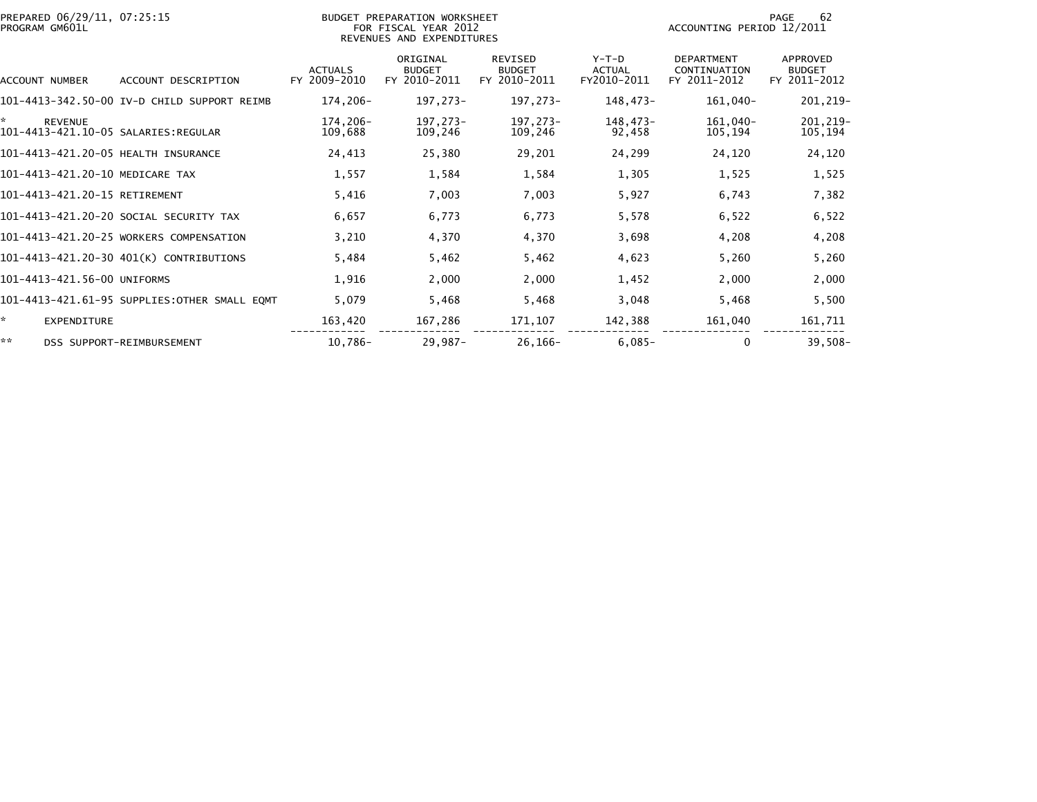PREPARED 06/29/11, 07:25:15
PROGRAM GM601L

BUDGET PREPARATION WORKSHEET
FOR FISCAL YEAR 2012
REVENUES AND EXPENDITURES

ACCOUNTING PERIOD 12/2011

| ACCOUNT NUMBER | ACCOUNT DESCRIPTION | ACTUALS FY 2009-2010 | ORIGINAL BUDGET FY 2010-2011 | REVISED BUDGET FY 2010-2011 | Y-T-D ACTUAL FY2010-2011 | DEPARTMENT CONTINUATION FY 2011-2012 | APPROVED BUDGET FY 2011-2012 |
|---|---|---|---|---|---|---|---|
| 101-4413-342.50-00 | IV-D CHILD SUPPORT REIMB | 174,206- | 197,273- | 197,273- | 148,473- | 161,040- | 201,219- |
| * | REVENUE | 174,206- | 197,273- | 197,273- | 148,473- | 161,040- | 201,219- |
| 101-4413-421.10-05 | SALARIES:REGULAR | 109,688 | 109,246 | 109,246 | 92,458 | 105,194 | 105,194 |
| 101-4413-421.20-05 | HEALTH INSURANCE | 24,413 | 25,380 | 29,201 | 24,299 | 24,120 | 24,120 |
| 101-4413-421.20-10 | MEDICARE TAX | 1,557 | 1,584 | 1,584 | 1,305 | 1,525 | 1,525 |
| 101-4413-421.20-15 | RETIREMENT | 5,416 | 7,003 | 7,003 | 5,927 | 6,743 | 7,382 |
| 101-4413-421.20-20 | SOCIAL SECURITY TAX | 6,657 | 6,773 | 6,773 | 5,578 | 6,522 | 6,522 |
| 101-4413-421.20-25 | WORKERS COMPENSATION | 3,210 | 4,370 | 4,370 | 3,698 | 4,208 | 4,208 |
| 101-4413-421.20-30 | 401(K) CONTRIBUTIONS | 5,484 | 5,462 | 5,462 | 4,623 | 5,260 | 5,260 |
| 101-4413-421.56-00 | UNIFORMS | 1,916 | 2,000 | 2,000 | 1,452 | 2,000 | 2,000 |
| 101-4413-421.61-95 | SUPPLIES:OTHER SMALL EQMT | 5,079 | 5,468 | 5,468 | 3,048 | 5,468 | 5,500 |
| * | EXPENDITURE | 163,420 | 167,286 | 171,107 | 142,388 | 161,040 | 161,711 |
| ** | DSS SUPPORT-REIMBURSEMENT | 10,786- | 29,987- | 26,166- | 6,085- | 0 | 39,508- |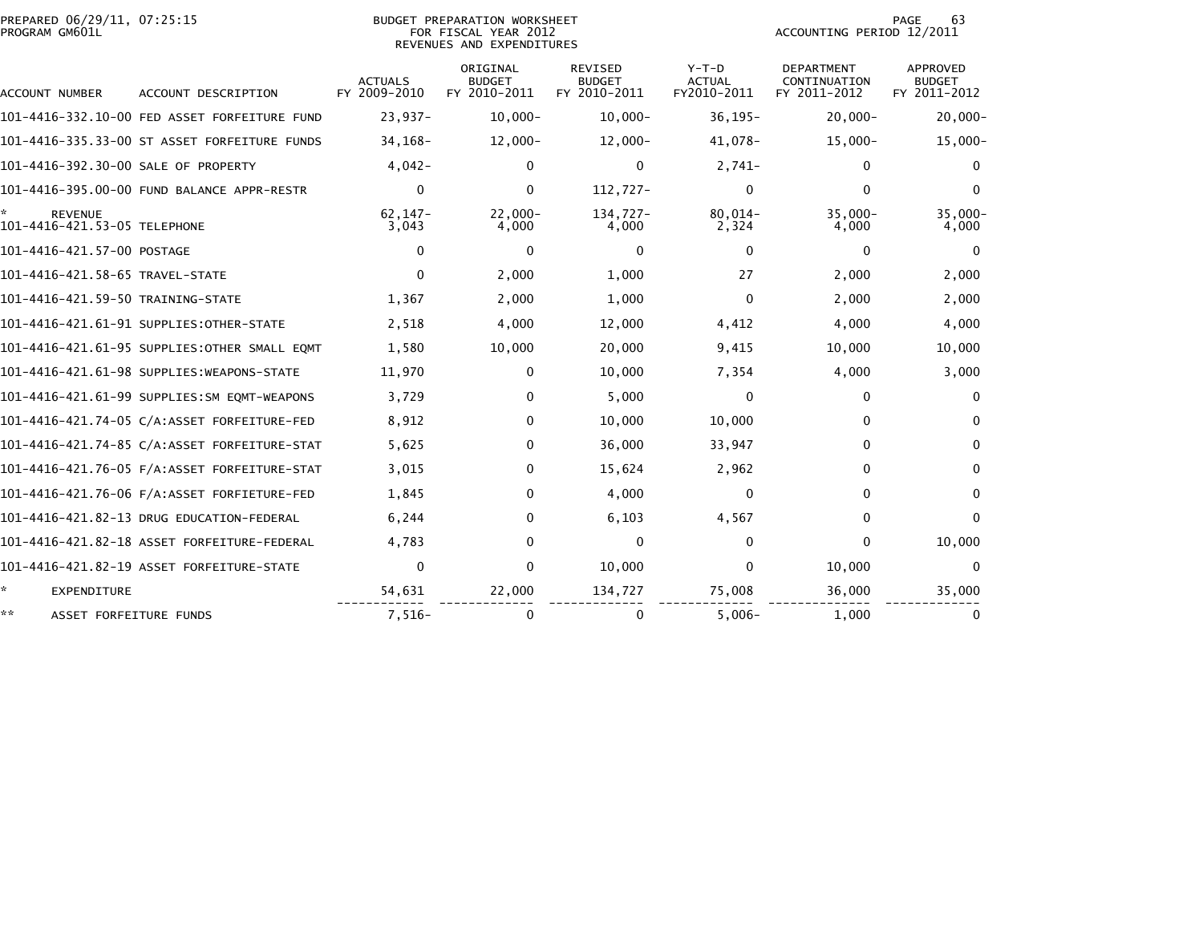PREPARED 06/29/11, 07:25:15
PROGRAM GM601L

BUDGET PREPARATION WORKSHEET
FOR FISCAL YEAR 2012
REVENUES AND EXPENDITURES

ACCOUNTING PERIOD 12/2011

| ACCOUNT NUMBER | ACCOUNT DESCRIPTION | ACTUALS FY 2009-2010 | ORIGINAL BUDGET FY 2010-2011 | REVISED BUDGET FY 2010-2011 | Y-T-D ACTUAL FY2010-2011 | DEPARTMENT CONTINUATION FY 2011-2012 | APPROVED BUDGET FY 2011-2012 |
|---|---|---|---|---|---|---|---|
| 101-4416-332.10-00 | FED ASSET FORFEITURE FUND | 23,937- | 10,000- | 10,000- | 36,195- | 20,000- | 20,000- |
| 101-4416-335.33-00 | ST ASSET FORFEITURE FUNDS | 34,168- | 12,000- | 12,000- | 41,078- | 15,000- | 15,000- |
| 101-4416-392.30-00 | SALE OF PROPERTY | 4,042- | 0 | 0 | 2,741- | 0 | 0 |
| 101-4416-395.00-00 | FUND BALANCE APPR-RESTR | 0 | 0 | 112,727- | 0 | 0 | 0 |
| * | REVENUE | 62,147- | 22,000- | 134,727- | 80,014- | 35,000- | 35,000- |
| 101-4416-421.53-05 | TELEPHONE | 3,043 | 4,000 | 4,000 | 2,324 | 4,000 | 4,000 |
| 101-4416-421.57-00 | POSTAGE | 0 | 0 | 0 | 0 | 0 | 0 |
| 101-4416-421.58-65 | TRAVEL-STATE | 0 | 2,000 | 1,000 | 27 | 2,000 | 2,000 |
| 101-4416-421.59-50 | TRAINING-STATE | 1,367 | 2,000 | 1,000 | 0 | 2,000 | 2,000 |
| 101-4416-421.61-91 | SUPPLIES:OTHER-STATE | 2,518 | 4,000 | 12,000 | 4,412 | 4,000 | 4,000 |
| 101-4416-421.61-95 | SUPPLIES:OTHER SMALL EQMT | 1,580 | 10,000 | 20,000 | 9,415 | 10,000 | 10,000 |
| 101-4416-421.61-98 | SUPPLIES:WEAPONS-STATE | 11,970 | 0 | 10,000 | 7,354 | 4,000 | 3,000 |
| 101-4416-421.61-99 | SUPPLIES:SM EQMT-WEAPONS | 3,729 | 0 | 5,000 | 0 | 0 | 0 |
| 101-4416-421.74-05 | C/A:ASSET FORFEITURE-FED | 8,912 | 0 | 10,000 | 10,000 | 0 | 0 |
| 101-4416-421.74-85 | C/A:ASSET FORFEITURE-STAT | 5,625 | 0 | 36,000 | 33,947 | 0 | 0 |
| 101-4416-421.76-05 | F/A:ASSET FORFEITURE-STAT | 3,015 | 0 | 15,624 | 2,962 | 0 | 0 |
| 101-4416-421.76-06 | F/A:ASSET FORFIETURE-FED | 1,845 | 0 | 4,000 | 0 | 0 | 0 |
| 101-4416-421.82-13 | DRUG EDUCATION-FEDERAL | 6,244 | 0 | 6,103 | 4,567 | 0 | 0 |
| 101-4416-421.82-18 | ASSET FORFEITURE-FEDERAL | 4,783 | 0 | 0 | 0 | 0 | 10,000 |
| 101-4416-421.82-19 | ASSET FORFEITURE-STATE | 0 | 0 | 10,000 | 0 | 10,000 | 0 |
| * | EXPENDITURE | 54,631 | 22,000 | 134,727 | 75,008 | 36,000 | 35,000 |
| ** | ASSET FORFEITURE FUNDS | 7,516- | 0 | 0 | 5,006- | 1,000 | 0 |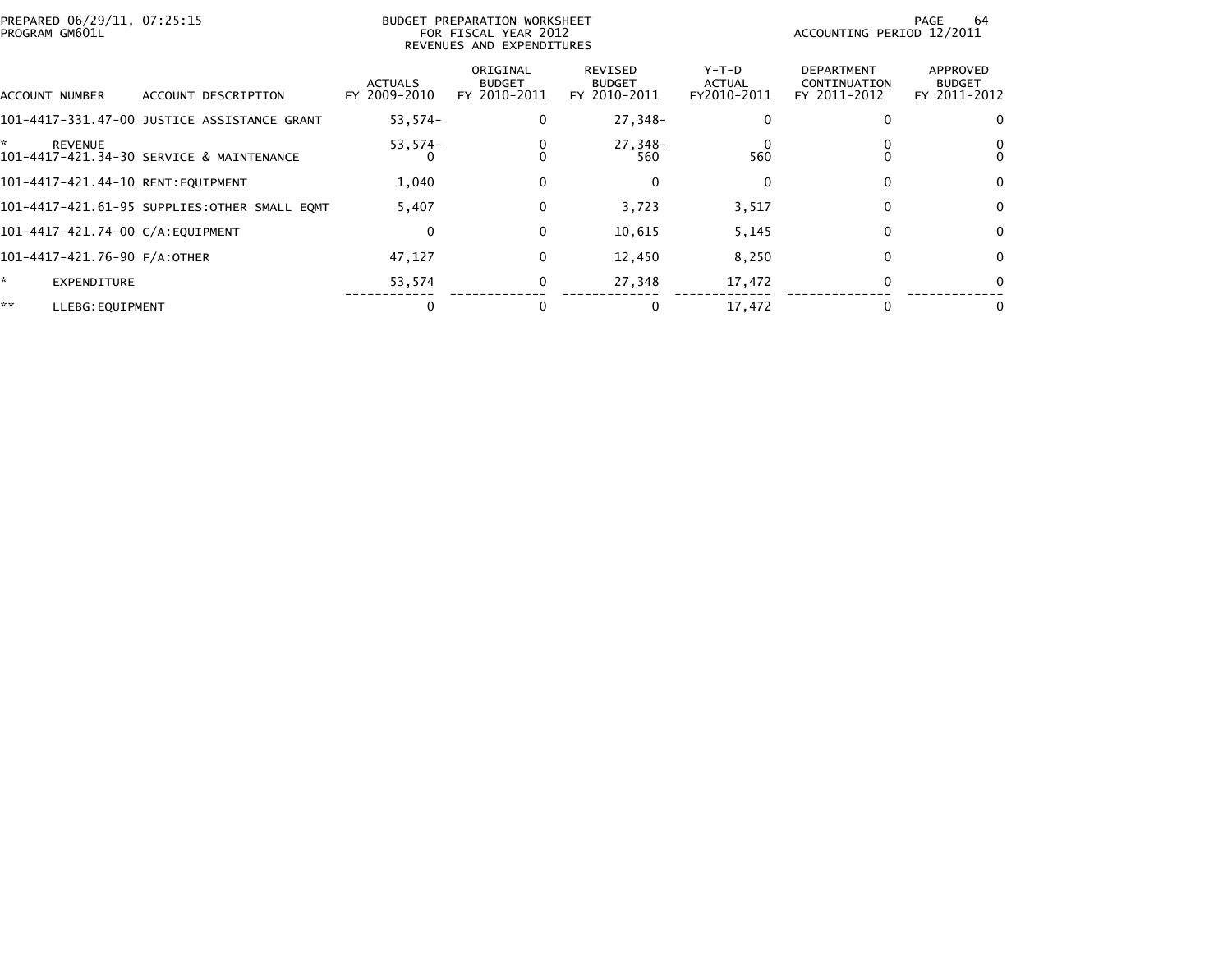PREPARED 06/29/11, 07:25:15
PROGRAM GM601L

BUDGET PREPARATION WORKSHEET
FOR FISCAL YEAR 2012
REVENUES AND EXPENDITURES

ACCOUNTING PERIOD 12/2011

| ACCOUNT NUMBER | ACCOUNT DESCRIPTION | ACTUALS FY 2009-2010 | ORIGINAL BUDGET FY 2010-2011 | REVISED BUDGET FY 2010-2011 | Y-T-D ACTUAL FY2010-2011 | DEPARTMENT CONTINUATION FY 2011-2012 | APPROVED BUDGET FY 2011-2012 |
|---|---|---|---|---|---|---|---|
| 101-4417-331.47-00 | JUSTICE ASSISTANCE GRANT | 53,574- | 0 | 27,348- | 0 | 0 | 0 |
| * | REVENUE | 53,574- | 0 | 27,348- | 0 | 0 | 0 |
| 101-4417-421.34-30 | SERVICE & MAINTENANCE | 0 | 0 | 560 | 560 | 0 | 0 |
| 101-4417-421.44-10 | RENT:EQUIPMENT | 1,040 | 0 | 0 | 0 | 0 | 0 |
| 101-4417-421.61-95 | SUPPLIES:OTHER SMALL EQMT | 5,407 | 0 | 3,723 | 3,517 | 0 | 0 |
| 101-4417-421.74-00 | C/A:EQUIPMENT | 0 | 0 | 10,615 | 5,145 | 0 | 0 |
| 101-4417-421.76-90 | F/A:OTHER | 47,127 | 0 | 12,450 | 8,250 | 0 | 0 |
| * | EXPENDITURE | 53,574 | 0 | 27,348 | 17,472 | 0 | 0 |
| ** | LLEBG:EQUIPMENT | 0 | 0 | 0 | 17,472 | 0 | 0 |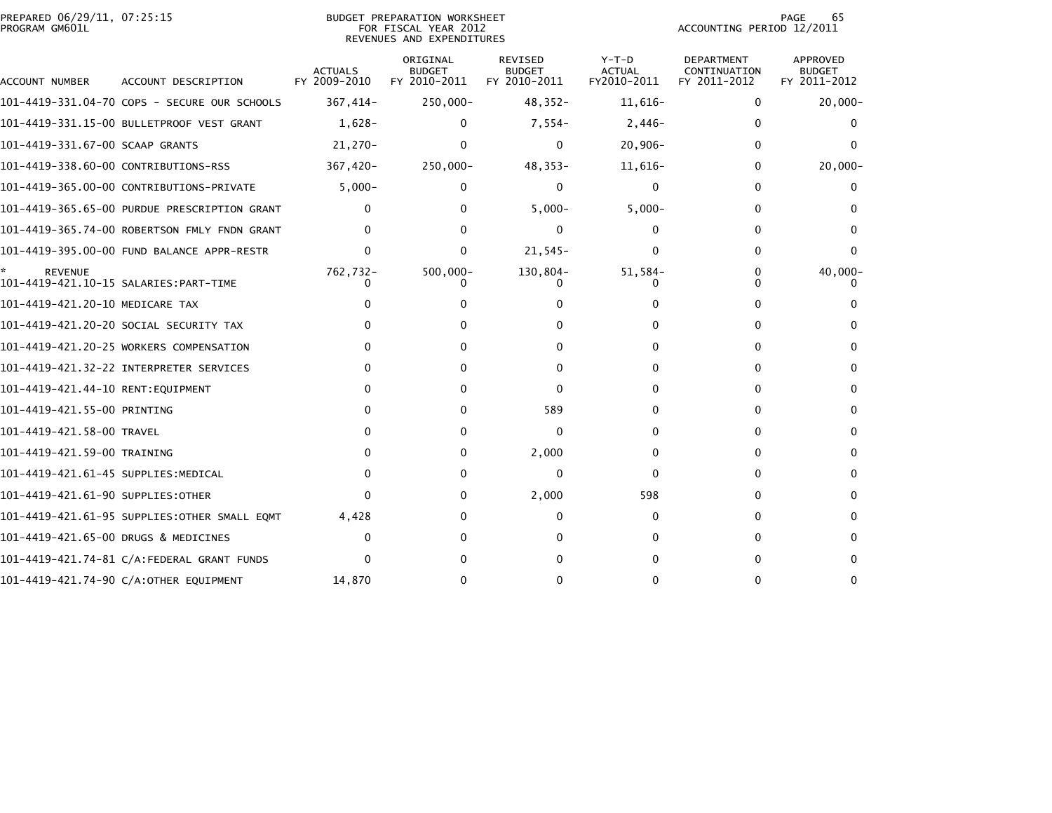PREPARED 06/29/11, 07:25:15
PROGRAM GM601L

BUDGET PREPARATION WORKSHEET
FOR FISCAL YEAR 2012
REVENUES AND EXPENDITURES

ACCOUNTING PERIOD 12/2011

| ACCOUNT NUMBER | ACCOUNT DESCRIPTION | ACTUALS FY 2009-2010 | ORIGINAL BUDGET FY 2010-2011 | REVISED BUDGET FY 2010-2011 | Y-T-D ACTUAL FY2010-2011 | DEPARTMENT CONTINUATION FY 2011-2012 | APPROVED BUDGET FY 2011-2012 |
|---|---|---|---|---|---|---|---|
| 101-4419-331.04-70 | COPS - SECURE OUR SCHOOLS | 367,414- | 250,000- | 48,352- | 11,616- | 0 | 20,000- |
| 101-4419-331.15-00 | BULLETPROOF VEST GRANT | 1,628- | 0 | 7,554- | 2,446- | 0 | 0 |
| 101-4419-331.67-00 | SCAAP GRANTS | 21,270- | 0 | 0 | 20,906- | 0 | 0 |
| 101-4419-338.60-00 | CONTRIBUTIONS-RSS | 367,420- | 250,000- | 48,353- | 11,616- | 0 | 20,000- |
| 101-4419-365.00-00 | CONTRIBUTIONS-PRIVATE | 5,000- | 0 | 0 | 0 | 0 | 0 |
| 101-4419-365.65-00 | PURDUE PRESCRIPTION GRANT | 0 | 0 | 5,000- | 5,000- | 0 | 0 |
| 101-4419-365.74-00 | ROBERTSON FMLY FNDN GRANT | 0 | 0 | 0 | 0 | 0 | 0 |
| 101-4419-395.00-00 | FUND BALANCE APPR-RESTR | 0 | 0 | 21,545- | 0 | 0 | 0 |
| * REVENUE | | 762,732- | 500,000- | 130,804- | 51,584- | 0 | 40,000- |
| 101-4419-421.10-15 | SALARIES:PART-TIME | 0 | 0 | 0 | 0 | 0 | 0 |
| 101-4419-421.20-10 | MEDICARE TAX | 0 | 0 | 0 | 0 | 0 | 0 |
| 101-4419-421.20-20 | SOCIAL SECURITY TAX | 0 | 0 | 0 | 0 | 0 | 0 |
| 101-4419-421.20-25 | WORKERS COMPENSATION | 0 | 0 | 0 | 0 | 0 | 0 |
| 101-4419-421.32-22 | INTERPRETER SERVICES | 0 | 0 | 0 | 0 | 0 | 0 |
| 101-4419-421.44-10 | RENT:EQUIPMENT | 0 | 0 | 0 | 0 | 0 | 0 |
| 101-4419-421.55-00 | PRINTING | 0 | 0 | 589 | 0 | 0 | 0 |
| 101-4419-421.58-00 | TRAVEL | 0 | 0 | 0 | 0 | 0 | 0 |
| 101-4419-421.59-00 | TRAINING | 0 | 0 | 2,000 | 0 | 0 | 0 |
| 101-4419-421.61-45 | SUPPLIES:MEDICAL | 0 | 0 | 0 | 0 | 0 | 0 |
| 101-4419-421.61-90 | SUPPLIES:OTHER | 0 | 0 | 2,000 | 598 | 0 | 0 |
| 101-4419-421.61-95 | SUPPLIES:OTHER SMALL EQMT | 4,428 | 0 | 0 | 0 | 0 | 0 |
| 101-4419-421.65-00 | DRUGS & MEDICINES | 0 | 0 | 0 | 0 | 0 | 0 |
| 101-4419-421.74-81 | C/A:FEDERAL GRANT FUNDS | 0 | 0 | 0 | 0 | 0 | 0 |
| 101-4419-421.74-90 | C/A:OTHER EQUIPMENT | 14,870 | 0 | 0 | 0 | 0 | 0 |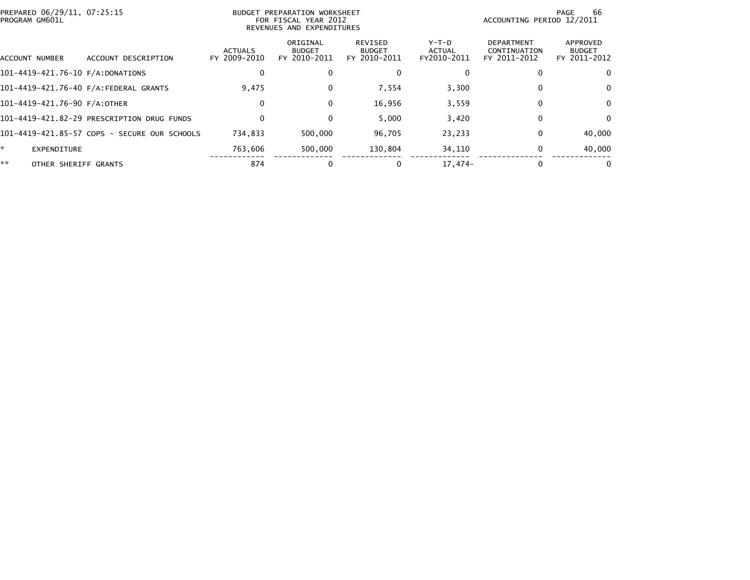PREPARED 06/29/11, 07:25:15
PROGRAM GM601L

BUDGET PREPARATION WORKSHEET
FOR FISCAL YEAR 2012
REVENUES AND EXPENDITURES

ACCOUNTING PERIOD 12/2011

| ACCOUNT NUMBER | ACCOUNT DESCRIPTION | ACTUALS FY 2009-2010 | ORIGINAL BUDGET FY 2010-2011 | REVISED BUDGET FY 2010-2011 | Y-T-D ACTUAL FY2010-2011 | DEPARTMENT CONTINUATION FY 2011-2012 | APPROVED BUDGET FY 2011-2012 |
|---|---|---|---|---|---|---|---|
| 101-4419-421.76-10 | F/A:DONATIONS | 0 | 0 | 0 | 0 | 0 | 0 |
| 101-4419-421.76-40 | F/A:FEDERAL GRANTS | 9,475 | 0 | 7,554 | 3,300 | 0 | 0 |
| 101-4419-421.76-90 | F/A:OTHER | 0 | 0 | 16,956 | 3,559 | 0 | 0 |
| 101-4419-421.82-29 | PRESCRIPTION DRUG FUNDS | 0 | 0 | 5,000 | 3,420 | 0 | 0 |
| 101-4419-421.85-57 | COPS - SECURE OUR SCHOOLS | 734,833 | 500,000 | 96,705 | 23,233 | 0 | 40,000 |
| * | EXPENDITURE | 763,606 | 500,000 | 130,804 | 34,110 | 0 | 40,000 |
| ** | OTHER SHERIFF GRANTS | 874 | 0 | 0 | 17,474- | 0 | 0 |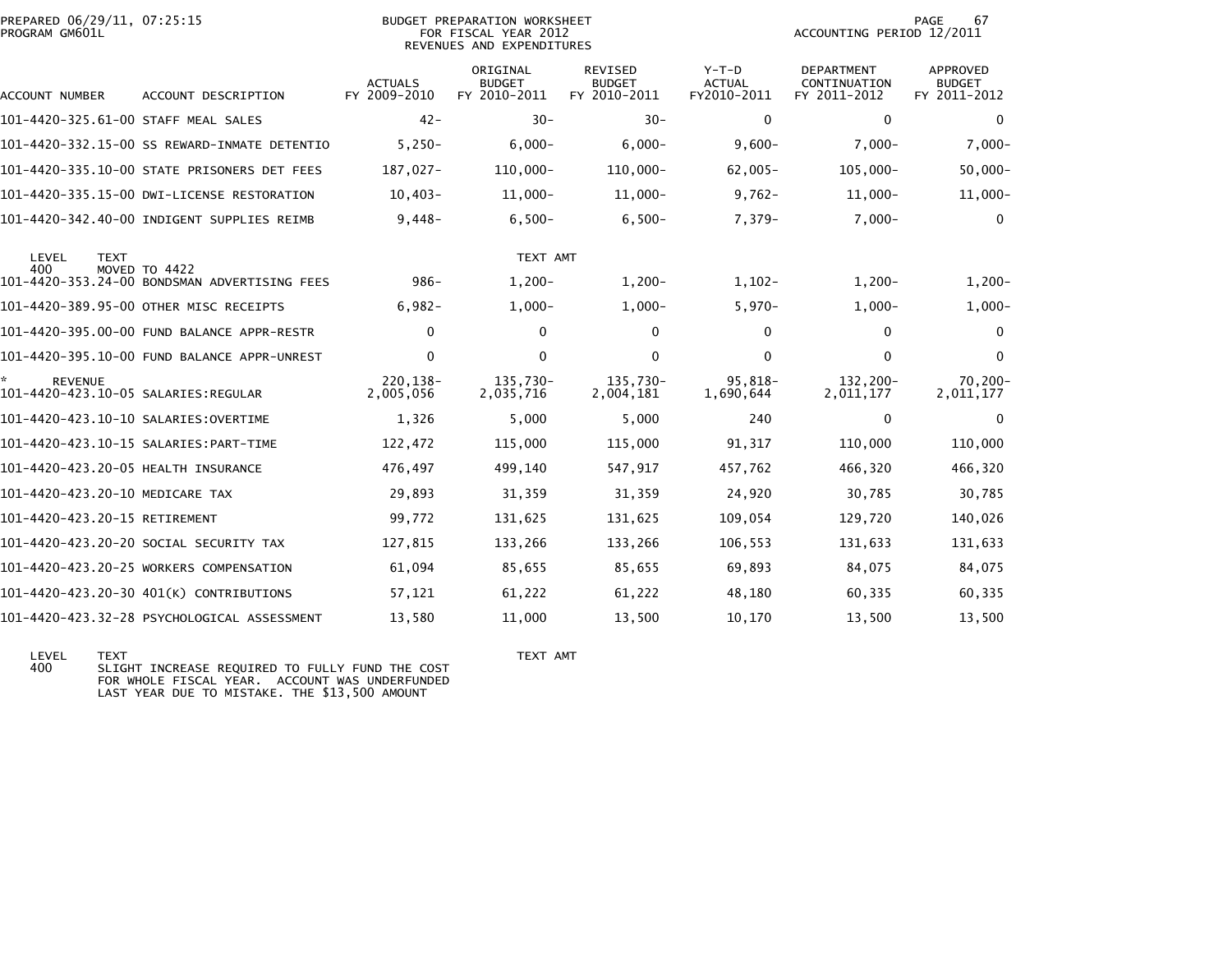PREPARED 06/29/11, 07:25:15 PROGRAM GM601L

BUDGET PREPARATION WORKSHEET
FOR FISCAL YEAR 2012
REVENUES AND EXPENDITURES

ACCOUNTING PERIOD 12/2011

| ACCOUNT NUMBER | ACCOUNT DESCRIPTION | ACTUALS FY 2009-2010 | ORIGINAL BUDGET FY 2010-2011 | REVISED BUDGET FY 2010-2011 | Y-T-D ACTUAL FY2010-2011 | DEPARTMENT CONTINUATION FY 2011-2012 | APPROVED BUDGET FY 2011-2012 |
|---|---|---|---|---|---|---|---|
| 101-4420-325.61-00 | STAFF MEAL SALES | 42- | 30- | 30- | 0 | 0 | 0 |
| 101-4420-332.15-00 | SS REWARD-INMATE DETENTIO | 5,250- | 6,000- | 6,000- | 9,600- | 7,000- | 7,000- |
| 101-4420-335.10-00 | STATE PRISONERS DET FEES | 187,027- | 110,000- | 110,000- | 62,005- | 105,000- | 50,000- |
| 101-4420-335.15-00 | DWI-LICENSE RESTORATION | 10,403- | 11,000- | 11,000- | 9,762- | 11,000- | 11,000- |
| 101-4420-342.40-00 | INDIGENT SUPPLIES REIMB | 9,448- | 6,500- | 6,500- | 7,379- | 7,000- | 0 |

| LEVEL | TEXT | TEXT AMT |
|---|---|---|
| 400 | MOVED TO 4422 | |

| ACCOUNT NUMBER | ACCOUNT DESCRIPTION | ACTUALS FY 2009-2010 | ORIGINAL BUDGET FY 2010-2011 | REVISED BUDGET FY 2010-2011 | Y-T-D ACTUAL FY2010-2011 | DEPARTMENT CONTINUATION FY 2011-2012 | APPROVED BUDGET FY 2011-2012 |
|---|---|---|---|---|---|---|---|
| 101-4420-353.24-00 | BONDSMAN ADVERTISING FEES | 986- | 1,200- | 1,200- | 1,102- | 1,200- | 1,200- |
| 101-4420-389.95-00 | OTHER MISC RECEIPTS | 6,982- | 1,000- | 1,000- | 5,970- | 1,000- | 1,000- |
| 101-4420-395.00-00 | FUND BALANCE APPR-RESTR | 0 | 0 | 0 | 0 | 0 | 0 |
| 101-4420-395.10-00 | FUND BALANCE APPR-UNREST | 0 | 0 | 0 | 0 | 0 | 0 |
| * REVENUE | | 220,138- | 135,730- | 135,730- | 95,818- | 132,200- | 70,200- |
| 101-4420-423.10-05 | SALARIES:REGULAR | 2,005,056 | 2,035,716 | 2,004,181 | 1,690,644 | 2,011,177 | 2,011,177 |
| 101-4420-423.10-10 | SALARIES:OVERTIME | 1,326 | 5,000 | 5,000 | 240 | 0 | 0 |
| 101-4420-423.10-15 | SALARIES:PART-TIME | 122,472 | 115,000 | 115,000 | 91,317 | 110,000 | 110,000 |
| 101-4420-423.20-05 | HEALTH INSURANCE | 476,497 | 499,140 | 547,917 | 457,762 | 466,320 | 466,320 |
| 101-4420-423.20-10 | MEDICARE TAX | 29,893 | 31,359 | 31,359 | 24,920 | 30,785 | 30,785 |
| 101-4420-423.20-15 | RETIREMENT | 99,772 | 131,625 | 131,625 | 109,054 | 129,720 | 140,026 |
| 101-4420-423.20-20 | SOCIAL SECURITY TAX | 127,815 | 133,266 | 133,266 | 106,553 | 131,633 | 131,633 |
| 101-4420-423.20-25 | WORKERS COMPENSATION | 61,094 | 85,655 | 85,655 | 69,893 | 84,075 | 84,075 |
| 101-4420-423.20-30 | 401(K) CONTRIBUTIONS | 57,121 | 61,222 | 61,222 | 48,180 | 60,335 | 60,335 |
| 101-4420-423.32-28 | PSYCHOLOGICAL ASSESSMENT | 13,580 | 11,000 | 13,500 | 10,170 | 13,500 | 13,500 |

| LEVEL | TEXT | TEXT AMT |
|---|---|---|
| 400 | SLIGHT INCREASE REQUIRED TO FULLY FUND THE COST FOR WHOLE FISCAL YEAR. ACCOUNT WAS UNDERFUNDED LAST YEAR DUE TO MISTAKE. THE $13,500 AMOUNT | |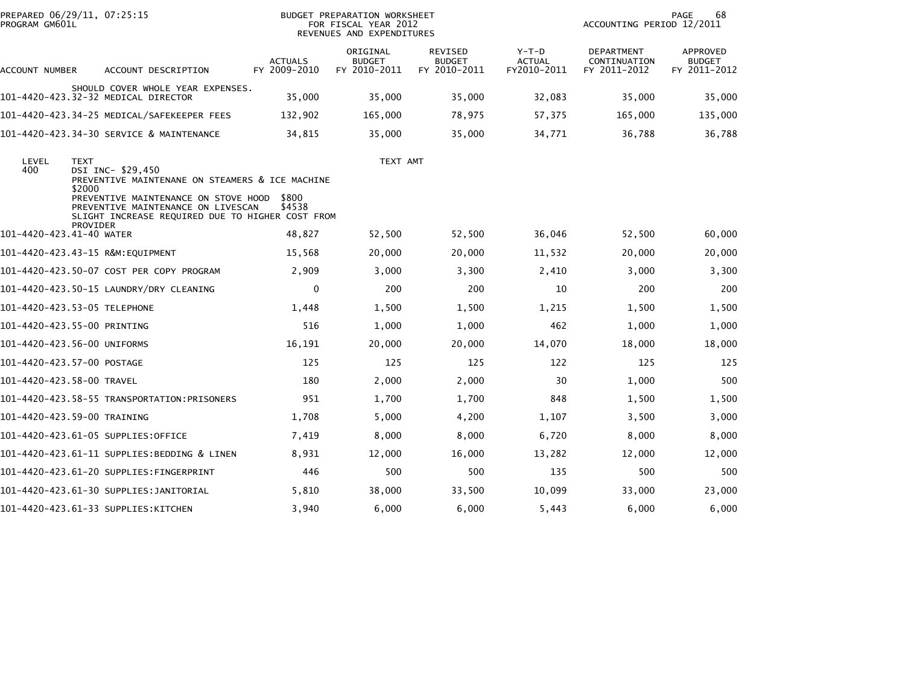PREPARED 06/29/11, 07:25:15
PROGRAM GM601L

BUDGET PREPARATION WORKSHEET
FOR FISCAL YEAR 2012
REVENUES AND EXPENDITURES

ACCOUNTING PERIOD 12/2011

| ACCOUNT NUMBER | ACCOUNT DESCRIPTION | ACTUALS FY 2009-2010 | ORIGINAL BUDGET FY 2010-2011 | REVISED BUDGET FY 2010-2011 | Y-T-D ACTUAL FY2010-2011 | DEPARTMENT CONTINUATION FY 2011-2012 | APPROVED BUDGET FY 2011-2012 |
|---|---|---|---|---|---|---|---|
| | SHOULD COVER WHOLE YEAR EXPENSES. | | | | | | |
| 101-4420-423.32-32 | MEDICAL DIRECTOR | 35,000 | 35,000 | 35,000 | 32,083 | 35,000 | 35,000 |
| 101-4420-423.34-25 | MEDICAL/SAFEKEEPER FEES | 132,902 | 165,000 | 78,975 | 57,375 | 165,000 | 135,000 |
| 101-4420-423.34-30 | SERVICE & MAINTENANCE | 34,815 | 35,000 | 35,000 | 34,771 | 36,788 | 36,788 |

| LEVEL | TEXT | TEXT AMT |
|---|---|---|
| 400 | DSI INC- $29,450 | |
| | PREVENTIVE MAINTENANE ON STEAMERS & ICE MACHINE | |
| | $2000 | |
| | PREVENTIVE MAINTENANCE ON STOVE HOOD $800 | |
| | PREVENTIVE MAINTENANCE ON LIVESCAN $4538 | |
| | SLIGHT INCREASE REQUIRED DUE TO HIGHER COST FROM | |
| | PROVIDER | |

| ACCOUNT NUMBER | ACCOUNT DESCRIPTION | ACTUALS FY 2009-2010 | ORIGINAL BUDGET FY 2010-2011 | REVISED BUDGET FY 2010-2011 | Y-T-D ACTUAL FY2010-2011 | DEPARTMENT CONTINUATION FY 2011-2012 | APPROVED BUDGET FY 2011-2012 |
|---|---|---|---|---|---|---|---|
| 101-4420-423.41-40 | WATER | 48,827 | 52,500 | 52,500 | 36,046 | 52,500 | 60,000 |
| 101-4420-423.43-15 | R&M:EQUIPMENT | 15,568 | 20,000 | 20,000 | 11,532 | 20,000 | 20,000 |
| 101-4420-423.50-07 | COST PER COPY PROGRAM | 2,909 | 3,000 | 3,300 | 2,410 | 3,000 | 3,300 |
| 101-4420-423.50-15 | LAUNDRY/DRY CLEANING | 0 | 200 | 200 | 10 | 200 | 200 |
| 101-4420-423.53-05 | TELEPHONE | 1,448 | 1,500 | 1,500 | 1,215 | 1,500 | 1,500 |
| 101-4420-423.55-00 | PRINTING | 516 | 1,000 | 1,000 | 462 | 1,000 | 1,000 |
| 101-4420-423.56-00 | UNIFORMS | 16,191 | 20,000 | 20,000 | 14,070 | 18,000 | 18,000 |
| 101-4420-423.57-00 | POSTAGE | 125 | 125 | 125 | 122 | 125 | 125 |
| 101-4420-423.58-00 | TRAVEL | 180 | 2,000 | 2,000 | 30 | 1,000 | 500 |
| 101-4420-423.58-55 | TRANSPORTATION:PRISONERS | 951 | 1,700 | 1,700 | 848 | 1,500 | 1,500 |
| 101-4420-423.59-00 | TRAINING | 1,708 | 5,000 | 4,200 | 1,107 | 3,500 | 3,000 |
| 101-4420-423.61-05 | SUPPLIES:OFFICE | 7,419 | 8,000 | 8,000 | 6,720 | 8,000 | 8,000 |
| 101-4420-423.61-11 | SUPPLIES:BEDDING & LINEN | 8,931 | 12,000 | 16,000 | 13,282 | 12,000 | 12,000 |
| 101-4420-423.61-20 | SUPPLIES:FINGERPRINT | 446 | 500 | 500 | 135 | 500 | 500 |
| 101-4420-423.61-30 | SUPPLIES:JANITORIAL | 5,810 | 38,000 | 33,500 | 10,099 | 33,000 | 23,000 |
| 101-4420-423.61-33 | SUPPLIES:KITCHEN | 3,940 | 6,000 | 6,000 | 5,443 | 6,000 | 6,000 |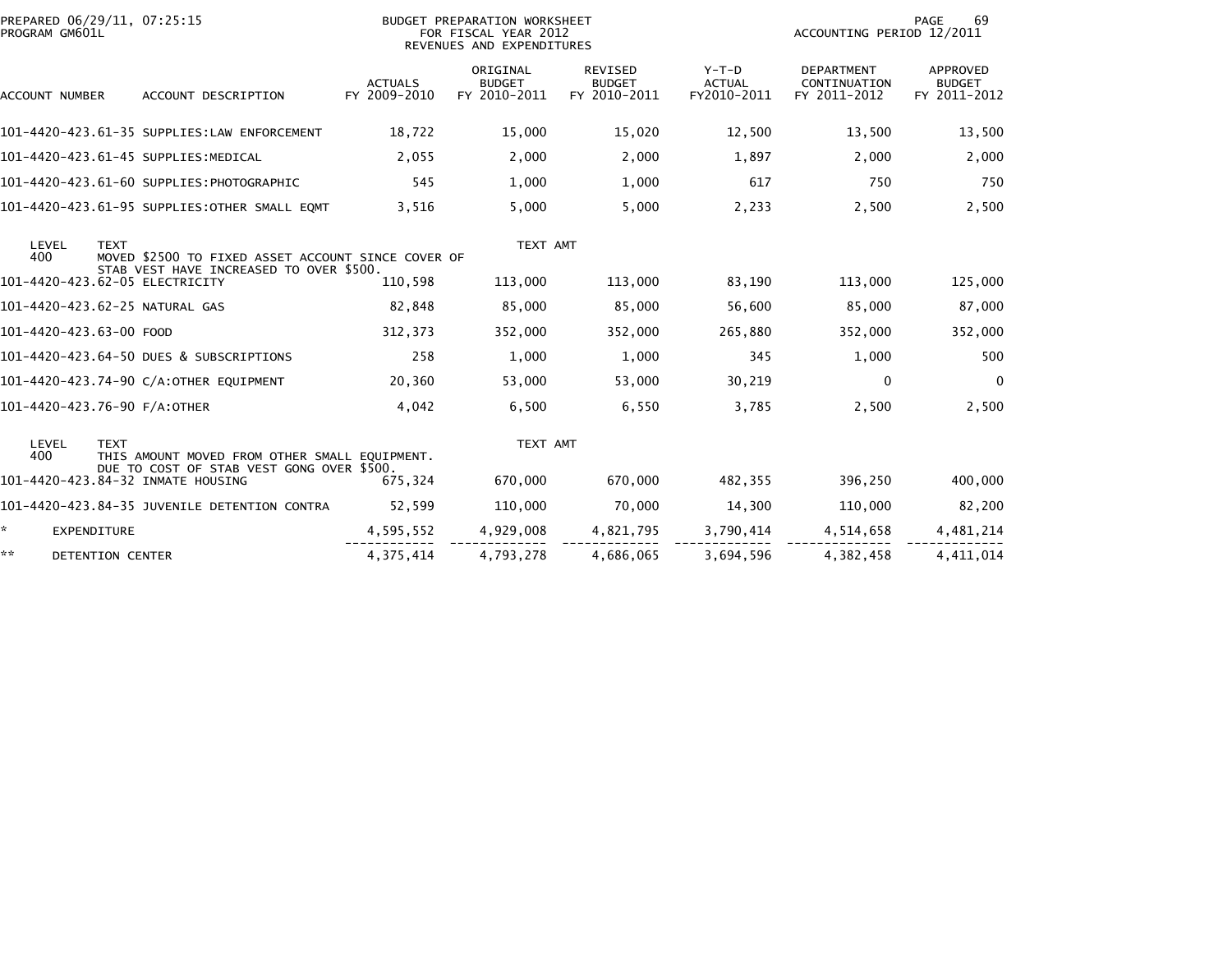| ACCOUNT NUMBER | ACCOUNT DESCRIPTION | ACTUALS FY 2009-2010 | ORIGINAL BUDGET FY 2010-2011 | REVISED BUDGET FY 2010-2011 | Y-T-D ACTUAL FY2010-2011 | DEPARTMENT CONTINUATION FY 2011-2012 | APPROVED BUDGET FY 2011-2012 |
|---|---|---|---|---|---|---|---|
| 101-4420-423.61-35 | SUPPLIES:LAW ENFORCEMENT | 18,722 | 15,000 | 15,020 | 12,500 | 13,500 | 13,500 |
| 101-4420-423.61-45 | SUPPLIES:MEDICAL | 2,055 | 2,000 | 2,000 | 1,897 | 2,000 | 2,000 |
| 101-4420-423.61-60 | SUPPLIES:PHOTOGRAPHIC | 545 | 1,000 | 1,000 | 617 | 750 | 750 |
| 101-4420-423.61-95 | SUPPLIES:OTHER SMALL EQMT | 3,516 | 5,000 | 5,000 | 2,233 | 2,500 | 2,500 |
| LEVEL 400 | TEXT: MOVED $2500 TO FIXED ASSET ACCOUNT SINCE COVER OF STAB VEST HAVE INCREASED TO OVER $500. | | TEXT AMT | | | | |
| 101-4420-423.62-05 | ELECTRICITY | 110,598 | 113,000 | 113,000 | 83,190 | 113,000 | 125,000 |
| 101-4420-423.62-25 | NATURAL GAS | 82,848 | 85,000 | 85,000 | 56,600 | 85,000 | 87,000 |
| 101-4420-423.63-00 | FOOD | 312,373 | 352,000 | 352,000 | 265,880 | 352,000 | 352,000 |
| 101-4420-423.64-50 | DUES & SUBSCRIPTIONS | 258 | 1,000 | 1,000 | 345 | 1,000 | 500 |
| 101-4420-423.74-90 | C/A:OTHER EQUIPMENT | 20,360 | 53,000 | 53,000 | 30,219 | 0 | 0 |
| 101-4420-423.76-90 | F/A:OTHER | 4,042 | 6,500 | 6,550 | 3,785 | 2,500 | 2,500 |
| LEVEL 400 | TEXT: THIS AMOUNT MOVED FROM OTHER SMALL EQUIPMENT. DUE TO COST OF STAB VEST GONG OVER $500. | | TEXT AMT | | | | |
| 101-4420-423.84-32 | INMATE HOUSING | 675,324 | 670,000 | 670,000 | 482,355 | 396,250 | 400,000 |
| 101-4420-423.84-35 | JUVENILE DETENTION CONTRA | 52,599 | 110,000 | 70,000 | 14,300 | 110,000 | 82,200 |
| * | EXPENDITURE | 4,595,552 | 4,929,008 | 4,821,795 | 3,790,414 | 4,514,658 | 4,481,214 |
| ** | DETENTION CENTER | 4,375,414 | 4,793,278 | 4,686,065 | 3,694,596 | 4,382,458 | 4,411,014 |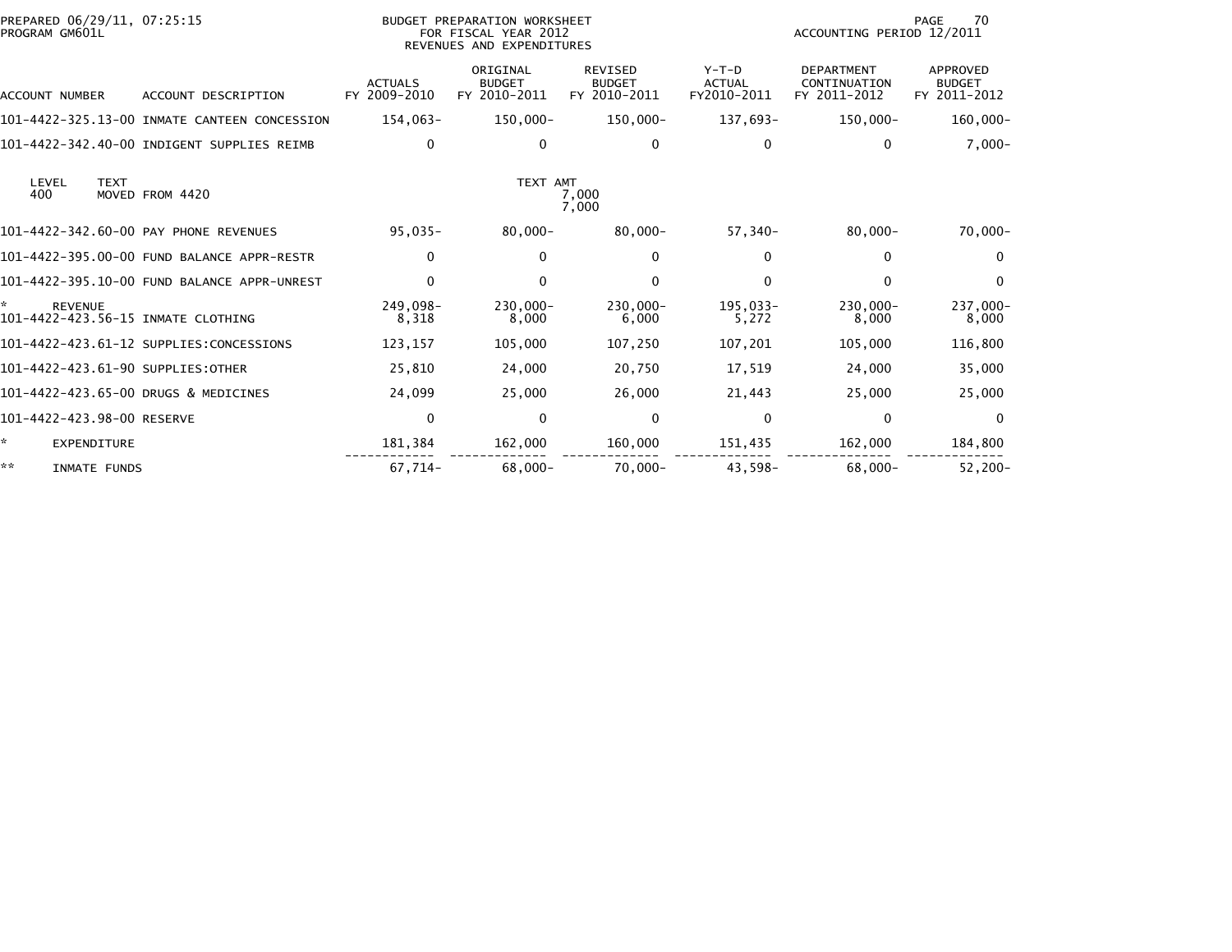PREPARED 06/29/11, 07:25:15
PROGRAM GM601L

BUDGET PREPARATION WORKSHEET
FOR FISCAL YEAR 2012
REVENUES AND EXPENDITURES

ACCOUNTING PERIOD 12/2011

| ACCOUNT NUMBER | ACCOUNT DESCRIPTION | ACTUALS FY 2009-2010 | ORIGINAL BUDGET FY 2010-2011 | REVISED BUDGET FY 2010-2011 | Y-T-D ACTUAL FY2010-2011 | DEPARTMENT CONTINUATION FY 2011-2012 | APPROVED BUDGET FY 2011-2012 |
|---|---|---|---|---|---|---|---|
| 101-4422-325.13-00 | INMATE CANTEEN CONCESSION | 154,063- | 150,000- | 150,000- | 137,693- | 150,000- | 160,000- |
| 101-4422-342.40-00 | INDIGENT SUPPLIES REIMB | 0 | 0 | 0 | 0 | 0 | 7,000- |
| LEVEL 400 | TEXT: MOVED FROM 4420 | | TEXT AMT | 7,000 | | | |
| | | | | 7,000 | | | |
| 101-4422-342.60-00 | PAY PHONE REVENUES | 95,035- | 80,000- | 80,000- | 57,340- | 80,000- | 70,000- |
| 101-4422-395.00-00 | FUND BALANCE APPR-RESTR | 0 | 0 | 0 | 0 | 0 | 0 |
| 101-4422-395.10-00 | FUND BALANCE APPR-UNREST | 0 | 0 | 0 | 0 | 0 | 0 |
| * REVENUE | | 249,098- | 230,000- | 230,000- | 195,033- | 230,000- | 237,000- |
| 101-4422-423.56-15 | INMATE CLOTHING | 8,318 | 8,000 | 6,000 | 5,272 | 8,000 | 8,000 |
| 101-4422-423.61-12 | SUPPLIES:CONCESSIONS | 123,157 | 105,000 | 107,250 | 107,201 | 105,000 | 116,800 |
| 101-4422-423.61-90 | SUPPLIES:OTHER | 25,810 | 24,000 | 20,750 | 17,519 | 24,000 | 35,000 |
| 101-4422-423.65-00 | DRUGS & MEDICINES | 24,099 | 25,000 | 26,000 | 21,443 | 25,000 | 25,000 |
| 101-4422-423.98-00 | RESERVE | 0 | 0 | 0 | 0 | 0 | 0 |
| * EXPENDITURE | | 181,384 | 162,000 | 160,000 | 151,435 | 162,000 | 184,800 |
| ** INMATE FUNDS | | 67,714- | 68,000- | 70,000- | 43,598- | 68,000- | 52,200- |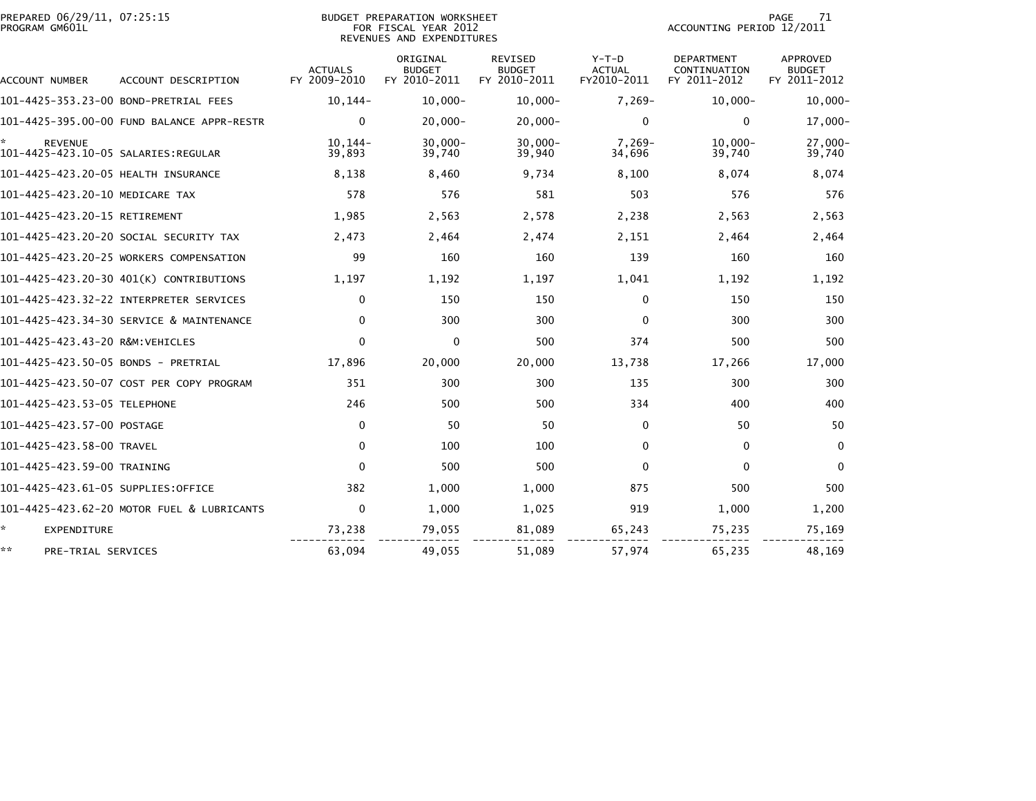PREPARED 06/29/11, 07:25:15
PROGRAM GM601L

BUDGET PREPARATION WORKSHEET
FOR FISCAL YEAR 2012
REVENUES AND EXPENDITURES

ACCOUNTING PERIOD 12/2011

| ACCOUNT NUMBER | ACCOUNT DESCRIPTION | ACTUALS FY 2009-2010 | ORIGINAL BUDGET FY 2010-2011 | REVISED BUDGET FY 2010-2011 | Y-T-D ACTUAL FY2010-2011 | DEPARTMENT CONTINUATION FY 2011-2012 | APPROVED BUDGET FY 2011-2012 |
|---|---|---|---|---|---|---|---|
| 101-4425-353.23-00 | BOND-PRETRIAL FEES | 10,144- | 10,000- | 10,000- | 7,269- | 10,000- | 10,000- |
| 101-4425-395.00-00 | FUND BALANCE APPR-RESTR | 0 | 20,000- | 20,000- | 0 | 0 | 17,000- |
| * | REVENUE | 10,144- | 30,000- | 30,000- | 7,269- | 10,000- | 27,000- |
| 101-4425-423.10-05 | SALARIES:REGULAR | 39,893 | 39,740 | 39,940 | 34,696 | 39,740 | 39,740 |
| 101-4425-423.20-05 | HEALTH INSURANCE | 8,138 | 8,460 | 9,734 | 8,100 | 8,074 | 8,074 |
| 101-4425-423.20-10 | MEDICARE TAX | 578 | 576 | 581 | 503 | 576 | 576 |
| 101-4425-423.20-15 | RETIREMENT | 1,985 | 2,563 | 2,578 | 2,238 | 2,563 | 2,563 |
| 101-4425-423.20-20 | SOCIAL SECURITY TAX | 2,473 | 2,464 | 2,474 | 2,151 | 2,464 | 2,464 |
| 101-4425-423.20-25 | WORKERS COMPENSATION | 99 | 160 | 160 | 139 | 160 | 160 |
| 101-4425-423.20-30 | 401(K) CONTRIBUTIONS | 1,197 | 1,192 | 1,197 | 1,041 | 1,192 | 1,192 |
| 101-4425-423.32-22 | INTERPRETER SERVICES | 0 | 150 | 150 | 0 | 150 | 150 |
| 101-4425-423.34-30 | SERVICE & MAINTENANCE | 0 | 300 | 300 | 0 | 300 | 300 |
| 101-4425-423.43-20 | R&M:VEHICLES | 0 | 0 | 500 | 374 | 500 | 500 |
| 101-4425-423.50-05 | BONDS - PRETRIAL | 17,896 | 20,000 | 20,000 | 13,738 | 17,266 | 17,000 |
| 101-4425-423.50-07 | COST PER COPY PROGRAM | 351 | 300 | 300 | 135 | 300 | 300 |
| 101-4425-423.53-05 | TELEPHONE | 246 | 500 | 500 | 334 | 400 | 400 |
| 101-4425-423.57-00 | POSTAGE | 0 | 50 | 50 | 0 | 50 | 50 |
| 101-4425-423.58-00 | TRAVEL | 0 | 100 | 100 | 0 | 0 | 0 |
| 101-4425-423.59-00 | TRAINING | 0 | 500 | 500 | 0 | 0 | 0 |
| 101-4425-423.61-05 | SUPPLIES:OFFICE | 382 | 1,000 | 1,000 | 875 | 500 | 500 |
| 101-4425-423.62-20 | MOTOR FUEL & LUBRICANTS | 0 | 1,000 | 1,025 | 919 | 1,000 | 1,200 |
| * | EXPENDITURE | 73,238 | 79,055 | 81,089 | 65,243 | 75,235 | 75,169 |
| ** | PRE-TRIAL SERVICES | 63,094 | 49,055 | 51,089 | 57,974 | 65,235 | 48,169 |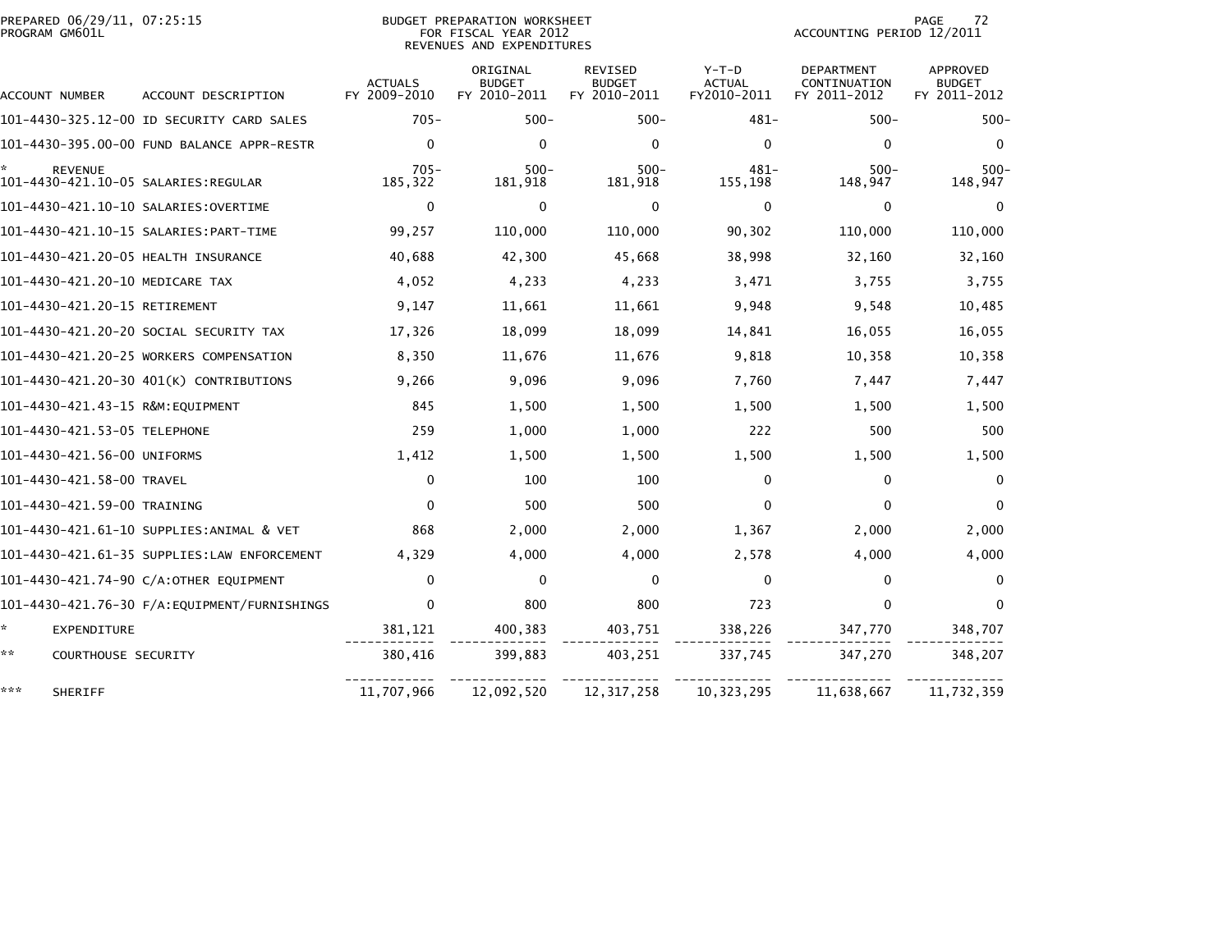PREPARED 06/29/11, 07:25:15
PROGRAM GM601L

BUDGET PREPARATION WORKSHEET
FOR FISCAL YEAR 2012
REVENUES AND EXPENDITURES

ACCOUNTING PERIOD 12/2011

| ACCOUNT NUMBER | ACCOUNT DESCRIPTION | ACTUALS FY 2009-2010 | ORIGINAL BUDGET FY 2010-2011 | REVISED BUDGET FY 2010-2011 | Y-T-D ACTUAL FY2010-2011 | DEPARTMENT CONTINUATION FY 2011-2012 | APPROVED BUDGET FY 2011-2012 |
|---|---|---|---|---|---|---|---|
| 101-4430-325.12-00 | ID SECURITY CARD SALES | 705- | 500- | 500- | 481- | 500- | 500- |
| 101-4430-395.00-00 | FUND BALANCE APPR-RESTR | 0 | 0 | 0 | 0 | 0 | 0 |
| * | REVENUE | 705- | 500- | 500- | 481- | 500- | 500- |
| 101-4430-421.10-05 | SALARIES:REGULAR | 185,322 | 181,918 | 181,918 | 155,198 | 148,947 | 148,947 |
| 101-4430-421.10-10 | SALARIES:OVERTIME | 0 | 0 | 0 | 0 | 0 | 0 |
| 101-4430-421.10-15 | SALARIES:PART-TIME | 99,257 | 110,000 | 110,000 | 90,302 | 110,000 | 110,000 |
| 101-4430-421.20-05 | HEALTH INSURANCE | 40,688 | 42,300 | 45,668 | 38,998 | 32,160 | 32,160 |
| 101-4430-421.20-10 | MEDICARE TAX | 4,052 | 4,233 | 4,233 | 3,471 | 3,755 | 3,755 |
| 101-4430-421.20-15 | RETIREMENT | 9,147 | 11,661 | 11,661 | 9,948 | 9,548 | 10,485 |
| 101-4430-421.20-20 | SOCIAL SECURITY TAX | 17,326 | 18,099 | 18,099 | 14,841 | 16,055 | 16,055 |
| 101-4430-421.20-25 | WORKERS COMPENSATION | 8,350 | 11,676 | 11,676 | 9,818 | 10,358 | 10,358 |
| 101-4430-421.20-30 | 401(K) CONTRIBUTIONS | 9,266 | 9,096 | 9,096 | 7,760 | 7,447 | 7,447 |
| 101-4430-421.43-15 | R&M:EQUIPMENT | 845 | 1,500 | 1,500 | 1,500 | 1,500 | 1,500 |
| 101-4430-421.53-05 | TELEPHONE | 259 | 1,000 | 1,000 | 222 | 500 | 500 |
| 101-4430-421.56-00 | UNIFORMS | 1,412 | 1,500 | 1,500 | 1,500 | 1,500 | 1,500 |
| 101-4430-421.58-00 | TRAVEL | 0 | 100 | 100 | 0 | 0 | 0 |
| 101-4430-421.59-00 | TRAINING | 0 | 500 | 500 | 0 | 0 | 0 |
| 101-4430-421.61-10 | SUPPLIES:ANIMAL & VET | 868 | 2,000 | 2,000 | 1,367 | 2,000 | 2,000 |
| 101-4430-421.61-35 | SUPPLIES:LAW ENFORCEMENT | 4,329 | 4,000 | 4,000 | 2,578 | 4,000 | 4,000 |
| 101-4430-421.74-90 | C/A:OTHER EQUIPMENT | 0 | 0 | 0 | 0 | 0 | 0 |
| 101-4430-421.76-30 | F/A:EQUIPMENT/FURNISHINGS | 0 | 800 | 800 | 723 | 0 | 0 |
| * | EXPENDITURE | 381,121 | 400,383 | 403,751 | 338,226 | 347,770 | 348,707 |
| ** | COURTHOUSE SECURITY | 380,416 | 399,883 | 403,251 | 337,745 | 347,270 | 348,207 |
| *** | SHERIFF | 11,707,966 | 12,092,520 | 12,317,258 | 10,323,295 | 11,638,667 | 11,732,359 |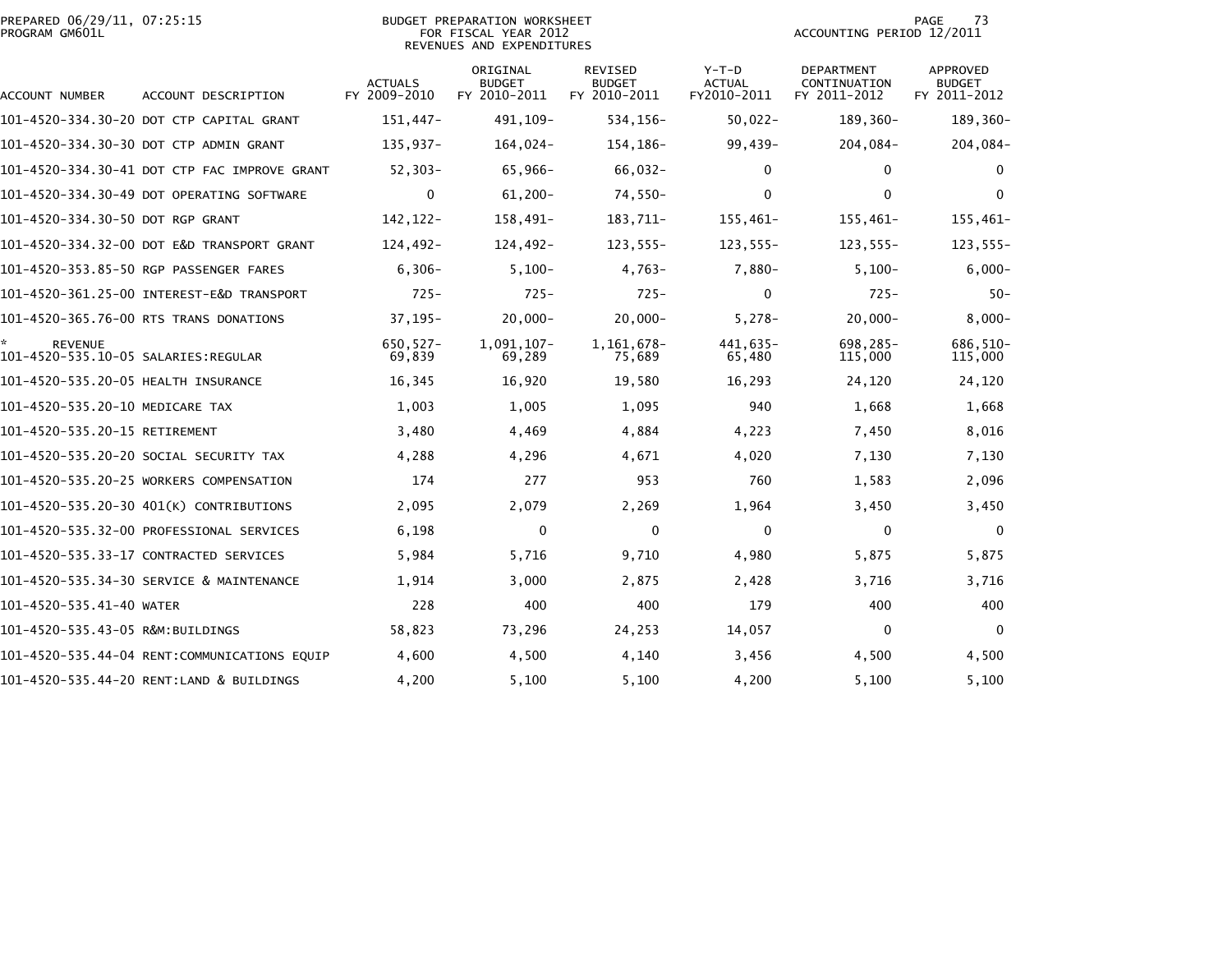PREPARED 06/29/11, 07:25:15
PROGRAM GM601L

BUDGET PREPARATION WORKSHEET
FOR FISCAL YEAR 2012
REVENUES AND EXPENDITURES

ACCOUNTING PERIOD 12/2011

| ACCOUNT NUMBER | ACCOUNT DESCRIPTION | ACTUALS FY 2009-2010 | ORIGINAL BUDGET FY 2010-2011 | REVISED BUDGET FY 2010-2011 | Y-T-D ACTUAL FY2010-2011 | DEPARTMENT CONTINUATION FY 2011-2012 | APPROVED BUDGET FY 2011-2012 |
|---|---|---|---|---|---|---|---|
| 101-4520-334.30-20 | DOT CTP CAPITAL GRANT | 151,447- | 491,109- | 534,156- | 50,022- | 189,360- | 189,360- |
| 101-4520-334.30-30 | DOT CTP ADMIN GRANT | 135,937- | 164,024- | 154,186- | 99,439- | 204,084- | 204,084- |
| 101-4520-334.30-41 | DOT CTP FAC IMPROVE GRANT | 52,303- | 65,966- | 66,032- | 0 | 0 | 0 |
| 101-4520-334.30-49 | DOT OPERATING SOFTWARE | 0 | 61,200- | 74,550- | 0 | 0 | 0 |
| 101-4520-334.30-50 | DOT RGP GRANT | 142,122- | 158,491- | 183,711- | 155,461- | 155,461- | 155,461- |
| 101-4520-334.32-00 | DOT E&D TRANSPORT GRANT | 124,492- | 124,492- | 123,555- | 123,555- | 123,555- | 123,555- |
| 101-4520-353.85-50 | RGP PASSENGER FARES | 6,306- | 5,100- | 4,763- | 7,880- | 5,100- | 6,000- |
| 101-4520-361.25-00 | INTEREST-E&D TRANSPORT | 725- | 725- | 725- | 0 | 725- | 50- |
| 101-4520-365.76-00 | RTS TRANS DONATIONS | 37,195- | 20,000- | 20,000- | 5,278- | 20,000- | 8,000- |
| * | REVENUE | 650,527- | 1,091,107- | 1,161,678- | 441,635- | 698,285- | 686,510- |
| 101-4520-535.10-05 | SALARIES:REGULAR | 69,839 | 69,289 | 75,689 | 65,480 | 115,000 | 115,000 |
| 101-4520-535.20-05 | HEALTH INSURANCE | 16,345 | 16,920 | 19,580 | 16,293 | 24,120 | 24,120 |
| 101-4520-535.20-10 | MEDICARE TAX | 1,003 | 1,005 | 1,095 | 940 | 1,668 | 1,668 |
| 101-4520-535.20-15 | RETIREMENT | 3,480 | 4,469 | 4,884 | 4,223 | 7,450 | 8,016 |
| 101-4520-535.20-20 | SOCIAL SECURITY TAX | 4,288 | 4,296 | 4,671 | 4,020 | 7,130 | 7,130 |
| 101-4520-535.20-25 | WORKERS COMPENSATION | 174 | 277 | 953 | 760 | 1,583 | 2,096 |
| 101-4520-535.20-30 | 401(K) CONTRIBUTIONS | 2,095 | 2,079 | 2,269 | 1,964 | 3,450 | 3,450 |
| 101-4520-535.32-00 | PROFESSIONAL SERVICES | 6,198 | 0 | 0 | 0 | 0 | 0 |
| 101-4520-535.33-17 | CONTRACTED SERVICES | 5,984 | 5,716 | 9,710 | 4,980 | 5,875 | 5,875 |
| 101-4520-535.34-30 | SERVICE & MAINTENANCE | 1,914 | 3,000 | 2,875 | 2,428 | 3,716 | 3,716 |
| 101-4520-535.41-40 | WATER | 228 | 400 | 400 | 179 | 400 | 400 |
| 101-4520-535.43-05 | R&M:BUILDINGS | 58,823 | 73,296 | 24,253 | 14,057 | 0 | 0 |
| 101-4520-535.44-04 | RENT:COMMUNICATIONS EQUIP | 4,600 | 4,500 | 4,140 | 3,456 | 4,500 | 4,500 |
| 101-4520-535.44-20 | RENT:LAND & BUILDINGS | 4,200 | 5,100 | 5,100 | 4,200 | 5,100 | 5,100 |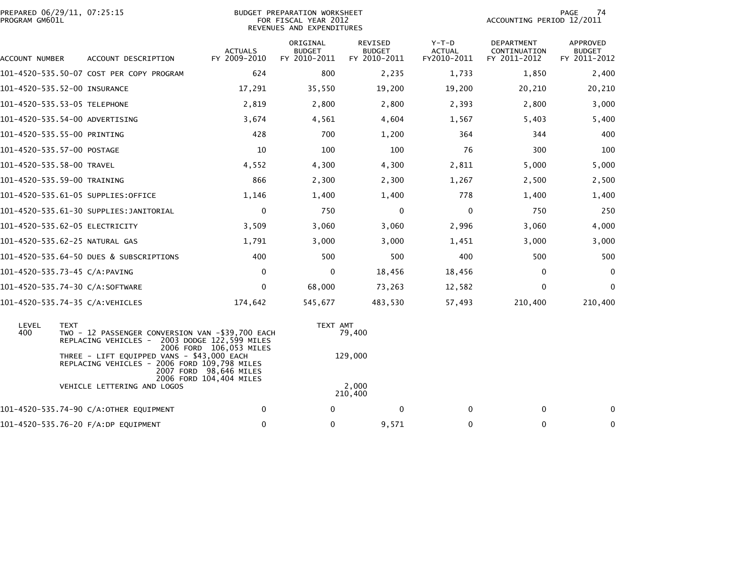BUDGET PREPARATION WORKSHEET
FOR FISCAL YEAR 2012
REVENUES AND EXPENDITURES

PREPARED 06/29/11, 07:25:15
PROGRAM GM601L

ACCOUNTING PERIOD 12/2011

| ACCOUNT NUMBER | ACCOUNT DESCRIPTION | ACTUALS FY 2009-2010 | ORIGINAL BUDGET FY 2010-2011 | REVISED BUDGET FY 2010-2011 | Y-T-D ACTUAL FY2010-2011 | DEPARTMENT CONTINUATION FY 2011-2012 | APPROVED BUDGET FY 2011-2012 |
|---|---|---|---|---|---|---|---|
| 101-4520-535.50-07 | COST PER COPY PROGRAM | 624 | 800 | 2,235 | 1,733 | 1,850 | 2,400 |
| 101-4520-535.52-00 | INSURANCE | 17,291 | 35,550 | 19,200 | 19,200 | 20,210 | 20,210 |
| 101-4520-535.53-05 | TELEPHONE | 2,819 | 2,800 | 2,800 | 2,393 | 2,800 | 3,000 |
| 101-4520-535.54-00 | ADVERTISING | 3,674 | 4,561 | 4,604 | 1,567 | 5,403 | 5,400 |
| 101-4520-535.55-00 | PRINTING | 428 | 700 | 1,200 | 364 | 344 | 400 |
| 101-4520-535.57-00 | POSTAGE | 10 | 100 | 100 | 76 | 300 | 100 |
| 101-4520-535.58-00 | TRAVEL | 4,552 | 4,300 | 4,300 | 2,811 | 5,000 | 5,000 |
| 101-4520-535.59-00 | TRAINING | 866 | 2,300 | 2,300 | 1,267 | 2,500 | 2,500 |
| 101-4520-535.61-05 | SUPPLIES:OFFICE | 1,146 | 1,400 | 1,400 | 778 | 1,400 | 1,400 |
| 101-4520-535.61-30 | SUPPLIES:JANITORIAL | 0 | 750 | 0 | 0 | 750 | 250 |
| 101-4520-535.62-05 | ELECTRICITY | 3,509 | 3,060 | 3,060 | 2,996 | 3,060 | 4,000 |
| 101-4520-535.62-25 | NATURAL GAS | 1,791 | 3,000 | 3,000 | 1,451 | 3,000 | 3,000 |
| 101-4520-535.64-50 | DUES & SUBSCRIPTIONS | 400 | 500 | 500 | 400 | 500 | 500 |
| 101-4520-535.73-45 | C/A:PAVING | 0 | 0 | 18,456 | 18,456 | 0 | 0 |
| 101-4520-535.74-30 | C/A:SOFTWARE | 0 | 68,000 | 73,263 | 12,582 | 0 | 0 |
| 101-4520-535.74-35 | C/A:VEHICLES | 174,642 | 545,677 | 483,530 | 57,493 | 210,400 | 210,400 |

| LEVEL | TEXT | TEXT AMT |
|---|---|---|
| 400 | TWO - 12 PASSENGER CONVERSION VAN -$39,700 EACH<br>REPLACING VEHICLES - 2003 DODGE 122,599 MILES<br>2006 FORD 106,053 MILES | 79,400 |
| | THREE - LIFT EQUIPPED VANS - $43,000 EACH<br>REPLACING VEHICLES - 2006 FORD 109,798 MILES<br>2007 FORD 98,646 MILES<br>2006 FORD 104,404 MILES | 129,000 |
| | VEHICLE LETTERING AND LOGOS | 2,000 |
| | | 210,400 |

| ACCOUNT NUMBER | ACCOUNT DESCRIPTION | ACTUALS FY 2009-2010 | ORIGINAL BUDGET FY 2010-2011 | REVISED BUDGET FY 2010-2011 | Y-T-D ACTUAL FY2010-2011 | DEPARTMENT CONTINUATION FY 2011-2012 | APPROVED BUDGET FY 2011-2012 |
|---|---|---|---|---|---|---|---|
| 101-4520-535.74-90 | C/A:OTHER EQUIPMENT | 0 | 0 | 0 | 0 | 0 | 0 |
| 101-4520-535.76-20 | F/A:DP EQUIPMENT | 0 | 0 | 9,571 | 0 | 0 | 0 |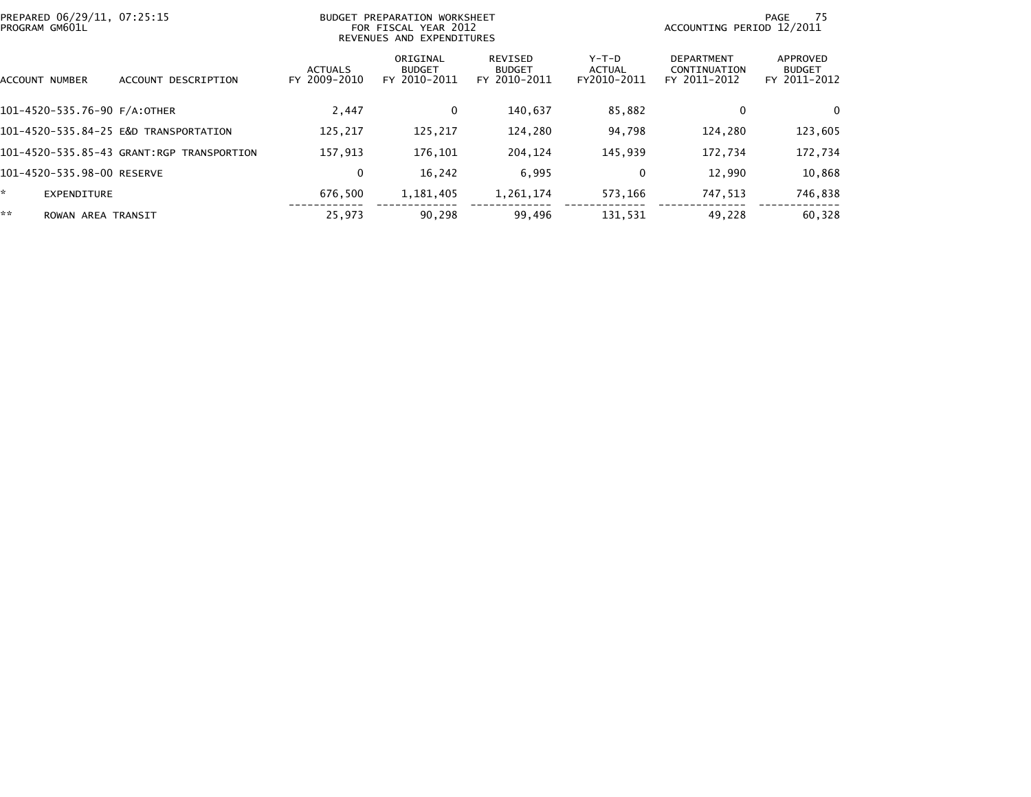PREPARED 06/29/11, 07:25:15
PROGRAM GM601L

BUDGET PREPARATION WORKSHEET
FOR FISCAL YEAR 2012
REVENUES AND EXPENDITURES

ACCOUNTING PERIOD 12/2011

| ACCOUNT NUMBER | ACCOUNT DESCRIPTION | ACTUALS FY 2009-2010 | ORIGINAL BUDGET FY 2010-2011 | REVISED BUDGET FY 2010-2011 | Y-T-D ACTUAL FY2010-2011 | DEPARTMENT CONTINUATION FY 2011-2012 | APPROVED BUDGET FY 2011-2012 |
|---|---|---|---|---|---|---|---|
| 101-4520-535.76-90 | F/A:OTHER | 2,447 | 0 | 140,637 | 85,882 | 0 | 0 |
| 101-4520-535.84-25 | E&D TRANSPORTATION | 125,217 | 125,217 | 124,280 | 94,798 | 124,280 | 123,605 |
| 101-4520-535.85-43 | GRANT:RGP TRANSPORTION | 157,913 | 176,101 | 204,124 | 145,939 | 172,734 | 172,734 |
| 101-4520-535.98-00 | RESERVE | 0 | 16,242 | 6,995 | 0 | 12,990 | 10,868 |
| * | EXPENDITURE | 676,500 | 1,181,405 | 1,261,174 | 573,166 | 747,513 | 746,838 |
| ** | ROWAN AREA TRANSIT | 25,973 | 90,298 | 99,496 | 131,531 | 49,228 | 60,328 |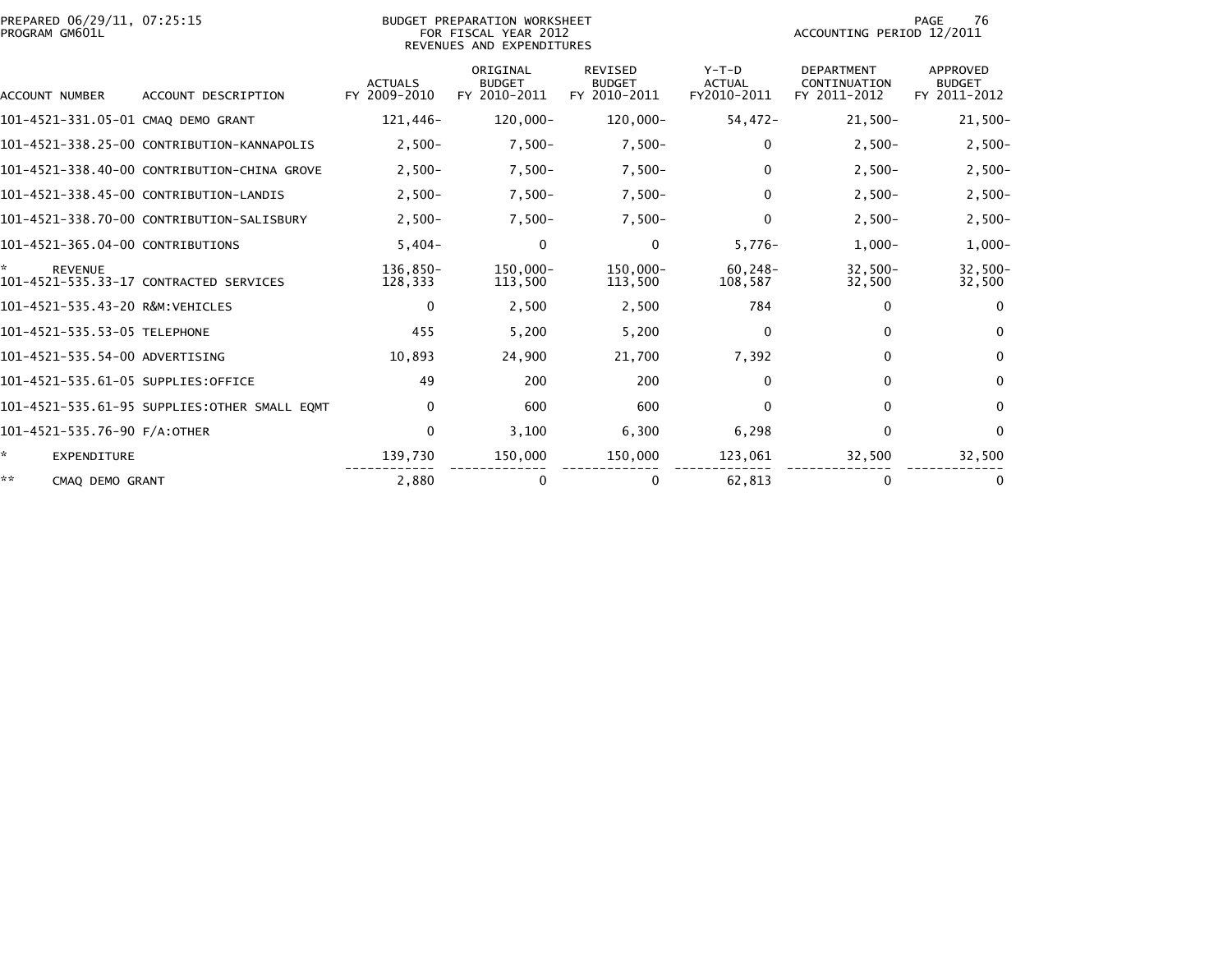PREPARED 06/29/11, 07:25:15
PROGRAM GM601L

BUDGET PREPARATION WORKSHEET
FOR FISCAL YEAR 2012
REVENUES AND EXPENDITURES

ACCOUNTING PERIOD 12/2011

| ACCOUNT NUMBER | ACCOUNT DESCRIPTION | ACTUALS FY 2009-2010 | ORIGINAL BUDGET FY 2010-2011 | REVISED BUDGET FY 2010-2011 | Y-T-D ACTUAL FY2010-2011 | DEPARTMENT CONTINUATION FY 2011-2012 | APPROVED BUDGET FY 2011-2012 |
|---|---|---|---|---|---|---|---|
| 101-4521-331.05-01 | CMAQ DEMO GRANT | 121,446- | 120,000- | 120,000- | 54,472- | 21,500- | 21,500- |
| 101-4521-338.25-00 | CONTRIBUTION-KANNAPOLIS | 2,500- | 7,500- | 7,500- | 0 | 2,500- | 2,500- |
| 101-4521-338.40-00 | CONTRIBUTION-CHINA GROVE | 2,500- | 7,500- | 7,500- | 0 | 2,500- | 2,500- |
| 101-4521-338.45-00 | CONTRIBUTION-LANDIS | 2,500- | 7,500- | 7,500- | 0 | 2,500- | 2,500- |
| 101-4521-338.70-00 | CONTRIBUTION-SALISBURY | 2,500- | 7,500- | 7,500- | 0 | 2,500- | 2,500- |
| 101-4521-365.04-00 | CONTRIBUTIONS | 5,404- | 0 | 0 | 5,776- | 1,000- | 1,000- |
| * | REVENUE | 136,850- | 150,000- | 150,000- | 60,248- | 32,500- | 32,500- |
| 101-4521-535.33-17 | CONTRACTED SERVICES | 128,333 | 113,500 | 113,500 | 108,587 | 32,500 | 32,500 |
| 101-4521-535.43-20 | R&M:VEHICLES | 0 | 2,500 | 2,500 | 784 | 0 | 0 |
| 101-4521-535.53-05 | TELEPHONE | 455 | 5,200 | 5,200 | 0 | 0 | 0 |
| 101-4521-535.54-00 | ADVERTISING | 10,893 | 24,900 | 21,700 | 7,392 | 0 | 0 |
| 101-4521-535.61-05 | SUPPLIES:OFFICE | 49 | 200 | 200 | 0 | 0 | 0 |
| 101-4521-535.61-95 | SUPPLIES:OTHER SMALL EQMT | 0 | 600 | 600 | 0 | 0 | 0 |
| 101-4521-535.76-90 | F/A:OTHER | 0 | 3,100 | 6,300 | 6,298 | 0 | 0 |
| * | EXPENDITURE | 139,730 | 150,000 | 150,000 | 123,061 | 32,500 | 32,500 |
| ** | CMAQ DEMO GRANT | 2,880 | 0 | 0 | 62,813 | 0 | 0 |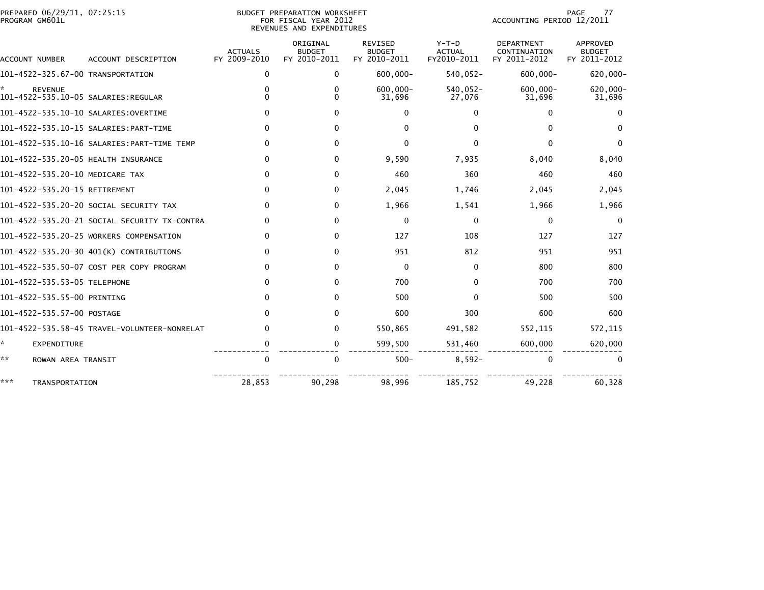PREPARED 06/29/11, 07:25:15
PROGRAM GM601L

BUDGET PREPARATION WORKSHEET
FOR FISCAL YEAR 2012
REVENUES AND EXPENDITURES

ACCOUNTING PERIOD 12/2011

| ACCOUNT NUMBER | ACCOUNT DESCRIPTION | ACTUALS FY 2009-2010 | ORIGINAL BUDGET FY 2010-2011 | REVISED BUDGET FY 2010-2011 | Y-T-D ACTUAL FY2010-2011 | DEPARTMENT CONTINUATION FY 2011-2012 | APPROVED BUDGET FY 2011-2012 |
|---|---|---|---|---|---|---|---|
| 101-4522-325.67-00 | TRANSPORTATION | 0 | 0 | 600,000- | 540,052- | 600,000- | 620,000- |
| * | REVENUE | 0 | 0 | 600,000- | 540,052- | 600,000- | 620,000- |
| 101-4522-535.10-05 | SALARIES:REGULAR | 0 | 0 | 31,696 | 27,076 | 31,696 | 31,696 |
| 101-4522-535.10-10 | SALARIES:OVERTIME | 0 | 0 | 0 | 0 | 0 | 0 |
| 101-4522-535.10-15 | SALARIES:PART-TIME | 0 | 0 | 0 | 0 | 0 | 0 |
| 101-4522-535.10-16 | SALARIES:PART-TIME TEMP | 0 | 0 | 0 | 0 | 0 | 0 |
| 101-4522-535.20-05 | HEALTH INSURANCE | 0 | 0 | 9,590 | 7,935 | 8,040 | 8,040 |
| 101-4522-535.20-10 | MEDICARE TAX | 0 | 0 | 460 | 360 | 460 | 460 |
| 101-4522-535.20-15 | RETIREMENT | 0 | 0 | 2,045 | 1,746 | 2,045 | 2,045 |
| 101-4522-535.20-20 | SOCIAL SECURITY TAX | 0 | 0 | 1,966 | 1,541 | 1,966 | 1,966 |
| 101-4522-535.20-21 | SOCIAL SECURITY TX-CONTRA | 0 | 0 | 0 | 0 | 0 | 0 |
| 101-4522-535.20-25 | WORKERS COMPENSATION | 0 | 0 | 127 | 108 | 127 | 127 |
| 101-4522-535.20-30 | 401(K) CONTRIBUTIONS | 0 | 0 | 951 | 812 | 951 | 951 |
| 101-4522-535.50-07 | COST PER COPY PROGRAM | 0 | 0 | 0 | 0 | 800 | 800 |
| 101-4522-535.53-05 | TELEPHONE | 0 | 0 | 700 | 0 | 700 | 700 |
| 101-4522-535.55-00 | PRINTING | 0 | 0 | 500 | 0 | 500 | 500 |
| 101-4522-535.57-00 | POSTAGE | 0 | 0 | 600 | 300 | 600 | 600 |
| 101-4522-535.58-45 | TRAVEL-VOLUNTEER-NONRELAT | 0 | 0 | 550,865 | 491,582 | 552,115 | 572,115 |
| * | EXPENDITURE | 0 | 0 | 599,500 | 531,460 | 600,000 | 620,000 |
| ** | ROWAN AREA TRANSIT | 0 | 0 | 500- | 8,592- | 0 | 0 |
| *** | TRANSPORTATION | 28,853 | 90,298 | 98,996 | 185,752 | 49,228 | 60,328 |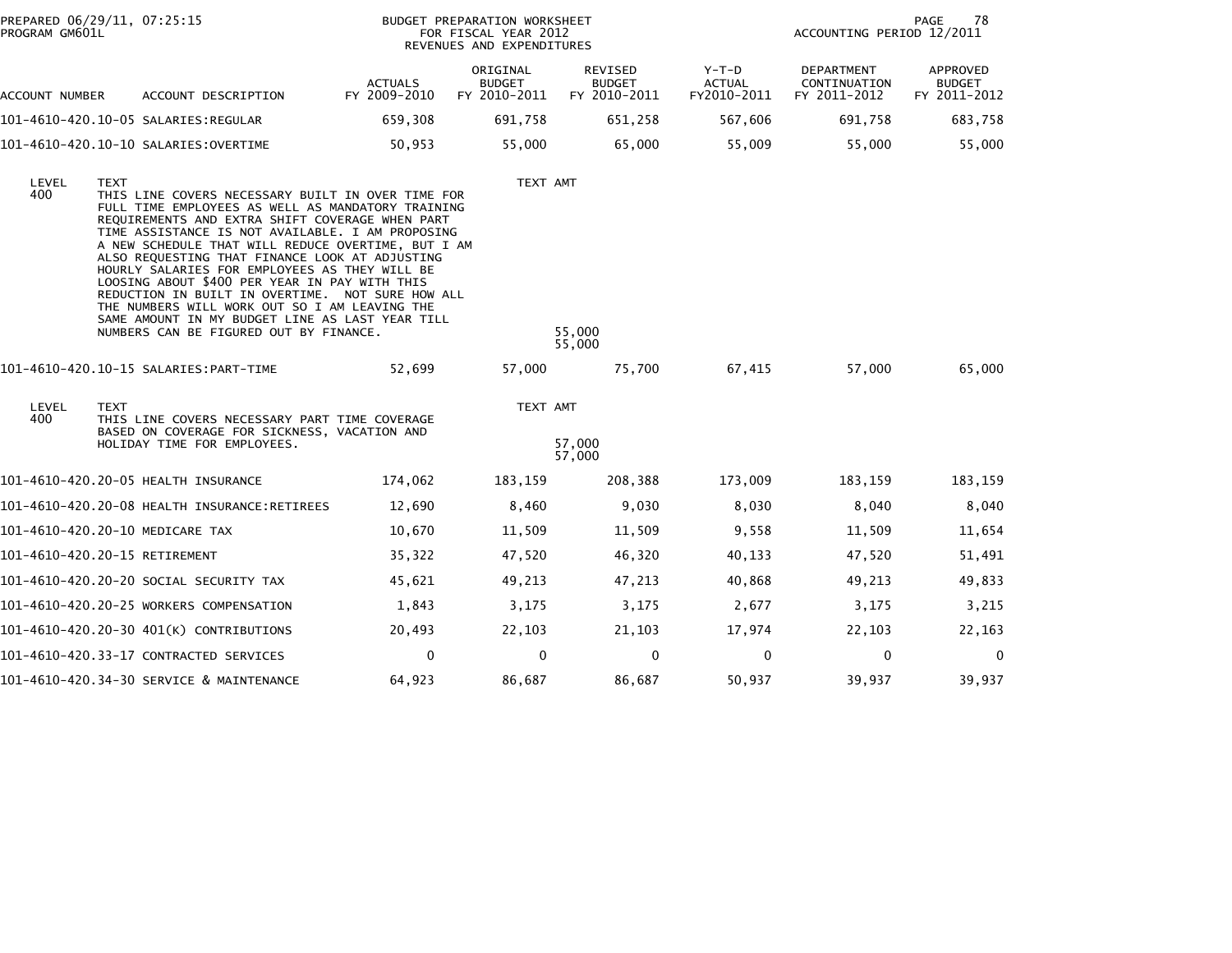PREPARED 06/29/11, 07:25:15
PROGRAM GM601L

BUDGET PREPARATION WORKSHEET
FOR FISCAL YEAR 2012
REVENUES AND EXPENDITURES

ACCOUNTING PERIOD 12/2011

| ACCOUNT NUMBER | ACCOUNT DESCRIPTION | ACTUALS FY 2009-2010 | ORIGINAL BUDGET FY 2010-2011 | REVISED BUDGET FY 2010-2011 | Y-T-D ACTUAL FY2010-2011 | DEPARTMENT CONTINUATION FY 2011-2012 | APPROVED BUDGET FY 2011-2012 |
|---|---|---|---|---|---|---|---|
| 101-4610-420.10-05 | SALARIES:REGULAR | 659,308 | 691,758 | 651,258 | 567,606 | 691,758 | 683,758 |
| 101-4610-420.10-10 | SALARIES:OVERTIME | 50,953 | 55,000 | 65,000 | 55,009 | 55,000 | 55,000 |

| LEVEL | TEXT | TEXT AMT |
|---|---|---|
| 400 | THIS LINE COVERS NECESSARY BUILT IN OVER TIME FOR FULL TIME EMPLOYEES AS WELL AS MANDATORY TRAINING REQUIREMENTS AND EXTRA SHIFT COVERAGE WHEN PART TIME ASSISTANCE IS NOT AVAILABLE. I AM PROPOSING A NEW SCHEDULE THAT WILL REDUCE OVERTIME, BUT I AM ALSO REQUESTING THAT FINANCE LOOK AT ADJUSTING HOURLY SALARIES FOR EMPLOYEES AS THEY WILL BE LOOSING ABOUT $400 PER YEAR IN PAY WITH THIS REDUCTION IN BUILT IN OVERTIME. NOT SURE HOW ALL THE NUMBERS WILL WORK OUT SO I AM LEAVING THE SAME AMOUNT IN MY BUDGET LINE AS LAST YEAR TILL NUMBERS CAN BE FIGURED OUT BY FINANCE. | 55,000 |
| | | 55,000 |

| ACCOUNT NUMBER | ACCOUNT DESCRIPTION | ACTUALS FY 2009-2010 | ORIGINAL BUDGET FY 2010-2011 | REVISED BUDGET FY 2010-2011 | Y-T-D ACTUAL FY2010-2011 | DEPARTMENT CONTINUATION FY 2011-2012 | APPROVED BUDGET FY 2011-2012 |
|---|---|---|---|---|---|---|---|
| 101-4610-420.10-15 | SALARIES:PART-TIME | 52,699 | 57,000 | 75,700 | 67,415 | 57,000 | 65,000 |

| LEVEL | TEXT | TEXT AMT |
|---|---|---|
| 400 | THIS LINE COVERS NECESSARY PART TIME COVERAGE BASED ON COVERAGE FOR SICKNESS, VACATION AND HOLIDAY TIME FOR EMPLOYEES. | 57,000 |
| | | 57,000 |

| ACCOUNT NUMBER | ACCOUNT DESCRIPTION | ACTUALS FY 2009-2010 | ORIGINAL BUDGET FY 2010-2011 | REVISED BUDGET FY 2010-2011 | Y-T-D ACTUAL FY2010-2011 | DEPARTMENT CONTINUATION FY 2011-2012 | APPROVED BUDGET FY 2011-2012 |
|---|---|---|---|---|---|---|---|
| 101-4610-420.20-05 | HEALTH INSURANCE | 174,062 | 183,159 | 208,388 | 173,009 | 183,159 | 183,159 |
| 101-4610-420.20-08 | HEALTH INSURANCE:RETIREES | 12,690 | 8,460 | 9,030 | 8,030 | 8,040 | 8,040 |
| 101-4610-420.20-10 | MEDICARE TAX | 10,670 | 11,509 | 11,509 | 9,558 | 11,509 | 11,654 |
| 101-4610-420.20-15 | RETIREMENT | 35,322 | 47,520 | 46,320 | 40,133 | 47,520 | 51,491 |
| 101-4610-420.20-20 | SOCIAL SECURITY TAX | 45,621 | 49,213 | 47,213 | 40,868 | 49,213 | 49,833 |
| 101-4610-420.20-25 | WORKERS COMPENSATION | 1,843 | 3,175 | 3,175 | 2,677 | 3,175 | 3,215 |
| 101-4610-420.20-30 | 401(K) CONTRIBUTIONS | 20,493 | 22,103 | 21,103 | 17,974 | 22,103 | 22,163 |
| 101-4610-420.33-17 | CONTRACTED SERVICES | 0 | 0 | 0 | 0 | 0 | 0 |
| 101-4610-420.34-30 | SERVICE & MAINTENANCE | 64,923 | 86,687 | 86,687 | 50,937 | 39,937 | 39,937 |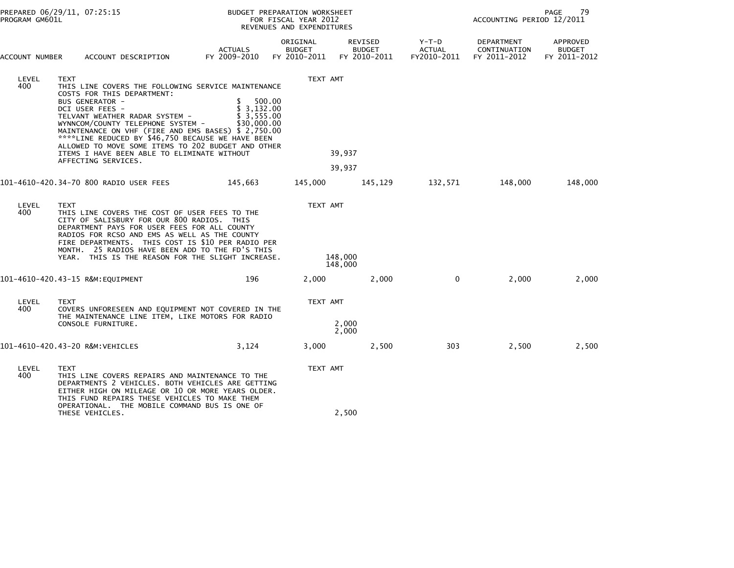BUDGET PREPARATION WORKSHEET
FOR FISCAL YEAR 2012
REVENUES AND EXPENDITURES

PREPARED 06/29/11, 07:25:15
PROGRAM GM601L

ACCOUNTING PERIOD 12/2011

| ACCOUNT NUMBER | ACCOUNT DESCRIPTION | ACTUALS FY 2009-2010 | ORIGINAL BUDGET FY 2010-2011 | REVISED BUDGET FY 2010-2011 | Y-T-D ACTUAL FY2010-2011 | DEPARTMENT CONTINUATION FY 2011-2012 | APPROVED BUDGET FY 2011-2012 |
|---|---|---|---|---|---|---|---|
| LEVEL 400 | TEXT<br>THIS LINE COVERS THE FOLLOWING SERVICE MAINTENANCE COSTS FOR THIS DEPARTMENT:<br>BUS GENERATOR - $ 500.00<br>DCI USER FEES - $ 3,132.00<br>TELVANT WEATHER RADAR SYSTEM - $ 3,555.00<br>WYNNCOM/COUNTY TELEPHONE SYSTEM - $30,000.00<br>MAINTENANCE ON VHF (FIRE AND EMS BASES) $ 2,750.00<br>****LINE REDUCED BY $46,750 BECAUSE WE HAVE BEEN ALLOWED TO MOVE SOME ITEMS TO 202 BUDGET AND OTHER ITEMS I HAVE BEEN ABLE TO ELIMINATE WITHOUT AFFECTING SERVICES. | | TEXT AMT | 39,937<br>39,937 | | | |
| 101-4610-420.34-70 | 800 RADIO USER FEES | 145,663 | 145,000 | 145,129 | 132,571 | 148,000 | 148,000 |
| LEVEL 400 | TEXT<br>THIS LINE COVERS THE COST OF USER FEES TO THE CITY OF SALISBURY FOR OUR 800 RADIOS. THIS DEPARTMENT PAYS FOR USER FEES FOR ALL COUNTY RADIOS FOR RCSO AND EMS AS WELL AS THE COUNTY FIRE DEPARTMENTS. THIS COST IS $10 PER RADIO PER MONTH. 25 RADIOS HAVE BEEN ADD TO THE FD'S THIS YEAR. THIS IS THE REASON FOR THE SLIGHT INCREASE. | | TEXT AMT | 148,000<br>148,000 | | | |
| 101-4610-420.43-15 | R&M:EQUIPMENT | 196 | 2,000 | 2,000 | 0 | 2,000 | 2,000 |
| LEVEL 400 | TEXT<br>COVERS UNFORESEEN AND EQUIPMENT NOT COVERED IN THE THE MAINTENANCE LINE ITEM, LIKE MOTORS FOR RADIO CONSOLE FURNITURE. | | TEXT AMT | 2,000<br>2,000 | | | |
| 101-4610-420.43-20 | R&M:VEHICLES | 3,124 | 3,000 | 2,500 | 303 | 2,500 | 2,500 |
| LEVEL 400 | TEXT<br>THIS LINE COVERS REPAIRS AND MAINTENANCE TO THE DEPARTMENTS 2 VEHICLES. BOTH VEHICLES ARE GETTING EITHER HIGH ON MILEAGE OR 10 OR MORE YEARS OLDER. THIS FUND REPAIRS THESE VEHICLES TO MAKE THEM OPERATIONAL. THE MOBILE COMMAND BUS IS ONE OF THESE VEHICLES. | | TEXT AMT | 2,500 | | | |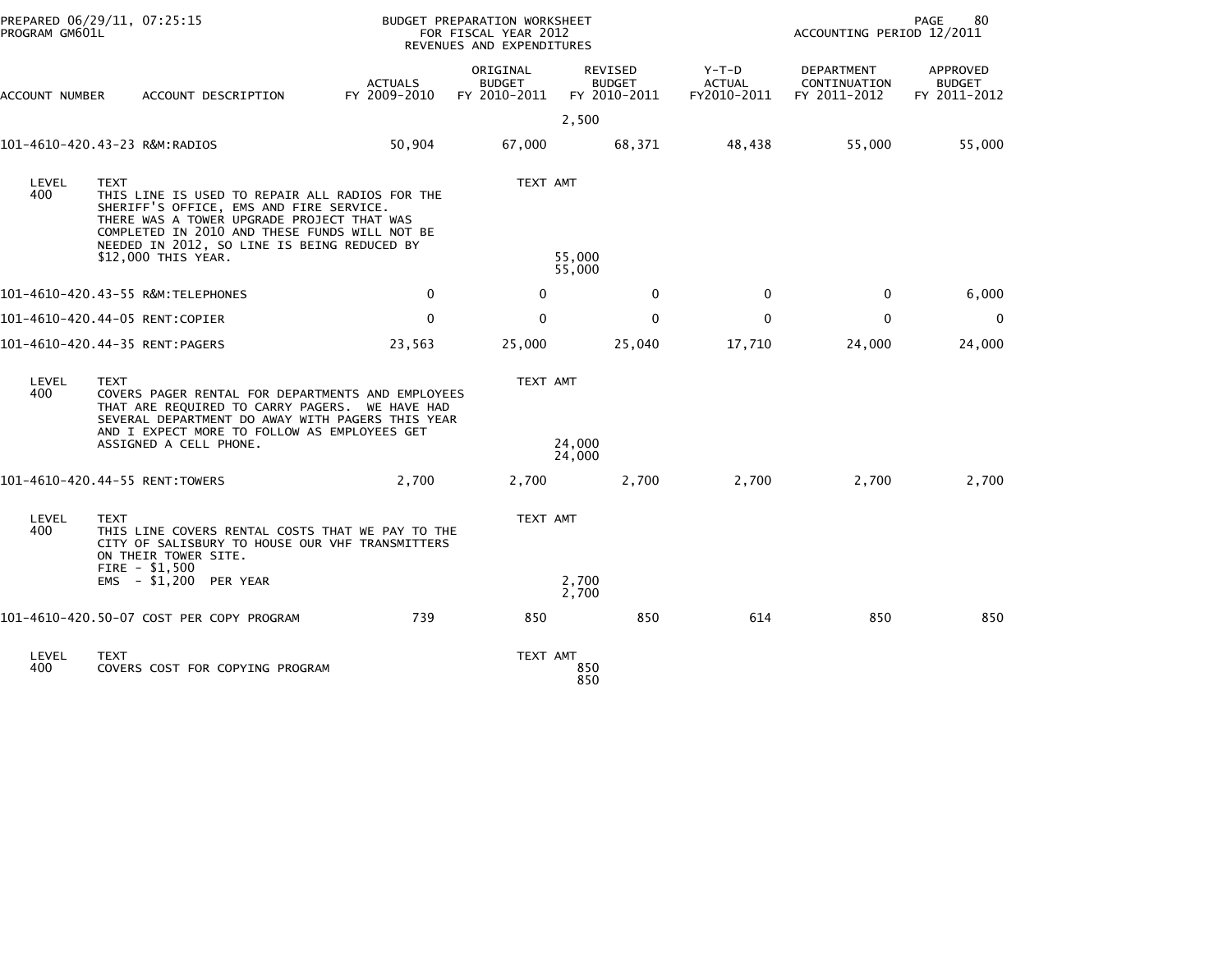| ACCOUNT NUMBER | ACCOUNT DESCRIPTION | ACTUALS FY 2009-2010 | ORIGINAL BUDGET FY 2010-2011 | REVISED BUDGET FY 2010-2011 | Y-T-D ACTUAL FY2010-2011 | DEPARTMENT CONTINUATION FY 2011-2012 | APPROVED BUDGET FY 2011-2012 |
|---|---|---|---|---|---|---|---|
| | | | | 2,500 | | | |
| 101-4610-420.43-23 | R&M:RADIOS | 50,904 | 67,000 | 68,371 | 48,438 | 55,000 | 55,000 |
| 101-4610-420.43-55 | R&M:TELEPHONES | 0 | 0 | 0 | 0 | 0 | 6,000 |
| 101-4610-420.44-05 | RENT:COPIER | 0 | 0 | 0 | 0 | 0 | 0 |
| 101-4610-420.44-35 | RENT:PAGERS | 23,563 | 25,000 | 25,040 | 17,710 | 24,000 | 24,000 |
| 101-4610-420.44-55 | RENT:TOWERS | 2,700 | 2,700 | 2,700 | 2,700 | 2,700 | 2,700 |
| 101-4610-420.50-07 | COST PER COPY PROGRAM | 739 | 850 | 850 | 614 | 850 | 850 |

**101-4610-420.43-23 R&M:RADIOS**

| LEVEL | TEXT | TEXT AMT |
|---|---|---|
| 400 | THIS LINE IS USED TO REPAIR ALL RADIOS FOR THE SHERIFF'S OFFICE, EMS AND FIRE SERVICE. THERE WAS A TOWER UPGRADE PROJECT THAT WAS COMPLETED IN 2010 AND THESE FUNDS WILL NOT BE NEEDED IN 2012, SO LINE IS BEING REDUCED BY $12,000 THIS YEAR. | 55,000 |
| | | 55,000 |

**101-4610-420.44-35 RENT:PAGERS**

| LEVEL | TEXT | TEXT AMT |
|---|---|---|
| 400 | COVERS PAGER RENTAL FOR DEPARTMENTS AND EMPLOYEES THAT ARE REQUIRED TO CARRY PAGERS. WE HAVE HAD SEVERAL DEPARTMENT DO AWAY WITH PAGERS THIS YEAR AND I EXPECT MORE TO FOLLOW AS EMPLOYEES GET ASSIGNED A CELL PHONE. | 24,000 |
| | | 24,000 |

**101-4610-420.44-55 RENT:TOWERS**

| LEVEL | TEXT | TEXT AMT |
|---|---|---|
| 400 | THIS LINE COVERS RENTAL COSTS THAT WE PAY TO THE CITY OF SALISBURY TO HOUSE OUR VHF TRANSMITTERS ON THEIR TOWER SITE.<br>FIRE - $1,500<br>EMS - $1,200 PER YEAR | 2,700 |
| | | 2,700 |

**101-4610-420.50-07 COST PER COPY PROGRAM**

| LEVEL | TEXT | TEXT AMT |
|---|---|---|
| 400 | COVERS COST FOR COPYING PROGRAM | 850 |
| | | 850 |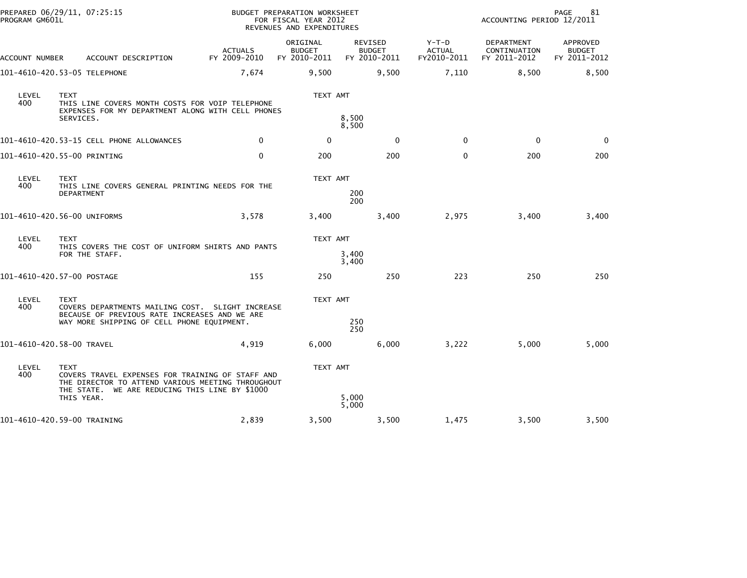PREPARED 06/29/11, 07:25:15
PROGRAM GM601L

BUDGET PREPARATION WORKSHEET
FOR FISCAL YEAR 2012
REVENUES AND EXPENDITURES

ACCOUNTING PERIOD 12/2011

| ACCOUNT NUMBER | ACCOUNT DESCRIPTION | ACTUALS FY 2009-2010 | ORIGINAL BUDGET FY 2010-2011 | REVISED BUDGET FY 2010-2011 | Y-T-D ACTUAL FY2010-2011 | DEPARTMENT CONTINUATION FY 2011-2012 | APPROVED BUDGET FY 2011-2012 |
|---|---|---|---|---|---|---|---|
| 101-4610-420.53-05 | TELEPHONE | 7,674 | 9,500 | 9,500 | 7,110 | 8,500 | 8,500 |

| LEVEL | TEXT | TEXT AMT |
|---|---|---|
| 400 | THIS LINE COVERS MONTH COSTS FOR VOIP TELEPHONE EXPENSES FOR MY DEPARTMENT ALONG WITH CELL PHONES SERVICES. | 8,500 |
| | | 8,500 |

| ACCOUNT NUMBER | ACCOUNT DESCRIPTION | ACTUALS FY 2009-2010 | ORIGINAL BUDGET FY 2010-2011 | REVISED BUDGET FY 2010-2011 | Y-T-D ACTUAL FY2010-2011 | DEPARTMENT CONTINUATION FY 2011-2012 | APPROVED BUDGET FY 2011-2012 |
|---|---|---|---|---|---|---|---|
| 101-4610-420.53-15 | CELL PHONE ALLOWANCES | 0 | 0 | 0 | 0 | 0 | 0 |
| 101-4610-420.55-00 | PRINTING | 0 | 200 | 200 | 0 | 200 | 200 |

| LEVEL | TEXT | TEXT AMT |
|---|---|---|
| 400 | THIS LINE COVERS GENERAL PRINTING NEEDS FOR THE DEPARTMENT | 200 |
| | | 200 |

| ACCOUNT NUMBER | ACCOUNT DESCRIPTION | ACTUALS FY 2009-2010 | ORIGINAL BUDGET FY 2010-2011 | REVISED BUDGET FY 2010-2011 | Y-T-D ACTUAL FY2010-2011 | DEPARTMENT CONTINUATION FY 2011-2012 | APPROVED BUDGET FY 2011-2012 |
|---|---|---|---|---|---|---|---|
| 101-4610-420.56-00 | UNIFORMS | 3,578 | 3,400 | 3,400 | 2,975 | 3,400 | 3,400 |

| LEVEL | TEXT | TEXT AMT |
|---|---|---|
| 400 | THIS COVERS THE COST OF UNIFORM SHIRTS AND PANTS FOR THE STAFF. | 3,400 |
| | | 3,400 |

| ACCOUNT NUMBER | ACCOUNT DESCRIPTION | ACTUALS FY 2009-2010 | ORIGINAL BUDGET FY 2010-2011 | REVISED BUDGET FY 2010-2011 | Y-T-D ACTUAL FY2010-2011 | DEPARTMENT CONTINUATION FY 2011-2012 | APPROVED BUDGET FY 2011-2012 |
|---|---|---|---|---|---|---|---|
| 101-4610-420.57-00 | POSTAGE | 155 | 250 | 250 | 223 | 250 | 250 |

| LEVEL | TEXT | TEXT AMT |
|---|---|---|
| 400 | COVERS DEPARTMENTS MAILING COST. SLIGHT INCREASE BECAUSE OF PREVIOUS RATE INCREASES AND WE ARE WAY MORE SHIPPING OF CELL PHONE EQUIPMENT. | 250 |
| | | 250 |

| ACCOUNT NUMBER | ACCOUNT DESCRIPTION | ACTUALS FY 2009-2010 | ORIGINAL BUDGET FY 2010-2011 | REVISED BUDGET FY 2010-2011 | Y-T-D ACTUAL FY2010-2011 | DEPARTMENT CONTINUATION FY 2011-2012 | APPROVED BUDGET FY 2011-2012 |
|---|---|---|---|---|---|---|---|
| 101-4610-420.58-00 | TRAVEL | 4,919 | 6,000 | 6,000 | 3,222 | 5,000 | 5,000 |

| LEVEL | TEXT | TEXT AMT |
|---|---|---|
| 400 | COVERS TRAVEL EXPENSES FOR TRAINING OF STAFF AND THE DIRECTOR TO ATTEND VARIOUS MEETING THROUGHOUT THE STATE. WE ARE REDUCING THIS LINE BY $1000 THIS YEAR. | 5,000 |
| | | 5,000 |

| ACCOUNT NUMBER | ACCOUNT DESCRIPTION | ACTUALS FY 2009-2010 | ORIGINAL BUDGET FY 2010-2011 | REVISED BUDGET FY 2010-2011 | Y-T-D ACTUAL FY2010-2011 | DEPARTMENT CONTINUATION FY 2011-2012 | APPROVED BUDGET FY 2011-2012 |
|---|---|---|---|---|---|---|---|
| 101-4610-420.59-00 | TRAINING | 2,839 | 3,500 | 3,500 | 1,475 | 3,500 | 3,500 |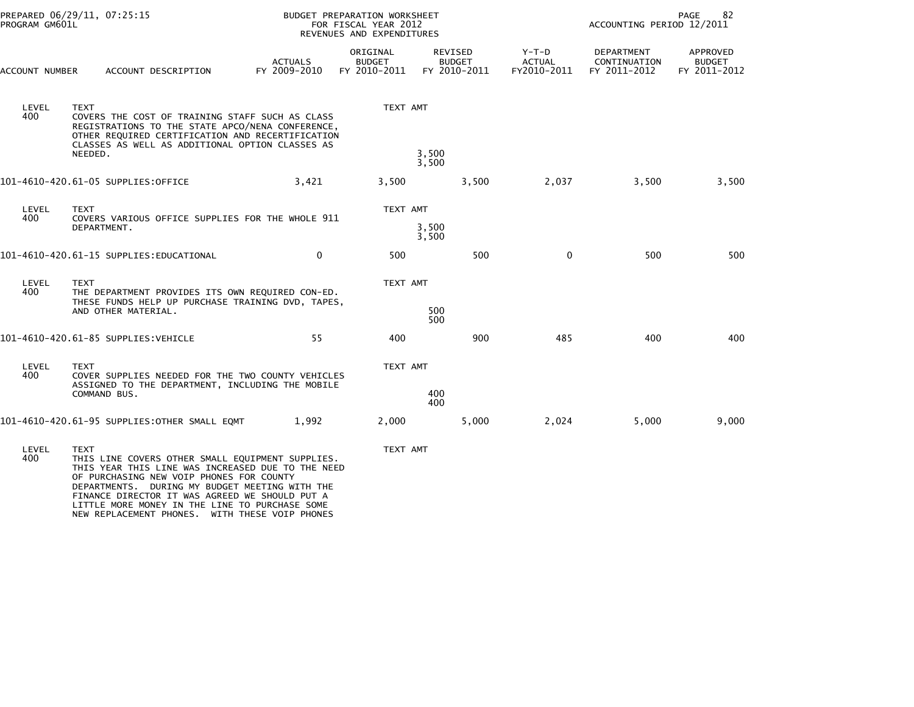PREPARED 06/29/11, 07:25:15
PROGRAM GM601L

BUDGET PREPARATION WORKSHEET
FOR FISCAL YEAR 2012
REVENUES AND EXPENDITURES

ACCOUNTING PERIOD 12/2011

| ACCOUNT NUMBER | ACCOUNT DESCRIPTION | ACTUALS FY 2009-2010 | ORIGINAL BUDGET FY 2010-2011 | REVISED BUDGET FY 2010-2011 | Y-T-D ACTUAL FY2010-2011 | DEPARTMENT CONTINUATION FY 2011-2012 | APPROVED BUDGET FY 2011-2012 |
|---|---|---|---|---|---|---|---|
| LEVEL 400 | TEXT COVERS THE COST OF TRAINING STAFF SUCH AS CLASS REGISTRATIONS TO THE STATE APCO/NENA CONFERENCE, OTHER REQUIRED CERTIFICATION AND RECERTIFICATION CLASSES AS WELL AS ADDITIONAL OPTION CLASSES AS NEEDED. | | TEXT AMT 3,500 / 3,500 | | | | |
| 101-4610-420.61-05 | SUPPLIES:OFFICE | 3,421 | 3,500 | 3,500 | 2,037 | 3,500 | 3,500 |
| LEVEL 400 | TEXT COVERS VARIOUS OFFICE SUPPLIES FOR THE WHOLE 911 DEPARTMENT. | | TEXT AMT 3,500 / 3,500 | | | | |
| 101-4610-420.61-15 | SUPPLIES:EDUCATIONAL | 0 | 500 | 500 | 0 | 500 | 500 |
| LEVEL 400 | TEXT THE DEPARTMENT PROVIDES ITS OWN REQUIRED CON-ED. THESE FUNDS HELP UP PURCHASE TRAINING DVD, TAPES, AND OTHER MATERIAL. | | TEXT AMT 500 / 500 | | | | |
| 101-4610-420.61-85 | SUPPLIES:VEHICLE | 55 | 400 | 900 | 485 | 400 | 400 |
| LEVEL 400 | TEXT COVER SUPPLIES NEEDED FOR THE TWO COUNTY VEHICLES ASSIGNED TO THE DEPARTMENT, INCLUDING THE MOBILE COMMAND BUS. | | TEXT AMT 400 / 400 | | | | |
| 101-4610-420.61-95 | SUPPLIES:OTHER SMALL EQMT | 1,992 | 2,000 | 5,000 | 2,024 | 5,000 | 9,000 |
| LEVEL 400 | TEXT THIS LINE COVERS OTHER SMALL EQUIPMENT SUPPLIES. THIS YEAR THIS LINE WAS INCREASED DUE TO THE NEED OF PURCHASING NEW VOIP PHONES FOR COUNTY DEPARTMENTS. DURING MY BUDGET MEETING WITH THE FINANCE DIRECTOR IT WAS AGREED WE SHOULD PUT A LITTLE MORE MONEY IN THE LINE TO PURCHASE SOME NEW REPLACEMENT PHONES. WITH THESE VOIP PHONES | | TEXT AMT | | | | |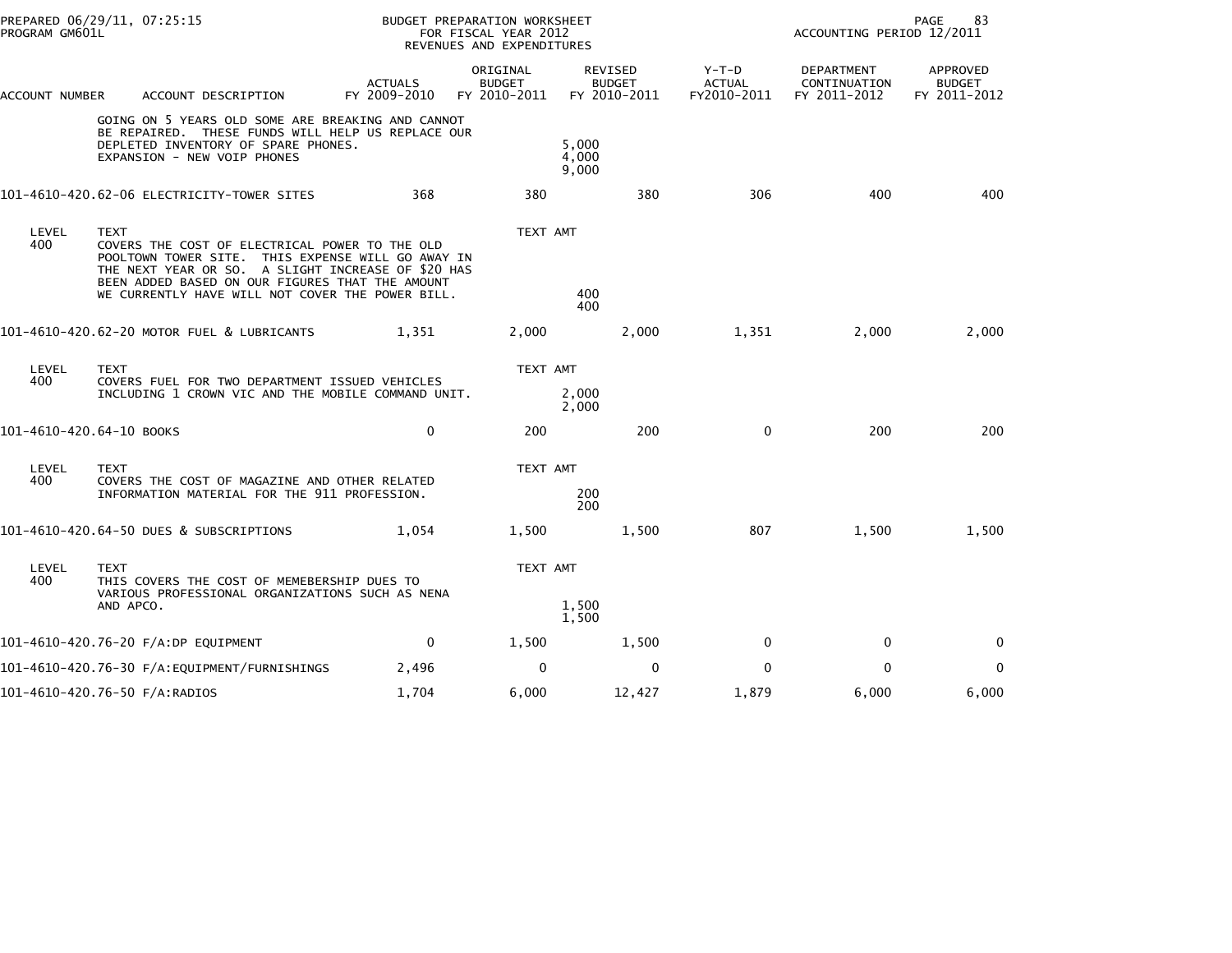| ACCOUNT NUMBER | ACCOUNT DESCRIPTION | ACTUALS FY 2009-2010 | ORIGINAL BUDGET FY 2010-2011 | REVISED BUDGET FY 2010-2011 | Y-T-D ACTUAL FY2010-2011 | DEPARTMENT CONTINUATION FY 2011-2012 | APPROVED BUDGET FY 2011-2012 |
|---|---|---|---|---|---|---|---|
| | GOING ON 5 YEARS OLD SOME ARE BREAKING AND CANNOT BE REPAIRED. THESE FUNDS WILL HELP US REPLACE OUR DEPLETED INVENTORY OF SPARE PHONES. | | | 5,000 | | | |
| | EXPANSION - NEW VOIP PHONES | | | 4,000 | | | |
| | | | | 9,000 | | | |
| 101-4610-420.62-06 | ELECTRICITY-TOWER SITES | 368 | 380 | 380 | 306 | 400 | 400 |
| LEVEL 400 | TEXT COVERS THE COST OF ELECTRICAL POWER TO THE OLD POOLTOWN TOWER SITE. THIS EXPENSE WILL GO AWAY IN THE NEXT YEAR OR SO. A SLIGHT INCREASE OF $20 HAS BEEN ADDED BASED ON OUR FIGURES THAT THE AMOUNT WE CURRENTLY HAVE WILL NOT COVER THE POWER BILL. | | TEXT AMT | 400 | | | |
| | | | | 400 | | | |
| 101-4610-420.62-20 | MOTOR FUEL & LUBRICANTS | 1,351 | 2,000 | 2,000 | 1,351 | 2,000 | 2,000 |
| LEVEL 400 | TEXT COVERS FUEL FOR TWO DEPARTMENT ISSUED VEHICLES INCLUDING 1 CROWN VIC AND THE MOBILE COMMAND UNIT. | | TEXT AMT | 2,000 | | | |
| | | | | 2,000 | | | |
| 101-4610-420.64-10 | BOOKS | 0 | 200 | 200 | 0 | 200 | 200 |
| LEVEL 400 | TEXT COVERS THE COST OF MAGAZINE AND OTHER RELATED INFORMATION MATERIAL FOR THE 911 PROFESSION. | | TEXT AMT | 200 | | | |
| | | | | 200 | | | |
| 101-4610-420.64-50 | DUES & SUBSCRIPTIONS | 1,054 | 1,500 | 1,500 | 807 | 1,500 | 1,500 |
| LEVEL 400 | TEXT THIS COVERS THE COST OF MEMEBERSHIP DUES TO VARIOUS PROFESSIONAL ORGANIZATIONS SUCH AS NENA AND APCO. | | TEXT AMT | 1,500 | | | |
| | | | | 1,500 | | | |
| 101-4610-420.76-20 | F/A:DP EQUIPMENT | 0 | 1,500 | 1,500 | 0 | 0 | 0 |
| 101-4610-420.76-30 | F/A:EQUIPMENT/FURNISHINGS | 2,496 | 0 | 0 | 0 | 0 | 0 |
| 101-4610-420.76-50 | F/A:RADIOS | 1,704 | 6,000 | 12,427 | 1,879 | 6,000 | 6,000 |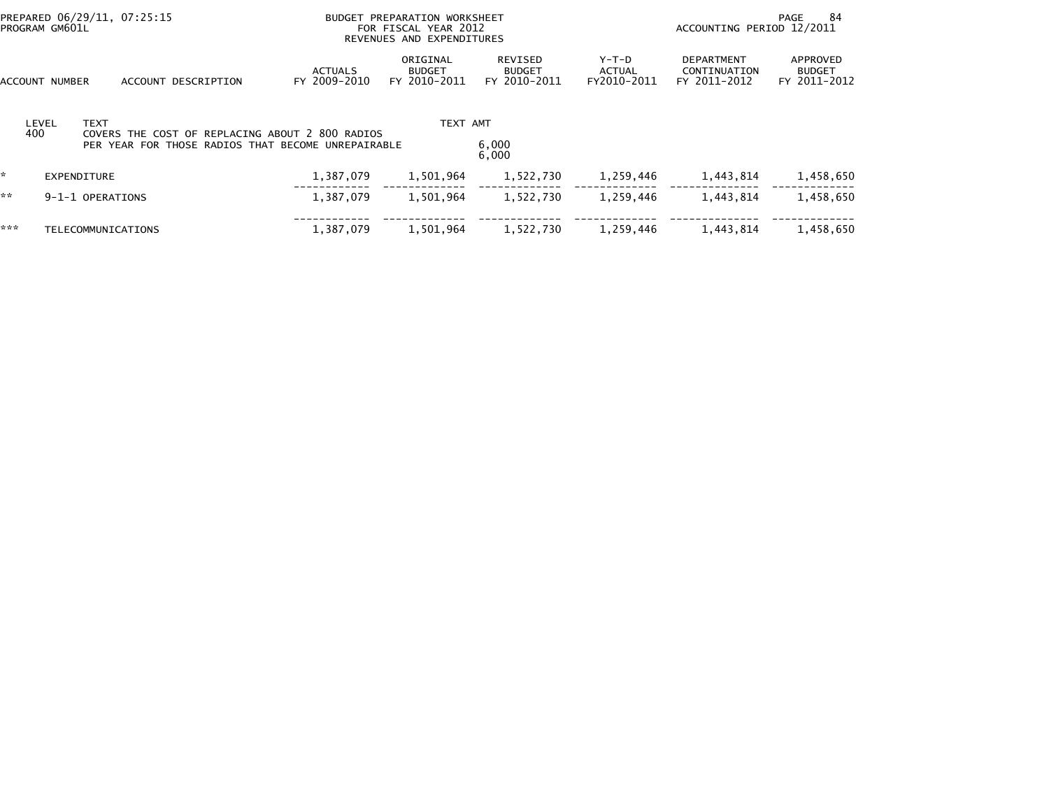PREPARED 06/29/11, 07:25:15
PROGRAM GM601L

BUDGET PREPARATION WORKSHEET
FOR FISCAL YEAR 2012
REVENUES AND EXPENDITURES

ACCOUNTING PERIOD 12/2011

| ACCOUNT NUMBER | ACCOUNT DESCRIPTION | ACTUALS FY 2009-2010 | ORIGINAL BUDGET FY 2010-2011 | REVISED BUDGET FY 2010-2011 | Y-T-D ACTUAL FY2010-2011 | DEPARTMENT CONTINUATION FY 2011-2012 | APPROVED BUDGET FY 2011-2012 |
|---|---|---|---|---|---|---|---|
| LEVEL | TEXT | | TEXT AMT | | | | |
| 400 | COVERS THE COST OF REPLACING ABOUT 2 800 RADIOS PER YEAR FOR THOSE RADIOS THAT BECOME UNREPAIRABLE | | | 6,000 | | | |
| | | | | 6,000 | | | |
| * | EXPENDITURE | 1,387,079 | 1,501,964 | 1,522,730 | 1,259,446 | 1,443,814 | 1,458,650 |
| ** | 9-1-1 OPERATIONS | 1,387,079 | 1,501,964 | 1,522,730 | 1,259,446 | 1,443,814 | 1,458,650 |
| *** | TELECOMMUNICATIONS | 1,387,079 | 1,501,964 | 1,522,730 | 1,259,446 | 1,443,814 | 1,458,650 |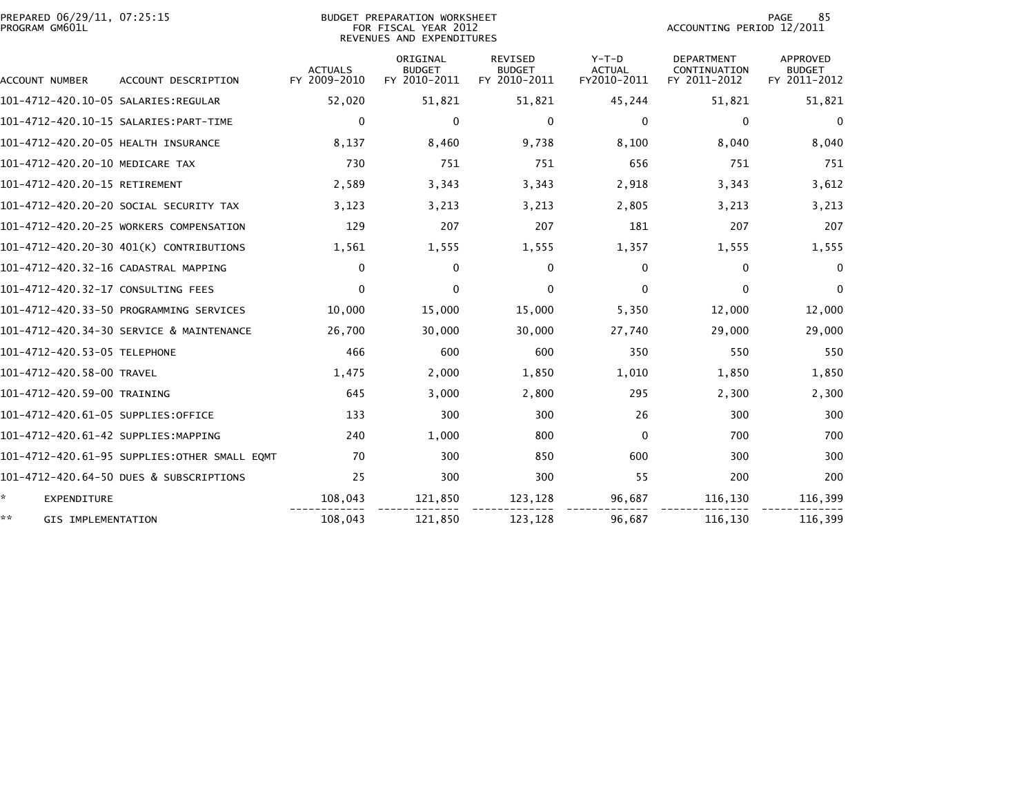BUDGET PREPARATION WORKSHEET
FOR FISCAL YEAR 2012
REVENUES AND EXPENDITURES

PREPARED 06/29/11, 07:25:15
PROGRAM GM601L

ACCOUNTING PERIOD 12/2011

| ACCOUNT NUMBER | ACCOUNT DESCRIPTION | ACTUALS FY 2009-2010 | ORIGINAL BUDGET FY 2010-2011 | REVISED BUDGET FY 2010-2011 | Y-T-D ACTUAL FY2010-2011 | DEPARTMENT CONTINUATION FY 2011-2012 | APPROVED BUDGET FY 2011-2012 |
|---|---|---|---|---|---|---|---|
| 101-4712-420.10-05 | SALARIES:REGULAR | 52,020 | 51,821 | 51,821 | 45,244 | 51,821 | 51,821 |
| 101-4712-420.10-15 | SALARIES:PART-TIME | 0 | 0 | 0 | 0 | 0 | 0 |
| 101-4712-420.20-05 | HEALTH INSURANCE | 8,137 | 8,460 | 9,738 | 8,100 | 8,040 | 8,040 |
| 101-4712-420.20-10 | MEDICARE TAX | 730 | 751 | 751 | 656 | 751 | 751 |
| 101-4712-420.20-15 | RETIREMENT | 2,589 | 3,343 | 3,343 | 2,918 | 3,343 | 3,612 |
| 101-4712-420.20-20 | SOCIAL SECURITY TAX | 3,123 | 3,213 | 3,213 | 2,805 | 3,213 | 3,213 |
| 101-4712-420.20-25 | WORKERS COMPENSATION | 129 | 207 | 207 | 181 | 207 | 207 |
| 101-4712-420.20-30 | 401(K) CONTRIBUTIONS | 1,561 | 1,555 | 1,555 | 1,357 | 1,555 | 1,555 |
| 101-4712-420.32-16 | CADASTRAL MAPPING | 0 | 0 | 0 | 0 | 0 | 0 |
| 101-4712-420.32-17 | CONSULTING FEES | 0 | 0 | 0 | 0 | 0 | 0 |
| 101-4712-420.33-50 | PROGRAMMING SERVICES | 10,000 | 15,000 | 15,000 | 5,350 | 12,000 | 12,000 |
| 101-4712-420.34-30 | SERVICE & MAINTENANCE | 26,700 | 30,000 | 30,000 | 27,740 | 29,000 | 29,000 |
| 101-4712-420.53-05 | TELEPHONE | 466 | 600 | 600 | 350 | 550 | 550 |
| 101-4712-420.58-00 | TRAVEL | 1,475 | 2,000 | 1,850 | 1,010 | 1,850 | 1,850 |
| 101-4712-420.59-00 | TRAINING | 645 | 3,000 | 2,800 | 295 | 2,300 | 2,300 |
| 101-4712-420.61-05 | SUPPLIES:OFFICE | 133 | 300 | 300 | 26 | 300 | 300 |
| 101-4712-420.61-42 | SUPPLIES:MAPPING | 240 | 1,000 | 800 | 0 | 700 | 700 |
| 101-4712-420.61-95 | SUPPLIES:OTHER SMALL EQMT | 70 | 300 | 850 | 600 | 300 | 300 |
| 101-4712-420.64-50 | DUES & SUBSCRIPTIONS | 25 | 300 | 300 | 55 | 200 | 200 |
| * | EXPENDITURE | 108,043 | 121,850 | 123,128 | 96,687 | 116,130 | 116,399 |
| ** | GIS IMPLEMENTATION | 108,043 | 121,850 | 123,128 | 96,687 | 116,130 | 116,399 |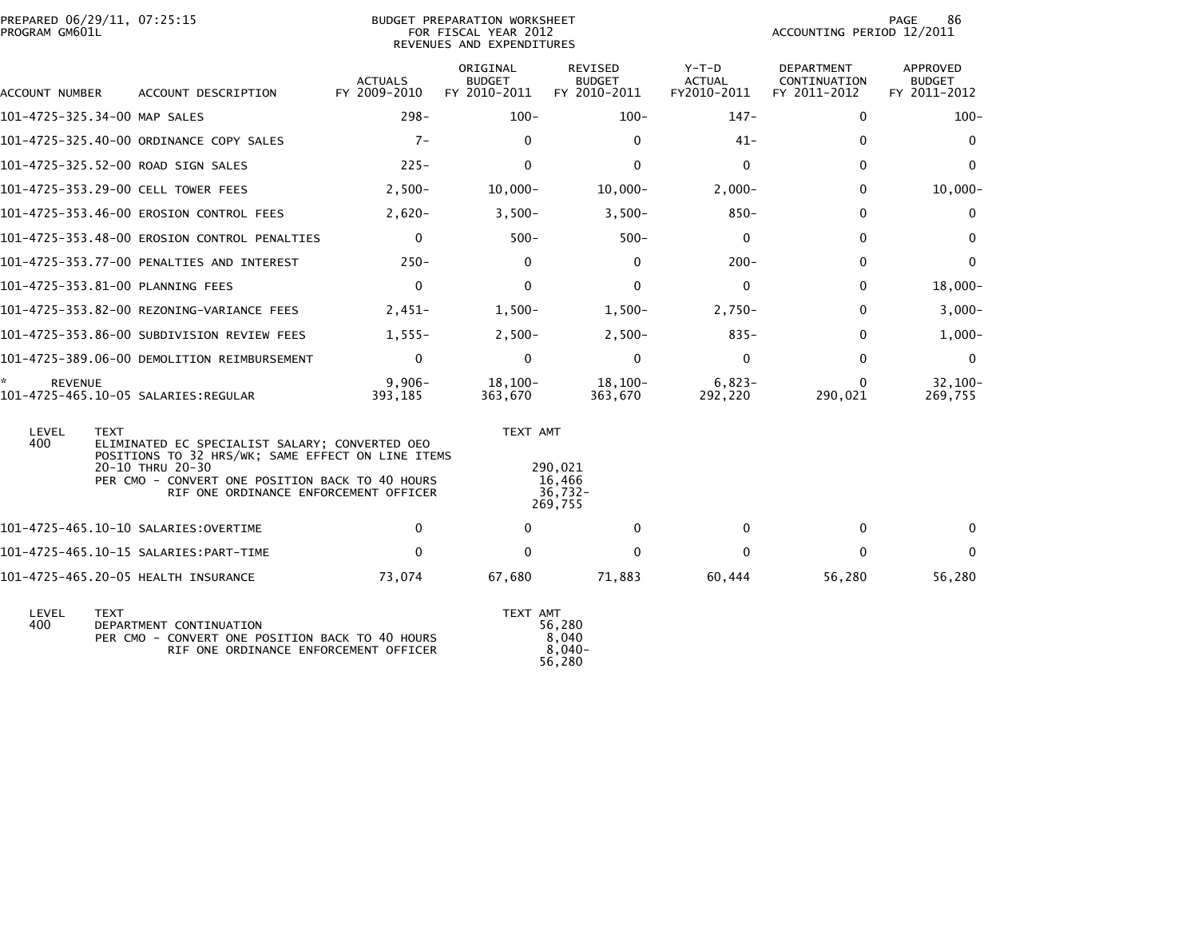PREPARED 06/29/11, 07:25:15
PROGRAM GM601L

BUDGET PREPARATION WORKSHEET
FOR FISCAL YEAR 2012
REVENUES AND EXPENDITURES

ACCOUNTING PERIOD 12/2011

| ACCOUNT NUMBER | ACCOUNT DESCRIPTION | ACTUALS FY 2009-2010 | ORIGINAL BUDGET FY 2010-2011 | REVISED BUDGET FY 2010-2011 | Y-T-D ACTUAL FY2010-2011 | DEPARTMENT CONTINUATION FY 2011-2012 | APPROVED BUDGET FY 2011-2012 |
|---|---|---|---|---|---|---|---|
| 101-4725-325.34-00 | MAP SALES | 298- | 100- | 100- | 147- | 0 | 100- |
| 101-4725-325.40-00 | ORDINANCE COPY SALES | 7- | 0 | 0 | 41- | 0 | 0 |
| 101-4725-325.52-00 | ROAD SIGN SALES | 225- | 0 | 0 | 0 | 0 | 0 |
| 101-4725-353.29-00 | CELL TOWER FEES | 2,500- | 10,000- | 10,000- | 2,000- | 0 | 10,000- |
| 101-4725-353.46-00 | EROSION CONTROL FEES | 2,620- | 3,500- | 3,500- | 850- | 0 | 0 |
| 101-4725-353.48-00 | EROSION CONTROL PENALTIES | 0 | 500- | 500- | 0 | 0 | 0 |
| 101-4725-353.77-00 | PENALTIES AND INTEREST | 250- | 0 | 0 | 200- | 0 | 0 |
| 101-4725-353.81-00 | PLANNING FEES | 0 | 0 | 0 | 0 | 0 | 18,000- |
| 101-4725-353.82-00 | REZONING-VARIANCE FEES | 2,451- | 1,500- | 1,500- | 2,750- | 0 | 3,000- |
| 101-4725-353.86-00 | SUBDIVISION REVIEW FEES | 1,555- | 2,500- | 2,500- | 835- | 0 | 1,000- |
| 101-4725-389.06-00 | DEMOLITION REIMBURSEMENT | 0 | 0 | 0 | 0 | 0 | 0 |
| * REVENUE | | 9,906- | 18,100- | 18,100- | 6,823- | 0 | 32,100- |
| 101-4725-465.10-05 | SALARIES:REGULAR | 393,185 | 363,670 | 363,670 | 292,220 | 290,021 | 269,755 |

| LEVEL | TEXT | TEXT AMT |
|---|---|---|
| 400 | ELIMINATED EC SPECIALIST SALARY; CONVERTED OEO POSITIONS TO 32 HRS/WK; SAME EFFECT ON LINE ITEMS 20-10 THRU 20-30 | 290,021 |
| | PER CMO - CONVERT ONE POSITION BACK TO 40 HOURS | 16,466 |
| | RIF ONE ORDINANCE ENFORCEMENT OFFICER | 36,732- |
| | | 269,755 |

| ACCOUNT NUMBER | ACCOUNT DESCRIPTION | ACTUALS FY 2009-2010 | ORIGINAL BUDGET FY 2010-2011 | REVISED BUDGET FY 2010-2011 | Y-T-D ACTUAL FY2010-2011 | DEPARTMENT CONTINUATION FY 2011-2012 | APPROVED BUDGET FY 2011-2012 |
|---|---|---|---|---|---|---|---|
| 101-4725-465.10-10 | SALARIES:OVERTIME | 0 | 0 | 0 | 0 | 0 | 0 |
| 101-4725-465.10-15 | SALARIES:PART-TIME | 0 | 0 | 0 | 0 | 0 | 0 |
| 101-4725-465.20-05 | HEALTH INSURANCE | 73,074 | 67,680 | 71,883 | 60,444 | 56,280 | 56,280 |

| LEVEL | TEXT | TEXT AMT |
|---|---|---|
| 400 | DEPARTMENT CONTINUATION | 56,280 |
| | PER CMO - CONVERT ONE POSITION BACK TO 40 HOURS | 8,040 |
| | RIF ONE ORDINANCE ENFORCEMENT OFFICER | 8,040- |
| | | 56,280 |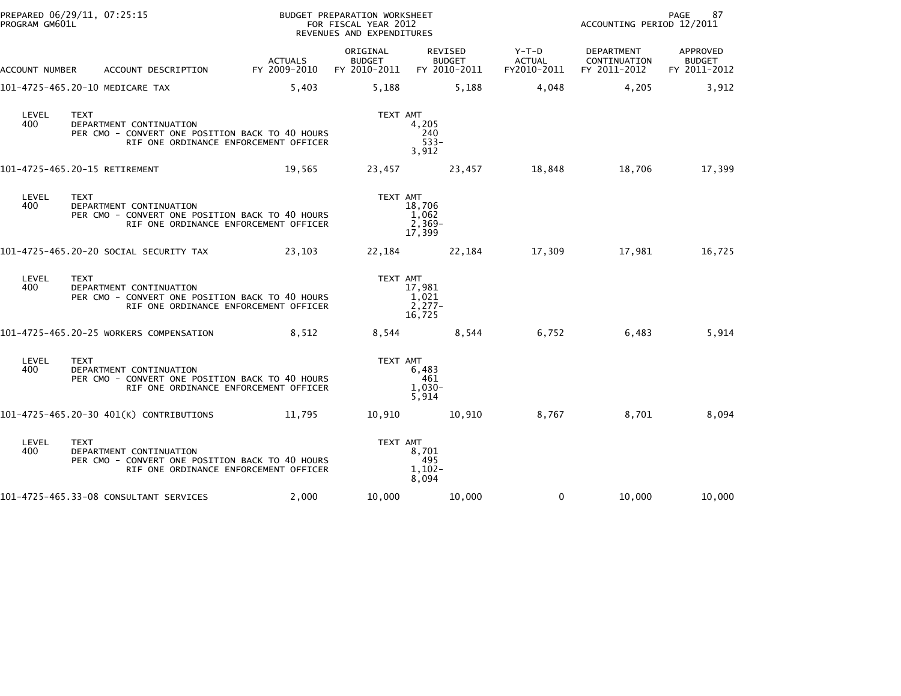BUDGET PREPARATION WORKSHEET
FOR FISCAL YEAR 2012
REVENUES AND EXPENDITURES

PREPARED 06/29/11, 07:25:15
PROGRAM GM601L

ACCOUNTING PERIOD 12/2011

| ACCOUNT NUMBER | ACCOUNT DESCRIPTION | ACTUALS FY 2009-2010 | ORIGINAL BUDGET FY 2010-2011 | REVISED BUDGET FY 2010-2011 | Y-T-D ACTUAL FY2010-2011 | DEPARTMENT CONTINUATION FY 2011-2012 | APPROVED BUDGET FY 2011-2012 |
|---|---|---|---|---|---|---|---|
| 101-4725-465.20-10 | MEDICARE TAX | 5,403 | 5,188 | 5,188 | 4,048 | 4,205 | 3,912 |
| 101-4725-465.20-15 | RETIREMENT | 19,565 | 23,457 | 23,457 | 18,848 | 18,706 | 17,399 |
| 101-4725-465.20-20 | SOCIAL SECURITY TAX | 23,103 | 22,184 | 22,184 | 17,309 | 17,981 | 16,725 |
| 101-4725-465.20-25 | WORKERS COMPENSATION | 8,512 | 8,544 | 8,544 | 6,752 | 6,483 | 5,914 |
| 101-4725-465.20-30 | 401(K) CONTRIBUTIONS | 11,795 | 10,910 | 10,910 | 8,767 | 8,701 | 8,094 |
| 101-4725-465.33-08 | CONSULTANT SERVICES | 2,000 | 10,000 | 10,000 | 0 | 10,000 | 10,000 |

**101-4725-465.20-10 MEDICARE TAX**

| LEVEL | TEXT | TEXT AMT |
|---|---|---|
| 400 | DEPARTMENT CONTINUATION | 4,205 |
| | PER CMO - CONVERT ONE POSITION BACK TO 40 HOURS | 240 |
| | RIF ONE ORDINANCE ENFORCEMENT OFFICER | 533- |
| | | 3,912 |

**101-4725-465.20-15 RETIREMENT**

| LEVEL | TEXT | TEXT AMT |
|---|---|---|
| 400 | DEPARTMENT CONTINUATION | 18,706 |
| | PER CMO - CONVERT ONE POSITION BACK TO 40 HOURS | 1,062 |
| | RIF ONE ORDINANCE ENFORCEMENT OFFICER | 2,369- |
| | | 17,399 |

**101-4725-465.20-20 SOCIAL SECURITY TAX**

| LEVEL | TEXT | TEXT AMT |
|---|---|---|
| 400 | DEPARTMENT CONTINUATION | 17,981 |
| | PER CMO - CONVERT ONE POSITION BACK TO 40 HOURS | 1,021 |
| | RIF ONE ORDINANCE ENFORCEMENT OFFICER | 2,277- |
| | | 16,725 |

**101-4725-465.20-25 WORKERS COMPENSATION**

| LEVEL | TEXT | TEXT AMT |
|---|---|---|
| 400 | DEPARTMENT CONTINUATION | 6,483 |
| | PER CMO - CONVERT ONE POSITION BACK TO 40 HOURS | 461 |
| | RIF ONE ORDINANCE ENFORCEMENT OFFICER | 1,030- |
| | | 5,914 |

**101-4725-465.20-30 401(K) CONTRIBUTIONS**

| LEVEL | TEXT | TEXT AMT |
|---|---|---|
| 400 | DEPARTMENT CONTINUATION | 8,701 |
| | PER CMO - CONVERT ONE POSITION BACK TO 40 HOURS | 495 |
| | RIF ONE ORDINANCE ENFORCEMENT OFFICER | 1,102- |
| | | 8,094 |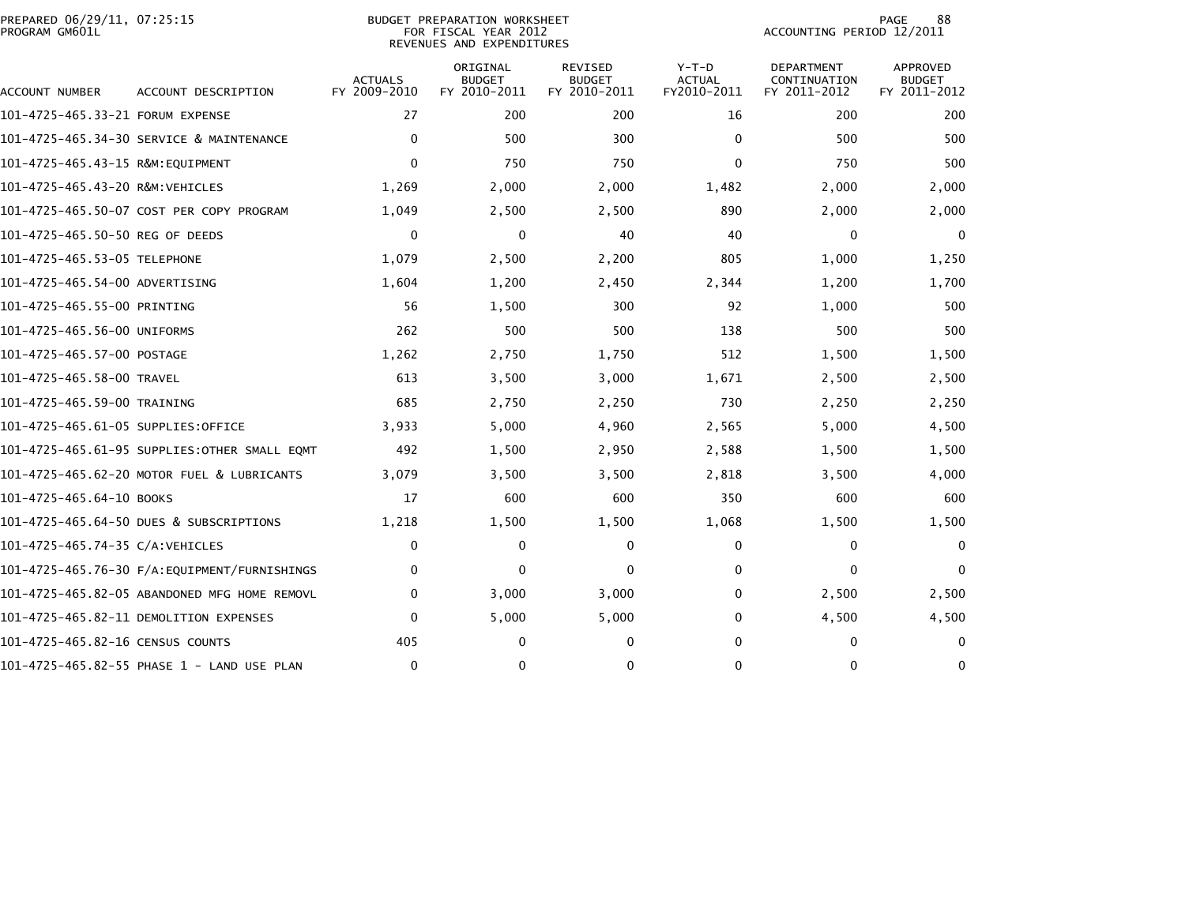BUDGET PREPARATION WORKSHEET
FOR FISCAL YEAR 2012
REVENUES AND EXPENDITURES

PREPARED 06/29/11, 07:25:15
PROGRAM GM601L

ACCOUNTING PERIOD 12/2011

| ACCOUNT NUMBER | ACCOUNT DESCRIPTION | ACTUALS FY 2009-2010 | ORIGINAL BUDGET FY 2010-2011 | REVISED BUDGET FY 2010-2011 | Y-T-D ACTUAL FY2010-2011 | DEPARTMENT CONTINUATION FY 2011-2012 | APPROVED BUDGET FY 2011-2012 |
|---|---|---|---|---|---|---|---|
| 101-4725-465.33-21 | FORUM EXPENSE | 27 | 200 | 200 | 16 | 200 | 200 |
| 101-4725-465.34-30 | SERVICE & MAINTENANCE | 0 | 500 | 300 | 0 | 500 | 500 |
| 101-4725-465.43-15 | R&M:EQUIPMENT | 0 | 750 | 750 | 0 | 750 | 500 |
| 101-4725-465.43-20 | R&M:VEHICLES | 1,269 | 2,000 | 2,000 | 1,482 | 2,000 | 2,000 |
| 101-4725-465.50-07 | COST PER COPY PROGRAM | 1,049 | 2,500 | 2,500 | 890 | 2,000 | 2,000 |
| 101-4725-465.50-50 | REG OF DEEDS | 0 | 0 | 40 | 40 | 0 | 0 |
| 101-4725-465.53-05 | TELEPHONE | 1,079 | 2,500 | 2,200 | 805 | 1,000 | 1,250 |
| 101-4725-465.54-00 | ADVERTISING | 1,604 | 1,200 | 2,450 | 2,344 | 1,200 | 1,700 |
| 101-4725-465.55-00 | PRINTING | 56 | 1,500 | 300 | 92 | 1,000 | 500 |
| 101-4725-465.56-00 | UNIFORMS | 262 | 500 | 500 | 138 | 500 | 500 |
| 101-4725-465.57-00 | POSTAGE | 1,262 | 2,750 | 1,750 | 512 | 1,500 | 1,500 |
| 101-4725-465.58-00 | TRAVEL | 613 | 3,500 | 3,000 | 1,671 | 2,500 | 2,500 |
| 101-4725-465.59-00 | TRAINING | 685 | 2,750 | 2,250 | 730 | 2,250 | 2,250 |
| 101-4725-465.61-05 | SUPPLIES:OFFICE | 3,933 | 5,000 | 4,960 | 2,565 | 5,000 | 4,500 |
| 101-4725-465.61-95 | SUPPLIES:OTHER SMALL EQMT | 492 | 1,500 | 2,950 | 2,588 | 1,500 | 1,500 |
| 101-4725-465.62-20 | MOTOR FUEL & LUBRICANTS | 3,079 | 3,500 | 3,500 | 2,818 | 3,500 | 4,000 |
| 101-4725-465.64-10 | BOOKS | 17 | 600 | 600 | 350 | 600 | 600 |
| 101-4725-465.64-50 | DUES & SUBSCRIPTIONS | 1,218 | 1,500 | 1,500 | 1,068 | 1,500 | 1,500 |
| 101-4725-465.74-35 | C/A:VEHICLES | 0 | 0 | 0 | 0 | 0 | 0 |
| 101-4725-465.76-30 | F/A:EQUIPMENT/FURNISHINGS | 0 | 0 | 0 | 0 | 0 | 0 |
| 101-4725-465.82-05 | ABANDONED MFG HOME REMOVL | 0 | 3,000 | 3,000 | 0 | 2,500 | 2,500 |
| 101-4725-465.82-11 | DEMOLITION EXPENSES | 0 | 5,000 | 5,000 | 0 | 4,500 | 4,500 |
| 101-4725-465.82-16 | CENSUS COUNTS | 405 | 0 | 0 | 0 | 0 | 0 |
| 101-4725-465.82-55 | PHASE 1 - LAND USE PLAN | 0 | 0 | 0 | 0 | 0 | 0 |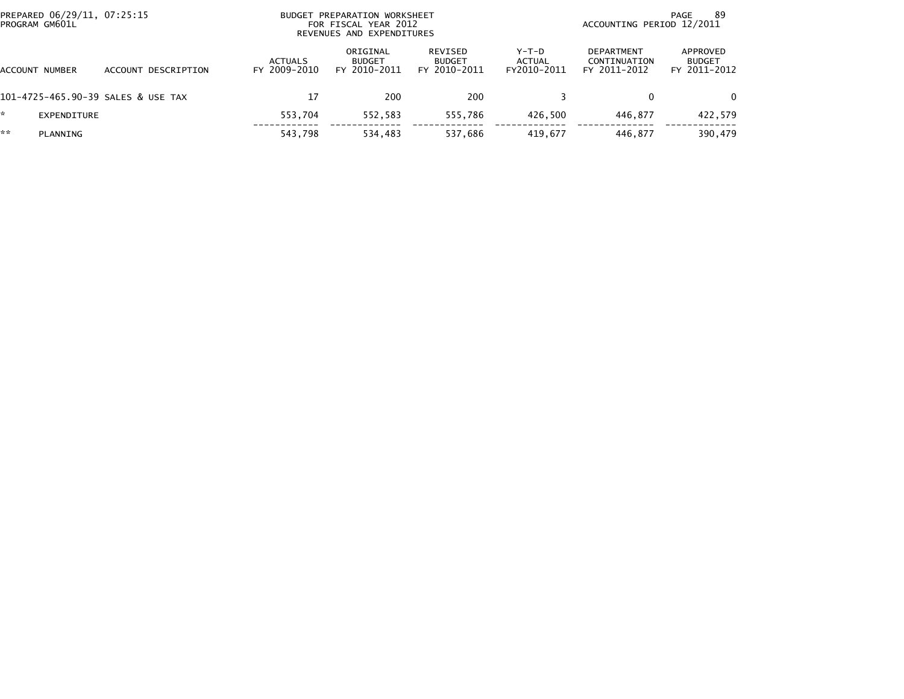PREPARED 06/29/11, 07:25:15
PROGRAM GM601L

BUDGET PREPARATION WORKSHEET
FOR FISCAL YEAR 2012
REVENUES AND EXPENDITURES

ACCOUNTING PERIOD 12/2011

| ACCOUNT NUMBER | ACCOUNT DESCRIPTION | ACTUALS FY 2009-2010 | ORIGINAL BUDGET FY 2010-2011 | REVISED BUDGET FY 2010-2011 | Y-T-D ACTUAL FY2010-2011 | DEPARTMENT CONTINUATION FY 2011-2012 | APPROVED BUDGET FY 2011-2012 |
|---|---|---|---|---|---|---|---|
| 101-4725-465.90-39 | SALES & USE TAX | 17 | 200 | 200 | 3 | 0 | 0 |
| * | EXPENDITURE | 553,704 | 552,583 | 555,786 | 426,500 | 446,877 | 422,579 |
| ** | PLANNING | 543,798 | 534,483 | 537,686 | 419,677 | 446,877 | 390,479 |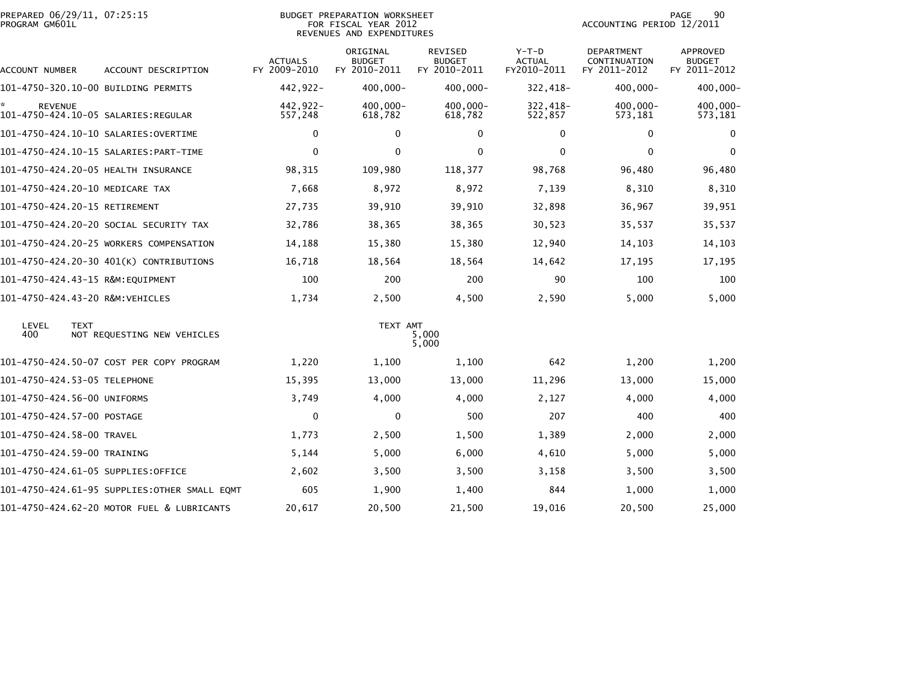PREPARED 06/29/11, 07:25:15
PROGRAM GM601L

BUDGET PREPARATION WORKSHEET
FOR FISCAL YEAR 2012
REVENUES AND EXPENDITURES

ACCOUNTING PERIOD 12/2011

| ACCOUNT NUMBER | ACCOUNT DESCRIPTION | ACTUALS FY 2009-2010 | ORIGINAL BUDGET FY 2010-2011 | REVISED BUDGET FY 2010-2011 | Y-T-D ACTUAL FY2010-2011 | DEPARTMENT CONTINUATION FY 2011-2012 | APPROVED BUDGET FY 2011-2012 |
|---|---|---|---|---|---|---|---|
| 101-4750-320.10-00 | BUILDING PERMITS | 442,922- | 400,000- | 400,000- | 322,418- | 400,000- | 400,000- |
| * | REVENUE | 442,922- | 400,000- | 400,000- | 322,418- | 400,000- | 400,000- |
| 101-4750-424.10-05 | SALARIES:REGULAR | 557,248 | 618,782 | 618,782 | 522,857 | 573,181 | 573,181 |
| 101-4750-424.10-10 | SALARIES:OVERTIME | 0 | 0 | 0 | 0 | 0 | 0 |
| 101-4750-424.10-15 | SALARIES:PART-TIME | 0 | 0 | 0 | 0 | 0 | 0 |
| 101-4750-424.20-05 | HEALTH INSURANCE | 98,315 | 109,980 | 118,377 | 98,768 | 96,480 | 96,480 |
| 101-4750-424.20-10 | MEDICARE TAX | 7,668 | 8,972 | 8,972 | 7,139 | 8,310 | 8,310 |
| 101-4750-424.20-15 | RETIREMENT | 27,735 | 39,910 | 39,910 | 32,898 | 36,967 | 39,951 |
| 101-4750-424.20-20 | SOCIAL SECURITY TAX | 32,786 | 38,365 | 38,365 | 30,523 | 35,537 | 35,537 |
| 101-4750-424.20-25 | WORKERS COMPENSATION | 14,188 | 15,380 | 15,380 | 12,940 | 14,103 | 14,103 |
| 101-4750-424.20-30 | 401(K) CONTRIBUTIONS | 16,718 | 18,564 | 18,564 | 14,642 | 17,195 | 17,195 |
| 101-4750-424.43-15 | R&M:EQUIPMENT | 100 | 200 | 200 | 90 | 100 | 100 |
| 101-4750-424.43-20 | R&M:VEHICLES | 1,734 | 2,500 | 4,500 | 2,590 | 5,000 | 5,000 |

| LEVEL | TEXT | TEXT AMT |
|---|---|---|
| 400 | NOT REQUESTING NEW VEHICLES | 5,000 |
| | | 5,000 |

| ACCOUNT NUMBER | ACCOUNT DESCRIPTION | ACTUALS FY 2009-2010 | ORIGINAL BUDGET FY 2010-2011 | REVISED BUDGET FY 2010-2011 | Y-T-D ACTUAL FY2010-2011 | DEPARTMENT CONTINUATION FY 2011-2012 | APPROVED BUDGET FY 2011-2012 |
|---|---|---|---|---|---|---|---|
| 101-4750-424.50-07 | COST PER COPY PROGRAM | 1,220 | 1,100 | 1,100 | 642 | 1,200 | 1,200 |
| 101-4750-424.53-05 | TELEPHONE | 15,395 | 13,000 | 13,000 | 11,296 | 13,000 | 15,000 |
| 101-4750-424.56-00 | UNIFORMS | 3,749 | 4,000 | 4,000 | 2,127 | 4,000 | 4,000 |
| 101-4750-424.57-00 | POSTAGE | 0 | 0 | 500 | 207 | 400 | 400 |
| 101-4750-424.58-00 | TRAVEL | 1,773 | 2,500 | 1,500 | 1,389 | 2,000 | 2,000 |
| 101-4750-424.59-00 | TRAINING | 5,144 | 5,000 | 6,000 | 4,610 | 5,000 | 5,000 |
| 101-4750-424.61-05 | SUPPLIES:OFFICE | 2,602 | 3,500 | 3,500 | 3,158 | 3,500 | 3,500 |
| 101-4750-424.61-95 | SUPPLIES:OTHER SMALL EQMT | 605 | 1,900 | 1,400 | 844 | 1,000 | 1,000 |
| 101-4750-424.62-20 | MOTOR FUEL & LUBRICANTS | 20,617 | 20,500 | 21,500 | 19,016 | 20,500 | 25,000 |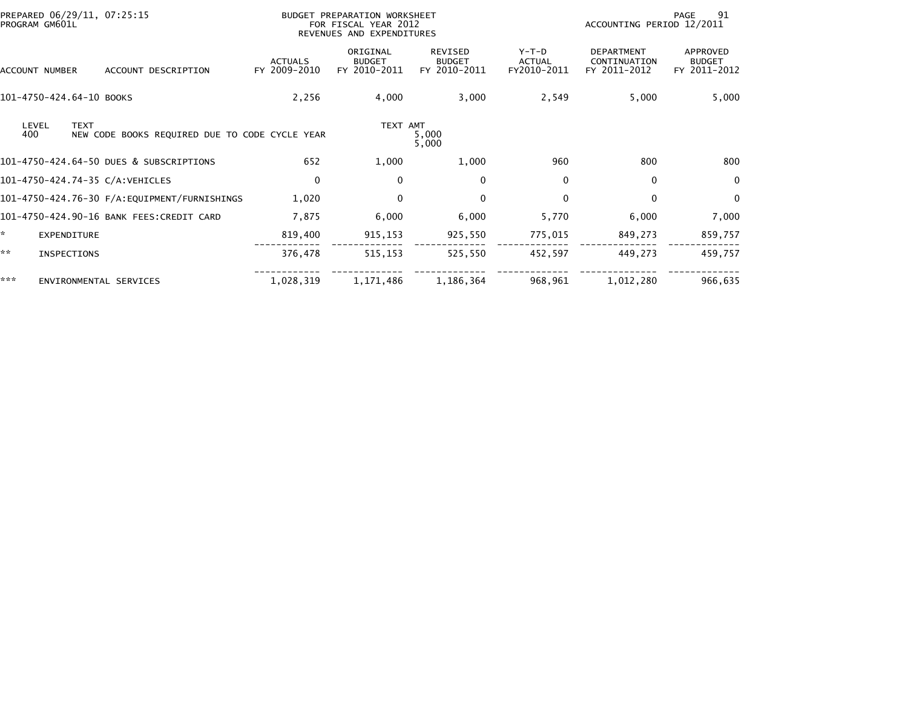PREPARED 06/29/11, 07:25:15
PROGRAM GM601L

BUDGET PREPARATION WORKSHEET
FOR FISCAL YEAR 2012
REVENUES AND EXPENDITURES

ACCOUNTING PERIOD 12/2011

| ACCOUNT NUMBER | ACCOUNT DESCRIPTION | ACTUALS FY 2009-2010 | ORIGINAL BUDGET FY 2010-2011 | REVISED BUDGET FY 2010-2011 | Y-T-D ACTUAL FY2010-2011 | DEPARTMENT CONTINUATION FY 2011-2012 | APPROVED BUDGET FY 2011-2012 |
|---|---|---|---|---|---|---|---|
| 101-4750-424.64-10 | BOOKS | 2,256 | 4,000 | 3,000 | 2,549 | 5,000 | 5,000 |

| LEVEL | TEXT | TEXT AMT |
|---|---|---|
| 400 | NEW CODE BOOKS REQUIRED DUE TO CODE CYCLE YEAR | 5,000 |
| | | 5,000 |

| ACCOUNT NUMBER | ACCOUNT DESCRIPTION | ACTUALS FY 2009-2010 | ORIGINAL BUDGET FY 2010-2011 | REVISED BUDGET FY 2010-2011 | Y-T-D ACTUAL FY2010-2011 | DEPARTMENT CONTINUATION FY 2011-2012 | APPROVED BUDGET FY 2011-2012 |
|---|---|---|---|---|---|---|---|
| 101-4750-424.64-50 | DUES & SUBSCRIPTIONS | 652 | 1,000 | 1,000 | 960 | 800 | 800 |
| 101-4750-424.74-35 | C/A:VEHICLES | 0 | 0 | 0 | 0 | 0 | 0 |
| 101-4750-424.76-30 | F/A:EQUIPMENT/FURNISHINGS | 1,020 | 0 | 0 | 0 | 0 | 0 |
| 101-4750-424.90-16 | BANK FEES:CREDIT CARD | 7,875 | 6,000 | 6,000 | 5,770 | 6,000 | 7,000 |
| * | EXPENDITURE | 819,400 | 915,153 | 925,550 | 775,015 | 849,273 | 859,757 |
| ** | INSPECTIONS | 376,478 | 515,153 | 525,550 | 452,597 | 449,273 | 459,757 |
| *** | ENVIRONMENTAL SERVICES | 1,028,319 | 1,171,486 | 1,186,364 | 968,961 | 1,012,280 | 966,635 |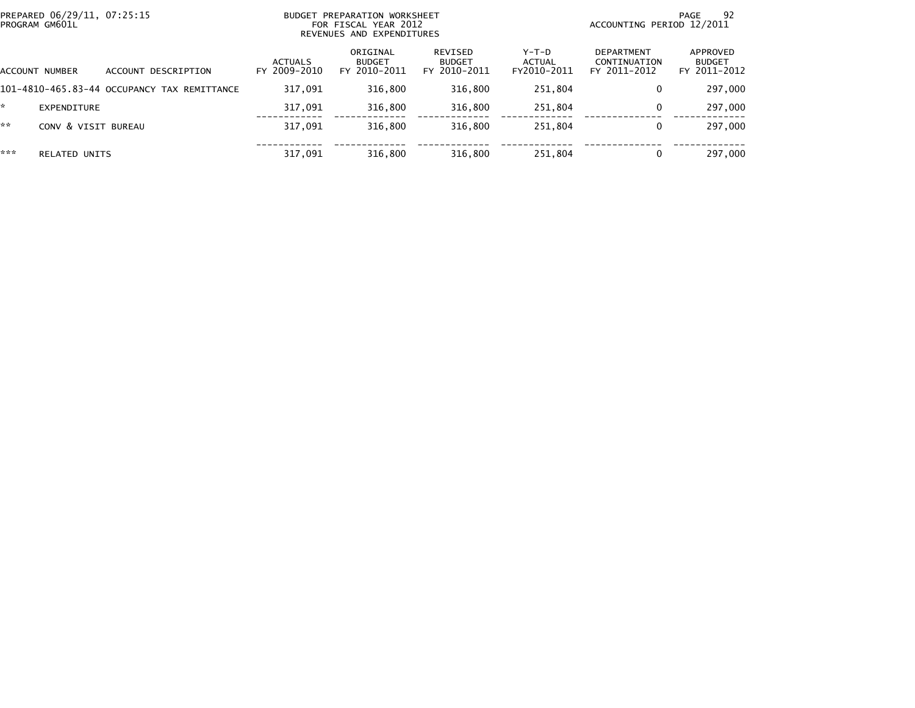PREPARED 06/29/11, 07:25:15
PROGRAM GM601L

BUDGET PREPARATION WORKSHEET
FOR FISCAL YEAR 2012
REVENUES AND EXPENDITURES

ACCOUNTING PERIOD 12/2011

| ACCOUNT NUMBER | ACCOUNT DESCRIPTION | ACTUALS FY 2009-2010 | ORIGINAL BUDGET FY 2010-2011 | REVISED BUDGET FY 2010-2011 | Y-T-D ACTUAL FY2010-2011 | DEPARTMENT CONTINUATION FY 2011-2012 | APPROVED BUDGET FY 2011-2012 |
|---|---|---|---|---|---|---|---|
| 101-4810-465.83-44 | OCCUPANCY TAX REMITTANCE | 317,091 | 316,800 | 316,800 | 251,804 | 0 | 297,000 |
| * | EXPENDITURE | 317,091 | 316,800 | 316,800 | 251,804 | 0 | 297,000 |
| ** | CONV & VISIT BUREAU | 317,091 | 316,800 | 316,800 | 251,804 | 0 | 297,000 |
| *** | RELATED UNITS | 317,091 | 316,800 | 316,800 | 251,804 | 0 | 297,000 |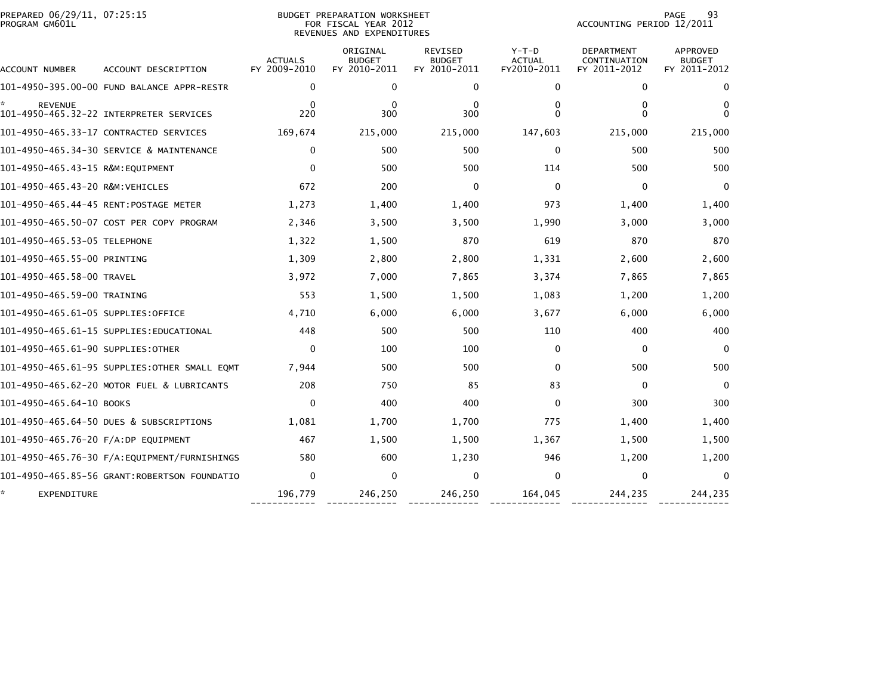PREPARED 06/29/11, 07:25:15
PROGRAM GM601L

BUDGET PREPARATION WORKSHEET
FOR FISCAL YEAR 2012
REVENUES AND EXPENDITURES

ACCOUNTING PERIOD 12/2011

| ACCOUNT NUMBER | ACCOUNT DESCRIPTION | ACTUALS FY 2009-2010 | ORIGINAL BUDGET FY 2010-2011 | REVISED BUDGET FY 2010-2011 | Y-T-D ACTUAL FY2010-2011 | DEPARTMENT CONTINUATION FY 2011-2012 | APPROVED BUDGET FY 2011-2012 |
|---|---|---|---|---|---|---|---|
| 101-4950-395.00-00 | FUND BALANCE APPR-RESTR | 0 | 0 | 0 | 0 | 0 | 0 |
| * REVENUE | | 0 | 0 | 0 | 0 | 0 | 0 |
| 101-4950-465.32-22 | INTERPRETER SERVICES | 220 | 300 | 300 | 0 | 0 | 0 |
| 101-4950-465.33-17 | CONTRACTED SERVICES | 169,674 | 215,000 | 215,000 | 147,603 | 215,000 | 215,000 |
| 101-4950-465.34-30 | SERVICE & MAINTENANCE | 0 | 500 | 500 | 0 | 500 | 500 |
| 101-4950-465.43-15 | R&M:EQUIPMENT | 0 | 500 | 500 | 114 | 500 | 500 |
| 101-4950-465.43-20 | R&M:VEHICLES | 672 | 200 | 0 | 0 | 0 | 0 |
| 101-4950-465.44-45 | RENT:POSTAGE METER | 1,273 | 1,400 | 1,400 | 973 | 1,400 | 1,400 |
| 101-4950-465.50-07 | COST PER COPY PROGRAM | 2,346 | 3,500 | 3,500 | 1,990 | 3,000 | 3,000 |
| 101-4950-465.53-05 | TELEPHONE | 1,322 | 1,500 | 870 | 619 | 870 | 870 |
| 101-4950-465.55-00 | PRINTING | 1,309 | 2,800 | 2,800 | 1,331 | 2,600 | 2,600 |
| 101-4950-465.58-00 | TRAVEL | 3,972 | 7,000 | 7,865 | 3,374 | 7,865 | 7,865 |
| 101-4950-465.59-00 | TRAINING | 553 | 1,500 | 1,500 | 1,083 | 1,200 | 1,200 |
| 101-4950-465.61-05 | SUPPLIES:OFFICE | 4,710 | 6,000 | 6,000 | 3,677 | 6,000 | 6,000 |
| 101-4950-465.61-15 | SUPPLIES:EDUCATIONAL | 448 | 500 | 500 | 110 | 400 | 400 |
| 101-4950-465.61-90 | SUPPLIES:OTHER | 0 | 100 | 100 | 0 | 0 | 0 |
| 101-4950-465.61-95 | SUPPLIES:OTHER SMALL EQMT | 7,944 | 500 | 500 | 0 | 500 | 500 |
| 101-4950-465.62-20 | MOTOR FUEL & LUBRICANTS | 208 | 750 | 85 | 83 | 0 | 0 |
| 101-4950-465.64-10 | BOOKS | 0 | 400 | 400 | 0 | 300 | 300 |
| 101-4950-465.64-50 | DUES & SUBSCRIPTIONS | 1,081 | 1,700 | 1,700 | 775 | 1,400 | 1,400 |
| 101-4950-465.76-20 | F/A:DP EQUIPMENT | 467 | 1,500 | 1,500 | 1,367 | 1,500 | 1,500 |
| 101-4950-465.76-30 | F/A:EQUIPMENT/FURNISHINGS | 580 | 600 | 1,230 | 946 | 1,200 | 1,200 |
| 101-4950-465.85-56 | GRANT:ROBERTSON FOUNDATIO | 0 | 0 | 0 | 0 | 0 | 0 |
| * EXPENDITURE | | 196,779 | 246,250 | 246,250 | 164,045 | 244,235 | 244,235 |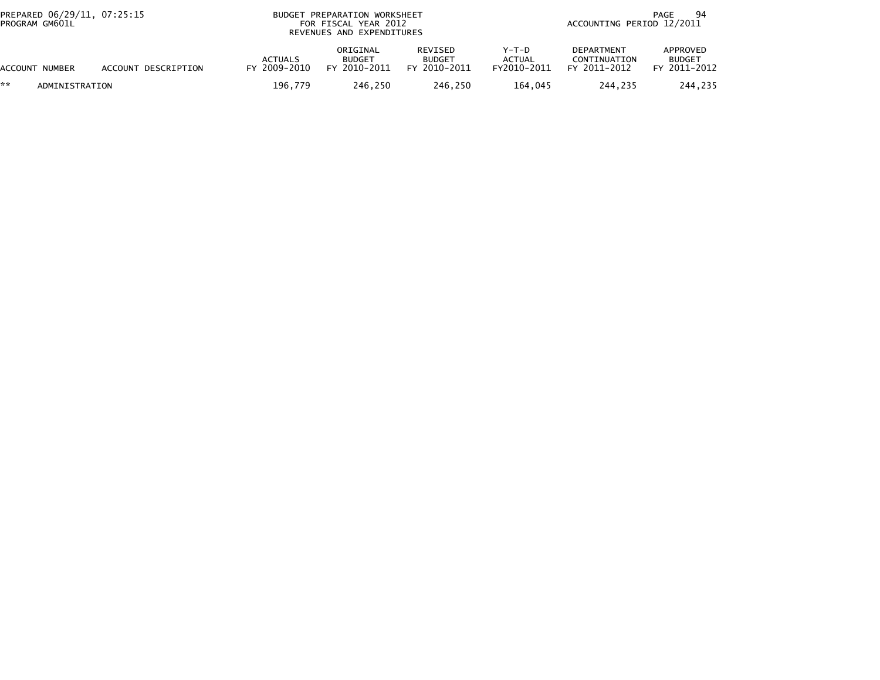BUDGET PREPARATION WORKSHEET
FOR FISCAL YEAR 2012
REVENUES AND EXPENDITURES

PREPARED 06/29/11, 07:25:15
PROGRAM GM601L

ACCOUNTING PERIOD 12/2011

| ACCOUNT NUMBER | ACCOUNT DESCRIPTION | ACTUALS FY 2009-2010 | ORIGINAL BUDGET FY 2010-2011 | REVISED BUDGET FY 2010-2011 | Y-T-D ACTUAL FY2010-2011 | DEPARTMENT CONTINUATION FY 2011-2012 | APPROVED BUDGET FY 2011-2012 |
|---|---|---|---|---|---|---|---|
| ** | ADMINISTRATION | 196,779 | 246,250 | 246,250 | 164,045 | 244,235 | 244,235 |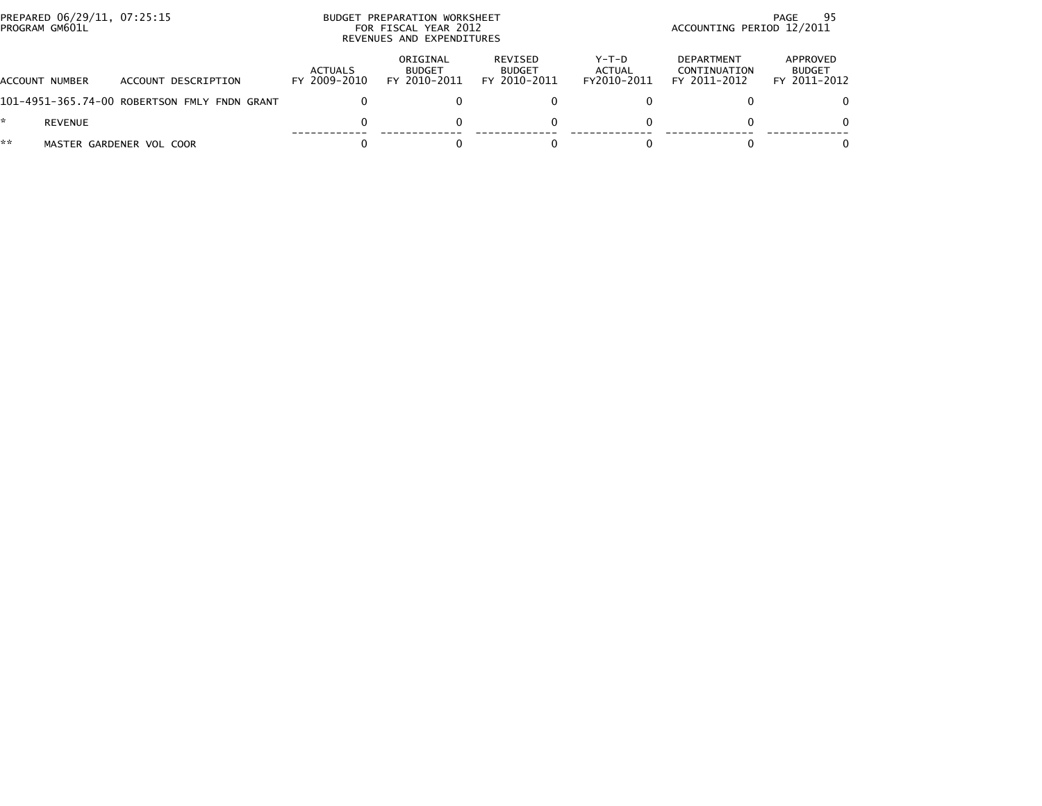PREPARED 06/29/11, 07:25:15
PROGRAM GM601L

BUDGET PREPARATION WORKSHEET
FOR FISCAL YEAR 2012
REVENUES AND EXPENDITURES

ACCOUNTING PERIOD 12/2011

| ACCOUNT NUMBER | ACCOUNT DESCRIPTION | ACTUALS FY 2009-2010 | ORIGINAL BUDGET FY 2010-2011 | REVISED BUDGET FY 2010-2011 | Y-T-D ACTUAL FY2010-2011 | DEPARTMENT CONTINUATION FY 2011-2012 | APPROVED BUDGET FY 2011-2012 |
|---|---|---|---|---|---|---|---|
| 101-4951-365.74-00 | ROBERTSON FMLY FNDN GRANT | 0 | 0 | 0 | 0 | 0 | 0 |
| * | REVENUE | 0 | 0 | 0 | 0 | 0 | 0 |
| ** | MASTER GARDENER VOL COOR | 0 | 0 | 0 | 0 | 0 | 0 |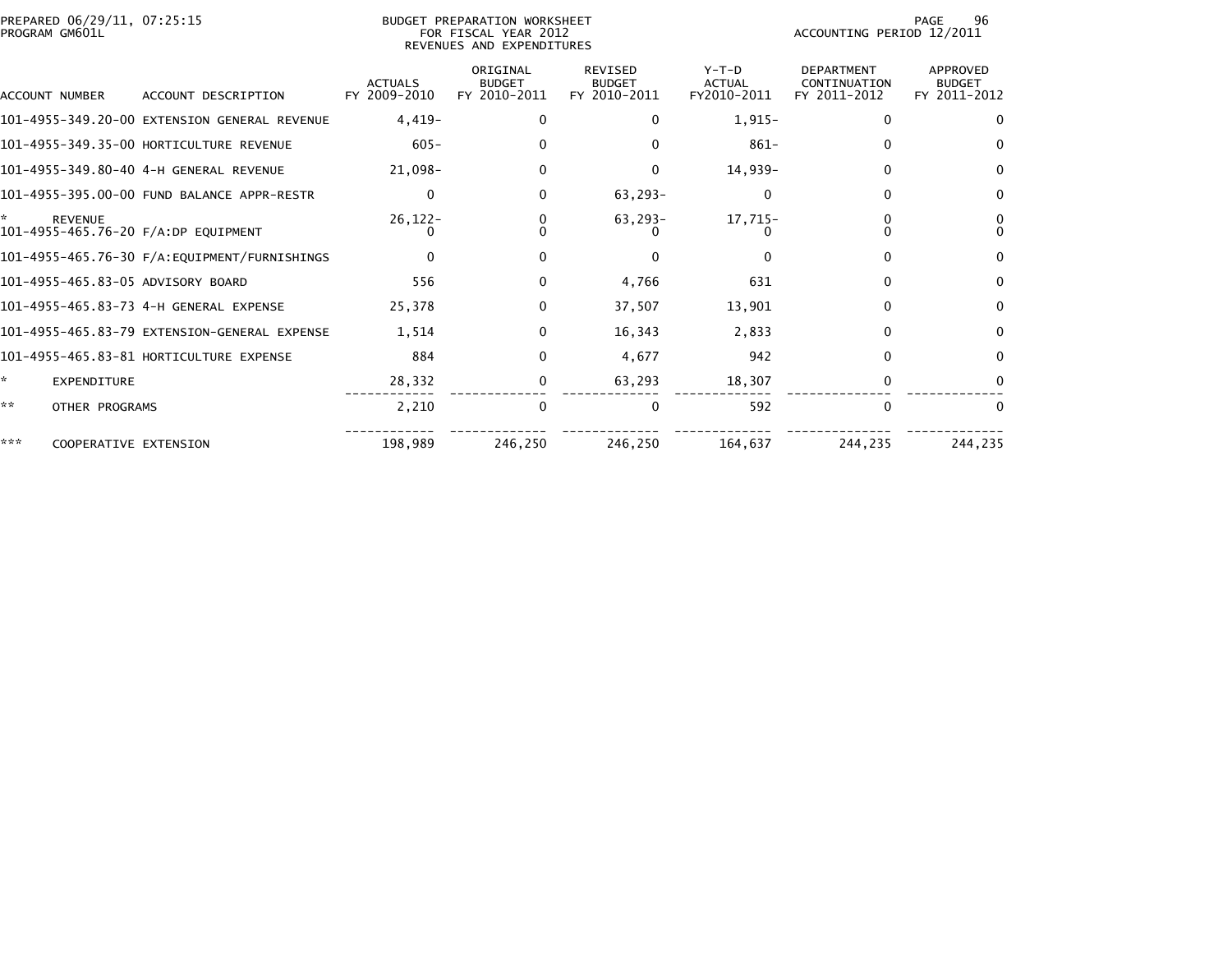PREPARED 06/29/11, 07:25:15
PROGRAM GM601L

BUDGET PREPARATION WORKSHEET
FOR FISCAL YEAR 2012
REVENUES AND EXPENDITURES

ACCOUNTING PERIOD 12/2011

| ACCOUNT NUMBER | ACCOUNT DESCRIPTION | ACTUALS FY 2009-2010 | ORIGINAL BUDGET FY 2010-2011 | REVISED BUDGET FY 2010-2011 | Y-T-D ACTUAL FY2010-2011 | DEPARTMENT CONTINUATION FY 2011-2012 | APPROVED BUDGET FY 2011-2012 |
|---|---|---|---|---|---|---|---|
| 101-4955-349.20-00 | EXTENSION GENERAL REVENUE | 4,419- | 0 | 0 | 1,915- | 0 | 0 |
| 101-4955-349.35-00 | HORTICULTURE REVENUE | 605- | 0 | 0 | 861- | 0 | 0 |
| 101-4955-349.80-40 | 4-H GENERAL REVENUE | 21,098- | 0 | 0 | 14,939- | 0 | 0 |
| 101-4955-395.00-00 | FUND BALANCE APPR-RESTR | 0 | 0 | 63,293- | 0 | 0 | 0 |
| * | REVENUE | 26,122- | 0 | 63,293- | 17,715- | 0 | 0 |
| 101-4955-465.76-20 | F/A:DP EQUIPMENT | 0 | 0 | 0 | 0 | 0 | 0 |
| 101-4955-465.76-30 | F/A:EQUIPMENT/FURNISHINGS | 0 | 0 | 0 | 0 | 0 | 0 |
| 101-4955-465.83-05 | ADVISORY BOARD | 556 | 0 | 4,766 | 631 | 0 | 0 |
| 101-4955-465.83-73 | 4-H GENERAL EXPENSE | 25,378 | 0 | 37,507 | 13,901 | 0 | 0 |
| 101-4955-465.83-79 | EXTENSION-GENERAL EXPENSE | 1,514 | 0 | 16,343 | 2,833 | 0 | 0 |
| 101-4955-465.83-81 | HORTICULTURE EXPENSE | 884 | 0 | 4,677 | 942 | 0 | 0 |
| * | EXPENDITURE | 28,332 | 0 | 63,293 | 18,307 | 0 | 0 |
| ** | OTHER PROGRAMS | 2,210 | 0 | 0 | 592 | 0 | 0 |
| *** | COOPERATIVE EXTENSION | 198,989 | 246,250 | 246,250 | 164,637 | 244,235 | 244,235 |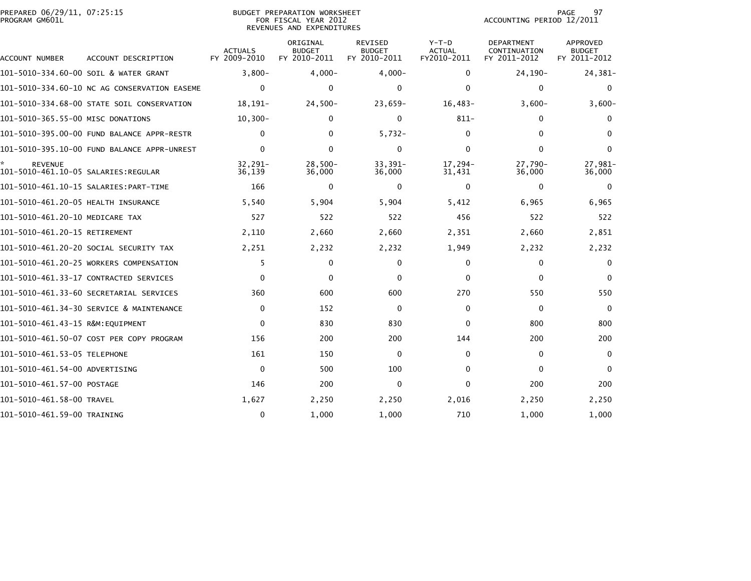PREPARED 06/29/11, 07:25:15
PROGRAM GM601L

BUDGET PREPARATION WORKSHEET
FOR FISCAL YEAR 2012
REVENUES AND EXPENDITURES

ACCOUNTING PERIOD 12/2011

| ACCOUNT NUMBER | ACCOUNT DESCRIPTION | ACTUALS FY 2009-2010 | ORIGINAL BUDGET FY 2010-2011 | REVISED BUDGET FY 2010-2011 | Y-T-D ACTUAL FY2010-2011 | DEPARTMENT CONTINUATION FY 2011-2012 | APPROVED BUDGET FY 2011-2012 |
|---|---|---|---|---|---|---|---|
| 101-5010-334.60-00 | SOIL & WATER GRANT | 3,800- | 4,000- | 4,000- | 0 | 24,190- | 24,381- |
| 101-5010-334.60-10 | NC AG CONSERVATION EASEME | 0 | 0 | 0 | 0 | 0 | 0 |
| 101-5010-334.68-00 | STATE SOIL CONSERVATION | 18,191- | 24,500- | 23,659- | 16,483- | 3,600- | 3,600- |
| 101-5010-365.55-00 | MISC DONATIONS | 10,300- | 0 | 0 | 811- | 0 | 0 |
| 101-5010-395.00-00 | FUND BALANCE APPR-RESTR | 0 | 0 | 5,732- | 0 | 0 | 0 |
| 101-5010-395.10-00 | FUND BALANCE APPR-UNREST | 0 | 0 | 0 | 0 | 0 | 0 |
| * REVENUE | | 32,291- | 28,500- | 33,391- | 17,294- | 27,790- | 27,981- |
| 101-5010-461.10-05 | SALARIES:REGULAR | 36,139 | 36,000 | 36,000 | 31,431 | 36,000 | 36,000 |
| 101-5010-461.10-15 | SALARIES:PART-TIME | 166 | 0 | 0 | 0 | 0 | 0 |
| 101-5010-461.20-05 | HEALTH INSURANCE | 5,540 | 5,904 | 5,904 | 5,412 | 6,965 | 6,965 |
| 101-5010-461.20-10 | MEDICARE TAX | 527 | 522 | 522 | 456 | 522 | 522 |
| 101-5010-461.20-15 | RETIREMENT | 2,110 | 2,660 | 2,660 | 2,351 | 2,660 | 2,851 |
| 101-5010-461.20-20 | SOCIAL SECURITY TAX | 2,251 | 2,232 | 2,232 | 1,949 | 2,232 | 2,232 |
| 101-5010-461.20-25 | WORKERS COMPENSATION | 5 | 0 | 0 | 0 | 0 | 0 |
| 101-5010-461.33-17 | CONTRACTED SERVICES | 0 | 0 | 0 | 0 | 0 | 0 |
| 101-5010-461.33-60 | SECRETARIAL SERVICES | 360 | 600 | 600 | 270 | 550 | 550 |
| 101-5010-461.34-30 | SERVICE & MAINTENANCE | 0 | 152 | 0 | 0 | 0 | 0 |
| 101-5010-461.43-15 | R&M:EQUIPMENT | 0 | 830 | 830 | 0 | 800 | 800 |
| 101-5010-461.50-07 | COST PER COPY PROGRAM | 156 | 200 | 200 | 144 | 200 | 200 |
| 101-5010-461.53-05 | TELEPHONE | 161 | 150 | 0 | 0 | 0 | 0 |
| 101-5010-461.54-00 | ADVERTISING | 0 | 500 | 100 | 0 | 0 | 0 |
| 101-5010-461.57-00 | POSTAGE | 146 | 200 | 0 | 0 | 200 | 200 |
| 101-5010-461.58-00 | TRAVEL | 1,627 | 2,250 | 2,250 | 2,016 | 2,250 | 2,250 |
| 101-5010-461.59-00 | TRAINING | 0 | 1,000 | 1,000 | 710 | 1,000 | 1,000 |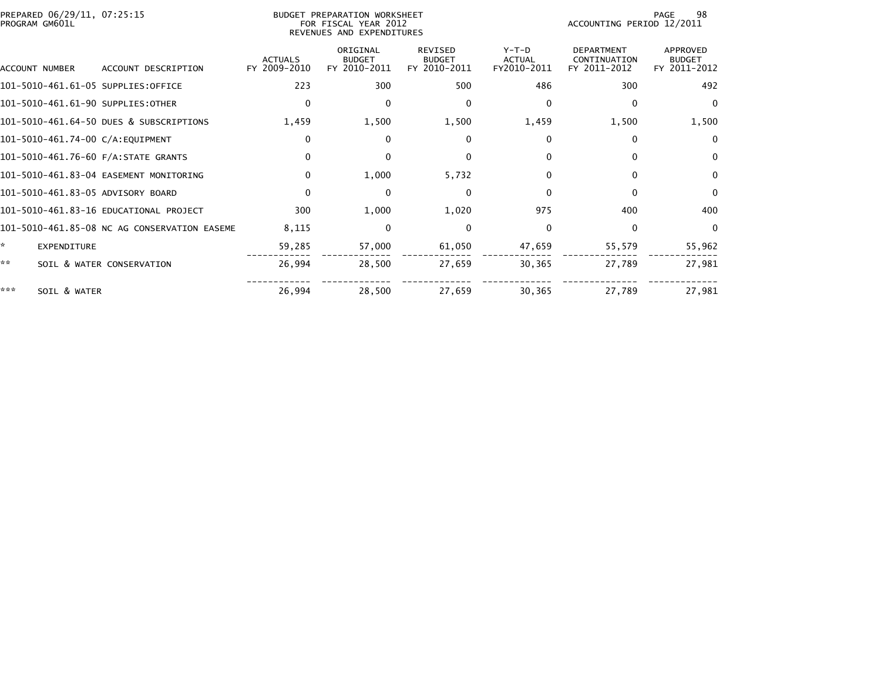PREPARED 06/29/11, 07:25:15
PROGRAM GM601L

BUDGET PREPARATION WORKSHEET
FOR FISCAL YEAR 2012
REVENUES AND EXPENDITURES

ACCOUNTING PERIOD 12/2011

| ACCOUNT NUMBER | ACCOUNT DESCRIPTION | ACTUALS FY 2009-2010 | ORIGINAL BUDGET FY 2010-2011 | REVISED BUDGET FY 2010-2011 | Y-T-D ACTUAL FY2010-2011 | DEPARTMENT CONTINUATION FY 2011-2012 | APPROVED BUDGET FY 2011-2012 |
|---|---|---|---|---|---|---|---|
| 101-5010-461.61-05 | SUPPLIES:OFFICE | 223 | 300 | 500 | 486 | 300 | 492 |
| 101-5010-461.61-90 | SUPPLIES:OTHER | 0 | 0 | 0 | 0 | 0 | 0 |
| 101-5010-461.64-50 | DUES & SUBSCRIPTIONS | 1,459 | 1,500 | 1,500 | 1,459 | 1,500 | 1,500 |
| 101-5010-461.74-00 | C/A:EQUIPMENT | 0 | 0 | 0 | 0 | 0 | 0 |
| 101-5010-461.76-60 | F/A:STATE GRANTS | 0 | 0 | 0 | 0 | 0 | 0 |
| 101-5010-461.83-04 | EASEMENT MONITORING | 0 | 1,000 | 5,732 | 0 | 0 | 0 |
| 101-5010-461.83-05 | ADVISORY BOARD | 0 | 0 | 0 | 0 | 0 | 0 |
| 101-5010-461.83-16 | EDUCATIONAL PROJECT | 300 | 1,000 | 1,020 | 975 | 400 | 400 |
| 101-5010-461.85-08 | NC AG CONSERVATION EASEME | 8,115 | 0 | 0 | 0 | 0 | 0 |
| * | EXPENDITURE | 59,285 | 57,000 | 61,050 | 47,659 | 55,579 | 55,962 |
| ** | SOIL & WATER CONSERVATION | 26,994 | 28,500 | 27,659 | 30,365 | 27,789 | 27,981 |
| *** | SOIL & WATER | 26,994 | 28,500 | 27,659 | 30,365 | 27,789 | 27,981 |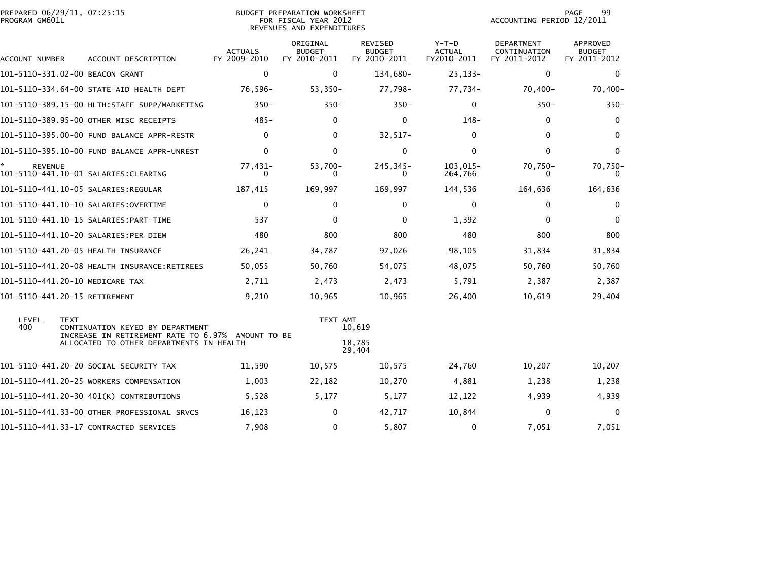PREPARED 06/29/11, 07:25:15
PROGRAM GM601L

BUDGET PREPARATION WORKSHEET
FOR FISCAL YEAR 2012
REVENUES AND EXPENDITURES

ACCOUNTING PERIOD 12/2011

| ACCOUNT NUMBER | ACCOUNT DESCRIPTION | ACTUALS FY 2009-2010 | ORIGINAL BUDGET FY 2010-2011 | REVISED BUDGET FY 2010-2011 | Y-T-D ACTUAL FY2010-2011 | DEPARTMENT CONTINUATION FY 2011-2012 | APPROVED BUDGET FY 2011-2012 |
|---|---|---|---|---|---|---|---|
| 101-5110-331.02-00 | BEACON GRANT | 0 | 0 | 134,680- | 25,133- | 0 | 0 |
| 101-5110-334.64-00 | STATE AID HEALTH DEPT | 76,596- | 53,350- | 77,798- | 77,734- | 70,400- | 70,400- |
| 101-5110-389.15-00 | HLTH:STAFF SUPP/MARKETING | 350- | 350- | 350- | 0 | 350- | 350- |
| 101-5110-389.95-00 | OTHER MISC RECEIPTS | 485- | 0 | 0 | 148- | 0 | 0 |
| 101-5110-395.00-00 | FUND BALANCE APPR-RESTR | 0 | 0 | 32,517- | 0 | 0 | 0 |
| 101-5110-395.10-00 | FUND BALANCE APPR-UNREST | 0 | 0 | 0 | 0 | 0 | 0 |
| * REVENUE | | 77,431- | 53,700- | 245,345- | 103,015- | 70,750- | 70,750- |
| 101-5110-441.10-01 | SALARIES:CLEARING | 0 | 0 | 0 | 264,766 | 0 | 0 |
| 101-5110-441.10-05 | SALARIES:REGULAR | 187,415 | 169,997 | 169,997 | 144,536 | 164,636 | 164,636 |
| 101-5110-441.10-10 | SALARIES:OVERTIME | 0 | 0 | 0 | 0 | 0 | 0 |
| 101-5110-441.10-15 | SALARIES:PART-TIME | 537 | 0 | 0 | 1,392 | 0 | 0 |
| 101-5110-441.10-20 | SALARIES:PER DIEM | 480 | 800 | 800 | 480 | 800 | 800 |
| 101-5110-441.20-05 | HEALTH INSURANCE | 26,241 | 34,787 | 97,026 | 98,105 | 31,834 | 31,834 |
| 101-5110-441.20-08 | HEALTH INSURANCE:RETIREES | 50,055 | 50,760 | 54,075 | 48,075 | 50,760 | 50,760 |
| 101-5110-441.20-10 | MEDICARE TAX | 2,711 | 2,473 | 2,473 | 5,791 | 2,387 | 2,387 |
| 101-5110-441.20-15 | RETIREMENT | 9,210 | 10,965 | 10,965 | 26,400 | 10,619 | 29,404 |

| LEVEL | TEXT | TEXT AMT |
|---|---|---|
| 400 | CONTINUATION KEYED BY DEPARTMENT | 10,619 |
| | INCREASE IN RETIREMENT RATE TO 6.97% AMOUNT TO BE ALLOCATED TO OTHER DEPARTMENTS IN HEALTH | 18,785 |
| | | 29,404 |

| ACCOUNT NUMBER | ACCOUNT DESCRIPTION | ACTUALS FY 2009-2010 | ORIGINAL BUDGET FY 2010-2011 | REVISED BUDGET FY 2010-2011 | Y-T-D ACTUAL FY2010-2011 | DEPARTMENT CONTINUATION FY 2011-2012 | APPROVED BUDGET FY 2011-2012 |
|---|---|---|---|---|---|---|---|
| 101-5110-441.20-20 | SOCIAL SECURITY TAX | 11,590 | 10,575 | 10,575 | 24,760 | 10,207 | 10,207 |
| 101-5110-441.20-25 | WORKERS COMPENSATION | 1,003 | 22,182 | 10,270 | 4,881 | 1,238 | 1,238 |
| 101-5110-441.20-30 | 401(K) CONTRIBUTIONS | 5,528 | 5,177 | 5,177 | 12,122 | 4,939 | 4,939 |
| 101-5110-441.33-00 | OTHER PROFESSIONAL SRVCS | 16,123 | 0 | 42,717 | 10,844 | 0 | 0 |
| 101-5110-441.33-17 | CONTRACTED SERVICES | 7,908 | 0 | 5,807 | 0 | 7,051 | 7,051 |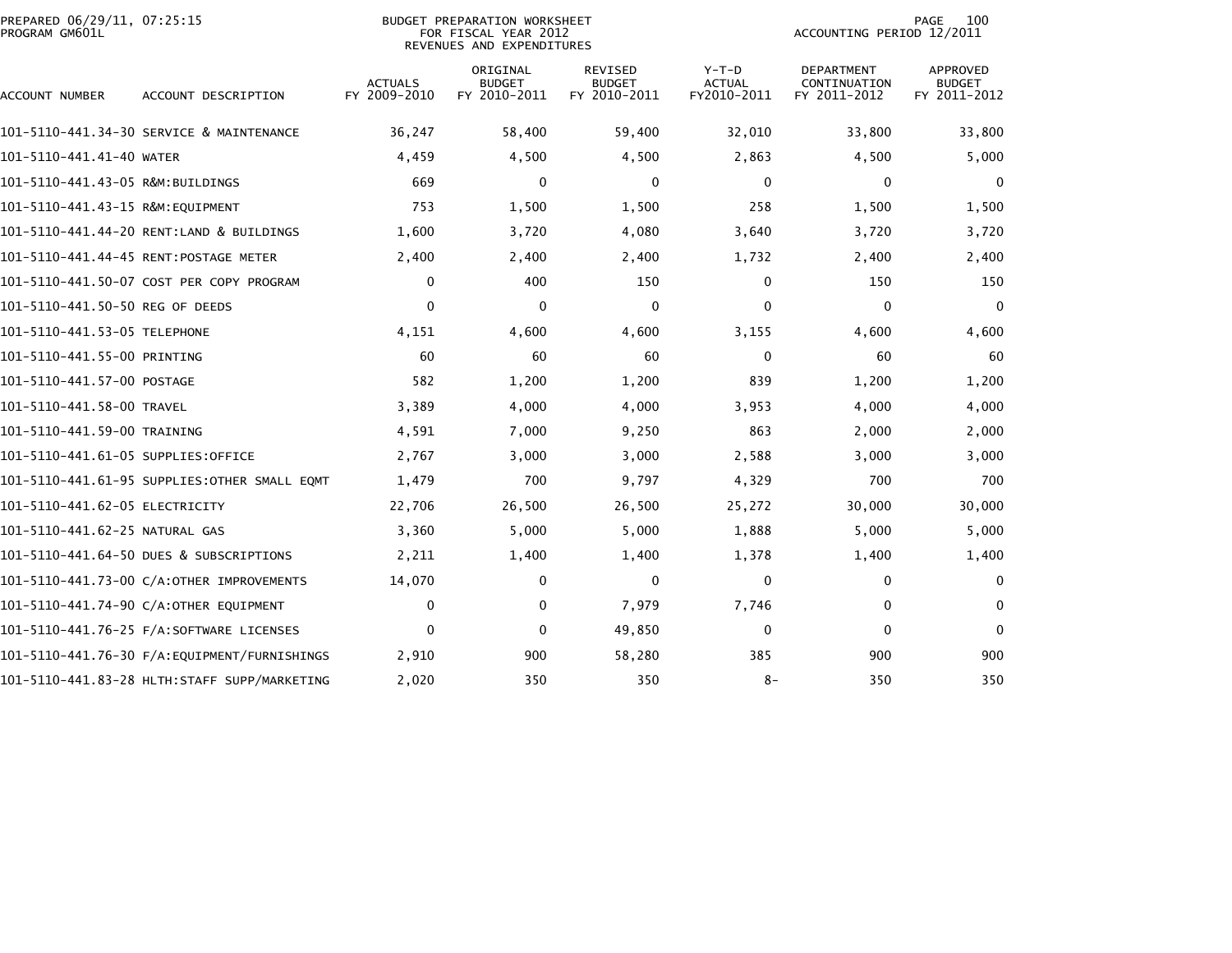PREPARED 06/29/11, 07:25:15
PROGRAM GM601L

BUDGET PREPARATION WORKSHEET
FOR FISCAL YEAR 2012
REVENUES AND EXPENDITURES

ACCOUNTING PERIOD 12/2011

| ACCOUNT NUMBER | ACCOUNT DESCRIPTION | ACTUALS FY 2009-2010 | ORIGINAL BUDGET FY 2010-2011 | REVISED BUDGET FY 2010-2011 | Y-T-D ACTUAL FY2010-2011 | DEPARTMENT CONTINUATION FY 2011-2012 | APPROVED BUDGET FY 2011-2012 |
|---|---|---|---|---|---|---|---|
| 101-5110-441.34-30 | SERVICE & MAINTENANCE | 36,247 | 58,400 | 59,400 | 32,010 | 33,800 | 33,800 |
| 101-5110-441.41-40 | WATER | 4,459 | 4,500 | 4,500 | 2,863 | 4,500 | 5,000 |
| 101-5110-441.43-05 | R&M:BUILDINGS | 669 | 0 | 0 | 0 | 0 | 0 |
| 101-5110-441.43-15 | R&M:EQUIPMENT | 753 | 1,500 | 1,500 | 258 | 1,500 | 1,500 |
| 101-5110-441.44-20 | RENT:LAND & BUILDINGS | 1,600 | 3,720 | 4,080 | 3,640 | 3,720 | 3,720 |
| 101-5110-441.44-45 | RENT:POSTAGE METER | 2,400 | 2,400 | 2,400 | 1,732 | 2,400 | 2,400 |
| 101-5110-441.50-07 | COST PER COPY PROGRAM | 0 | 400 | 150 | 0 | 150 | 150 |
| 101-5110-441.50-50 | REG OF DEEDS | 0 | 0 | 0 | 0 | 0 | 0 |
| 101-5110-441.53-05 | TELEPHONE | 4,151 | 4,600 | 4,600 | 3,155 | 4,600 | 4,600 |
| 101-5110-441.55-00 | PRINTING | 60 | 60 | 60 | 0 | 60 | 60 |
| 101-5110-441.57-00 | POSTAGE | 582 | 1,200 | 1,200 | 839 | 1,200 | 1,200 |
| 101-5110-441.58-00 | TRAVEL | 3,389 | 4,000 | 4,000 | 3,953 | 4,000 | 4,000 |
| 101-5110-441.59-00 | TRAINING | 4,591 | 7,000 | 9,250 | 863 | 2,000 | 2,000 |
| 101-5110-441.61-05 | SUPPLIES:OFFICE | 2,767 | 3,000 | 3,000 | 2,588 | 3,000 | 3,000 |
| 101-5110-441.61-95 | SUPPLIES:OTHER SMALL EQMT | 1,479 | 700 | 9,797 | 4,329 | 700 | 700 |
| 101-5110-441.62-05 | ELECTRICITY | 22,706 | 26,500 | 26,500 | 25,272 | 30,000 | 30,000 |
| 101-5110-441.62-25 | NATURAL GAS | 3,360 | 5,000 | 5,000 | 1,888 | 5,000 | 5,000 |
| 101-5110-441.64-50 | DUES & SUBSCRIPTIONS | 2,211 | 1,400 | 1,400 | 1,378 | 1,400 | 1,400 |
| 101-5110-441.73-00 | C/A:OTHER IMPROVEMENTS | 14,070 | 0 | 0 | 0 | 0 | 0 |
| 101-5110-441.74-90 | C/A:OTHER EQUIPMENT | 0 | 0 | 7,979 | 7,746 | 0 | 0 |
| 101-5110-441.76-25 | F/A:SOFTWARE LICENSES | 0 | 0 | 49,850 | 0 | 0 | 0 |
| 101-5110-441.76-30 | F/A:EQUIPMENT/FURNISHINGS | 2,910 | 900 | 58,280 | 385 | 900 | 900 |
| 101-5110-441.83-28 | HLTH:STAFF SUPP/MARKETING | 2,020 | 350 | 350 | 8- | 350 | 350 |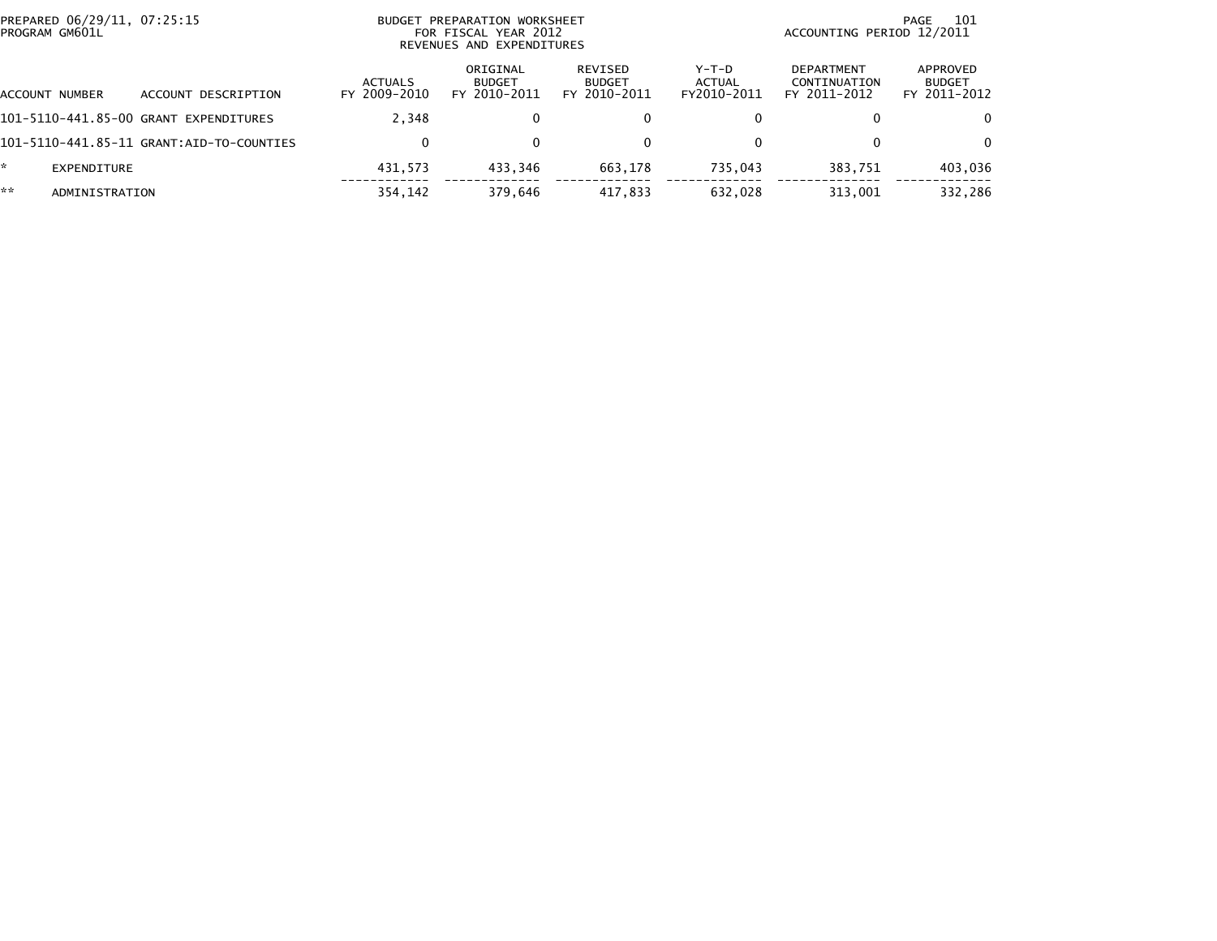BUDGET PREPARATION WORKSHEET
FOR FISCAL YEAR 2012
REVENUES AND EXPENDITURES

PREPARED 06/29/11, 07:25:15
PROGRAM GM601L

ACCOUNTING PERIOD 12/2011

| ACCOUNT NUMBER | ACCOUNT DESCRIPTION | ACTUALS FY 2009-2010 | ORIGINAL BUDGET FY 2010-2011 | REVISED BUDGET FY 2010-2011 | Y-T-D ACTUAL FY2010-2011 | DEPARTMENT CONTINUATION FY 2011-2012 | APPROVED BUDGET FY 2011-2012 |
|---|---|---|---|---|---|---|---|
| 101-5110-441.85-00 | GRANT EXPENDITURES | 2,348 | 0 | 0 | 0 | 0 | 0 |
| 101-5110-441.85-11 | GRANT:AID-TO-COUNTIES | 0 | 0 | 0 | 0 | 0 | 0 |
| * | EXPENDITURE | 431,573 | 433,346 | 663,178 | 735,043 | 383,751 | 403,036 |
| ** | ADMINISTRATION | 354,142 | 379,646 | 417,833 | 632,028 | 313,001 | 332,286 |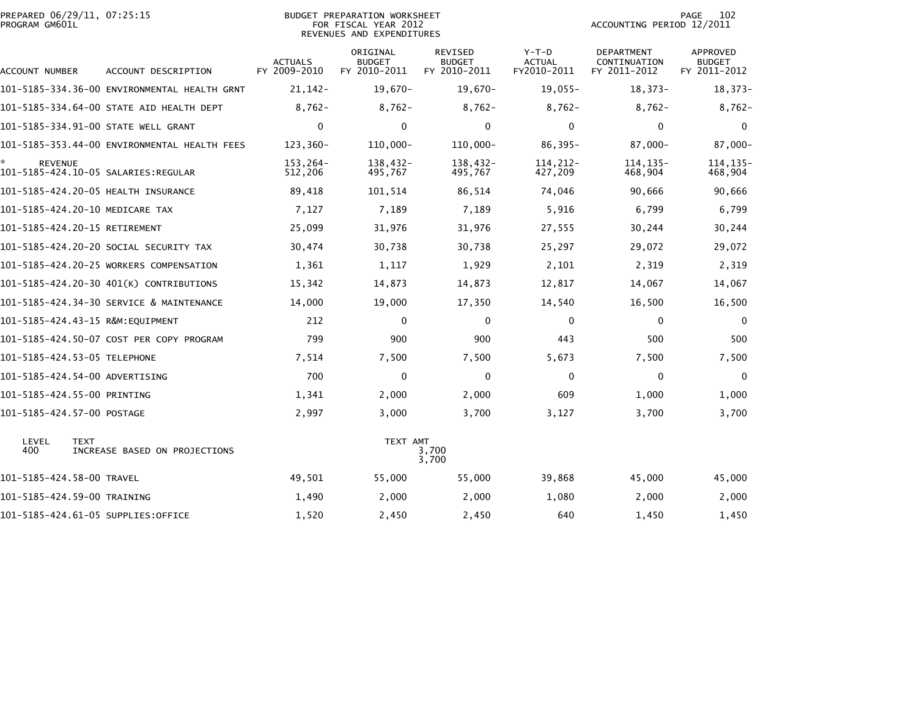PREPARED 06/29/11, 07:25:15
PROGRAM GM601L

BUDGET PREPARATION WORKSHEET
FOR FISCAL YEAR 2012
REVENUES AND EXPENDITURES

ACCOUNTING PERIOD 12/2011

| ACCOUNT NUMBER | ACCOUNT DESCRIPTION | ACTUALS FY 2009-2010 | ORIGINAL BUDGET FY 2010-2011 | REVISED BUDGET FY 2010-2011 | Y-T-D ACTUAL FY2010-2011 | DEPARTMENT CONTINUATION FY 2011-2012 | APPROVED BUDGET FY 2011-2012 |
|---|---|---|---|---|---|---|---|
| 101-5185-334.36-00 | ENVIRONMENTAL HEALTH GRNT | 21,142- | 19,670- | 19,670- | 19,055- | 18,373- | 18,373- |
| 101-5185-334.64-00 | STATE AID HEALTH DEPT | 8,762- | 8,762- | 8,762- | 8,762- | 8,762- | 8,762- |
| 101-5185-334.91-00 | STATE WELL GRANT | 0 | 0 | 0 | 0 | 0 | 0 |
| 101-5185-353.44-00 | ENVIRONMENTAL HEALTH FEES | 123,360- | 110,000- | 110,000- | 86,395- | 87,000- | 87,000- |
| * REVENUE | | 153,264- | 138,432- | 138,432- | 114,212- | 114,135- | 114,135- |
| 101-5185-424.10-05 | SALARIES:REGULAR | 512,206 | 495,767 | 495,767 | 427,209 | 468,904 | 468,904 |
| 101-5185-424.20-05 | HEALTH INSURANCE | 89,418 | 101,514 | 86,514 | 74,046 | 90,666 | 90,666 |
| 101-5185-424.20-10 | MEDICARE TAX | 7,127 | 7,189 | 7,189 | 5,916 | 6,799 | 6,799 |
| 101-5185-424.20-15 | RETIREMENT | 25,099 | 31,976 | 31,976 | 27,555 | 30,244 | 30,244 |
| 101-5185-424.20-20 | SOCIAL SECURITY TAX | 30,474 | 30,738 | 30,738 | 25,297 | 29,072 | 29,072 |
| 101-5185-424.20-25 | WORKERS COMPENSATION | 1,361 | 1,117 | 1,929 | 2,101 | 2,319 | 2,319 |
| 101-5185-424.20-30 | 401(K) CONTRIBUTIONS | 15,342 | 14,873 | 14,873 | 12,817 | 14,067 | 14,067 |
| 101-5185-424.34-30 | SERVICE & MAINTENANCE | 14,000 | 19,000 | 17,350 | 14,540 | 16,500 | 16,500 |
| 101-5185-424.43-15 | R&M:EQUIPMENT | 212 | 0 | 0 | 0 | 0 | 0 |
| 101-5185-424.50-07 | COST PER COPY PROGRAM | 799 | 900 | 900 | 443 | 500 | 500 |
| 101-5185-424.53-05 | TELEPHONE | 7,514 | 7,500 | 7,500 | 5,673 | 7,500 | 7,500 |
| 101-5185-424.54-00 | ADVERTISING | 700 | 0 | 0 | 0 | 0 | 0 |
| 101-5185-424.55-00 | PRINTING | 1,341 | 2,000 | 2,000 | 609 | 1,000 | 1,000 |
| 101-5185-424.57-00 | POSTAGE | 2,997 | 3,000 | 3,700 | 3,127 | 3,700 | 3,700 |

| LEVEL | TEXT | TEXT AMT |
|---|---|---|
| 400 | INCREASE BASED ON PROJECTIONS | 3,700 |
| | | 3,700 |

| ACCOUNT NUMBER | ACCOUNT DESCRIPTION | ACTUALS FY 2009-2010 | ORIGINAL BUDGET FY 2010-2011 | REVISED BUDGET FY 2010-2011 | Y-T-D ACTUAL FY2010-2011 | DEPARTMENT CONTINUATION FY 2011-2012 | APPROVED BUDGET FY 2011-2012 |
|---|---|---|---|---|---|---|---|
| 101-5185-424.58-00 | TRAVEL | 49,501 | 55,000 | 55,000 | 39,868 | 45,000 | 45,000 |
| 101-5185-424.59-00 | TRAINING | 1,490 | 2,000 | 2,000 | 1,080 | 2,000 | 2,000 |
| 101-5185-424.61-05 | SUPPLIES:OFFICE | 1,520 | 2,450 | 2,450 | 640 | 1,450 | 1,450 |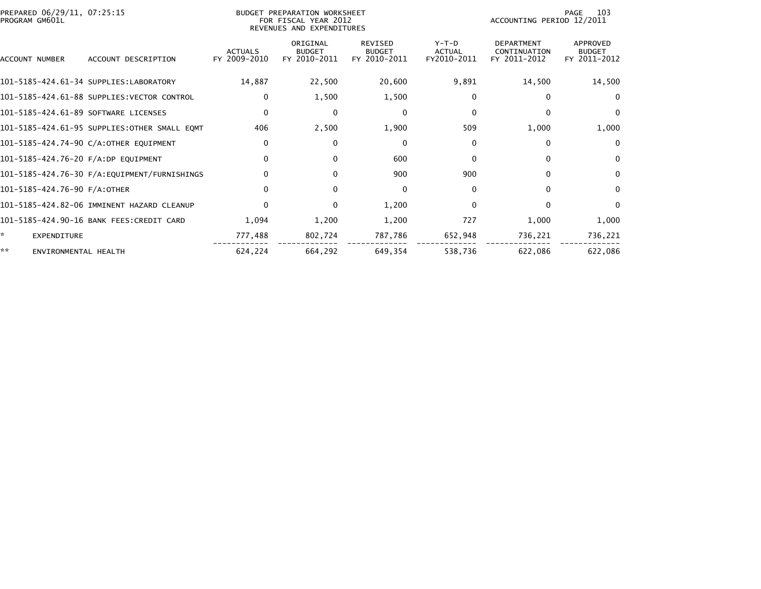PREPARED 06/29/11, 07:25:15
PROGRAM GM601L

BUDGET PREPARATION WORKSHEET
FOR FISCAL YEAR 2012
REVENUES AND EXPENDITURES

ACCOUNTING PERIOD 12/2011

| ACCOUNT NUMBER | ACCOUNT DESCRIPTION | ACTUALS FY 2009-2010 | ORIGINAL BUDGET FY 2010-2011 | REVISED BUDGET FY 2010-2011 | Y-T-D ACTUAL FY2010-2011 | DEPARTMENT CONTINUATION FY 2011-2012 | APPROVED BUDGET FY 2011-2012 |
|---|---|---|---|---|---|---|---|
| 101-5185-424.61-34 | SUPPLIES:LABORATORY | 14,887 | 22,500 | 20,600 | 9,891 | 14,500 | 14,500 |
| 101-5185-424.61-88 | SUPPLIES:VECTOR CONTROL | 0 | 1,500 | 1,500 | 0 | 0 | 0 |
| 101-5185-424.61-89 | SOFTWARE LICENSES | 0 | 0 | 0 | 0 | 0 | 0 |
| 101-5185-424.61-95 | SUPPLIES:OTHER SMALL EQMT | 406 | 2,500 | 1,900 | 509 | 1,000 | 1,000 |
| 101-5185-424.74-90 | C/A:OTHER EQUIPMENT | 0 | 0 | 0 | 0 | 0 | 0 |
| 101-5185-424.76-20 | F/A:DP EQUIPMENT | 0 | 0 | 600 | 0 | 0 | 0 |
| 101-5185-424.76-30 | F/A:EQUIPMENT/FURNISHINGS | 0 | 0 | 900 | 900 | 0 | 0 |
| 101-5185-424.76-90 | F/A:OTHER | 0 | 0 | 0 | 0 | 0 | 0 |
| 101-5185-424.82-06 | IMMINENT HAZARD CLEANUP | 0 | 0 | 1,200 | 0 | 0 | 0 |
| 101-5185-424.90-16 | BANK FEES:CREDIT CARD | 1,094 | 1,200 | 1,200 | 727 | 1,000 | 1,000 |
| * | EXPENDITURE | 777,488 | 802,724 | 787,786 | 652,948 | 736,221 | 736,221 |
| ** | ENVIRONMENTAL HEALTH | 624,224 | 664,292 | 649,354 | 538,736 | 622,086 | 622,086 |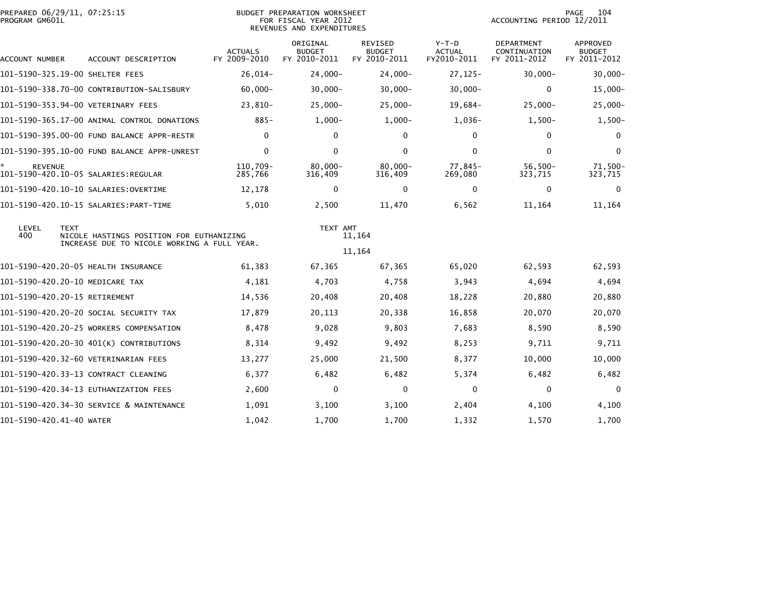PREPARED 06/29/11, 07:25:15
PROGRAM GM601L

BUDGET PREPARATION WORKSHEET
FOR FISCAL YEAR 2012
REVENUES AND EXPENDITURES

ACCOUNTING PERIOD 12/2011

| ACCOUNT NUMBER | ACCOUNT DESCRIPTION | ACTUALS FY 2009-2010 | ORIGINAL BUDGET FY 2010-2011 | REVISED BUDGET FY 2010-2011 | Y-T-D ACTUAL FY2010-2011 | DEPARTMENT CONTINUATION FY 2011-2012 | APPROVED BUDGET FY 2011-2012 |
|---|---|---|---|---|---|---|---|
| 101-5190-325.19-00 | SHELTER FEES | 26,014- | 24,000- | 24,000- | 27,125- | 30,000- | 30,000- |
| 101-5190-338.70-00 | CONTRIBUTION-SALISBURY | 60,000- | 30,000- | 30,000- | 30,000- | 0 | 15,000- |
| 101-5190-353.94-00 | VETERINARY FEES | 23,810- | 25,000- | 25,000- | 19,684- | 25,000- | 25,000- |
| 101-5190-365.17-00 | ANIMAL CONTROL DONATIONS | 885- | 1,000- | 1,000- | 1,036- | 1,500- | 1,500- |
| 101-5190-395.00-00 | FUND BALANCE APPR-RESTR | 0 | 0 | 0 | 0 | 0 | 0 |
| 101-5190-395.10-00 | FUND BALANCE APPR-UNREST | 0 | 0 | 0 | 0 | 0 | 0 |
| * REVENUE | | 110,709- | 80,000- | 80,000- | 77,845- | 56,500- | 71,500- |
| 101-5190-420.10-05 | SALARIES:REGULAR | 285,766 | 316,409 | 316,409 | 269,080 | 323,715 | 323,715 |
| 101-5190-420.10-10 | SALARIES:OVERTIME | 12,178 | 0 | 0 | 0 | 0 | 0 |
| 101-5190-420.10-15 | SALARIES:PART-TIME | 5,010 | 2,500 | 11,470 | 6,562 | 11,164 | 11,164 |

| LEVEL | TEXT | TEXT AMT |
|---|---|---|
| 400 | NICOLE HASTINGS POSITION FOR EUTHANIZING INCREASE DUE TO NICOLE WORKING A FULL YEAR. | 11,164 |
| | | 11,164 |

| ACCOUNT NUMBER | ACCOUNT DESCRIPTION | ACTUALS FY 2009-2010 | ORIGINAL BUDGET FY 2010-2011 | REVISED BUDGET FY 2010-2011 | Y-T-D ACTUAL FY2010-2011 | DEPARTMENT CONTINUATION FY 2011-2012 | APPROVED BUDGET FY 2011-2012 |
|---|---|---|---|---|---|---|---|
| 101-5190-420.20-05 | HEALTH INSURANCE | 61,383 | 67,365 | 67,365 | 65,020 | 62,593 | 62,593 |
| 101-5190-420.20-10 | MEDICARE TAX | 4,181 | 4,703 | 4,758 | 3,943 | 4,694 | 4,694 |
| 101-5190-420.20-15 | RETIREMENT | 14,536 | 20,408 | 20,408 | 18,228 | 20,880 | 20,880 |
| 101-5190-420.20-20 | SOCIAL SECURITY TAX | 17,879 | 20,113 | 20,338 | 16,858 | 20,070 | 20,070 |
| 101-5190-420.20-25 | WORKERS COMPENSATION | 8,478 | 9,028 | 9,803 | 7,683 | 8,590 | 8,590 |
| 101-5190-420.20-30 | 401(K) CONTRIBUTIONS | 8,314 | 9,492 | 9,492 | 8,253 | 9,711 | 9,711 |
| 101-5190-420.32-60 | VETERINARIAN FEES | 13,277 | 25,000 | 21,500 | 8,377 | 10,000 | 10,000 |
| 101-5190-420.33-13 | CONTRACT CLEANING | 6,377 | 6,482 | 6,482 | 5,374 | 6,482 | 6,482 |
| 101-5190-420.34-13 | EUTHANIZATION FEES | 2,600 | 0 | 0 | 0 | 0 | 0 |
| 101-5190-420.34-30 | SERVICE & MAINTENANCE | 1,091 | 3,100 | 3,100 | 2,404 | 4,100 | 4,100 |
| 101-5190-420.41-40 | WATER | 1,042 | 1,700 | 1,700 | 1,332 | 1,570 | 1,700 |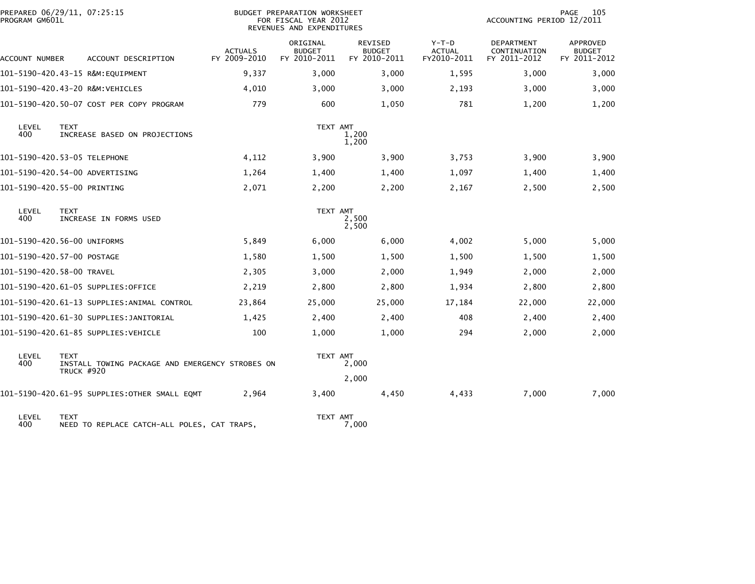PREPARED 06/29/11, 07:25:15
PROGRAM GM601L

BUDGET PREPARATION WORKSHEET
FOR FISCAL YEAR 2012
REVENUES AND EXPENDITURES

ACCOUNTING PERIOD 12/2011

| ACCOUNT NUMBER | ACCOUNT DESCRIPTION | ACTUALS FY 2009-2010 | ORIGINAL BUDGET FY 2010-2011 | REVISED BUDGET FY 2010-2011 | Y-T-D ACTUAL FY2010-2011 | DEPARTMENT CONTINUATION FY 2011-2012 | APPROVED BUDGET FY 2011-2012 |
|---|---|---|---|---|---|---|---|
| 101-5190-420.43-15 | R&M:EQUIPMENT | 9,337 | 3,000 | 3,000 | 1,595 | 3,000 | 3,000 |
| 101-5190-420.43-20 | R&M:VEHICLES | 4,010 | 3,000 | 3,000 | 2,193 | 3,000 | 3,000 |
| 101-5190-420.50-07 | COST PER COPY PROGRAM | 779 | 600 | 1,050 | 781 | 1,200 | 1,200 |
| LEVEL 400 | TEXT: INCREASE BASED ON PROJECTIONS | | TEXT AMT | 1,200 / 1,200 | | | |
| 101-5190-420.53-05 | TELEPHONE | 4,112 | 3,900 | 3,900 | 3,753 | 3,900 | 3,900 |
| 101-5190-420.54-00 | ADVERTISING | 1,264 | 1,400 | 1,400 | 1,097 | 1,400 | 1,400 |
| 101-5190-420.55-00 | PRINTING | 2,071 | 2,200 | 2,200 | 2,167 | 2,500 | 2,500 |
| LEVEL 400 | TEXT: INCREASE IN FORMS USED | | TEXT AMT | 2,500 / 2,500 | | | |
| 101-5190-420.56-00 | UNIFORMS | 5,849 | 6,000 | 6,000 | 4,002 | 5,000 | 5,000 |
| 101-5190-420.57-00 | POSTAGE | 1,580 | 1,500 | 1,500 | 1,500 | 1,500 | 1,500 |
| 101-5190-420.58-00 | TRAVEL | 2,305 | 3,000 | 2,000 | 1,949 | 2,000 | 2,000 |
| 101-5190-420.61-05 | SUPPLIES:OFFICE | 2,219 | 2,800 | 2,800 | 1,934 | 2,800 | 2,800 |
| 101-5190-420.61-13 | SUPPLIES:ANIMAL CONTROL | 23,864 | 25,000 | 25,000 | 17,184 | 22,000 | 22,000 |
| 101-5190-420.61-30 | SUPPLIES:JANITORIAL | 1,425 | 2,400 | 2,400 | 408 | 2,400 | 2,400 |
| 101-5190-420.61-85 | SUPPLIES:VEHICLE | 100 | 1,000 | 1,000 | 294 | 2,000 | 2,000 |
| LEVEL 400 | TEXT: INSTALL TOWING PACKAGE AND EMERGENCY STROBES ON TRUCK #920 | | TEXT AMT | 2,000 / 2,000 | | | |
| 101-5190-420.61-95 | SUPPLIES:OTHER SMALL EQMT | 2,964 | 3,400 | 4,450 | 4,433 | 7,000 | 7,000 |
| LEVEL 400 | TEXT: NEED TO REPLACE CATCH-ALL POLES, CAT TRAPS, | | TEXT AMT | 7,000 | | | |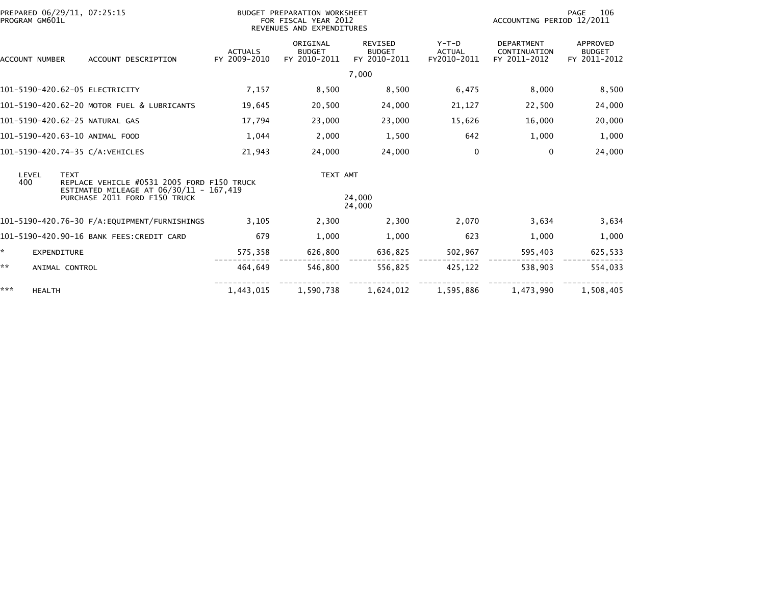PREPARED 06/29/11, 07:25:15 PROGRAM GM601L

BUDGET PREPARATION WORKSHEET FOR FISCAL YEAR 2012 REVENUES AND EXPENDITURES

ACCOUNTING PERIOD 12/2011

| ACCOUNT NUMBER | ACCOUNT DESCRIPTION | ACTUALS FY 2009-2010 | ORIGINAL BUDGET FY 2010-2011 | REVISED BUDGET FY 2010-2011 | Y-T-D ACTUAL FY2010-2011 | DEPARTMENT CONTINUATION FY 2011-2012 | APPROVED BUDGET FY 2011-2012 |
|---|---|---|---|---|---|---|---|
| | | | | 7,000 | | | |
| 101-5190-420.62-05 | ELECTRICITY | 7,157 | 8,500 | 8,500 | 6,475 | 8,000 | 8,500 |
| 101-5190-420.62-20 | MOTOR FUEL & LUBRICANTS | 19,645 | 20,500 | 24,000 | 21,127 | 22,500 | 24,000 |
| 101-5190-420.62-25 | NATURAL GAS | 17,794 | 23,000 | 23,000 | 15,626 | 16,000 | 20,000 |
| 101-5190-420.63-10 | ANIMAL FOOD | 1,044 | 2,000 | 1,500 | 642 | 1,000 | 1,000 |
| 101-5190-420.74-35 | C/A:VEHICLES | 21,943 | 24,000 | 24,000 | 0 | 0 | 24,000 |

| LEVEL | TEXT | TEXT AMT |
|---|---|---|
| 400 | REPLACE VEHICLE #0531 2005 FORD F150 TRUCK | |
| | ESTIMATED MILEAGE AT 06/30/11 - 167,419 | |
| | PURCHASE 2011 FORD F150 TRUCK | 24,000 |
| | | 24,000 |

| ACCOUNT NUMBER | ACCOUNT DESCRIPTION | ACTUALS FY 2009-2010 | ORIGINAL BUDGET FY 2010-2011 | REVISED BUDGET FY 2010-2011 | Y-T-D ACTUAL FY2010-2011 | DEPARTMENT CONTINUATION FY 2011-2012 | APPROVED BUDGET FY 2011-2012 |
|---|---|---|---|---|---|---|---|
| 101-5190-420.76-30 | F/A:EQUIPMENT/FURNISHINGS | 3,105 | 2,300 | 2,300 | 2,070 | 3,634 | 3,634 |
| 101-5190-420.90-16 | BANK FEES:CREDIT CARD | 679 | 1,000 | 1,000 | 623 | 1,000 | 1,000 |
| * | EXPENDITURE | 575,358 | 626,800 | 636,825 | 502,967 | 595,403 | 625,533 |
| ** | ANIMAL CONTROL | 464,649 | 546,800 | 556,825 | 425,122 | 538,903 | 554,033 |
| *** | HEALTH | 1,443,015 | 1,590,738 | 1,624,012 | 1,595,886 | 1,473,990 | 1,508,405 |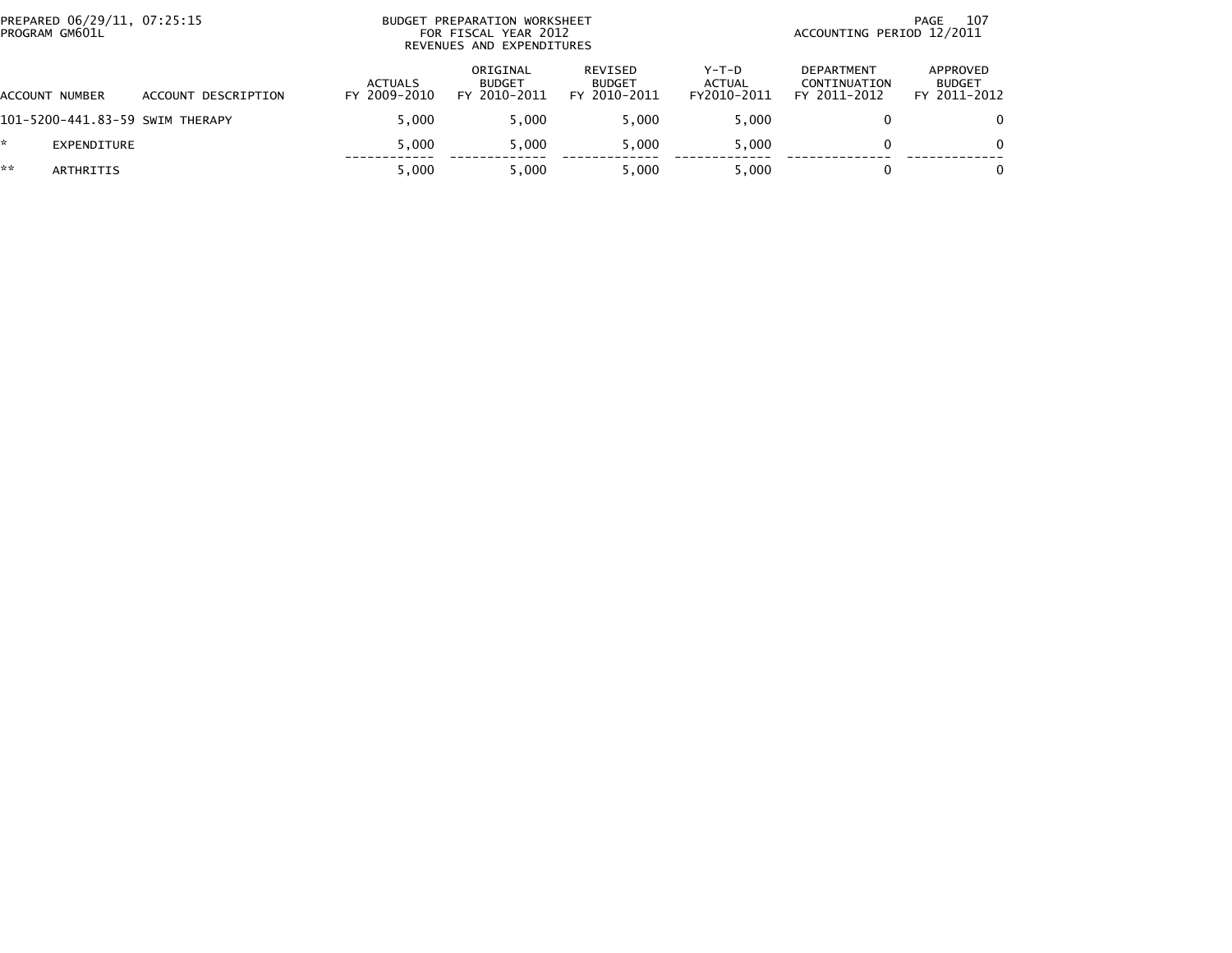PREPARED 06/29/11, 07:25:15
PROGRAM GM601L

BUDGET PREPARATION WORKSHEET
FOR FISCAL YEAR 2012
REVENUES AND EXPENDITURES

ACCOUNTING PERIOD 12/2011

| ACCOUNT NUMBER | ACCOUNT DESCRIPTION | ACTUALS FY 2009-2010 | ORIGINAL BUDGET FY 2010-2011 | REVISED BUDGET FY 2010-2011 | Y-T-D ACTUAL FY2010-2011 | DEPARTMENT CONTINUATION FY 2011-2012 | APPROVED BUDGET FY 2011-2012 |
|---|---|---|---|---|---|---|---|
| 101-5200-441.83-59 | SWIM THERAPY | 5,000 | 5,000 | 5,000 | 5,000 | 0 | 0 |
| * | EXPENDITURE | 5,000 | 5,000 | 5,000 | 5,000 | 0 | 0 |
| ** | ARTHRITIS | 5,000 | 5,000 | 5,000 | 5,000 | 0 | 0 |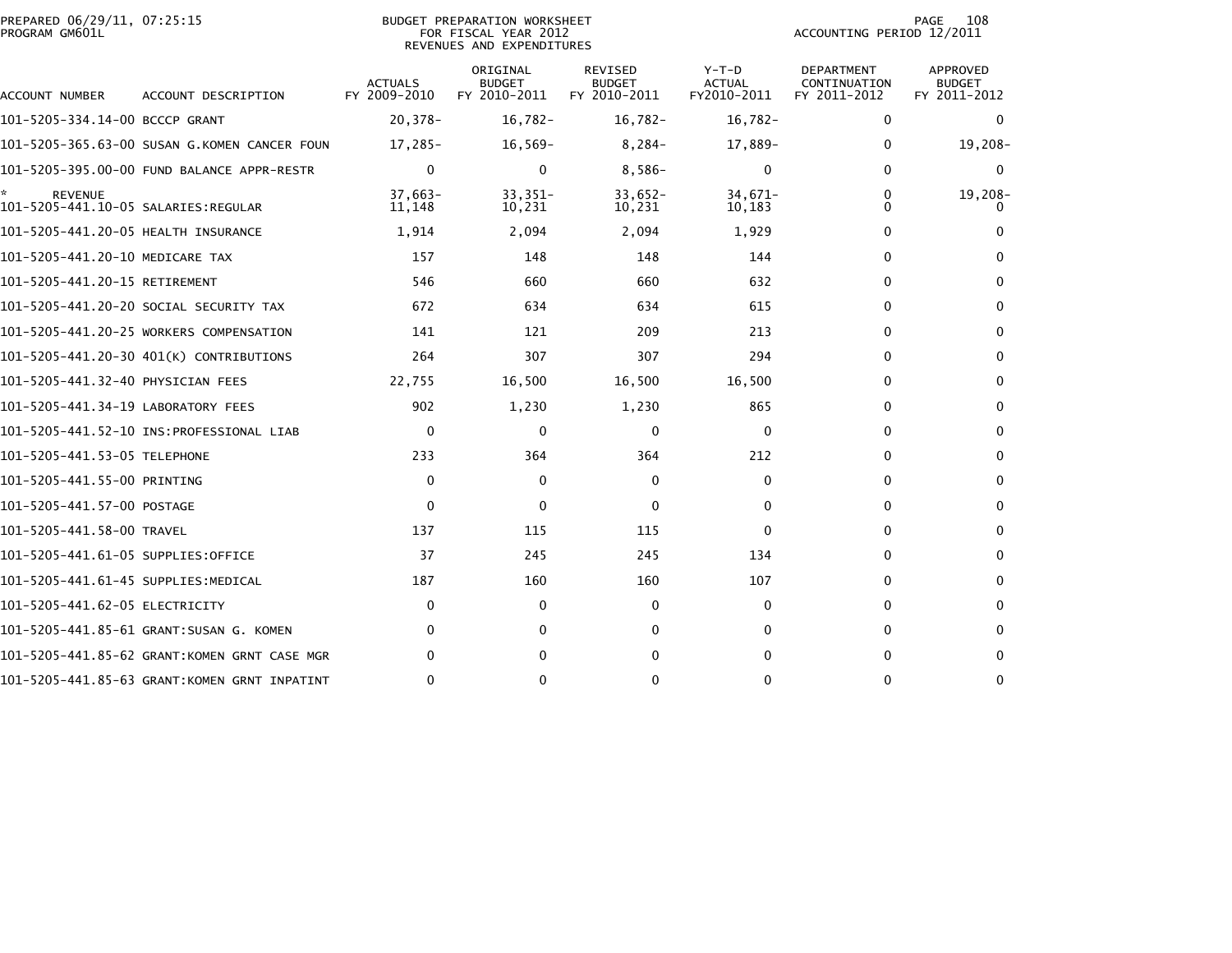BUDGET PREPARATION WORKSHEET
FOR FISCAL YEAR 2012
REVENUES AND EXPENDITURES

PREPARED 06/29/11, 07:25:15
PROGRAM GM601L

ACCOUNTING PERIOD 12/2011

| ACCOUNT NUMBER | ACCOUNT DESCRIPTION | ACTUALS FY 2009-2010 | ORIGINAL BUDGET FY 2010-2011 | REVISED BUDGET FY 2010-2011 | Y-T-D ACTUAL FY2010-2011 | DEPARTMENT CONTINUATION FY 2011-2012 | APPROVED BUDGET FY 2011-2012 |
|---|---|---|---|---|---|---|---|
| 101-5205-334.14-00 | BCCCP GRANT | 20,378- | 16,782- | 16,782- | 16,782- | 0 | 0 |
| 101-5205-365.63-00 | SUSAN G.KOMEN CANCER FOUN | 17,285- | 16,569- | 8,284- | 17,889- | 0 | 19,208- |
| 101-5205-395.00-00 | FUND BALANCE APPR-RESTR | 0 | 0 | 8,586- | 0 | 0 | 0 |
| * | REVENUE | 37,663- | 33,351- | 33,652- | 34,671- | 0 | 19,208- |
| 101-5205-441.10-05 | SALARIES:REGULAR | 11,148 | 10,231 | 10,231 | 10,183 | 0 | 0 |
| 101-5205-441.20-05 | HEALTH INSURANCE | 1,914 | 2,094 | 2,094 | 1,929 | 0 | 0 |
| 101-5205-441.20-10 | MEDICARE TAX | 157 | 148 | 148 | 144 | 0 | 0 |
| 101-5205-441.20-15 | RETIREMENT | 546 | 660 | 660 | 632 | 0 | 0 |
| 101-5205-441.20-20 | SOCIAL SECURITY TAX | 672 | 634 | 634 | 615 | 0 | 0 |
| 101-5205-441.20-25 | WORKERS COMPENSATION | 141 | 121 | 209 | 213 | 0 | 0 |
| 101-5205-441.20-30 | 401(K) CONTRIBUTIONS | 264 | 307 | 307 | 294 | 0 | 0 |
| 101-5205-441.32-40 | PHYSICIAN FEES | 22,755 | 16,500 | 16,500 | 16,500 | 0 | 0 |
| 101-5205-441.34-19 | LABORATORY FEES | 902 | 1,230 | 1,230 | 865 | 0 | 0 |
| 101-5205-441.52-10 | INS:PROFESSIONAL LIAB | 0 | 0 | 0 | 0 | 0 | 0 |
| 101-5205-441.53-05 | TELEPHONE | 233 | 364 | 364 | 212 | 0 | 0 |
| 101-5205-441.55-00 | PRINTING | 0 | 0 | 0 | 0 | 0 | 0 |
| 101-5205-441.57-00 | POSTAGE | 0 | 0 | 0 | 0 | 0 | 0 |
| 101-5205-441.58-00 | TRAVEL | 137 | 115 | 115 | 0 | 0 | 0 |
| 101-5205-441.61-05 | SUPPLIES:OFFICE | 37 | 245 | 245 | 134 | 0 | 0 |
| 101-5205-441.61-45 | SUPPLIES:MEDICAL | 187 | 160 | 160 | 107 | 0 | 0 |
| 101-5205-441.62-05 | ELECTRICITY | 0 | 0 | 0 | 0 | 0 | 0 |
| 101-5205-441.85-61 | GRANT:SUSAN G. KOMEN | 0 | 0 | 0 | 0 | 0 | 0 |
| 101-5205-441.85-62 | GRANT:KOMEN GRNT CASE MGR | 0 | 0 | 0 | 0 | 0 | 0 |
| 101-5205-441.85-63 | GRANT:KOMEN GRNT INPATINT | 0 | 0 | 0 | 0 | 0 | 0 |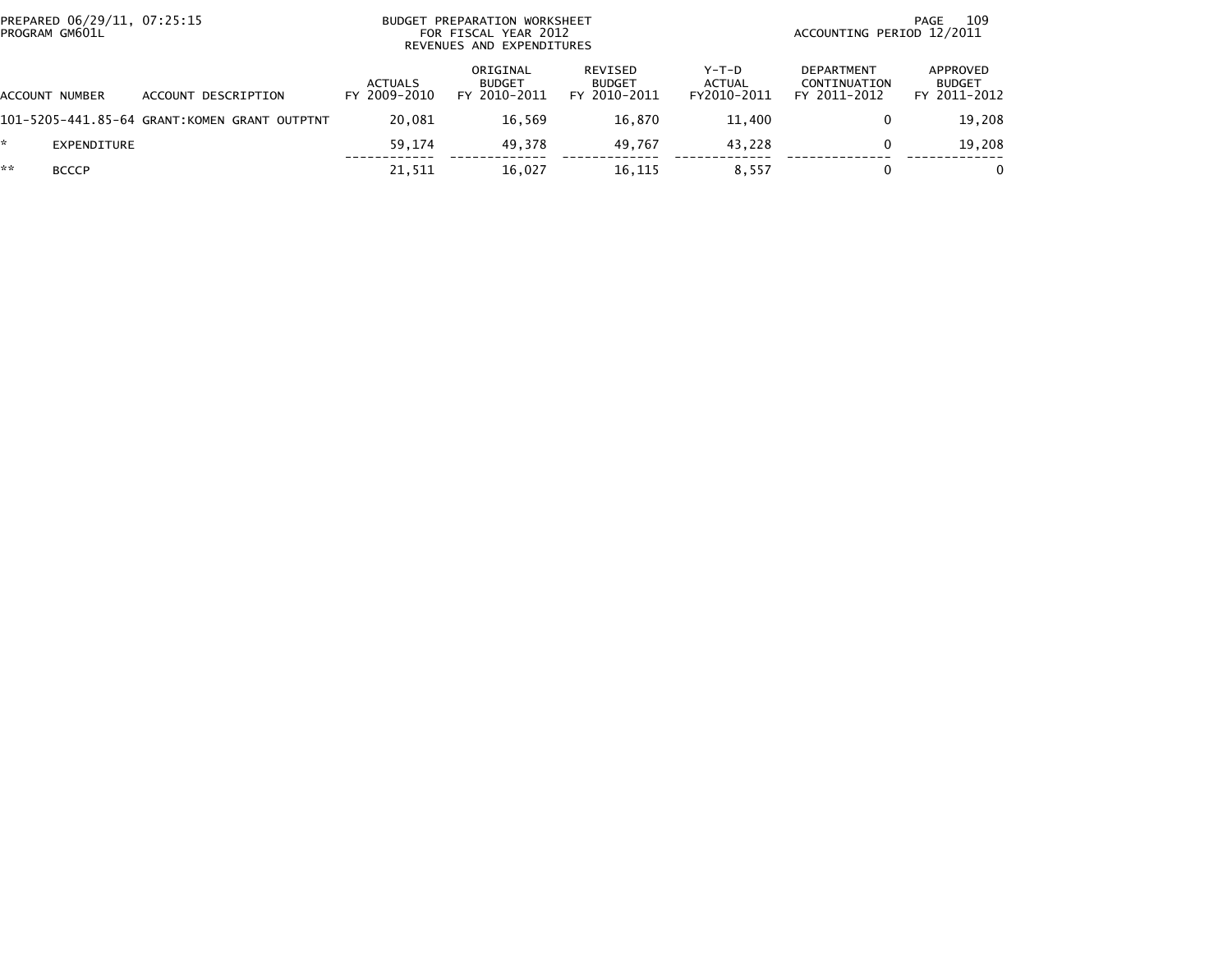BUDGET PREPARATION WORKSHEET
FOR FISCAL YEAR 2012
REVENUES AND EXPENDITURES

PREPARED 06/29/11, 07:25:15
PROGRAM GM601L

ACCOUNTING PERIOD 12/2011

| ACCOUNT NUMBER | ACCOUNT DESCRIPTION | ACTUALS FY 2009-2010 | ORIGINAL BUDGET FY 2010-2011 | REVISED BUDGET FY 2010-2011 | Y-T-D ACTUAL FY2010-2011 | DEPARTMENT CONTINUATION FY 2011-2012 | APPROVED BUDGET FY 2011-2012 |
|---|---|---|---|---|---|---|---|
| 101-5205-441.85-64 | GRANT:KOMEN GRANT OUTPTNT | 20,081 | 16,569 | 16,870 | 11,400 | 0 | 19,208 |
| * | EXPENDITURE | 59,174 | 49,378 | 49,767 | 43,228 | 0 | 19,208 |
| ** | BCCCP | 21,511 | 16,027 | 16,115 | 8,557 | 0 | 0 |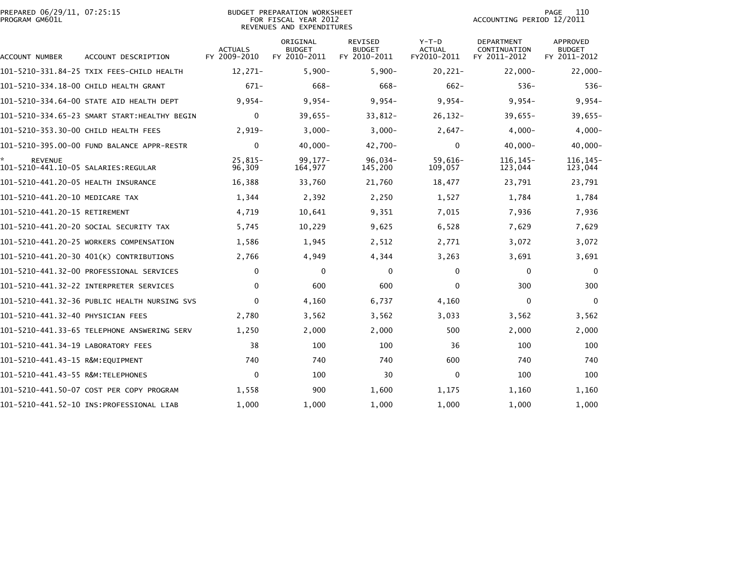PREPARED 06/29/11, 07:25:15
PROGRAM GM601L

BUDGET PREPARATION WORKSHEET
FOR FISCAL YEAR 2012
REVENUES AND EXPENDITURES

ACCOUNTING PERIOD 12/2011

| ACCOUNT NUMBER | ACCOUNT DESCRIPTION | ACTUALS FY 2009-2010 | ORIGINAL BUDGET FY 2010-2011 | REVISED BUDGET FY 2010-2011 | Y-T-D ACTUAL FY2010-2011 | DEPARTMENT CONTINUATION FY 2011-2012 | APPROVED BUDGET FY 2011-2012 |
|---|---|---|---|---|---|---|---|
| 101-5210-331.84-25 | TXIX FEES-CHILD HEALTH | 12,271- | 5,900- | 5,900- | 20,221- | 22,000- | 22,000- |
| 101-5210-334.18-00 | CHILD HEALTH GRANT | 671- | 668- | 668- | 662- | 536- | 536- |
| 101-5210-334.64-00 | STATE AID HEALTH DEPT | 9,954- | 9,954- | 9,954- | 9,954- | 9,954- | 9,954- |
| 101-5210-334.65-23 | SMART START:HEALTHY BEGIN | 0 | 39,655- | 33,812- | 26,132- | 39,655- | 39,655- |
| 101-5210-353.30-00 | CHILD HEALTH FEES | 2,919- | 3,000- | 3,000- | 2,647- | 4,000- | 4,000- |
| 101-5210-395.00-00 | FUND BALANCE APPR-RESTR | 0 | 40,000- | 42,700- | 0 | 40,000- | 40,000- |
| * REVENUE | | 25,815- | 99,177- | 96,034- | 59,616- | 116,145- | 116,145- |
| 101-5210-441.10-05 | SALARIES:REGULAR | 96,309 | 164,977 | 145,200 | 109,057 | 123,044 | 123,044 |
| 101-5210-441.20-05 | HEALTH INSURANCE | 16,388 | 33,760 | 21,760 | 18,477 | 23,791 | 23,791 |
| 101-5210-441.20-10 | MEDICARE TAX | 1,344 | 2,392 | 2,250 | 1,527 | 1,784 | 1,784 |
| 101-5210-441.20-15 | RETIREMENT | 4,719 | 10,641 | 9,351 | 7,015 | 7,936 | 7,936 |
| 101-5210-441.20-20 | SOCIAL SECURITY TAX | 5,745 | 10,229 | 9,625 | 6,528 | 7,629 | 7,629 |
| 101-5210-441.20-25 | WORKERS COMPENSATION | 1,586 | 1,945 | 2,512 | 2,771 | 3,072 | 3,072 |
| 101-5210-441.20-30 | 401(K) CONTRIBUTIONS | 2,766 | 4,949 | 4,344 | 3,263 | 3,691 | 3,691 |
| 101-5210-441.32-00 | PROFESSIONAL SERVICES | 0 | 0 | 0 | 0 | 0 | 0 |
| 101-5210-441.32-22 | INTERPRETER SERVICES | 0 | 600 | 600 | 0 | 300 | 300 |
| 101-5210-441.32-36 | PUBLIC HEALTH NURSING SVS | 0 | 4,160 | 6,737 | 4,160 | 0 | 0 |
| 101-5210-441.32-40 | PHYSICIAN FEES | 2,780 | 3,562 | 3,562 | 3,033 | 3,562 | 3,562 |
| 101-5210-441.33-65 | TELEPHONE ANSWERING SERV | 1,250 | 2,000 | 2,000 | 500 | 2,000 | 2,000 |
| 101-5210-441.34-19 | LABORATORY FEES | 38 | 100 | 100 | 36 | 100 | 100 |
| 101-5210-441.43-15 | R&M:EQUIPMENT | 740 | 740 | 740 | 600 | 740 | 740 |
| 101-5210-441.43-55 | R&M:TELEPHONES | 0 | 100 | 30 | 0 | 100 | 100 |
| 101-5210-441.50-07 | COST PER COPY PROGRAM | 1,558 | 900 | 1,600 | 1,175 | 1,160 | 1,160 |
| 101-5210-441.52-10 | INS:PROFESSIONAL LIAB | 1,000 | 1,000 | 1,000 | 1,000 | 1,000 | 1,000 |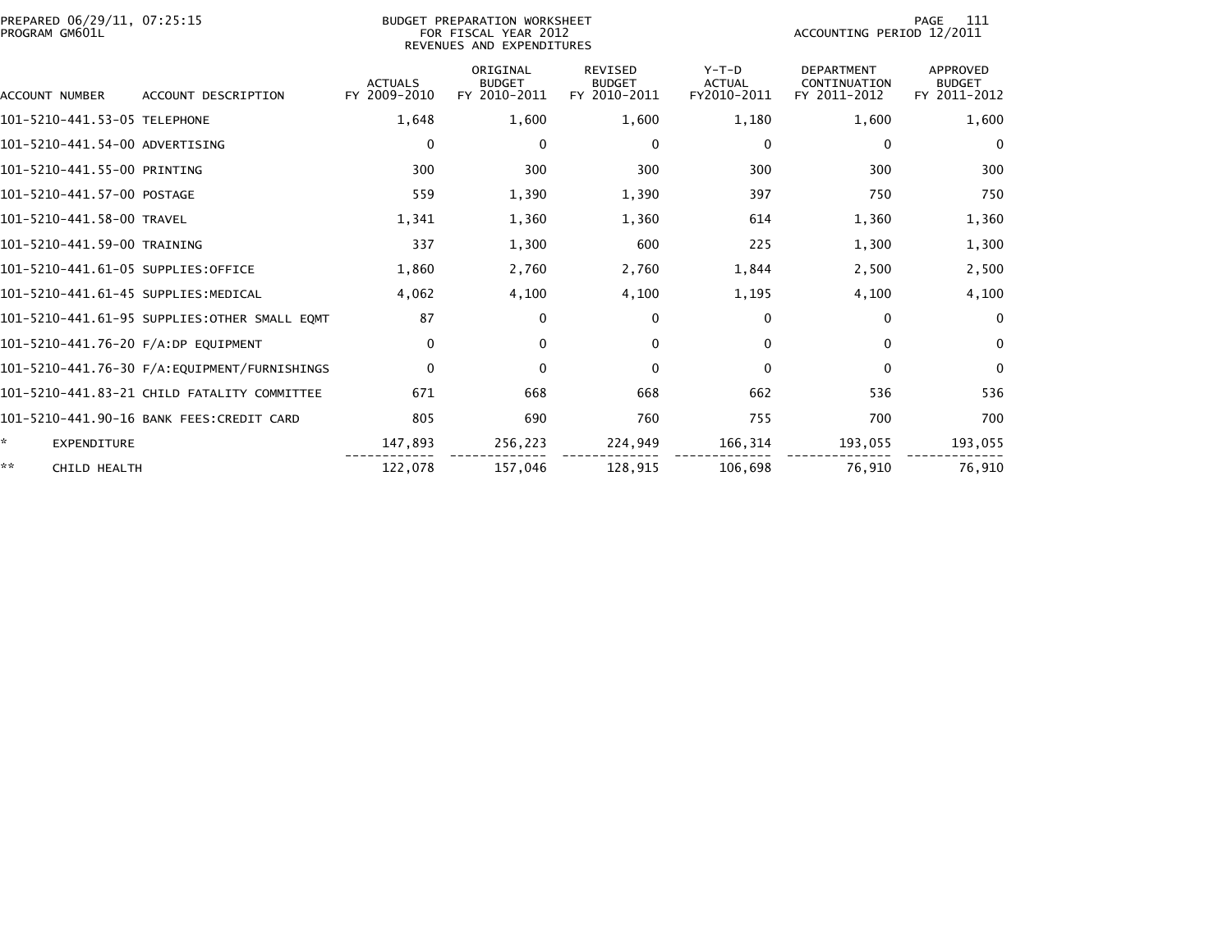PREPARED 06/29/11, 07:25:15
PROGRAM GM601L

BUDGET PREPARATION WORKSHEET
FOR FISCAL YEAR 2012
REVENUES AND EXPENDITURES

ACCOUNTING PERIOD 12/2011

| ACCOUNT NUMBER | ACCOUNT DESCRIPTION | ACTUALS FY 2009-2010 | ORIGINAL BUDGET FY 2010-2011 | REVISED BUDGET FY 2010-2011 | Y-T-D ACTUAL FY2010-2011 | DEPARTMENT CONTINUATION FY 2011-2012 | APPROVED BUDGET FY 2011-2012 |
|---|---|---|---|---|---|---|---|
| 101-5210-441.53-05 | TELEPHONE | 1,648 | 1,600 | 1,600 | 1,180 | 1,600 | 1,600 |
| 101-5210-441.54-00 | ADVERTISING | 0 | 0 | 0 | 0 | 0 | 0 |
| 101-5210-441.55-00 | PRINTING | 300 | 300 | 300 | 300 | 300 | 300 |
| 101-5210-441.57-00 | POSTAGE | 559 | 1,390 | 1,390 | 397 | 750 | 750 |
| 101-5210-441.58-00 | TRAVEL | 1,341 | 1,360 | 1,360 | 614 | 1,360 | 1,360 |
| 101-5210-441.59-00 | TRAINING | 337 | 1,300 | 600 | 225 | 1,300 | 1,300 |
| 101-5210-441.61-05 | SUPPLIES:OFFICE | 1,860 | 2,760 | 2,760 | 1,844 | 2,500 | 2,500 |
| 101-5210-441.61-45 | SUPPLIES:MEDICAL | 4,062 | 4,100 | 4,100 | 1,195 | 4,100 | 4,100 |
| 101-5210-441.61-95 | SUPPLIES:OTHER SMALL EQMT | 87 | 0 | 0 | 0 | 0 | 0 |
| 101-5210-441.76-20 | F/A:DP EQUIPMENT | 0 | 0 | 0 | 0 | 0 | 0 |
| 101-5210-441.76-30 | F/A:EQUIPMENT/FURNISHINGS | 0 | 0 | 0 | 0 | 0 | 0 |
| 101-5210-441.83-21 | CHILD FATALITY COMMITTEE | 671 | 668 | 668 | 662 | 536 | 536 |
| 101-5210-441.90-16 | BANK FEES:CREDIT CARD | 805 | 690 | 760 | 755 | 700 | 700 |
| * | EXPENDITURE | 147,893 | 256,223 | 224,949 | 166,314 | 193,055 | 193,055 |
| ** | CHILD HEALTH | 122,078 | 157,046 | 128,915 | 106,698 | 76,910 | 76,910 |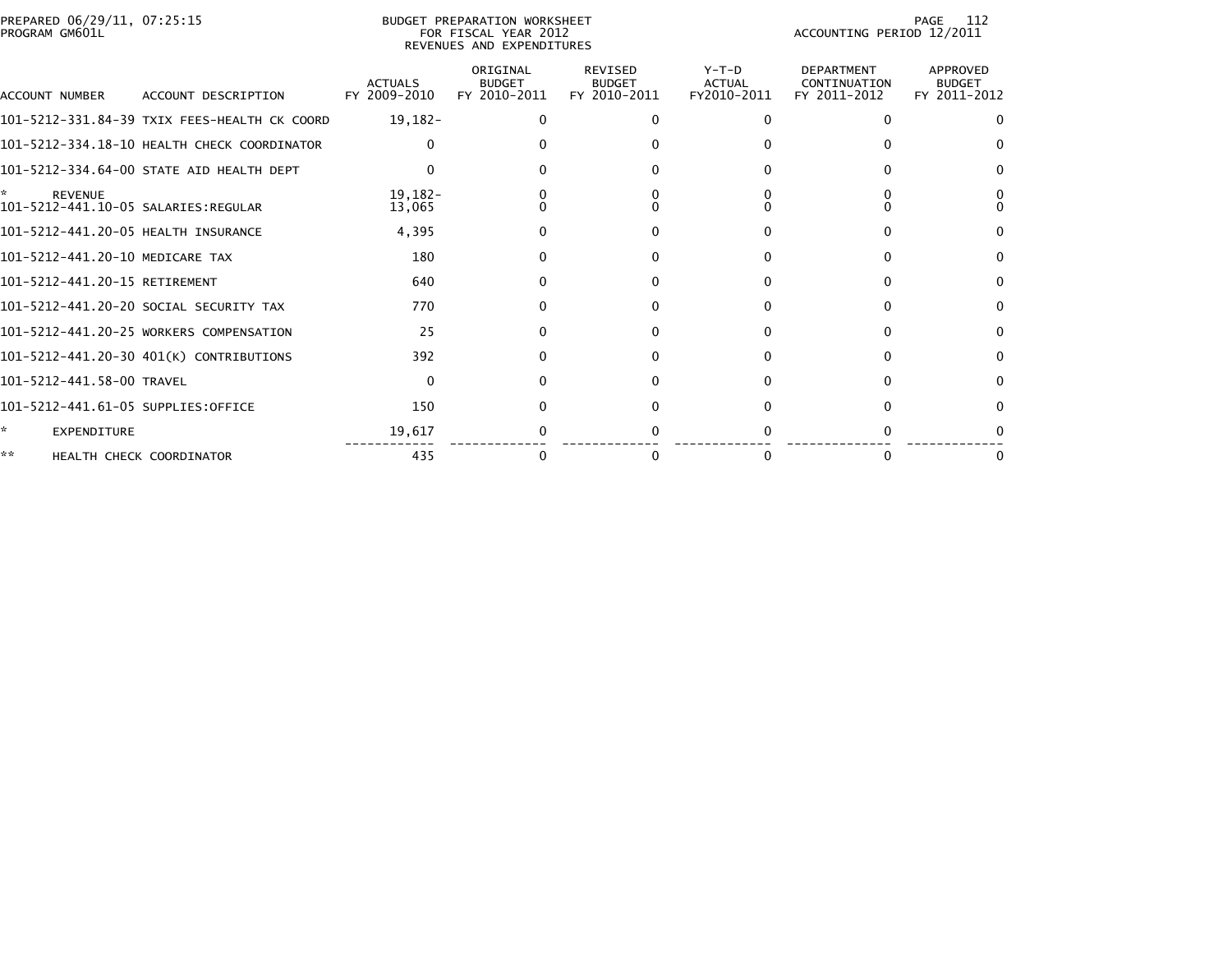PREPARED 06/29/11, 07:25:15
PROGRAM GM601L

BUDGET PREPARATION WORKSHEET
FOR FISCAL YEAR 2012
REVENUES AND EXPENDITURES

ACCOUNTING PERIOD 12/2011

| ACCOUNT NUMBER | ACCOUNT DESCRIPTION | ACTUALS FY 2009-2010 | ORIGINAL BUDGET FY 2010-2011 | REVISED BUDGET FY 2010-2011 | Y-T-D ACTUAL FY2010-2011 | DEPARTMENT CONTINUATION FY 2011-2012 | APPROVED BUDGET FY 2011-2012 |
|---|---|---|---|---|---|---|---|
| 101-5212-331.84-39 | TXIX FEES-HEALTH CK COORD | 19,182- | 0 | 0 | 0 | 0 | 0 |
| 101-5212-334.18-10 | HEALTH CHECK COORDINATOR | 0 | 0 | 0 | 0 | 0 | 0 |
| 101-5212-334.64-00 | STATE AID HEALTH DEPT | 0 | 0 | 0 | 0 | 0 | 0 |
| * | REVENUE | 19,182- | 0 | 0 | 0 | 0 | 0 |
| 101-5212-441.10-05 | SALARIES:REGULAR | 13,065 | 0 | 0 | 0 | 0 | 0 |
| 101-5212-441.20-05 | HEALTH INSURANCE | 4,395 | 0 | 0 | 0 | 0 | 0 |
| 101-5212-441.20-10 | MEDICARE TAX | 180 | 0 | 0 | 0 | 0 | 0 |
| 101-5212-441.20-15 | RETIREMENT | 640 | 0 | 0 | 0 | 0 | 0 |
| 101-5212-441.20-20 | SOCIAL SECURITY TAX | 770 | 0 | 0 | 0 | 0 | 0 |
| 101-5212-441.20-25 | WORKERS COMPENSATION | 25 | 0 | 0 | 0 | 0 | 0 |
| 101-5212-441.20-30 | 401(K) CONTRIBUTIONS | 392 | 0 | 0 | 0 | 0 | 0 |
| 101-5212-441.58-00 | TRAVEL | 0 | 0 | 0 | 0 | 0 | 0 |
| 101-5212-441.61-05 | SUPPLIES:OFFICE | 150 | 0 | 0 | 0 | 0 | 0 |
| * | EXPENDITURE | 19,617 | 0 | 0 | 0 | 0 | 0 |
| ** | HEALTH CHECK COORDINATOR | 435 | 0 | 0 | 0 | 0 | 0 |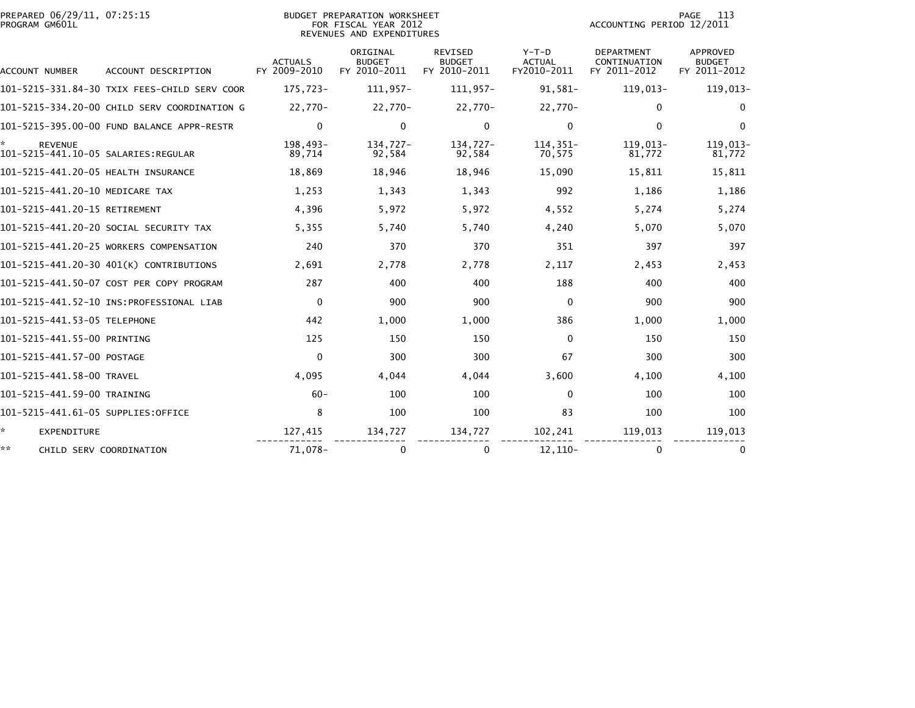PREPARED 06/29/11, 07:25:15
PROGRAM GM601L

BUDGET PREPARATION WORKSHEET
FOR FISCAL YEAR 2012
REVENUES AND EXPENDITURES

ACCOUNTING PERIOD 12/2011

| ACCOUNT NUMBER | ACCOUNT DESCRIPTION | ACTUALS FY 2009-2010 | ORIGINAL BUDGET FY 2010-2011 | REVISED BUDGET FY 2010-2011 | Y-T-D ACTUAL FY2010-2011 | DEPARTMENT CONTINUATION FY 2011-2012 | APPROVED BUDGET FY 2011-2012 |
|---|---|---|---|---|---|---|---|
| 101-5215-331.84-30 | TXIX FEES-CHILD SERV COOR | 175,723- | 111,957- | 111,957- | 91,581- | 119,013- | 119,013- |
| 101-5215-334.20-00 | CHILD SERV COORDINATION G | 22,770- | 22,770- | 22,770- | 22,770- | 0 | 0 |
| 101-5215-395.00-00 | FUND BALANCE APPR-RESTR | 0 | 0 | 0 | 0 | 0 | 0 |
| * | REVENUE | 198,493- | 134,727- | 134,727- | 114,351- | 119,013- | 119,013- |
| 101-5215-441.10-05 | SALARIES:REGULAR | 89,714 | 92,584 | 92,584 | 70,575 | 81,772 | 81,772 |
| 101-5215-441.20-05 | HEALTH INSURANCE | 18,869 | 18,946 | 18,946 | 15,090 | 15,811 | 15,811 |
| 101-5215-441.20-10 | MEDICARE TAX | 1,253 | 1,343 | 1,343 | 992 | 1,186 | 1,186 |
| 101-5215-441.20-15 | RETIREMENT | 4,396 | 5,972 | 5,972 | 4,552 | 5,274 | 5,274 |
| 101-5215-441.20-20 | SOCIAL SECURITY TAX | 5,355 | 5,740 | 5,740 | 4,240 | 5,070 | 5,070 |
| 101-5215-441.20-25 | WORKERS COMPENSATION | 240 | 370 | 370 | 351 | 397 | 397 |
| 101-5215-441.20-30 | 401(K) CONTRIBUTIONS | 2,691 | 2,778 | 2,778 | 2,117 | 2,453 | 2,453 |
| 101-5215-441.50-07 | COST PER COPY PROGRAM | 287 | 400 | 400 | 188 | 400 | 400 |
| 101-5215-441.52-10 | INS:PROFESSIONAL LIAB | 0 | 900 | 900 | 0 | 900 | 900 |
| 101-5215-441.53-05 | TELEPHONE | 442 | 1,000 | 1,000 | 386 | 1,000 | 1,000 |
| 101-5215-441.55-00 | PRINTING | 125 | 150 | 150 | 0 | 150 | 150 |
| 101-5215-441.57-00 | POSTAGE | 0 | 300 | 300 | 67 | 300 | 300 |
| 101-5215-441.58-00 | TRAVEL | 4,095 | 4,044 | 4,044 | 3,600 | 4,100 | 4,100 |
| 101-5215-441.59-00 | TRAINING | 60- | 100 | 100 | 0 | 100 | 100 |
| 101-5215-441.61-05 | SUPPLIES:OFFICE | 8 | 100 | 100 | 83 | 100 | 100 |
| * | EXPENDITURE | 127,415 | 134,727 | 134,727 | 102,241 | 119,013 | 119,013 |
| ** | CHILD SERV COORDINATION | 71,078- | 0 | 0 | 12,110- | 0 | 0 |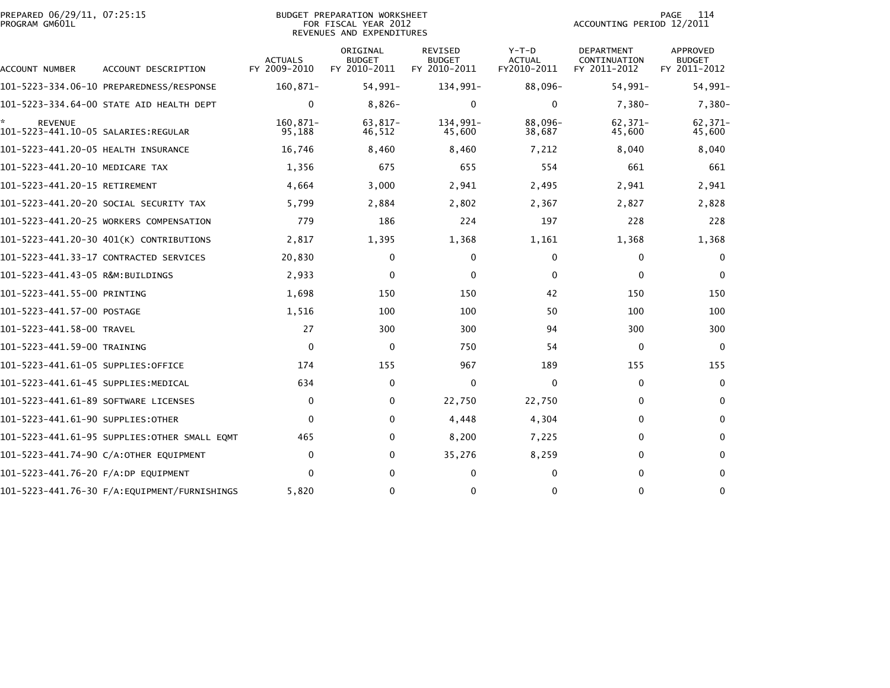PREPARED 06/29/11, 07:25:15
PROGRAM GM601L

BUDGET PREPARATION WORKSHEET
FOR FISCAL YEAR 2012
REVENUES AND EXPENDITURES

ACCOUNTING PERIOD 12/2011

| ACCOUNT NUMBER | ACCOUNT DESCRIPTION | ACTUALS FY 2009-2010 | ORIGINAL BUDGET FY 2010-2011 | REVISED BUDGET FY 2010-2011 | Y-T-D ACTUAL FY2010-2011 | DEPARTMENT CONTINUATION FY 2011-2012 | APPROVED BUDGET FY 2011-2012 |
|---|---|---|---|---|---|---|---|
| 101-5223-334.06-10 | PREPAREDNESS/RESPONSE | 160,871- | 54,991- | 134,991- | 88,096- | 54,991- | 54,991- |
| 101-5223-334.64-00 | STATE AID HEALTH DEPT | 0 | 8,826- | 0 | 0 | 7,380- | 7,380- |
| * REVENUE | | 160,871- | 63,817- | 134,991- | 88,096- | 62,371- | 62,371- |
| 101-5223-441.10-05 | SALARIES:REGULAR | 95,188 | 46,512 | 45,600 | 38,687 | 45,600 | 45,600 |
| 101-5223-441.20-05 | HEALTH INSURANCE | 16,746 | 8,460 | 8,460 | 7,212 | 8,040 | 8,040 |
| 101-5223-441.20-10 | MEDICARE TAX | 1,356 | 675 | 655 | 554 | 661 | 661 |
| 101-5223-441.20-15 | RETIREMENT | 4,664 | 3,000 | 2,941 | 2,495 | 2,941 | 2,941 |
| 101-5223-441.20-20 | SOCIAL SECURITY TAX | 5,799 | 2,884 | 2,802 | 2,367 | 2,827 | 2,828 |
| 101-5223-441.20-25 | WORKERS COMPENSATION | 779 | 186 | 224 | 197 | 228 | 228 |
| 101-5223-441.20-30 | 401(K) CONTRIBUTIONS | 2,817 | 1,395 | 1,368 | 1,161 | 1,368 | 1,368 |
| 101-5223-441.33-17 | CONTRACTED SERVICES | 20,830 | 0 | 0 | 0 | 0 | 0 |
| 101-5223-441.43-05 | R&M:BUILDINGS | 2,933 | 0 | 0 | 0 | 0 | 0 |
| 101-5223-441.55-00 | PRINTING | 1,698 | 150 | 150 | 42 | 150 | 150 |
| 101-5223-441.57-00 | POSTAGE | 1,516 | 100 | 100 | 50 | 100 | 100 |
| 101-5223-441.58-00 | TRAVEL | 27 | 300 | 300 | 94 | 300 | 300 |
| 101-5223-441.59-00 | TRAINING | 0 | 0 | 750 | 54 | 0 | 0 |
| 101-5223-441.61-05 | SUPPLIES:OFFICE | 174 | 155 | 967 | 189 | 155 | 155 |
| 101-5223-441.61-45 | SUPPLIES:MEDICAL | 634 | 0 | 0 | 0 | 0 | 0 |
| 101-5223-441.61-89 | SOFTWARE LICENSES | 0 | 0 | 22,750 | 22,750 | 0 | 0 |
| 101-5223-441.61-90 | SUPPLIES:OTHER | 0 | 0 | 4,448 | 4,304 | 0 | 0 |
| 101-5223-441.61-95 | SUPPLIES:OTHER SMALL EQMT | 465 | 0 | 8,200 | 7,225 | 0 | 0 |
| 101-5223-441.74-90 | C/A:OTHER EQUIPMENT | 0 | 0 | 35,276 | 8,259 | 0 | 0 |
| 101-5223-441.76-20 | F/A:DP EQUIPMENT | 0 | 0 | 0 | 0 | 0 | 0 |
| 101-5223-441.76-30 | F/A:EQUIPMENT/FURNISHINGS | 5,820 | 0 | 0 | 0 | 0 | 0 |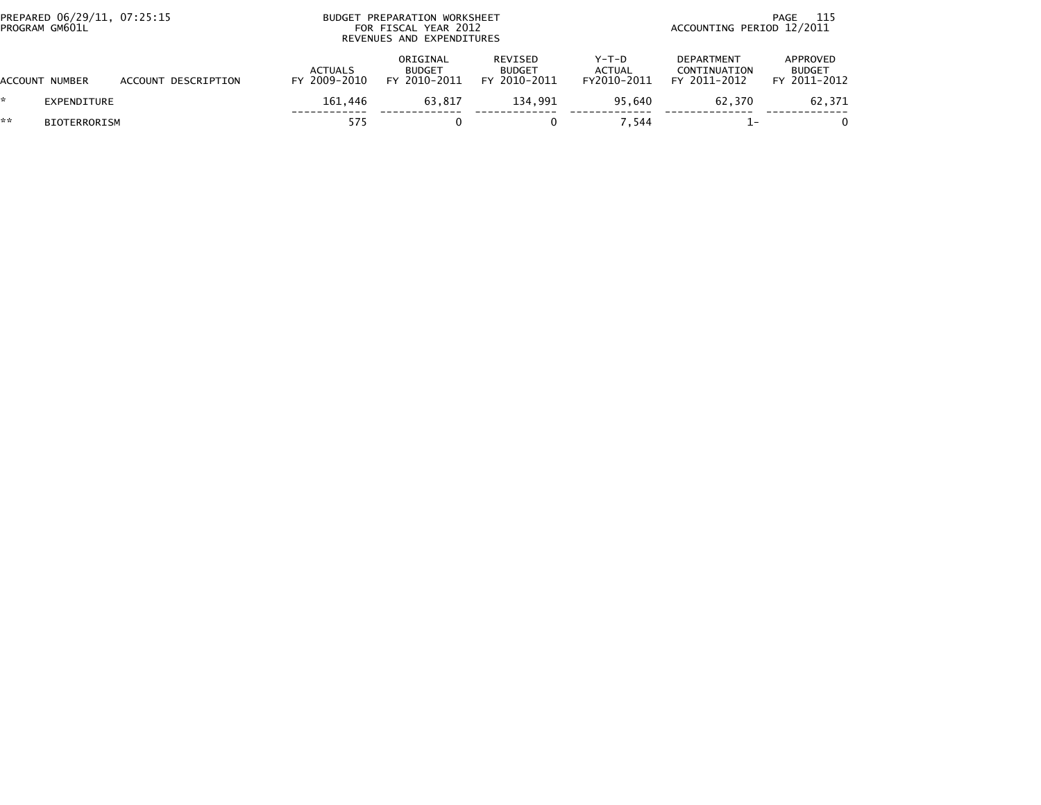BUDGET PREPARATION WORKSHEET
FOR FISCAL YEAR 2012
REVENUES AND EXPENDITURES

PREPARED 06/29/11, 07:25:15
PROGRAM GM601L

ACCOUNTING PERIOD 12/2011

| ACCOUNT NUMBER | ACCOUNT DESCRIPTION | ACTUALS FY 2009-2010 | ORIGINAL BUDGET FY 2010-2011 | REVISED BUDGET FY 2010-2011 | Y-T-D ACTUAL FY2010-2011 | DEPARTMENT CONTINUATION FY 2011-2012 | APPROVED BUDGET FY 2011-2012 |
|---|---|---|---|---|---|---|---|
| * | EXPENDITURE | 161,446 | 63,817 | 134,991 | 95,640 | 62,370 | 62,371 |
| ** | BIOTERRORISM | 575 | 0 | 0 | 7,544 | 1- | 0 |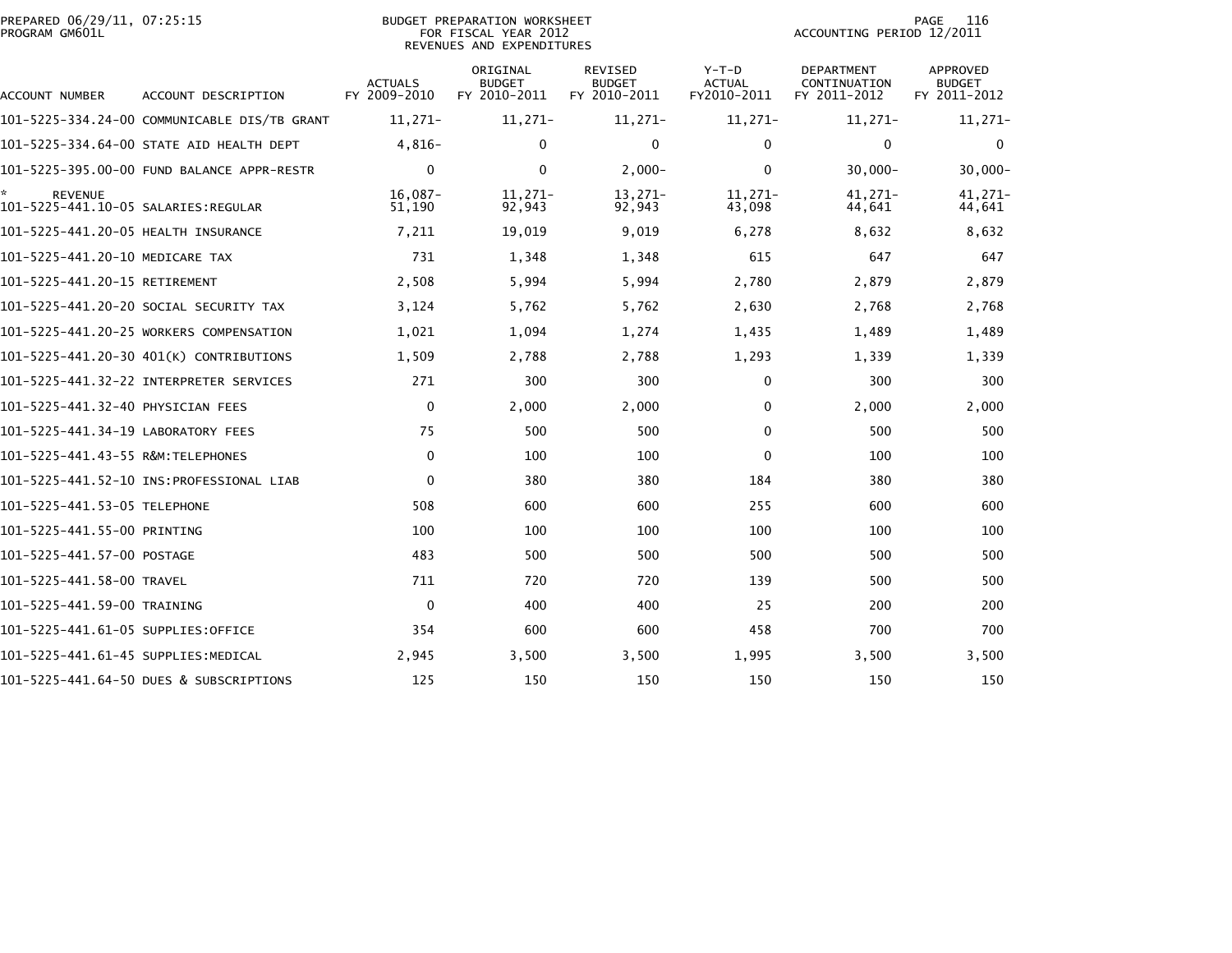PREPARED 06/29/11, 07:25:15
PROGRAM GM601L

BUDGET PREPARATION WORKSHEET
FOR FISCAL YEAR 2012
REVENUES AND EXPENDITURES

ACCOUNTING PERIOD 12/2011

| ACCOUNT NUMBER | ACCOUNT DESCRIPTION | ACTUALS FY 2009-2010 | ORIGINAL BUDGET FY 2010-2011 | REVISED BUDGET FY 2010-2011 | Y-T-D ACTUAL FY2010-2011 | DEPARTMENT CONTINUATION FY 2011-2012 | APPROVED BUDGET FY 2011-2012 |
|---|---|---|---|---|---|---|---|
| 101-5225-334.24-00 | COMMUNICABLE DIS/TB GRANT | 11,271- | 11,271- | 11,271- | 11,271- | 11,271- | 11,271- |
| 101-5225-334.64-00 | STATE AID HEALTH DEPT | 4,816- | 0 | 0 | 0 | 0 | 0 |
| 101-5225-395.00-00 | FUND BALANCE APPR-RESTR | 0 | 0 | 2,000- | 0 | 30,000- | 30,000- |
| * | REVENUE | 16,087- | 11,271- | 13,271- | 11,271- | 41,271- | 41,271- |
| 101-5225-441.10-05 | SALARIES:REGULAR | 51,190 | 92,943 | 92,943 | 43,098 | 44,641 | 44,641 |
| 101-5225-441.20-05 | HEALTH INSURANCE | 7,211 | 19,019 | 9,019 | 6,278 | 8,632 | 8,632 |
| 101-5225-441.20-10 | MEDICARE TAX | 731 | 1,348 | 1,348 | 615 | 647 | 647 |
| 101-5225-441.20-15 | RETIREMENT | 2,508 | 5,994 | 5,994 | 2,780 | 2,879 | 2,879 |
| 101-5225-441.20-20 | SOCIAL SECURITY TAX | 3,124 | 5,762 | 5,762 | 2,630 | 2,768 | 2,768 |
| 101-5225-441.20-25 | WORKERS COMPENSATION | 1,021 | 1,094 | 1,274 | 1,435 | 1,489 | 1,489 |
| 101-5225-441.20-30 | 401(K) CONTRIBUTIONS | 1,509 | 2,788 | 2,788 | 1,293 | 1,339 | 1,339 |
| 101-5225-441.32-22 | INTERPRETER SERVICES | 271 | 300 | 300 | 0 | 300 | 300 |
| 101-5225-441.32-40 | PHYSICIAN FEES | 0 | 2,000 | 2,000 | 0 | 2,000 | 2,000 |
| 101-5225-441.34-19 | LABORATORY FEES | 75 | 500 | 500 | 0 | 500 | 500 |
| 101-5225-441.43-55 | R&M:TELEPHONES | 0 | 100 | 100 | 0 | 100 | 100 |
| 101-5225-441.52-10 | INS:PROFESSIONAL LIAB | 0 | 380 | 380 | 184 | 380 | 380 |
| 101-5225-441.53-05 | TELEPHONE | 508 | 600 | 600 | 255 | 600 | 600 |
| 101-5225-441.55-00 | PRINTING | 100 | 100 | 100 | 100 | 100 | 100 |
| 101-5225-441.57-00 | POSTAGE | 483 | 500 | 500 | 500 | 500 | 500 |
| 101-5225-441.58-00 | TRAVEL | 711 | 720 | 720 | 139 | 500 | 500 |
| 101-5225-441.59-00 | TRAINING | 0 | 400 | 400 | 25 | 200 | 200 |
| 101-5225-441.61-05 | SUPPLIES:OFFICE | 354 | 600 | 600 | 458 | 700 | 700 |
| 101-5225-441.61-45 | SUPPLIES:MEDICAL | 2,945 | 3,500 | 3,500 | 1,995 | 3,500 | 3,500 |
| 101-5225-441.64-50 | DUES & SUBSCRIPTIONS | 125 | 150 | 150 | 150 | 150 | 150 |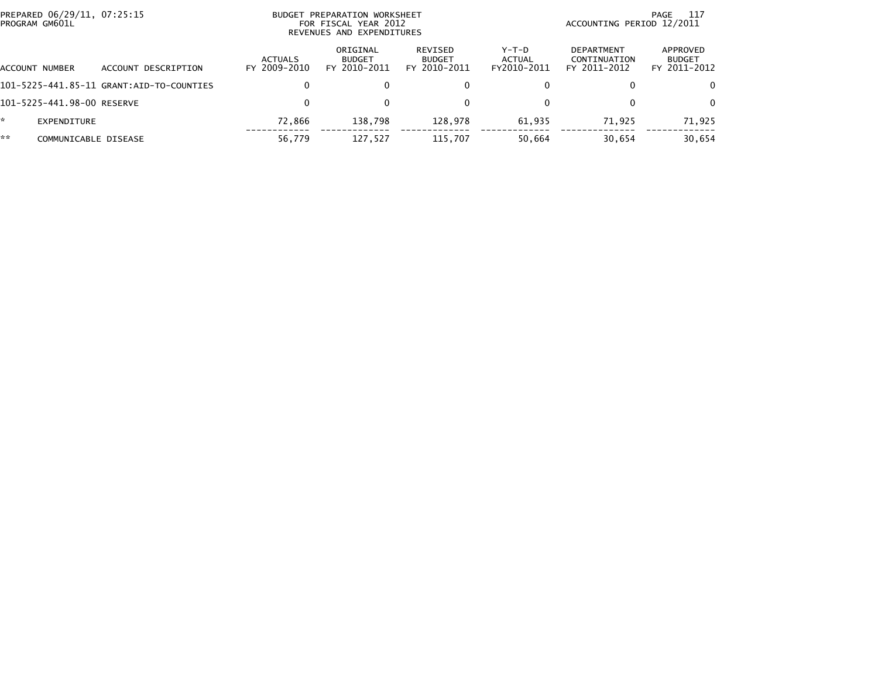| ACCOUNT NUMBER | ACCOUNT DESCRIPTION | ACTUALS FY 2009-2010 | ORIGINAL BUDGET FY 2010-2011 | REVISED BUDGET FY 2010-2011 | Y-T-D ACTUAL FY2010-2011 | DEPARTMENT CONTINUATION FY 2011-2012 | APPROVED BUDGET FY 2011-2012 |
|---|---|---|---|---|---|---|---|
| 101-5225-441.85-11 | GRANT:AID-TO-COUNTIES | 0 | 0 | 0 | 0 | 0 | 0 |
| 101-5225-441.98-00 | RESERVE | 0 | 0 | 0 | 0 | 0 | 0 |
| * | EXPENDITURE | 72,866 | 138,798 | 128,978 | 61,935 | 71,925 | 71,925 |
| ** | COMMUNICABLE DISEASE | 56,779 | 127,527 | 115,707 | 50,664 | 30,654 | 30,654 |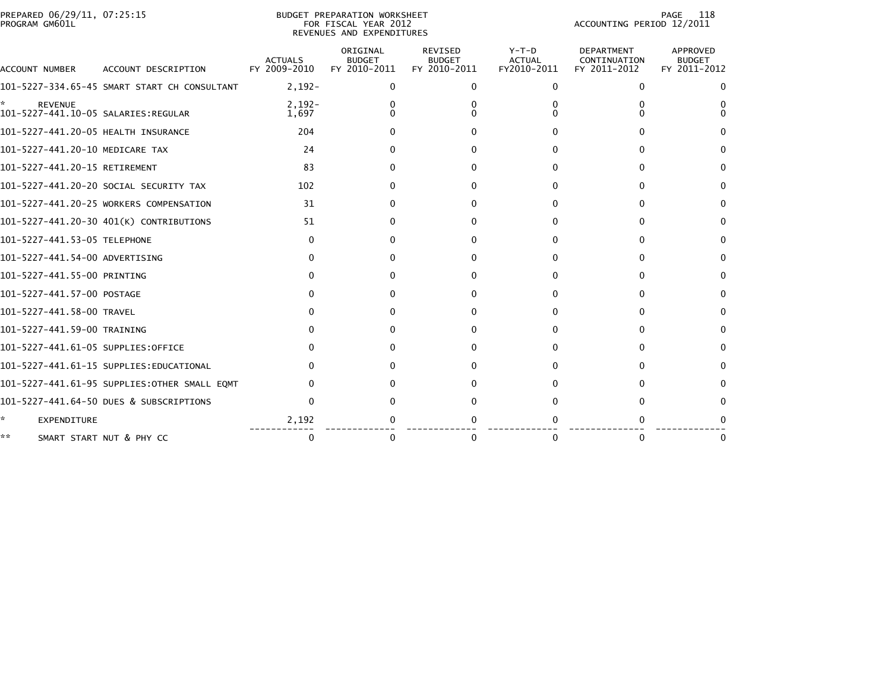PREPARED 06/29/11, 07:25:15
PROGRAM GM601L

BUDGET PREPARATION WORKSHEET
FOR FISCAL YEAR 2012
REVENUES AND EXPENDITURES

ACCOUNTING PERIOD 12/2011

| ACCOUNT NUMBER | ACCOUNT DESCRIPTION | ACTUALS FY 2009-2010 | ORIGINAL BUDGET FY 2010-2011 | REVISED BUDGET FY 2010-2011 | Y-T-D ACTUAL FY2010-2011 | DEPARTMENT CONTINUATION FY 2011-2012 | APPROVED BUDGET FY 2011-2012 |
|---|---|---|---|---|---|---|---|
| 101-5227-334.65-45 | SMART START CH CONSULTANT | 2,192- | 0 | 0 | 0 | 0 | 0 |
| * REVENUE | | 2,192- | 0 | 0 | 0 | 0 | 0 |
| 101-5227-441.10-05 | SALARIES:REGULAR | 1,697 | 0 | 0 | 0 | 0 | 0 |
| 101-5227-441.20-05 | HEALTH INSURANCE | 204 | 0 | 0 | 0 | 0 | 0 |
| 101-5227-441.20-10 | MEDICARE TAX | 24 | 0 | 0 | 0 | 0 | 0 |
| 101-5227-441.20-15 | RETIREMENT | 83 | 0 | 0 | 0 | 0 | 0 |
| 101-5227-441.20-20 | SOCIAL SECURITY TAX | 102 | 0 | 0 | 0 | 0 | 0 |
| 101-5227-441.20-25 | WORKERS COMPENSATION | 31 | 0 | 0 | 0 | 0 | 0 |
| 101-5227-441.20-30 | 401(K) CONTRIBUTIONS | 51 | 0 | 0 | 0 | 0 | 0 |
| 101-5227-441.53-05 | TELEPHONE | 0 | 0 | 0 | 0 | 0 | 0 |
| 101-5227-441.54-00 | ADVERTISING | 0 | 0 | 0 | 0 | 0 | 0 |
| 101-5227-441.55-00 | PRINTING | 0 | 0 | 0 | 0 | 0 | 0 |
| 101-5227-441.57-00 | POSTAGE | 0 | 0 | 0 | 0 | 0 | 0 |
| 101-5227-441.58-00 | TRAVEL | 0 | 0 | 0 | 0 | 0 | 0 |
| 101-5227-441.59-00 | TRAINING | 0 | 0 | 0 | 0 | 0 | 0 |
| 101-5227-441.61-05 | SUPPLIES:OFFICE | 0 | 0 | 0 | 0 | 0 | 0 |
| 101-5227-441.61-15 | SUPPLIES:EDUCATIONAL | 0 | 0 | 0 | 0 | 0 | 0 |
| 101-5227-441.61-95 | SUPPLIES:OTHER SMALL EQMT | 0 | 0 | 0 | 0 | 0 | 0 |
| 101-5227-441.64-50 | DUES & SUBSCRIPTIONS | 0 | 0 | 0 | 0 | 0 | 0 |
| * EXPENDITURE | | 2,192 | 0 | 0 | 0 | 0 | 0 |
| ** SMART START NUT & PHY CC | | 0 | 0 | 0 | 0 | 0 | 0 |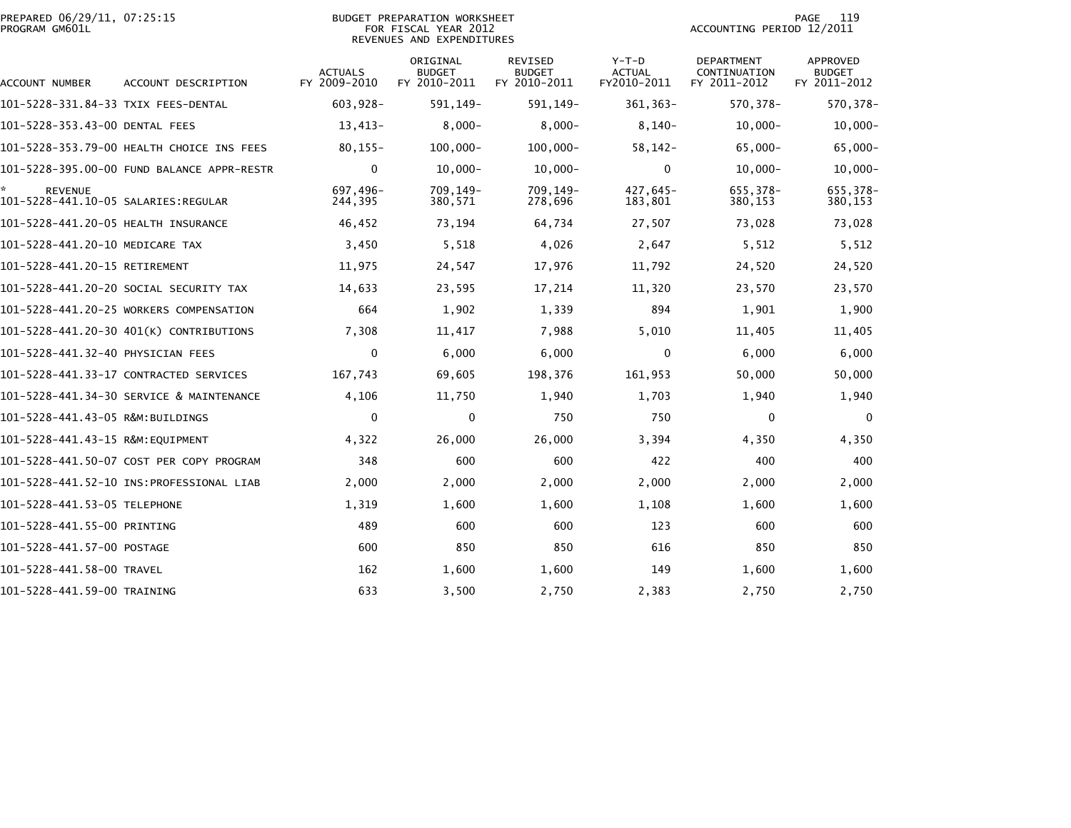BUDGET PREPARATION WORKSHEET
FOR FISCAL YEAR 2012
REVENUES AND EXPENDITURES

| ACCOUNT NUMBER | ACCOUNT DESCRIPTION | ACTUALS FY 2009-2010 | ORIGINAL BUDGET FY 2010-2011 | REVISED BUDGET FY 2010-2011 | Y-T-D ACTUAL FY2010-2011 | DEPARTMENT CONTINUATION FY 2011-2012 | APPROVED BUDGET FY 2011-2012 |
|---|---|---|---|---|---|---|---|
| 101-5228-331.84-33 | TXIX FEES-DENTAL | 603,928- | 591,149- | 591,149- | 361,363- | 570,378- | 570,378- |
| 101-5228-353.43-00 | DENTAL FEES | 13,413- | 8,000- | 8,000- | 8,140- | 10,000- | 10,000- |
| 101-5228-353.79-00 | HEALTH CHOICE INS FEES | 80,155- | 100,000- | 100,000- | 58,142- | 65,000- | 65,000- |
| 101-5228-395.00-00 | FUND BALANCE APPR-RESTR | 0 | 10,000- | 10,000- | 0 | 10,000- | 10,000- |
| * | REVENUE | 697,496- | 709,149- | 709,149- | 427,645- | 655,378- | 655,378- |
| 101-5228-441.10-05 | SALARIES:REGULAR | 244,395 | 380,571 | 278,696 | 183,801 | 380,153 | 380,153 |
| 101-5228-441.20-05 | HEALTH INSURANCE | 46,452 | 73,194 | 64,734 | 27,507 | 73,028 | 73,028 |
| 101-5228-441.20-10 | MEDICARE TAX | 3,450 | 5,518 | 4,026 | 2,647 | 5,512 | 5,512 |
| 101-5228-441.20-15 | RETIREMENT | 11,975 | 24,547 | 17,976 | 11,792 | 24,520 | 24,520 |
| 101-5228-441.20-20 | SOCIAL SECURITY TAX | 14,633 | 23,595 | 17,214 | 11,320 | 23,570 | 23,570 |
| 101-5228-441.20-25 | WORKERS COMPENSATION | 664 | 1,902 | 1,339 | 894 | 1,901 | 1,900 |
| 101-5228-441.20-30 | 401(K) CONTRIBUTIONS | 7,308 | 11,417 | 7,988 | 5,010 | 11,405 | 11,405 |
| 101-5228-441.32-40 | PHYSICIAN FEES | 0 | 6,000 | 6,000 | 0 | 6,000 | 6,000 |
| 101-5228-441.33-17 | CONTRACTED SERVICES | 167,743 | 69,605 | 198,376 | 161,953 | 50,000 | 50,000 |
| 101-5228-441.34-30 | SERVICE & MAINTENANCE | 4,106 | 11,750 | 1,940 | 1,703 | 1,940 | 1,940 |
| 101-5228-441.43-05 | R&M:BUILDINGS | 0 | 0 | 750 | 750 | 0 | 0 |
| 101-5228-441.43-15 | R&M:EQUIPMENT | 4,322 | 26,000 | 26,000 | 3,394 | 4,350 | 4,350 |
| 101-5228-441.50-07 | COST PER COPY PROGRAM | 348 | 600 | 600 | 422 | 400 | 400 |
| 101-5228-441.52-10 | INS:PROFESSIONAL LIAB | 2,000 | 2,000 | 2,000 | 2,000 | 2,000 | 2,000 |
| 101-5228-441.53-05 | TELEPHONE | 1,319 | 1,600 | 1,600 | 1,108 | 1,600 | 1,600 |
| 101-5228-441.55-00 | PRINTING | 489 | 600 | 600 | 123 | 600 | 600 |
| 101-5228-441.57-00 | POSTAGE | 600 | 850 | 850 | 616 | 850 | 850 |
| 101-5228-441.58-00 | TRAVEL | 162 | 1,600 | 1,600 | 149 | 1,600 | 1,600 |
| 101-5228-441.59-00 | TRAINING | 633 | 3,500 | 2,750 | 2,383 | 2,750 | 2,750 |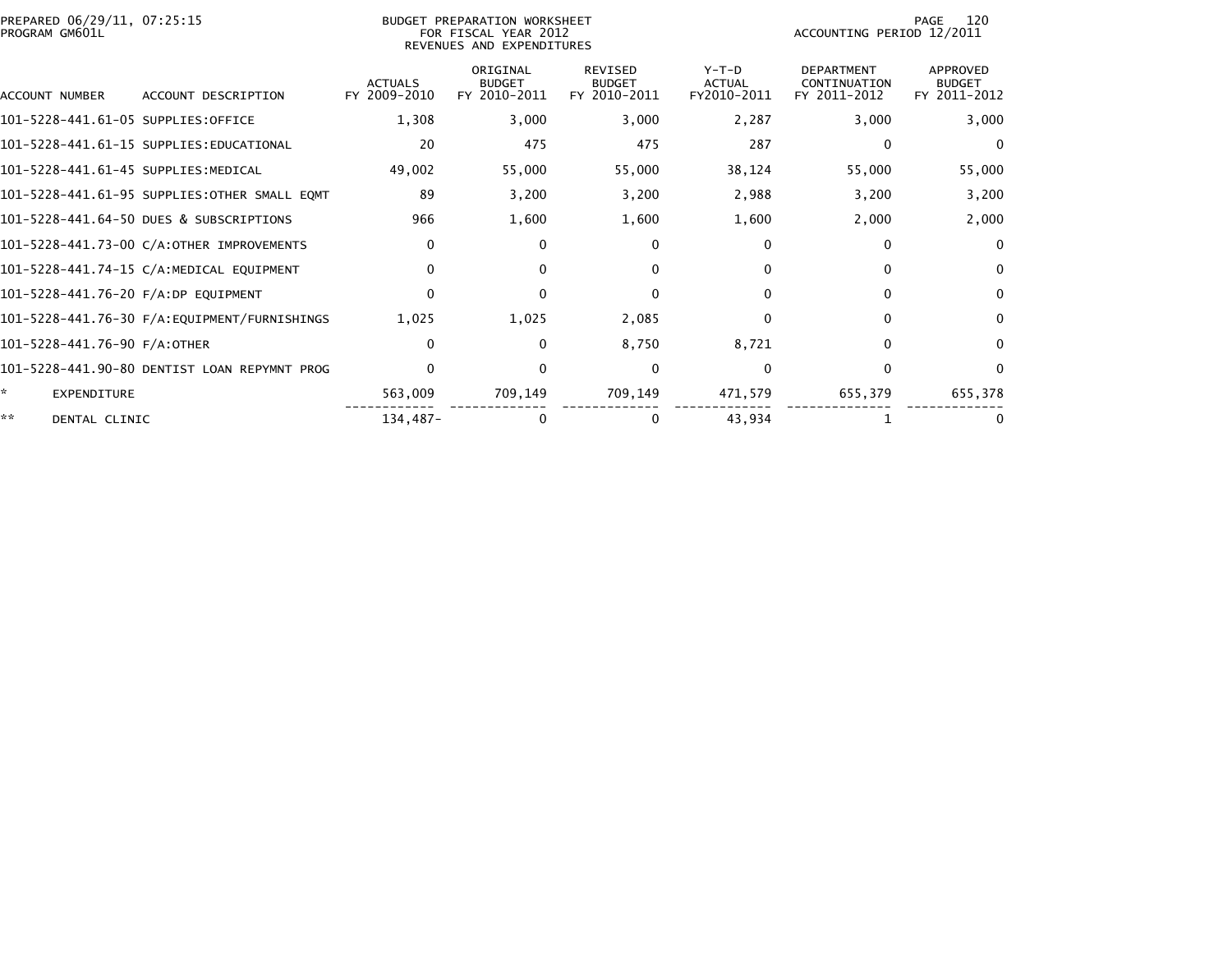PREPARED 06/29/11, 07:25:15
PROGRAM GM601L

BUDGET PREPARATION WORKSHEET
FOR FISCAL YEAR 2012
REVENUES AND EXPENDITURES

ACCOUNTING PERIOD 12/2011

| ACCOUNT NUMBER | ACCOUNT DESCRIPTION | ACTUALS FY 2009-2010 | ORIGINAL BUDGET FY 2010-2011 | REVISED BUDGET FY 2010-2011 | Y-T-D ACTUAL FY2010-2011 | DEPARTMENT CONTINUATION FY 2011-2012 | APPROVED BUDGET FY 2011-2012 |
|---|---|---|---|---|---|---|---|
| 101-5228-441.61-05 | SUPPLIES:OFFICE | 1,308 | 3,000 | 3,000 | 2,287 | 3,000 | 3,000 |
| 101-5228-441.61-15 | SUPPLIES:EDUCATIONAL | 20 | 475 | 475 | 287 | 0 | 0 |
| 101-5228-441.61-45 | SUPPLIES:MEDICAL | 49,002 | 55,000 | 55,000 | 38,124 | 55,000 | 55,000 |
| 101-5228-441.61-95 | SUPPLIES:OTHER SMALL EQMT | 89 | 3,200 | 3,200 | 2,988 | 3,200 | 3,200 |
| 101-5228-441.64-50 | DUES & SUBSCRIPTIONS | 966 | 1,600 | 1,600 | 1,600 | 2,000 | 2,000 |
| 101-5228-441.73-00 | C/A:OTHER IMPROVEMENTS | 0 | 0 | 0 | 0 | 0 | 0 |
| 101-5228-441.74-15 | C/A:MEDICAL EQUIPMENT | 0 | 0 | 0 | 0 | 0 | 0 |
| 101-5228-441.76-20 | F/A:DP EQUIPMENT | 0 | 0 | 0 | 0 | 0 | 0 |
| 101-5228-441.76-30 | F/A:EQUIPMENT/FURNISHINGS | 1,025 | 1,025 | 2,085 | 0 | 0 | 0 |
| 101-5228-441.76-90 | F/A:OTHER | 0 | 0 | 8,750 | 8,721 | 0 | 0 |
| 101-5228-441.90-80 | DENTIST LOAN REPYMNT PROG | 0 | 0 | 0 | 0 | 0 | 0 |
| * | EXPENDITURE | 563,009 | 709,149 | 709,149 | 471,579 | 655,379 | 655,378 |
| ** | DENTAL CLINIC | 134,487- | 0 | 0 | 43,934 | 1 | 0 |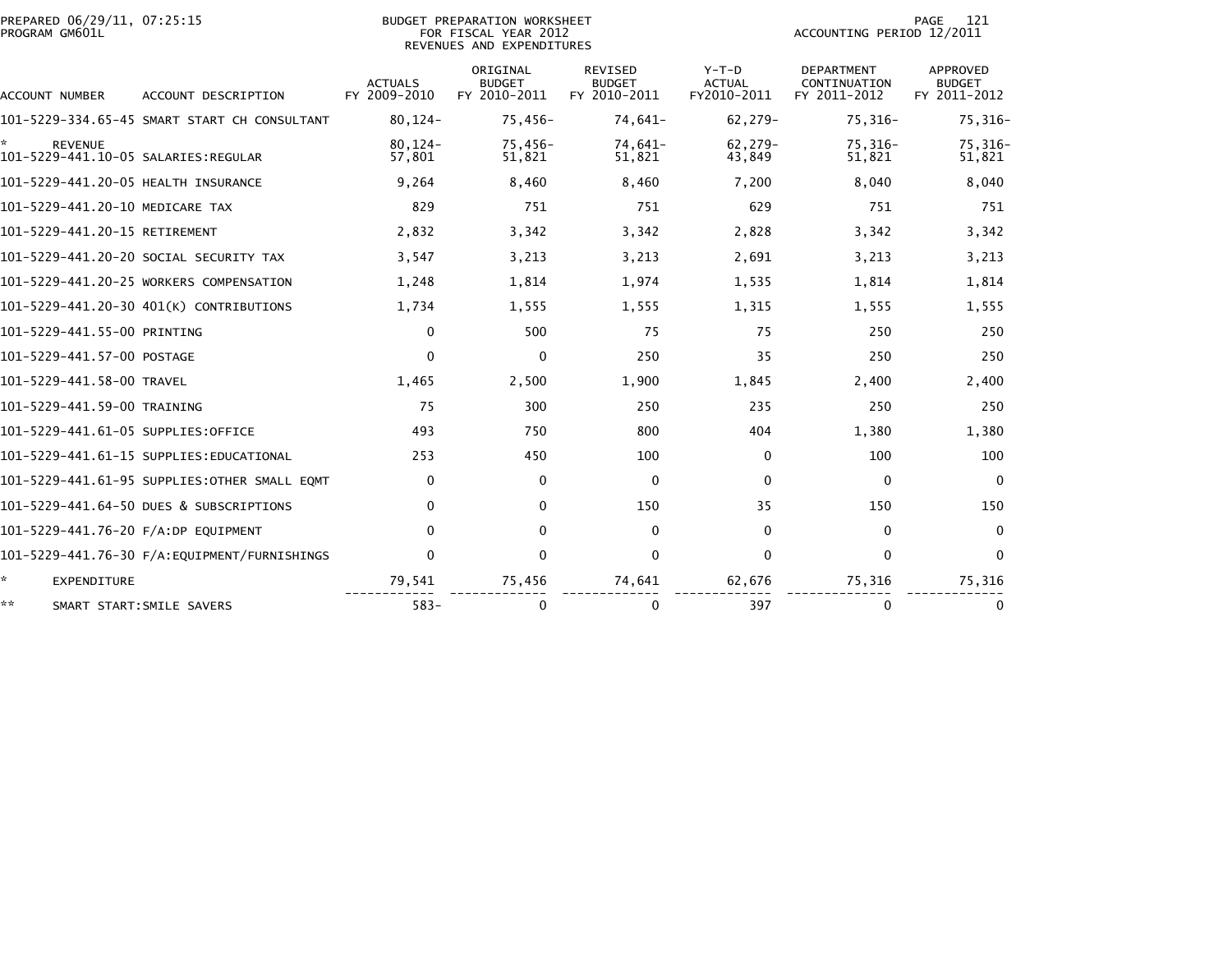PREPARED 06/29/11, 07:25:15
PROGRAM GM601L

BUDGET PREPARATION WORKSHEET
FOR FISCAL YEAR 2012
REVENUES AND EXPENDITURES

ACCOUNTING PERIOD 12/2011

| ACCOUNT NUMBER | ACCOUNT DESCRIPTION | ACTUALS FY 2009-2010 | ORIGINAL BUDGET FY 2010-2011 | REVISED BUDGET FY 2010-2011 | Y-T-D ACTUAL FY2010-2011 | DEPARTMENT CONTINUATION FY 2011-2012 | APPROVED BUDGET FY 2011-2012 |
|---|---|---|---|---|---|---|---|
| 101-5229-334.65-45 | SMART START CH CONSULTANT | 80,124- | 75,456- | 74,641- | 62,279- | 75,316- | 75,316- |
| * | REVENUE | 80,124- | 75,456- | 74,641- | 62,279- | 75,316- | 75,316- |
| 101-5229-441.10-05 | SALARIES:REGULAR | 57,801 | 51,821 | 51,821 | 43,849 | 51,821 | 51,821 |
| 101-5229-441.20-05 | HEALTH INSURANCE | 9,264 | 8,460 | 8,460 | 7,200 | 8,040 | 8,040 |
| 101-5229-441.20-10 | MEDICARE TAX | 829 | 751 | 751 | 629 | 751 | 751 |
| 101-5229-441.20-15 | RETIREMENT | 2,832 | 3,342 | 3,342 | 2,828 | 3,342 | 3,342 |
| 101-5229-441.20-20 | SOCIAL SECURITY TAX | 3,547 | 3,213 | 3,213 | 2,691 | 3,213 | 3,213 |
| 101-5229-441.20-25 | WORKERS COMPENSATION | 1,248 | 1,814 | 1,974 | 1,535 | 1,814 | 1,814 |
| 101-5229-441.20-30 | 401(K) CONTRIBUTIONS | 1,734 | 1,555 | 1,555 | 1,315 | 1,555 | 1,555 |
| 101-5229-441.55-00 | PRINTING | 0 | 500 | 75 | 75 | 250 | 250 |
| 101-5229-441.57-00 | POSTAGE | 0 | 0 | 250 | 35 | 250 | 250 |
| 101-5229-441.58-00 | TRAVEL | 1,465 | 2,500 | 1,900 | 1,845 | 2,400 | 2,400 |
| 101-5229-441.59-00 | TRAINING | 75 | 300 | 250 | 235 | 250 | 250 |
| 101-5229-441.61-05 | SUPPLIES:OFFICE | 493 | 750 | 800 | 404 | 1,380 | 1,380 |
| 101-5229-441.61-15 | SUPPLIES:EDUCATIONAL | 253 | 450 | 100 | 0 | 100 | 100 |
| 101-5229-441.61-95 | SUPPLIES:OTHER SMALL EQMT | 0 | 0 | 0 | 0 | 0 | 0 |
| 101-5229-441.64-50 | DUES & SUBSCRIPTIONS | 0 | 0 | 150 | 35 | 150 | 150 |
| 101-5229-441.76-20 | F/A:DP EQUIPMENT | 0 | 0 | 0 | 0 | 0 | 0 |
| 101-5229-441.76-30 | F/A:EQUIPMENT/FURNISHINGS | 0 | 0 | 0 | 0 | 0 | 0 |
| * | EXPENDITURE | 79,541 | 75,456 | 74,641 | 62,676 | 75,316 | 75,316 |
| ** | SMART START:SMILE SAVERS | 583- | 0 | 0 | 397 | 0 | 0 |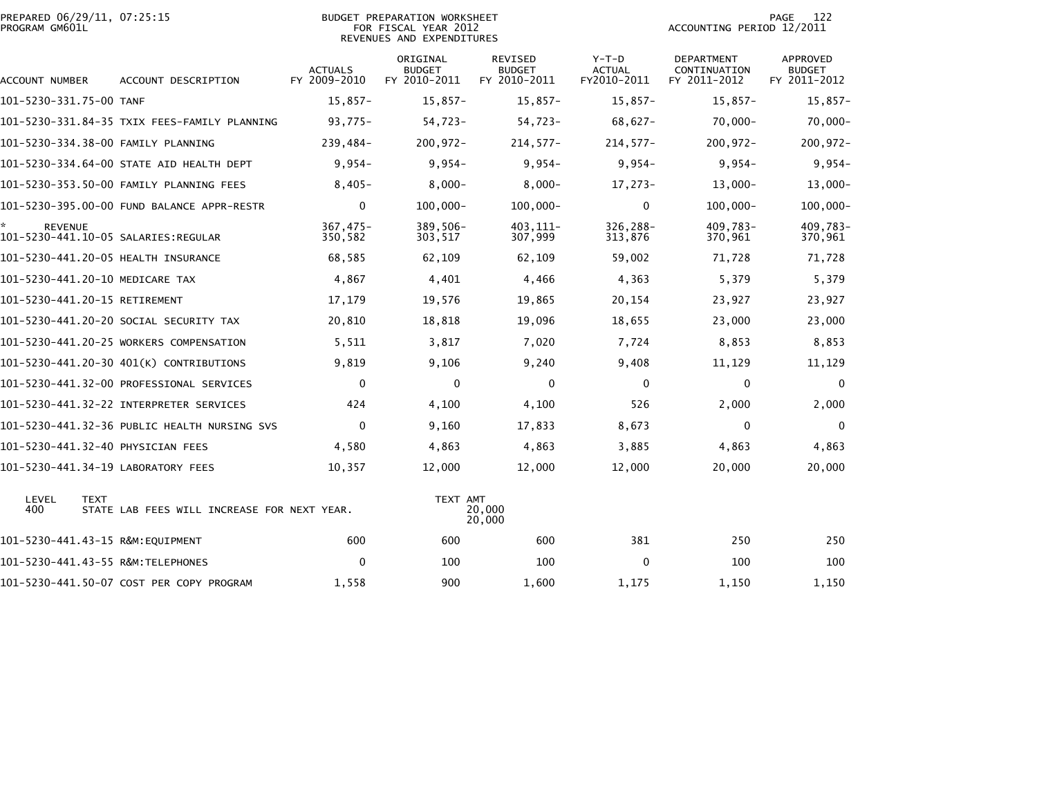PREPARED 06/29/11, 07:25:15
PROGRAM GM601L

BUDGET PREPARATION WORKSHEET
FOR FISCAL YEAR 2012
REVENUES AND EXPENDITURES

ACCOUNTING PERIOD 12/2011

| ACCOUNT NUMBER | ACCOUNT DESCRIPTION | ACTUALS FY 2009-2010 | ORIGINAL BUDGET FY 2010-2011 | REVISED BUDGET FY 2010-2011 | Y-T-D ACTUAL FY2010-2011 | DEPARTMENT CONTINUATION FY 2011-2012 | APPROVED BUDGET FY 2011-2012 |
|---|---|---|---|---|---|---|---|
| 101-5230-331.75-00 | TANF | 15,857- | 15,857- | 15,857- | 15,857- | 15,857- | 15,857- |
| 101-5230-331.84-35 | TXIX FEES-FAMILY PLANNING | 93,775- | 54,723- | 54,723- | 68,627- | 70,000- | 70,000- |
| 101-5230-334.38-00 | FAMILY PLANNING | 239,484- | 200,972- | 214,577- | 214,577- | 200,972- | 200,972- |
| 101-5230-334.64-00 | STATE AID HEALTH DEPT | 9,954- | 9,954- | 9,954- | 9,954- | 9,954- | 9,954- |
| 101-5230-353.50-00 | FAMILY PLANNING FEES | 8,405- | 8,000- | 8,000- | 17,273- | 13,000- | 13,000- |
| 101-5230-395.00-00 | FUND BALANCE APPR-RESTR | 0 | 100,000- | 100,000- | 0 | 100,000- | 100,000- |
| * REVENUE | | 367,475- | 389,506- | 403,111- | 326,288- | 409,783- | 409,783- |
| 101-5230-441.10-05 | SALARIES:REGULAR | 350,582 | 303,517 | 307,999 | 313,876 | 370,961 | 370,961 |
| 101-5230-441.20-05 | HEALTH INSURANCE | 68,585 | 62,109 | 62,109 | 59,002 | 71,728 | 71,728 |
| 101-5230-441.20-10 | MEDICARE TAX | 4,867 | 4,401 | 4,466 | 4,363 | 5,379 | 5,379 |
| 101-5230-441.20-15 | RETIREMENT | 17,179 | 19,576 | 19,865 | 20,154 | 23,927 | 23,927 |
| 101-5230-441.20-20 | SOCIAL SECURITY TAX | 20,810 | 18,818 | 19,096 | 18,655 | 23,000 | 23,000 |
| 101-5230-441.20-25 | WORKERS COMPENSATION | 5,511 | 3,817 | 7,020 | 7,724 | 8,853 | 8,853 |
| 101-5230-441.20-30 | 401(K) CONTRIBUTIONS | 9,819 | 9,106 | 9,240 | 9,408 | 11,129 | 11,129 |
| 101-5230-441.32-00 | PROFESSIONAL SERVICES | 0 | 0 | 0 | 0 | 0 | 0 |
| 101-5230-441.32-22 | INTERPRETER SERVICES | 424 | 4,100 | 4,100 | 526 | 2,000 | 2,000 |
| 101-5230-441.32-36 | PUBLIC HEALTH NURSING SVS | 0 | 9,160 | 17,833 | 8,673 | 0 | 0 |
| 101-5230-441.32-40 | PHYSICIAN FEES | 4,580 | 4,863 | 4,863 | 3,885 | 4,863 | 4,863 |
| 101-5230-441.34-19 | LABORATORY FEES | 10,357 | 12,000 | 12,000 | 12,000 | 20,000 | 20,000 |

| LEVEL | TEXT | TEXT AMT |
|---|---|---|
| 400 | STATE LAB FEES WILL INCREASE FOR NEXT YEAR. | 20,000 |
| | | 20,000 |

| ACCOUNT NUMBER | ACCOUNT DESCRIPTION | ACTUALS FY 2009-2010 | ORIGINAL BUDGET FY 2010-2011 | REVISED BUDGET FY 2010-2011 | Y-T-D ACTUAL FY2010-2011 | DEPARTMENT CONTINUATION FY 2011-2012 | APPROVED BUDGET FY 2011-2012 |
|---|---|---|---|---|---|---|---|
| 101-5230-441.43-15 | R&M:EQUIPMENT | 600 | 600 | 600 | 381 | 250 | 250 |
| 101-5230-441.43-55 | R&M:TELEPHONES | 0 | 100 | 100 | 0 | 100 | 100 |
| 101-5230-441.50-07 | COST PER COPY PROGRAM | 1,558 | 900 | 1,600 | 1,175 | 1,150 | 1,150 |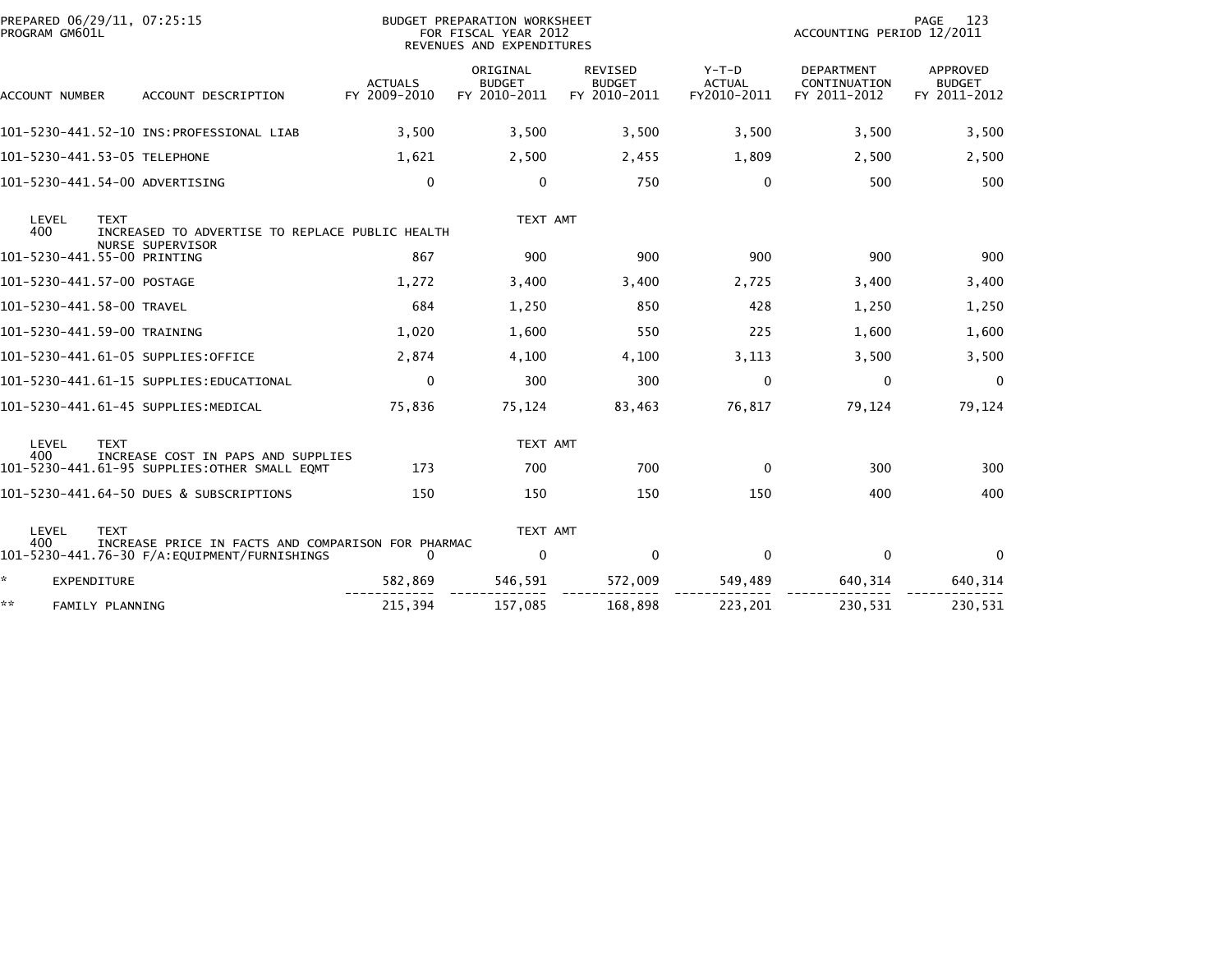PREPARED 06/29/11, 07:25:15
PROGRAM GM601L

BUDGET PREPARATION WORKSHEET
FOR FISCAL YEAR 2012
REVENUES AND EXPENDITURES

ACCOUNTING PERIOD 12/2011

| ACCOUNT NUMBER | ACCOUNT DESCRIPTION | ACTUALS FY 2009-2010 | ORIGINAL BUDGET FY 2010-2011 | REVISED BUDGET FY 2010-2011 | Y-T-D ACTUAL FY2010-2011 | DEPARTMENT CONTINUATION FY 2011-2012 | APPROVED BUDGET FY 2011-2012 |
|---|---|---|---|---|---|---|---|
| 101-5230-441.52-10 | INS:PROFESSIONAL LIAB | 3,500 | 3,500 | 3,500 | 3,500 | 3,500 | 3,500 |
| 101-5230-441.53-05 | TELEPHONE | 1,621 | 2,500 | 2,455 | 1,809 | 2,500 | 2,500 |
| 101-5230-441.54-00 | ADVERTISING | 0 | 0 | 750 | 0 | 500 | 500 |
| LEVEL 400 | TEXT: INCREASED TO ADVERTISE TO REPLACE PUBLIC HEALTH NURSE SUPERVISOR | | TEXT AMT | | | | |
| 101-5230-441.55-00 | PRINTING | 867 | 900 | 900 | 900 | 900 | 900 |
| 101-5230-441.57-00 | POSTAGE | 1,272 | 3,400 | 3,400 | 2,725 | 3,400 | 3,400 |
| 101-5230-441.58-00 | TRAVEL | 684 | 1,250 | 850 | 428 | 1,250 | 1,250 |
| 101-5230-441.59-00 | TRAINING | 1,020 | 1,600 | 550 | 225 | 1,600 | 1,600 |
| 101-5230-441.61-05 | SUPPLIES:OFFICE | 2,874 | 4,100 | 4,100 | 3,113 | 3,500 | 3,500 |
| 101-5230-441.61-15 | SUPPLIES:EDUCATIONAL | 0 | 300 | 300 | 0 | 0 | 0 |
| 101-5230-441.61-45 | SUPPLIES:MEDICAL | 75,836 | 75,124 | 83,463 | 76,817 | 79,124 | 79,124 |
| LEVEL 400 | TEXT: INCREASE COST IN PAPS AND SUPPLIES | | TEXT AMT | | | | |
| 101-5230-441.61-95 | SUPPLIES:OTHER SMALL EQMT | 173 | 700 | 700 | 0 | 300 | 300 |
| 101-5230-441.64-50 | DUES & SUBSCRIPTIONS | 150 | 150 | 150 | 150 | 400 | 400 |
| LEVEL 400 | TEXT: INCREASE PRICE IN FACTS AND COMPARISON FOR PHARMAC | | TEXT AMT | | | | |
| 101-5230-441.76-30 | F/A:EQUIPMENT/FURNISHINGS | 0 | 0 | 0 | 0 | 0 | 0 |
| * | EXPENDITURE | 582,869 | 546,591 | 572,009 | 549,489 | 640,314 | 640,314 |
| ** | FAMILY PLANNING | 215,394 | 157,085 | 168,898 | 223,201 | 230,531 | 230,531 |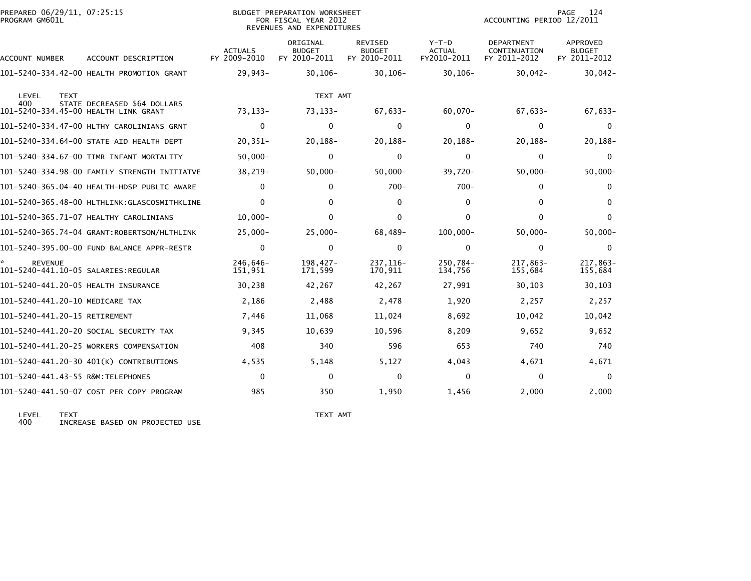PREPARED 06/29/11, 07:25:15 PROGRAM GM601L

BUDGET PREPARATION WORKSHEET
FOR FISCAL YEAR 2012
REVENUES AND EXPENDITURES

ACCOUNTING PERIOD 12/2011

| ACCOUNT NUMBER | ACCOUNT DESCRIPTION | ACTUALS FY 2009-2010 | ORIGINAL BUDGET FY 2010-2011 | REVISED BUDGET FY 2010-2011 | Y-T-D ACTUAL FY2010-2011 | DEPARTMENT CONTINUATION FY 2011-2012 | APPROVED BUDGET FY 2011-2012 |
|---|---|---|---|---|---|---|---|
| 101-5240-334.42-00 | HEALTH PROMOTION GRANT | 29,943- | 30,106- | 30,106- | 30,106- | 30,042- | 30,042- |
| LEVEL 400 | TEXT: STATE DECREASED $64 DOLLARS | | TEXT AMT | | | | |
| 101-5240-334.45-00 | HEALTH LINK GRANT | 73,133- | 73,133- | 67,633- | 60,070- | 67,633- | 67,633- |
| 101-5240-334.47-00 | HLTHY CAROLINIANS GRNT | 0 | 0 | 0 | 0 | 0 | 0 |
| 101-5240-334.64-00 | STATE AID HEALTH DEPT | 20,351- | 20,188- | 20,188- | 20,188- | 20,188- | 20,188- |
| 101-5240-334.67-00 | TIMR INFANT MORTALITY | 50,000- | 0 | 0 | 0 | 0 | 0 |
| 101-5240-334.98-00 | FAMILY STRENGTH INITIATVE | 38,219- | 50,000- | 50,000- | 39,720- | 50,000- | 50,000- |
| 101-5240-365.04-40 | HEALTH-HDSP PUBLIC AWARE | 0 | 0 | 700- | 700- | 0 | 0 |
| 101-5240-365.48-00 | HLTHLINK:GLASCOSMITHKLINE | 0 | 0 | 0 | 0 | 0 | 0 |
| 101-5240-365.71-07 | HEALTHY CAROLINIANS | 10,000- | 0 | 0 | 0 | 0 | 0 |
| 101-5240-365.74-04 | GRANT:ROBERTSON/HLTHLINK | 25,000- | 25,000- | 68,489- | 100,000- | 50,000- | 50,000- |
| 101-5240-395.00-00 | FUND BALANCE APPR-RESTR | 0 | 0 | 0 | 0 | 0 | 0 |
| * REVENUE | | 246,646- | 198,427- | 237,116- | 250,784- | 217,863- | 217,863- |
| 101-5240-441.10-05 | SALARIES:REGULAR | 151,951 | 171,599 | 170,911 | 134,756 | 155,684 | 155,684 |
| 101-5240-441.20-05 | HEALTH INSURANCE | 30,238 | 42,267 | 42,267 | 27,991 | 30,103 | 30,103 |
| 101-5240-441.20-10 | MEDICARE TAX | 2,186 | 2,488 | 2,478 | 1,920 | 2,257 | 2,257 |
| 101-5240-441.20-15 | RETIREMENT | 7,446 | 11,068 | 11,024 | 8,692 | 10,042 | 10,042 |
| 101-5240-441.20-20 | SOCIAL SECURITY TAX | 9,345 | 10,639 | 10,596 | 8,209 | 9,652 | 9,652 |
| 101-5240-441.20-25 | WORKERS COMPENSATION | 408 | 340 | 596 | 653 | 740 | 740 |
| 101-5240-441.20-30 | 401(K) CONTRIBUTIONS | 4,535 | 5,148 | 5,127 | 4,043 | 4,671 | 4,671 |
| 101-5240-441.43-55 | R&M:TELEPHONES | 0 | 0 | 0 | 0 | 0 | 0 |
| 101-5240-441.50-07 | COST PER COPY PROGRAM | 985 | 350 | 1,950 | 1,456 | 2,000 | 2,000 |
| LEVEL 400 | TEXT: INCREASE BASED ON PROJECTED USE | | TEXT AMT | | | | |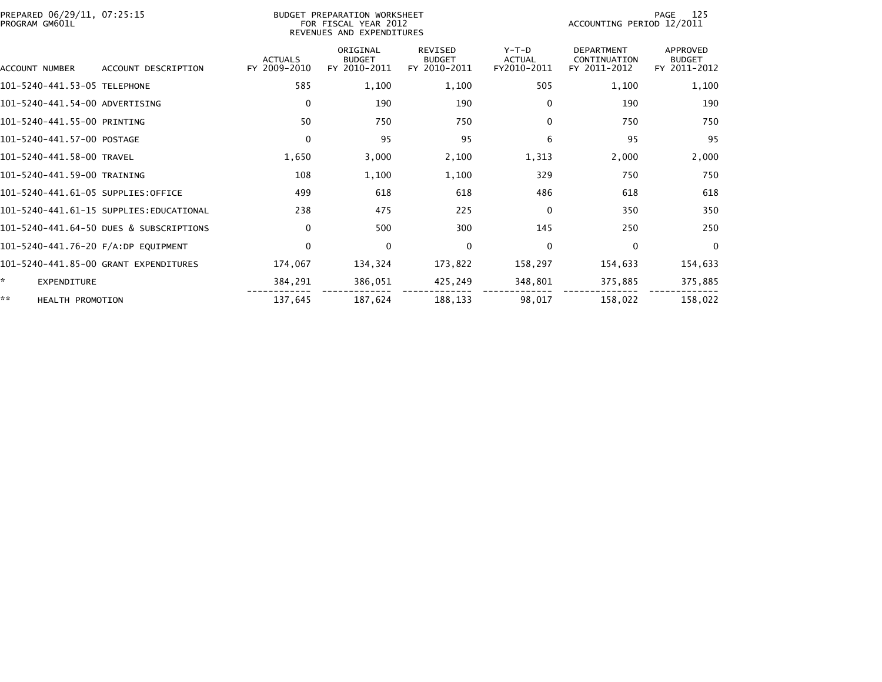PREPARED 06/29/11, 07:25:15
PROGRAM GM601L

BUDGET PREPARATION WORKSHEET
FOR FISCAL YEAR 2012
REVENUES AND EXPENDITURES

ACCOUNTING PERIOD 12/2011

| ACCOUNT NUMBER | ACCOUNT DESCRIPTION | ACTUALS FY 2009-2010 | ORIGINAL BUDGET FY 2010-2011 | REVISED BUDGET FY 2010-2011 | Y-T-D ACTUAL FY2010-2011 | DEPARTMENT CONTINUATION FY 2011-2012 | APPROVED BUDGET FY 2011-2012 |
|---|---|---|---|---|---|---|---|
| 101-5240-441.53-05 | TELEPHONE | 585 | 1,100 | 1,100 | 505 | 1,100 | 1,100 |
| 101-5240-441.54-00 | ADVERTISING | 0 | 190 | 190 | 0 | 190 | 190 |
| 101-5240-441.55-00 | PRINTING | 50 | 750 | 750 | 0 | 750 | 750 |
| 101-5240-441.57-00 | POSTAGE | 0 | 95 | 95 | 6 | 95 | 95 |
| 101-5240-441.58-00 | TRAVEL | 1,650 | 3,000 | 2,100 | 1,313 | 2,000 | 2,000 |
| 101-5240-441.59-00 | TRAINING | 108 | 1,100 | 1,100 | 329 | 750 | 750 |
| 101-5240-441.61-05 | SUPPLIES:OFFICE | 499 | 618 | 618 | 486 | 618 | 618 |
| 101-5240-441.61-15 | SUPPLIES:EDUCATIONAL | 238 | 475 | 225 | 0 | 350 | 350 |
| 101-5240-441.64-50 | DUES & SUBSCRIPTIONS | 0 | 500 | 300 | 145 | 250 | 250 |
| 101-5240-441.76-20 | F/A:DP EQUIPMENT | 0 | 0 | 0 | 0 | 0 | 0 |
| 101-5240-441.85-00 | GRANT EXPENDITURES | 174,067 | 134,324 | 173,822 | 158,297 | 154,633 | 154,633 |
| * | EXPENDITURE | 384,291 | 386,051 | 425,249 | 348,801 | 375,885 | 375,885 |
| ** | HEALTH PROMOTION | 137,645 | 187,624 | 188,133 | 98,017 | 158,022 | 158,022 |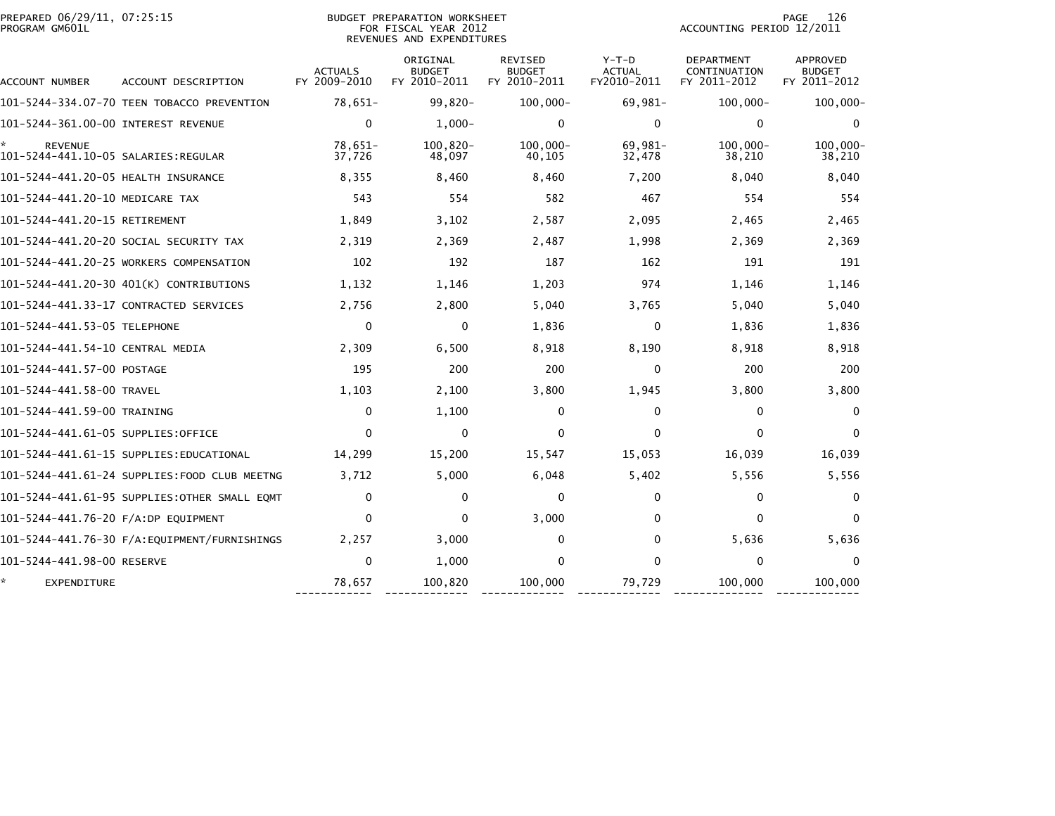PREPARED 06/29/11, 07:25:15
PROGRAM GM601L

BUDGET PREPARATION WORKSHEET
FOR FISCAL YEAR 2012
REVENUES AND EXPENDITURES

ACCOUNTING PERIOD 12/2011

| ACCOUNT NUMBER | ACCOUNT DESCRIPTION | ACTUALS FY 2009-2010 | ORIGINAL BUDGET FY 2010-2011 | REVISED BUDGET FY 2010-2011 | Y-T-D ACTUAL FY2010-2011 | DEPARTMENT CONTINUATION FY 2011-2012 | APPROVED BUDGET FY 2011-2012 |
|---|---|---|---|---|---|---|---|
| 101-5244-334.07-70 | TEEN TOBACCO PREVENTION | 78,651- | 99,820- | 100,000- | 69,981- | 100,000- | 100,000- |
| 101-5244-361.00-00 | INTEREST REVENUE | 0 | 1,000- | 0 | 0 | 0 | 0 |
| * | REVENUE | 78,651- | 100,820- | 100,000- | 69,981- | 100,000- | 100,000- |
| 101-5244-441.10-05 | SALARIES:REGULAR | 37,726 | 48,097 | 40,105 | 32,478 | 38,210 | 38,210 |
| 101-5244-441.20-05 | HEALTH INSURANCE | 8,355 | 8,460 | 8,460 | 7,200 | 8,040 | 8,040 |
| 101-5244-441.20-10 | MEDICARE TAX | 543 | 554 | 582 | 467 | 554 | 554 |
| 101-5244-441.20-15 | RETIREMENT | 1,849 | 3,102 | 2,587 | 2,095 | 2,465 | 2,465 |
| 101-5244-441.20-20 | SOCIAL SECURITY TAX | 2,319 | 2,369 | 2,487 | 1,998 | 2,369 | 2,369 |
| 101-5244-441.20-25 | WORKERS COMPENSATION | 102 | 192 | 187 | 162 | 191 | 191 |
| 101-5244-441.20-30 | 401(K) CONTRIBUTIONS | 1,132 | 1,146 | 1,203 | 974 | 1,146 | 1,146 |
| 101-5244-441.33-17 | CONTRACTED SERVICES | 2,756 | 2,800 | 5,040 | 3,765 | 5,040 | 5,040 |
| 101-5244-441.53-05 | TELEPHONE | 0 | 0 | 1,836 | 0 | 1,836 | 1,836 |
| 101-5244-441.54-10 | CENTRAL MEDIA | 2,309 | 6,500 | 8,918 | 8,190 | 8,918 | 8,918 |
| 101-5244-441.57-00 | POSTAGE | 195 | 200 | 200 | 0 | 200 | 200 |
| 101-5244-441.58-00 | TRAVEL | 1,103 | 2,100 | 3,800 | 1,945 | 3,800 | 3,800 |
| 101-5244-441.59-00 | TRAINING | 0 | 1,100 | 0 | 0 | 0 | 0 |
| 101-5244-441.61-05 | SUPPLIES:OFFICE | 0 | 0 | 0 | 0 | 0 | 0 |
| 101-5244-441.61-15 | SUPPLIES:EDUCATIONAL | 14,299 | 15,200 | 15,547 | 15,053 | 16,039 | 16,039 |
| 101-5244-441.61-24 | SUPPLIES:FOOD CLUB MEETNG | 3,712 | 5,000 | 6,048 | 5,402 | 5,556 | 5,556 |
| 101-5244-441.61-95 | SUPPLIES:OTHER SMALL EQMT | 0 | 0 | 0 | 0 | 0 | 0 |
| 101-5244-441.76-20 | F/A:DP EQUIPMENT | 0 | 0 | 3,000 | 0 | 0 | 0 |
| 101-5244-441.76-30 | F/A:EQUIPMENT/FURNISHINGS | 2,257 | 3,000 | 0 | 0 | 5,636 | 5,636 |
| 101-5244-441.98-00 | RESERVE | 0 | 1,000 | 0 | 0 | 0 | 0 |
| * | EXPENDITURE | 78,657 | 100,820 | 100,000 | 79,729 | 100,000 | 100,000 |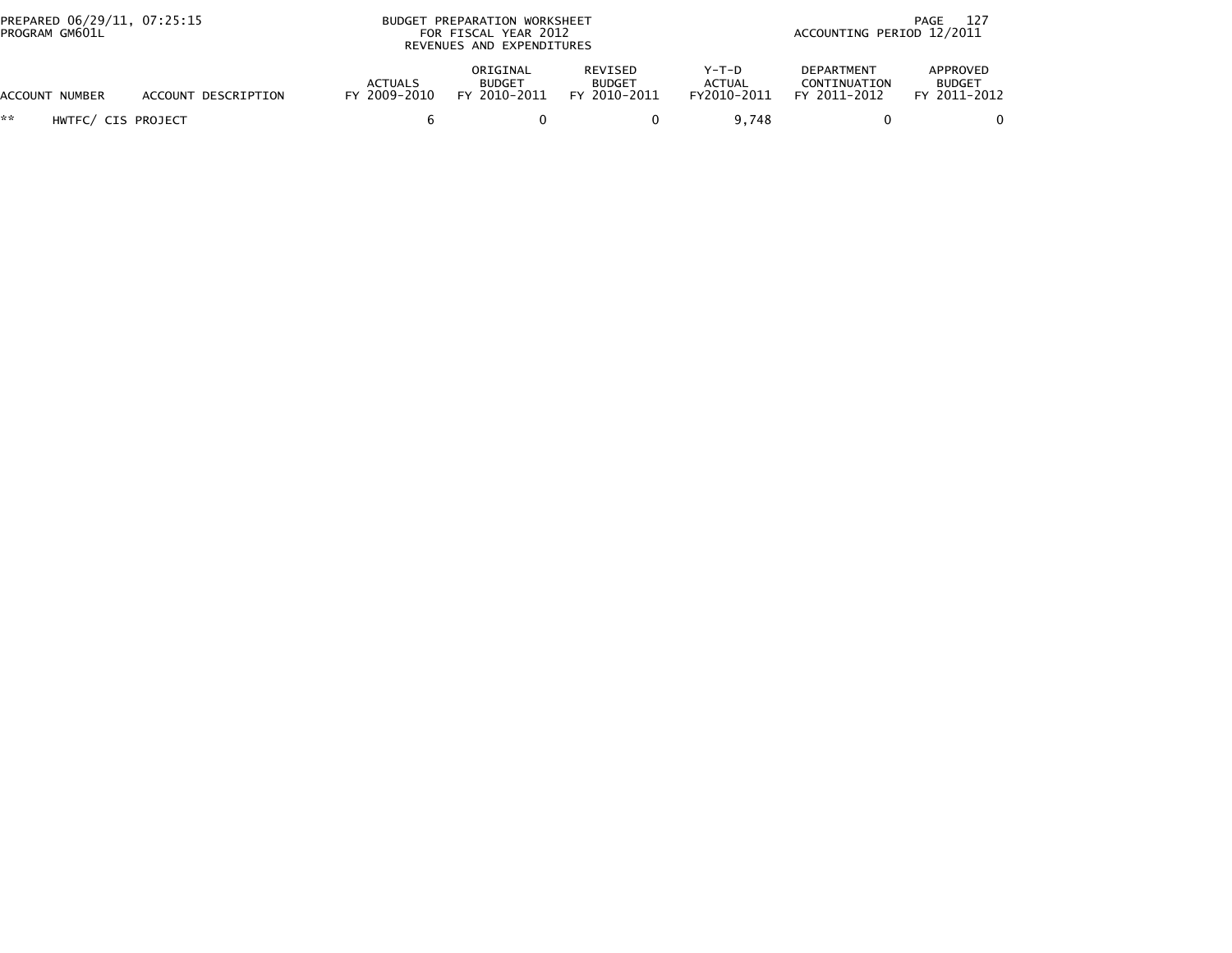| ACCOUNT NUMBER | ACCOUNT DESCRIPTION | ACTUALS FY 2009-2010 | ORIGINAL BUDGET FY 2010-2011 | REVISED BUDGET FY 2010-2011 | Y-T-D ACTUAL FY2010-2011 | DEPARTMENT CONTINUATION FY 2011-2012 | APPROVED BUDGET FY 2011-2012 |
|---|---|---|---|---|---|---|---|
| ** | HWTFC/ CIS PROJECT | 6 | 0 | 0 | 9,748 | 0 | 0 |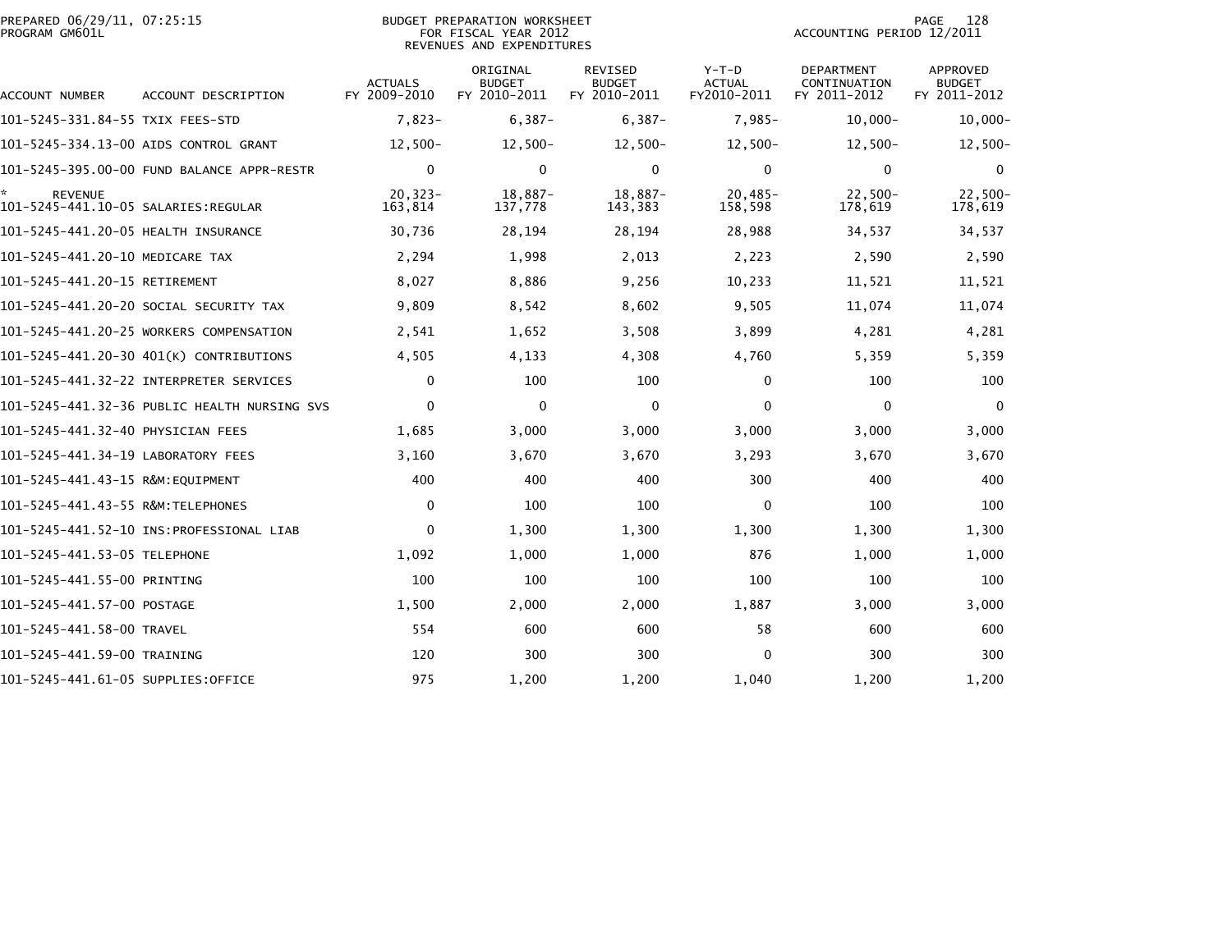PREPARED 06/29/11, 07:25:15
PROGRAM GM601L

BUDGET PREPARATION WORKSHEET
FOR FISCAL YEAR 2012
REVENUES AND EXPENDITURES

ACCOUNTING PERIOD 12/2011

| ACCOUNT NUMBER | ACCOUNT DESCRIPTION | ACTUALS FY 2009-2010 | ORIGINAL BUDGET FY 2010-2011 | REVISED BUDGET FY 2010-2011 | Y-T-D ACTUAL FY2010-2011 | DEPARTMENT CONTINUATION FY 2011-2012 | APPROVED BUDGET FY 2011-2012 |
|---|---|---|---|---|---|---|---|
| 101-5245-331.84-55 | TXIX FEES-STD | 7,823- | 6,387- | 6,387- | 7,985- | 10,000- | 10,000- |
| 101-5245-334.13-00 | AIDS CONTROL GRANT | 12,500- | 12,500- | 12,500- | 12,500- | 12,500- | 12,500- |
| 101-5245-395.00-00 | FUND BALANCE APPR-RESTR | 0 | 0 | 0 | 0 | 0 | 0 |
| * REVENUE | | 20,323- | 18,887- | 18,887- | 20,485- | 22,500- | 22,500- |
| 101-5245-441.10-05 | SALARIES:REGULAR | 163,814 | 137,778 | 143,383 | 158,598 | 178,619 | 178,619 |
| 101-5245-441.20-05 | HEALTH INSURANCE | 30,736 | 28,194 | 28,194 | 28,988 | 34,537 | 34,537 |
| 101-5245-441.20-10 | MEDICARE TAX | 2,294 | 1,998 | 2,013 | 2,223 | 2,590 | 2,590 |
| 101-5245-441.20-15 | RETIREMENT | 8,027 | 8,886 | 9,256 | 10,233 | 11,521 | 11,521 |
| 101-5245-441.20-20 | SOCIAL SECURITY TAX | 9,809 | 8,542 | 8,602 | 9,505 | 11,074 | 11,074 |
| 101-5245-441.20-25 | WORKERS COMPENSATION | 2,541 | 1,652 | 3,508 | 3,899 | 4,281 | 4,281 |
| 101-5245-441.20-30 | 401(K) CONTRIBUTIONS | 4,505 | 4,133 | 4,308 | 4,760 | 5,359 | 5,359 |
| 101-5245-441.32-22 | INTERPRETER SERVICES | 0 | 100 | 100 | 0 | 100 | 100 |
| 101-5245-441.32-36 | PUBLIC HEALTH NURSING SVS | 0 | 0 | 0 | 0 | 0 | 0 |
| 101-5245-441.32-40 | PHYSICIAN FEES | 1,685 | 3,000 | 3,000 | 3,000 | 3,000 | 3,000 |
| 101-5245-441.34-19 | LABORATORY FEES | 3,160 | 3,670 | 3,670 | 3,293 | 3,670 | 3,670 |
| 101-5245-441.43-15 | R&M:EQUIPMENT | 400 | 400 | 400 | 300 | 400 | 400 |
| 101-5245-441.43-55 | R&M:TELEPHONES | 0 | 100 | 100 | 0 | 100 | 100 |
| 101-5245-441.52-10 | INS:PROFESSIONAL LIAB | 0 | 1,300 | 1,300 | 1,300 | 1,300 | 1,300 |
| 101-5245-441.53-05 | TELEPHONE | 1,092 | 1,000 | 1,000 | 876 | 1,000 | 1,000 |
| 101-5245-441.55-00 | PRINTING | 100 | 100 | 100 | 100 | 100 | 100 |
| 101-5245-441.57-00 | POSTAGE | 1,500 | 2,000 | 2,000 | 1,887 | 3,000 | 3,000 |
| 101-5245-441.58-00 | TRAVEL | 554 | 600 | 600 | 58 | 600 | 600 |
| 101-5245-441.59-00 | TRAINING | 120 | 300 | 300 | 0 | 300 | 300 |
| 101-5245-441.61-05 | SUPPLIES:OFFICE | 975 | 1,200 | 1,200 | 1,040 | 1,200 | 1,200 |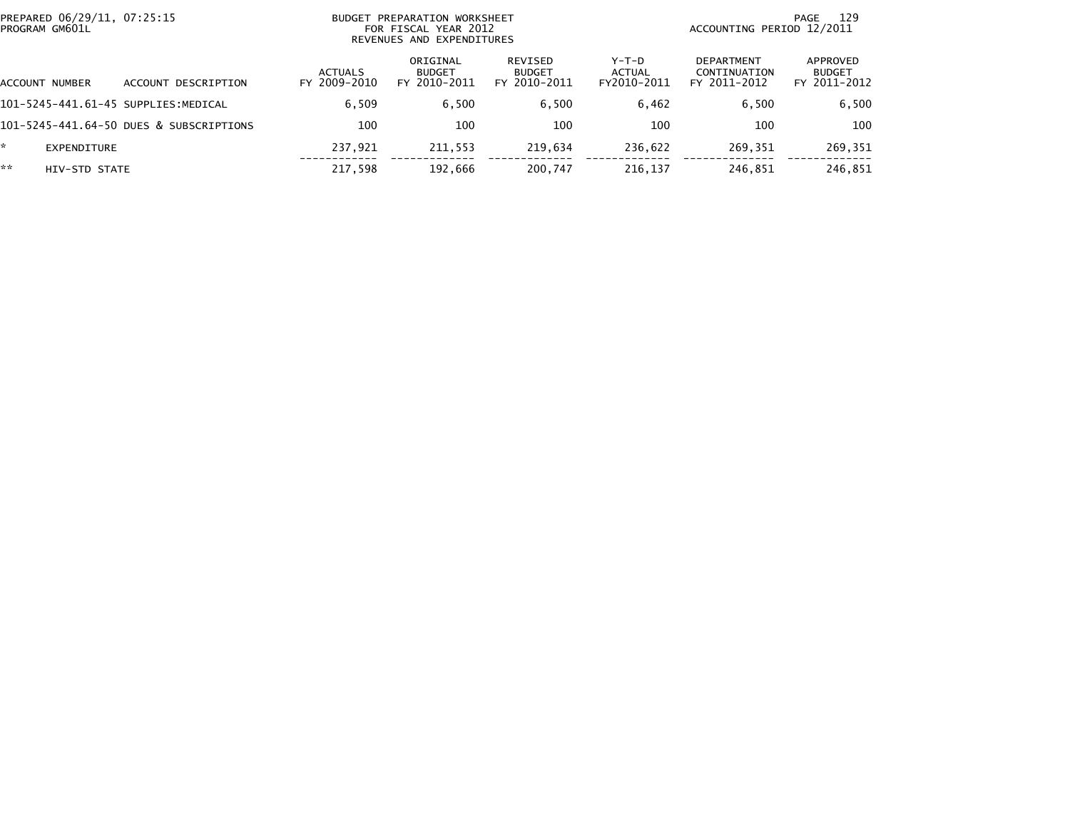PREPARED 06/29/11, 07:25:15
PROGRAM GM601L

BUDGET PREPARATION WORKSHEET
FOR FISCAL YEAR 2012
REVENUES AND EXPENDITURES

ACCOUNTING PERIOD 12/2011

| ACCOUNT NUMBER | ACCOUNT DESCRIPTION | ACTUALS FY 2009-2010 | ORIGINAL BUDGET FY 2010-2011 | REVISED BUDGET FY 2010-2011 | Y-T-D ACTUAL FY2010-2011 | DEPARTMENT CONTINUATION FY 2011-2012 | APPROVED BUDGET FY 2011-2012 |
|---|---|---|---|---|---|---|---|
| 101-5245-441.61-45 | SUPPLIES:MEDICAL | 6,509 | 6,500 | 6,500 | 6,462 | 6,500 | 6,500 |
| 101-5245-441.64-50 | DUES & SUBSCRIPTIONS | 100 | 100 | 100 | 100 | 100 | 100 |
| * | EXPENDITURE | 237,921 | 211,553 | 219,634 | 236,622 | 269,351 | 269,351 |
| ** | HIV-STD STATE | 217,598 | 192,666 | 200,747 | 216,137 | 246,851 | 246,851 |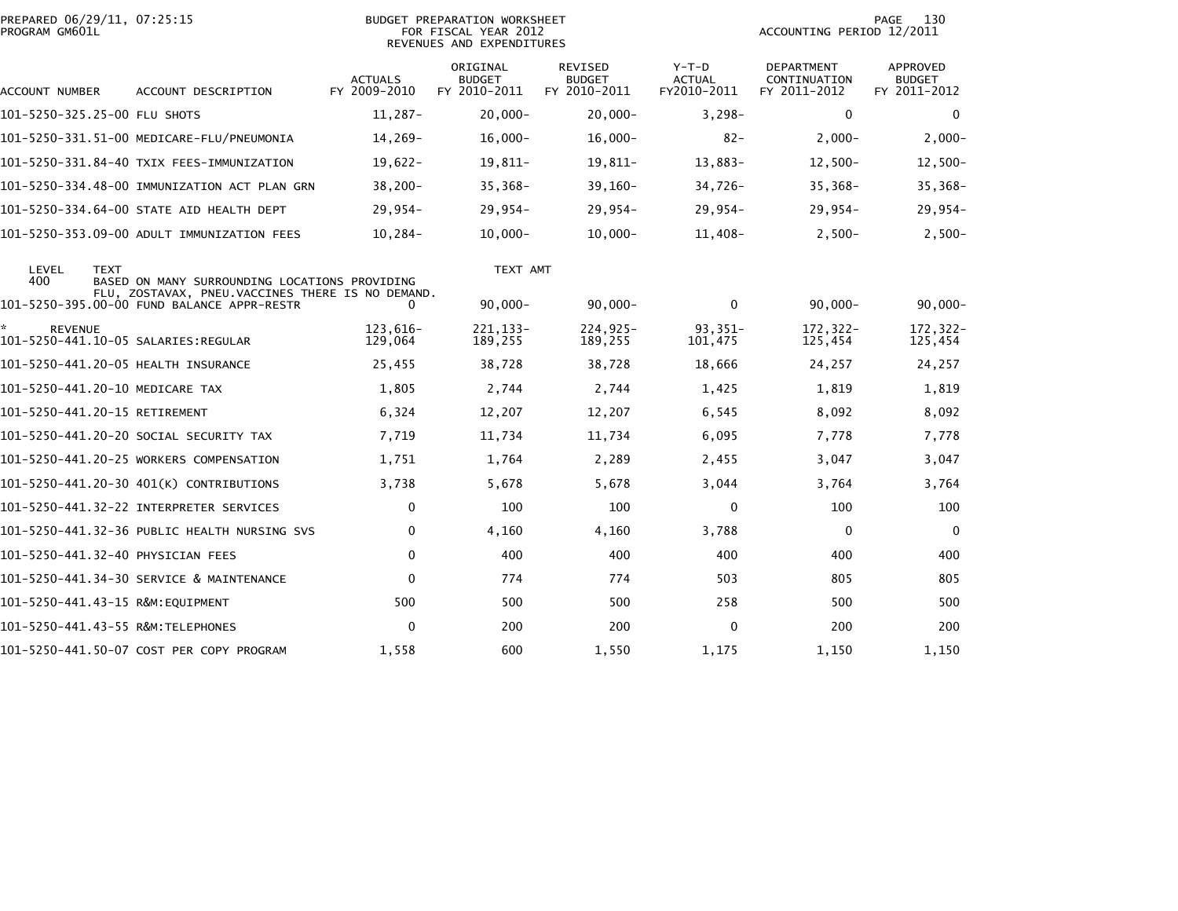PREPARED 06/29/11, 07:25:15
PROGRAM GM601L

BUDGET PREPARATION WORKSHEET
FOR FISCAL YEAR 2012
REVENUES AND EXPENDITURES

ACCOUNTING PERIOD 12/2011

| ACCOUNT NUMBER | ACCOUNT DESCRIPTION | ACTUALS FY 2009-2010 | ORIGINAL BUDGET FY 2010-2011 | REVISED BUDGET FY 2010-2011 | Y-T-D ACTUAL FY2010-2011 | DEPARTMENT CONTINUATION FY 2011-2012 | APPROVED BUDGET FY 2011-2012 |
|---|---|---|---|---|---|---|---|
| 101-5250-325.25-00 | FLU SHOTS | 11,287- | 20,000- | 20,000- | 3,298- | 0 | 0 |
| 101-5250-331.51-00 | MEDICARE-FLU/PNEUMONIA | 14,269- | 16,000- | 16,000- | 82- | 2,000- | 2,000- |
| 101-5250-331.84-40 | TXIX FEES-IMMUNIZATION | 19,622- | 19,811- | 19,811- | 13,883- | 12,500- | 12,500- |
| 101-5250-334.48-00 | IMMUNIZATION ACT PLAN GRN | 38,200- | 35,368- | 39,160- | 34,726- | 35,368- | 35,368- |
| 101-5250-334.64-00 | STATE AID HEALTH DEPT | 29,954- | 29,954- | 29,954- | 29,954- | 29,954- | 29,954- |
| 101-5250-353.09-00 | ADULT IMMUNIZATION FEES | 10,284- | 10,000- | 10,000- | 11,408- | 2,500- | 2,500- |

| LEVEL | TEXT | TEXT AMT |
|---|---|---|
| 400 | BASED ON MANY SURROUNDING LOCATIONS PROVIDING FLU, ZOSTAVAX, PNEU.VACCINES THERE IS NO DEMAND. | |

| ACCOUNT NUMBER | ACCOUNT DESCRIPTION | ACTUALS FY 2009-2010 | ORIGINAL BUDGET FY 2010-2011 | REVISED BUDGET FY 2010-2011 | Y-T-D ACTUAL FY2010-2011 | DEPARTMENT CONTINUATION FY 2011-2012 | APPROVED BUDGET FY 2011-2012 |
|---|---|---|---|---|---|---|---|
| 101-5250-395.00-00 | FUND BALANCE APPR-RESTR | 0 | 90,000- | 90,000- | 0 | 90,000- | 90,000- |
| * REVENUE | | 123,616- | 221,133- | 224,925- | 93,351- | 172,322- | 172,322- |
| 101-5250-441.10-05 | SALARIES:REGULAR | 129,064 | 189,255 | 189,255 | 101,475 | 125,454 | 125,454 |
| 101-5250-441.20-05 | HEALTH INSURANCE | 25,455 | 38,728 | 38,728 | 18,666 | 24,257 | 24,257 |
| 101-5250-441.20-10 | MEDICARE TAX | 1,805 | 2,744 | 2,744 | 1,425 | 1,819 | 1,819 |
| 101-5250-441.20-15 | RETIREMENT | 6,324 | 12,207 | 12,207 | 6,545 | 8,092 | 8,092 |
| 101-5250-441.20-20 | SOCIAL SECURITY TAX | 7,719 | 11,734 | 11,734 | 6,095 | 7,778 | 7,778 |
| 101-5250-441.20-25 | WORKERS COMPENSATION | 1,751 | 1,764 | 2,289 | 2,455 | 3,047 | 3,047 |
| 101-5250-441.20-30 | 401(K) CONTRIBUTIONS | 3,738 | 5,678 | 5,678 | 3,044 | 3,764 | 3,764 |
| 101-5250-441.32-22 | INTERPRETER SERVICES | 0 | 100 | 100 | 0 | 100 | 100 |
| 101-5250-441.32-36 | PUBLIC HEALTH NURSING SVS | 0 | 4,160 | 4,160 | 3,788 | 0 | 0 |
| 101-5250-441.32-40 | PHYSICIAN FEES | 0 | 400 | 400 | 400 | 400 | 400 |
| 101-5250-441.34-30 | SERVICE & MAINTENANCE | 0 | 774 | 774 | 503 | 805 | 805 |
| 101-5250-441.43-15 | R&M:EQUIPMENT | 500 | 500 | 500 | 258 | 500 | 500 |
| 101-5250-441.43-55 | R&M:TELEPHONES | 0 | 200 | 200 | 0 | 200 | 200 |
| 101-5250-441.50-07 | COST PER COPY PROGRAM | 1,558 | 600 | 1,550 | 1,175 | 1,150 | 1,150 |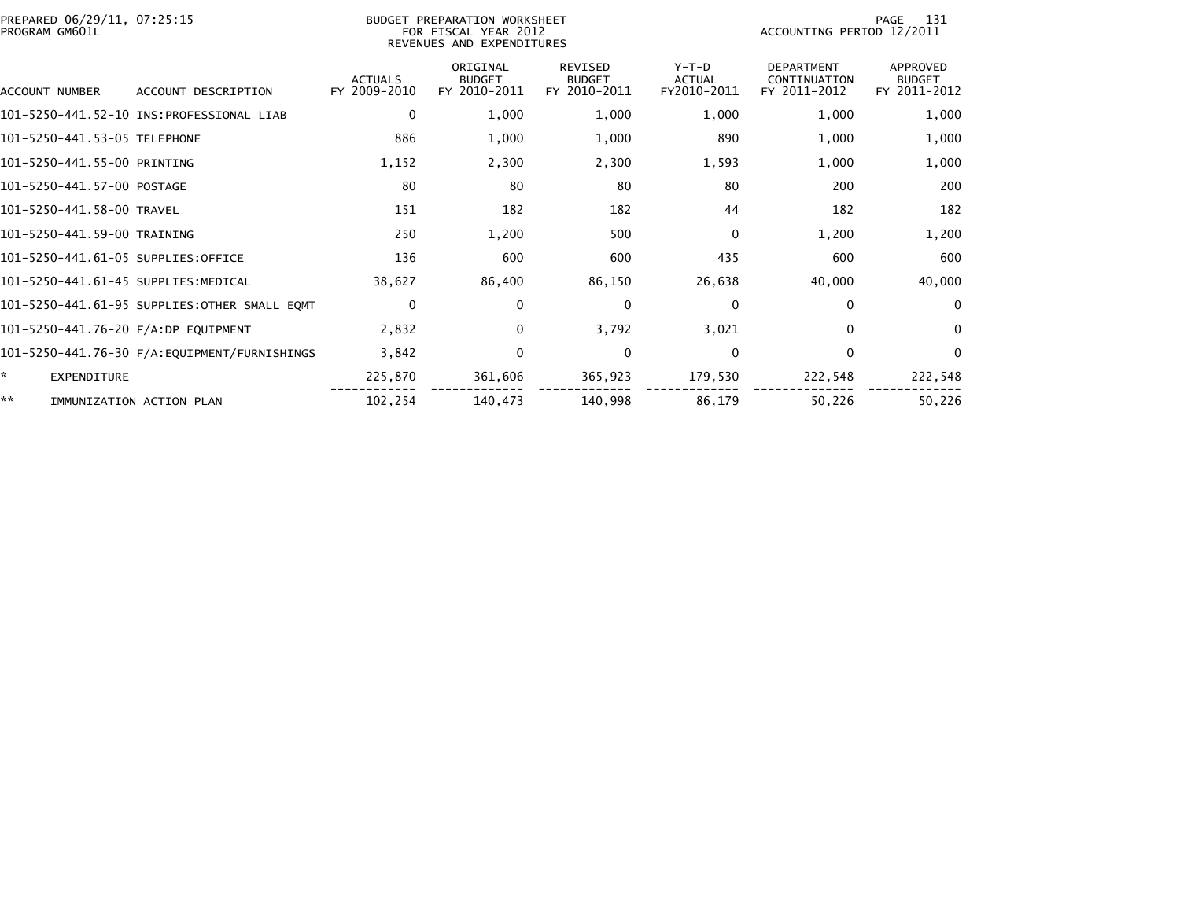PREPARED 06/29/11, 07:25:15
PROGRAM GM601L

BUDGET PREPARATION WORKSHEET
FOR FISCAL YEAR 2012
REVENUES AND EXPENDITURES

ACCOUNTING PERIOD 12/2011

| ACCOUNT NUMBER | ACCOUNT DESCRIPTION | ACTUALS FY 2009-2010 | ORIGINAL BUDGET FY 2010-2011 | REVISED BUDGET FY 2010-2011 | Y-T-D ACTUAL FY2010-2011 | DEPARTMENT CONTINUATION FY 2011-2012 | APPROVED BUDGET FY 2011-2012 |
|---|---|---|---|---|---|---|---|
| 101-5250-441.52-10 | INS:PROFESSIONAL LIAB | 0 | 1,000 | 1,000 | 1,000 | 1,000 | 1,000 |
| 101-5250-441.53-05 | TELEPHONE | 886 | 1,000 | 1,000 | 890 | 1,000 | 1,000 |
| 101-5250-441.55-00 | PRINTING | 1,152 | 2,300 | 2,300 | 1,593 | 1,000 | 1,000 |
| 101-5250-441.57-00 | POSTAGE | 80 | 80 | 80 | 80 | 200 | 200 |
| 101-5250-441.58-00 | TRAVEL | 151 | 182 | 182 | 44 | 182 | 182 |
| 101-5250-441.59-00 | TRAINING | 250 | 1,200 | 500 | 0 | 1,200 | 1,200 |
| 101-5250-441.61-05 | SUPPLIES:OFFICE | 136 | 600 | 600 | 435 | 600 | 600 |
| 101-5250-441.61-45 | SUPPLIES:MEDICAL | 38,627 | 86,400 | 86,150 | 26,638 | 40,000 | 40,000 |
| 101-5250-441.61-95 | SUPPLIES:OTHER SMALL EQMT | 0 | 0 | 0 | 0 | 0 | 0 |
| 101-5250-441.76-20 | F/A:DP EQUIPMENT | 2,832 | 0 | 3,792 | 3,021 | 0 | 0 |
| 101-5250-441.76-30 | F/A:EQUIPMENT/FURNISHINGS | 3,842 | 0 | 0 | 0 | 0 | 0 |
| * | EXPENDITURE | 225,870 | 361,606 | 365,923 | 179,530 | 222,548 | 222,548 |
| ** | IMMUNIZATION ACTION PLAN | 102,254 | 140,473 | 140,998 | 86,179 | 50,226 | 50,226 |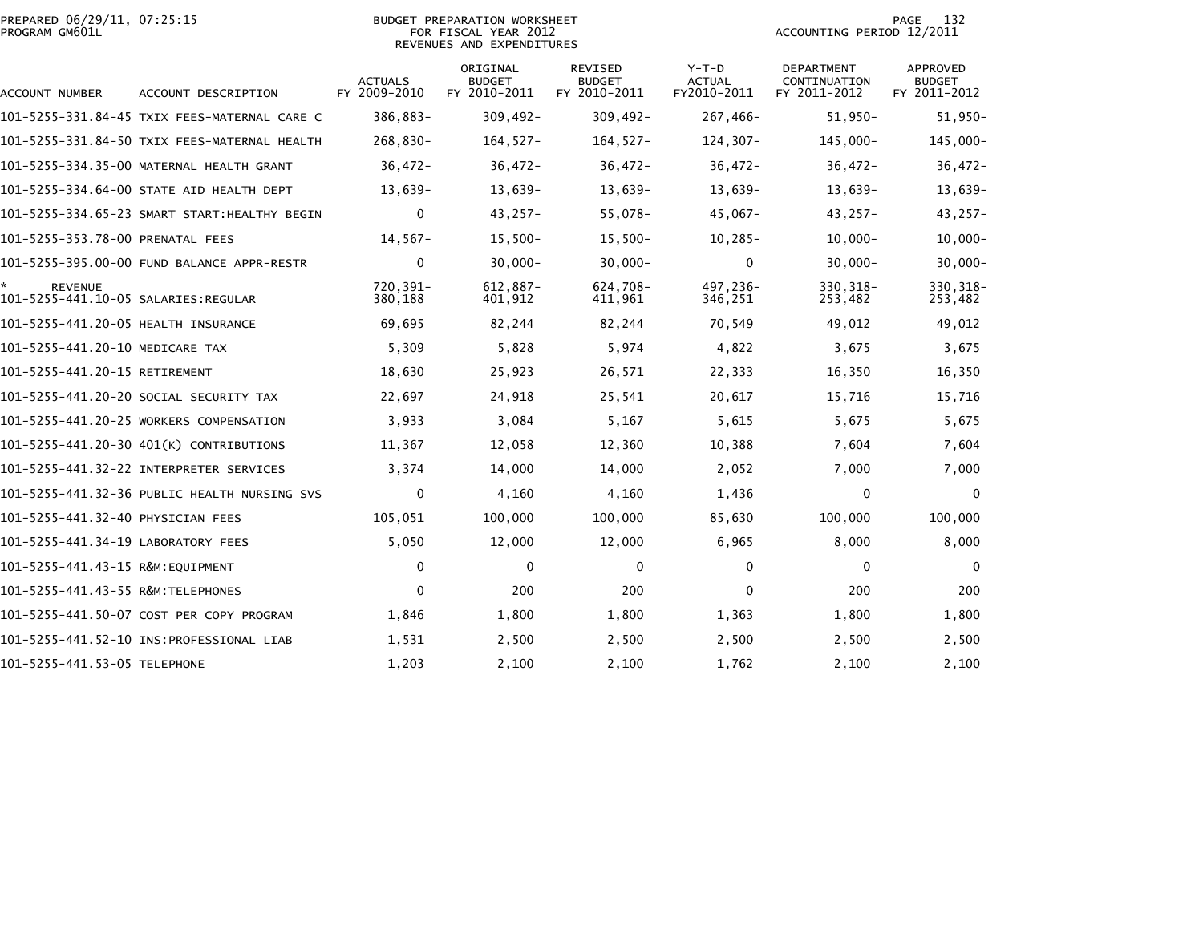PREPARED 06/29/11, 07:25:15
PROGRAM GM601L

BUDGET PREPARATION WORKSHEET
FOR FISCAL YEAR 2012
REVENUES AND EXPENDITURES

ACCOUNTING PERIOD 12/2011

| ACCOUNT NUMBER | ACCOUNT DESCRIPTION | ACTUALS FY 2009-2010 | ORIGINAL BUDGET FY 2010-2011 | REVISED BUDGET FY 2010-2011 | Y-T-D ACTUAL FY2010-2011 | DEPARTMENT CONTINUATION FY 2011-2012 | APPROVED BUDGET FY 2011-2012 |
|---|---|---|---|---|---|---|---|
| 101-5255-331.84-45 | TXIX FEES-MATERNAL CARE C | 386,883- | 309,492- | 309,492- | 267,466- | 51,950- | 51,950- |
| 101-5255-331.84-50 | TXIX FEES-MATERNAL HEALTH | 268,830- | 164,527- | 164,527- | 124,307- | 145,000- | 145,000- |
| 101-5255-334.35-00 | MATERNAL HEALTH GRANT | 36,472- | 36,472- | 36,472- | 36,472- | 36,472- | 36,472- |
| 101-5255-334.64-00 | STATE AID HEALTH DEPT | 13,639- | 13,639- | 13,639- | 13,639- | 13,639- | 13,639- |
| 101-5255-334.65-23 | SMART START:HEALTHY BEGIN | 0 | 43,257- | 55,078- | 45,067- | 43,257- | 43,257- |
| 101-5255-353.78-00 | PRENATAL FEES | 14,567- | 15,500- | 15,500- | 10,285- | 10,000- | 10,000- |
| 101-5255-395.00-00 | FUND BALANCE APPR-RESTR | 0 | 30,000- | 30,000- | 0 | 30,000- | 30,000- |
| * REVENUE | | 720,391- | 612,887- | 624,708- | 497,236- | 330,318- | 330,318- |
| 101-5255-441.10-05 | SALARIES:REGULAR | 380,188 | 401,912 | 411,961 | 346,251 | 253,482 | 253,482 |
| 101-5255-441.20-05 | HEALTH INSURANCE | 69,695 | 82,244 | 82,244 | 70,549 | 49,012 | 49,012 |
| 101-5255-441.20-10 | MEDICARE TAX | 5,309 | 5,828 | 5,974 | 4,822 | 3,675 | 3,675 |
| 101-5255-441.20-15 | RETIREMENT | 18,630 | 25,923 | 26,571 | 22,333 | 16,350 | 16,350 |
| 101-5255-441.20-20 | SOCIAL SECURITY TAX | 22,697 | 24,918 | 25,541 | 20,617 | 15,716 | 15,716 |
| 101-5255-441.20-25 | WORKERS COMPENSATION | 3,933 | 3,084 | 5,167 | 5,615 | 5,675 | 5,675 |
| 101-5255-441.20-30 | 401(K) CONTRIBUTIONS | 11,367 | 12,058 | 12,360 | 10,388 | 7,604 | 7,604 |
| 101-5255-441.32-22 | INTERPRETER SERVICES | 3,374 | 14,000 | 14,000 | 2,052 | 7,000 | 7,000 |
| 101-5255-441.32-36 | PUBLIC HEALTH NURSING SVS | 0 | 4,160 | 4,160 | 1,436 | 0 | 0 |
| 101-5255-441.32-40 | PHYSICIAN FEES | 105,051 | 100,000 | 100,000 | 85,630 | 100,000 | 100,000 |
| 101-5255-441.34-19 | LABORATORY FEES | 5,050 | 12,000 | 12,000 | 6,965 | 8,000 | 8,000 |
| 101-5255-441.43-15 | R&M:EQUIPMENT | 0 | 0 | 0 | 0 | 0 | 0 |
| 101-5255-441.43-55 | R&M:TELEPHONES | 0 | 200 | 200 | 0 | 200 | 200 |
| 101-5255-441.50-07 | COST PER COPY PROGRAM | 1,846 | 1,800 | 1,800 | 1,363 | 1,800 | 1,800 |
| 101-5255-441.52-10 | INS:PROFESSIONAL LIAB | 1,531 | 2,500 | 2,500 | 2,500 | 2,500 | 2,500 |
| 101-5255-441.53-05 | TELEPHONE | 1,203 | 2,100 | 2,100 | 1,762 | 2,100 | 2,100 |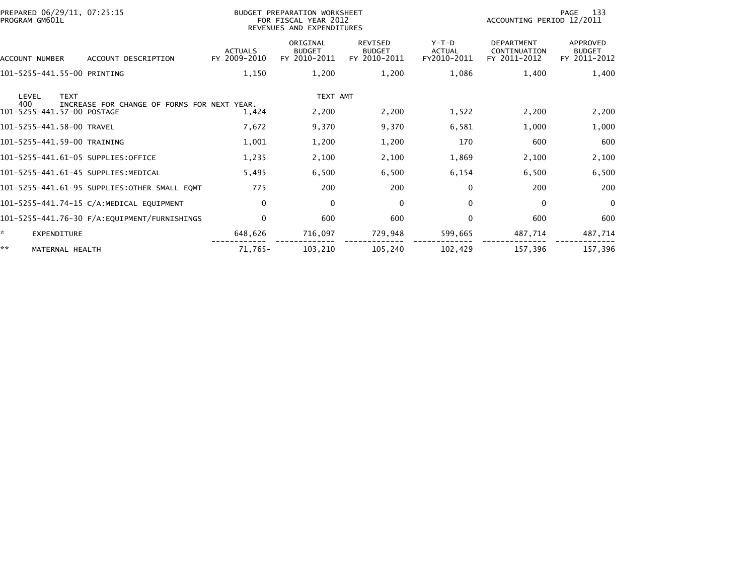BUDGET PREPARATION WORKSHEET
FOR FISCAL YEAR 2012
REVENUES AND EXPENDITURES

PREPARED 06/29/11, 07:25:15
PROGRAM GM601L

ACCOUNTING PERIOD 12/2011

| ACCOUNT NUMBER | ACCOUNT DESCRIPTION | ACTUALS FY 2009-2010 | ORIGINAL BUDGET FY 2010-2011 | REVISED BUDGET FY 2010-2011 | Y-T-D ACTUAL FY2010-2011 | DEPARTMENT CONTINUATION FY 2011-2012 | APPROVED BUDGET FY 2011-2012 |
|---|---|---|---|---|---|---|---|
| 101-5255-441.55-00 | PRINTING | 1,150 | 1,200 | 1,200 | 1,086 | 1,400 | 1,400 |
| LEVEL 400 | TEXT: INCREASE FOR CHANGE OF FORMS FOR NEXT YEAR. | | TEXT AMT | | | | |
| 101-5255-441.57-00 | POSTAGE | 1,424 | 2,200 | 2,200 | 1,522 | 2,200 | 2,200 |
| 101-5255-441.58-00 | TRAVEL | 7,672 | 9,370 | 9,370 | 6,581 | 1,000 | 1,000 |
| 101-5255-441.59-00 | TRAINING | 1,001 | 1,200 | 1,200 | 170 | 600 | 600 |
| 101-5255-441.61-05 | SUPPLIES:OFFICE | 1,235 | 2,100 | 2,100 | 1,869 | 2,100 | 2,100 |
| 101-5255-441.61-45 | SUPPLIES:MEDICAL | 5,495 | 6,500 | 6,500 | 6,154 | 6,500 | 6,500 |
| 101-5255-441.61-95 | SUPPLIES:OTHER SMALL EQMT | 775 | 200 | 200 | 0 | 200 | 200 |
| 101-5255-441.74-15 | C/A:MEDICAL EQUIPMENT | 0 | 0 | 0 | 0 | 0 | 0 |
| 101-5255-441.76-30 | F/A:EQUIPMENT/FURNISHINGS | 0 | 600 | 600 | 0 | 600 | 600 |
| * | EXPENDITURE | 648,626 | 716,097 | 729,948 | 599,665 | 487,714 | 487,714 |
| ** | MATERNAL HEALTH | 71,765- | 103,210 | 105,240 | 102,429 | 157,396 | 157,396 |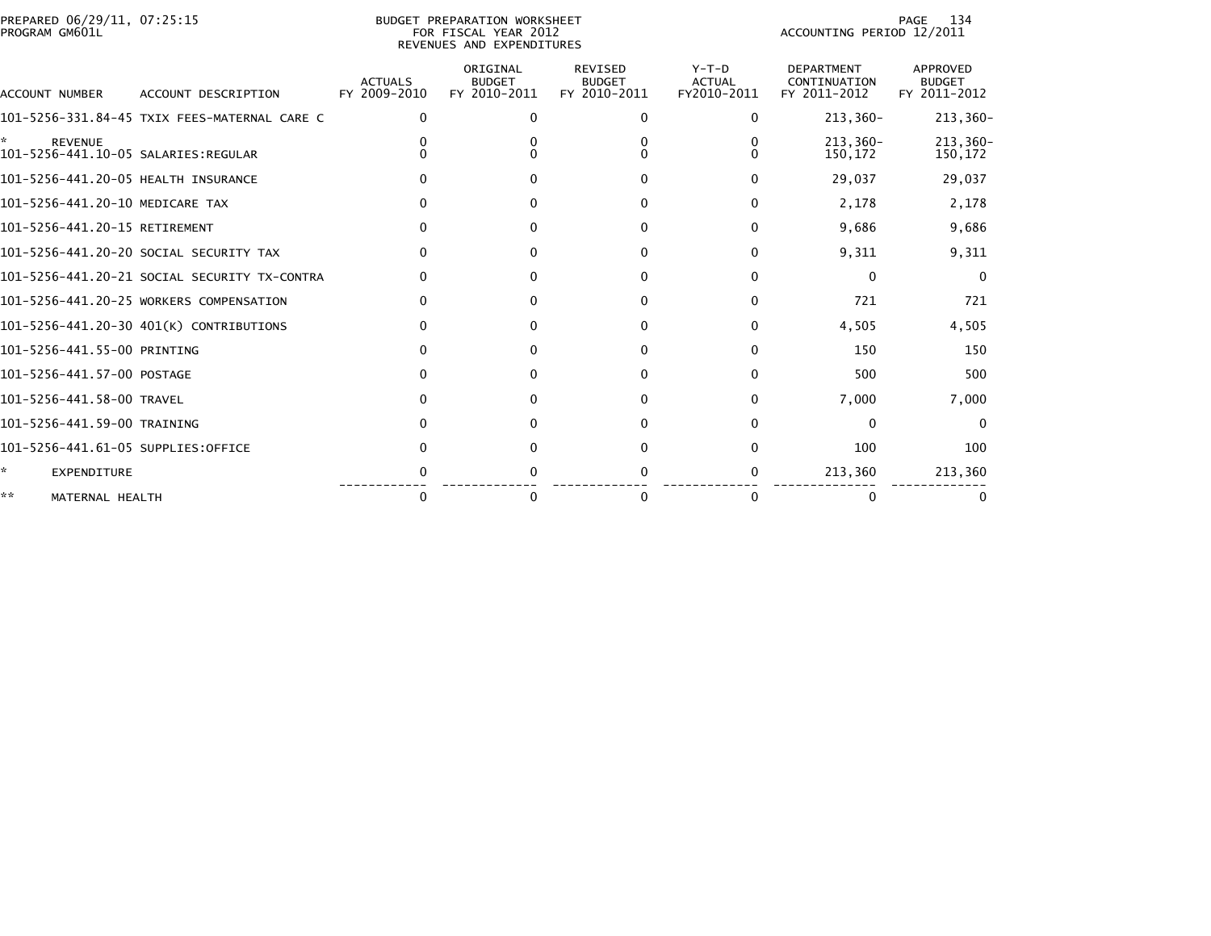PREPARED 06/29/11, 07:25:15
PROGRAM GM601L

BUDGET PREPARATION WORKSHEET
FOR FISCAL YEAR 2012
REVENUES AND EXPENDITURES

ACCOUNTING PERIOD 12/2011

| ACCOUNT NUMBER | ACCOUNT DESCRIPTION | ACTUALS FY 2009-2010 | ORIGINAL BUDGET FY 2010-2011 | REVISED BUDGET FY 2010-2011 | Y-T-D ACTUAL FY2010-2011 | DEPARTMENT CONTINUATION FY 2011-2012 | APPROVED BUDGET FY 2011-2012 |
|---|---|---|---|---|---|---|---|
| 101-5256-331.84-45 | TXIX FEES-MATERNAL CARE C | 0 | 0 | 0 | 0 | 213,360- | 213,360- |
| * | REVENUE | 0 | 0 | 0 | 0 | 213,360- | 213,360- |
| 101-5256-441.10-05 | SALARIES:REGULAR | 0 | 0 | 0 | 0 | 150,172 | 150,172 |
| 101-5256-441.20-05 | HEALTH INSURANCE | 0 | 0 | 0 | 0 | 29,037 | 29,037 |
| 101-5256-441.20-10 | MEDICARE TAX | 0 | 0 | 0 | 0 | 2,178 | 2,178 |
| 101-5256-441.20-15 | RETIREMENT | 0 | 0 | 0 | 0 | 9,686 | 9,686 |
| 101-5256-441.20-20 | SOCIAL SECURITY TAX | 0 | 0 | 0 | 0 | 9,311 | 9,311 |
| 101-5256-441.20-21 | SOCIAL SECURITY TX-CONTRA | 0 | 0 | 0 | 0 | 0 | 0 |
| 101-5256-441.20-25 | WORKERS COMPENSATION | 0 | 0 | 0 | 0 | 721 | 721 |
| 101-5256-441.20-30 | 401(K) CONTRIBUTIONS | 0 | 0 | 0 | 0 | 4,505 | 4,505 |
| 101-5256-441.55-00 | PRINTING | 0 | 0 | 0 | 0 | 150 | 150 |
| 101-5256-441.57-00 | POSTAGE | 0 | 0 | 0 | 0 | 500 | 500 |
| 101-5256-441.58-00 | TRAVEL | 0 | 0 | 0 | 0 | 7,000 | 7,000 |
| 101-5256-441.59-00 | TRAINING | 0 | 0 | 0 | 0 | 0 | 0 |
| 101-5256-441.61-05 | SUPPLIES:OFFICE | 0 | 0 | 0 | 0 | 100 | 100 |
| * | EXPENDITURE | 0 | 0 | 0 | 0 | 213,360 | 213,360 |
| ** | MATERNAL HEALTH | 0 | 0 | 0 | 0 | 0 | 0 |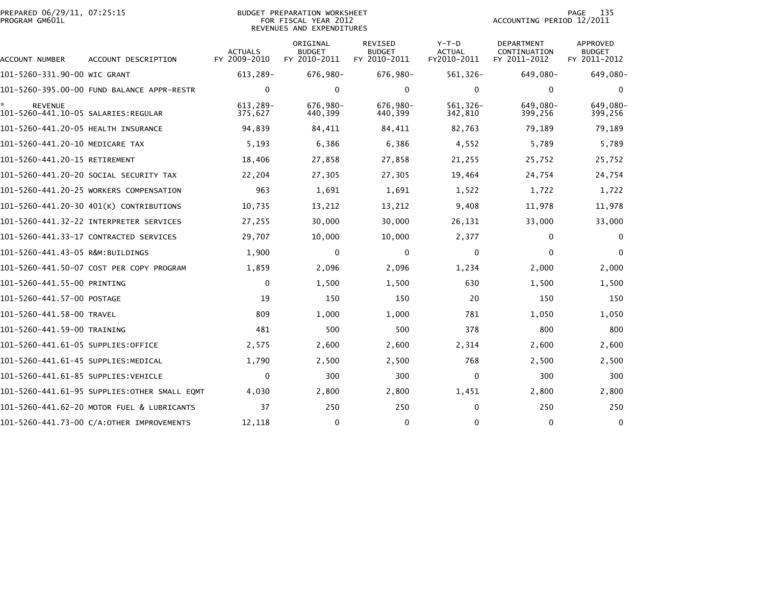PREPARED 06/29/11, 07:25:15
PROGRAM GM601L

BUDGET PREPARATION WORKSHEET
FOR FISCAL YEAR 2012
REVENUES AND EXPENDITURES

ACCOUNTING PERIOD 12/2011

| ACCOUNT NUMBER | ACCOUNT DESCRIPTION | ACTUALS FY 2009-2010 | ORIGINAL BUDGET FY 2010-2011 | REVISED BUDGET FY 2010-2011 | Y-T-D ACTUAL FY2010-2011 | DEPARTMENT CONTINUATION FY 2011-2012 | APPROVED BUDGET FY 2011-2012 |
|---|---|---|---|---|---|---|---|
| 101-5260-331.90-00 | WIC GRANT | 613,289- | 676,980- | 676,980- | 561,326- | 649,080- | 649,080- |
| 101-5260-395.00-00 | FUND BALANCE APPR-RESTR | 0 | 0 | 0 | 0 | 0 | 0 |
| * REVENUE | | 613,289- | 676,980- | 676,980- | 561,326- | 649,080- | 649,080- |
| 101-5260-441.10-05 | SALARIES:REGULAR | 375,627 | 440,399 | 440,399 | 342,810 | 399,256 | 399,256 |
| 101-5260-441.20-05 | HEALTH INSURANCE | 94,839 | 84,411 | 84,411 | 82,763 | 79,189 | 79,189 |
| 101-5260-441.20-10 | MEDICARE TAX | 5,193 | 6,386 | 6,386 | 4,552 | 5,789 | 5,789 |
| 101-5260-441.20-15 | RETIREMENT | 18,406 | 27,858 | 27,858 | 21,255 | 25,752 | 25,752 |
| 101-5260-441.20-20 | SOCIAL SECURITY TAX | 22,204 | 27,305 | 27,305 | 19,464 | 24,754 | 24,754 |
| 101-5260-441.20-25 | WORKERS COMPENSATION | 963 | 1,691 | 1,691 | 1,522 | 1,722 | 1,722 |
| 101-5260-441.20-30 | 401(K) CONTRIBUTIONS | 10,735 | 13,212 | 13,212 | 9,408 | 11,978 | 11,978 |
| 101-5260-441.32-22 | INTERPRETER SERVICES | 27,255 | 30,000 | 30,000 | 26,131 | 33,000 | 33,000 |
| 101-5260-441.33-17 | CONTRACTED SERVICES | 29,707 | 10,000 | 10,000 | 2,377 | 0 | 0 |
| 101-5260-441.43-05 | R&M:BUILDINGS | 1,900 | 0 | 0 | 0 | 0 | 0 |
| 101-5260-441.50-07 | COST PER COPY PROGRAM | 1,859 | 2,096 | 2,096 | 1,234 | 2,000 | 2,000 |
| 101-5260-441.55-00 | PRINTING | 0 | 1,500 | 1,500 | 630 | 1,500 | 1,500 |
| 101-5260-441.57-00 | POSTAGE | 19 | 150 | 150 | 20 | 150 | 150 |
| 101-5260-441.58-00 | TRAVEL | 809 | 1,000 | 1,000 | 781 | 1,050 | 1,050 |
| 101-5260-441.59-00 | TRAINING | 481 | 500 | 500 | 378 | 800 | 800 |
| 101-5260-441.61-05 | SUPPLIES:OFFICE | 2,575 | 2,600 | 2,600 | 2,314 | 2,600 | 2,600 |
| 101-5260-441.61-45 | SUPPLIES:MEDICAL | 1,790 | 2,500 | 2,500 | 768 | 2,500 | 2,500 |
| 101-5260-441.61-85 | SUPPLIES:VEHICLE | 0 | 300 | 300 | 0 | 300 | 300 |
| 101-5260-441.61-95 | SUPPLIES:OTHER SMALL EQMT | 4,030 | 2,800 | 2,800 | 1,451 | 2,800 | 2,800 |
| 101-5260-441.62-20 | MOTOR FUEL & LUBRICANTS | 37 | 250 | 250 | 0 | 250 | 250 |
| 101-5260-441.73-00 | C/A:OTHER IMPROVEMENTS | 12,118 | 0 | 0 | 0 | 0 | 0 |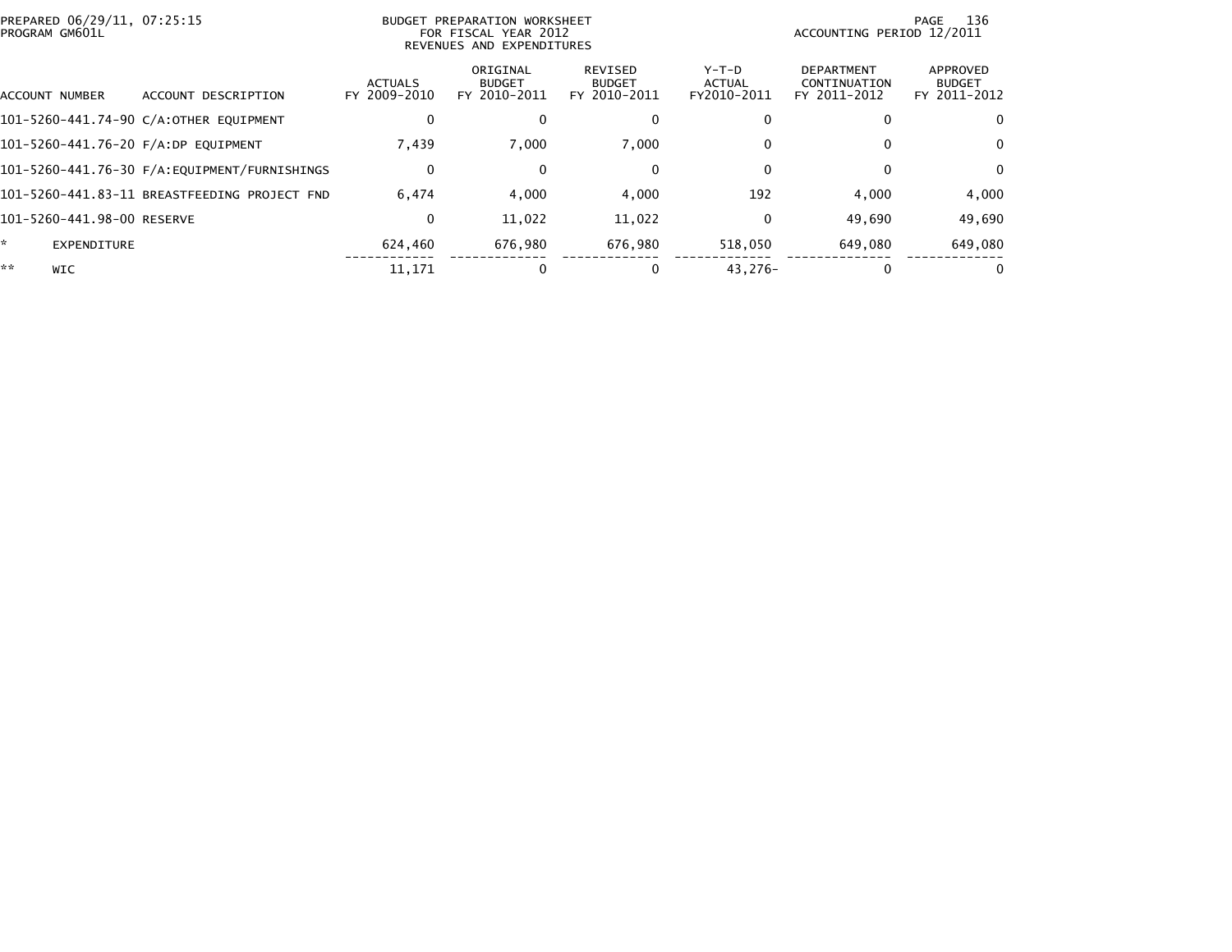PREPARED 06/29/11, 07:25:15
PROGRAM GM601L

BUDGET PREPARATION WORKSHEET
FOR FISCAL YEAR 2012
REVENUES AND EXPENDITURES

ACCOUNTING PERIOD 12/2011

| ACCOUNT NUMBER | ACCOUNT DESCRIPTION | ACTUALS FY 2009-2010 | ORIGINAL BUDGET FY 2010-2011 | REVISED BUDGET FY 2010-2011 | Y-T-D ACTUAL FY2010-2011 | DEPARTMENT CONTINUATION FY 2011-2012 | APPROVED BUDGET FY 2011-2012 |
|---|---|---|---|---|---|---|---|
| 101-5260-441.74-90 | C/A:OTHER EQUIPMENT | 0 | 0 | 0 | 0 | 0 | 0 |
| 101-5260-441.76-20 | F/A:DP EQUIPMENT | 7,439 | 7,000 | 7,000 | 0 | 0 | 0 |
| 101-5260-441.76-30 | F/A:EQUIPMENT/FURNISHINGS | 0 | 0 | 0 | 0 | 0 | 0 |
| 101-5260-441.83-11 | BREASTFEEDING PROJECT FND | 6,474 | 4,000 | 4,000 | 192 | 4,000 | 4,000 |
| 101-5260-441.98-00 | RESERVE | 0 | 11,022 | 11,022 | 0 | 49,690 | 49,690 |
| * | EXPENDITURE | 624,460 | 676,980 | 676,980 | 518,050 | 649,080 | 649,080 |
| ** | WIC | 11,171 | 0 | 0 | 43,276- | 0 | 0 |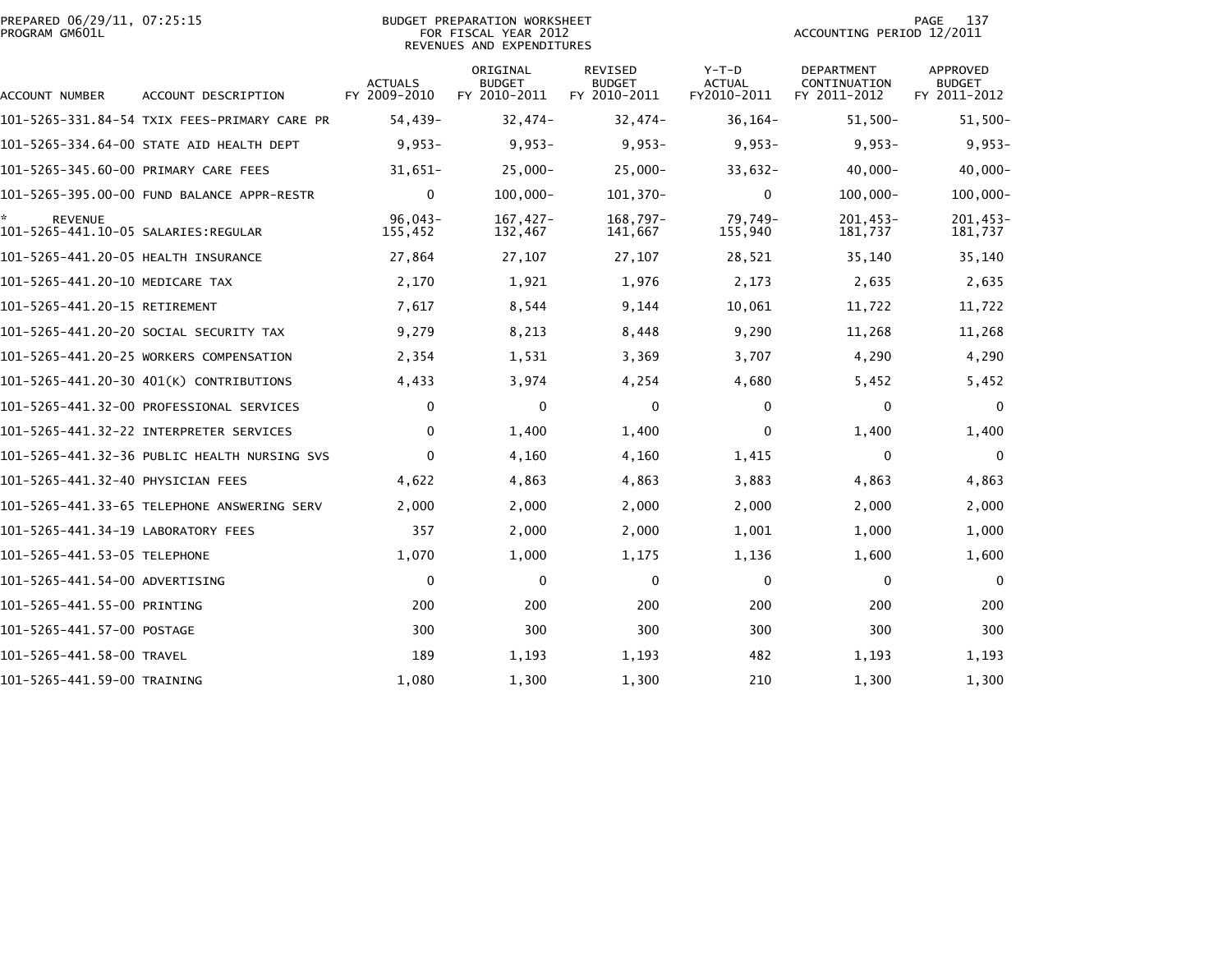PREPARED 06/29/11, 07:25:15
PROGRAM GM601L

BUDGET PREPARATION WORKSHEET
FOR FISCAL YEAR 2012
REVENUES AND EXPENDITURES

ACCOUNTING PERIOD 12/2011

| ACCOUNT NUMBER | ACCOUNT DESCRIPTION | ACTUALS FY 2009-2010 | ORIGINAL BUDGET FY 2010-2011 | REVISED BUDGET FY 2010-2011 | Y-T-D ACTUAL FY2010-2011 | DEPARTMENT CONTINUATION FY 2011-2012 | APPROVED BUDGET FY 2011-2012 |
|---|---|---|---|---|---|---|---|
| 101-5265-331.84-54 | TXIX FEES-PRIMARY CARE PR | 54,439- | 32,474- | 32,474- | 36,164- | 51,500- | 51,500- |
| 101-5265-334.64-00 | STATE AID HEALTH DEPT | 9,953- | 9,953- | 9,953- | 9,953- | 9,953- | 9,953- |
| 101-5265-345.60-00 | PRIMARY CARE FEES | 31,651- | 25,000- | 25,000- | 33,632- | 40,000- | 40,000- |
| 101-5265-395.00-00 | FUND BALANCE APPR-RESTR | 0 | 100,000- | 101,370- | 0 | 100,000- | 100,000- |
| * | REVENUE | 96,043- | 167,427- | 168,797- | 79,749- | 201,453- | 201,453- |
| 101-5265-441.10-05 | SALARIES:REGULAR | 155,452 | 132,467 | 141,667 | 155,940 | 181,737 | 181,737 |
| 101-5265-441.20-05 | HEALTH INSURANCE | 27,864 | 27,107 | 27,107 | 28,521 | 35,140 | 35,140 |
| 101-5265-441.20-10 | MEDICARE TAX | 2,170 | 1,921 | 1,976 | 2,173 | 2,635 | 2,635 |
| 101-5265-441.20-15 | RETIREMENT | 7,617 | 8,544 | 9,144 | 10,061 | 11,722 | 11,722 |
| 101-5265-441.20-20 | SOCIAL SECURITY TAX | 9,279 | 8,213 | 8,448 | 9,290 | 11,268 | 11,268 |
| 101-5265-441.20-25 | WORKERS COMPENSATION | 2,354 | 1,531 | 3,369 | 3,707 | 4,290 | 4,290 |
| 101-5265-441.20-30 | 401(K) CONTRIBUTIONS | 4,433 | 3,974 | 4,254 | 4,680 | 5,452 | 5,452 |
| 101-5265-441.32-00 | PROFESSIONAL SERVICES | 0 | 0 | 0 | 0 | 0 | 0 |
| 101-5265-441.32-22 | INTERPRETER SERVICES | 0 | 1,400 | 1,400 | 0 | 1,400 | 1,400 |
| 101-5265-441.32-36 | PUBLIC HEALTH NURSING SVS | 0 | 4,160 | 4,160 | 1,415 | 0 | 0 |
| 101-5265-441.32-40 | PHYSICIAN FEES | 4,622 | 4,863 | 4,863 | 3,883 | 4,863 | 4,863 |
| 101-5265-441.33-65 | TELEPHONE ANSWERING SERV | 2,000 | 2,000 | 2,000 | 2,000 | 2,000 | 2,000 |
| 101-5265-441.34-19 | LABORATORY FEES | 357 | 2,000 | 2,000 | 1,001 | 1,000 | 1,000 |
| 101-5265-441.53-05 | TELEPHONE | 1,070 | 1,000 | 1,175 | 1,136 | 1,600 | 1,600 |
| 101-5265-441.54-00 | ADVERTISING | 0 | 0 | 0 | 0 | 0 | 0 |
| 101-5265-441.55-00 | PRINTING | 200 | 200 | 200 | 200 | 200 | 200 |
| 101-5265-441.57-00 | POSTAGE | 300 | 300 | 300 | 300 | 300 | 300 |
| 101-5265-441.58-00 | TRAVEL | 189 | 1,193 | 1,193 | 482 | 1,193 | 1,193 |
| 101-5265-441.59-00 | TRAINING | 1,080 | 1,300 | 1,300 | 210 | 1,300 | 1,300 |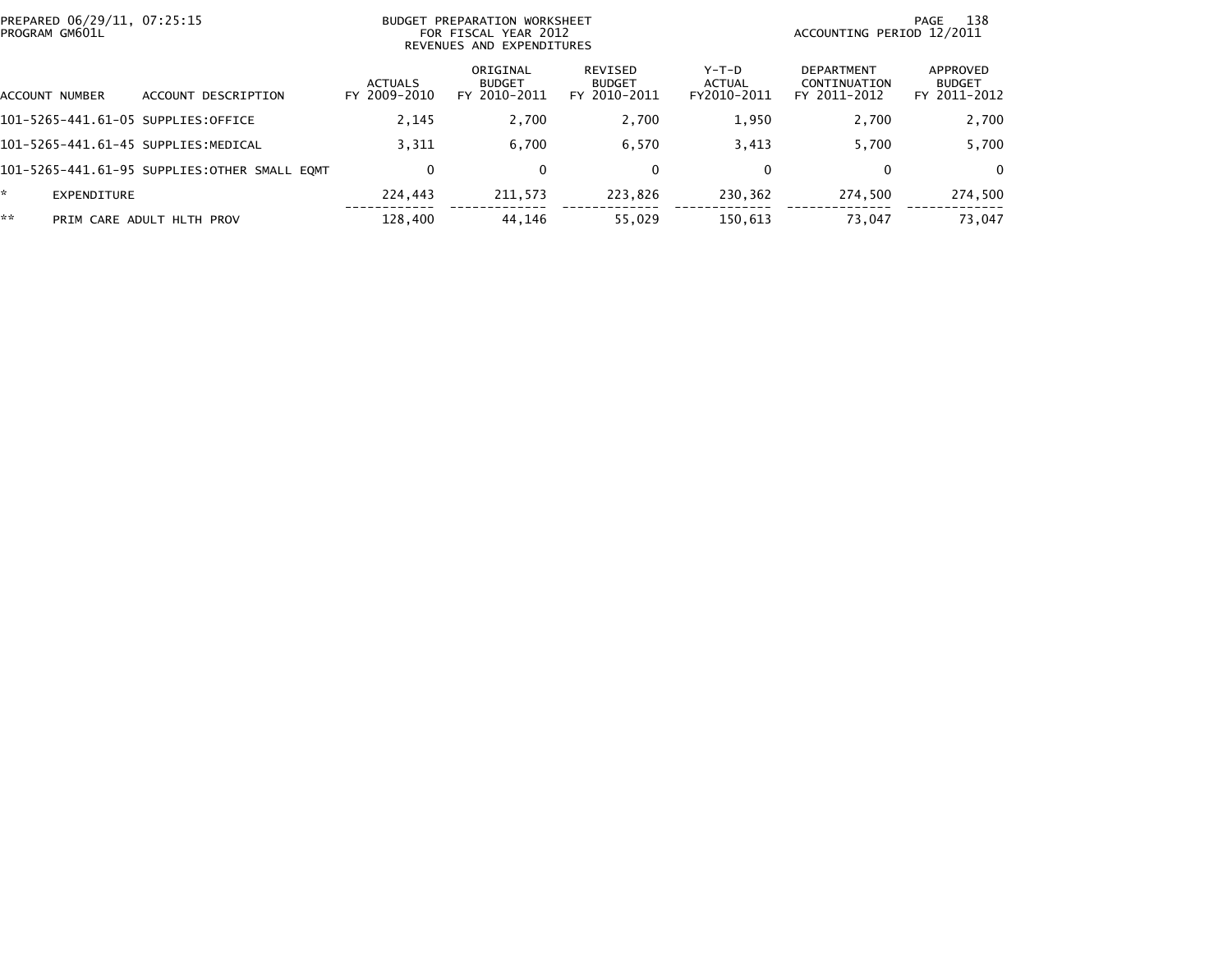BUDGET PREPARATION WORKSHEET
FOR FISCAL YEAR 2012
REVENUES AND EXPENDITURES

PREPARED 06/29/11, 07:25:15
PROGRAM GM601L

ACCOUNTING PERIOD 12/2011

| ACCOUNT NUMBER | ACCOUNT DESCRIPTION | ACTUALS FY 2009-2010 | ORIGINAL BUDGET FY 2010-2011 | REVISED BUDGET FY 2010-2011 | Y-T-D ACTUAL FY2010-2011 | DEPARTMENT CONTINUATION FY 2011-2012 | APPROVED BUDGET FY 2011-2012 |
|---|---|---|---|---|---|---|---|
| 101-5265-441.61-05 | SUPPLIES:OFFICE | 2,145 | 2,700 | 2,700 | 1,950 | 2,700 | 2,700 |
| 101-5265-441.61-45 | SUPPLIES:MEDICAL | 3,311 | 6,700 | 6,570 | 3,413 | 5,700 | 5,700 |
| 101-5265-441.61-95 | SUPPLIES:OTHER SMALL EQMT | 0 | 0 | 0 | 0 | 0 | 0 |
| * | EXPENDITURE | 224,443 | 211,573 | 223,826 | 230,362 | 274,500 | 274,500 |
| ** | PRIM CARE ADULT HLTH PROV | 128,400 | 44,146 | 55,029 | 150,613 | 73,047 | 73,047 |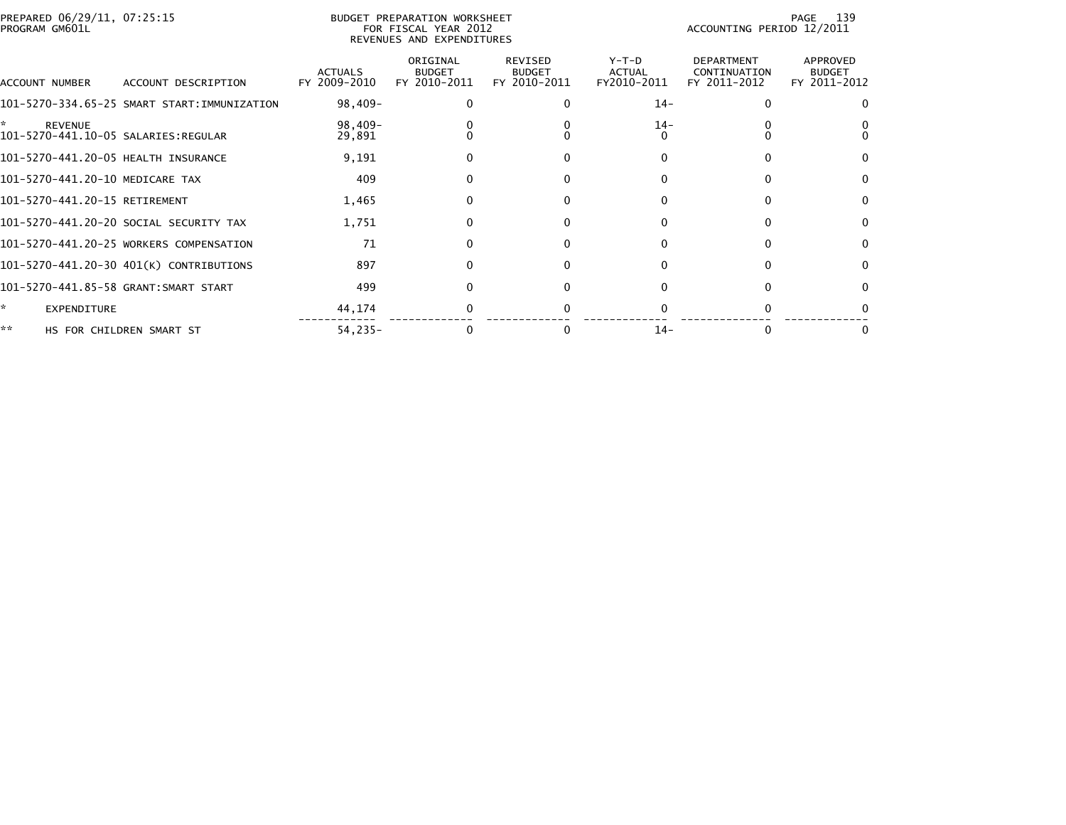PREPARED 06/29/11, 07:25:15
PROGRAM GM601L

BUDGET PREPARATION WORKSHEET
FOR FISCAL YEAR 2012
REVENUES AND EXPENDITURES

ACCOUNTING PERIOD 12/2011

| ACCOUNT NUMBER | ACCOUNT DESCRIPTION | ACTUALS FY 2009-2010 | ORIGINAL BUDGET FY 2010-2011 | REVISED BUDGET FY 2010-2011 | Y-T-D ACTUAL FY2010-2011 | DEPARTMENT CONTINUATION FY 2011-2012 | APPROVED BUDGET FY 2011-2012 |
|---|---|---|---|---|---|---|---|
| 101-5270-334.65-25 | SMART START:IMMUNIZATION | 98,409- | 0 | 0 | 14- | 0 | 0 |
| * | REVENUE | 98,409- | 0 | 0 | 14- | 0 | 0 |
| 101-5270-441.10-05 | SALARIES:REGULAR | 29,891 | 0 | 0 | 0 | 0 | 0 |
| 101-5270-441.20-05 | HEALTH INSURANCE | 9,191 | 0 | 0 | 0 | 0 | 0 |
| 101-5270-441.20-10 | MEDICARE TAX | 409 | 0 | 0 | 0 | 0 | 0 |
| 101-5270-441.20-15 | RETIREMENT | 1,465 | 0 | 0 | 0 | 0 | 0 |
| 101-5270-441.20-20 | SOCIAL SECURITY TAX | 1,751 | 0 | 0 | 0 | 0 | 0 |
| 101-5270-441.20-25 | WORKERS COMPENSATION | 71 | 0 | 0 | 0 | 0 | 0 |
| 101-5270-441.20-30 | 401(K) CONTRIBUTIONS | 897 | 0 | 0 | 0 | 0 | 0 |
| 101-5270-441.85-58 | GRANT:SMART START | 499 | 0 | 0 | 0 | 0 | 0 |
| * | EXPENDITURE | 44,174 | 0 | 0 | 0 | 0 | 0 |
| ** | HS FOR CHILDREN SMART ST | 54,235- | 0 | 0 | 14- | 0 | 0 |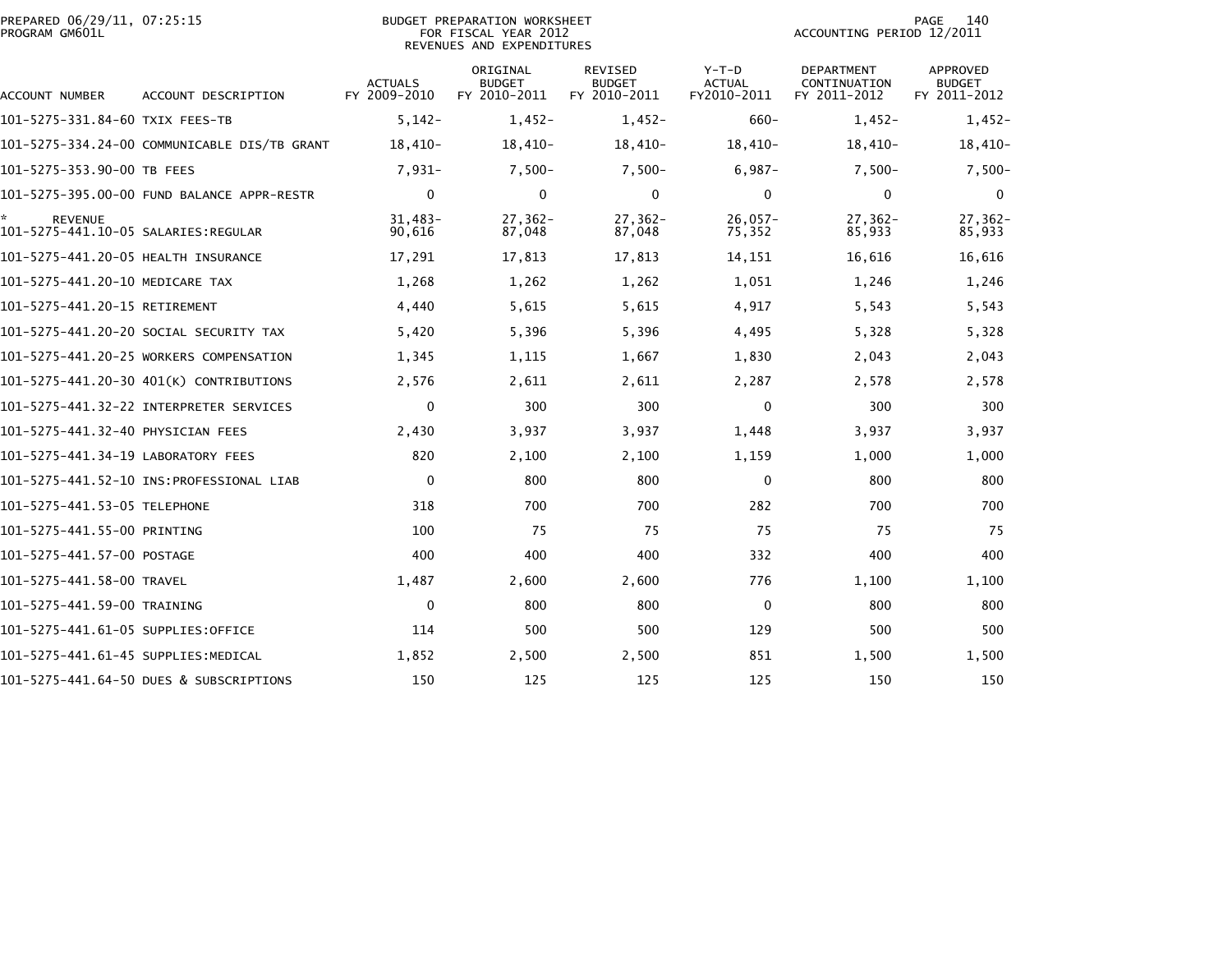PREPARED 06/29/11, 07:25:15
PROGRAM GM601L

BUDGET PREPARATION WORKSHEET
FOR FISCAL YEAR 2012
REVENUES AND EXPENDITURES

ACCOUNTING PERIOD 12/2011

| ACCOUNT NUMBER | ACCOUNT DESCRIPTION | ACTUALS FY 2009-2010 | ORIGINAL BUDGET FY 2010-2011 | REVISED BUDGET FY 2010-2011 | Y-T-D ACTUAL FY2010-2011 | DEPARTMENT CONTINUATION FY 2011-2012 | APPROVED BUDGET FY 2011-2012 |
|---|---|---|---|---|---|---|---|
| 101-5275-331.84-60 | TXIX FEES-TB | 5,142- | 1,452- | 1,452- | 660- | 1,452- | 1,452- |
| 101-5275-334.24-00 | COMMUNICABLE DIS/TB GRANT | 18,410- | 18,410- | 18,410- | 18,410- | 18,410- | 18,410- |
| 101-5275-353.90-00 | TB FEES | 7,931- | 7,500- | 7,500- | 6,987- | 7,500- | 7,500- |
| 101-5275-395.00-00 | FUND BALANCE APPR-RESTR | 0 | 0 | 0 | 0 | 0 | 0 |
| * REVENUE | | 31,483- | 27,362- | 27,362- | 26,057- | 27,362- | 27,362- |
| 101-5275-441.10-05 | SALARIES:REGULAR | 90,616 | 87,048 | 87,048 | 75,352 | 85,933 | 85,933 |
| 101-5275-441.20-05 | HEALTH INSURANCE | 17,291 | 17,813 | 17,813 | 14,151 | 16,616 | 16,616 |
| 101-5275-441.20-10 | MEDICARE TAX | 1,268 | 1,262 | 1,262 | 1,051 | 1,246 | 1,246 |
| 101-5275-441.20-15 | RETIREMENT | 4,440 | 5,615 | 5,615 | 4,917 | 5,543 | 5,543 |
| 101-5275-441.20-20 | SOCIAL SECURITY TAX | 5,420 | 5,396 | 5,396 | 4,495 | 5,328 | 5,328 |
| 101-5275-441.20-25 | WORKERS COMPENSATION | 1,345 | 1,115 | 1,667 | 1,830 | 2,043 | 2,043 |
| 101-5275-441.20-30 | 401(K) CONTRIBUTIONS | 2,576 | 2,611 | 2,611 | 2,287 | 2,578 | 2,578 |
| 101-5275-441.32-22 | INTERPRETER SERVICES | 0 | 300 | 300 | 0 | 300 | 300 |
| 101-5275-441.32-40 | PHYSICIAN FEES | 2,430 | 3,937 | 3,937 | 1,448 | 3,937 | 3,937 |
| 101-5275-441.34-19 | LABORATORY FEES | 820 | 2,100 | 2,100 | 1,159 | 1,000 | 1,000 |
| 101-5275-441.52-10 | INS:PROFESSIONAL LIAB | 0 | 800 | 800 | 0 | 800 | 800 |
| 101-5275-441.53-05 | TELEPHONE | 318 | 700 | 700 | 282 | 700 | 700 |
| 101-5275-441.55-00 | PRINTING | 100 | 75 | 75 | 75 | 75 | 75 |
| 101-5275-441.57-00 | POSTAGE | 400 | 400 | 400 | 332 | 400 | 400 |
| 101-5275-441.58-00 | TRAVEL | 1,487 | 2,600 | 2,600 | 776 | 1,100 | 1,100 |
| 101-5275-441.59-00 | TRAINING | 0 | 800 | 800 | 0 | 800 | 800 |
| 101-5275-441.61-05 | SUPPLIES:OFFICE | 114 | 500 | 500 | 129 | 500 | 500 |
| 101-5275-441.61-45 | SUPPLIES:MEDICAL | 1,852 | 2,500 | 2,500 | 851 | 1,500 | 1,500 |
| 101-5275-441.64-50 | DUES & SUBSCRIPTIONS | 150 | 125 | 125 | 125 | 150 | 150 |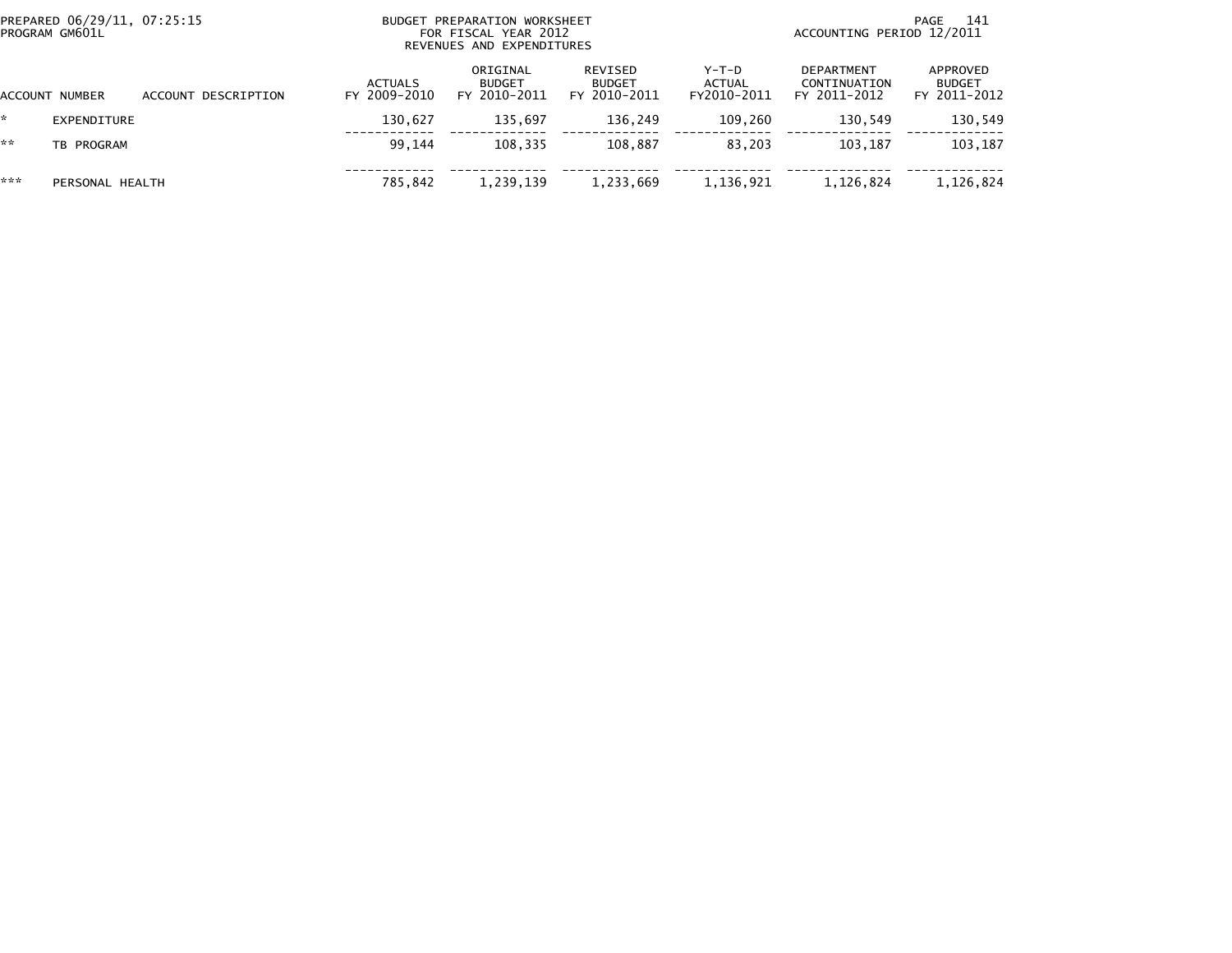| ACCOUNT NUMBER | ACCOUNT DESCRIPTION | ACTUALS FY 2009-2010 | ORIGINAL BUDGET FY 2010-2011 | REVISED BUDGET FY 2010-2011 | Y-T-D ACTUAL FY2010-2011 | DEPARTMENT CONTINUATION FY 2011-2012 | APPROVED BUDGET FY 2011-2012 |
|---|---|---|---|---|---|---|---|
| * | EXPENDITURE | 130,627 | 135,697 | 136,249 | 109,260 | 130,549 | 130,549 |
| ** | TB PROGRAM | 99,144 | 108,335 | 108,887 | 83,203 | 103,187 | 103,187 |
| *** | PERSONAL HEALTH | 785,842 | 1,239,139 | 1,233,669 | 1,136,921 | 1,126,824 | 1,126,824 |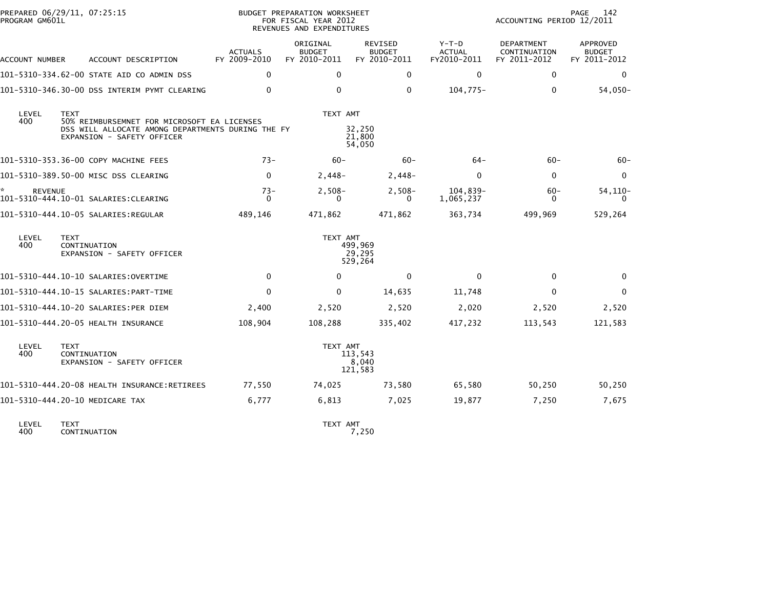PREPARED 06/29/11, 07:25:15
PROGRAM GM601L

BUDGET PREPARATION WORKSHEET
FOR FISCAL YEAR 2012
REVENUES AND EXPENDITURES

ACCOUNTING PERIOD 12/2011

| ACCOUNT NUMBER | ACCOUNT DESCRIPTION | ACTUALS FY 2009-2010 | ORIGINAL BUDGET FY 2010-2011 | REVISED BUDGET FY 2010-2011 | Y-T-D ACTUAL FY2010-2011 | DEPARTMENT CONTINUATION FY 2011-2012 | APPROVED BUDGET FY 2011-2012 |
|---|---|---|---|---|---|---|---|
| 101-5310-334.62-00 | STATE AID CO ADMIN DSS | 0 | 0 | 0 | 0 | 0 | 0 |
| 101-5310-346.30-00 | DSS INTERIM PYMT CLEARING | 0 | 0 | 0 | 104,775- | 0 | 54,050- |

| LEVEL | TEXT | TEXT AMT |
|---|---|---|
| 400 | 50% REIMBURSEMNET FOR MICROSOFT EA LICENSES | |
| | DSS WILL ALLOCATE AMONG DEPARTMENTS DURING THE FY | 32,250 |
| | EXPANSION - SAFETY OFFICER | 21,800 |
| | | 54,050 |

| ACCOUNT NUMBER | ACCOUNT DESCRIPTION | ACTUALS FY 2009-2010 | ORIGINAL BUDGET FY 2010-2011 | REVISED BUDGET FY 2010-2011 | Y-T-D ACTUAL FY2010-2011 | DEPARTMENT CONTINUATION FY 2011-2012 | APPROVED BUDGET FY 2011-2012 |
|---|---|---|---|---|---|---|---|
| 101-5310-353.36-00 | COPY MACHINE FEES | 73- | 60- | 60- | 64- | 60- | 60- |
| 101-5310-389.50-00 | MISC DSS CLEARING | 0 | 2,448- | 2,448- | 0 | 0 | 0 |
| * REVENUE | | 73- | 2,508- | 2,508- | 104,839- | 60- | 54,110- |
| 101-5310-444.10-01 | SALARIES:CLEARING | 0 | 0 | 0 | 1,065,237 | 0 | 0 |
| 101-5310-444.10-05 | SALARIES:REGULAR | 489,146 | 471,862 | 471,862 | 363,734 | 499,969 | 529,264 |

| LEVEL | TEXT | TEXT AMT |
|---|---|---|
| 400 | CONTINUATION | 499,969 |
| | EXPANSION - SAFETY OFFICER | 29,295 |
| | | 529,264 |

| ACCOUNT NUMBER | ACCOUNT DESCRIPTION | ACTUALS FY 2009-2010 | ORIGINAL BUDGET FY 2010-2011 | REVISED BUDGET FY 2010-2011 | Y-T-D ACTUAL FY2010-2011 | DEPARTMENT CONTINUATION FY 2011-2012 | APPROVED BUDGET FY 2011-2012 |
|---|---|---|---|---|---|---|---|
| 101-5310-444.10-10 | SALARIES:OVERTIME | 0 | 0 | 0 | 0 | 0 | 0 |
| 101-5310-444.10-15 | SALARIES:PART-TIME | 0 | 0 | 14,635 | 11,748 | 0 | 0 |
| 101-5310-444.10-20 | SALARIES:PER DIEM | 2,400 | 2,520 | 2,520 | 2,020 | 2,520 | 2,520 |
| 101-5310-444.20-05 | HEALTH INSURANCE | 108,904 | 108,288 | 335,402 | 417,232 | 113,543 | 121,583 |

| LEVEL | TEXT | TEXT AMT |
|---|---|---|
| 400 | CONTINUATION | 113,543 |
| | EXPANSION - SAFETY OFFICER | 8,040 |
| | | 121,583 |

| ACCOUNT NUMBER | ACCOUNT DESCRIPTION | ACTUALS FY 2009-2010 | ORIGINAL BUDGET FY 2010-2011 | REVISED BUDGET FY 2010-2011 | Y-T-D ACTUAL FY2010-2011 | DEPARTMENT CONTINUATION FY 2011-2012 | APPROVED BUDGET FY 2011-2012 |
|---|---|---|---|---|---|---|---|
| 101-5310-444.20-08 | HEALTH INSURANCE:RETIREES | 77,550 | 74,025 | 73,580 | 65,580 | 50,250 | 50,250 |
| 101-5310-444.20-10 | MEDICARE TAX | 6,777 | 6,813 | 7,025 | 19,877 | 7,250 | 7,675 |

| LEVEL | TEXT | TEXT AMT |
|---|---|---|
| 400 | CONTINUATION | 7,250 |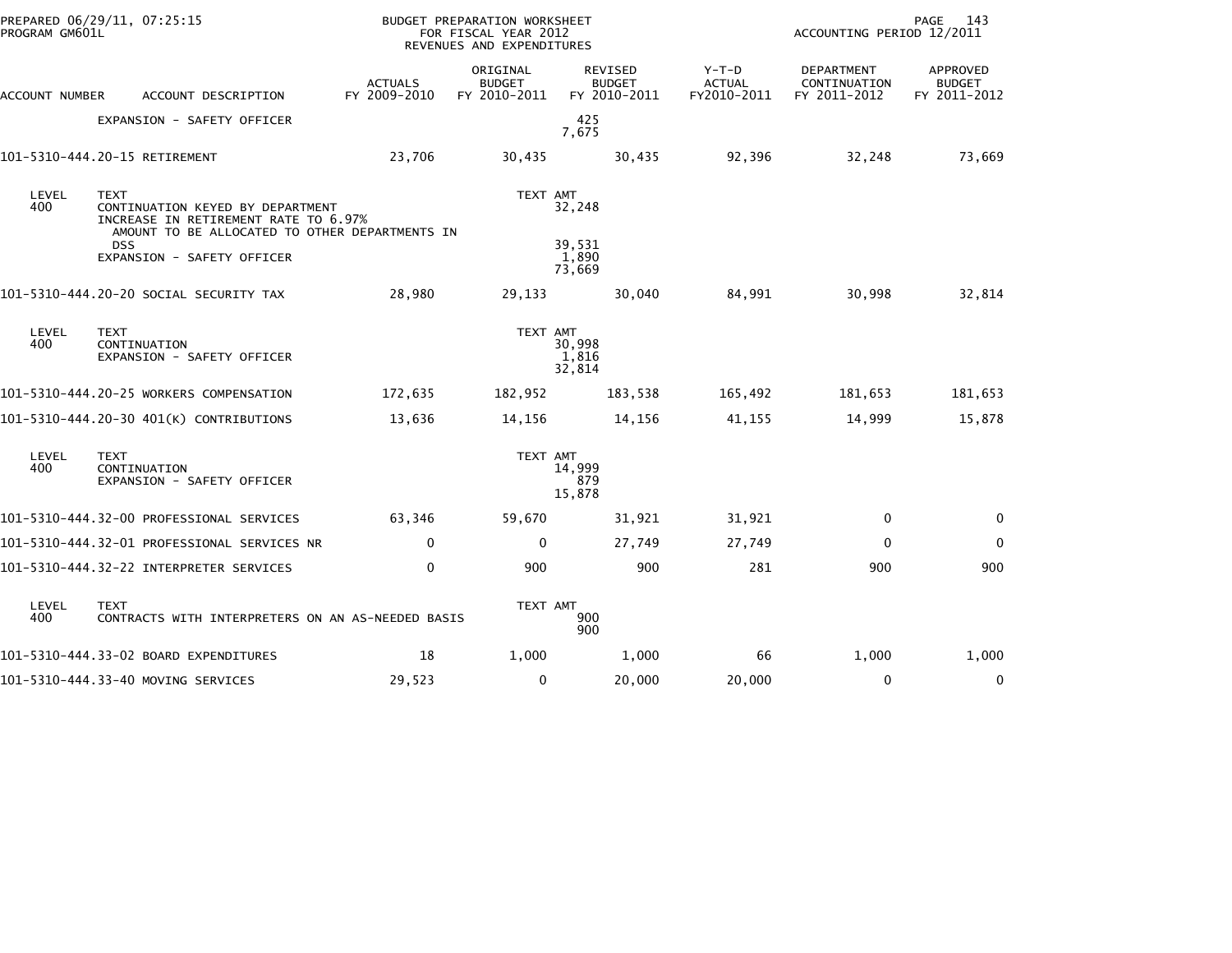PREPARED 06/29/11, 07:25:15
PROGRAM GM601L

BUDGET PREPARATION WORKSHEET
FOR FISCAL YEAR 2012
REVENUES AND EXPENDITURES

ACCOUNTING PERIOD 12/2011

| ACCOUNT NUMBER | ACCOUNT DESCRIPTION | ACTUALS FY 2009-2010 | ORIGINAL BUDGET FY 2010-2011 | REVISED BUDGET FY 2010-2011 | Y-T-D ACTUAL FY2010-2011 | DEPARTMENT CONTINUATION FY 2011-2012 | APPROVED BUDGET FY 2011-2012 |
|---|---|---|---|---|---|---|---|
| | EXPANSION - SAFETY OFFICER | | 425 | | | | |
| | | | 7,675 | | | | |
| 101-5310-444.20-15 | RETIREMENT | 23,706 | 30,435 | 30,435 | 92,396 | 32,248 | 73,669 |
| LEVEL 400 | TEXT | | TEXT AMT | | | | |
| | CONTINUATION KEYED BY DEPARTMENT | | 32,248 | | | | |
| | INCREASE IN RETIREMENT RATE TO 6.97% | | | | | | |
| | AMOUNT TO BE ALLOCATED TO OTHER DEPARTMENTS IN DSS | | 39,531 | | | | |
| | EXPANSION - SAFETY OFFICER | | 1,890 | | | | |
| | | | 73,669 | | | | |
| 101-5310-444.20-20 | SOCIAL SECURITY TAX | 28,980 | 29,133 | 30,040 | 84,991 | 30,998 | 32,814 |
| LEVEL 400 | TEXT | | TEXT AMT | | | | |
| | CONTINUATION | | 30,998 | | | | |
| | EXPANSION - SAFETY OFFICER | | 1,816 | | | | |
| | | | 32,814 | | | | |
| 101-5310-444.20-25 | WORKERS COMPENSATION | 172,635 | 182,952 | 183,538 | 165,492 | 181,653 | 181,653 |
| 101-5310-444.20-30 | 401(K) CONTRIBUTIONS | 13,636 | 14,156 | 14,156 | 41,155 | 14,999 | 15,878 |
| LEVEL 400 | TEXT | | TEXT AMT | | | | |
| | CONTINUATION | | 14,999 | | | | |
| | EXPANSION - SAFETY OFFICER | | 879 | | | | |
| | | | 15,878 | | | | |
| 101-5310-444.32-00 | PROFESSIONAL SERVICES | 63,346 | 59,670 | 31,921 | 31,921 | 0 | 0 |
| 101-5310-444.32-01 | PROFESSIONAL SERVICES NR | 0 | 0 | 27,749 | 27,749 | 0 | 0 |
| 101-5310-444.32-22 | INTERPRETER SERVICES | 0 | 900 | 900 | 281 | 900 | 900 |
| LEVEL 400 | TEXT | | TEXT AMT | | | | |
| | CONTRACTS WITH INTERPRETERS ON AN AS-NEEDED BASIS | | 900 | | | | |
| | | | 900 | | | | |
| 101-5310-444.33-02 | BOARD EXPENDITURES | 18 | 1,000 | 1,000 | 66 | 1,000 | 1,000 |
| 101-5310-444.33-40 | MOVING SERVICES | 29,523 | 0 | 20,000 | 20,000 | 0 | 0 |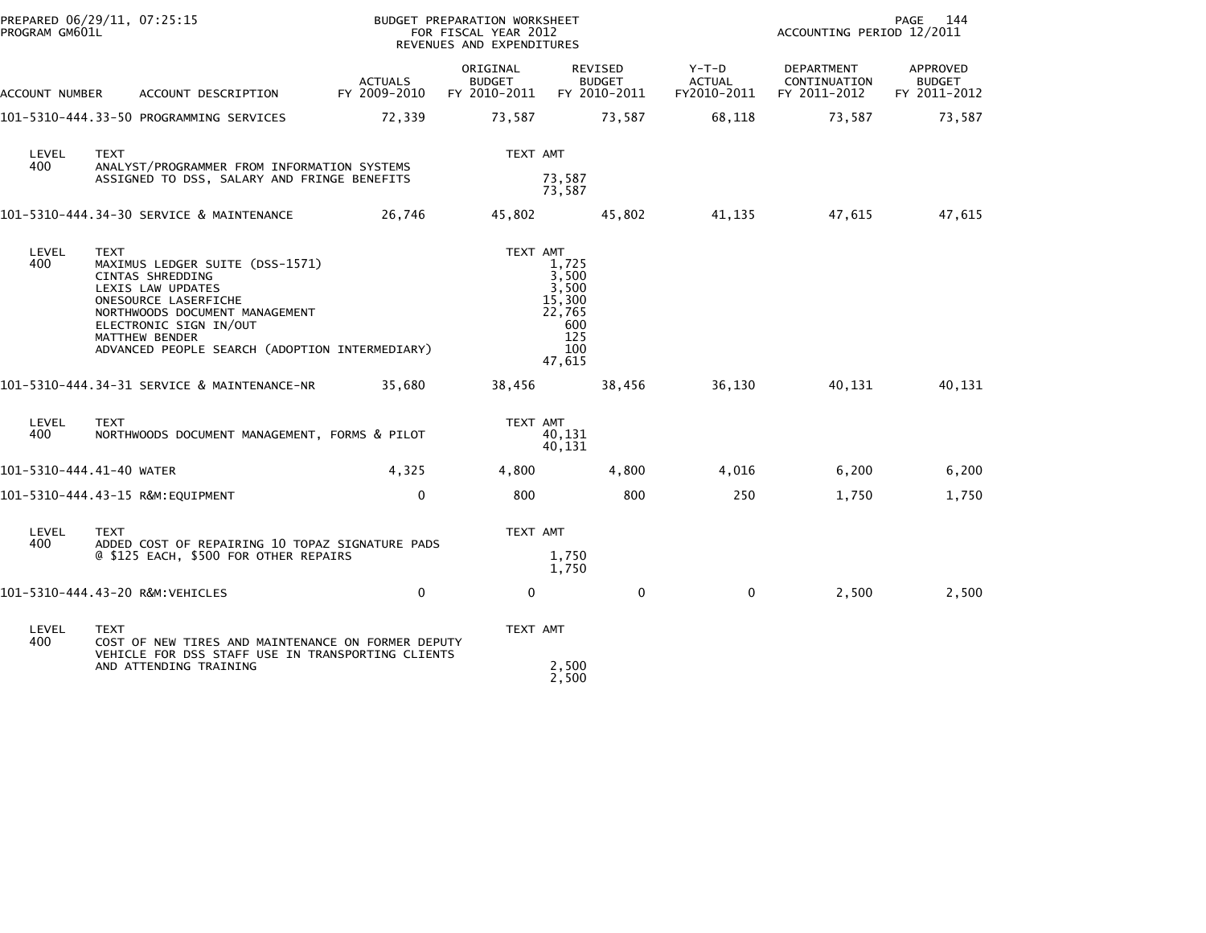PREPARED 06/29/11, 07:25:15
PROGRAM GM601L

BUDGET PREPARATION WORKSHEET
FOR FISCAL YEAR 2012
REVENUES AND EXPENDITURES

ACCOUNTING PERIOD 12/2011

| ACCOUNT NUMBER | ACCOUNT DESCRIPTION | ACTUALS FY 2009-2010 | ORIGINAL BUDGET FY 2010-2011 | REVISED BUDGET FY 2010-2011 | Y-T-D ACTUAL FY2010-2011 | DEPARTMENT CONTINUATION FY 2011-2012 | APPROVED BUDGET FY 2011-2012 |
|---|---|---|---|---|---|---|---|
| 101-5310-444.33-50 | PROGRAMMING SERVICES | 72,339 | 73,587 | 73,587 | 68,118 | 73,587 | 73,587 |

| LEVEL | TEXT | TEXT AMT |
|---|---|---|
| 400 | ANALYST/PROGRAMMER FROM INFORMATION SYSTEMS ASSIGNED TO DSS, SALARY AND FRINGE BENEFITS | 73,587 |
| | | 73,587 |

| ACCOUNT NUMBER | ACCOUNT DESCRIPTION | ACTUALS FY 2009-2010 | ORIGINAL BUDGET FY 2010-2011 | REVISED BUDGET FY 2010-2011 | Y-T-D ACTUAL FY2010-2011 | DEPARTMENT CONTINUATION FY 2011-2012 | APPROVED BUDGET FY 2011-2012 |
|---|---|---|---|---|---|---|---|
| 101-5310-444.34-30 | SERVICE & MAINTENANCE | 26,746 | 45,802 | 45,802 | 41,135 | 47,615 | 47,615 |

| LEVEL | TEXT | TEXT AMT |
|---|---|---|
| 400 | MAXIMUS LEDGER SUITE (DSS-1571) | 1,725 |
| | CINTAS SHREDDING | 3,500 |
| | LEXIS LAW UPDATES | 3,500 |
| | ONESOURCE LASERFICHE | 15,300 |
| | NORTHWOODS DOCUMENT MANAGEMENT | 22,765 |
| | ELECTRONIC SIGN IN/OUT | 600 |
| | MATTHEW BENDER | 125 |
| | ADVANCED PEOPLE SEARCH (ADOPTION INTERMEDIARY) | 100 |
| | | 47,615 |

| ACCOUNT NUMBER | ACCOUNT DESCRIPTION | ACTUALS FY 2009-2010 | ORIGINAL BUDGET FY 2010-2011 | REVISED BUDGET FY 2010-2011 | Y-T-D ACTUAL FY2010-2011 | DEPARTMENT CONTINUATION FY 2011-2012 | APPROVED BUDGET FY 2011-2012 |
|---|---|---|---|---|---|---|---|
| 101-5310-444.34-31 | SERVICE & MAINTENANCE-NR | 35,680 | 38,456 | 38,456 | 36,130 | 40,131 | 40,131 |

| LEVEL | TEXT | TEXT AMT |
|---|---|---|
| 400 | NORTHWOODS DOCUMENT MANAGEMENT, FORMS & PILOT | 40,131 |
| | | 40,131 |

| ACCOUNT NUMBER | ACCOUNT DESCRIPTION | ACTUALS FY 2009-2010 | ORIGINAL BUDGET FY 2010-2011 | REVISED BUDGET FY 2010-2011 | Y-T-D ACTUAL FY2010-2011 | DEPARTMENT CONTINUATION FY 2011-2012 | APPROVED BUDGET FY 2011-2012 |
|---|---|---|---|---|---|---|---|
| 101-5310-444.41-40 | WATER | 4,325 | 4,800 | 4,800 | 4,016 | 6,200 | 6,200 |
| 101-5310-444.43-15 | R&M:EQUIPMENT | 0 | 800 | 800 | 250 | 1,750 | 1,750 |

| LEVEL | TEXT | TEXT AMT |
|---|---|---|
| 400 | ADDED COST OF REPAIRING 10 TOPAZ SIGNATURE PADS @ $125 EACH, $500 FOR OTHER REPAIRS | 1,750 |
| | | 1,750 |

| ACCOUNT NUMBER | ACCOUNT DESCRIPTION | ACTUALS FY 2009-2010 | ORIGINAL BUDGET FY 2010-2011 | REVISED BUDGET FY 2010-2011 | Y-T-D ACTUAL FY2010-2011 | DEPARTMENT CONTINUATION FY 2011-2012 | APPROVED BUDGET FY 2011-2012 |
|---|---|---|---|---|---|---|---|
| 101-5310-444.43-20 | R&M:VEHICLES | 0 | 0 | 0 | 0 | 2,500 | 2,500 |

| LEVEL | TEXT | TEXT AMT |
|---|---|---|
| 400 | COST OF NEW TIRES AND MAINTENANCE ON FORMER DEPUTY VEHICLE FOR DSS STAFF USE IN TRANSPORTING CLIENTS AND ATTENDING TRAINING | 2,500 |
| | | 2,500 |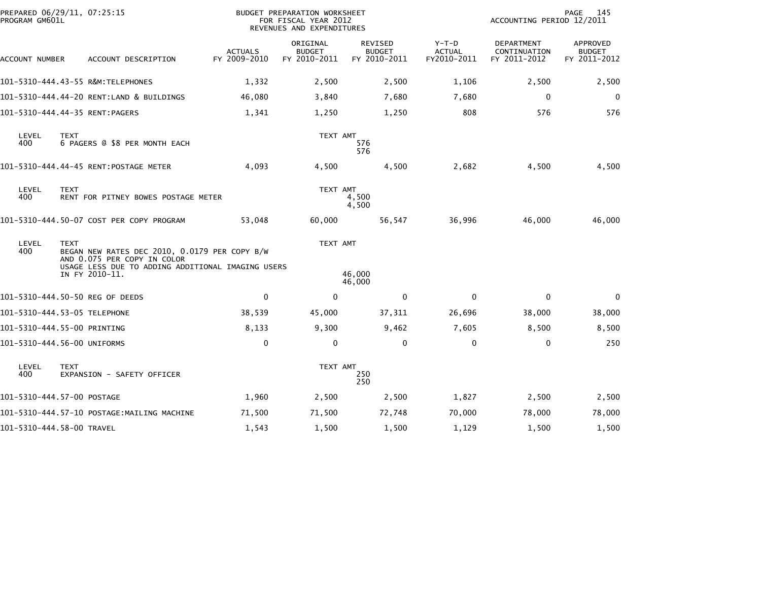PREPARED 06/29/11, 07:25:15
PROGRAM GM601L

BUDGET PREPARATION WORKSHEET
FOR FISCAL YEAR 2012
REVENUES AND EXPENDITURES

ACCOUNTING PERIOD 12/2011

| ACCOUNT NUMBER | ACCOUNT DESCRIPTION | ACTUALS FY 2009-2010 | ORIGINAL BUDGET FY 2010-2011 | REVISED BUDGET FY 2010-2011 | Y-T-D ACTUAL FY2010-2011 | DEPARTMENT CONTINUATION FY 2011-2012 | APPROVED BUDGET FY 2011-2012 |
|---|---|---|---|---|---|---|---|
| 101-5310-444.43-55 | R&M:TELEPHONES | 1,332 | 2,500 | 2,500 | 1,106 | 2,500 | 2,500 |
| 101-5310-444.44-20 | RENT:LAND & BUILDINGS | 46,080 | 3,840 | 7,680 | 7,680 | 0 | 0 |
| 101-5310-444.44-35 | RENT:PAGERS | 1,341 | 1,250 | 1,250 | 808 | 576 | 576 |
| LEVEL 400 | TEXT: 6 PAGERS @ $8 PER MONTH EACH | | TEXT AMT | 576 / 576 | | | |
| 101-5310-444.44-45 | RENT:POSTAGE METER | 4,093 | 4,500 | 4,500 | 2,682 | 4,500 | 4,500 |
| LEVEL 400 | TEXT: RENT FOR PITNEY BOWES POSTAGE METER | | TEXT AMT | 4,500 / 4,500 | | | |
| 101-5310-444.50-07 | COST PER COPY PROGRAM | 53,048 | 60,000 | 56,547 | 36,996 | 46,000 | 46,000 |
| LEVEL 400 | TEXT: BEGAN NEW RATES DEC 2010, 0.0179 PER COPY B/W AND 0.075 PER COPY IN COLOR USAGE LESS DUE TO ADDING ADDITIONAL IMAGING USERS IN FY 2010-11. | | TEXT AMT | 46,000 / 46,000 | | | |
| 101-5310-444.50-50 | REG OF DEEDS | 0 | 0 | 0 | 0 | 0 | 0 |
| 101-5310-444.53-05 | TELEPHONE | 38,539 | 45,000 | 37,311 | 26,696 | 38,000 | 38,000 |
| 101-5310-444.55-00 | PRINTING | 8,133 | 9,300 | 9,462 | 7,605 | 8,500 | 8,500 |
| 101-5310-444.56-00 | UNIFORMS | 0 | 0 | 0 | 0 | 0 | 250 |
| LEVEL 400 | TEXT: EXPANSION - SAFETY OFFICER | | TEXT AMT | 250 / 250 | | | |
| 101-5310-444.57-00 | POSTAGE | 1,960 | 2,500 | 2,500 | 1,827 | 2,500 | 2,500 |
| 101-5310-444.57-10 | POSTAGE:MAILING MACHINE | 71,500 | 71,500 | 72,748 | 70,000 | 78,000 | 78,000 |
| 101-5310-444.58-00 | TRAVEL | 1,543 | 1,500 | 1,500 | 1,129 | 1,500 | 1,500 |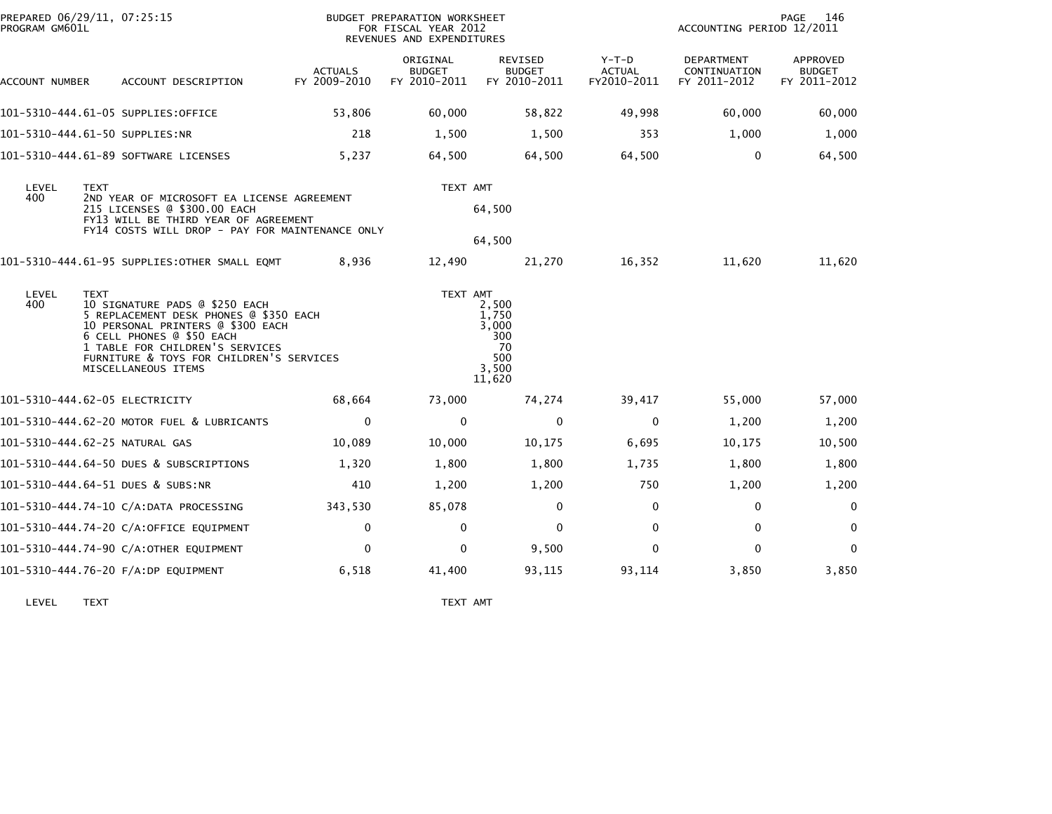PREPARED 06/29/11, 07:25:15
PROGRAM GM601L

BUDGET PREPARATION WORKSHEET
FOR FISCAL YEAR 2012
REVENUES AND EXPENDITURES

ACCOUNTING PERIOD 12/2011

| ACCOUNT NUMBER | ACCOUNT DESCRIPTION | ACTUALS FY 2009-2010 | ORIGINAL BUDGET FY 2010-2011 | REVISED BUDGET FY 2010-2011 | Y-T-D ACTUAL FY2010-2011 | DEPARTMENT CONTINUATION FY 2011-2012 | APPROVED BUDGET FY 2011-2012 |
|---|---|---|---|---|---|---|---|
| 101-5310-444.61-05 | SUPPLIES:OFFICE | 53,806 | 60,000 | 58,822 | 49,998 | 60,000 | 60,000 |
| 101-5310-444.61-50 | SUPPLIES:NR | 218 | 1,500 | 1,500 | 353 | 1,000 | 1,000 |
| 101-5310-444.61-89 | SOFTWARE LICENSES | 5,237 | 64,500 | 64,500 | 64,500 | 0 | 64,500 |

| LEVEL | TEXT | TEXT AMT |
|---|---|---|
| 400 | 2ND YEAR OF MICROSOFT EA LICENSE AGREEMENT | |
| | 215 LICENSES @ $300.00 EACH | 64,500 |
| | FY13 WILL BE THIRD YEAR OF AGREEMENT | |
| | FY14 COSTS WILL DROP - PAY FOR MAINTENANCE ONLY | |
| | | 64,500 |

| ACCOUNT NUMBER | ACCOUNT DESCRIPTION | ACTUALS FY 2009-2010 | ORIGINAL BUDGET FY 2010-2011 | REVISED BUDGET FY 2010-2011 | Y-T-D ACTUAL FY2010-2011 | DEPARTMENT CONTINUATION FY 2011-2012 | APPROVED BUDGET FY 2011-2012 |
|---|---|---|---|---|---|---|---|
| 101-5310-444.61-95 | SUPPLIES:OTHER SMALL EQMT | 8,936 | 12,490 | 21,270 | 16,352 | 11,620 | 11,620 |

| LEVEL | TEXT | TEXT AMT |
|---|---|---|
| 400 | 10 SIGNATURE PADS @ $250 EACH | 2,500 |
| | 5 REPLACEMENT DESK PHONES @ $350 EACH | 1,750 |
| | 10 PERSONAL PRINTERS @ $300 EACH | 3,000 |
| | 6 CELL PHONES @ $50 EACH | 300 |
| | 1 TABLE FOR CHILDREN'S SERVICES | 70 |
| | FURNITURE & TOYS FOR CHILDREN'S SERVICES | 500 |
| | MISCELLANEOUS ITEMS | 3,500 |
| | | 11,620 |

| ACCOUNT NUMBER | ACCOUNT DESCRIPTION | ACTUALS FY 2009-2010 | ORIGINAL BUDGET FY 2010-2011 | REVISED BUDGET FY 2010-2011 | Y-T-D ACTUAL FY2010-2011 | DEPARTMENT CONTINUATION FY 2011-2012 | APPROVED BUDGET FY 2011-2012 |
|---|---|---|---|---|---|---|---|
| 101-5310-444.62-05 | ELECTRICITY | 68,664 | 73,000 | 74,274 | 39,417 | 55,000 | 57,000 |
| 101-5310-444.62-20 | MOTOR FUEL & LUBRICANTS | 0 | 0 | 0 | 0 | 1,200 | 1,200 |
| 101-5310-444.62-25 | NATURAL GAS | 10,089 | 10,000 | 10,175 | 6,695 | 10,175 | 10,500 |
| 101-5310-444.64-50 | DUES & SUBSCRIPTIONS | 1,320 | 1,800 | 1,800 | 1,735 | 1,800 | 1,800 |
| 101-5310-444.64-51 | DUES & SUBS:NR | 410 | 1,200 | 1,200 | 750 | 1,200 | 1,200 |
| 101-5310-444.74-10 | C/A:DATA PROCESSING | 343,530 | 85,078 | 0 | 0 | 0 | 0 |
| 101-5310-444.74-20 | C/A:OFFICE EQUIPMENT | 0 | 0 | 0 | 0 | 0 | 0 |
| 101-5310-444.74-90 | C/A:OTHER EQUIPMENT | 0 | 0 | 9,500 | 0 | 0 | 0 |
| 101-5310-444.76-20 | F/A:DP EQUIPMENT | 6,518 | 41,400 | 93,115 | 93,114 | 3,850 | 3,850 |

| LEVEL | TEXT | TEXT AMT |
|---|---|---|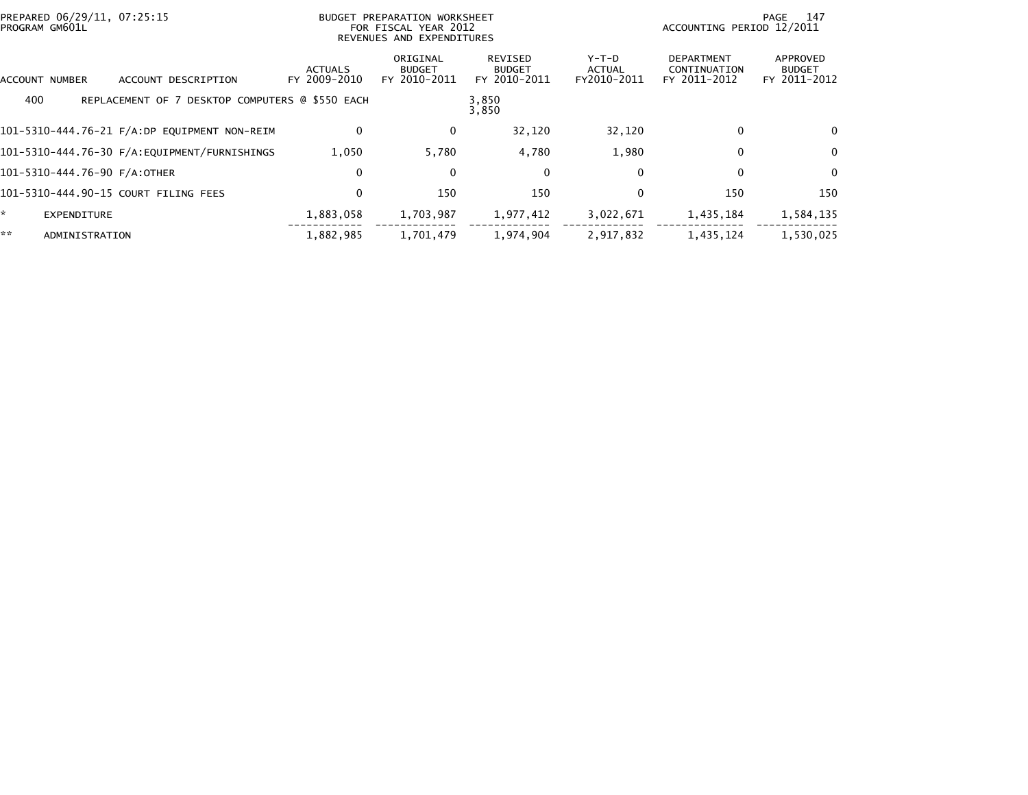PREPARED 06/29/11, 07:25:15
PROGRAM GM601L

BUDGET PREPARATION WORKSHEET
FOR FISCAL YEAR 2012
REVENUES AND EXPENDITURES

ACCOUNTING PERIOD 12/2011

| ACCOUNT NUMBER | ACCOUNT DESCRIPTION | ACTUALS FY 2009-2010 | ORIGINAL BUDGET FY 2010-2011 | REVISED BUDGET FY 2010-2011 | Y-T-D ACTUAL FY2010-2011 | DEPARTMENT CONTINUATION FY 2011-2012 | APPROVED BUDGET FY 2011-2012 |
|---|---|---|---|---|---|---|---|
| 400 | REPLACEMENT OF 7 DESKTOP COMPUTERS @ $550 EACH | | | 3,850<br>3,850 | | | |
| 101-5310-444.76-21 | F/A:DP EQUIPMENT NON-REIM | 0 | 0 | 32,120 | 32,120 | 0 | 0 |
| 101-5310-444.76-30 | F/A:EQUIPMENT/FURNISHINGS | 1,050 | 5,780 | 4,780 | 1,980 | 0 | 0 |
| 101-5310-444.76-90 | F/A:OTHER | 0 | 0 | 0 | 0 | 0 | 0 |
| 101-5310-444.90-15 | COURT FILING FEES | 0 | 150 | 150 | 0 | 150 | 150 |
| * | EXPENDITURE | 1,883,058 | 1,703,987 | 1,977,412 | 3,022,671 | 1,435,184 | 1,584,135 |
| ** | ADMINISTRATION | 1,882,985 | 1,701,479 | 1,974,904 | 2,917,832 | 1,435,124 | 1,530,025 |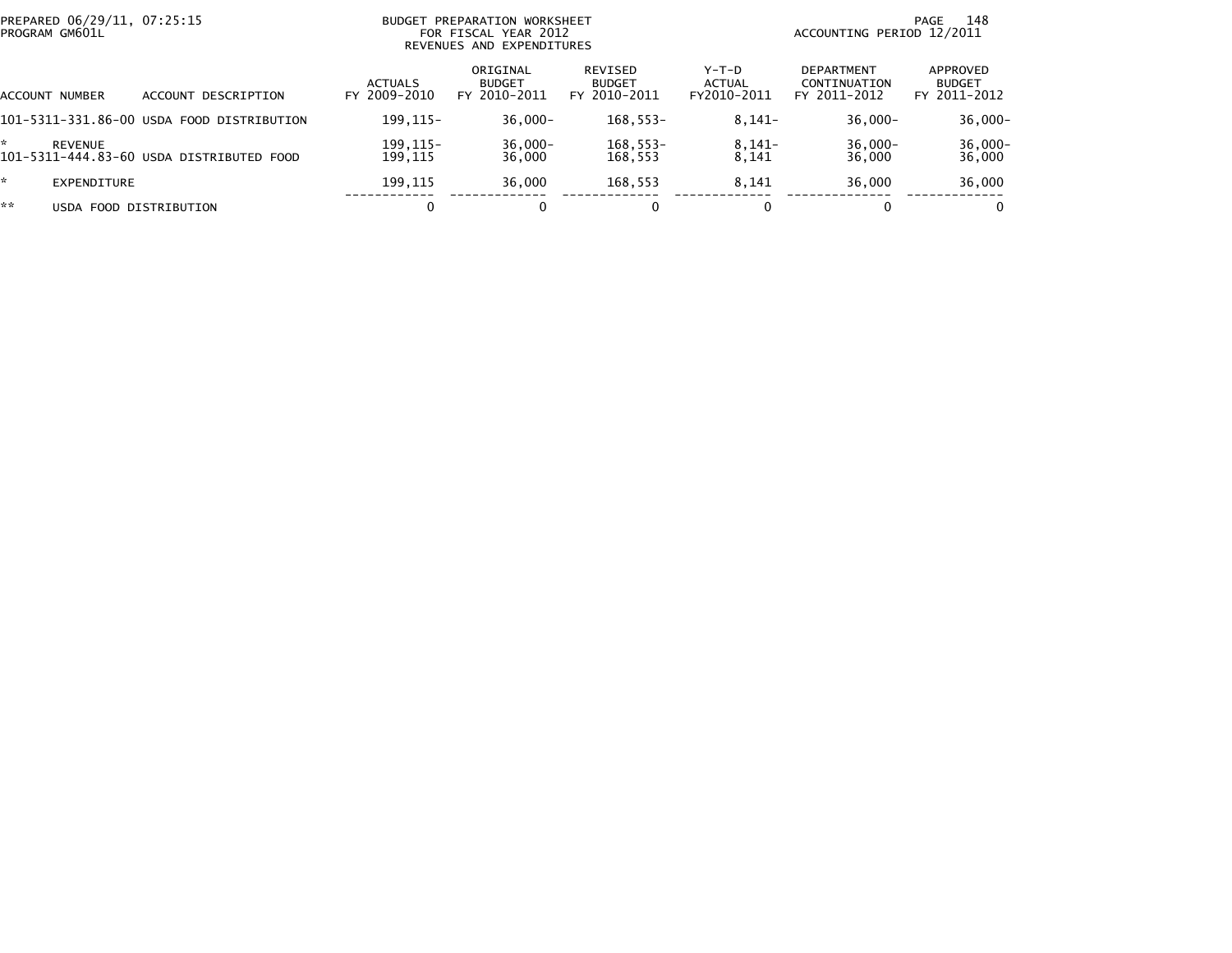PREPARED 06/29/11, 07:25:15
PROGRAM GM601L

BUDGET PREPARATION WORKSHEET
FOR FISCAL YEAR 2012
REVENUES AND EXPENDITURES

ACCOUNTING PERIOD 12/2011

| ACCOUNT NUMBER | ACCOUNT DESCRIPTION | ACTUALS FY 2009-2010 | ORIGINAL BUDGET FY 2010-2011 | REVISED BUDGET FY 2010-2011 | Y-T-D ACTUAL FY2010-2011 | DEPARTMENT CONTINUATION FY 2011-2012 | APPROVED BUDGET FY 2011-2012 |
|---|---|---|---|---|---|---|---|
| 101-5311-331.86-00 | USDA FOOD DISTRIBUTION | 199,115- | 36,000- | 168,553- | 8,141- | 36,000- | 36,000- |
| * | REVENUE | 199,115- | 36,000- | 168,553- | 8,141- | 36,000- | 36,000- |
| 101-5311-444.83-60 | USDA DISTRIBUTED FOOD | 199,115 | 36,000 | 168,553 | 8,141 | 36,000 | 36,000 |
| * | EXPENDITURE | 199,115 | 36,000 | 168,553 | 8,141 | 36,000 | 36,000 |
| ** | USDA FOOD DISTRIBUTION | 0 | 0 | 0 | 0 | 0 | 0 |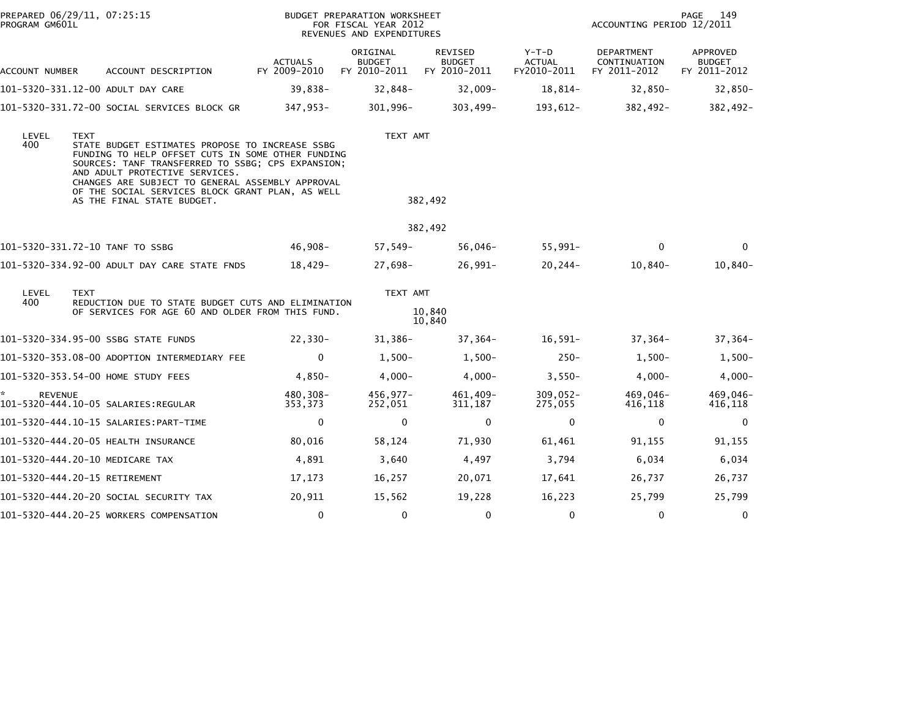PREPARED 06/29/11, 07:25:15
PROGRAM GM601L

BUDGET PREPARATION WORKSHEET
FOR FISCAL YEAR 2012
REVENUES AND EXPENDITURES

ACCOUNTING PERIOD 12/2011

| ACCOUNT NUMBER | ACCOUNT DESCRIPTION | ACTUALS FY 2009-2010 | ORIGINAL BUDGET FY 2010-2011 | REVISED BUDGET FY 2010-2011 | Y-T-D ACTUAL FY2010-2011 | DEPARTMENT CONTINUATION FY 2011-2012 | APPROVED BUDGET FY 2011-2012 |
|---|---|---|---|---|---|---|---|
| 101-5320-331.12-00 | ADULT DAY CARE | 39,838- | 32,848- | 32,009- | 18,814- | 32,850- | 32,850- |
| 101-5320-331.72-00 | SOCIAL SERVICES BLOCK GR | 347,953- | 301,996- | 303,499- | 193,612- | 382,492- | 382,492- |

| LEVEL | TEXT | TEXT AMT |
|---|---|---|
| 400 | STATE BUDGET ESTIMATES PROPOSE TO INCREASE SSBG FUNDING TO HELP OFFSET CUTS IN SOME OTHER FUNDING SOURCES: TANF TRANSFERRED TO SSBG; CPS EXPANSION; AND ADULT PROTECTIVE SERVICES. CHANGES ARE SUBJECT TO GENERAL ASSEMBLY APPROVAL OF THE SOCIAL SERVICES BLOCK GRANT PLAN, AS WELL AS THE FINAL STATE BUDGET. | 382,492 |
| | | 382,492 |

| ACCOUNT NUMBER | ACCOUNT DESCRIPTION | ACTUALS FY 2009-2010 | ORIGINAL BUDGET FY 2010-2011 | REVISED BUDGET FY 2010-2011 | Y-T-D ACTUAL FY2010-2011 | DEPARTMENT CONTINUATION FY 2011-2012 | APPROVED BUDGET FY 2011-2012 |
|---|---|---|---|---|---|---|---|
| 101-5320-331.72-10 | TANF TO SSBG | 46,908- | 57,549- | 56,046- | 55,991- | 0 | 0 |
| 101-5320-334.92-00 | ADULT DAY CARE STATE FNDS | 18,429- | 27,698- | 26,991- | 20,244- | 10,840- | 10,840- |

| LEVEL | TEXT | TEXT AMT |
|---|---|---|
| 400 | REDUCTION DUE TO STATE BUDGET CUTS AND ELIMINATION OF SERVICES FOR AGE 60 AND OLDER FROM THIS FUND. | 10,840 |
| | | 10,840 |

| ACCOUNT NUMBER | ACCOUNT DESCRIPTION | ACTUALS FY 2009-2010 | ORIGINAL BUDGET FY 2010-2011 | REVISED BUDGET FY 2010-2011 | Y-T-D ACTUAL FY2010-2011 | DEPARTMENT CONTINUATION FY 2011-2012 | APPROVED BUDGET FY 2011-2012 |
|---|---|---|---|---|---|---|---|
| 101-5320-334.95-00 | SSBG STATE FUNDS | 22,330- | 31,386- | 37,364- | 16,591- | 37,364- | 37,364- |
| 101-5320-353.08-00 | ADOPTION INTERMEDIARY FEE | 0 | 1,500- | 1,500- | 250- | 1,500- | 1,500- |
| 101-5320-353.54-00 | HOME STUDY FEES | 4,850- | 4,000- | 4,000- | 3,550- | 4,000- | 4,000- |
| * REVENUE | | 480,308- | 456,977- | 461,409- | 309,052- | 469,046- | 469,046- |
| 101-5320-444.10-05 | SALARIES:REGULAR | 353,373 | 252,051 | 311,187 | 275,055 | 416,118 | 416,118 |
| 101-5320-444.10-15 | SALARIES:PART-TIME | 0 | 0 | 0 | 0 | 0 | 0 |
| 101-5320-444.20-05 | HEALTH INSURANCE | 80,016 | 58,124 | 71,930 | 61,461 | 91,155 | 91,155 |
| 101-5320-444.20-10 | MEDICARE TAX | 4,891 | 3,640 | 4,497 | 3,794 | 6,034 | 6,034 |
| 101-5320-444.20-15 | RETIREMENT | 17,173 | 16,257 | 20,071 | 17,641 | 26,737 | 26,737 |
| 101-5320-444.20-20 | SOCIAL SECURITY TAX | 20,911 | 15,562 | 19,228 | 16,223 | 25,799 | 25,799 |
| 101-5320-444.20-25 | WORKERS COMPENSATION | 0 | 0 | 0 | 0 | 0 | 0 |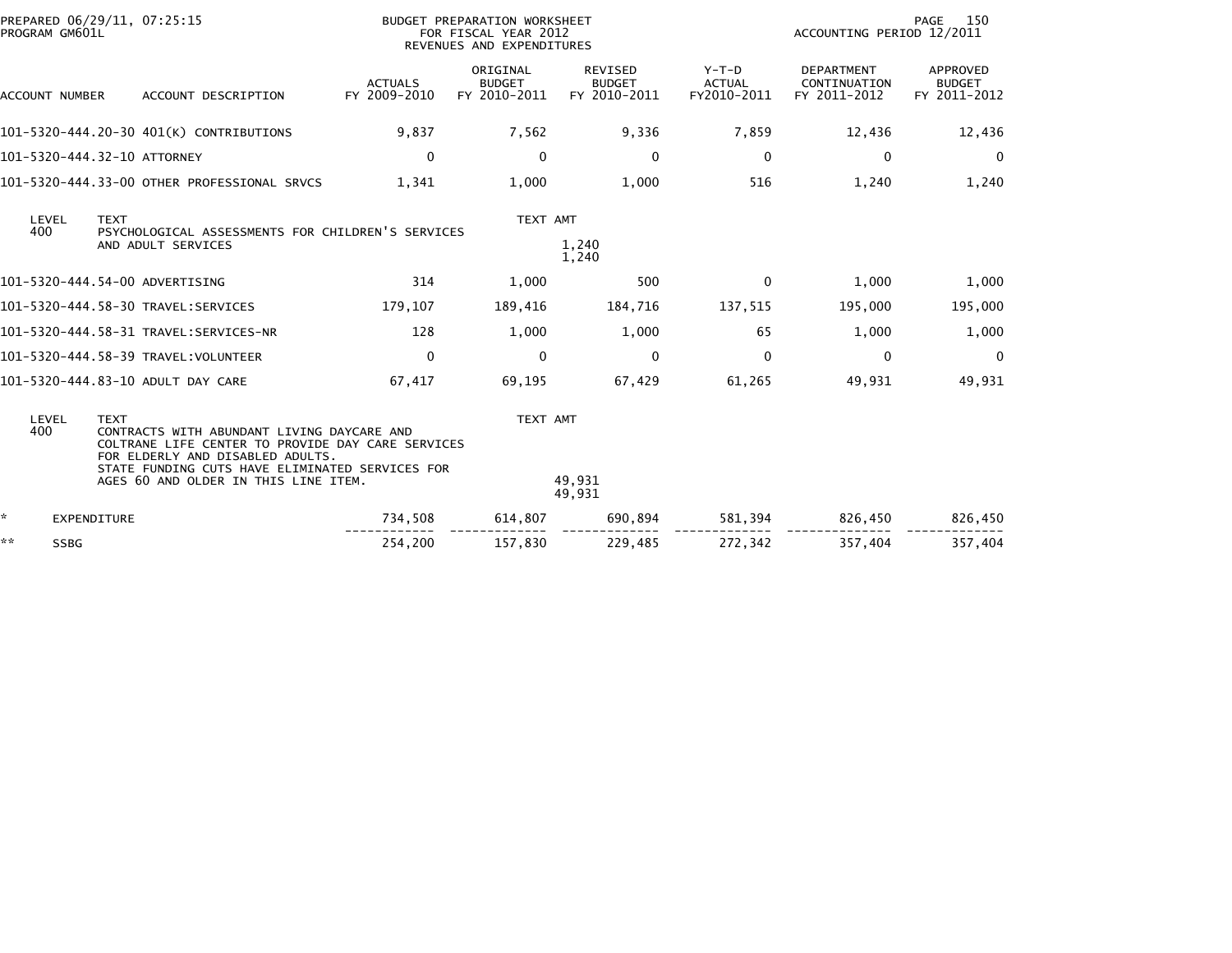PREPARED 06/29/11, 07:25:15 PROGRAM GM601L

BUDGET PREPARATION WORKSHEET FOR FISCAL YEAR 2012 REVENUES AND EXPENDITURES

ACCOUNTING PERIOD 12/2011

| ACCOUNT NUMBER | ACCOUNT DESCRIPTION | ACTUALS FY 2009-2010 | ORIGINAL BUDGET FY 2010-2011 | REVISED BUDGET FY 2010-2011 | Y-T-D ACTUAL FY2010-2011 | DEPARTMENT CONTINUATION FY 2011-2012 | APPROVED BUDGET FY 2011-2012 |
|---|---|---|---|---|---|---|---|
| 101-5320-444.20-30 | 401(K) CONTRIBUTIONS | 9,837 | 7,562 | 9,336 | 7,859 | 12,436 | 12,436 |
| 101-5320-444.32-10 | ATTORNEY | 0 | 0 | 0 | 0 | 0 | 0 |
| 101-5320-444.33-00 | OTHER PROFESSIONAL SRVCS | 1,341 | 1,000 | 1,000 | 516 | 1,240 | 1,240 |

| LEVEL | TEXT | TEXT AMT |
|---|---|---|
| 400 | PSYCHOLOGICAL ASSESSMENTS FOR CHILDREN'S SERVICES AND ADULT SERVICES | 1,240 |
| | | 1,240 |

| ACCOUNT NUMBER | ACCOUNT DESCRIPTION | ACTUALS FY 2009-2010 | ORIGINAL BUDGET FY 2010-2011 | REVISED BUDGET FY 2010-2011 | Y-T-D ACTUAL FY2010-2011 | DEPARTMENT CONTINUATION FY 2011-2012 | APPROVED BUDGET FY 2011-2012 |
|---|---|---|---|---|---|---|---|
| 101-5320-444.54-00 | ADVERTISING | 314 | 1,000 | 500 | 0 | 1,000 | 1,000 |
| 101-5320-444.58-30 | TRAVEL:SERVICES | 179,107 | 189,416 | 184,716 | 137,515 | 195,000 | 195,000 |
| 101-5320-444.58-31 | TRAVEL:SERVICES-NR | 128 | 1,000 | 1,000 | 65 | 1,000 | 1,000 |
| 101-5320-444.58-39 | TRAVEL:VOLUNTEER | 0 | 0 | 0 | 0 | 0 | 0 |
| 101-5320-444.83-10 | ADULT DAY CARE | 67,417 | 69,195 | 67,429 | 61,265 | 49,931 | 49,931 |

| LEVEL | TEXT | TEXT AMT |
|---|---|---|
| 400 | CONTRACTS WITH ABUNDANT LIVING DAYCARE AND COLTRANE LIFE CENTER TO PROVIDE DAY CARE SERVICES FOR ELDERLY AND DISABLED ADULTS. STATE FUNDING CUTS HAVE ELIMINATED SERVICES FOR AGES 60 AND OLDER IN THIS LINE ITEM. | 49,931 |
| | | 49,931 |

| | | ACTUALS FY 2009-2010 | ORIGINAL BUDGET FY 2010-2011 | REVISED BUDGET FY 2010-2011 | Y-T-D ACTUAL FY2010-2011 | DEPARTMENT CONTINUATION FY 2011-2012 | APPROVED BUDGET FY 2011-2012 |
|---|---|---|---|---|---|---|---|
| * | EXPENDITURE | 734,508 | 614,807 | 690,894 | 581,394 | 826,450 | 826,450 |
| ** | SSBG | 254,200 | 157,830 | 229,485 | 272,342 | 357,404 | 357,404 |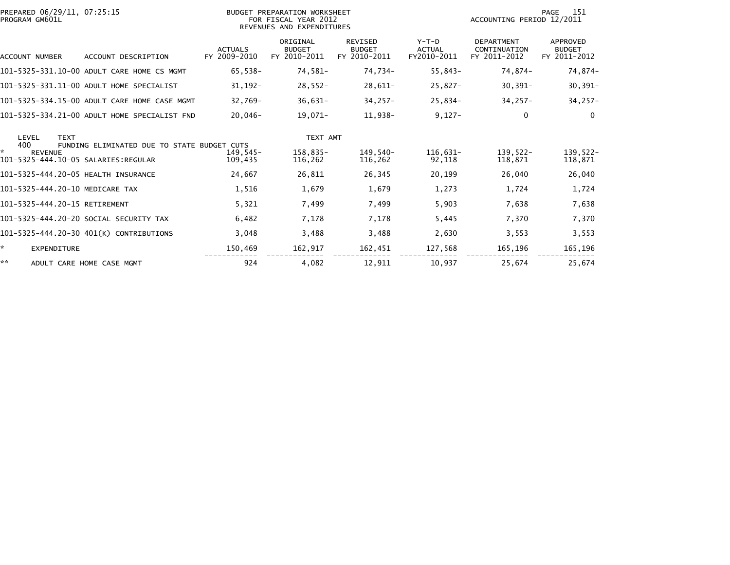PREPARED 06/29/11, 07:25:15
PROGRAM GM601L

BUDGET PREPARATION WORKSHEET
FOR FISCAL YEAR 2012
REVENUES AND EXPENDITURES

ACCOUNTING PERIOD 12/2011

| ACCOUNT NUMBER | ACCOUNT DESCRIPTION | ACTUALS FY 2009-2010 | ORIGINAL BUDGET FY 2010-2011 | REVISED BUDGET FY 2010-2011 | Y-T-D ACTUAL FY2010-2011 | DEPARTMENT CONTINUATION FY 2011-2012 | APPROVED BUDGET FY 2011-2012 |
|---|---|---|---|---|---|---|---|
| 101-5325-331.10-00 | ADULT CARE HOME CS MGMT | 65,538- | 74,581- | 74,734- | 55,843- | 74,874- | 74,874- |
| 101-5325-331.11-00 | ADULT HOME SPECIALIST | 31,192- | 28,552- | 28,611- | 25,827- | 30,391- | 30,391- |
| 101-5325-334.15-00 | ADULT CARE HOME CASE MGMT | 32,769- | 36,631- | 34,257- | 25,834- | 34,257- | 34,257- |
| 101-5325-334.21-00 | ADULT HOME SPECIALIST FND | 20,046- | 19,071- | 11,938- | 9,127- | 0 | 0 |
| LEVEL | TEXT | | TEXT AMT | | | | |
| 400 | FUNDING ELIMINATED DUE TO STATE BUDGET CUTS | | | | | | |
| * | REVENUE | 149,545- | 158,835- | 149,540- | 116,631- | 139,522- | 139,522- |
| 101-5325-444.10-05 | SALARIES:REGULAR | 109,435 | 116,262 | 116,262 | 92,118 | 118,871 | 118,871 |
| 101-5325-444.20-05 | HEALTH INSURANCE | 24,667 | 26,811 | 26,345 | 20,199 | 26,040 | 26,040 |
| 101-5325-444.20-10 | MEDICARE TAX | 1,516 | 1,679 | 1,679 | 1,273 | 1,724 | 1,724 |
| 101-5325-444.20-15 | RETIREMENT | 5,321 | 7,499 | 7,499 | 5,903 | 7,638 | 7,638 |
| 101-5325-444.20-20 | SOCIAL SECURITY TAX | 6,482 | 7,178 | 7,178 | 5,445 | 7,370 | 7,370 |
| 101-5325-444.20-30 | 401(K) CONTRIBUTIONS | 3,048 | 3,488 | 3,488 | 2,630 | 3,553 | 3,553 |
| * | EXPENDITURE | 150,469 | 162,917 | 162,451 | 127,568 | 165,196 | 165,196 |
| ** | ADULT CARE HOME CASE MGMT | 924 | 4,082 | 12,911 | 10,937 | 25,674 | 25,674 |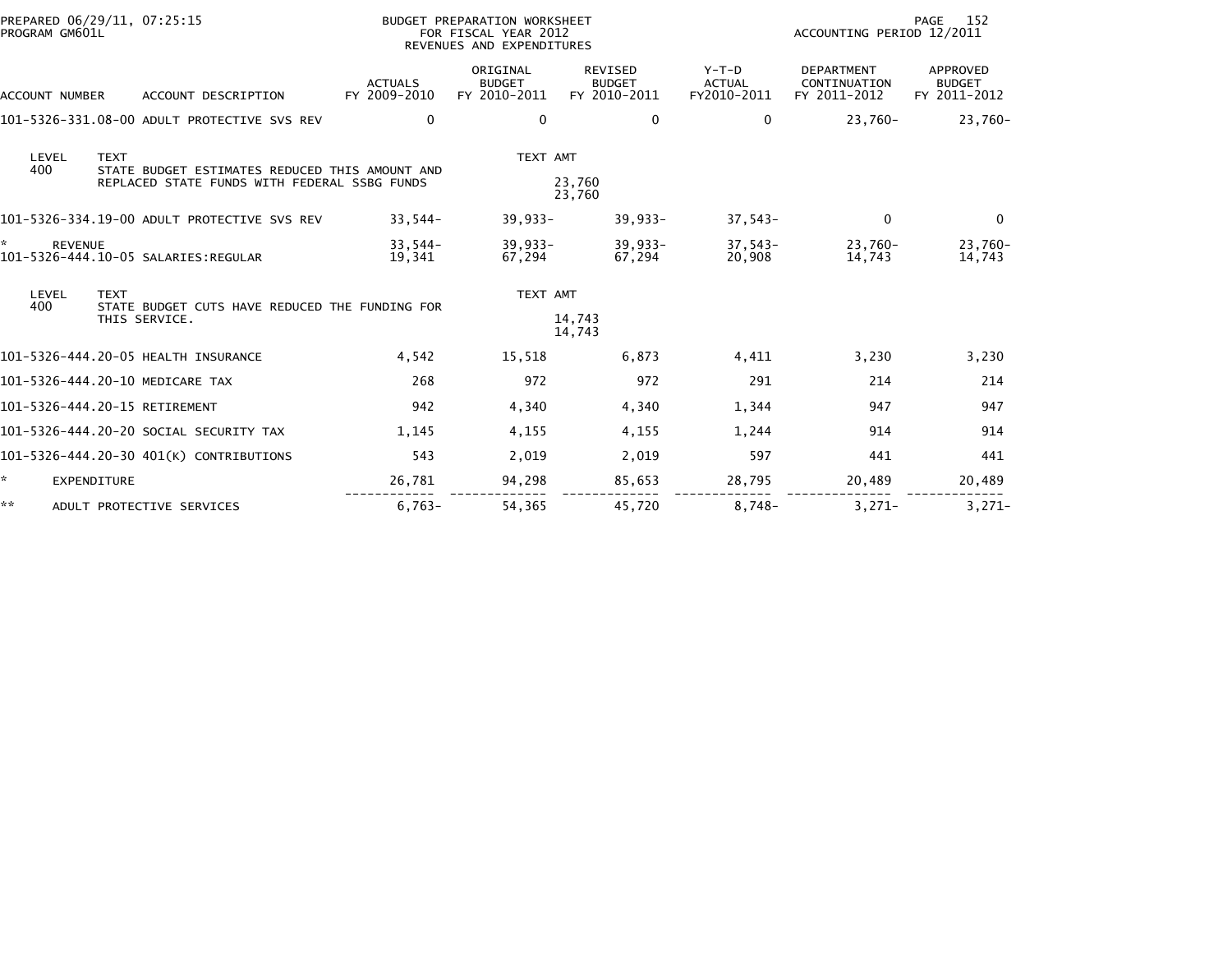PREPARED 06/29/11, 07:25:15
PROGRAM GM601L

BUDGET PREPARATION WORKSHEET
FOR FISCAL YEAR 2012
REVENUES AND EXPENDITURES

ACCOUNTING PERIOD 12/2011

| ACCOUNT NUMBER | ACCOUNT DESCRIPTION | ACTUALS FY 2009-2010 | ORIGINAL BUDGET FY 2010-2011 | REVISED BUDGET FY 2010-2011 | Y-T-D ACTUAL FY2010-2011 | DEPARTMENT CONTINUATION FY 2011-2012 | APPROVED BUDGET FY 2011-2012 |
|---|---|---|---|---|---|---|---|
| 101-5326-331.08-00 | ADULT PROTECTIVE SVS REV | 0 | 0 | 0 | 0 | 23,760- | 23,760- |
| LEVEL 400 | TEXT: STATE BUDGET ESTIMATES REDUCED THIS AMOUNT AND REPLACED STATE FUNDS WITH FEDERAL SSBG FUNDS | | TEXT AMT: 23,760 / 23,760 | | | | |
| 101-5326-334.19-00 | ADULT PROTECTIVE SVS REV | 33,544- | 39,933- | 39,933- | 37,543- | 0 | 0 |
| * | REVENUE | 33,544- | 39,933- | 39,933- | 37,543- | 23,760- | 23,760- |
| 101-5326-444.10-05 | SALARIES:REGULAR | 19,341 | 67,294 | 67,294 | 20,908 | 14,743 | 14,743 |
| LEVEL 400 | TEXT: STATE BUDGET CUTS HAVE REDUCED THE FUNDING FOR THIS SERVICE. | | TEXT AMT: 14,743 / 14,743 | | | | |
| 101-5326-444.20-05 | HEALTH INSURANCE | 4,542 | 15,518 | 6,873 | 4,411 | 3,230 | 3,230 |
| 101-5326-444.20-10 | MEDICARE TAX | 268 | 972 | 972 | 291 | 214 | 214 |
| 101-5326-444.20-15 | RETIREMENT | 942 | 4,340 | 4,340 | 1,344 | 947 | 947 |
| 101-5326-444.20-20 | SOCIAL SECURITY TAX | 1,145 | 4,155 | 4,155 | 1,244 | 914 | 914 |
| 101-5326-444.20-30 | 401(K) CONTRIBUTIONS | 543 | 2,019 | 2,019 | 597 | 441 | 441 |
| * | EXPENDITURE | 26,781 | 94,298 | 85,653 | 28,795 | 20,489 | 20,489 |
| ** | ADULT PROTECTIVE SERVICES | 6,763- | 54,365 | 45,720 | 8,748- | 3,271- | 3,271- |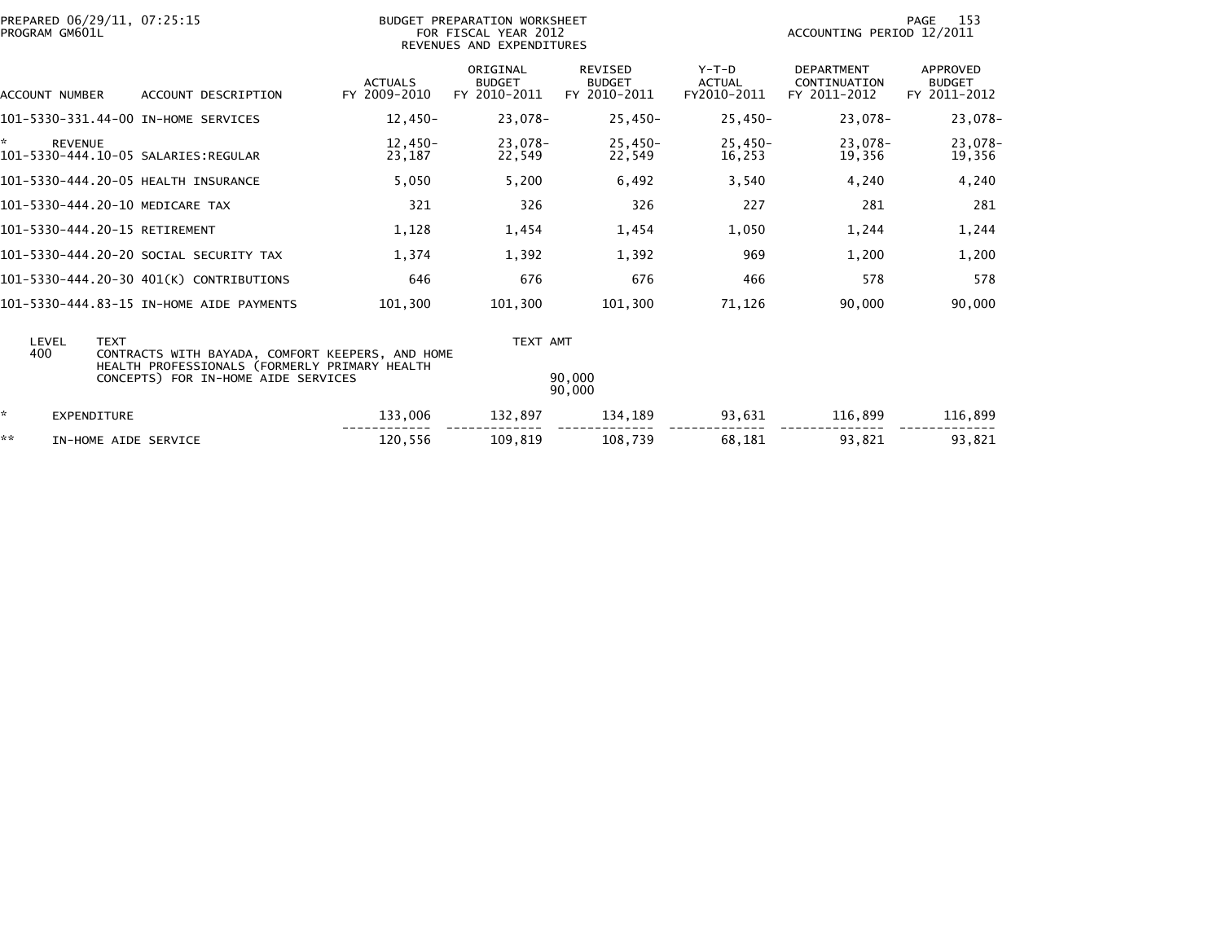PREPARED 06/29/11, 07:25:15
PROGRAM GM601L

BUDGET PREPARATION WORKSHEET
FOR FISCAL YEAR 2012
REVENUES AND EXPENDITURES

ACCOUNTING PERIOD 12/2011

| ACCOUNT NUMBER | ACCOUNT DESCRIPTION | ACTUALS FY 2009-2010 | ORIGINAL BUDGET FY 2010-2011 | REVISED BUDGET FY 2010-2011 | Y-T-D ACTUAL FY2010-2011 | DEPARTMENT CONTINUATION FY 2011-2012 | APPROVED BUDGET FY 2011-2012 |
|---|---|---|---|---|---|---|---|
| 101-5330-331.44-00 | IN-HOME SERVICES | 12,450- | 23,078- | 25,450- | 25,450- | 23,078- | 23,078- |
| * | REVENUE | 12,450- | 23,078- | 25,450- | 25,450- | 23,078- | 23,078- |
| 101-5330-444.10-05 | SALARIES:REGULAR | 23,187 | 22,549 | 22,549 | 16,253 | 19,356 | 19,356 |
| 101-5330-444.20-05 | HEALTH INSURANCE | 5,050 | 5,200 | 6,492 | 3,540 | 4,240 | 4,240 |
| 101-5330-444.20-10 | MEDICARE TAX | 321 | 326 | 326 | 227 | 281 | 281 |
| 101-5330-444.20-15 | RETIREMENT | 1,128 | 1,454 | 1,454 | 1,050 | 1,244 | 1,244 |
| 101-5330-444.20-20 | SOCIAL SECURITY TAX | 1,374 | 1,392 | 1,392 | 969 | 1,200 | 1,200 |
| 101-5330-444.20-30 | 401(K) CONTRIBUTIONS | 646 | 676 | 676 | 466 | 578 | 578 |
| 101-5330-444.83-15 | IN-HOME AIDE PAYMENTS | 101,300 | 101,300 | 101,300 | 71,126 | 90,000 | 90,000 |

| LEVEL | TEXT | TEXT AMT |
|---|---|---|
| 400 | CONTRACTS WITH BAYADA, COMFORT KEEPERS, AND HOME HEALTH PROFESSIONALS (FORMERLY PRIMARY HEALTH CONCEPTS) FOR IN-HOME AIDE SERVICES | 90,000 |
| | | 90,000 |

| | | ACTUALS FY 2009-2010 | ORIGINAL BUDGET FY 2010-2011 | REVISED BUDGET FY 2010-2011 | Y-T-D ACTUAL FY2010-2011 | DEPARTMENT CONTINUATION FY 2011-2012 | APPROVED BUDGET FY 2011-2012 |
|---|---|---|---|---|---|---|---|
| * | EXPENDITURE | 133,006 | 132,897 | 134,189 | 93,631 | 116,899 | 116,899 |
| ** | IN-HOME AIDE SERVICE | 120,556 | 109,819 | 108,739 | 68,181 | 93,821 | 93,821 |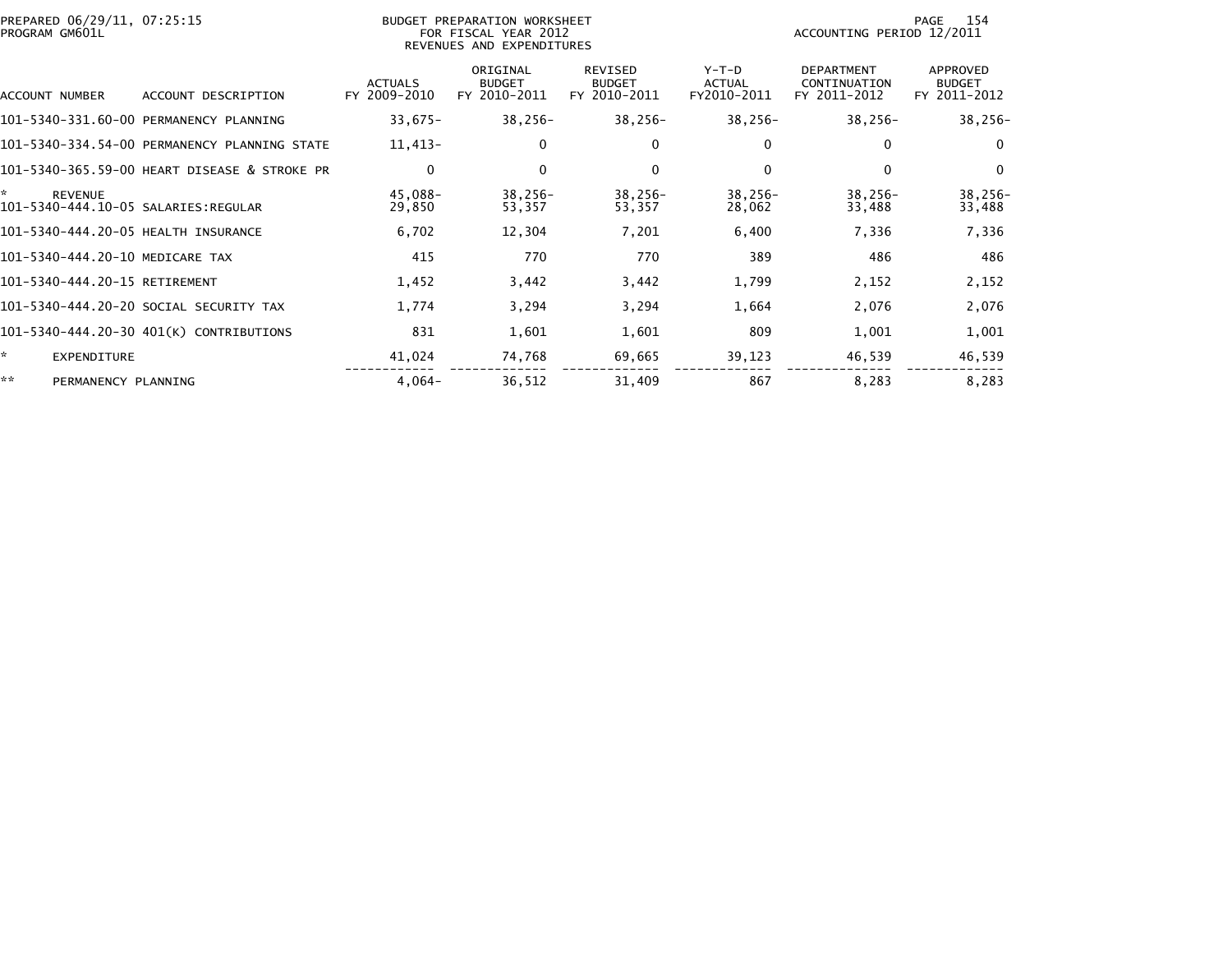PREPARED 06/29/11, 07:25:15
PROGRAM GM601L

BUDGET PREPARATION WORKSHEET
FOR FISCAL YEAR 2012
REVENUES AND EXPENDITURES

ACCOUNTING PERIOD 12/2011

| ACCOUNT NUMBER | ACCOUNT DESCRIPTION | ACTUALS FY 2009-2010 | ORIGINAL BUDGET FY 2010-2011 | REVISED BUDGET FY 2010-2011 | Y-T-D ACTUAL FY2010-2011 | DEPARTMENT CONTINUATION FY 2011-2012 | APPROVED BUDGET FY 2011-2012 |
|---|---|---|---|---|---|---|---|
| 101-5340-331.60-00 | PERMANENCY PLANNING | 33,675- | 38,256- | 38,256- | 38,256- | 38,256- | 38,256- |
| 101-5340-334.54-00 | PERMANENCY PLANNING STATE | 11,413- | 0 | 0 | 0 | 0 | 0 |
| 101-5340-365.59-00 | HEART DISEASE & STROKE PR | 0 | 0 | 0 | 0 | 0 | 0 |
| * | REVENUE | 45,088- | 38,256- | 38,256- | 38,256- | 38,256- | 38,256- |
| 101-5340-444.10-05 | SALARIES:REGULAR | 29,850 | 53,357 | 53,357 | 28,062 | 33,488 | 33,488 |
| 101-5340-444.20-05 | HEALTH INSURANCE | 6,702 | 12,304 | 7,201 | 6,400 | 7,336 | 7,336 |
| 101-5340-444.20-10 | MEDICARE TAX | 415 | 770 | 770 | 389 | 486 | 486 |
| 101-5340-444.20-15 | RETIREMENT | 1,452 | 3,442 | 3,442 | 1,799 | 2,152 | 2,152 |
| 101-5340-444.20-20 | SOCIAL SECURITY TAX | 1,774 | 3,294 | 3,294 | 1,664 | 2,076 | 2,076 |
| 101-5340-444.20-30 | 401(K) CONTRIBUTIONS | 831 | 1,601 | 1,601 | 809 | 1,001 | 1,001 |
| * | EXPENDITURE | 41,024 | 74,768 | 69,665 | 39,123 | 46,539 | 46,539 |
| ** | PERMANENCY PLANNING | 4,064- | 36,512 | 31,409 | 867 | 8,283 | 8,283 |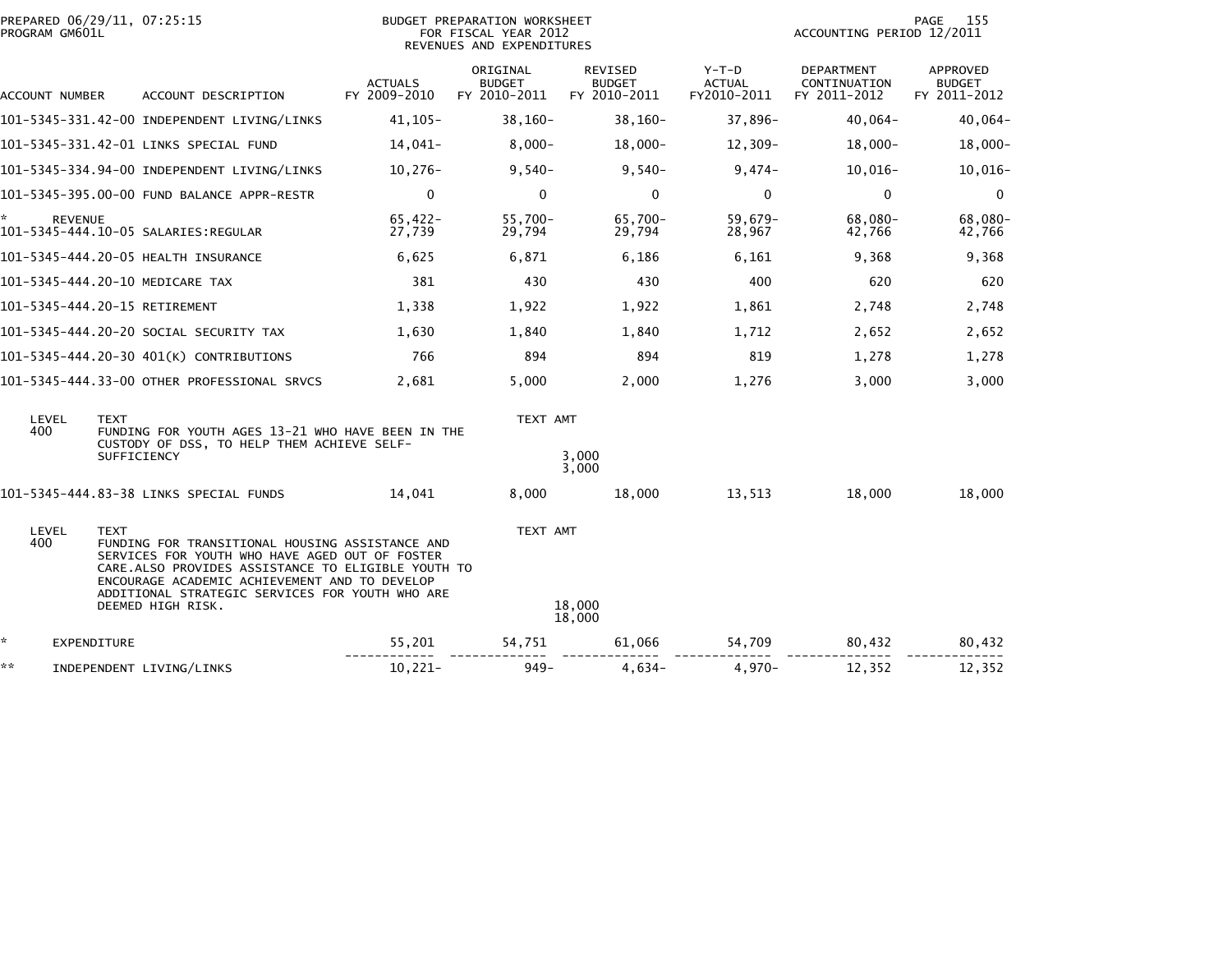PREPARED 06/29/11, 07:25:15
PROGRAM GM601L

BUDGET PREPARATION WORKSHEET
FOR FISCAL YEAR 2012
REVENUES AND EXPENDITURES

ACCOUNTING PERIOD 12/2011

| ACCOUNT NUMBER | ACCOUNT DESCRIPTION | ACTUALS FY 2009-2010 | ORIGINAL BUDGET FY 2010-2011 | REVISED BUDGET FY 2010-2011 | Y-T-D ACTUAL FY2010-2011 | DEPARTMENT CONTINUATION FY 2011-2012 | APPROVED BUDGET FY 2011-2012 |
|---|---|---|---|---|---|---|---|
| 101-5345-331.42-00 | INDEPENDENT LIVING/LINKS | 41,105- | 38,160- | 38,160- | 37,896- | 40,064- | 40,064- |
| 101-5345-331.42-01 | LINKS SPECIAL FUND | 14,041- | 8,000- | 18,000- | 12,309- | 18,000- | 18,000- |
| 101-5345-334.94-00 | INDEPENDENT LIVING/LINKS | 10,276- | 9,540- | 9,540- | 9,474- | 10,016- | 10,016- |
| 101-5345-395.00-00 | FUND BALANCE APPR-RESTR | 0 | 0 | 0 | 0 | 0 | 0 |
| * REVENUE | | 65,422- | 55,700- | 65,700- | 59,679- | 68,080- | 68,080- |
| 101-5345-444.10-05 | SALARIES:REGULAR | 27,739 | 29,794 | 29,794 | 28,967 | 42,766 | 42,766 |
| 101-5345-444.20-05 | HEALTH INSURANCE | 6,625 | 6,871 | 6,186 | 6,161 | 9,368 | 9,368 |
| 101-5345-444.20-10 | MEDICARE TAX | 381 | 430 | 430 | 400 | 620 | 620 |
| 101-5345-444.20-15 | RETIREMENT | 1,338 | 1,922 | 1,922 | 1,861 | 2,748 | 2,748 |
| 101-5345-444.20-20 | SOCIAL SECURITY TAX | 1,630 | 1,840 | 1,840 | 1,712 | 2,652 | 2,652 |
| 101-5345-444.20-30 | 401(K) CONTRIBUTIONS | 766 | 894 | 894 | 819 | 1,278 | 1,278 |
| 101-5345-444.33-00 | OTHER PROFESSIONAL SRVCS | 2,681 | 5,000 | 2,000 | 1,276 | 3,000 | 3,000 |

| LEVEL | TEXT | TEXT AMT |
|---|---|---|
| 400 | FUNDING FOR YOUTH AGES 13-21 WHO HAVE BEEN IN THE CUSTODY OF DSS, TO HELP THEM ACHIEVE SELF-SUFFICIENCY | 3,000 |
| | | 3,000 |

| ACCOUNT NUMBER | ACCOUNT DESCRIPTION | ACTUALS FY 2009-2010 | ORIGINAL BUDGET FY 2010-2011 | REVISED BUDGET FY 2010-2011 | Y-T-D ACTUAL FY2010-2011 | DEPARTMENT CONTINUATION FY 2011-2012 | APPROVED BUDGET FY 2011-2012 |
|---|---|---|---|---|---|---|---|
| 101-5345-444.83-38 | LINKS SPECIAL FUNDS | 14,041 | 8,000 | 18,000 | 13,513 | 18,000 | 18,000 |

| LEVEL | TEXT | TEXT AMT |
|---|---|---|
| 400 | FUNDING FOR TRANSITIONAL HOUSING ASSISTANCE AND SERVICES FOR YOUTH WHO HAVE AGED OUT OF FOSTER CARE.ALSO PROVIDES ASSISTANCE TO ELIGIBLE YOUTH TO ENCOURAGE ACADEMIC ACHIEVEMENT AND TO DEVELOP ADDITIONAL STRATEGIC SERVICES FOR YOUTH WHO ARE DEEMED HIGH RISK. | 18,000 |
| | | 18,000 |

| | | ACTUALS FY 2009-2010 | ORIGINAL BUDGET FY 2010-2011 | REVISED BUDGET FY 2010-2011 | Y-T-D ACTUAL FY2010-2011 | DEPARTMENT CONTINUATION FY 2011-2012 | APPROVED BUDGET FY 2011-2012 |
|---|---|---|---|---|---|---|---|
| * | EXPENDITURE | 55,201 | 54,751 | 61,066 | 54,709 | 80,432 | 80,432 |
| ** | INDEPENDENT LIVING/LINKS | 10,221- | 949- | 4,634- | 4,970- | 12,352 | 12,352 |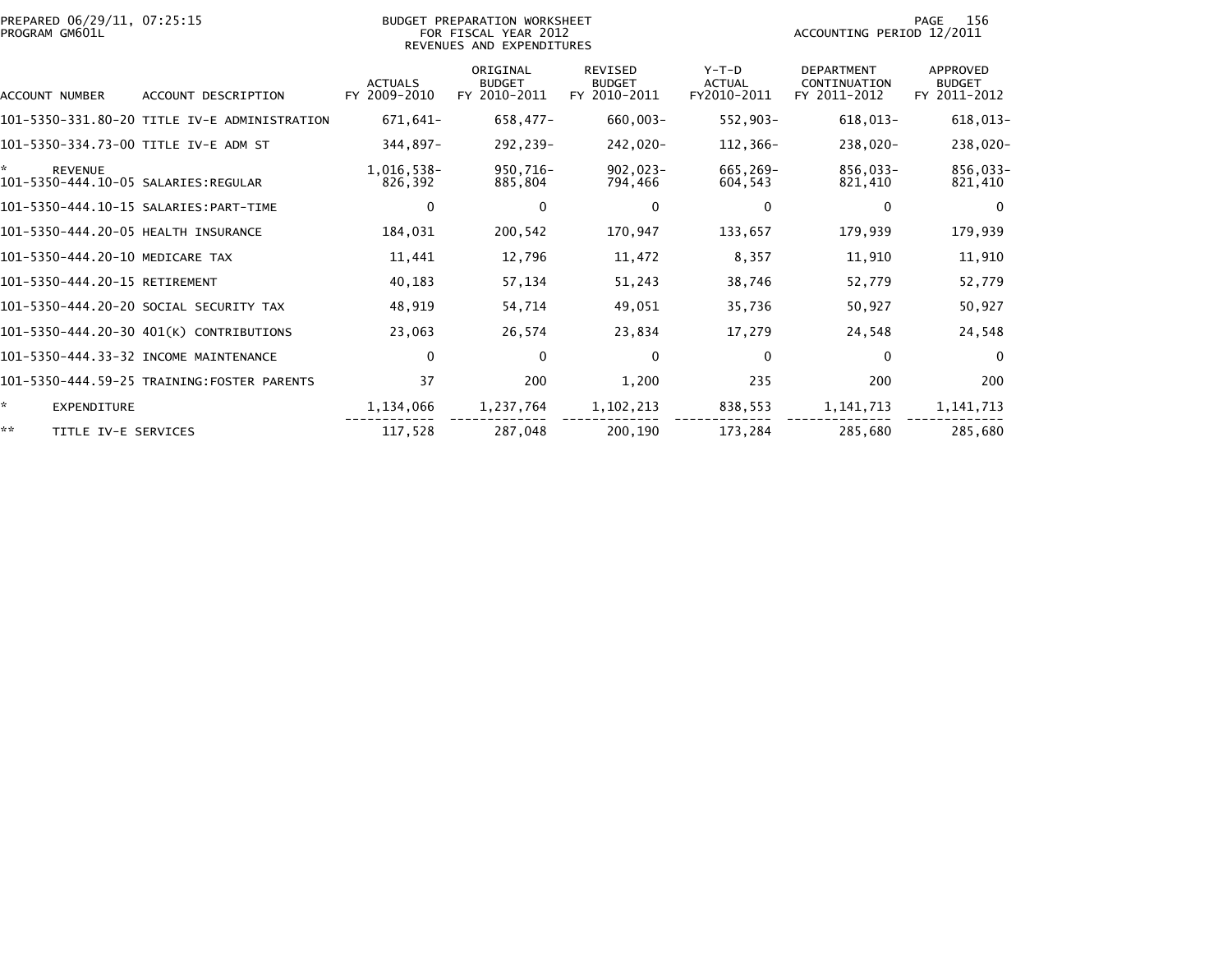PREPARED 06/29/11, 07:25:15
PROGRAM GM601L

BUDGET PREPARATION WORKSHEET
FOR FISCAL YEAR 2012
REVENUES AND EXPENDITURES

ACCOUNTING PERIOD 12/2011

| ACCOUNT NUMBER | ACCOUNT DESCRIPTION | ACTUALS FY 2009-2010 | ORIGINAL BUDGET FY 2010-2011 | REVISED BUDGET FY 2010-2011 | Y-T-D ACTUAL FY2010-2011 | DEPARTMENT CONTINUATION FY 2011-2012 | APPROVED BUDGET FY 2011-2012 |
|---|---|---|---|---|---|---|---|
| 101-5350-331.80-20 | TITLE IV-E ADMINISTRATION | 671,641- | 658,477- | 660,003- | 552,903- | 618,013- | 618,013- |
| 101-5350-334.73-00 | TITLE IV-E ADM ST | 344,897- | 292,239- | 242,020- | 112,366- | 238,020- | 238,020- |
| * | REVENUE | 1,016,538- | 950,716- | 902,023- | 665,269- | 856,033- | 856,033- |
| 101-5350-444.10-05 | SALARIES:REGULAR | 826,392 | 885,804 | 794,466 | 604,543 | 821,410 | 821,410 |
| 101-5350-444.10-15 | SALARIES:PART-TIME | 0 | 0 | 0 | 0 | 0 | 0 |
| 101-5350-444.20-05 | HEALTH INSURANCE | 184,031 | 200,542 | 170,947 | 133,657 | 179,939 | 179,939 |
| 101-5350-444.20-10 | MEDICARE TAX | 11,441 | 12,796 | 11,472 | 8,357 | 11,910 | 11,910 |
| 101-5350-444.20-15 | RETIREMENT | 40,183 | 57,134 | 51,243 | 38,746 | 52,779 | 52,779 |
| 101-5350-444.20-20 | SOCIAL SECURITY TAX | 48,919 | 54,714 | 49,051 | 35,736 | 50,927 | 50,927 |
| 101-5350-444.20-30 | 401(K) CONTRIBUTIONS | 23,063 | 26,574 | 23,834 | 17,279 | 24,548 | 24,548 |
| 101-5350-444.33-32 | INCOME MAINTENANCE | 0 | 0 | 0 | 0 | 0 | 0 |
| 101-5350-444.59-25 | TRAINING:FOSTER PARENTS | 37 | 200 | 1,200 | 235 | 200 | 200 |
| * | EXPENDITURE | 1,134,066 | 1,237,764 | 1,102,213 | 838,553 | 1,141,713 | 1,141,713 |
| ** | TITLE IV-E SERVICES | 117,528 | 287,048 | 200,190 | 173,284 | 285,680 | 285,680 |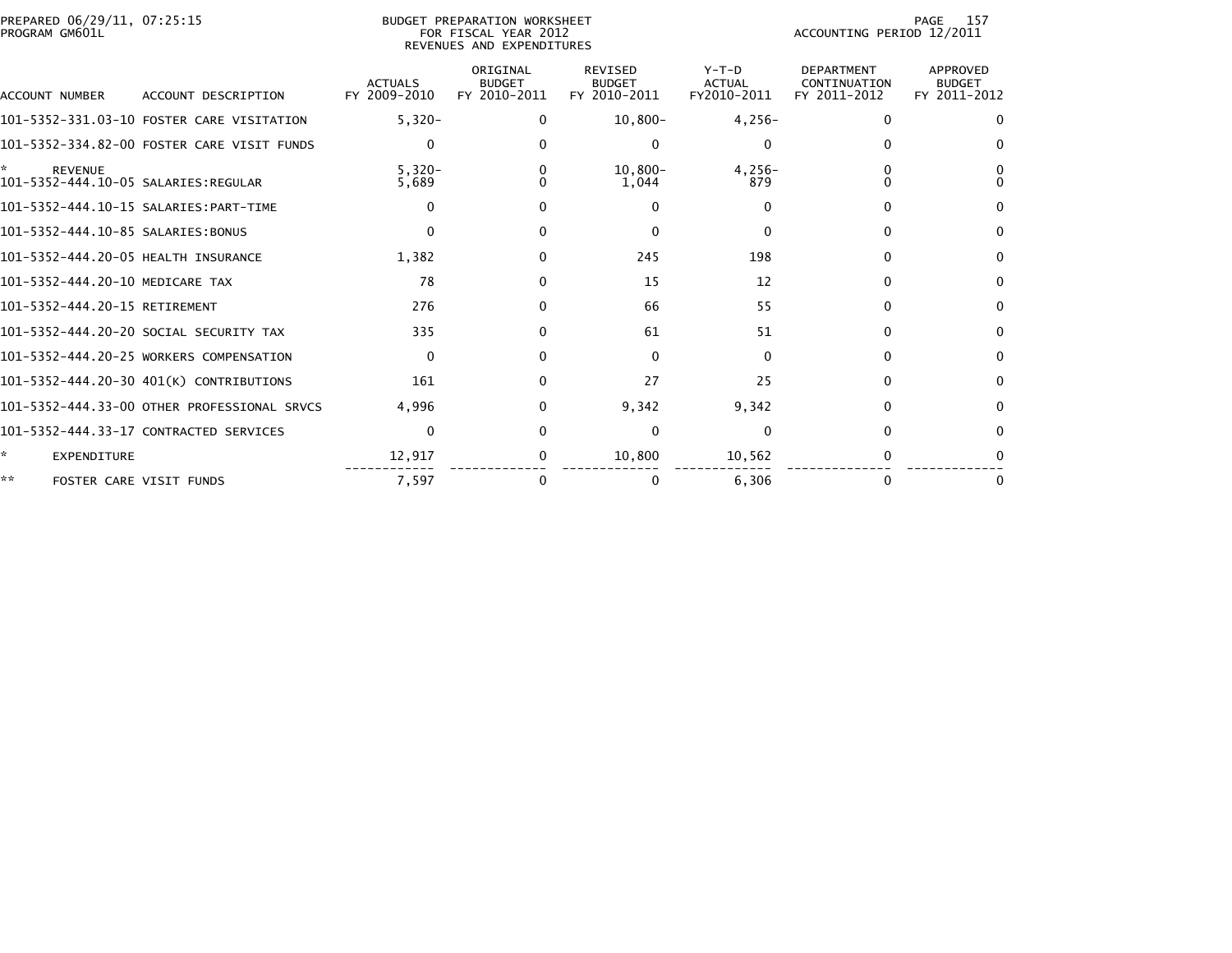PREPARED 06/29/11, 07:25:15
PROGRAM GM601L

BUDGET PREPARATION WORKSHEET
FOR FISCAL YEAR 2012
REVENUES AND EXPENDITURES

ACCOUNTING PERIOD 12/2011

| ACCOUNT NUMBER | ACCOUNT DESCRIPTION | ACTUALS FY 2009-2010 | ORIGINAL BUDGET FY 2010-2011 | REVISED BUDGET FY 2010-2011 | Y-T-D ACTUAL FY2010-2011 | DEPARTMENT CONTINUATION FY 2011-2012 | APPROVED BUDGET FY 2011-2012 |
|---|---|---|---|---|---|---|---|
| 101-5352-331.03-10 | FOSTER CARE VISITATION | 5,320- | 0 | 10,800- | 4,256- | 0 | 0 |
| 101-5352-334.82-00 | FOSTER CARE VISIT FUNDS | 0 | 0 | 0 | 0 | 0 | 0 |
| * | REVENUE | 5,320- | 0 | 10,800- | 4,256- | 0 | 0 |
| 101-5352-444.10-05 | SALARIES:REGULAR | 5,689 | 0 | 1,044 | 879 | 0 | 0 |
| 101-5352-444.10-15 | SALARIES:PART-TIME | 0 | 0 | 0 | 0 | 0 | 0 |
| 101-5352-444.10-85 | SALARIES:BONUS | 0 | 0 | 0 | 0 | 0 | 0 |
| 101-5352-444.20-05 | HEALTH INSURANCE | 1,382 | 0 | 245 | 198 | 0 | 0 |
| 101-5352-444.20-10 | MEDICARE TAX | 78 | 0 | 15 | 12 | 0 | 0 |
| 101-5352-444.20-15 | RETIREMENT | 276 | 0 | 66 | 55 | 0 | 0 |
| 101-5352-444.20-20 | SOCIAL SECURITY TAX | 335 | 0 | 61 | 51 | 0 | 0 |
| 101-5352-444.20-25 | WORKERS COMPENSATION | 0 | 0 | 0 | 0 | 0 | 0 |
| 101-5352-444.20-30 | 401(K) CONTRIBUTIONS | 161 | 0 | 27 | 25 | 0 | 0 |
| 101-5352-444.33-00 | OTHER PROFESSIONAL SRVCS | 4,996 | 0 | 9,342 | 9,342 | 0 | 0 |
| 101-5352-444.33-17 | CONTRACTED SERVICES | 0 | 0 | 0 | 0 | 0 | 0 |
| * | EXPENDITURE | 12,917 | 0 | 10,800 | 10,562 | 0 | 0 |
| ** | FOSTER CARE VISIT FUNDS | 7,597 | 0 | 0 | 6,306 | 0 | 0 |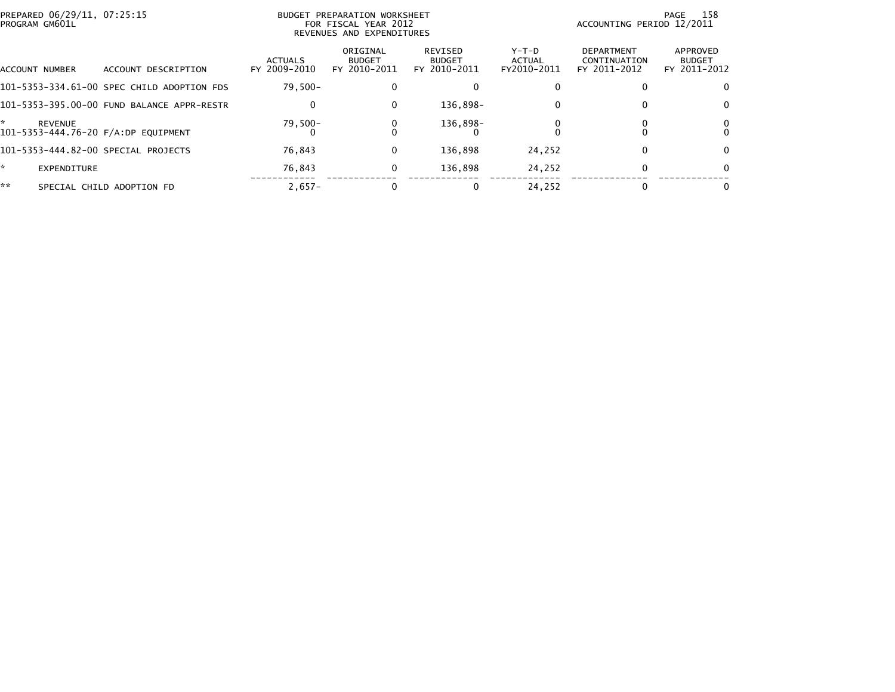PREPARED 06/29/11, 07:25:15
PROGRAM GM601L

BUDGET PREPARATION WORKSHEET
FOR FISCAL YEAR 2012
REVENUES AND EXPENDITURES

ACCOUNTING PERIOD 12/2011

| ACCOUNT NUMBER | ACCOUNT DESCRIPTION | ACTUALS FY 2009-2010 | ORIGINAL BUDGET FY 2010-2011 | REVISED BUDGET FY 2010-2011 | Y-T-D ACTUAL FY2010-2011 | DEPARTMENT CONTINUATION FY 2011-2012 | APPROVED BUDGET FY 2011-2012 |
|---|---|---|---|---|---|---|---|
| 101-5353-334.61-00 | SPEC CHILD ADOPTION FDS | 79,500- | 0 | 0 | 0 | 0 | 0 |
| 101-5353-395.00-00 | FUND BALANCE APPR-RESTR | 0 | 0 | 136,898- | 0 | 0 | 0 |
| * | REVENUE | 79,500- | 0 | 136,898- | 0 | 0 | 0 |
| 101-5353-444.76-20 | F/A:DP EQUIPMENT | 0 | 0 | 0 | 0 | 0 | 0 |
| 101-5353-444.82-00 | SPECIAL PROJECTS | 76,843 | 0 | 136,898 | 24,252 | 0 | 0 |
| * | EXPENDITURE | 76,843 | 0 | 136,898 | 24,252 | 0 | 0 |
| ** | SPECIAL CHILD ADOPTION FD | 2,657- | 0 | 0 | 24,252 | 0 | 0 |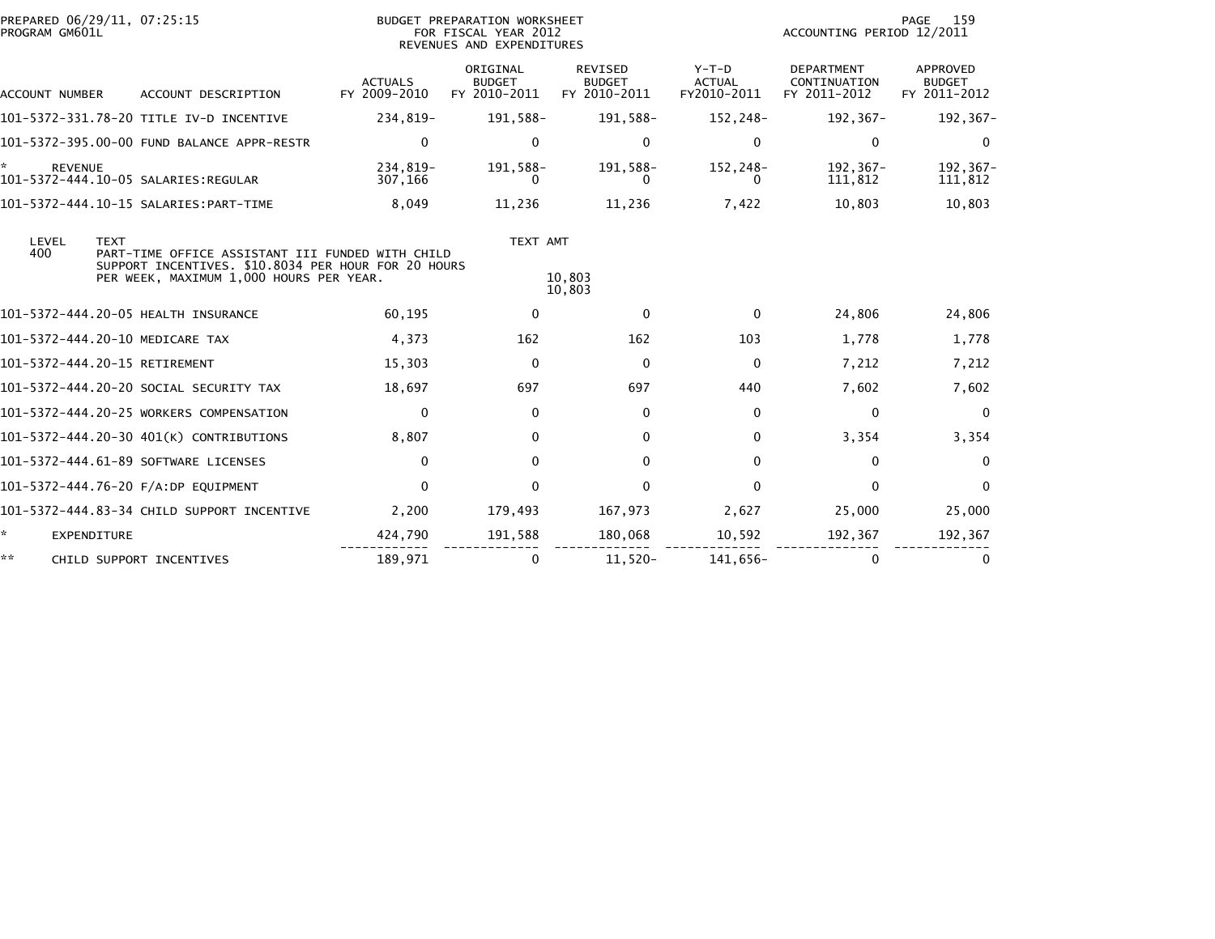PREPARED 06/29/11, 07:25:15
PROGRAM GM601L

BUDGET PREPARATION WORKSHEET
FOR FISCAL YEAR 2012
REVENUES AND EXPENDITURES

ACCOUNTING PERIOD 12/2011

| ACCOUNT NUMBER | ACCOUNT DESCRIPTION | ACTUALS FY 2009-2010 | ORIGINAL BUDGET FY 2010-2011 | REVISED BUDGET FY 2010-2011 | Y-T-D ACTUAL FY2010-2011 | DEPARTMENT CONTINUATION FY 2011-2012 | APPROVED BUDGET FY 2011-2012 |
|---|---|---|---|---|---|---|---|
| 101-5372-331.78-20 | TITLE IV-D INCENTIVE | 234,819- | 191,588- | 191,588- | 152,248- | 192,367- | 192,367- |
| 101-5372-395.00-00 | FUND BALANCE APPR-RESTR | 0 | 0 | 0 | 0 | 0 | 0 |
| * | REVENUE | 234,819- | 191,588- | 191,588- | 152,248- | 192,367- | 192,367- |
| 101-5372-444.10-05 | SALARIES:REGULAR | 307,166 | 0 | 0 | 0 | 111,812 | 111,812 |
| 101-5372-444.10-15 | SALARIES:PART-TIME | 8,049 | 11,236 | 11,236 | 7,422 | 10,803 | 10,803 |

| LEVEL | TEXT | TEXT AMT |
|---|---|---|
| 400 | PART-TIME OFFICE ASSISTANT III FUNDED WITH CHILD SUPPORT INCENTIVES. $10.8034 PER HOUR FOR 20 HOURS PER WEEK, MAXIMUM 1,000 HOURS PER YEAR. | 10,803 |
| | | 10,803 |

| ACCOUNT NUMBER | ACCOUNT DESCRIPTION | ACTUALS FY 2009-2010 | ORIGINAL BUDGET FY 2010-2011 | REVISED BUDGET FY 2010-2011 | Y-T-D ACTUAL FY2010-2011 | DEPARTMENT CONTINUATION FY 2011-2012 | APPROVED BUDGET FY 2011-2012 |
|---|---|---|---|---|---|---|---|
| 101-5372-444.20-05 | HEALTH INSURANCE | 60,195 | 0 | 0 | 0 | 24,806 | 24,806 |
| 101-5372-444.20-10 | MEDICARE TAX | 4,373 | 162 | 162 | 103 | 1,778 | 1,778 |
| 101-5372-444.20-15 | RETIREMENT | 15,303 | 0 | 0 | 0 | 7,212 | 7,212 |
| 101-5372-444.20-20 | SOCIAL SECURITY TAX | 18,697 | 697 | 697 | 440 | 7,602 | 7,602 |
| 101-5372-444.20-25 | WORKERS COMPENSATION | 0 | 0 | 0 | 0 | 0 | 0 |
| 101-5372-444.20-30 | 401(K) CONTRIBUTIONS | 8,807 | 0 | 0 | 0 | 3,354 | 3,354 |
| 101-5372-444.61-89 | SOFTWARE LICENSES | 0 | 0 | 0 | 0 | 0 | 0 |
| 101-5372-444.76-20 | F/A:DP EQUIPMENT | 0 | 0 | 0 | 0 | 0 | 0 |
| 101-5372-444.83-34 | CHILD SUPPORT INCENTIVE | 2,200 | 179,493 | 167,973 | 2,627 | 25,000 | 25,000 |
| * | EXPENDITURE | 424,790 | 191,588 | 180,068 | 10,592 | 192,367 | 192,367 |
| ** | CHILD SUPPORT INCENTIVES | 189,971 | 0 | 11,520- | 141,656- | 0 | 0 |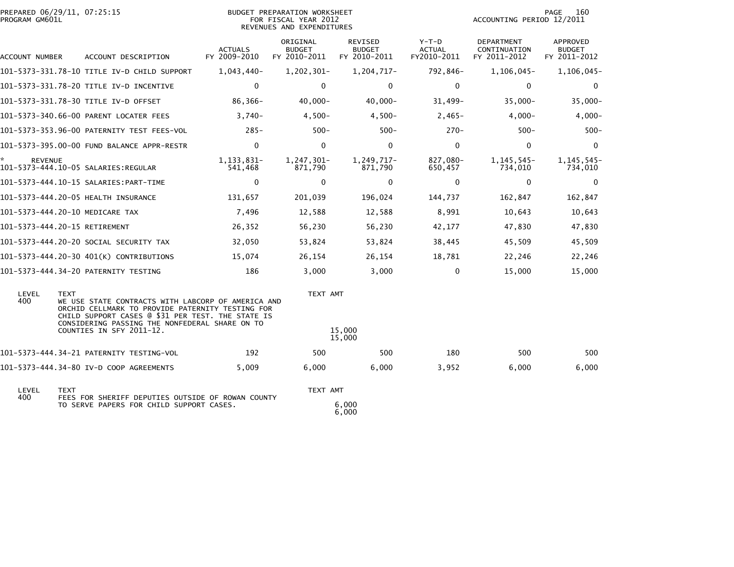PREPARED 06/29/11, 07:25:15
PROGRAM GM601L

BUDGET PREPARATION WORKSHEET
FOR FISCAL YEAR 2012
REVENUES AND EXPENDITURES

ACCOUNTING PERIOD 12/2011

| ACCOUNT NUMBER | ACCOUNT DESCRIPTION | ACTUALS FY 2009-2010 | ORIGINAL BUDGET FY 2010-2011 | REVISED BUDGET FY 2010-2011 | Y-T-D ACTUAL FY2010-2011 | DEPARTMENT CONTINUATION FY 2011-2012 | APPROVED BUDGET FY 2011-2012 |
|---|---|---|---|---|---|---|---|
| 101-5373-331.78-10 | TITLE IV-D CHILD SUPPORT | 1,043,440- | 1,202,301- | 1,204,717- | 792,846- | 1,106,045- | 1,106,045- |
| 101-5373-331.78-20 | TITLE IV-D INCENTIVE | 0 | 0 | 0 | 0 | 0 | 0 |
| 101-5373-331.78-30 | TITLE IV-D OFFSET | 86,366- | 40,000- | 40,000- | 31,499- | 35,000- | 35,000- |
| 101-5373-340.66-00 | PARENT LOCATER FEES | 3,740- | 4,500- | 4,500- | 2,465- | 4,000- | 4,000- |
| 101-5373-353.96-00 | PATERNITY TEST FEES-VOL | 285- | 500- | 500- | 270- | 500- | 500- |
| 101-5373-395.00-00 | FUND BALANCE APPR-RESTR | 0 | 0 | 0 | 0 | 0 | 0 |
| * REVENUE | | 1,133,831- | 1,247,301- | 1,249,717- | 827,080- | 1,145,545- | 1,145,545- |
| 101-5373-444.10-05 | SALARIES:REGULAR | 541,468 | 871,790 | 871,790 | 650,457 | 734,010 | 734,010 |
| 101-5373-444.10-15 | SALARIES:PART-TIME | 0 | 0 | 0 | 0 | 0 | 0 |
| 101-5373-444.20-05 | HEALTH INSURANCE | 131,657 | 201,039 | 196,024 | 144,737 | 162,847 | 162,847 |
| 101-5373-444.20-10 | MEDICARE TAX | 7,496 | 12,588 | 12,588 | 8,991 | 10,643 | 10,643 |
| 101-5373-444.20-15 | RETIREMENT | 26,352 | 56,230 | 56,230 | 42,177 | 47,830 | 47,830 |
| 101-5373-444.20-20 | SOCIAL SECURITY TAX | 32,050 | 53,824 | 53,824 | 38,445 | 45,509 | 45,509 |
| 101-5373-444.20-30 | 401(K) CONTRIBUTIONS | 15,074 | 26,154 | 26,154 | 18,781 | 22,246 | 22,246 |
| 101-5373-444.34-20 | PATERNITY TESTING | 186 | 3,000 | 3,000 | 0 | 15,000 | 15,000 |

| LEVEL | TEXT | TEXT AMT |
|---|---|---|
| 400 | WE USE STATE CONTRACTS WITH LABCORP OF AMERICA AND ORCHID CELLMARK TO PROVIDE PATERNITY TESTING FOR CHILD SUPPORT CASES @ $31 PER TEST. THE STATE IS CONSIDERING PASSING THE NONFEDERAL SHARE ON TO COUNTIES IN SFY 2011-12. | 15,000 |
| | | 15,000 |

| ACCOUNT NUMBER | ACCOUNT DESCRIPTION | ACTUALS FY 2009-2010 | ORIGINAL BUDGET FY 2010-2011 | REVISED BUDGET FY 2010-2011 | Y-T-D ACTUAL FY2010-2011 | DEPARTMENT CONTINUATION FY 2011-2012 | APPROVED BUDGET FY 2011-2012 |
|---|---|---|---|---|---|---|---|
| 101-5373-444.34-21 | PATERNITY TESTING-VOL | 192 | 500 | 500 | 180 | 500 | 500 |
| 101-5373-444.34-80 | IV-D COOP AGREEMENTS | 5,009 | 6,000 | 6,000 | 3,952 | 6,000 | 6,000 |

| LEVEL | TEXT | TEXT AMT |
|---|---|---|
| 400 | FEES FOR SHERIFF DEPUTIES OUTSIDE OF ROWAN COUNTY TO SERVE PAPERS FOR CHILD SUPPORT CASES. | 6,000 |
| | | 6,000 |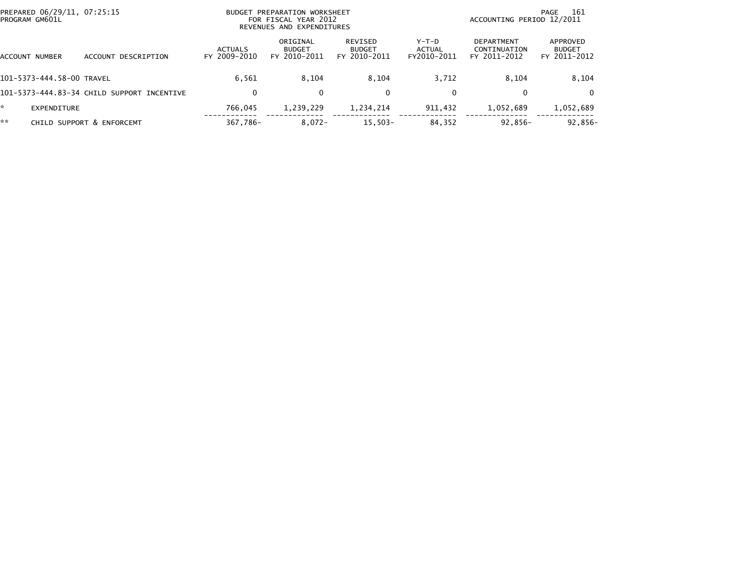PREPARED 06/29/11, 07:25:15
PROGRAM GM601L

BUDGET PREPARATION WORKSHEET
FOR FISCAL YEAR 2012
REVENUES AND EXPENDITURES

ACCOUNTING PERIOD 12/2011

| ACCOUNT NUMBER | ACCOUNT DESCRIPTION | ACTUALS FY 2009-2010 | ORIGINAL BUDGET FY 2010-2011 | REVISED BUDGET FY 2010-2011 | Y-T-D ACTUAL FY2010-2011 | DEPARTMENT CONTINUATION FY 2011-2012 | APPROVED BUDGET FY 2011-2012 |
|---|---|---|---|---|---|---|---|
| 101-5373-444.58-00 | TRAVEL | 6,561 | 8,104 | 8,104 | 3,712 | 8,104 | 8,104 |
| 101-5373-444.83-34 | CHILD SUPPORT INCENTIVE | 0 | 0 | 0 | 0 | 0 | 0 |
| * | EXPENDITURE | 766,045 | 1,239,229 | 1,234,214 | 911,432 | 1,052,689 | 1,052,689 |
| ** | CHILD SUPPORT & ENFORCEMT | 367,786- | 8,072- | 15,503- | 84,352 | 92,856- | 92,856- |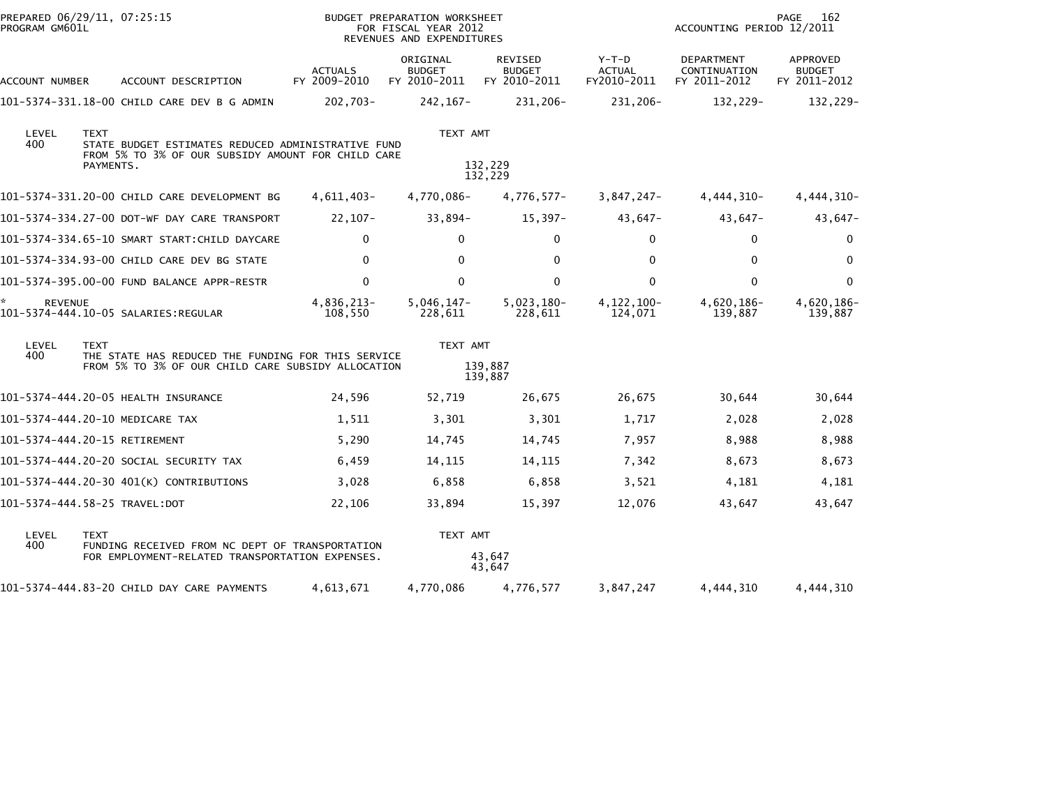PREPARED 06/29/11, 07:25:15 PROGRAM GM601L

BUDGET PREPARATION WORKSHEET FOR FISCAL YEAR 2012 REVENUES AND EXPENDITURES

ACCOUNTING PERIOD 12/2011

| ACCOUNT NUMBER | ACCOUNT DESCRIPTION | ACTUALS FY 2009-2010 | ORIGINAL BUDGET FY 2010-2011 | REVISED BUDGET FY 2010-2011 | Y-T-D ACTUAL FY2010-2011 | DEPARTMENT CONTINUATION FY 2011-2012 | APPROVED BUDGET FY 2011-2012 |
|---|---|---|---|---|---|---|---|
| 101-5374-331.18-00 | CHILD CARE DEV B G ADMIN | 202,703- | 242,167- | 231,206- | 231,206- | 132,229- | 132,229- |

| LEVEL | TEXT | TEXT AMT |
|---|---|---|
| 400 | STATE BUDGET ESTIMATES REDUCED ADMINISTRATIVE FUND FROM 5% TO 3% OF OUR SUBSIDY AMOUNT FOR CHILD CARE PAYMENTS. | 132,229 |
| | | 132,229 |

| ACCOUNT NUMBER | ACCOUNT DESCRIPTION | ACTUALS FY 2009-2010 | ORIGINAL BUDGET FY 2010-2011 | REVISED BUDGET FY 2010-2011 | Y-T-D ACTUAL FY2010-2011 | DEPARTMENT CONTINUATION FY 2011-2012 | APPROVED BUDGET FY 2011-2012 |
|---|---|---|---|---|---|---|---|
| 101-5374-331.20-00 | CHILD CARE DEVELOPMENT BG | 4,611,403- | 4,770,086- | 4,776,577- | 3,847,247- | 4,444,310- | 4,444,310- |
| 101-5374-334.27-00 | DOT-WF DAY CARE TRANSPORT | 22,107- | 33,894- | 15,397- | 43,647- | 43,647- | 43,647- |
| 101-5374-334.65-10 | SMART START:CHILD DAYCARE | 0 | 0 | 0 | 0 | 0 | 0 |
| 101-5374-334.93-00 | CHILD CARE DEV BG STATE | 0 | 0 | 0 | 0 | 0 | 0 |
| 101-5374-395.00-00 | FUND BALANCE APPR-RESTR | 0 | 0 | 0 | 0 | 0 | 0 |
| * REVENUE | | 4,836,213- | 5,046,147- | 5,023,180- | 4,122,100- | 4,620,186- | 4,620,186- |
| 101-5374-444.10-05 | SALARIES:REGULAR | 108,550 | 228,611 | 228,611 | 124,071 | 139,887 | 139,887 |

| LEVEL | TEXT | TEXT AMT |
|---|---|---|
| 400 | THE STATE HAS REDUCED THE FUNDING FOR THIS SERVICE FROM 5% TO 3% OF OUR CHILD CARE SUBSIDY ALLOCATION | 139,887 |
| | | 139,887 |

| ACCOUNT NUMBER | ACCOUNT DESCRIPTION | ACTUALS FY 2009-2010 | ORIGINAL BUDGET FY 2010-2011 | REVISED BUDGET FY 2010-2011 | Y-T-D ACTUAL FY2010-2011 | DEPARTMENT CONTINUATION FY 2011-2012 | APPROVED BUDGET FY 2011-2012 |
|---|---|---|---|---|---|---|---|
| 101-5374-444.20-05 | HEALTH INSURANCE | 24,596 | 52,719 | 26,675 | 26,675 | 30,644 | 30,644 |
| 101-5374-444.20-10 | MEDICARE TAX | 1,511 | 3,301 | 3,301 | 1,717 | 2,028 | 2,028 |
| 101-5374-444.20-15 | RETIREMENT | 5,290 | 14,745 | 14,745 | 7,957 | 8,988 | 8,988 |
| 101-5374-444.20-20 | SOCIAL SECURITY TAX | 6,459 | 14,115 | 14,115 | 7,342 | 8,673 | 8,673 |
| 101-5374-444.20-30 | 401(K) CONTRIBUTIONS | 3,028 | 6,858 | 6,858 | 3,521 | 4,181 | 4,181 |
| 101-5374-444.58-25 | TRAVEL:DOT | 22,106 | 33,894 | 15,397 | 12,076 | 43,647 | 43,647 |

| LEVEL | TEXT | TEXT AMT |
|---|---|---|
| 400 | FUNDING RECEIVED FROM NC DEPT OF TRANSPORTATION FOR EMPLOYMENT-RELATED TRANSPORTATION EXPENSES. | 43,647 |
| | | 43,647 |

| ACCOUNT NUMBER | ACCOUNT DESCRIPTION | ACTUALS FY 2009-2010 | ORIGINAL BUDGET FY 2010-2011 | REVISED BUDGET FY 2010-2011 | Y-T-D ACTUAL FY2010-2011 | DEPARTMENT CONTINUATION FY 2011-2012 | APPROVED BUDGET FY 2011-2012 |
|---|---|---|---|---|---|---|---|
| 101-5374-444.83-20 | CHILD DAY CARE PAYMENTS | 4,613,671 | 4,770,086 | 4,776,577 | 3,847,247 | 4,444,310 | 4,444,310 |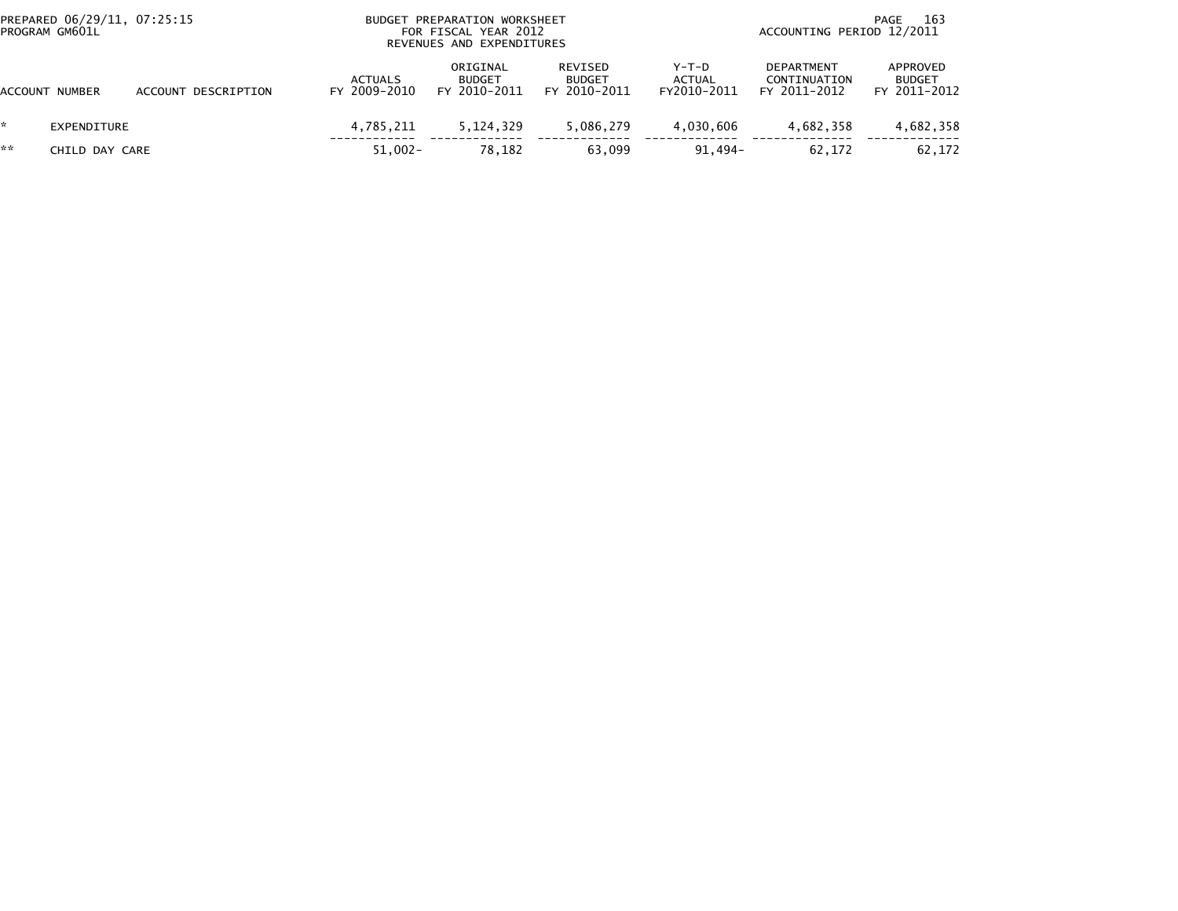PREPARED 06/29/11, 07:25:15
PROGRAM GM601L

BUDGET PREPARATION WORKSHEET
FOR FISCAL YEAR 2012
REVENUES AND EXPENDITURES

ACCOUNTING PERIOD 12/2011

| | ACCOUNT NUMBER | ACCOUNT DESCRIPTION | ACTUALS FY 2009-2010 | ORIGINAL BUDGET FY 2010-2011 | REVISED BUDGET FY 2010-2011 | Y-T-D ACTUAL FY2010-2011 | DEPARTMENT CONTINUATION FY 2011-2012 | APPROVED BUDGET FY 2011-2012 |
|---|---|---|---|---|---|---|---|---|
| * | EXPENDITURE | | 4,785,211 | 5,124,329 | 5,086,279 | 4,030,606 | 4,682,358 | 4,682,358 |
| ** | CHILD DAY CARE | | 51,002- | 78,182 | 63,099 | 91,494- | 62,172 | 62,172 |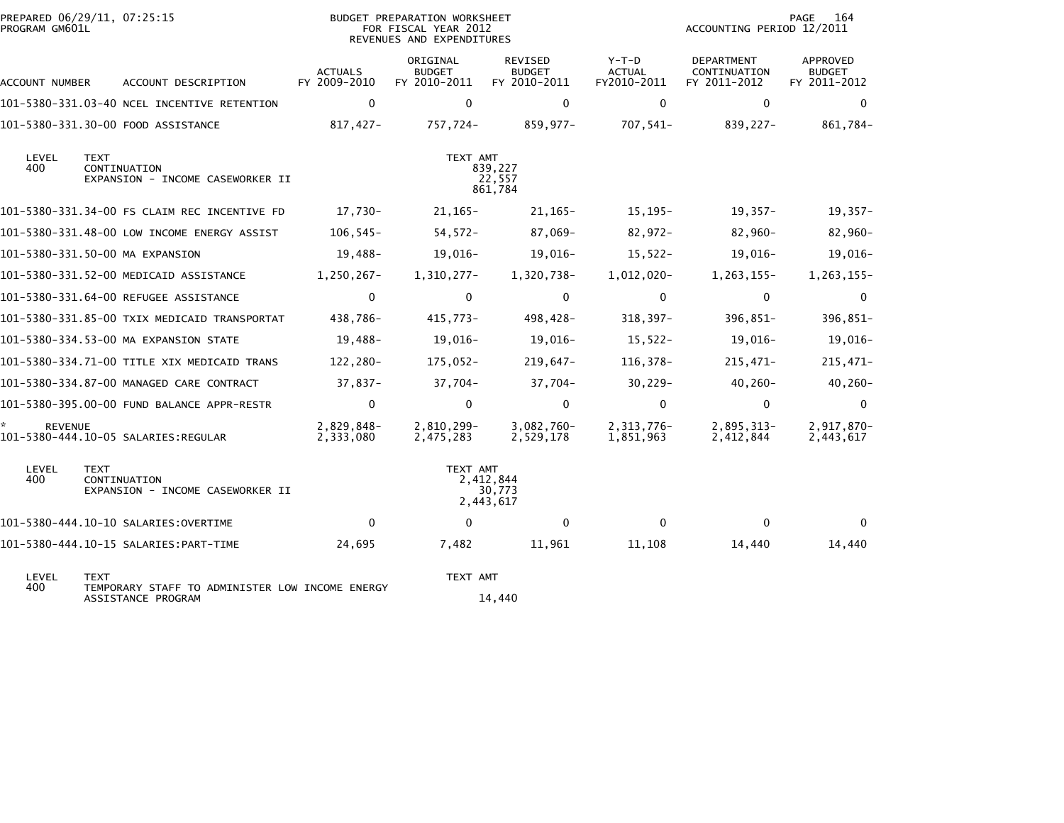PREPARED 06/29/11, 07:25:15
PROGRAM GM601L

BUDGET PREPARATION WORKSHEET
FOR FISCAL YEAR 2012
REVENUES AND EXPENDITURES

ACCOUNTING PERIOD 12/2011

| ACCOUNT NUMBER | ACCOUNT DESCRIPTION | ACTUALS FY 2009-2010 | ORIGINAL BUDGET FY 2010-2011 | REVISED BUDGET FY 2010-2011 | Y-T-D ACTUAL FY2010-2011 | DEPARTMENT CONTINUATION FY 2011-2012 | APPROVED BUDGET FY 2011-2012 |
|---|---|---|---|---|---|---|---|
| 101-5380-331.03-40 | NCEL INCENTIVE RETENTION | 0 | 0 | 0 | 0 | 0 | 0 |
| 101-5380-331.30-00 | FOOD ASSISTANCE | 817,427- | 757,724- | 859,977- | 707,541- | 839,227- | 861,784- |

| LEVEL | TEXT | TEXT AMT |
|---|---|---|
| 400 | CONTINUATION | 839,227 |
| | EXPANSION - INCOME CASEWORKER II | 22,557 |
| | | 861,784 |

| ACCOUNT NUMBER | ACCOUNT DESCRIPTION | ACTUALS FY 2009-2010 | ORIGINAL BUDGET FY 2010-2011 | REVISED BUDGET FY 2010-2011 | Y-T-D ACTUAL FY2010-2011 | DEPARTMENT CONTINUATION FY 2011-2012 | APPROVED BUDGET FY 2011-2012 |
|---|---|---|---|---|---|---|---|
| 101-5380-331.34-00 | FS CLAIM REC INCENTIVE FD | 17,730- | 21,165- | 21,165- | 15,195- | 19,357- | 19,357- |
| 101-5380-331.48-00 | LOW INCOME ENERGY ASSIST | 106,545- | 54,572- | 87,069- | 82,972- | 82,960- | 82,960- |
| 101-5380-331.50-00 | MA EXPANSION | 19,488- | 19,016- | 19,016- | 15,522- | 19,016- | 19,016- |
| 101-5380-331.52-00 | MEDICAID ASSISTANCE | 1,250,267- | 1,310,277- | 1,320,738- | 1,012,020- | 1,263,155- | 1,263,155- |
| 101-5380-331.64-00 | REFUGEE ASSISTANCE | 0 | 0 | 0 | 0 | 0 | 0 |
| 101-5380-331.85-00 | TXIX MEDICAID TRANSPORTAT | 438,786- | 415,773- | 498,428- | 318,397- | 396,851- | 396,851- |
| 101-5380-334.53-00 | MA EXPANSION STATE | 19,488- | 19,016- | 19,016- | 15,522- | 19,016- | 19,016- |
| 101-5380-334.71-00 | TITLE XIX MEDICAID TRANS | 122,280- | 175,052- | 219,647- | 116,378- | 215,471- | 215,471- |
| 101-5380-334.87-00 | MANAGED CARE CONTRACT | 37,837- | 37,704- | 37,704- | 30,229- | 40,260- | 40,260- |
| 101-5380-395.00-00 | FUND BALANCE APPR-RESTR | 0 | 0 | 0 | 0 | 0 | 0 |
| * REVENUE | | 2,829,848- | 2,810,299- | 3,082,760- | 2,313,776- | 2,895,313- | 2,917,870- |
| 101-5380-444.10-05 | SALARIES:REGULAR | 2,333,080 | 2,475,283 | 2,529,178 | 1,851,963 | 2,412,844 | 2,443,617 |

| LEVEL | TEXT | TEXT AMT |
|---|---|---|
| 400 | CONTINUATION | 2,412,844 |
| | EXPANSION - INCOME CASEWORKER II | 30,773 |
| | | 2,443,617 |

| ACCOUNT NUMBER | ACCOUNT DESCRIPTION | ACTUALS FY 2009-2010 | ORIGINAL BUDGET FY 2010-2011 | REVISED BUDGET FY 2010-2011 | Y-T-D ACTUAL FY2010-2011 | DEPARTMENT CONTINUATION FY 2011-2012 | APPROVED BUDGET FY 2011-2012 |
|---|---|---|---|---|---|---|---|
| 101-5380-444.10-10 | SALARIES:OVERTIME | 0 | 0 | 0 | 0 | 0 | 0 |
| 101-5380-444.10-15 | SALARIES:PART-TIME | 24,695 | 7,482 | 11,961 | 11,108 | 14,440 | 14,440 |

| LEVEL | TEXT | TEXT AMT |
|---|---|---|
| 400 | TEMPORARY STAFF TO ADMINISTER LOW INCOME ENERGY ASSISTANCE PROGRAM | 14,440 |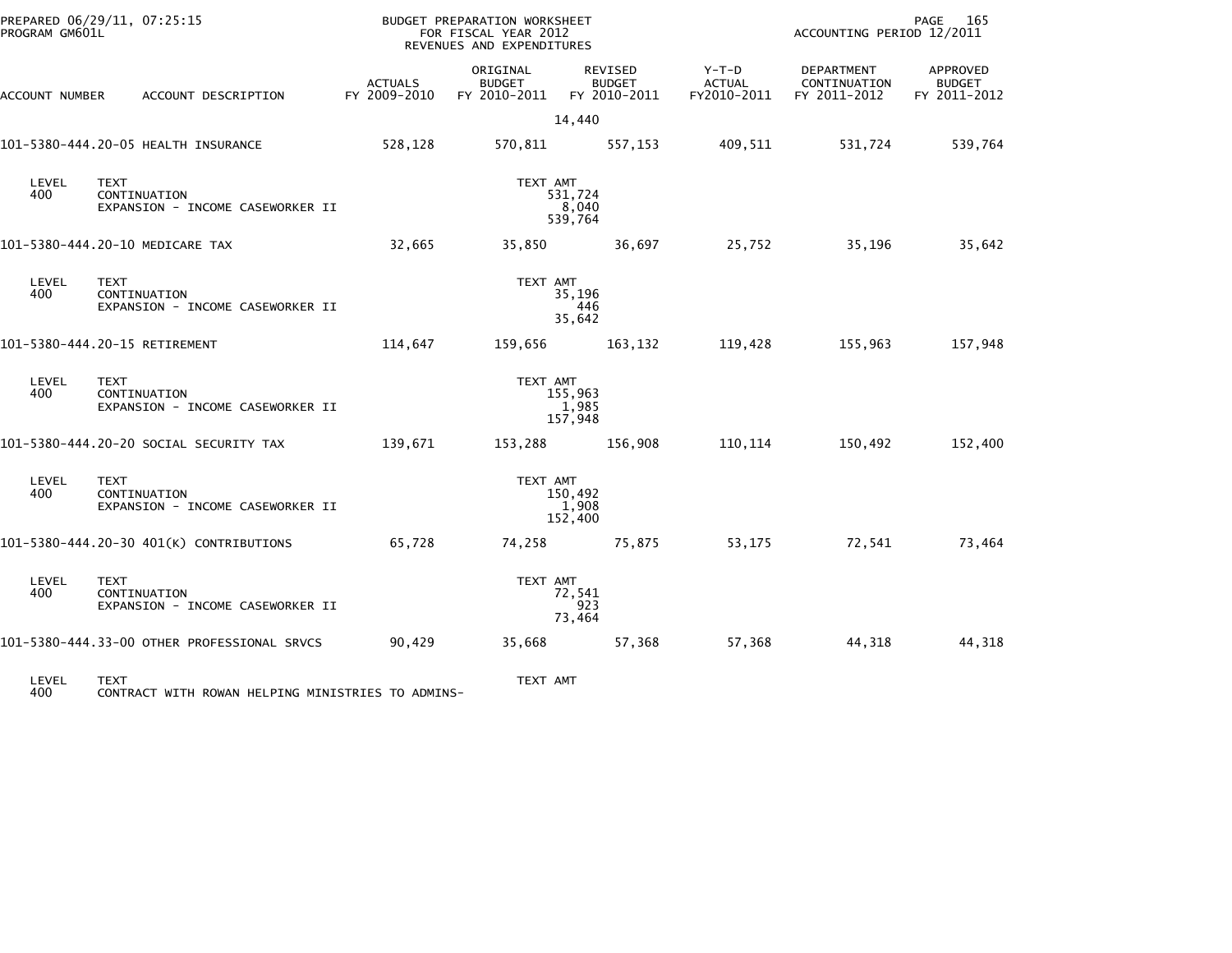BUDGET PREPARATION WORKSHEET
FOR FISCAL YEAR 2012
REVENUES AND EXPENDITURES

PREPARED 06/29/11, 07:25:15
PROGRAM GM601L

ACCOUNTING PERIOD 12/2011

| ACCOUNT NUMBER | ACCOUNT DESCRIPTION | ACTUALS FY 2009-2010 | ORIGINAL BUDGET FY 2010-2011 | REVISED BUDGET FY 2010-2011 | Y-T-D ACTUAL FY2010-2011 | DEPARTMENT CONTINUATION FY 2011-2012 | APPROVED BUDGET FY 2011-2012 |
|---|---|---|---|---|---|---|---|
| | | | 14,440 | | | | |
| 101-5380-444.20-05 | HEALTH INSURANCE | 528,128 | 570,811 | 557,153 | 409,511 | 531,724 | 539,764 |

| LEVEL | TEXT | TEXT AMT |
|---|---|---|
| 400 | CONTINUATION | 531,724 |
| | EXPANSION - INCOME CASEWORKER II | 8,040 |
| | | 539,764 |

| ACCOUNT NUMBER | ACCOUNT DESCRIPTION | ACTUALS FY 2009-2010 | ORIGINAL BUDGET FY 2010-2011 | REVISED BUDGET FY 2010-2011 | Y-T-D ACTUAL FY2010-2011 | DEPARTMENT CONTINUATION FY 2011-2012 | APPROVED BUDGET FY 2011-2012 |
|---|---|---|---|---|---|---|---|
| 101-5380-444.20-10 | MEDICARE TAX | 32,665 | 35,850 | 36,697 | 25,752 | 35,196 | 35,642 |

| LEVEL | TEXT | TEXT AMT |
|---|---|---|
| 400 | CONTINUATION | 35,196 |
| | EXPANSION - INCOME CASEWORKER II | 446 |
| | | 35,642 |

| ACCOUNT NUMBER | ACCOUNT DESCRIPTION | ACTUALS FY 2009-2010 | ORIGINAL BUDGET FY 2010-2011 | REVISED BUDGET FY 2010-2011 | Y-T-D ACTUAL FY2010-2011 | DEPARTMENT CONTINUATION FY 2011-2012 | APPROVED BUDGET FY 2011-2012 |
|---|---|---|---|---|---|---|---|
| 101-5380-444.20-15 | RETIREMENT | 114,647 | 159,656 | 163,132 | 119,428 | 155,963 | 157,948 |

| LEVEL | TEXT | TEXT AMT |
|---|---|---|
| 400 | CONTINUATION | 155,963 |
| | EXPANSION - INCOME CASEWORKER II | 1,985 |
| | | 157,948 |

| ACCOUNT NUMBER | ACCOUNT DESCRIPTION | ACTUALS FY 2009-2010 | ORIGINAL BUDGET FY 2010-2011 | REVISED BUDGET FY 2010-2011 | Y-T-D ACTUAL FY2010-2011 | DEPARTMENT CONTINUATION FY 2011-2012 | APPROVED BUDGET FY 2011-2012 |
|---|---|---|---|---|---|---|---|
| 101-5380-444.20-20 | SOCIAL SECURITY TAX | 139,671 | 153,288 | 156,908 | 110,114 | 150,492 | 152,400 |

| LEVEL | TEXT | TEXT AMT |
|---|---|---|
| 400 | CONTINUATION | 150,492 |
| | EXPANSION - INCOME CASEWORKER II | 1,908 |
| | | 152,400 |

| ACCOUNT NUMBER | ACCOUNT DESCRIPTION | ACTUALS FY 2009-2010 | ORIGINAL BUDGET FY 2010-2011 | REVISED BUDGET FY 2010-2011 | Y-T-D ACTUAL FY2010-2011 | DEPARTMENT CONTINUATION FY 2011-2012 | APPROVED BUDGET FY 2011-2012 |
|---|---|---|---|---|---|---|---|
| 101-5380-444.20-30 | 401(K) CONTRIBUTIONS | 65,728 | 74,258 | 75,875 | 53,175 | 72,541 | 73,464 |

| LEVEL | TEXT | TEXT AMT |
|---|---|---|
| 400 | CONTINUATION | 72,541 |
| | EXPANSION - INCOME CASEWORKER II | 923 |
| | | 73,464 |

| ACCOUNT NUMBER | ACCOUNT DESCRIPTION | ACTUALS FY 2009-2010 | ORIGINAL BUDGET FY 2010-2011 | REVISED BUDGET FY 2010-2011 | Y-T-D ACTUAL FY2010-2011 | DEPARTMENT CONTINUATION FY 2011-2012 | APPROVED BUDGET FY 2011-2012 |
|---|---|---|---|---|---|---|---|
| 101-5380-444.33-00 | OTHER PROFESSIONAL SRVCS | 90,429 | 35,668 | 57,368 | 57,368 | 44,318 | 44,318 |

| LEVEL | TEXT | TEXT AMT |
|---|---|---|
| 400 | CONTRACT WITH ROWAN HELPING MINISTRIES TO ADMINS- | |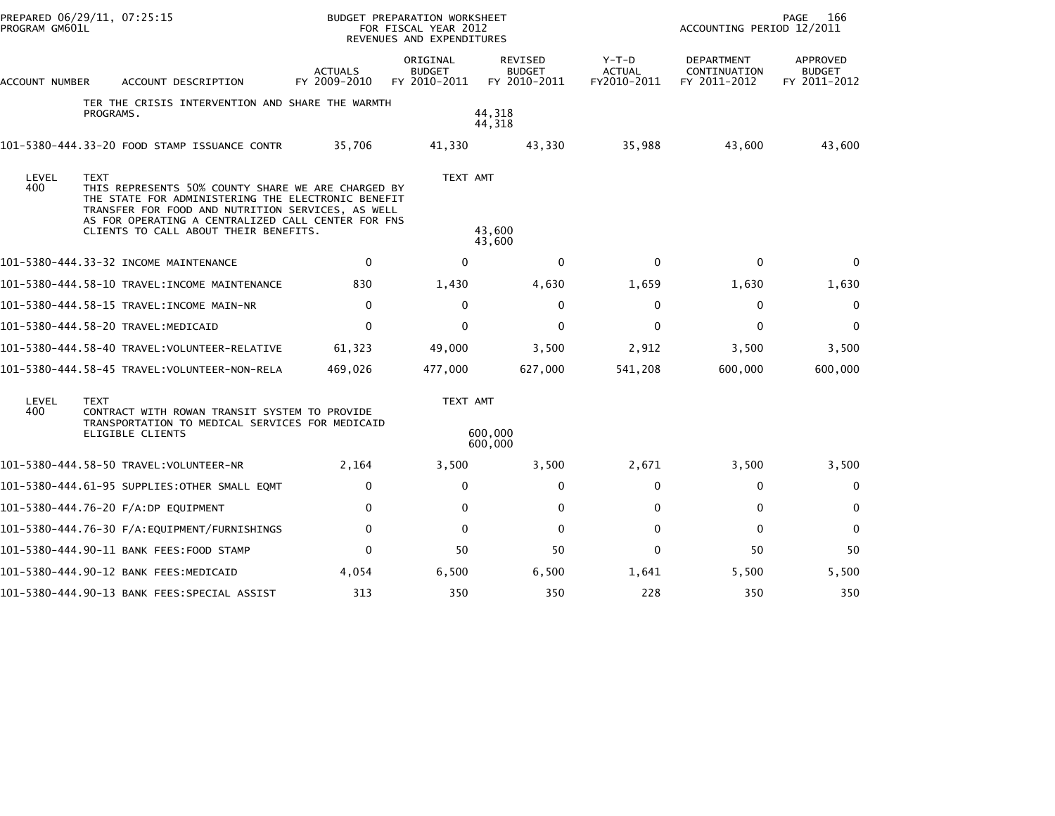| ACCOUNT NUMBER | ACCOUNT DESCRIPTION | ACTUALS FY 2009-2010 | ORIGINAL BUDGET FY 2010-2011 | REVISED BUDGET FY 2010-2011 | Y-T-D ACTUAL FY2010-2011 | DEPARTMENT CONTINUATION FY 2011-2012 | APPROVED BUDGET FY 2011-2012 |
|---|---|---|---|---|---|---|---|
| | TER THE CRISIS INTERVENTION AND SHARE THE WARMTH PROGRAMS. | | | 44,318<br>44,318 | | | |
| 101-5380-444.33-20 | FOOD STAMP ISSUANCE CONTR | 35,706 | 41,330 | 43,330 | 35,988 | 43,600 | 43,600 |
| LEVEL 400 | TEXT<br>THIS REPRESENTS 50% COUNTY SHARE WE ARE CHARGED BY THE STATE FOR ADMINISTERING THE ELECTRONIC BENEFIT TRANSFER FOR FOOD AND NUTRITION SERVICES, AS WELL AS FOR OPERATING A CENTRALIZED CALL CENTER FOR FNS CLIENTS TO CALL ABOUT THEIR BENEFITS. | | TEXT AMT | 43,600<br>43,600 | | | |
| 101-5380-444.33-32 | INCOME MAINTENANCE | 0 | 0 | 0 | 0 | 0 | 0 |
| 101-5380-444.58-10 | TRAVEL:INCOME MAINTENANCE | 830 | 1,430 | 4,630 | 1,659 | 1,630 | 1,630 |
| 101-5380-444.58-15 | TRAVEL:INCOME MAIN-NR | 0 | 0 | 0 | 0 | 0 | 0 |
| 101-5380-444.58-20 | TRAVEL:MEDICAID | 0 | 0 | 0 | 0 | 0 | 0 |
| 101-5380-444.58-40 | TRAVEL:VOLUNTEER-RELATIVE | 61,323 | 49,000 | 3,500 | 2,912 | 3,500 | 3,500 |
| 101-5380-444.58-45 | TRAVEL:VOLUNTEER-NON-RELA | 469,026 | 477,000 | 627,000 | 541,208 | 600,000 | 600,000 |
| LEVEL 400 | TEXT<br>CONTRACT WITH ROWAN TRANSIT SYSTEM TO PROVIDE TRANSPORTATION TO MEDICAL SERVICES FOR MEDICAID ELIGIBLE CLIENTS | | TEXT AMT | 600,000<br>600,000 | | | |
| 101-5380-444.58-50 | TRAVEL:VOLUNTEER-NR | 2,164 | 3,500 | 3,500 | 2,671 | 3,500 | 3,500 |
| 101-5380-444.61-95 | SUPPLIES:OTHER SMALL EQMT | 0 | 0 | 0 | 0 | 0 | 0 |
| 101-5380-444.76-20 | F/A:DP EQUIPMENT | 0 | 0 | 0 | 0 | 0 | 0 |
| 101-5380-444.76-30 | F/A:EQUIPMENT/FURNISHINGS | 0 | 0 | 0 | 0 | 0 | 0 |
| 101-5380-444.90-11 | BANK FEES:FOOD STAMP | 0 | 50 | 50 | 0 | 50 | 50 |
| 101-5380-444.90-12 | BANK FEES:MEDICAID | 4,054 | 6,500 | 6,500 | 1,641 | 5,500 | 5,500 |
| 101-5380-444.90-13 | BANK FEES:SPECIAL ASSIST | 313 | 350 | 350 | 228 | 350 | 350 |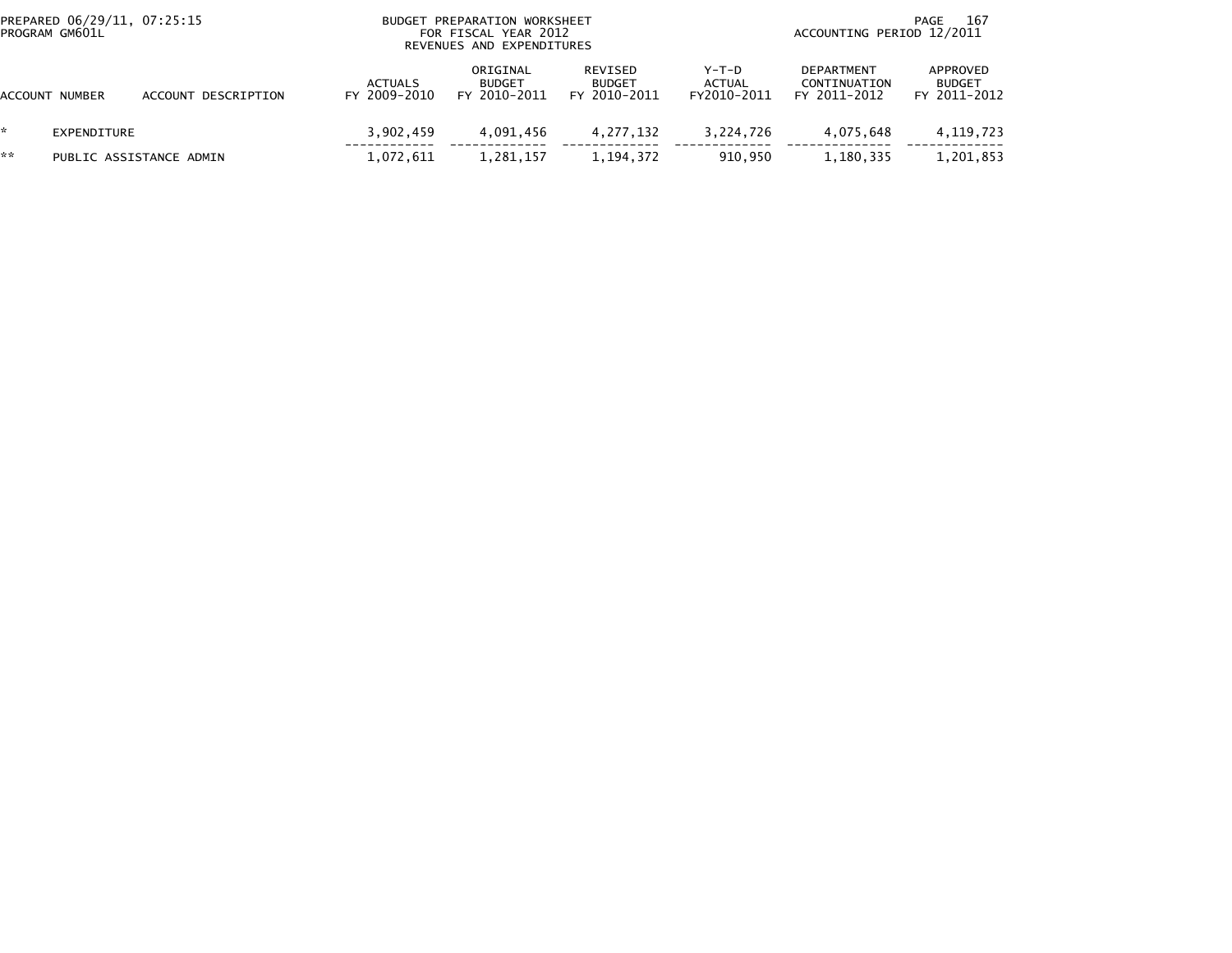BUDGET PREPARATION WORKSHEET
FOR FISCAL YEAR 2012
REVENUES AND EXPENDITURES

PREPARED 06/29/11, 07:25:15
PROGRAM GM601L

ACCOUNTING PERIOD 12/2011

| ACCOUNT NUMBER | ACCOUNT DESCRIPTION | ACTUALS FY 2009-2010 | ORIGINAL BUDGET FY 2010-2011 | REVISED BUDGET FY 2010-2011 | Y-T-D ACTUAL FY2010-2011 | DEPARTMENT CONTINUATION FY 2011-2012 | APPROVED BUDGET FY 2011-2012 |
|---|---|---|---|---|---|---|---|
| * | EXPENDITURE | 3,902,459 | 4,091,456 | 4,277,132 | 3,224,726 | 4,075,648 | 4,119,723 |
| ** | PUBLIC ASSISTANCE ADMIN | 1,072,611 | 1,281,157 | 1,194,372 | 910,950 | 1,180,335 | 1,201,853 |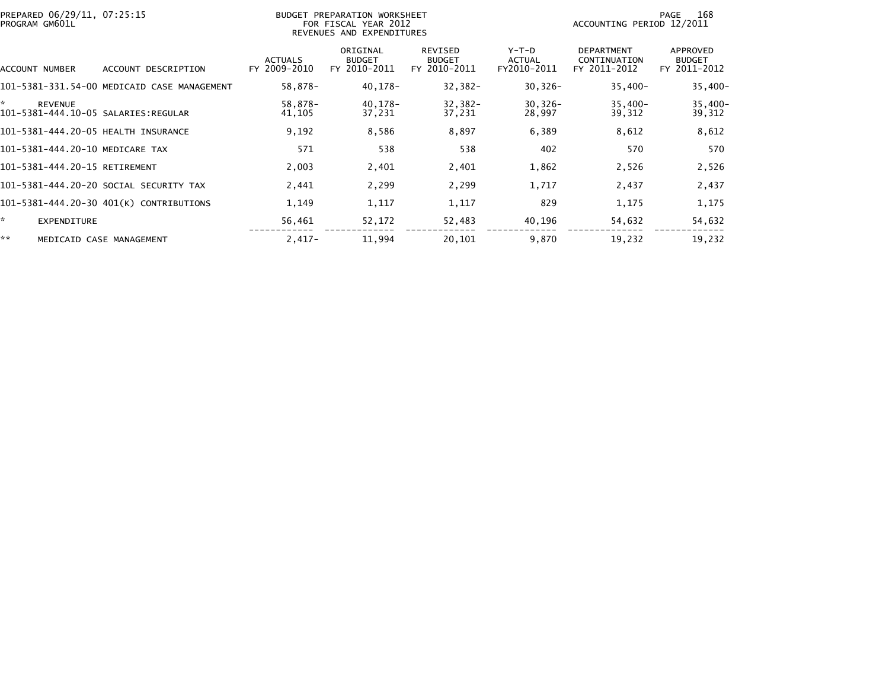BUDGET PREPARATION WORKSHEET
FOR FISCAL YEAR 2012
REVENUES AND EXPENDITURES

PREPARED 06/29/11, 07:25:15
PROGRAM GM601L

ACCOUNTING PERIOD 12/2011

| ACCOUNT NUMBER | ACCOUNT DESCRIPTION | ACTUALS FY 2009-2010 | ORIGINAL BUDGET FY 2010-2011 | REVISED BUDGET FY 2010-2011 | Y-T-D ACTUAL FY2010-2011 | DEPARTMENT CONTINUATION FY 2011-2012 | APPROVED BUDGET FY 2011-2012 |
|---|---|---|---|---|---|---|---|
| 101-5381-331.54-00 | MEDICAID CASE MANAGEMENT | 58,878- | 40,178- | 32,382- | 30,326- | 35,400- | 35,400- |
| * | REVENUE | 58,878- | 40,178- | 32,382- | 30,326- | 35,400- | 35,400- |
| 101-5381-444.10-05 | SALARIES:REGULAR | 41,105 | 37,231 | 37,231 | 28,997 | 39,312 | 39,312 |
| 101-5381-444.20-05 | HEALTH INSURANCE | 9,192 | 8,586 | 8,897 | 6,389 | 8,612 | 8,612 |
| 101-5381-444.20-10 | MEDICARE TAX | 571 | 538 | 538 | 402 | 570 | 570 |
| 101-5381-444.20-15 | RETIREMENT | 2,003 | 2,401 | 2,401 | 1,862 | 2,526 | 2,526 |
| 101-5381-444.20-20 | SOCIAL SECURITY TAX | 2,441 | 2,299 | 2,299 | 1,717 | 2,437 | 2,437 |
| 101-5381-444.20-30 | 401(K) CONTRIBUTIONS | 1,149 | 1,117 | 1,117 | 829 | 1,175 | 1,175 |
| * | EXPENDITURE | 56,461 | 52,172 | 52,483 | 40,196 | 54,632 | 54,632 |
| ** | MEDICAID CASE MANAGEMENT | 2,417- | 11,994 | 20,101 | 9,870 | 19,232 | 19,232 |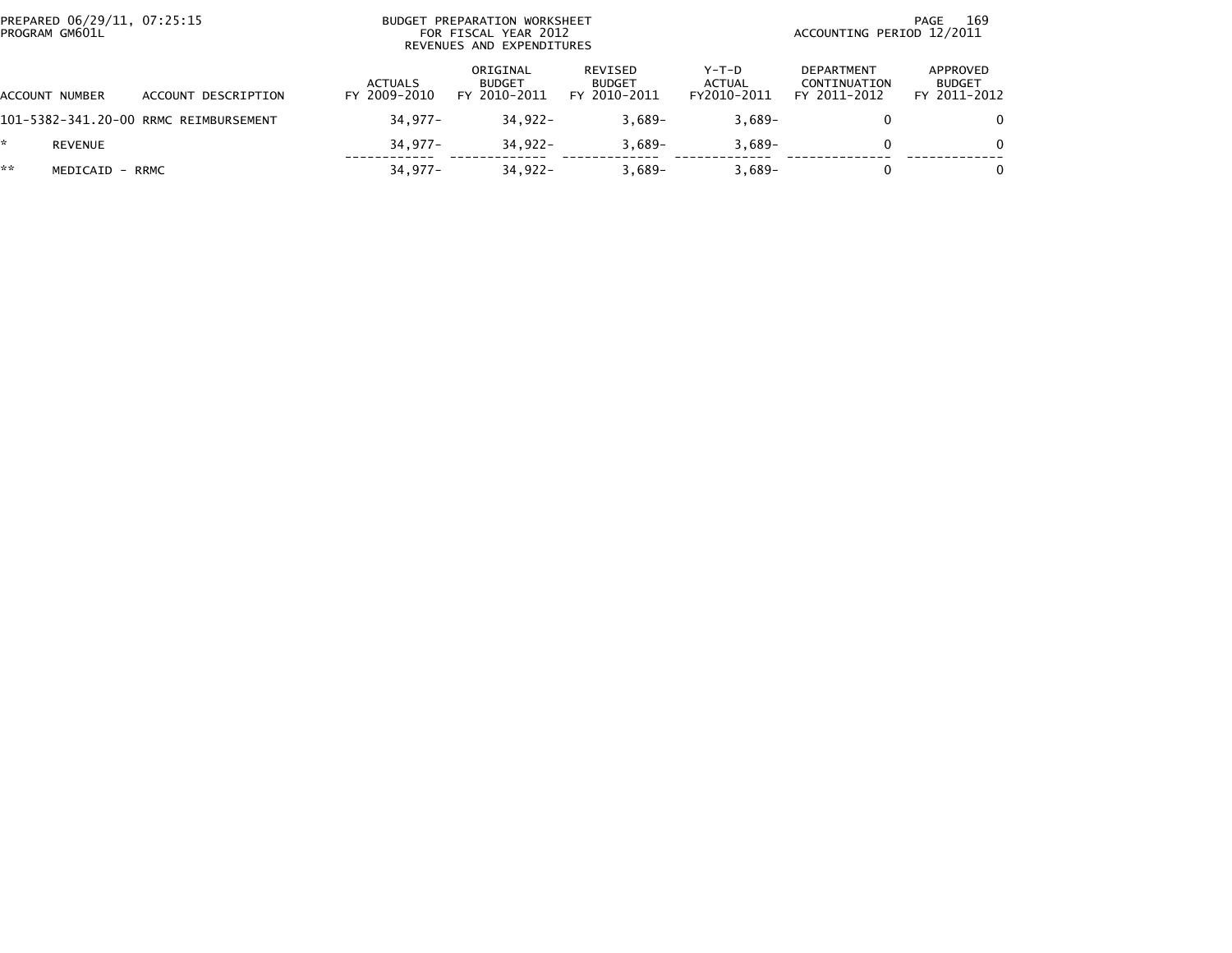PREPARED 06/29/11, 07:25:15
PROGRAM GM601L

BUDGET PREPARATION WORKSHEET
FOR FISCAL YEAR 2012
REVENUES AND EXPENDITURES

ACCOUNTING PERIOD 12/2011

| ACCOUNT NUMBER | ACCOUNT DESCRIPTION | ACTUALS FY 2009-2010 | ORIGINAL BUDGET FY 2010-2011 | REVISED BUDGET FY 2010-2011 | Y-T-D ACTUAL FY2010-2011 | DEPARTMENT CONTINUATION FY 2011-2012 | APPROVED BUDGET FY 2011-2012 |
|---|---|---|---|---|---|---|---|
| 101-5382-341.20-00 | RRMC REIMBURSEMENT | 34,977- | 34,922- | 3,689- | 3,689- | 0 | 0 |
| * | REVENUE | 34,977- | 34,922- | 3,689- | 3,689- | 0 | 0 |
| ** | MEDICAID - RRMC | 34,977- | 34,922- | 3,689- | 3,689- | 0 | 0 |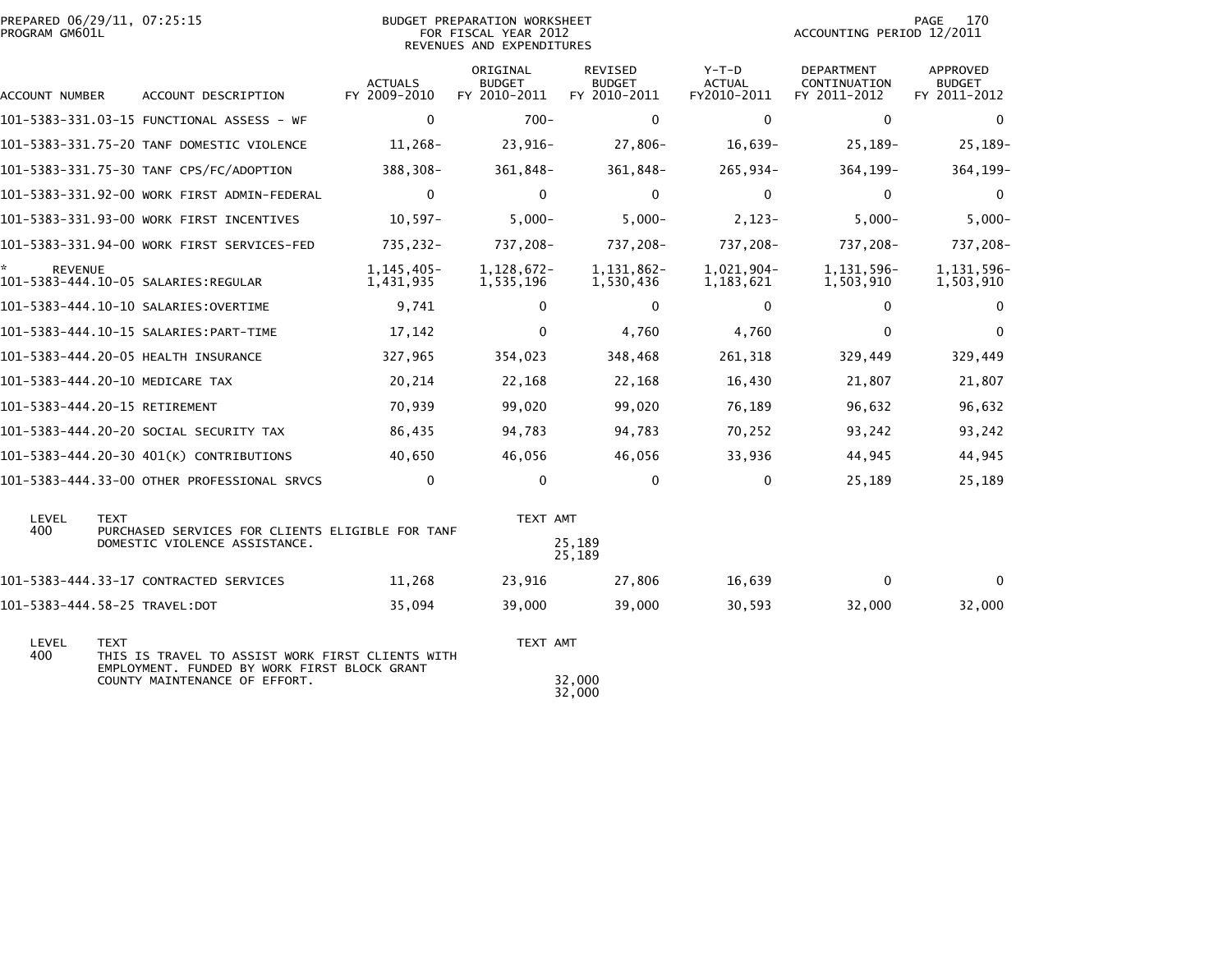PREPARED 06/29/11, 07:25:15
PROGRAM GM601L

BUDGET PREPARATION WORKSHEET
FOR FISCAL YEAR 2012
REVENUES AND EXPENDITURES

ACCOUNTING PERIOD 12/2011

| ACCOUNT NUMBER | ACCOUNT DESCRIPTION | ACTUALS FY 2009-2010 | ORIGINAL BUDGET FY 2010-2011 | REVISED BUDGET FY 2010-2011 | Y-T-D ACTUAL FY2010-2011 | DEPARTMENT CONTINUATION FY 2011-2012 | APPROVED BUDGET FY 2011-2012 |
|---|---|---|---|---|---|---|---|
| 101-5383-331.03-15 | FUNCTIONAL ASSESS - WF | 0 | 700- | 0 | 0 | 0 | 0 |
| 101-5383-331.75-20 | TANF DOMESTIC VIOLENCE | 11,268- | 23,916- | 27,806- | 16,639- | 25,189- | 25,189- |
| 101-5383-331.75-30 | TANF CPS/FC/ADOPTION | 388,308- | 361,848- | 361,848- | 265,934- | 364,199- | 364,199- |
| 101-5383-331.92-00 | WORK FIRST ADMIN-FEDERAL | 0 | 0 | 0 | 0 | 0 | 0 |
| 101-5383-331.93-00 | WORK FIRST INCENTIVES | 10,597- | 5,000- | 5,000- | 2,123- | 5,000- | 5,000- |
| 101-5383-331.94-00 | WORK FIRST SERVICES-FED | 735,232- | 737,208- | 737,208- | 737,208- | 737,208- | 737,208- |
| * REVENUE | | 1,145,405- | 1,128,672- | 1,131,862- | 1,021,904- | 1,131,596- | 1,131,596- |
| 101-5383-444.10-05 | SALARIES:REGULAR | 1,431,935 | 1,535,196 | 1,530,436 | 1,183,621 | 1,503,910 | 1,503,910 |
| 101-5383-444.10-10 | SALARIES:OVERTIME | 9,741 | 0 | 0 | 0 | 0 | 0 |
| 101-5383-444.10-15 | SALARIES:PART-TIME | 17,142 | 0 | 4,760 | 4,760 | 0 | 0 |
| 101-5383-444.20-05 | HEALTH INSURANCE | 327,965 | 354,023 | 348,468 | 261,318 | 329,449 | 329,449 |
| 101-5383-444.20-10 | MEDICARE TAX | 20,214 | 22,168 | 22,168 | 16,430 | 21,807 | 21,807 |
| 101-5383-444.20-15 | RETIREMENT | 70,939 | 99,020 | 99,020 | 76,189 | 96,632 | 96,632 |
| 101-5383-444.20-20 | SOCIAL SECURITY TAX | 86,435 | 94,783 | 94,783 | 70,252 | 93,242 | 93,242 |
| 101-5383-444.20-30 | 401(K) CONTRIBUTIONS | 40,650 | 46,056 | 46,056 | 33,936 | 44,945 | 44,945 |
| 101-5383-444.33-00 | OTHER PROFESSIONAL SRVCS | 0 | 0 | 0 | 0 | 25,189 | 25,189 |

| LEVEL | TEXT | TEXT AMT |
|---|---|---|
| 400 | PURCHASED SERVICES FOR CLIENTS ELIGIBLE FOR TANF DOMESTIC VIOLENCE ASSISTANCE. | 25,189 |
| | | 25,189 |

| ACCOUNT NUMBER | ACCOUNT DESCRIPTION | ACTUALS FY 2009-2010 | ORIGINAL BUDGET FY 2010-2011 | REVISED BUDGET FY 2010-2011 | Y-T-D ACTUAL FY2010-2011 | DEPARTMENT CONTINUATION FY 2011-2012 | APPROVED BUDGET FY 2011-2012 |
|---|---|---|---|---|---|---|---|
| 101-5383-444.33-17 | CONTRACTED SERVICES | 11,268 | 23,916 | 27,806 | 16,639 | 0 | 0 |
| 101-5383-444.58-25 | TRAVEL:DOT | 35,094 | 39,000 | 39,000 | 30,593 | 32,000 | 32,000 |

| LEVEL | TEXT | TEXT AMT |
|---|---|---|
| 400 | THIS IS TRAVEL TO ASSIST WORK FIRST CLIENTS WITH EMPLOYMENT. FUNDED BY WORK FIRST BLOCK GRANT COUNTY MAINTENANCE OF EFFORT. | 32,000 |
| | | 32,000 |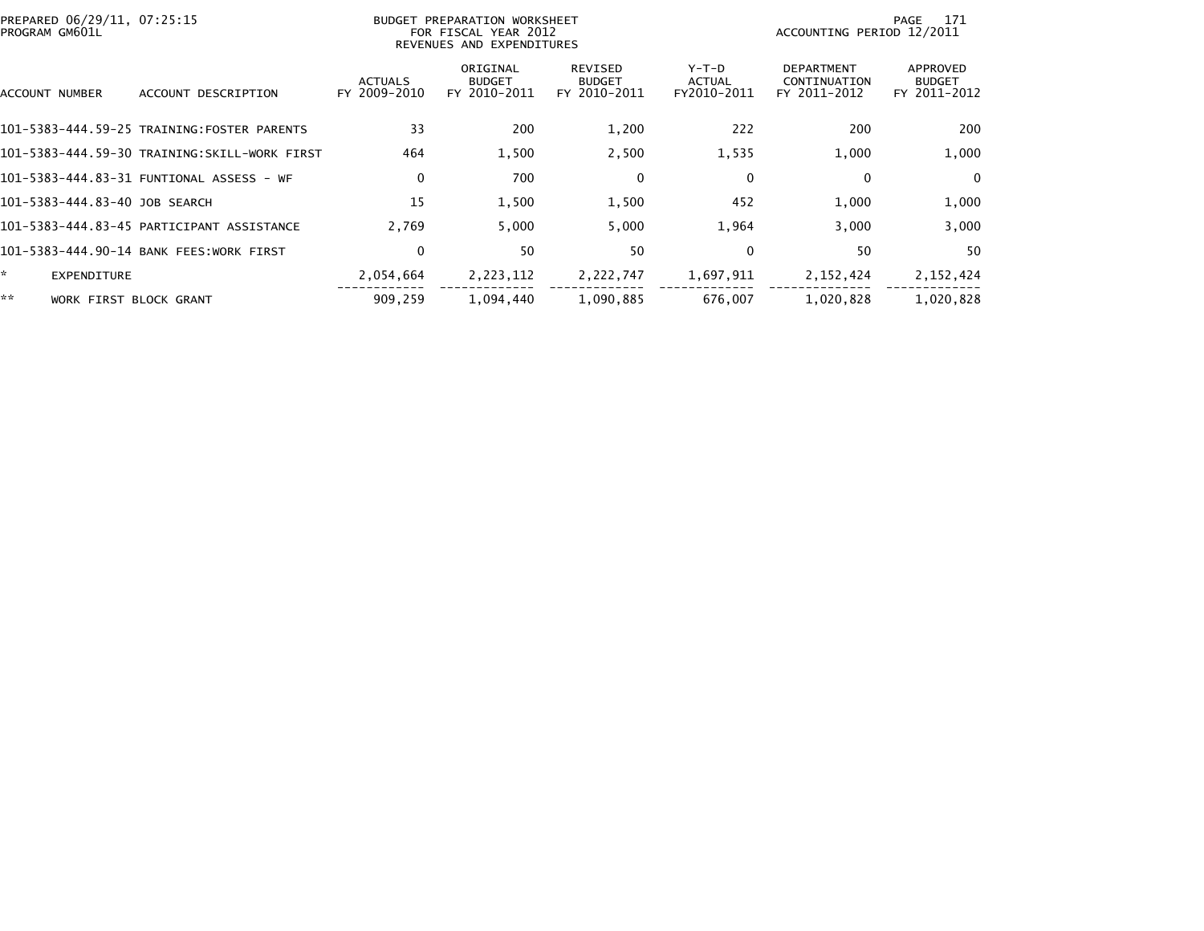PREPARED 06/29/11, 07:25:15
PROGRAM GM601L

BUDGET PREPARATION WORKSHEET
FOR FISCAL YEAR 2012
REVENUES AND EXPENDITURES

ACCOUNTING PERIOD 12/2011

| ACCOUNT NUMBER | ACCOUNT DESCRIPTION | ACTUALS FY 2009-2010 | ORIGINAL BUDGET FY 2010-2011 | REVISED BUDGET FY 2010-2011 | Y-T-D ACTUAL FY2010-2011 | DEPARTMENT CONTINUATION FY 2011-2012 | APPROVED BUDGET FY 2011-2012 |
|---|---|---|---|---|---|---|---|
| 101-5383-444.59-25 | TRAINING:FOSTER PARENTS | 33 | 200 | 1,200 | 222 | 200 | 200 |
| 101-5383-444.59-30 | TRAINING:SKILL-WORK FIRST | 464 | 1,500 | 2,500 | 1,535 | 1,000 | 1,000 |
| 101-5383-444.83-31 | FUNTIONAL ASSESS - WF | 0 | 700 | 0 | 0 | 0 | 0 |
| 101-5383-444.83-40 | JOB SEARCH | 15 | 1,500 | 1,500 | 452 | 1,000 | 1,000 |
| 101-5383-444.83-45 | PARTICIPANT ASSISTANCE | 2,769 | 5,000 | 5,000 | 1,964 | 3,000 | 3,000 |
| 101-5383-444.90-14 | BANK FEES:WORK FIRST | 0 | 50 | 50 | 0 | 50 | 50 |
| * | EXPENDITURE | 2,054,664 | 2,223,112 | 2,222,747 | 1,697,911 | 2,152,424 | 2,152,424 |
| ** | WORK FIRST BLOCK GRANT | 909,259 | 1,094,440 | 1,090,885 | 676,007 | 1,020,828 | 1,020,828 |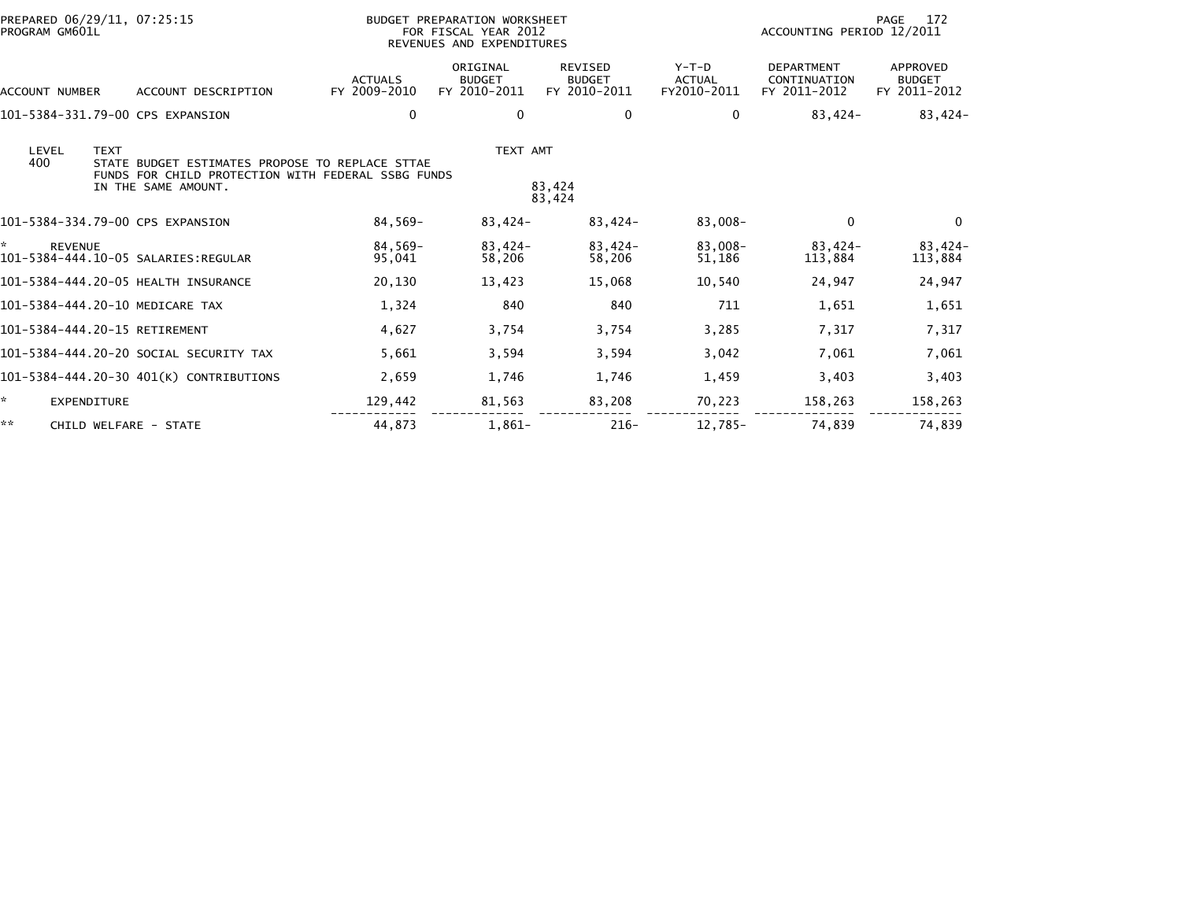PREPARED 06/29/11, 07:25:15
PROGRAM GM601L

BUDGET PREPARATION WORKSHEET
FOR FISCAL YEAR 2012
REVENUES AND EXPENDITURES

ACCOUNTING PERIOD 12/2011

| ACCOUNT NUMBER | ACCOUNT DESCRIPTION | ACTUALS FY 2009-2010 | ORIGINAL BUDGET FY 2010-2011 | REVISED BUDGET FY 2010-2011 | Y-T-D ACTUAL FY2010-2011 | DEPARTMENT CONTINUATION FY 2011-2012 | APPROVED BUDGET FY 2011-2012 |
|---|---|---|---|---|---|---|---|
| 101-5384-331.79-00 | CPS EXPANSION | 0 | 0 | 0 | 0 | 83,424- | 83,424- |

| LEVEL | TEXT | TEXT AMT |
|---|---|---|
| 400 | STATE BUDGET ESTIMATES PROPOSE TO REPLACE STTAE FUNDS FOR CHILD PROTECTION WITH FEDERAL SSBG FUNDS IN THE SAME AMOUNT. | 83,424 |
| | | 83,424 |

| ACCOUNT NUMBER | ACCOUNT DESCRIPTION | ACTUALS FY 2009-2010 | ORIGINAL BUDGET FY 2010-2011 | REVISED BUDGET FY 2010-2011 | Y-T-D ACTUAL FY2010-2011 | DEPARTMENT CONTINUATION FY 2011-2012 | APPROVED BUDGET FY 2011-2012 |
|---|---|---|---|---|---|---|---|
| 101-5384-334.79-00 | CPS EXPANSION | 84,569- | 83,424- | 83,424- | 83,008- | 0 | 0 |
| * | REVENUE | 84,569- | 83,424- | 83,424- | 83,008- | 83,424- | 83,424- |
| 101-5384-444.10-05 | SALARIES:REGULAR | 95,041 | 58,206 | 58,206 | 51,186 | 113,884 | 113,884 |
| 101-5384-444.20-05 | HEALTH INSURANCE | 20,130 | 13,423 | 15,068 | 10,540 | 24,947 | 24,947 |
| 101-5384-444.20-10 | MEDICARE TAX | 1,324 | 840 | 840 | 711 | 1,651 | 1,651 |
| 101-5384-444.20-15 | RETIREMENT | 4,627 | 3,754 | 3,754 | 3,285 | 7,317 | 7,317 |
| 101-5384-444.20-20 | SOCIAL SECURITY TAX | 5,661 | 3,594 | 3,594 | 3,042 | 7,061 | 7,061 |
| 101-5384-444.20-30 | 401(K) CONTRIBUTIONS | 2,659 | 1,746 | 1,746 | 1,459 | 3,403 | 3,403 |
| * | EXPENDITURE | 129,442 | 81,563 | 83,208 | 70,223 | 158,263 | 158,263 |
| ** | CHILD WELFARE - STATE | 44,873 | 1,861- | 216- | 12,785- | 74,839 | 74,839 |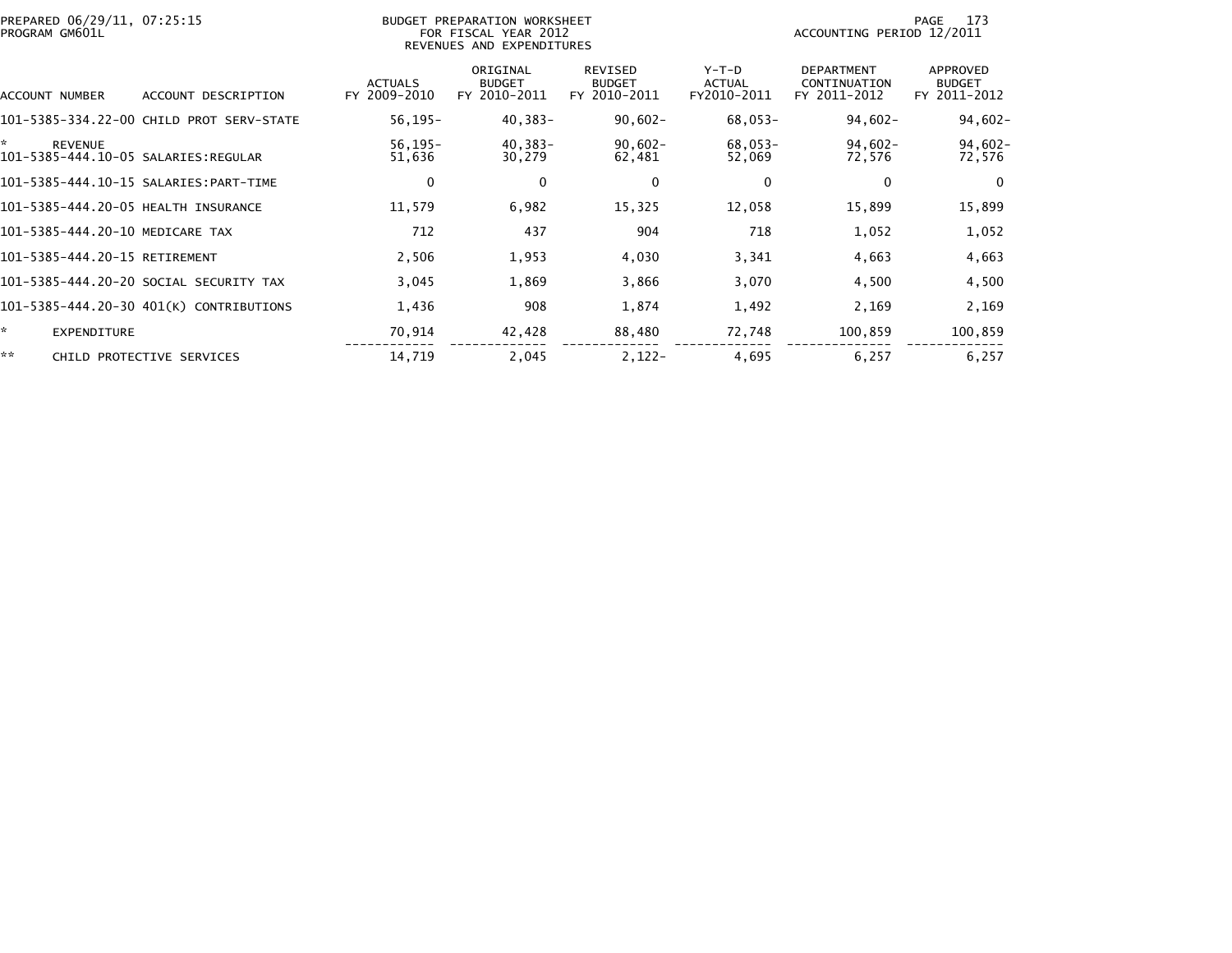BUDGET PREPARATION WORKSHEET
FOR FISCAL YEAR 2012
REVENUES AND EXPENDITURES

PREPARED 06/29/11, 07:25:15
PROGRAM GM601L

ACCOUNTING PERIOD 12/2011

| ACCOUNT NUMBER | ACCOUNT DESCRIPTION | ACTUALS FY 2009-2010 | ORIGINAL BUDGET FY 2010-2011 | REVISED BUDGET FY 2010-2011 | Y-T-D ACTUAL FY2010-2011 | DEPARTMENT CONTINUATION FY 2011-2012 | APPROVED BUDGET FY 2011-2012 |
|---|---|---|---|---|---|---|---|
| 101-5385-334.22-00 | CHILD PROT SERV-STATE | 56,195- | 40,383- | 90,602- | 68,053- | 94,602- | 94,602- |
| * | REVENUE | 56,195- | 40,383- | 90,602- | 68,053- | 94,602- | 94,602- |
| 101-5385-444.10-05 | SALARIES:REGULAR | 51,636 | 30,279 | 62,481 | 52,069 | 72,576 | 72,576 |
| 101-5385-444.10-15 | SALARIES:PART-TIME | 0 | 0 | 0 | 0 | 0 | 0 |
| 101-5385-444.20-05 | HEALTH INSURANCE | 11,579 | 6,982 | 15,325 | 12,058 | 15,899 | 15,899 |
| 101-5385-444.20-10 | MEDICARE TAX | 712 | 437 | 904 | 718 | 1,052 | 1,052 |
| 101-5385-444.20-15 | RETIREMENT | 2,506 | 1,953 | 4,030 | 3,341 | 4,663 | 4,663 |
| 101-5385-444.20-20 | SOCIAL SECURITY TAX | 3,045 | 1,869 | 3,866 | 3,070 | 4,500 | 4,500 |
| 101-5385-444.20-30 | 401(K) CONTRIBUTIONS | 1,436 | 908 | 1,874 | 1,492 | 2,169 | 2,169 |
| * | EXPENDITURE | 70,914 | 42,428 | 88,480 | 72,748 | 100,859 | 100,859 |
| ** | CHILD PROTECTIVE SERVICES | 14,719 | 2,045 | 2,122- | 4,695 | 6,257 | 6,257 |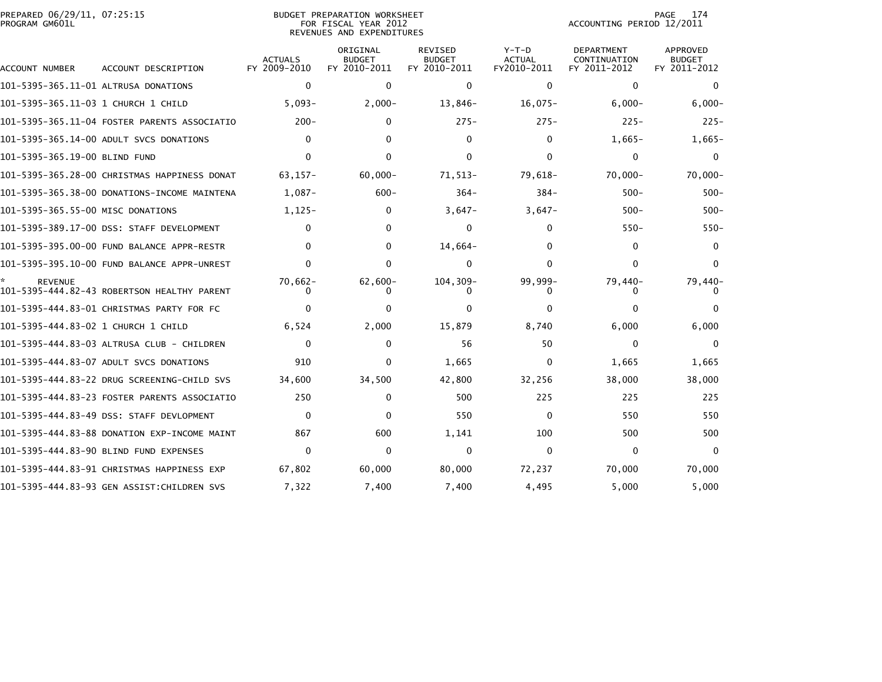PREPARED 06/29/11, 07:25:15
PROGRAM GM601L

BUDGET PREPARATION WORKSHEET
FOR FISCAL YEAR 2012
REVENUES AND EXPENDITURES

ACCOUNTING PERIOD 12/2011

| ACCOUNT NUMBER | ACCOUNT DESCRIPTION | ACTUALS FY 2009-2010 | ORIGINAL BUDGET FY 2010-2011 | REVISED BUDGET FY 2010-2011 | Y-T-D ACTUAL FY2010-2011 | DEPARTMENT CONTINUATION FY 2011-2012 | APPROVED BUDGET FY 2011-2012 |
|---|---|---|---|---|---|---|---|
| 101-5395-365.11-01 | ALTRUSA DONATIONS | 0 | 0 | 0 | 0 | 0 | 0 |
| 101-5395-365.11-03 | 1 CHURCH 1 CHILD | 5,093- | 2,000- | 13,846- | 16,075- | 6,000- | 6,000- |
| 101-5395-365.11-04 | FOSTER PARENTS ASSOCIATIO | 200- | 0 | 275- | 275- | 225- | 225- |
| 101-5395-365.14-00 | ADULT SVCS DONATIONS | 0 | 0 | 0 | 0 | 1,665- | 1,665- |
| 101-5395-365.19-00 | BLIND FUND | 0 | 0 | 0 | 0 | 0 | 0 |
| 101-5395-365.28-00 | CHRISTMAS HAPPINESS DONAT | 63,157- | 60,000- | 71,513- | 79,618- | 70,000- | 70,000- |
| 101-5395-365.38-00 | DONATIONS-INCOME MAINTENA | 1,087- | 600- | 364- | 384- | 500- | 500- |
| 101-5395-365.55-00 | MISC DONATIONS | 1,125- | 0 | 3,647- | 3,647- | 500- | 500- |
| 101-5395-389.17-00 | DSS: STAFF DEVELOPMENT | 0 | 0 | 0 | 0 | 550- | 550- |
| 101-5395-395.00-00 | FUND BALANCE APPR-RESTR | 0 | 0 | 14,664- | 0 | 0 | 0 |
| 101-5395-395.10-00 | FUND BALANCE APPR-UNREST | 0 | 0 | 0 | 0 | 0 | 0 |
| * | REVENUE | 70,662- | 62,600- | 104,309- | 99,999- | 79,440- | 79,440- |
| 101-5395-444.82-43 | ROBERTSON HEALTHY PARENT | 0 | 0 | 0 | 0 | 0 | 0 |
| 101-5395-444.83-01 | CHRISTMAS PARTY FOR FC | 0 | 0 | 0 | 0 | 0 | 0 |
| 101-5395-444.83-02 | 1 CHURCH 1 CHILD | 6,524 | 2,000 | 15,879 | 8,740 | 6,000 | 6,000 |
| 101-5395-444.83-03 | ALTRUSA CLUB - CHILDREN | 0 | 0 | 56 | 50 | 0 | 0 |
| 101-5395-444.83-07 | ADULT SVCS DONATIONS | 910 | 0 | 1,665 | 0 | 1,665 | 1,665 |
| 101-5395-444.83-22 | DRUG SCREENING-CHILD SVS | 34,600 | 34,500 | 42,800 | 32,256 | 38,000 | 38,000 |
| 101-5395-444.83-23 | FOSTER PARENTS ASSOCIATIO | 250 | 0 | 500 | 225 | 225 | 225 |
| 101-5395-444.83-49 | DSS: STAFF DEVLOPMENT | 0 | 0 | 550 | 0 | 550 | 550 |
| 101-5395-444.83-88 | DONATION EXP-INCOME MAINT | 867 | 600 | 1,141 | 100 | 500 | 500 |
| 101-5395-444.83-90 | BLIND FUND EXPENSES | 0 | 0 | 0 | 0 | 0 | 0 |
| 101-5395-444.83-91 | CHRISTMAS HAPPINESS EXP | 67,802 | 60,000 | 80,000 | 72,237 | 70,000 | 70,000 |
| 101-5395-444.83-93 | GEN ASSIST:CHILDREN SVS | 7,322 | 7,400 | 7,400 | 4,495 | 5,000 | 5,000 |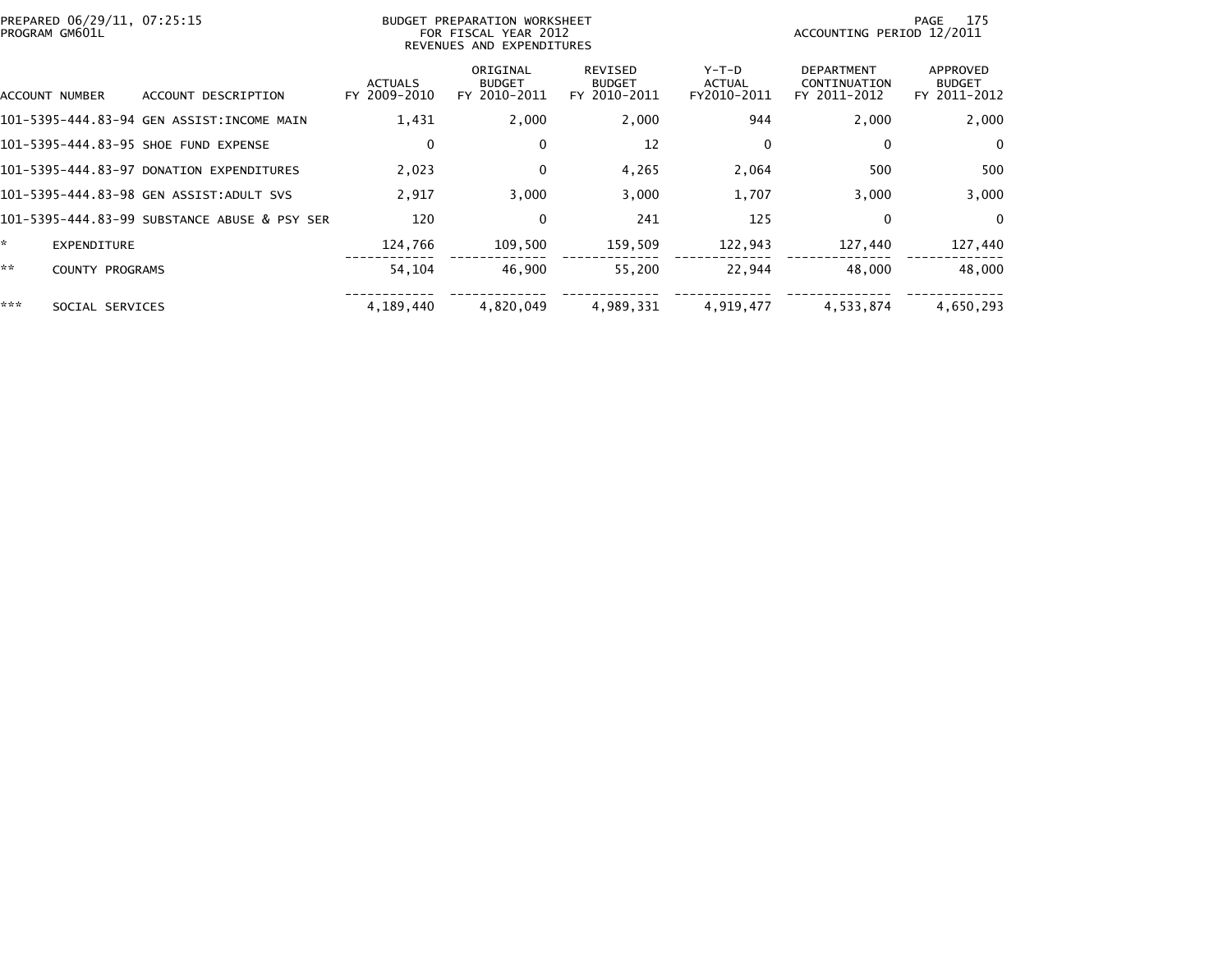PREPARED 06/29/11, 07:25:15
PROGRAM GM601L

BUDGET PREPARATION WORKSHEET
FOR FISCAL YEAR 2012
REVENUES AND EXPENDITURES

ACCOUNTING PERIOD 12/2011

| ACCOUNT NUMBER | ACCOUNT DESCRIPTION | ACTUALS FY 2009-2010 | ORIGINAL BUDGET FY 2010-2011 | REVISED BUDGET FY 2010-2011 | Y-T-D ACTUAL FY2010-2011 | DEPARTMENT CONTINUATION FY 2011-2012 | APPROVED BUDGET FY 2011-2012 |
|---|---|---|---|---|---|---|---|
| 101-5395-444.83-94 | GEN ASSIST:INCOME MAIN | 1,431 | 2,000 | 2,000 | 944 | 2,000 | 2,000 |
| 101-5395-444.83-95 | SHOE FUND EXPENSE | 0 | 0 | 12 | 0 | 0 | 0 |
| 101-5395-444.83-97 | DONATION EXPENDITURES | 2,023 | 0 | 4,265 | 2,064 | 500 | 500 |
| 101-5395-444.83-98 | GEN ASSIST:ADULT SVS | 2,917 | 3,000 | 3,000 | 1,707 | 3,000 | 3,000 |
| 101-5395-444.83-99 | SUBSTANCE ABUSE & PSY SER | 120 | 0 | 241 | 125 | 0 | 0 |
| * | EXPENDITURE | 124,766 | 109,500 | 159,509 | 122,943 | 127,440 | 127,440 |
| ** | COUNTY PROGRAMS | 54,104 | 46,900 | 55,200 | 22,944 | 48,000 | 48,000 |
| *** | SOCIAL SERVICES | 4,189,440 | 4,820,049 | 4,989,331 | 4,919,477 | 4,533,874 | 4,650,293 |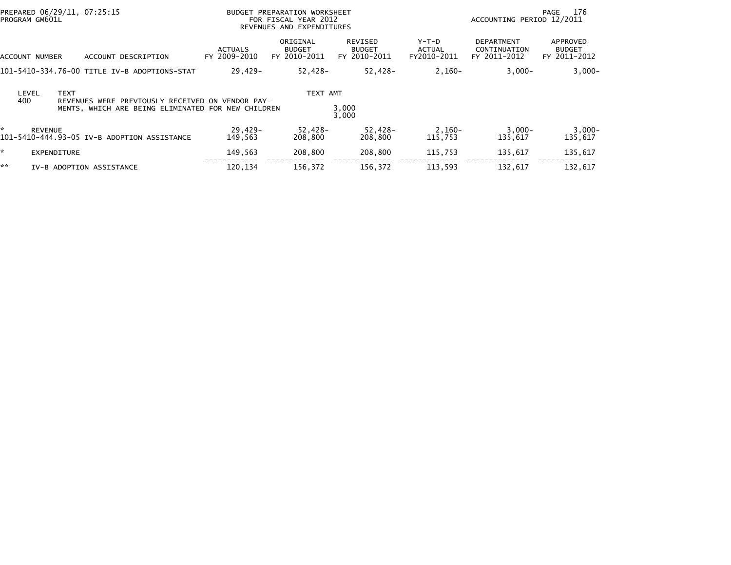PREPARED 06/29/11, 07:25:15
PROGRAM GM601L

BUDGET PREPARATION WORKSHEET
FOR FISCAL YEAR 2012
REVENUES AND EXPENDITURES

ACCOUNTING PERIOD 12/2011

| ACCOUNT NUMBER | ACCOUNT DESCRIPTION | ACTUALS FY 2009-2010 | ORIGINAL BUDGET FY 2010-2011 | REVISED BUDGET FY 2010-2011 | Y-T-D ACTUAL FY2010-2011 | DEPARTMENT CONTINUATION FY 2011-2012 | APPROVED BUDGET FY 2011-2012 |
|---|---|---|---|---|---|---|---|
| 101-5410-334.76-00 | TITLE IV-B ADOPTIONS-STAT | 29,429- | 52,428- | 52,428- | 2,160- | 3,000- | 3,000- |

| LEVEL | TEXT | TEXT AMT |
|---|---|---|
| 400 | REVENUES WERE PREVIOUSLY RECEIVED ON VENDOR PAY- MENTS, WHICH ARE BEING ELIMINATED FOR NEW CHILDREN | 3,000 |
| | | 3,000 |

| ACCOUNT NUMBER | ACCOUNT DESCRIPTION | ACTUALS FY 2009-2010 | ORIGINAL BUDGET FY 2010-2011 | REVISED BUDGET FY 2010-2011 | Y-T-D ACTUAL FY2010-2011 | DEPARTMENT CONTINUATION FY 2011-2012 | APPROVED BUDGET FY 2011-2012 |
|---|---|---|---|---|---|---|---|
| * | REVENUE | 29,429- | 52,428- | 52,428- | 2,160- | 3,000- | 3,000- |
| 101-5410-444.93-05 | IV-B ADOPTION ASSISTANCE | 149,563 | 208,800 | 208,800 | 115,753 | 135,617 | 135,617 |
| * | EXPENDITURE | 149,563 | 208,800 | 208,800 | 115,753 | 135,617 | 135,617 |
| ** | IV-B ADOPTION ASSISTANCE | 120,134 | 156,372 | 156,372 | 113,593 | 132,617 | 132,617 |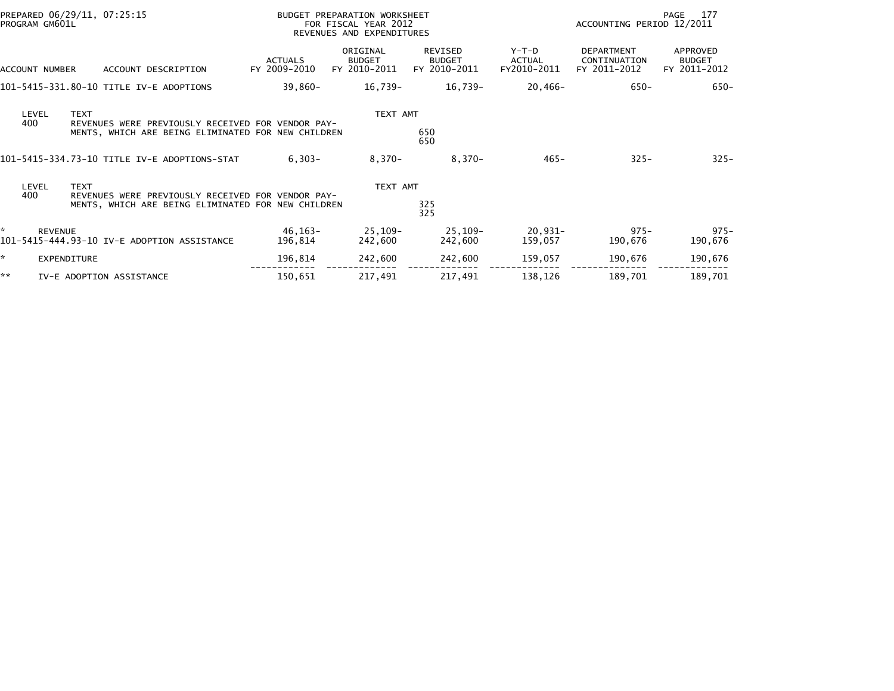PREPARED 06/29/11, 07:25:15
PROGRAM GM601L

BUDGET PREPARATION WORKSHEET
FOR FISCAL YEAR 2012
REVENUES AND EXPENDITURES

ACCOUNTING PERIOD 12/2011

| ACCOUNT NUMBER | ACCOUNT DESCRIPTION | ACTUALS FY 2009-2010 | ORIGINAL BUDGET FY 2010-2011 | REVISED BUDGET FY 2010-2011 | Y-T-D ACTUAL FY2010-2011 | DEPARTMENT CONTINUATION FY 2011-2012 | APPROVED BUDGET FY 2011-2012 |
|---|---|---|---|---|---|---|---|
| 101-5415-331.80-10 | TITLE IV-E ADOPTIONS | 39,860- | 16,739- | 16,739- | 20,466- | 650- | 650- |

| LEVEL | TEXT | TEXT AMT |
|---|---|---|
| 400 | REVENUES WERE PREVIOUSLY RECEIVED FOR VENDOR PAY-MENTS, WHICH ARE BEING ELIMINATED FOR NEW CHILDREN | 650 |
| | | 650 |

| ACCOUNT NUMBER | ACCOUNT DESCRIPTION | ACTUALS FY 2009-2010 | ORIGINAL BUDGET FY 2010-2011 | REVISED BUDGET FY 2010-2011 | Y-T-D ACTUAL FY2010-2011 | DEPARTMENT CONTINUATION FY 2011-2012 | APPROVED BUDGET FY 2011-2012 |
|---|---|---|---|---|---|---|---|
| 101-5415-334.73-10 | TITLE IV-E ADOPTIONS-STAT | 6,303- | 8,370- | 8,370- | 465- | 325- | 325- |

| LEVEL | TEXT | TEXT AMT |
|---|---|---|
| 400 | REVENUES WERE PREVIOUSLY RECEIVED FOR VENDOR PAY-MENTS, WHICH ARE BEING ELIMINATED FOR NEW CHILDREN | 325 |
| | | 325 |

| ACCOUNT NUMBER | ACCOUNT DESCRIPTION | ACTUALS FY 2009-2010 | ORIGINAL BUDGET FY 2010-2011 | REVISED BUDGET FY 2010-2011 | Y-T-D ACTUAL FY2010-2011 | DEPARTMENT CONTINUATION FY 2011-2012 | APPROVED BUDGET FY 2011-2012 |
|---|---|---|---|---|---|---|---|
| * | REVENUE | 46,163- | 25,109- | 25,109- | 20,931- | 975- | 975- |
| 101-5415-444.93-10 | IV-E ADOPTION ASSISTANCE | 196,814 | 242,600 | 242,600 | 159,057 | 190,676 | 190,676 |
| * | EXPENDITURE | 196,814 | 242,600 | 242,600 | 159,057 | 190,676 | 190,676 |
| ** | IV-E ADOPTION ASSISTANCE | 150,651 | 217,491 | 217,491 | 138,126 | 189,701 | 189,701 |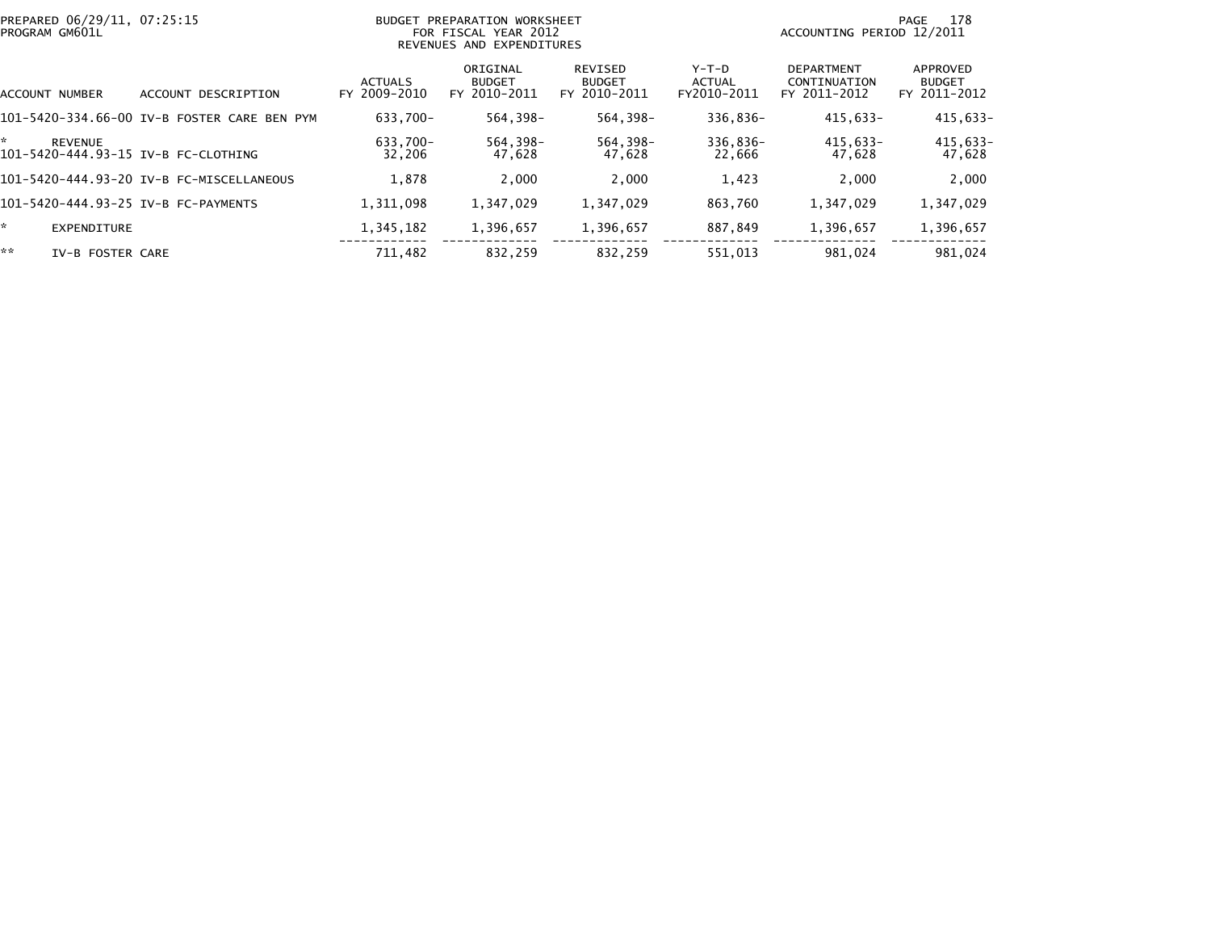BUDGET PREPARATION WORKSHEET
FOR FISCAL YEAR 2012
REVENUES AND EXPENDITURES

PREPARED 06/29/11, 07:25:15
PROGRAM GM601L

ACCOUNTING PERIOD 12/2011

| ACCOUNT NUMBER | ACCOUNT DESCRIPTION | ACTUALS FY 2009-2010 | ORIGINAL BUDGET FY 2010-2011 | REVISED BUDGET FY 2010-2011 | Y-T-D ACTUAL FY2010-2011 | DEPARTMENT CONTINUATION FY 2011-2012 | APPROVED BUDGET FY 2011-2012 |
|---|---|---|---|---|---|---|---|
| 101-5420-334.66-00 | IV-B FOSTER CARE BEN PYM | 633,700- | 564,398- | 564,398- | 336,836- | 415,633- | 415,633- |
| * | REVENUE | 633,700- | 564,398- | 564,398- | 336,836- | 415,633- | 415,633- |
| 101-5420-444.93-15 | IV-B FC-CLOTHING | 32,206 | 47,628 | 47,628 | 22,666 | 47,628 | 47,628 |
| 101-5420-444.93-20 | IV-B FC-MISCELLANEOUS | 1,878 | 2,000 | 2,000 | 1,423 | 2,000 | 2,000 |
| 101-5420-444.93-25 | IV-B FC-PAYMENTS | 1,311,098 | 1,347,029 | 1,347,029 | 863,760 | 1,347,029 | 1,347,029 |
| * | EXPENDITURE | 1,345,182 | 1,396,657 | 1,396,657 | 887,849 | 1,396,657 | 1,396,657 |
| ** | IV-B FOSTER CARE | 711,482 | 832,259 | 832,259 | 551,013 | 981,024 | 981,024 |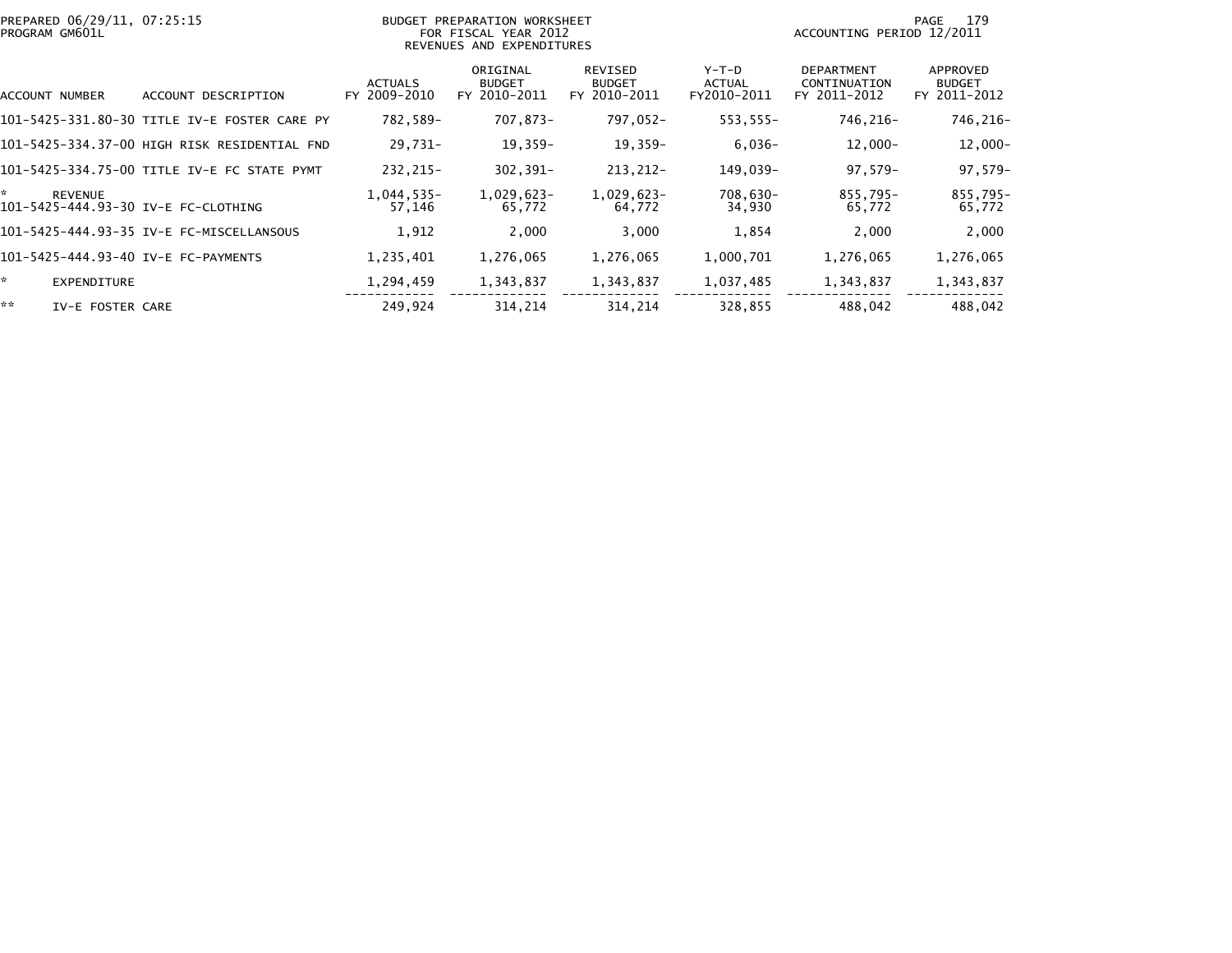PREPARED 06/29/11, 07:25:15
PROGRAM GM601L

BUDGET PREPARATION WORKSHEET
FOR FISCAL YEAR 2012
REVENUES AND EXPENDITURES

ACCOUNTING PERIOD 12/2011

| ACCOUNT NUMBER | ACCOUNT DESCRIPTION | ACTUALS FY 2009-2010 | ORIGINAL BUDGET FY 2010-2011 | REVISED BUDGET FY 2010-2011 | Y-T-D ACTUAL FY2010-2011 | DEPARTMENT CONTINUATION FY 2011-2012 | APPROVED BUDGET FY 2011-2012 |
|---|---|---|---|---|---|---|---|
| 101-5425-331.80-30 | TITLE IV-E FOSTER CARE PY | 782,589- | 707,873- | 797,052- | 553,555- | 746,216- | 746,216- |
| 101-5425-334.37-00 | HIGH RISK RESIDENTIAL FND | 29,731- | 19,359- | 19,359- | 6,036- | 12,000- | 12,000- |
| 101-5425-334.75-00 | TITLE IV-E FC STATE PYMT | 232,215- | 302,391- | 213,212- | 149,039- | 97,579- | 97,579- |
| * | REVENUE | 1,044,535- | 1,029,623- | 1,029,623- | 708,630- | 855,795- | 855,795- |
| 101-5425-444.93-30 | IV-E FC-CLOTHING | 57,146 | 65,772 | 64,772 | 34,930 | 65,772 | 65,772 |
| 101-5425-444.93-35 | IV-E FC-MISCELLANSOUS | 1,912 | 2,000 | 3,000 | 1,854 | 2,000 | 2,000 |
| 101-5425-444.93-40 | IV-E FC-PAYMENTS | 1,235,401 | 1,276,065 | 1,276,065 | 1,000,701 | 1,276,065 | 1,276,065 |
| * | EXPENDITURE | 1,294,459 | 1,343,837 | 1,343,837 | 1,037,485 | 1,343,837 | 1,343,837 |
| ** | IV-E FOSTER CARE | 249,924 | 314,214 | 314,214 | 328,855 | 488,042 | 488,042 |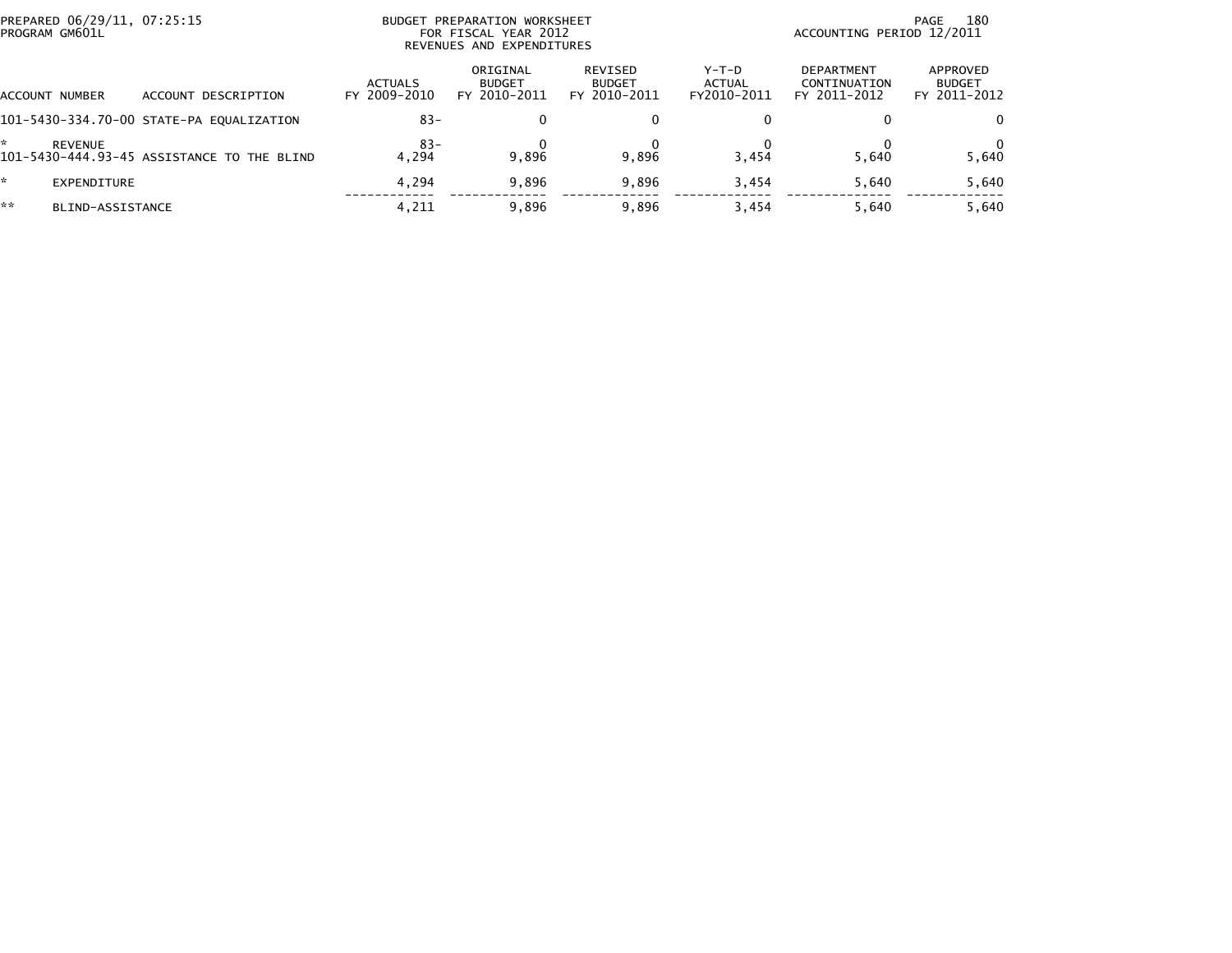BUDGET PREPARATION WORKSHEET
FOR FISCAL YEAR 2012
REVENUES AND EXPENDITURES

PREPARED 06/29/11, 07:25:15
PROGRAM GM601L

ACCOUNTING PERIOD 12/2011

| ACCOUNT NUMBER | ACCOUNT DESCRIPTION | ACTUALS FY 2009-2010 | ORIGINAL BUDGET FY 2010-2011 | REVISED BUDGET FY 2010-2011 | Y-T-D ACTUAL FY2010-2011 | DEPARTMENT CONTINUATION FY 2011-2012 | APPROVED BUDGET FY 2011-2012 |
|---|---|---|---|---|---|---|---|
| 101-5430-334.70-00 | STATE-PA EQUALIZATION | 83- | 0 | 0 | 0 | 0 | 0 |
| * | REVENUE | 83- | 0 | 0 | 0 | 0 | 0 |
| 101-5430-444.93-45 | ASSISTANCE TO THE BLIND | 4,294 | 9,896 | 9,896 | 3,454 | 5,640 | 5,640 |
| * | EXPENDITURE | 4,294 | 9,896 | 9,896 | 3,454 | 5,640 | 5,640 |
| ** | BLIND-ASSISTANCE | 4,211 | 9,896 | 9,896 | 3,454 | 5,640 | 5,640 |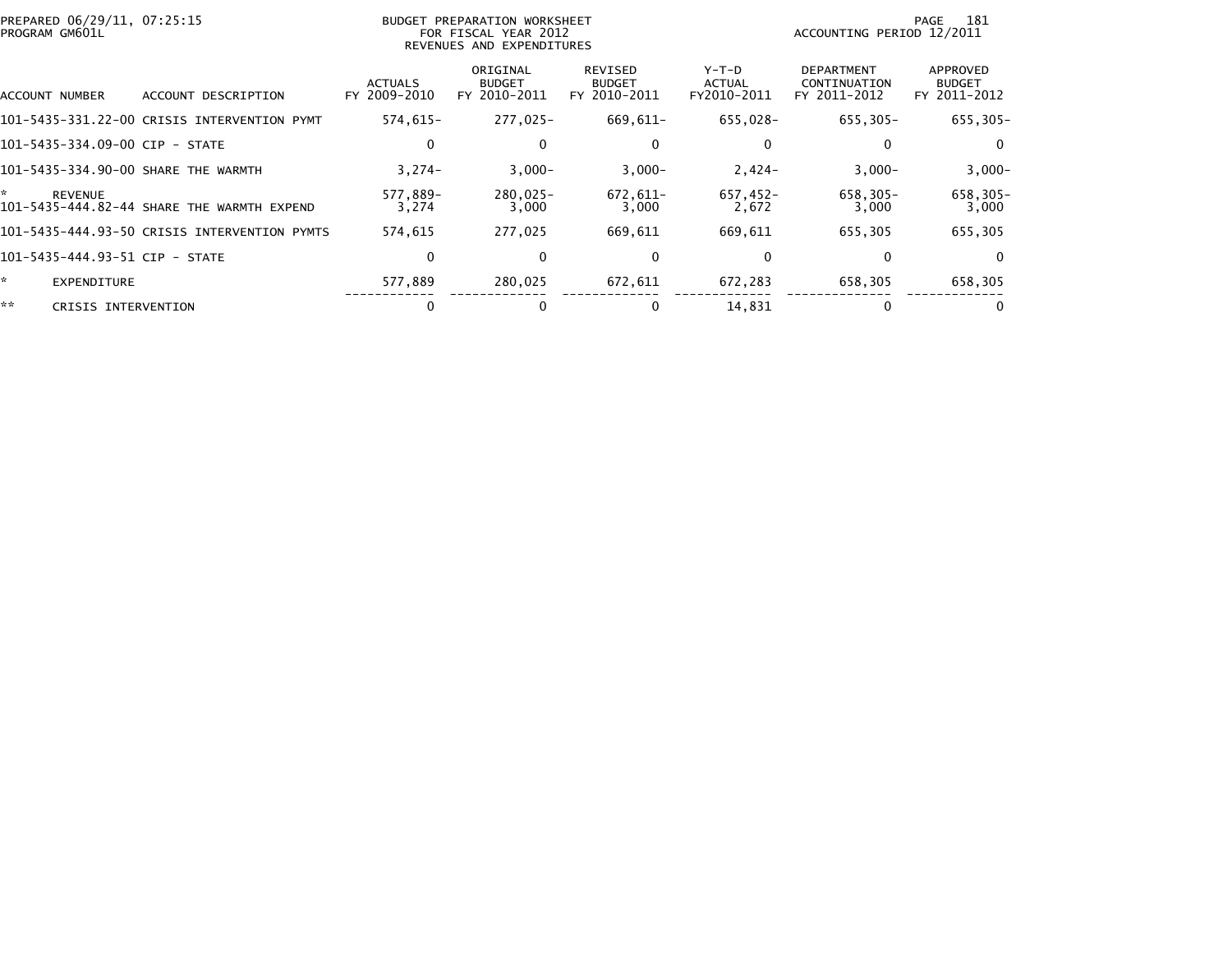PREPARED 06/29/11, 07:25:15
PROGRAM GM601L

BUDGET PREPARATION WORKSHEET
FOR FISCAL YEAR 2012
REVENUES AND EXPENDITURES

ACCOUNTING PERIOD 12/2011

| ACCOUNT NUMBER | ACCOUNT DESCRIPTION | ACTUALS FY 2009-2010 | ORIGINAL BUDGET FY 2010-2011 | REVISED BUDGET FY 2010-2011 | Y-T-D ACTUAL FY2010-2011 | DEPARTMENT CONTINUATION FY 2011-2012 | APPROVED BUDGET FY 2011-2012 |
|---|---|---|---|---|---|---|---|
| 101-5435-331.22-00 | CRISIS INTERVENTION PYMT | 574,615- | 277,025- | 669,611- | 655,028- | 655,305- | 655,305- |
| 101-5435-334.09-00 | CIP - STATE | 0 | 0 | 0 | 0 | 0 | 0 |
| 101-5435-334.90-00 | SHARE THE WARMTH | 3,274- | 3,000- | 3,000- | 2,424- | 3,000- | 3,000- |
| * | REVENUE | 577,889- | 280,025- | 672,611- | 657,452- | 658,305- | 658,305- |
| 101-5435-444.82-44 | SHARE THE WARMTH EXPEND | 3,274 | 3,000 | 3,000 | 2,672 | 3,000 | 3,000 |
| 101-5435-444.93-50 | CRISIS INTERVENTION PYMTS | 574,615 | 277,025 | 669,611 | 669,611 | 655,305 | 655,305 |
| 101-5435-444.93-51 | CIP - STATE | 0 | 0 | 0 | 0 | 0 | 0 |
| * | EXPENDITURE | 577,889 | 280,025 | 672,611 | 672,283 | 658,305 | 658,305 |
| ** | CRISIS INTERVENTION | 0 | 0 | 0 | 14,831 | 0 | 0 |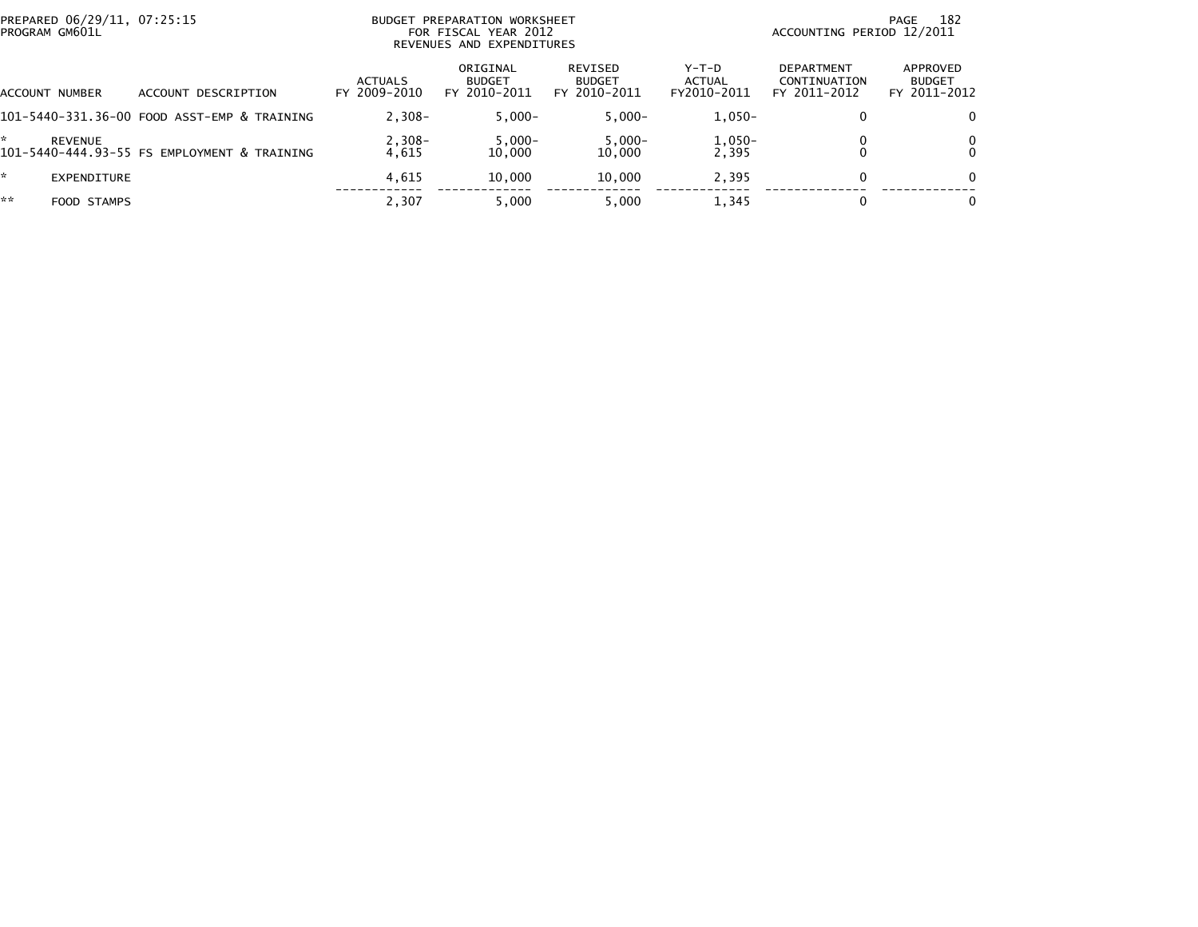PREPARED 06/29/11, 07:25:15
PROGRAM GM601L

BUDGET PREPARATION WORKSHEET
FOR FISCAL YEAR 2012
REVENUES AND EXPENDITURES

ACCOUNTING PERIOD 12/2011

| ACCOUNT NUMBER | ACCOUNT DESCRIPTION | ACTUALS FY 2009-2010 | ORIGINAL BUDGET FY 2010-2011 | REVISED BUDGET FY 2010-2011 | Y-T-D ACTUAL FY2010-2011 | DEPARTMENT CONTINUATION FY 2011-2012 | APPROVED BUDGET FY 2011-2012 |
|---|---|---|---|---|---|---|---|
| 101-5440-331.36-00 | FOOD ASST-EMP & TRAINING | 2,308- | 5,000- | 5,000- | 1,050- | 0 | 0 |
| * | REVENUE | 2,308- | 5,000- | 5,000- | 1,050- | 0 | 0 |
| 101-5440-444.93-55 | FS EMPLOYMENT & TRAINING | 4,615 | 10,000 | 10,000 | 2,395 | 0 | 0 |
| * | EXPENDITURE | 4,615 | 10,000 | 10,000 | 2,395 | 0 | 0 |
| ** | FOOD STAMPS | 2,307 | 5,000 | 5,000 | 1,345 | 0 | 0 |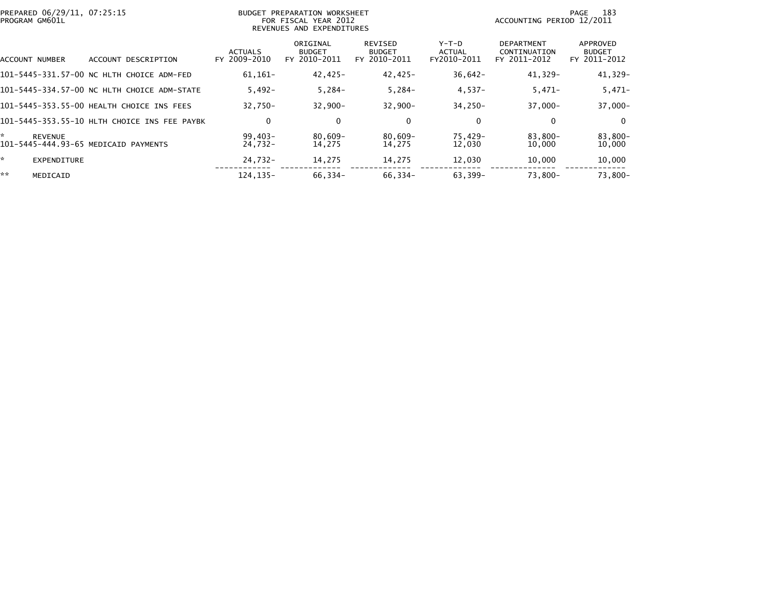PREPARED 06/29/11, 07:25:15
PROGRAM GM601L

BUDGET PREPARATION WORKSHEET
FOR FISCAL YEAR 2012
REVENUES AND EXPENDITURES

ACCOUNTING PERIOD 12/2011

| ACCOUNT NUMBER | ACCOUNT DESCRIPTION | ACTUALS FY 2009-2010 | ORIGINAL BUDGET FY 2010-2011 | REVISED BUDGET FY 2010-2011 | Y-T-D ACTUAL FY2010-2011 | DEPARTMENT CONTINUATION FY 2011-2012 | APPROVED BUDGET FY 2011-2012 |
|---|---|---|---|---|---|---|---|
| 101-5445-331.57-00 | NC HLTH CHOICE ADM-FED | 61,161- | 42,425- | 42,425- | 36,642- | 41,329- | 41,329- |
| 101-5445-334.57-00 | NC HLTH CHOICE ADM-STATE | 5,492- | 5,284- | 5,284- | 4,537- | 5,471- | 5,471- |
| 101-5445-353.55-00 | HEALTH CHOICE INS FEES | 32,750- | 32,900- | 32,900- | 34,250- | 37,000- | 37,000- |
| 101-5445-353.55-10 | HLTH CHOICE INS FEE PAYBK | 0 | 0 | 0 | 0 | 0 | 0 |
| * REVENUE | | 99,403- | 80,609- | 80,609- | 75,429- | 83,800- | 83,800- |
| 101-5445-444.93-65 | MEDICAID PAYMENTS | 24,732- | 14,275 | 14,275 | 12,030 | 10,000 | 10,000 |
| * EXPENDITURE | | 24,732- | 14,275 | 14,275 | 12,030 | 10,000 | 10,000 |
| ** MEDICAID | | 124,135- | 66,334- | 66,334- | 63,399- | 73,800- | 73,800- |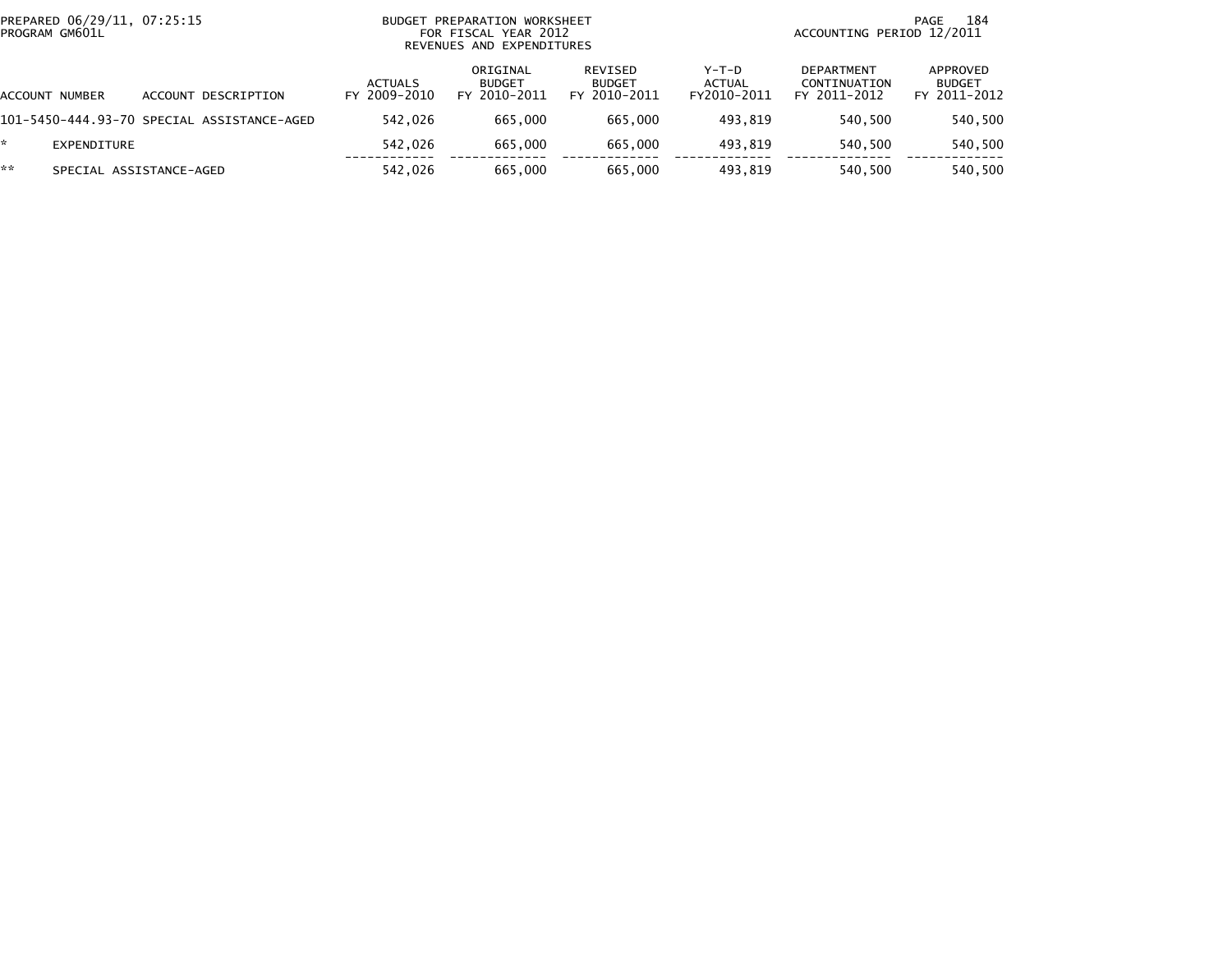PREPARED 06/29/11, 07:25:15
PROGRAM GM601L

BUDGET PREPARATION WORKSHEET
FOR FISCAL YEAR 2012
REVENUES AND EXPENDITURES

ACCOUNTING PERIOD 12/2011

| ACCOUNT NUMBER | ACCOUNT DESCRIPTION | ACTUALS FY 2009-2010 | ORIGINAL BUDGET FY 2010-2011 | REVISED BUDGET FY 2010-2011 | Y-T-D ACTUAL FY2010-2011 | DEPARTMENT CONTINUATION FY 2011-2012 | APPROVED BUDGET FY 2011-2012 |
|---|---|---|---|---|---|---|---|
| 101-5450-444.93-70 | SPECIAL ASSISTANCE-AGED | 542,026 | 665,000 | 665,000 | 493,819 | 540,500 | 540,500 |
| * | EXPENDITURE | 542,026 | 665,000 | 665,000 | 493,819 | 540,500 | 540,500 |
| ** | SPECIAL ASSISTANCE-AGED | 542,026 | 665,000 | 665,000 | 493,819 | 540,500 | 540,500 |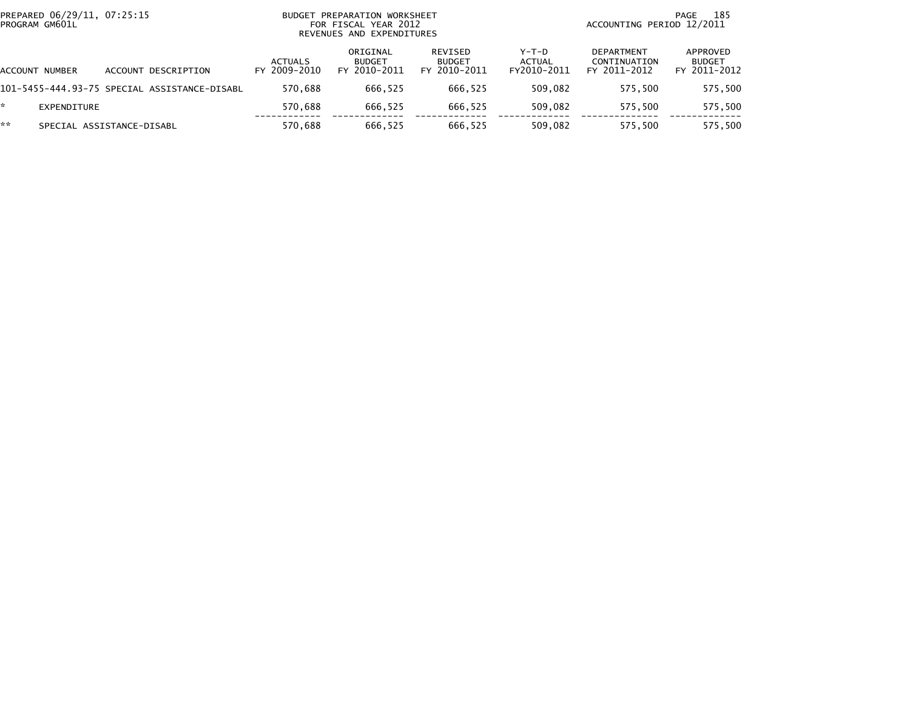BUDGET PREPARATION WORKSHEET
FOR FISCAL YEAR 2012
REVENUES AND EXPENDITURES

PREPARED 06/29/11, 07:25:15
PROGRAM GM601L

ACCOUNTING PERIOD 12/2011

| ACCOUNT NUMBER | ACCOUNT DESCRIPTION | ACTUALS FY 2009-2010 | ORIGINAL BUDGET FY 2010-2011 | REVISED BUDGET FY 2010-2011 | Y-T-D ACTUAL FY2010-2011 | DEPARTMENT CONTINUATION FY 2011-2012 | APPROVED BUDGET FY 2011-2012 |
|---|---|---|---|---|---|---|---|
| 101-5455-444.93-75 | SPECIAL ASSISTANCE-DISABL | 570,688 | 666,525 | 666,525 | 509,082 | 575,500 | 575,500 |
| * | EXPENDITURE | 570,688 | 666,525 | 666,525 | 509,082 | 575,500 | 575,500 |
| ** | SPECIAL ASSISTANCE-DISABL | 570,688 | 666,525 | 666,525 | 509,082 | 575,500 | 575,500 |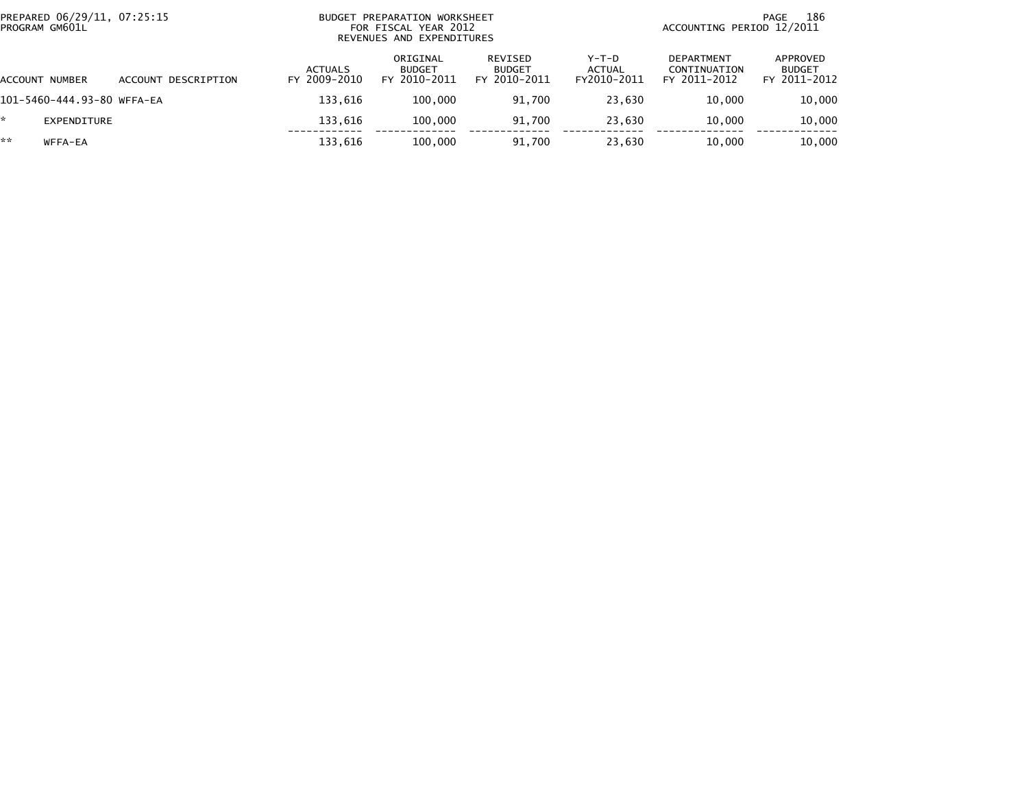BUDGET PREPARATION WORKSHEET
FOR FISCAL YEAR 2012
REVENUES AND EXPENDITURES

PREPARED 06/29/11, 07:25:15
PROGRAM GM601L

ACCOUNTING PERIOD 12/2011

| ACCOUNT NUMBER | ACCOUNT DESCRIPTION | ACTUALS FY 2009-2010 | ORIGINAL BUDGET FY 2010-2011 | REVISED BUDGET FY 2010-2011 | Y-T-D ACTUAL FY2010-2011 | DEPARTMENT CONTINUATION FY 2011-2012 | APPROVED BUDGET FY 2011-2012 |
|---|---|---|---|---|---|---|---|
| 101-5460-444.93-80 | WFFA-EA | 133,616 | 100,000 | 91,700 | 23,630 | 10,000 | 10,000 |
| * | EXPENDITURE | 133,616 | 100,000 | 91,700 | 23,630 | 10,000 | 10,000 |
| ** | WFFA-EA | 133,616 | 100,000 | 91,700 | 23,630 | 10,000 | 10,000 |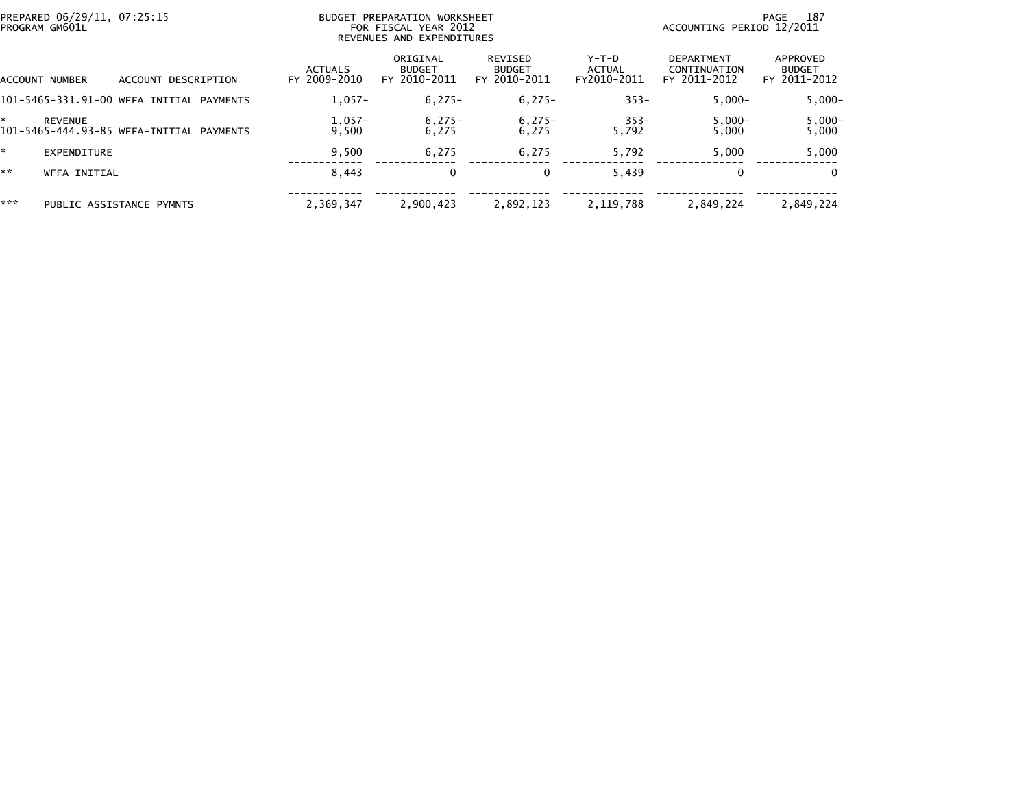PREPARED 06/29/11, 07:25:15 PROGRAM GM601L

BUDGET PREPARATION WORKSHEET FOR FISCAL YEAR 2012 REVENUES AND EXPENDITURES

ACCOUNTING PERIOD 12/2011

| ACCOUNT NUMBER | ACCOUNT DESCRIPTION | ACTUALS FY 2009-2010 | ORIGINAL BUDGET FY 2010-2011 | REVISED BUDGET FY 2010-2011 | Y-T-D ACTUAL FY2010-2011 | DEPARTMENT CONTINUATION FY 2011-2012 | APPROVED BUDGET FY 2011-2012 |
|---|---|---|---|---|---|---|---|
| 101-5465-331.91-00 | WFFA INITIAL PAYMENTS | 1,057- | 6,275- | 6,275- | 353- | 5,000- | 5,000- |
| * | REVENUE | 1,057- | 6,275- | 6,275- | 353- | 5,000- | 5,000- |
| 101-5465-444.93-85 | WFFA-INITIAL PAYMENTS | 9,500 | 6,275 | 6,275 | 5,792 | 5,000 | 5,000 |
| * | EXPENDITURE | 9,500 | 6,275 | 6,275 | 5,792 | 5,000 | 5,000 |
| ** | WFFA-INITIAL | 8,443 | 0 | 0 | 5,439 | 0 | 0 |
| *** | PUBLIC ASSISTANCE PYMNTS | 2,369,347 | 2,900,423 | 2,892,123 | 2,119,788 | 2,849,224 | 2,849,224 |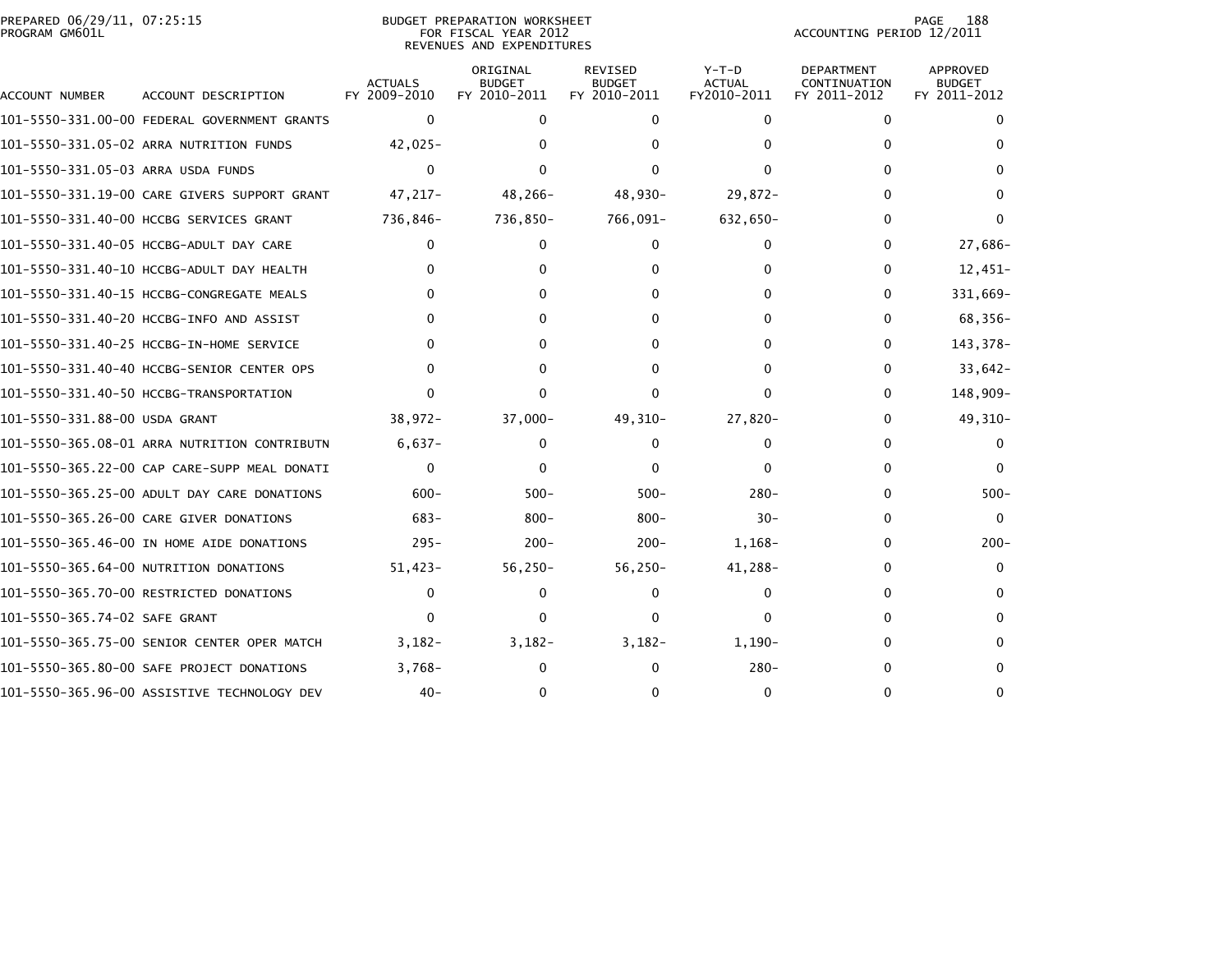BUDGET PREPARATION WORKSHEET
FOR FISCAL YEAR 2012
REVENUES AND EXPENDITURES

PREPARED 06/29/11, 07:25:15
PROGRAM GM601L

ACCOUNTING PERIOD 12/2011

| ACCOUNT NUMBER | ACCOUNT DESCRIPTION | ACTUALS FY 2009-2010 | ORIGINAL BUDGET FY 2010-2011 | REVISED BUDGET FY 2010-2011 | Y-T-D ACTUAL FY2010-2011 | DEPARTMENT CONTINUATION FY 2011-2012 | APPROVED BUDGET FY 2011-2012 |
|---|---|---|---|---|---|---|---|
| 101-5550-331.00-00 | FEDERAL GOVERNMENT GRANTS | 0 | 0 | 0 | 0 | 0 | 0 |
| 101-5550-331.05-02 | ARRA NUTRITION FUNDS | 42,025- | 0 | 0 | 0 | 0 | 0 |
| 101-5550-331.05-03 | ARRA USDA FUNDS | 0 | 0 | 0 | 0 | 0 | 0 |
| 101-5550-331.19-00 | CARE GIVERS SUPPORT GRANT | 47,217- | 48,266- | 48,930- | 29,872- | 0 | 0 |
| 101-5550-331.40-00 | HCCBG SERVICES GRANT | 736,846- | 736,850- | 766,091- | 632,650- | 0 | 0 |
| 101-5550-331.40-05 | HCCBG-ADULT DAY CARE | 0 | 0 | 0 | 0 | 0 | 27,686- |
| 101-5550-331.40-10 | HCCBG-ADULT DAY HEALTH | 0 | 0 | 0 | 0 | 0 | 12,451- |
| 101-5550-331.40-15 | HCCBG-CONGREGATE MEALS | 0 | 0 | 0 | 0 | 0 | 331,669- |
| 101-5550-331.40-20 | HCCBG-INFO AND ASSIST | 0 | 0 | 0 | 0 | 0 | 68,356- |
| 101-5550-331.40-25 | HCCBG-IN-HOME SERVICE | 0 | 0 | 0 | 0 | 0 | 143,378- |
| 101-5550-331.40-40 | HCCBG-SENIOR CENTER OPS | 0 | 0 | 0 | 0 | 0 | 33,642- |
| 101-5550-331.40-50 | HCCBG-TRANSPORTATION | 0 | 0 | 0 | 0 | 0 | 148,909- |
| 101-5550-331.88-00 | USDA GRANT | 38,972- | 37,000- | 49,310- | 27,820- | 0 | 49,310- |
| 101-5550-365.08-01 | ARRA NUTRITION CONTRIBUTN | 6,637- | 0 | 0 | 0 | 0 | 0 |
| 101-5550-365.22-00 | CAP CARE-SUPP MEAL DONATI | 0 | 0 | 0 | 0 | 0 | 0 |
| 101-5550-365.25-00 | ADULT DAY CARE DONATIONS | 600- | 500- | 500- | 280- | 0 | 500- |
| 101-5550-365.26-00 | CARE GIVER DONATIONS | 683- | 800- | 800- | 30- | 0 | 0 |
| 101-5550-365.46-00 | IN HOME AIDE DONATIONS | 295- | 200- | 200- | 1,168- | 0 | 200- |
| 101-5550-365.64-00 | NUTRITION DONATIONS | 51,423- | 56,250- | 56,250- | 41,288- | 0 | 0 |
| 101-5550-365.70-00 | RESTRICTED DONATIONS | 0 | 0 | 0 | 0 | 0 | 0 |
| 101-5550-365.74-02 | SAFE GRANT | 0 | 0 | 0 | 0 | 0 | 0 |
| 101-5550-365.75-00 | SENIOR CENTER OPER MATCH | 3,182- | 3,182- | 3,182- | 1,190- | 0 | 0 |
| 101-5550-365.80-00 | SAFE PROJECT DONATIONS | 3,768- | 0 | 0 | 280- | 0 | 0 |
| 101-5550-365.96-00 | ASSISTIVE TECHNOLOGY DEV | 40- | 0 | 0 | 0 | 0 | 0 |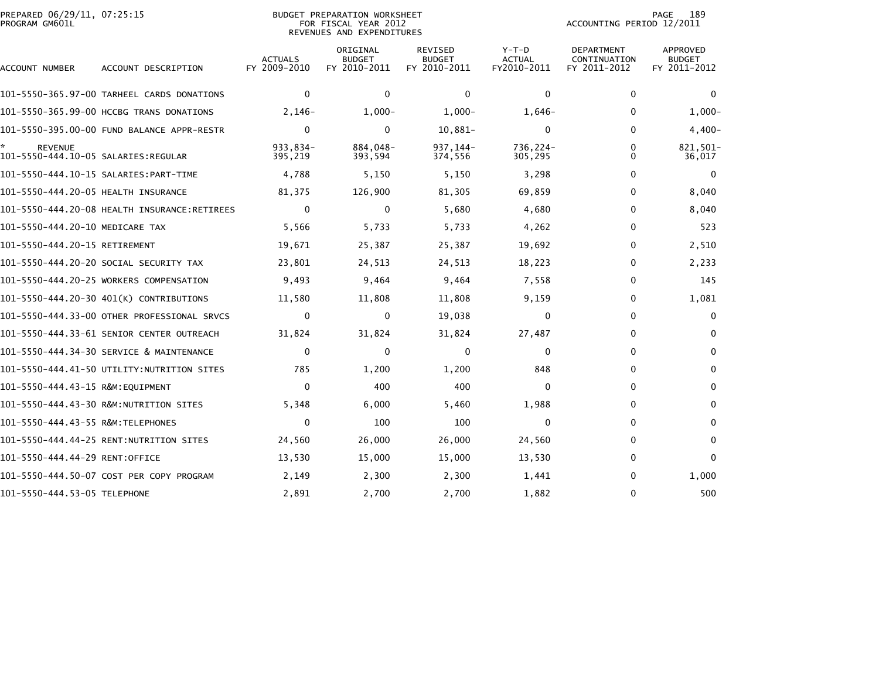PREPARED 06/29/11, 07:25:15
PROGRAM GM601L

BUDGET PREPARATION WORKSHEET
FOR FISCAL YEAR 2012
REVENUES AND EXPENDITURES

ACCOUNTING PERIOD 12/2011

| ACCOUNT NUMBER | ACCOUNT DESCRIPTION | ACTUALS FY 2009-2010 | ORIGINAL BUDGET FY 2010-2011 | REVISED BUDGET FY 2010-2011 | Y-T-D ACTUAL FY2010-2011 | DEPARTMENT CONTINUATION FY 2011-2012 | APPROVED BUDGET FY 2011-2012 |
|---|---|---|---|---|---|---|---|
| 101-5550-365.97-00 | TARHEEL CARDS DONATIONS | 0 | 0 | 0 | 0 | 0 | 0 |
| 101-5550-365.99-00 | HCCBG TRANS DONATIONS | 2,146- | 1,000- | 1,000- | 1,646- | 0 | 1,000- |
| 101-5550-395.00-00 | FUND BALANCE APPR-RESTR | 0 | 0 | 10,881- | 0 | 0 | 4,400- |
| * REVENUE | | 933,834- | 884,048- | 937,144- | 736,224- | 0 | 821,501- |
| 101-5550-444.10-05 | SALARIES:REGULAR | 395,219 | 393,594 | 374,556 | 305,295 | 0 | 36,017 |
| 101-5550-444.10-15 | SALARIES:PART-TIME | 4,788 | 5,150 | 5,150 | 3,298 | 0 | 0 |
| 101-5550-444.20-05 | HEALTH INSURANCE | 81,375 | 126,900 | 81,305 | 69,859 | 0 | 8,040 |
| 101-5550-444.20-08 | HEALTH INSURANCE:RETIREES | 0 | 0 | 5,680 | 4,680 | 0 | 8,040 |
| 101-5550-444.20-10 | MEDICARE TAX | 5,566 | 5,733 | 5,733 | 4,262 | 0 | 523 |
| 101-5550-444.20-15 | RETIREMENT | 19,671 | 25,387 | 25,387 | 19,692 | 0 | 2,510 |
| 101-5550-444.20-20 | SOCIAL SECURITY TAX | 23,801 | 24,513 | 24,513 | 18,223 | 0 | 2,233 |
| 101-5550-444.20-25 | WORKERS COMPENSATION | 9,493 | 9,464 | 9,464 | 7,558 | 0 | 145 |
| 101-5550-444.20-30 | 401(K) CONTRIBUTIONS | 11,580 | 11,808 | 11,808 | 9,159 | 0 | 1,081 |
| 101-5550-444.33-00 | OTHER PROFESSIONAL SRVCS | 0 | 0 | 19,038 | 0 | 0 | 0 |
| 101-5550-444.33-61 | SENIOR CENTER OUTREACH | 31,824 | 31,824 | 31,824 | 27,487 | 0 | 0 |
| 101-5550-444.34-30 | SERVICE & MAINTENANCE | 0 | 0 | 0 | 0 | 0 | 0 |
| 101-5550-444.41-50 | UTILITY:NUTRITION SITES | 785 | 1,200 | 1,200 | 848 | 0 | 0 |
| 101-5550-444.43-15 | R&M:EQUIPMENT | 0 | 400 | 400 | 0 | 0 | 0 |
| 101-5550-444.43-30 | R&M:NUTRITION SITES | 5,348 | 6,000 | 5,460 | 1,988 | 0 | 0 |
| 101-5550-444.43-55 | R&M:TELEPHONES | 0 | 100 | 100 | 0 | 0 | 0 |
| 101-5550-444.44-25 | RENT:NUTRITION SITES | 24,560 | 26,000 | 26,000 | 24,560 | 0 | 0 |
| 101-5550-444.44-29 | RENT:OFFICE | 13,530 | 15,000 | 15,000 | 13,530 | 0 | 0 |
| 101-5550-444.50-07 | COST PER COPY PROGRAM | 2,149 | 2,300 | 2,300 | 1,441 | 0 | 1,000 |
| 101-5550-444.53-05 | TELEPHONE | 2,891 | 2,700 | 2,700 | 1,882 | 0 | 500 |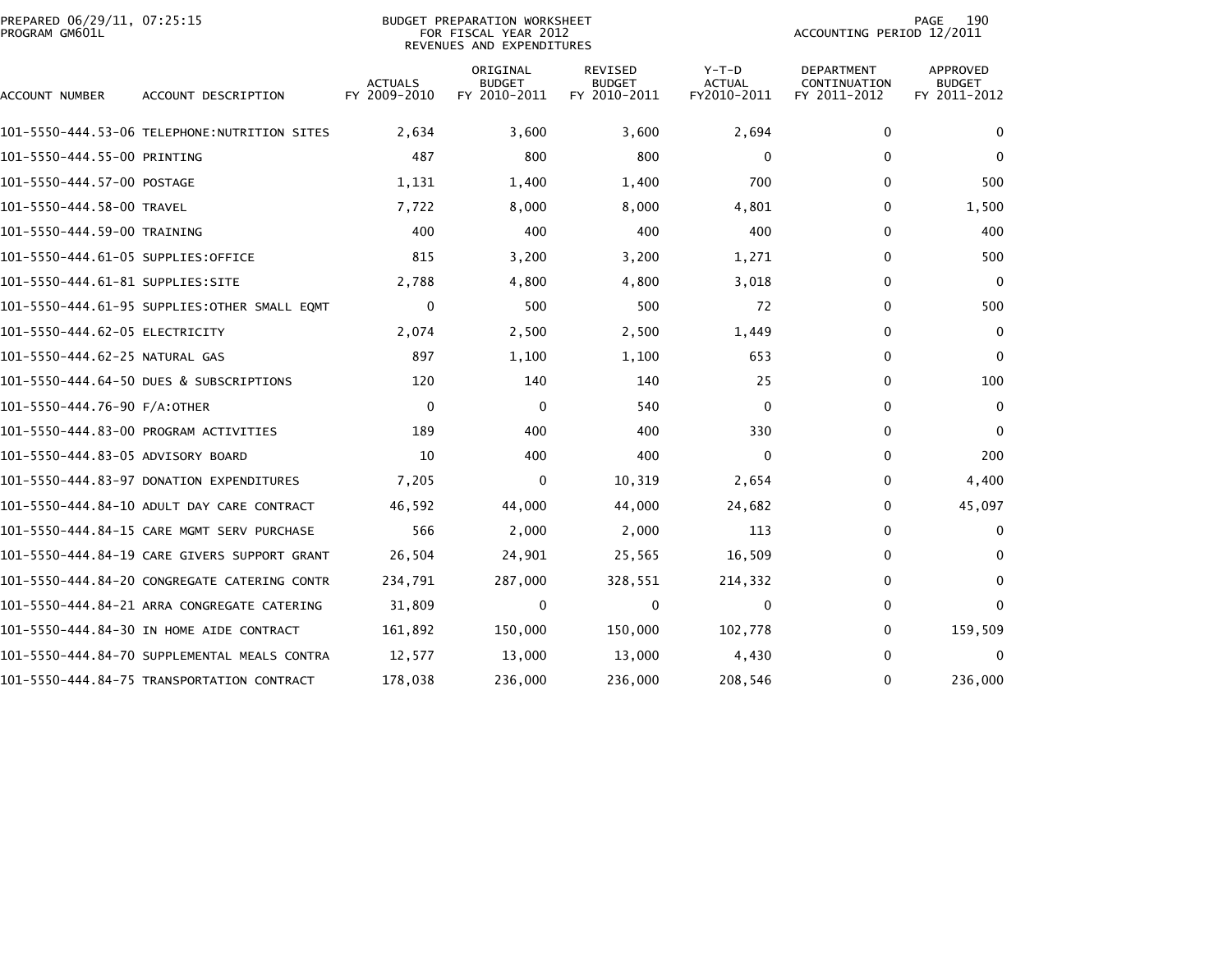PREPARED 06/29/11, 07:25:15
PROGRAM GM601L

BUDGET PREPARATION WORKSHEET
FOR FISCAL YEAR 2012
REVENUES AND EXPENDITURES

ACCOUNTING PERIOD 12/2011

| ACCOUNT NUMBER | ACCOUNT DESCRIPTION | ACTUALS FY 2009-2010 | ORIGINAL BUDGET FY 2010-2011 | REVISED BUDGET FY 2010-2011 | Y-T-D ACTUAL FY2010-2011 | DEPARTMENT CONTINUATION FY 2011-2012 | APPROVED BUDGET FY 2011-2012 |
|---|---|---|---|---|---|---|---|
| 101-5550-444.53-06 | TELEPHONE:NUTRITION SITES | 2,634 | 3,600 | 3,600 | 2,694 | 0 | 0 |
| 101-5550-444.55-00 | PRINTING | 487 | 800 | 800 | 0 | 0 | 0 |
| 101-5550-444.57-00 | POSTAGE | 1,131 | 1,400 | 1,400 | 700 | 0 | 500 |
| 101-5550-444.58-00 | TRAVEL | 7,722 | 8,000 | 8,000 | 4,801 | 0 | 1,500 |
| 101-5550-444.59-00 | TRAINING | 400 | 400 | 400 | 400 | 0 | 400 |
| 101-5550-444.61-05 | SUPPLIES:OFFICE | 815 | 3,200 | 3,200 | 1,271 | 0 | 500 |
| 101-5550-444.61-81 | SUPPLIES:SITE | 2,788 | 4,800 | 4,800 | 3,018 | 0 | 0 |
| 101-5550-444.61-95 | SUPPLIES:OTHER SMALL EQMT | 0 | 500 | 500 | 72 | 0 | 500 |
| 101-5550-444.62-05 | ELECTRICITY | 2,074 | 2,500 | 2,500 | 1,449 | 0 | 0 |
| 101-5550-444.62-25 | NATURAL GAS | 897 | 1,100 | 1,100 | 653 | 0 | 0 |
| 101-5550-444.64-50 | DUES & SUBSCRIPTIONS | 120 | 140 | 140 | 25 | 0 | 100 |
| 101-5550-444.76-90 | F/A:OTHER | 0 | 0 | 540 | 0 | 0 | 0 |
| 101-5550-444.83-00 | PROGRAM ACTIVITIES | 189 | 400 | 400 | 330 | 0 | 0 |
| 101-5550-444.83-05 | ADVISORY BOARD | 10 | 400 | 400 | 0 | 0 | 200 |
| 101-5550-444.83-97 | DONATION EXPENDITURES | 7,205 | 0 | 10,319 | 2,654 | 0 | 4,400 |
| 101-5550-444.84-10 | ADULT DAY CARE CONTRACT | 46,592 | 44,000 | 44,000 | 24,682 | 0 | 45,097 |
| 101-5550-444.84-15 | CARE MGMT SERV PURCHASE | 566 | 2,000 | 2,000 | 113 | 0 | 0 |
| 101-5550-444.84-19 | CARE GIVERS SUPPORT GRANT | 26,504 | 24,901 | 25,565 | 16,509 | 0 | 0 |
| 101-5550-444.84-20 | CONGREGATE CATERING CONTR | 234,791 | 287,000 | 328,551 | 214,332 | 0 | 0 |
| 101-5550-444.84-21 | ARRA CONGREGATE CATERING | 31,809 | 0 | 0 | 0 | 0 | 0 |
| 101-5550-444.84-30 | IN HOME AIDE CONTRACT | 161,892 | 150,000 | 150,000 | 102,778 | 0 | 159,509 |
| 101-5550-444.84-70 | SUPPLEMENTAL MEALS CONTRA | 12,577 | 13,000 | 13,000 | 4,430 | 0 | 0 |
| 101-5550-444.84-75 | TRANSPORTATION CONTRACT | 178,038 | 236,000 | 236,000 | 208,546 | 0 | 236,000 |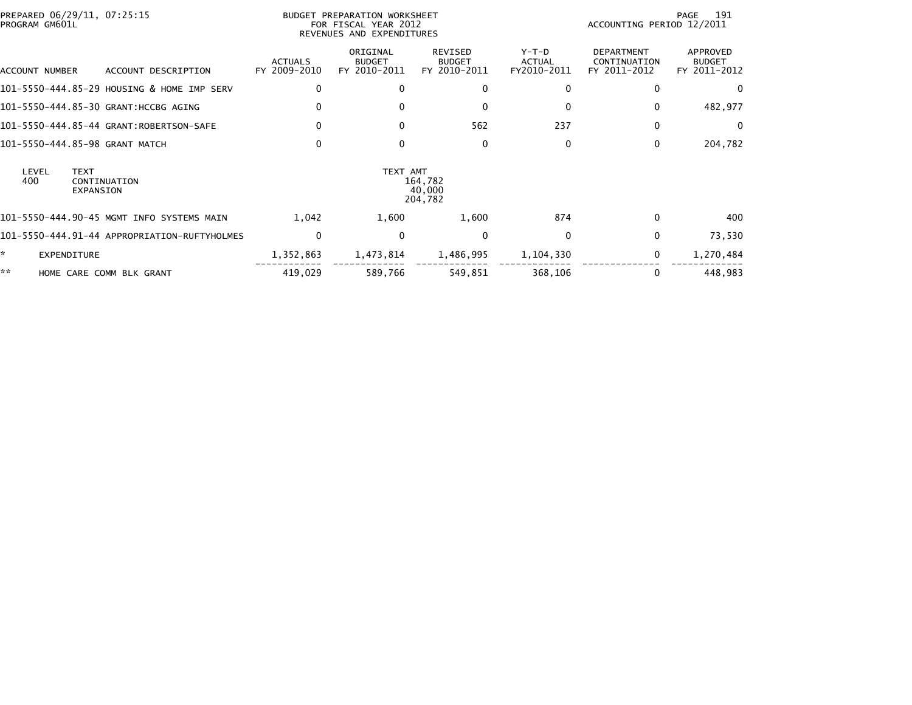PREPARED 06/29/11, 07:25:15
PROGRAM GM601L

BUDGET PREPARATION WORKSHEET
FOR FISCAL YEAR 2012
REVENUES AND EXPENDITURES

ACCOUNTING PERIOD 12/2011

| ACCOUNT NUMBER | ACCOUNT DESCRIPTION | ACTUALS FY 2009-2010 | ORIGINAL BUDGET FY 2010-2011 | REVISED BUDGET FY 2010-2011 | Y-T-D ACTUAL FY2010-2011 | DEPARTMENT CONTINUATION FY 2011-2012 | APPROVED BUDGET FY 2011-2012 |
|---|---|---|---|---|---|---|---|
| 101-5550-444.85-29 | HOUSING & HOME IMP SERV | 0 | 0 | 0 | 0 | 0 | 0 |
| 101-5550-444.85-30 | GRANT:HCCBG AGING | 0 | 0 | 0 | 0 | 0 | 482,977 |
| 101-5550-444.85-44 | GRANT:ROBERTSON-SAFE | 0 | 0 | 562 | 237 | 0 | 0 |
| 101-5550-444.85-98 | GRANT MATCH | 0 | 0 | 0 | 0 | 0 | 204,782 |

| LEVEL | TEXT | TEXT AMT |
|---|---|---|
| 400 | CONTINUATION | 164,782 |
| | EXPANSION | 40,000 |
| | | 204,782 |

| ACCOUNT NUMBER | ACCOUNT DESCRIPTION | ACTUALS FY 2009-2010 | ORIGINAL BUDGET FY 2010-2011 | REVISED BUDGET FY 2010-2011 | Y-T-D ACTUAL FY2010-2011 | DEPARTMENT CONTINUATION FY 2011-2012 | APPROVED BUDGET FY 2011-2012 |
|---|---|---|---|---|---|---|---|
| 101-5550-444.90-45 | MGMT INFO SYSTEMS MAIN | 1,042 | 1,600 | 1,600 | 874 | 0 | 400 |
| 101-5550-444.91-44 | APPROPRIATION-RUFTYHOLMES | 0 | 0 | 0 | 0 | 0 | 73,530 |
| * | EXPENDITURE | 1,352,863 | 1,473,814 | 1,486,995 | 1,104,330 | 0 | 1,270,484 |
| ** | HOME CARE COMM BLK GRANT | 419,029 | 589,766 | 549,851 | 368,106 | 0 | 448,983 |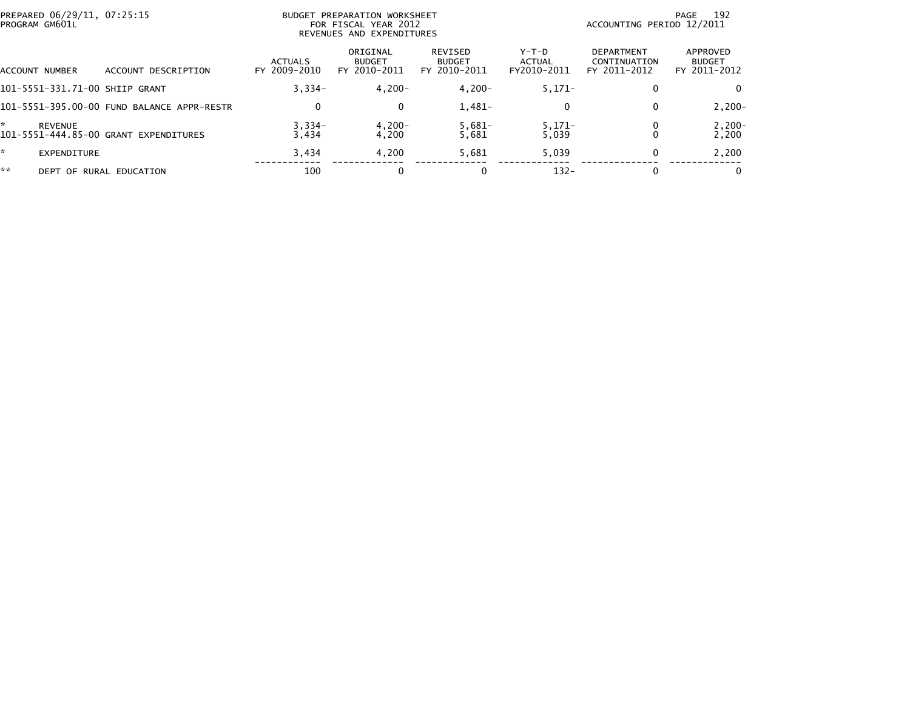PREPARED 06/29/11, 07:25:15
PROGRAM GM601L

BUDGET PREPARATION WORKSHEET
FOR FISCAL YEAR 2012
REVENUES AND EXPENDITURES

ACCOUNTING PERIOD 12/2011

| ACCOUNT NUMBER | ACCOUNT DESCRIPTION | ACTUALS FY 2009-2010 | ORIGINAL BUDGET FY 2010-2011 | REVISED BUDGET FY 2010-2011 | Y-T-D ACTUAL FY2010-2011 | DEPARTMENT CONTINUATION FY 2011-2012 | APPROVED BUDGET FY 2011-2012 |
|---|---|---|---|---|---|---|---|
| 101-5551-331.71-00 | SHIIP GRANT | 3,334- | 4,200- | 4,200- | 5,171- | 0 | 0 |
| 101-5551-395.00-00 | FUND BALANCE APPR-RESTR | 0 | 0 | 1,481- | 0 | 0 | 2,200- |
| * | REVENUE | 3,334- | 4,200- | 5,681- | 5,171- | 0 | 2,200- |
| 101-5551-444.85-00 | GRANT EXPENDITURES | 3,434 | 4,200 | 5,681 | 5,039 | 0 | 2,200 |
| * | EXPENDITURE | 3,434 | 4,200 | 5,681 | 5,039 | 0 | 2,200 |
| ** | DEPT OF RURAL EDUCATION | 100 | 0 | 0 | 132- | 0 | 0 |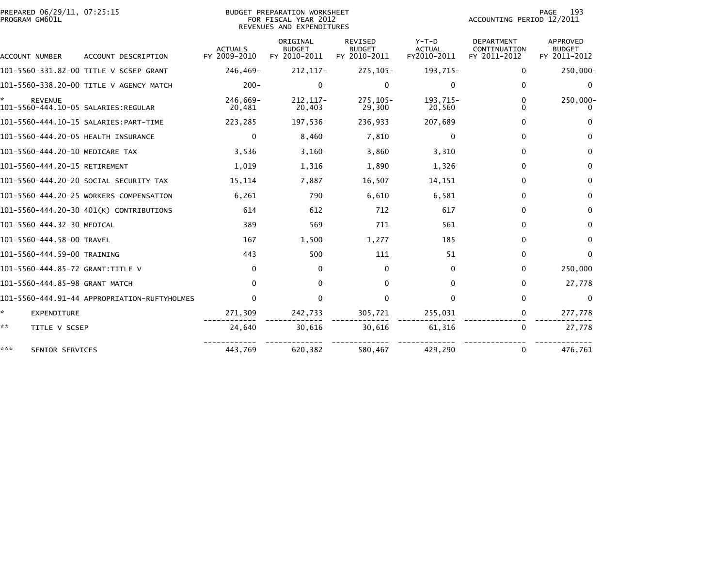PREPARED 06/29/11, 07:25:15
PROGRAM GM601L

BUDGET PREPARATION WORKSHEET
FOR FISCAL YEAR 2012
REVENUES AND EXPENDITURES

ACCOUNTING PERIOD 12/2011

| ACCOUNT NUMBER | ACCOUNT DESCRIPTION | ACTUALS FY 2009-2010 | ORIGINAL BUDGET FY 2010-2011 | REVISED BUDGET FY 2010-2011 | Y-T-D ACTUAL FY2010-2011 | DEPARTMENT CONTINUATION FY 2011-2012 | APPROVED BUDGET FY 2011-2012 |
|---|---|---|---|---|---|---|---|
| 101-5560-331.82-00 | TITLE V SCSEP GRANT | 246,469- | 212,117- | 275,105- | 193,715- | 0 | 250,000- |
| 101-5560-338.20-00 | TITLE V AGENCY MATCH | 200- | 0 | 0 | 0 | 0 | 0 |
| * | REVENUE | 246,669- | 212,117- | 275,105- | 193,715- | 0 | 250,000- |
| 101-5560-444.10-05 | SALARIES:REGULAR | 20,481 | 20,403 | 29,300 | 20,560 | 0 | 0 |
| 101-5560-444.10-15 | SALARIES:PART-TIME | 223,285 | 197,536 | 236,933 | 207,689 | 0 | 0 |
| 101-5560-444.20-05 | HEALTH INSURANCE | 0 | 8,460 | 7,810 | 0 | 0 | 0 |
| 101-5560-444.20-10 | MEDICARE TAX | 3,536 | 3,160 | 3,860 | 3,310 | 0 | 0 |
| 101-5560-444.20-15 | RETIREMENT | 1,019 | 1,316 | 1,890 | 1,326 | 0 | 0 |
| 101-5560-444.20-20 | SOCIAL SECURITY TAX | 15,114 | 7,887 | 16,507 | 14,151 | 0 | 0 |
| 101-5560-444.20-25 | WORKERS COMPENSATION | 6,261 | 790 | 6,610 | 6,581 | 0 | 0 |
| 101-5560-444.20-30 | 401(K) CONTRIBUTIONS | 614 | 612 | 712 | 617 | 0 | 0 |
| 101-5560-444.32-30 | MEDICAL | 389 | 569 | 711 | 561 | 0 | 0 |
| 101-5560-444.58-00 | TRAVEL | 167 | 1,500 | 1,277 | 185 | 0 | 0 |
| 101-5560-444.59-00 | TRAINING | 443 | 500 | 111 | 51 | 0 | 0 |
| 101-5560-444.85-72 | GRANT:TITLE V | 0 | 0 | 0 | 0 | 0 | 250,000 |
| 101-5560-444.85-98 | GRANT MATCH | 0 | 0 | 0 | 0 | 0 | 27,778 |
| 101-5560-444.91-44 | APPROPRIATION-RUFTYHOLMES | 0 | 0 | 0 | 0 | 0 | 0 |
| * | EXPENDITURE | 271,309 | 242,733 | 305,721 | 255,031 | 0 | 277,778 |
| ** | TITLE V SCSEP | 24,640 | 30,616 | 30,616 | 61,316 | 0 | 27,778 |
| *** | SENIOR SERVICES | 443,769 | 620,382 | 580,467 | 429,290 | 0 | 476,761 |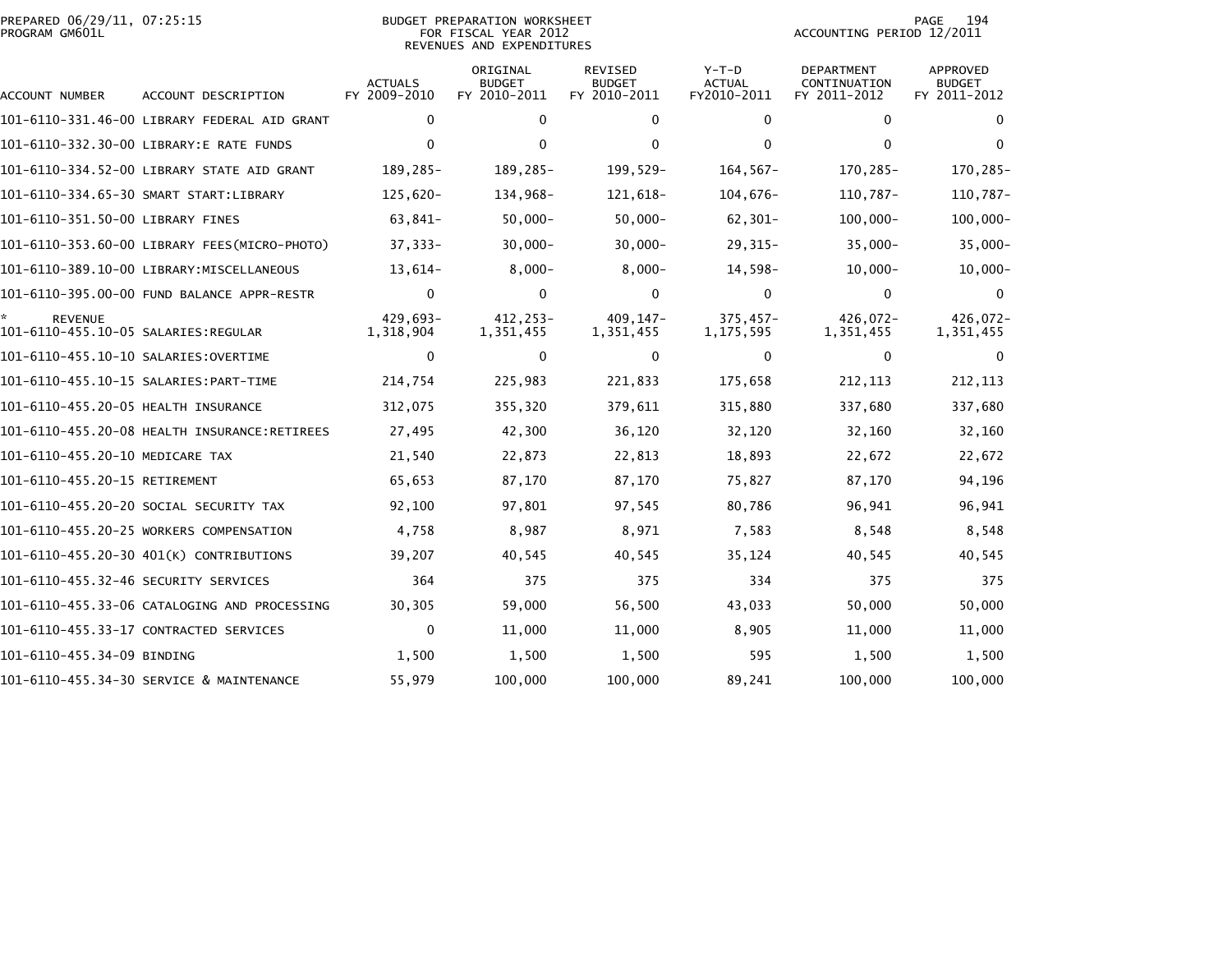PREPARED 06/29/11, 07:25:15
PROGRAM GM601L

BUDGET PREPARATION WORKSHEET
FOR FISCAL YEAR 2012
REVENUES AND EXPENDITURES

ACCOUNTING PERIOD 12/2011

| ACCOUNT NUMBER | ACCOUNT DESCRIPTION | ACTUALS FY 2009-2010 | ORIGINAL BUDGET FY 2010-2011 | REVISED BUDGET FY 2010-2011 | Y-T-D ACTUAL FY2010-2011 | DEPARTMENT CONTINUATION FY 2011-2012 | APPROVED BUDGET FY 2011-2012 |
|---|---|---|---|---|---|---|---|
| 101-6110-331.46-00 | LIBRARY FEDERAL AID GRANT | 0 | 0 | 0 | 0 | 0 | 0 |
| 101-6110-332.30-00 | LIBRARY:E RATE FUNDS | 0 | 0 | 0 | 0 | 0 | 0 |
| 101-6110-334.52-00 | LIBRARY STATE AID GRANT | 189,285- | 189,285- | 199,529- | 164,567- | 170,285- | 170,285- |
| 101-6110-334.65-30 | SMART START:LIBRARY | 125,620- | 134,968- | 121,618- | 104,676- | 110,787- | 110,787- |
| 101-6110-351.50-00 | LIBRARY FINES | 63,841- | 50,000- | 50,000- | 62,301- | 100,000- | 100,000- |
| 101-6110-353.60-00 | LIBRARY FEES(MICRO-PHOTO) | 37,333- | 30,000- | 30,000- | 29,315- | 35,000- | 35,000- |
| 101-6110-389.10-00 | LIBRARY:MISCELLANEOUS | 13,614- | 8,000- | 8,000- | 14,598- | 10,000- | 10,000- |
| 101-6110-395.00-00 | FUND BALANCE APPR-RESTR | 0 | 0 | 0 | 0 | 0 | 0 |
| * REVENUE | | 429,693- | 412,253- | 409,147- | 375,457- | 426,072- | 426,072- |
| 101-6110-455.10-05 | SALARIES:REGULAR | 1,318,904 | 1,351,455 | 1,351,455 | 1,175,595 | 1,351,455 | 1,351,455 |
| 101-6110-455.10-10 | SALARIES:OVERTIME | 0 | 0 | 0 | 0 | 0 | 0 |
| 101-6110-455.10-15 | SALARIES:PART-TIME | 214,754 | 225,983 | 221,833 | 175,658 | 212,113 | 212,113 |
| 101-6110-455.20-05 | HEALTH INSURANCE | 312,075 | 355,320 | 379,611 | 315,880 | 337,680 | 337,680 |
| 101-6110-455.20-08 | HEALTH INSURANCE:RETIREES | 27,495 | 42,300 | 36,120 | 32,120 | 32,160 | 32,160 |
| 101-6110-455.20-10 | MEDICARE TAX | 21,540 | 22,873 | 22,813 | 18,893 | 22,672 | 22,672 |
| 101-6110-455.20-15 | RETIREMENT | 65,653 | 87,170 | 87,170 | 75,827 | 87,170 | 94,196 |
| 101-6110-455.20-20 | SOCIAL SECURITY TAX | 92,100 | 97,801 | 97,545 | 80,786 | 96,941 | 96,941 |
| 101-6110-455.20-25 | WORKERS COMPENSATION | 4,758 | 8,987 | 8,971 | 7,583 | 8,548 | 8,548 |
| 101-6110-455.20-30 | 401(K) CONTRIBUTIONS | 39,207 | 40,545 | 40,545 | 35,124 | 40,545 | 40,545 |
| 101-6110-455.32-46 | SECURITY SERVICES | 364 | 375 | 375 | 334 | 375 | 375 |
| 101-6110-455.33-06 | CATALOGING AND PROCESSING | 30,305 | 59,000 | 56,500 | 43,033 | 50,000 | 50,000 |
| 101-6110-455.33-17 | CONTRACTED SERVICES | 0 | 11,000 | 11,000 | 8,905 | 11,000 | 11,000 |
| 101-6110-455.34-09 | BINDING | 1,500 | 1,500 | 1,500 | 595 | 1,500 | 1,500 |
| 101-6110-455.34-30 | SERVICE & MAINTENANCE | 55,979 | 100,000 | 100,000 | 89,241 | 100,000 | 100,000 |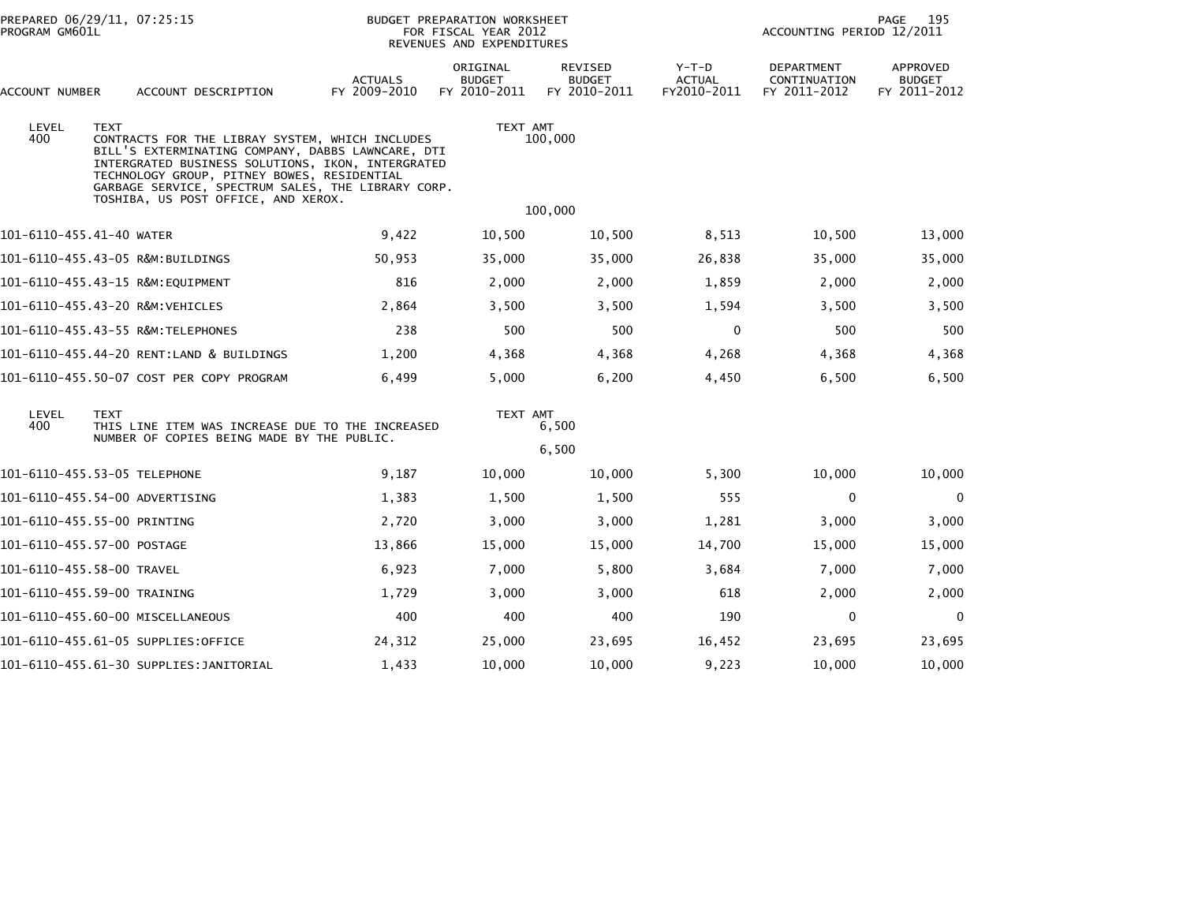PREPARED 06/29/11, 07:25:15
PROGRAM GM601L

BUDGET PREPARATION WORKSHEET
FOR FISCAL YEAR 2012
REVENUES AND EXPENDITURES

ACCOUNTING PERIOD 12/2011

| ACCOUNT NUMBER | ACCOUNT DESCRIPTION | ACTUALS FY 2009-2010 | ORIGINAL BUDGET FY 2010-2011 | REVISED BUDGET FY 2010-2011 | Y-T-D ACTUAL FY2010-2011 | DEPARTMENT CONTINUATION FY 2011-2012 | APPROVED BUDGET FY 2011-2012 |
|---|---|---|---|---|---|---|---|
| LEVEL 400 | TEXT: CONTRACTS FOR THE LIBRAY SYSTEM, WHICH INCLUDES BILL'S EXTERMINATING COMPANY, DABBS LAWNCARE, DTI INTERGRATED BUSINESS SOLUTIONS, IKON, INTERGRATED TECHNOLOGY GROUP, PITNEY BOWES, RESIDENTIAL GARBAGE SERVICE, SPECTRUM SALES, THE LIBRARY CORP. TOSHIBA, US POST OFFICE, AND XEROX. | | TEXT AMT 100,000 | | | | |
| | | | 100,000 | | | | |
| 101-6110-455.41-40 | WATER | 9,422 | 10,500 | 10,500 | 8,513 | 10,500 | 13,000 |
| 101-6110-455.43-05 | R&M:BUILDINGS | 50,953 | 35,000 | 35,000 | 26,838 | 35,000 | 35,000 |
| 101-6110-455.43-15 | R&M:EQUIPMENT | 816 | 2,000 | 2,000 | 1,859 | 2,000 | 2,000 |
| 101-6110-455.43-20 | R&M:VEHICLES | 2,864 | 3,500 | 3,500 | 1,594 | 3,500 | 3,500 |
| 101-6110-455.43-55 | R&M:TELEPHONES | 238 | 500 | 500 | 0 | 500 | 500 |
| 101-6110-455.44-20 | RENT:LAND & BUILDINGS | 1,200 | 4,368 | 4,368 | 4,268 | 4,368 | 4,368 |
| 101-6110-455.50-07 | COST PER COPY PROGRAM | 6,499 | 5,000 | 6,200 | 4,450 | 6,500 | 6,500 |
| LEVEL 400 | TEXT: THIS LINE ITEM WAS INCREASE DUE TO THE INCREASED NUMBER OF COPIES BEING MADE BY THE PUBLIC. | | TEXT AMT 6,500 | | | | |
| | | | 6,500 | | | | |
| 101-6110-455.53-05 | TELEPHONE | 9,187 | 10,000 | 10,000 | 5,300 | 10,000 | 10,000 |
| 101-6110-455.54-00 | ADVERTISING | 1,383 | 1,500 | 1,500 | 555 | 0 | 0 |
| 101-6110-455.55-00 | PRINTING | 2,720 | 3,000 | 3,000 | 1,281 | 3,000 | 3,000 |
| 101-6110-455.57-00 | POSTAGE | 13,866 | 15,000 | 15,000 | 14,700 | 15,000 | 15,000 |
| 101-6110-455.58-00 | TRAVEL | 6,923 | 7,000 | 5,800 | 3,684 | 7,000 | 7,000 |
| 101-6110-455.59-00 | TRAINING | 1,729 | 3,000 | 3,000 | 618 | 2,000 | 2,000 |
| 101-6110-455.60-00 | MISCELLANEOUS | 400 | 400 | 400 | 190 | 0 | 0 |
| 101-6110-455.61-05 | SUPPLIES:OFFICE | 24,312 | 25,000 | 23,695 | 16,452 | 23,695 | 23,695 |
| 101-6110-455.61-30 | SUPPLIES:JANITORIAL | 1,433 | 10,000 | 10,000 | 9,223 | 10,000 | 10,000 |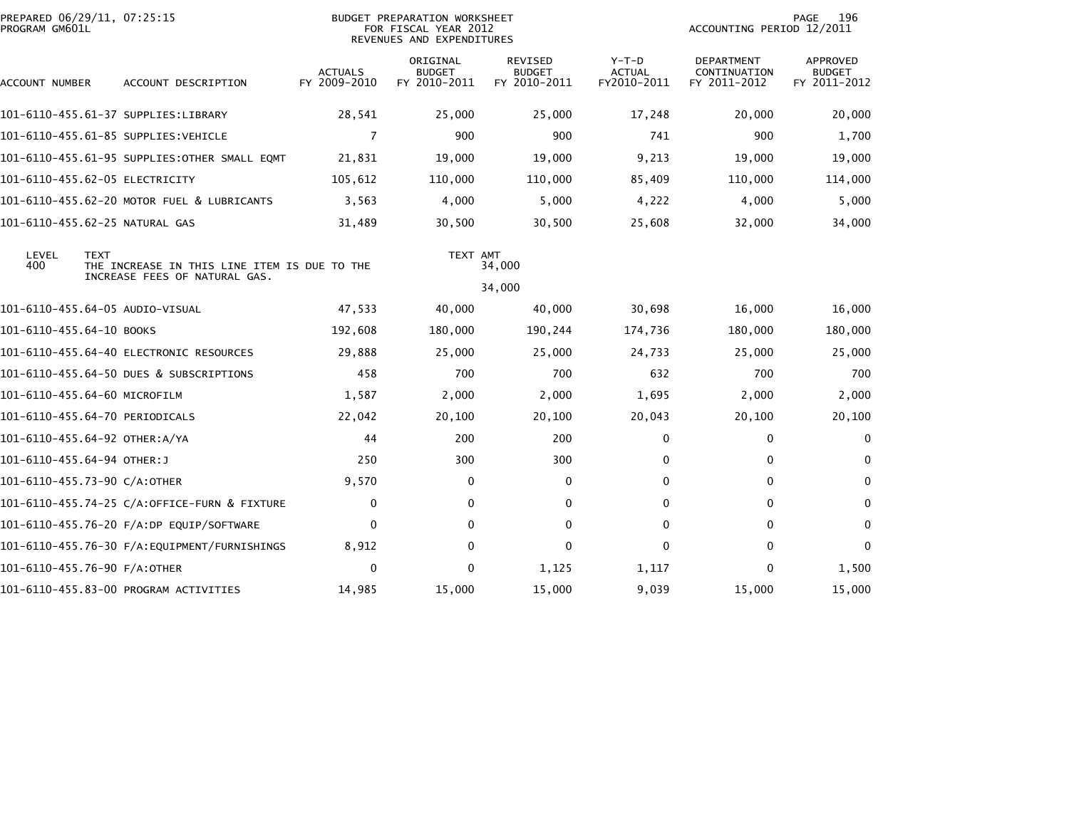PREPARED 06/29/11, 07:25:15
PROGRAM GM601L

BUDGET PREPARATION WORKSHEET
FOR FISCAL YEAR 2012
REVENUES AND EXPENDITURES

ACCOUNTING PERIOD 12/2011

| ACCOUNT NUMBER | ACCOUNT DESCRIPTION | ACTUALS FY 2009-2010 | ORIGINAL BUDGET FY 2010-2011 | REVISED BUDGET FY 2010-2011 | Y-T-D ACTUAL FY2010-2011 | DEPARTMENT CONTINUATION FY 2011-2012 | APPROVED BUDGET FY 2011-2012 |
|---|---|---|---|---|---|---|---|
| 101-6110-455.61-37 | SUPPLIES:LIBRARY | 28,541 | 25,000 | 25,000 | 17,248 | 20,000 | 20,000 |
| 101-6110-455.61-85 | SUPPLIES:VEHICLE | 7 | 900 | 900 | 741 | 900 | 1,700 |
| 101-6110-455.61-95 | SUPPLIES:OTHER SMALL EQMT | 21,831 | 19,000 | 19,000 | 9,213 | 19,000 | 19,000 |
| 101-6110-455.62-05 | ELECTRICITY | 105,612 | 110,000 | 110,000 | 85,409 | 110,000 | 114,000 |
| 101-6110-455.62-20 | MOTOR FUEL & LUBRICANTS | 3,563 | 4,000 | 5,000 | 4,222 | 4,000 | 5,000 |
| 101-6110-455.62-25 | NATURAL GAS | 31,489 | 30,500 | 30,500 | 25,608 | 32,000 | 34,000 |

| LEVEL | TEXT | TEXT AMT |
|---|---|---|
| 400 | THE INCREASE IN THIS LINE ITEM IS DUE TO THE INCREASE FEES OF NATURAL GAS. | 34,000 |
| | | 34,000 |

| ACCOUNT NUMBER | ACCOUNT DESCRIPTION | ACTUALS FY 2009-2010 | ORIGINAL BUDGET FY 2010-2011 | REVISED BUDGET FY 2010-2011 | Y-T-D ACTUAL FY2010-2011 | DEPARTMENT CONTINUATION FY 2011-2012 | APPROVED BUDGET FY 2011-2012 |
|---|---|---|---|---|---|---|---|
| 101-6110-455.64-05 | AUDIO-VISUAL | 47,533 | 40,000 | 40,000 | 30,698 | 16,000 | 16,000 |
| 101-6110-455.64-10 | BOOKS | 192,608 | 180,000 | 190,244 | 174,736 | 180,000 | 180,000 |
| 101-6110-455.64-40 | ELECTRONIC RESOURCES | 29,888 | 25,000 | 25,000 | 24,733 | 25,000 | 25,000 |
| 101-6110-455.64-50 | DUES & SUBSCRIPTIONS | 458 | 700 | 700 | 632 | 700 | 700 |
| 101-6110-455.64-60 | MICROFILM | 1,587 | 2,000 | 2,000 | 1,695 | 2,000 | 2,000 |
| 101-6110-455.64-70 | PERIODICALS | 22,042 | 20,100 | 20,100 | 20,043 | 20,100 | 20,100 |
| 101-6110-455.64-92 | OTHER:A/YA | 44 | 200 | 200 | 0 | 0 | 0 |
| 101-6110-455.64-94 | OTHER:J | 250 | 300 | 300 | 0 | 0 | 0 |
| 101-6110-455.73-90 | C/A:OTHER | 9,570 | 0 | 0 | 0 | 0 | 0 |
| 101-6110-455.74-25 | C/A:OFFICE-FURN & FIXTURE | 0 | 0 | 0 | 0 | 0 | 0 |
| 101-6110-455.76-20 | F/A:DP EQUIP/SOFTWARE | 0 | 0 | 0 | 0 | 0 | 0 |
| 101-6110-455.76-30 | F/A:EQUIPMENT/FURNISHINGS | 8,912 | 0 | 0 | 0 | 0 | 0 |
| 101-6110-455.76-90 | F/A:OTHER | 0 | 0 | 1,125 | 1,117 | 0 | 1,500 |
| 101-6110-455.83-00 | PROGRAM ACTIVITIES | 14,985 | 15,000 | 15,000 | 9,039 | 15,000 | 15,000 |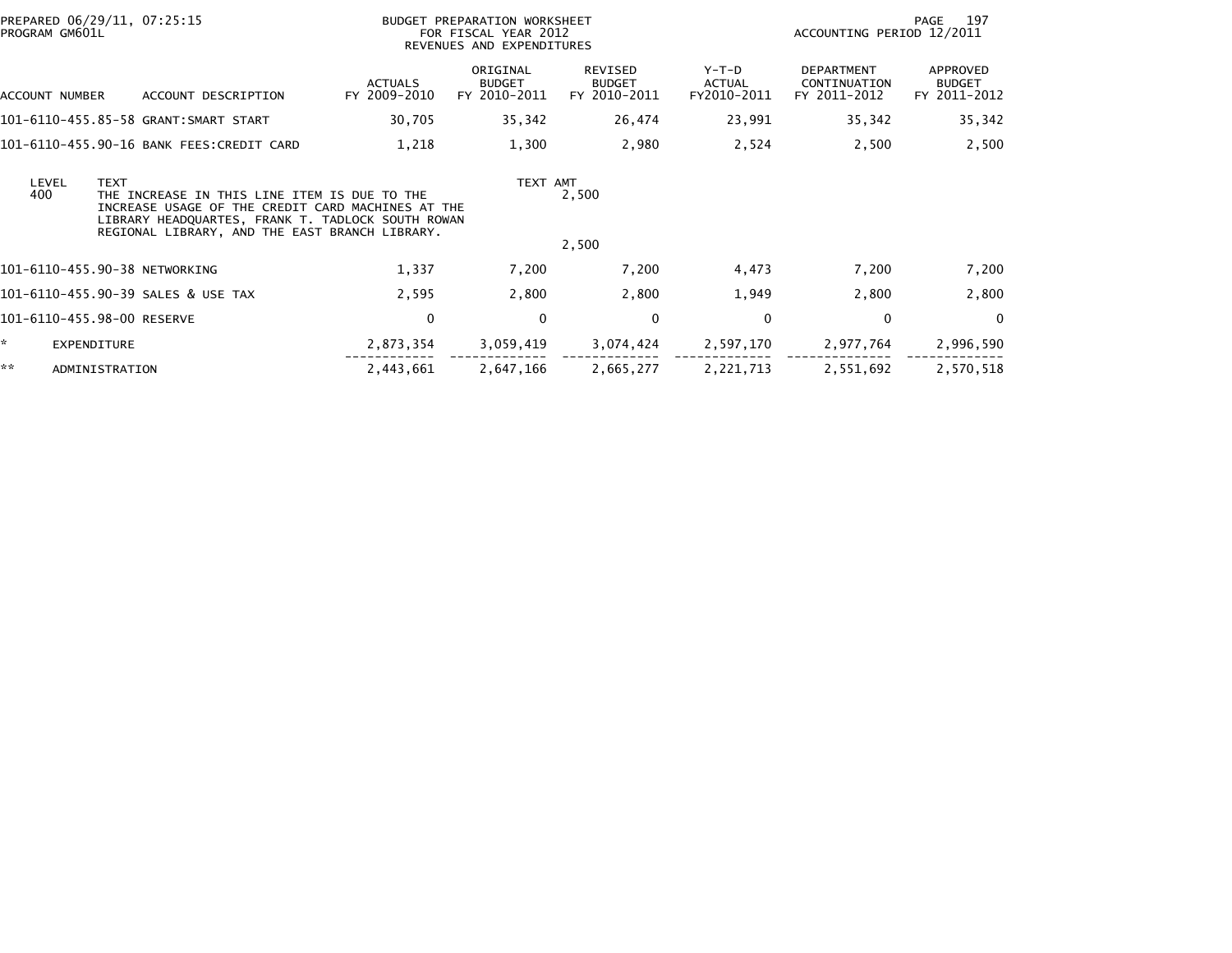BUDGET PREPARATION WORKSHEET
FOR FISCAL YEAR 2012
REVENUES AND EXPENDITURES

PREPARED 06/29/11, 07:25:15
PROGRAM GM601L

ACCOUNTING PERIOD 12/2011

| ACCOUNT NUMBER | ACCOUNT DESCRIPTION | ACTUALS FY 2009-2010 | ORIGINAL BUDGET FY 2010-2011 | REVISED BUDGET FY 2010-2011 | Y-T-D ACTUAL FY2010-2011 | DEPARTMENT CONTINUATION FY 2011-2012 | APPROVED BUDGET FY 2011-2012 |
|---|---|---|---|---|---|---|---|
| 101-6110-455.85-58 | GRANT:SMART START | 30,705 | 35,342 | 26,474 | 23,991 | 35,342 | 35,342 |
| 101-6110-455.90-16 | BANK FEES:CREDIT CARD | 1,218 | 1,300 | 2,980 | 2,524 | 2,500 | 2,500 |

| LEVEL | TEXT | TEXT AMT |
|---|---|---|
| 400 | THE INCREASE IN THIS LINE ITEM IS DUE TO THE INCREASE USAGE OF THE CREDIT CARD MACHINES AT THE LIBRARY HEADQUARTES, FRANK T. TADLOCK SOUTH ROWAN REGIONAL LIBRARY, AND THE EAST BRANCH LIBRARY. | 2,500 |
| | | 2,500 |

| ACCOUNT NUMBER | ACCOUNT DESCRIPTION | ACTUALS FY 2009-2010 | ORIGINAL BUDGET FY 2010-2011 | REVISED BUDGET FY 2010-2011 | Y-T-D ACTUAL FY2010-2011 | DEPARTMENT CONTINUATION FY 2011-2012 | APPROVED BUDGET FY 2011-2012 |
|---|---|---|---|---|---|---|---|
| 101-6110-455.90-38 | NETWORKING | 1,337 | 7,200 | 7,200 | 4,473 | 7,200 | 7,200 |
| 101-6110-455.90-39 | SALES & USE TAX | 2,595 | 2,800 | 2,800 | 1,949 | 2,800 | 2,800 |
| 101-6110-455.98-00 | RESERVE | 0 | 0 | 0 | 0 | 0 | 0 |
| * | EXPENDITURE | 2,873,354 | 3,059,419 | 3,074,424 | 2,597,170 | 2,977,764 | 2,996,590 |
| ** | ADMINISTRATION | 2,443,661 | 2,647,166 | 2,665,277 | 2,221,713 | 2,551,692 | 2,570,518 |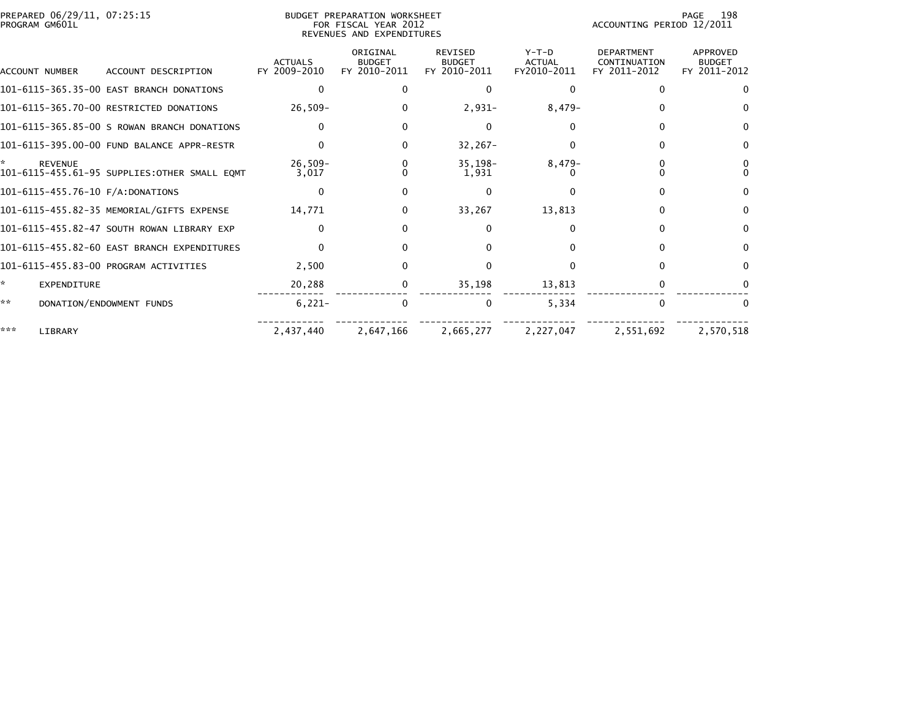PREPARED 06/29/11, 07:25:15
PROGRAM GM601L

BUDGET PREPARATION WORKSHEET
FOR FISCAL YEAR 2012
REVENUES AND EXPENDITURES

ACCOUNTING PERIOD 12/2011

| ACCOUNT NUMBER | ACCOUNT DESCRIPTION | ACTUALS FY 2009-2010 | ORIGINAL BUDGET FY 2010-2011 | REVISED BUDGET FY 2010-2011 | Y-T-D ACTUAL FY2010-2011 | DEPARTMENT CONTINUATION FY 2011-2012 | APPROVED BUDGET FY 2011-2012 |
|---|---|---|---|---|---|---|---|
| 101-6115-365.35-00 | EAST BRANCH DONATIONS | 0 | 0 | 0 | 0 | 0 | 0 |
| 101-6115-365.70-00 | RESTRICTED DONATIONS | 26,509- | 0 | 2,931- | 8,479- | 0 | 0 |
| 101-6115-365.85-00 | S ROWAN BRANCH DONATIONS | 0 | 0 | 0 | 0 | 0 | 0 |
| 101-6115-395.00-00 | FUND BALANCE APPR-RESTR | 0 | 0 | 32,267- | 0 | 0 | 0 |
| * | REVENUE | 26,509- | 0 | 35,198- | 8,479- | 0 | 0 |
| 101-6115-455.61-95 | SUPPLIES:OTHER SMALL EQMT | 3,017 | 0 | 1,931 | 0 | 0 | 0 |
| 101-6115-455.76-10 | F/A:DONATIONS | 0 | 0 | 0 | 0 | 0 | 0 |
| 101-6115-455.82-35 | MEMORIAL/GIFTS EXPENSE | 14,771 | 0 | 33,267 | 13,813 | 0 | 0 |
| 101-6115-455.82-47 | SOUTH ROWAN LIBRARY EXP | 0 | 0 | 0 | 0 | 0 | 0 |
| 101-6115-455.82-60 | EAST BRANCH EXPENDITURES | 0 | 0 | 0 | 0 | 0 | 0 |
| 101-6115-455.83-00 | PROGRAM ACTIVITIES | 2,500 | 0 | 0 | 0 | 0 | 0 |
| * | EXPENDITURE | 20,288 | 0 | 35,198 | 13,813 | 0 | 0 |
| ** | DONATION/ENDOWMENT FUNDS | 6,221- | 0 | 0 | 5,334 | 0 | 0 |
| *** | LIBRARY | 2,437,440 | 2,647,166 | 2,665,277 | 2,227,047 | 2,551,692 | 2,570,518 |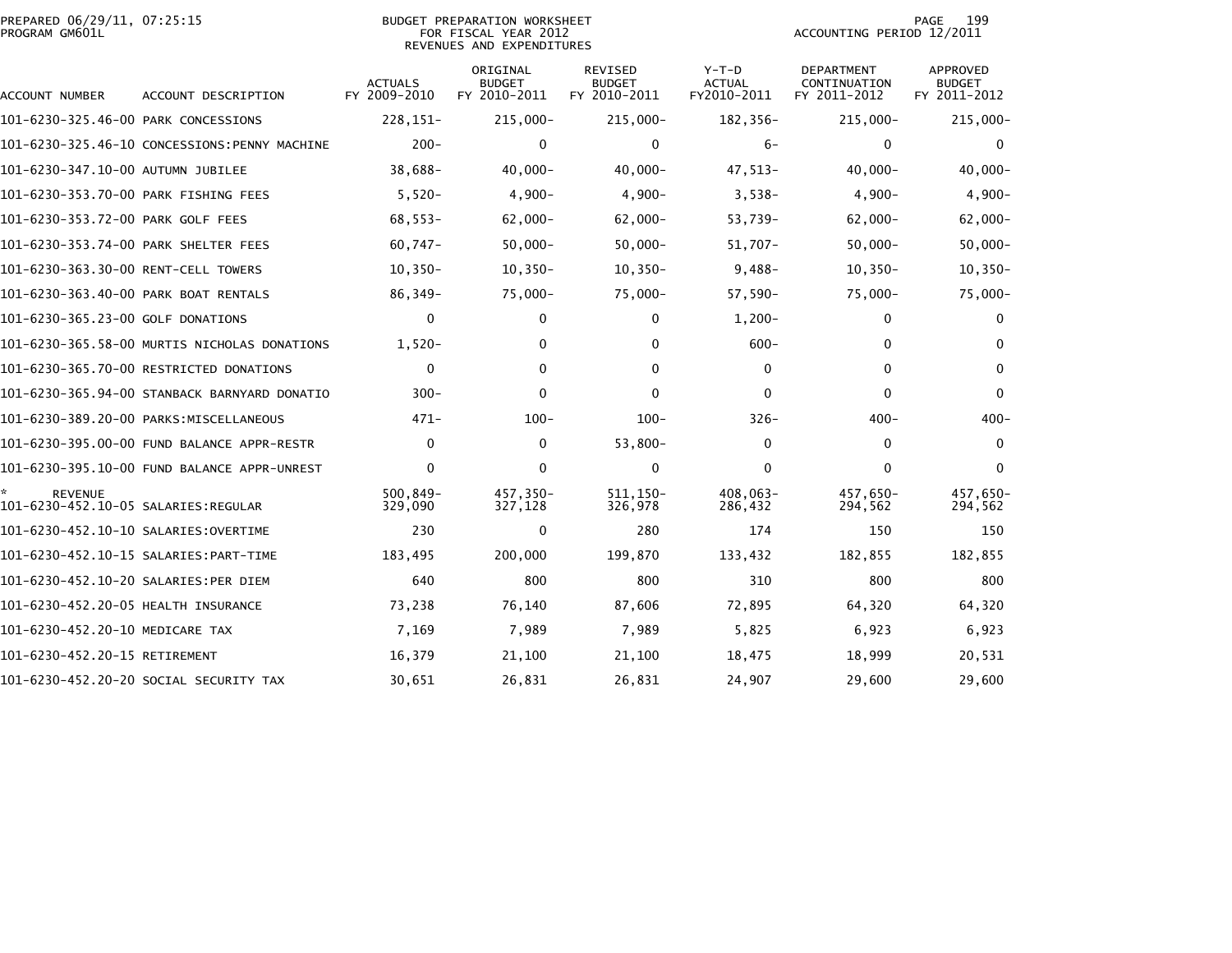BUDGET PREPARATION WORKSHEET
FOR FISCAL YEAR 2012
REVENUES AND EXPENDITURES

PREPARED 06/29/11, 07:25:15
PROGRAM GM601L

ACCOUNTING PERIOD 12/2011

| ACCOUNT NUMBER | ACCOUNT DESCRIPTION | ACTUALS FY 2009-2010 | ORIGINAL BUDGET FY 2010-2011 | REVISED BUDGET FY 2010-2011 | Y-T-D ACTUAL FY2010-2011 | DEPARTMENT CONTINUATION FY 2011-2012 | APPROVED BUDGET FY 2011-2012 |
|---|---|---|---|---|---|---|---|
| 101-6230-325.46-00 | PARK CONCESSIONS | 228,151- | 215,000- | 215,000- | 182,356- | 215,000- | 215,000- |
| 101-6230-325.46-10 | CONCESSIONS:PENNY MACHINE | 200- | 0 | 0 | 6- | 0 | 0 |
| 101-6230-347.10-00 | AUTUMN JUBILEE | 38,688- | 40,000- | 40,000- | 47,513- | 40,000- | 40,000- |
| 101-6230-353.70-00 | PARK FISHING FEES | 5,520- | 4,900- | 4,900- | 3,538- | 4,900- | 4,900- |
| 101-6230-353.72-00 | PARK GOLF FEES | 68,553- | 62,000- | 62,000- | 53,739- | 62,000- | 62,000- |
| 101-6230-353.74-00 | PARK SHELTER FEES | 60,747- | 50,000- | 50,000- | 51,707- | 50,000- | 50,000- |
| 101-6230-363.30-00 | RENT-CELL TOWERS | 10,350- | 10,350- | 10,350- | 9,488- | 10,350- | 10,350- |
| 101-6230-363.40-00 | PARK BOAT RENTALS | 86,349- | 75,000- | 75,000- | 57,590- | 75,000- | 75,000- |
| 101-6230-365.23-00 | GOLF DONATIONS | 0 | 0 | 0 | 1,200- | 0 | 0 |
| 101-6230-365.58-00 | MURTIS NICHOLAS DONATIONS | 1,520- | 0 | 0 | 600- | 0 | 0 |
| 101-6230-365.70-00 | RESTRICTED DONATIONS | 0 | 0 | 0 | 0 | 0 | 0 |
| 101-6230-365.94-00 | STANBACK BARNYARD DONATIO | 300- | 0 | 0 | 0 | 0 | 0 |
| 101-6230-389.20-00 | PARKS:MISCELLANEOUS | 471- | 100- | 100- | 326- | 400- | 400- |
| 101-6230-395.00-00 | FUND BALANCE APPR-RESTR | 0 | 0 | 53,800- | 0 | 0 | 0 |
| 101-6230-395.10-00 | FUND BALANCE APPR-UNREST | 0 | 0 | 0 | 0 | 0 | 0 |
| * REVENUE | | 500,849- | 457,350- | 511,150- | 408,063- | 457,650- | 457,650- |
| 101-6230-452.10-05 | SALARIES:REGULAR | 329,090 | 327,128 | 326,978 | 286,432 | 294,562 | 294,562 |
| 101-6230-452.10-10 | SALARIES:OVERTIME | 230 | 0 | 280 | 174 | 150 | 150 |
| 101-6230-452.10-15 | SALARIES:PART-TIME | 183,495 | 200,000 | 199,870 | 133,432 | 182,855 | 182,855 |
| 101-6230-452.10-20 | SALARIES:PER DIEM | 640 | 800 | 800 | 310 | 800 | 800 |
| 101-6230-452.20-05 | HEALTH INSURANCE | 73,238 | 76,140 | 87,606 | 72,895 | 64,320 | 64,320 |
| 101-6230-452.20-10 | MEDICARE TAX | 7,169 | 7,989 | 7,989 | 5,825 | 6,923 | 6,923 |
| 101-6230-452.20-15 | RETIREMENT | 16,379 | 21,100 | 21,100 | 18,475 | 18,999 | 20,531 |
| 101-6230-452.20-20 | SOCIAL SECURITY TAX | 30,651 | 26,831 | 26,831 | 24,907 | 29,600 | 29,600 |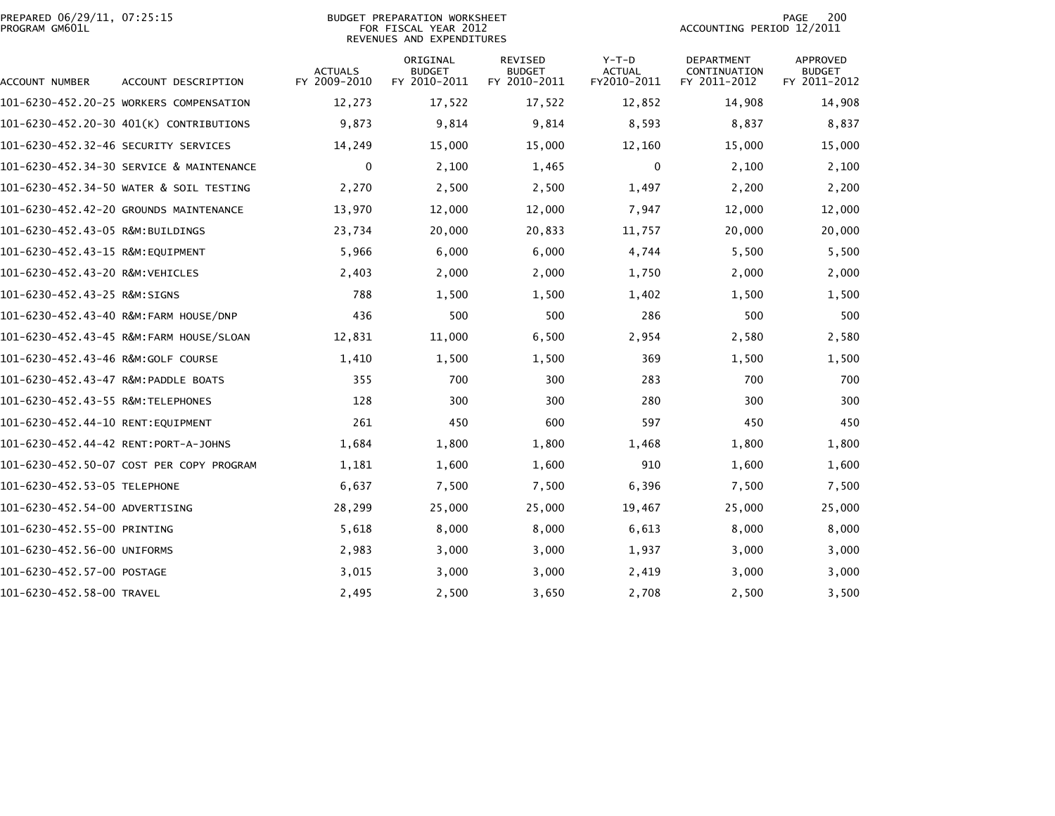PREPARED 06/29/11, 07:25:15
PROGRAM GM601L

BUDGET PREPARATION WORKSHEET
FOR FISCAL YEAR 2012
REVENUES AND EXPENDITURES

ACCOUNTING PERIOD 12/2011

| ACCOUNT NUMBER | ACCOUNT DESCRIPTION | ACTUALS FY 2009-2010 | ORIGINAL BUDGET FY 2010-2011 | REVISED BUDGET FY 2010-2011 | Y-T-D ACTUAL FY2010-2011 | DEPARTMENT CONTINUATION FY 2011-2012 | APPROVED BUDGET FY 2011-2012 |
|---|---|---|---|---|---|---|---|
| 101-6230-452.20-25 | WORKERS COMPENSATION | 12,273 | 17,522 | 17,522 | 12,852 | 14,908 | 14,908 |
| 101-6230-452.20-30 | 401(K) CONTRIBUTIONS | 9,873 | 9,814 | 9,814 | 8,593 | 8,837 | 8,837 |
| 101-6230-452.32-46 | SECURITY SERVICES | 14,249 | 15,000 | 15,000 | 12,160 | 15,000 | 15,000 |
| 101-6230-452.34-30 | SERVICE & MAINTENANCE | 0 | 2,100 | 1,465 | 0 | 2,100 | 2,100 |
| 101-6230-452.34-50 | WATER & SOIL TESTING | 2,270 | 2,500 | 2,500 | 1,497 | 2,200 | 2,200 |
| 101-6230-452.42-20 | GROUNDS MAINTENANCE | 13,970 | 12,000 | 12,000 | 7,947 | 12,000 | 12,000 |
| 101-6230-452.43-05 | R&M:BUILDINGS | 23,734 | 20,000 | 20,833 | 11,757 | 20,000 | 20,000 |
| 101-6230-452.43-15 | R&M:EQUIPMENT | 5,966 | 6,000 | 6,000 | 4,744 | 5,500 | 5,500 |
| 101-6230-452.43-20 | R&M:VEHICLES | 2,403 | 2,000 | 2,000 | 1,750 | 2,000 | 2,000 |
| 101-6230-452.43-25 | R&M:SIGNS | 788 | 1,500 | 1,500 | 1,402 | 1,500 | 1,500 |
| 101-6230-452.43-40 | R&M:FARM HOUSE/DNP | 436 | 500 | 500 | 286 | 500 | 500 |
| 101-6230-452.43-45 | R&M:FARM HOUSE/SLOAN | 12,831 | 11,000 | 6,500 | 2,954 | 2,580 | 2,580 |
| 101-6230-452.43-46 | R&M:GOLF COURSE | 1,410 | 1,500 | 1,500 | 369 | 1,500 | 1,500 |
| 101-6230-452.43-47 | R&M:PADDLE BOATS | 355 | 700 | 300 | 283 | 700 | 700 |
| 101-6230-452.43-55 | R&M:TELEPHONES | 128 | 300 | 300 | 280 | 300 | 300 |
| 101-6230-452.44-10 | RENT:EQUIPMENT | 261 | 450 | 600 | 597 | 450 | 450 |
| 101-6230-452.44-42 | RENT:PORT-A-JOHNS | 1,684 | 1,800 | 1,800 | 1,468 | 1,800 | 1,800 |
| 101-6230-452.50-07 | COST PER COPY PROGRAM | 1,181 | 1,600 | 1,600 | 910 | 1,600 | 1,600 |
| 101-6230-452.53-05 | TELEPHONE | 6,637 | 7,500 | 7,500 | 6,396 | 7,500 | 7,500 |
| 101-6230-452.54-00 | ADVERTISING | 28,299 | 25,000 | 25,000 | 19,467 | 25,000 | 25,000 |
| 101-6230-452.55-00 | PRINTING | 5,618 | 8,000 | 8,000 | 6,613 | 8,000 | 8,000 |
| 101-6230-452.56-00 | UNIFORMS | 2,983 | 3,000 | 3,000 | 1,937 | 3,000 | 3,000 |
| 101-6230-452.57-00 | POSTAGE | 3,015 | 3,000 | 3,000 | 2,419 | 3,000 | 3,000 |
| 101-6230-452.58-00 | TRAVEL | 2,495 | 2,500 | 3,650 | 2,708 | 2,500 | 3,500 |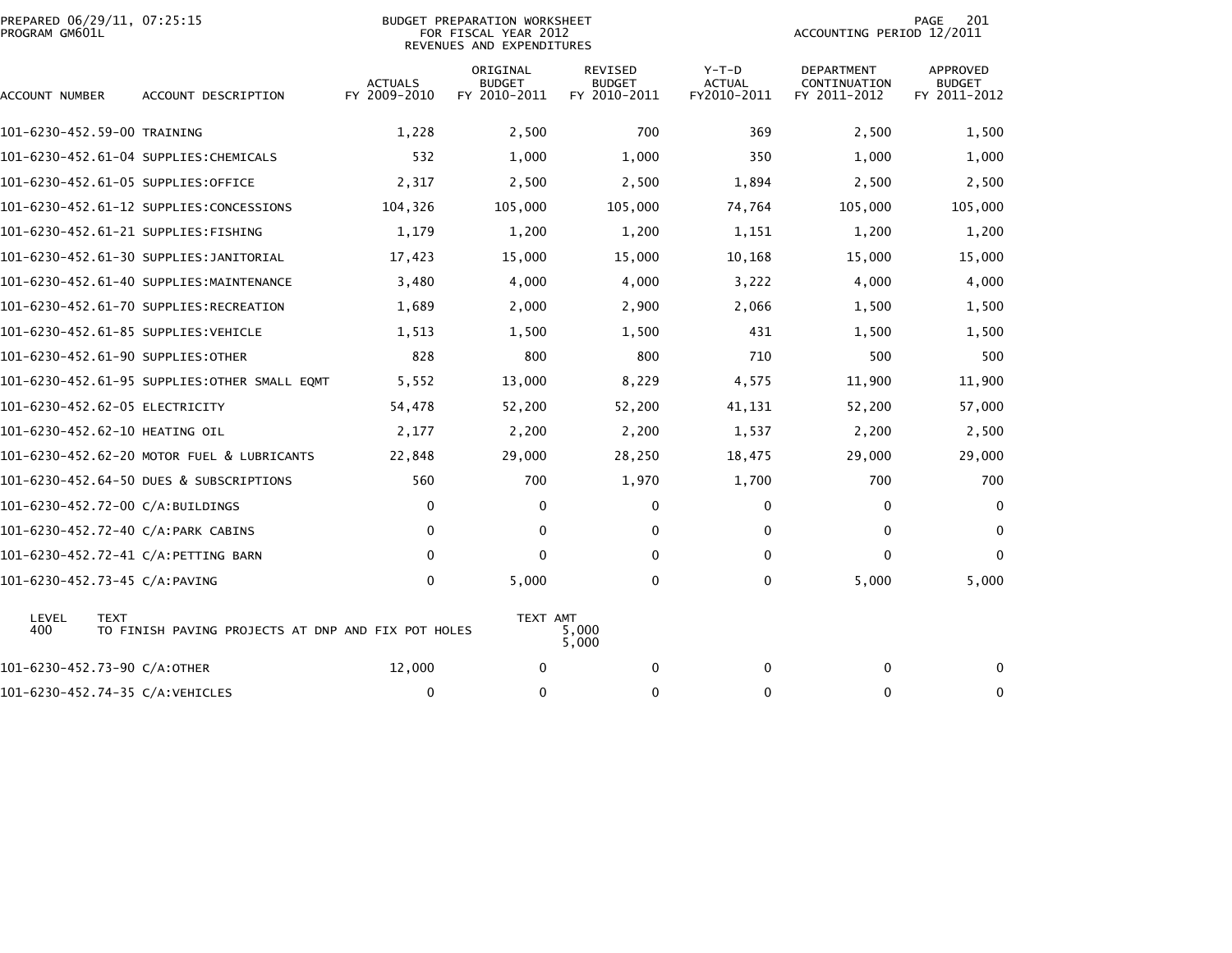PREPARED 06/29/11, 07:25:15
PROGRAM GM601L

BUDGET PREPARATION WORKSHEET
FOR FISCAL YEAR 2012
REVENUES AND EXPENDITURES

ACCOUNTING PERIOD 12/2011

| ACCOUNT NUMBER | ACCOUNT DESCRIPTION | ACTUALS FY 2009-2010 | ORIGINAL BUDGET FY 2010-2011 | REVISED BUDGET FY 2010-2011 | Y-T-D ACTUAL FY2010-2011 | DEPARTMENT CONTINUATION FY 2011-2012 | APPROVED BUDGET FY 2011-2012 |
|---|---|---|---|---|---|---|---|
| 101-6230-452.59-00 | TRAINING | 1,228 | 2,500 | 700 | 369 | 2,500 | 1,500 |
| 101-6230-452.61-04 | SUPPLIES:CHEMICALS | 532 | 1,000 | 1,000 | 350 | 1,000 | 1,000 |
| 101-6230-452.61-05 | SUPPLIES:OFFICE | 2,317 | 2,500 | 2,500 | 1,894 | 2,500 | 2,500 |
| 101-6230-452.61-12 | SUPPLIES:CONCESSIONS | 104,326 | 105,000 | 105,000 | 74,764 | 105,000 | 105,000 |
| 101-6230-452.61-21 | SUPPLIES:FISHING | 1,179 | 1,200 | 1,200 | 1,151 | 1,200 | 1,200 |
| 101-6230-452.61-30 | SUPPLIES:JANITORIAL | 17,423 | 15,000 | 15,000 | 10,168 | 15,000 | 15,000 |
| 101-6230-452.61-40 | SUPPLIES:MAINTENANCE | 3,480 | 4,000 | 4,000 | 3,222 | 4,000 | 4,000 |
| 101-6230-452.61-70 | SUPPLIES:RECREATION | 1,689 | 2,000 | 2,900 | 2,066 | 1,500 | 1,500 |
| 101-6230-452.61-85 | SUPPLIES:VEHICLE | 1,513 | 1,500 | 1,500 | 431 | 1,500 | 1,500 |
| 101-6230-452.61-90 | SUPPLIES:OTHER | 828 | 800 | 800 | 710 | 500 | 500 |
| 101-6230-452.61-95 | SUPPLIES:OTHER SMALL EQMT | 5,552 | 13,000 | 8,229 | 4,575 | 11,900 | 11,900 |
| 101-6230-452.62-05 | ELECTRICITY | 54,478 | 52,200 | 52,200 | 41,131 | 52,200 | 57,000 |
| 101-6230-452.62-10 | HEATING OIL | 2,177 | 2,200 | 2,200 | 1,537 | 2,200 | 2,500 |
| 101-6230-452.62-20 | MOTOR FUEL & LUBRICANTS | 22,848 | 29,000 | 28,250 | 18,475 | 29,000 | 29,000 |
| 101-6230-452.64-50 | DUES & SUBSCRIPTIONS | 560 | 700 | 1,970 | 1,700 | 700 | 700 |
| 101-6230-452.72-00 | C/A:BUILDINGS | 0 | 0 | 0 | 0 | 0 | 0 |
| 101-6230-452.72-40 | C/A:PARK CABINS | 0 | 0 | 0 | 0 | 0 | 0 |
| 101-6230-452.72-41 | C/A:PETTING BARN | 0 | 0 | 0 | 0 | 0 | 0 |
| 101-6230-452.73-45 | C/A:PAVING | 0 | 5,000 | 0 | 0 | 5,000 | 5,000 |

| LEVEL | TEXT | TEXT AMT |
|---|---|---|
| 400 | TO FINISH PAVING PROJECTS AT DNP AND FIX POT HOLES | 5,000 |
| | | 5,000 |

| ACCOUNT NUMBER | ACCOUNT DESCRIPTION | ACTUALS FY 2009-2010 | ORIGINAL BUDGET FY 2010-2011 | REVISED BUDGET FY 2010-2011 | Y-T-D ACTUAL FY2010-2011 | DEPARTMENT CONTINUATION FY 2011-2012 | APPROVED BUDGET FY 2011-2012 |
|---|---|---|---|---|---|---|---|
| 101-6230-452.73-90 | C/A:OTHER | 12,000 | 0 | 0 | 0 | 0 | 0 |
| 101-6230-452.74-35 | C/A:VEHICLES | 0 | 0 | 0 | 0 | 0 | 0 |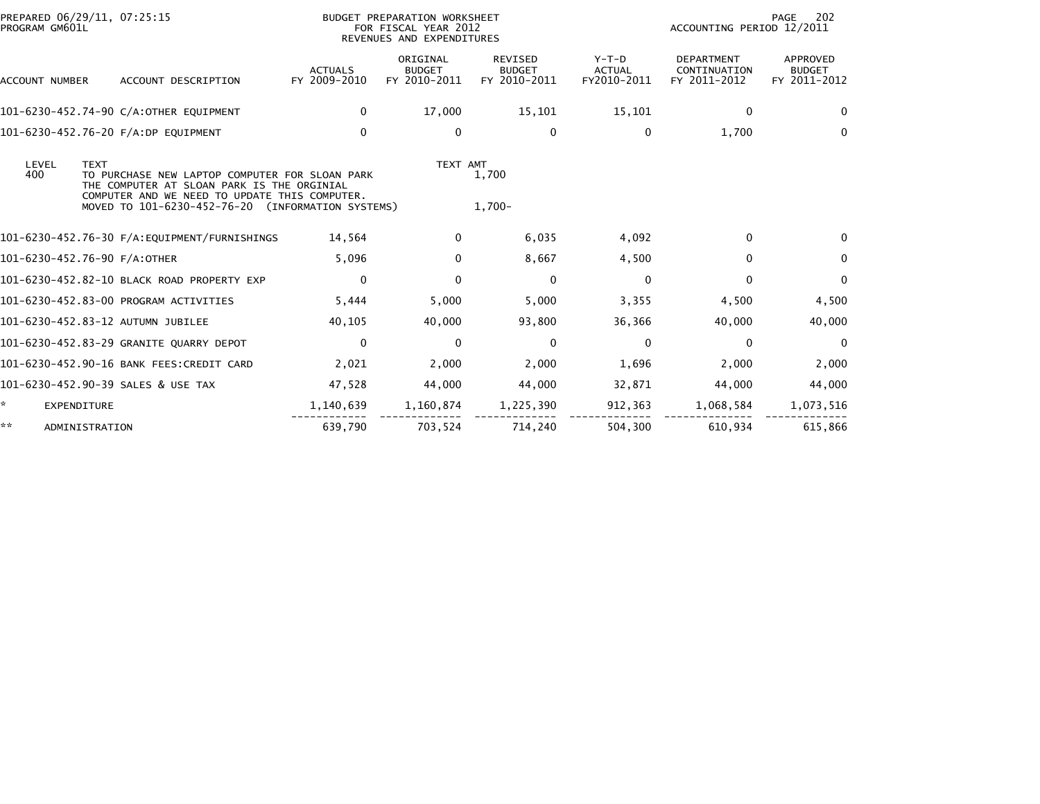BUDGET PREPARATION WORKSHEET
FOR FISCAL YEAR 2012
REVENUES AND EXPENDITURES

PREPARED 06/29/11, 07:25:15
PROGRAM GM601L

ACCOUNTING PERIOD 12/2011

| ACCOUNT NUMBER | ACCOUNT DESCRIPTION | ACTUALS FY 2009-2010 | ORIGINAL BUDGET FY 2010-2011 | REVISED BUDGET FY 2010-2011 | Y-T-D ACTUAL FY2010-2011 | DEPARTMENT CONTINUATION FY 2011-2012 | APPROVED BUDGET FY 2011-2012 |
|---|---|---|---|---|---|---|---|
| 101-6230-452.74-90 | C/A:OTHER EQUIPMENT | 0 | 17,000 | 15,101 | 15,101 | 0 | 0 |
| 101-6230-452.76-20 | F/A:DP EQUIPMENT | 0 | 0 | 0 | 0 | 1,700 | 0 |

| LEVEL | TEXT | TEXT AMT |
|---|---|---|
| 400 | TO PURCHASE NEW LAPTOP COMPUTER FOR SLOAN PARK THE COMPUTER AT SLOAN PARK IS THE ORGINIAL COMPUTER AND WE NEED TO UPDATE THIS COMPUTER. | 1,700 |
| | MOVED TO 101-6230-452-76-20 (INFORMATION SYSTEMS) | 1,700- |

| ACCOUNT NUMBER | ACCOUNT DESCRIPTION | ACTUALS FY 2009-2010 | ORIGINAL BUDGET FY 2010-2011 | REVISED BUDGET FY 2010-2011 | Y-T-D ACTUAL FY2010-2011 | DEPARTMENT CONTINUATION FY 2011-2012 | APPROVED BUDGET FY 2011-2012 |
|---|---|---|---|---|---|---|---|
| 101-6230-452.76-30 | F/A:EQUIPMENT/FURNISHINGS | 14,564 | 0 | 6,035 | 4,092 | 0 | 0 |
| 101-6230-452.76-90 | F/A:OTHER | 5,096 | 0 | 8,667 | 4,500 | 0 | 0 |
| 101-6230-452.82-10 | BLACK ROAD PROPERTY EXP | 0 | 0 | 0 | 0 | 0 | 0 |
| 101-6230-452.83-00 | PROGRAM ACTIVITIES | 5,444 | 5,000 | 5,000 | 3,355 | 4,500 | 4,500 |
| 101-6230-452.83-12 | AUTUMN JUBILEE | 40,105 | 40,000 | 93,800 | 36,366 | 40,000 | 40,000 |
| 101-6230-452.83-29 | GRANITE QUARRY DEPOT | 0 | 0 | 0 | 0 | 0 | 0 |
| 101-6230-452.90-16 | BANK FEES:CREDIT CARD | 2,021 | 2,000 | 2,000 | 1,696 | 2,000 | 2,000 |
| 101-6230-452.90-39 | SALES & USE TAX | 47,528 | 44,000 | 44,000 | 32,871 | 44,000 | 44,000 |
| * | EXPENDITURE | 1,140,639 | 1,160,874 | 1,225,390 | 912,363 | 1,068,584 | 1,073,516 |
| ** | ADMINISTRATION | 639,790 | 703,524 | 714,240 | 504,300 | 610,934 | 615,866 |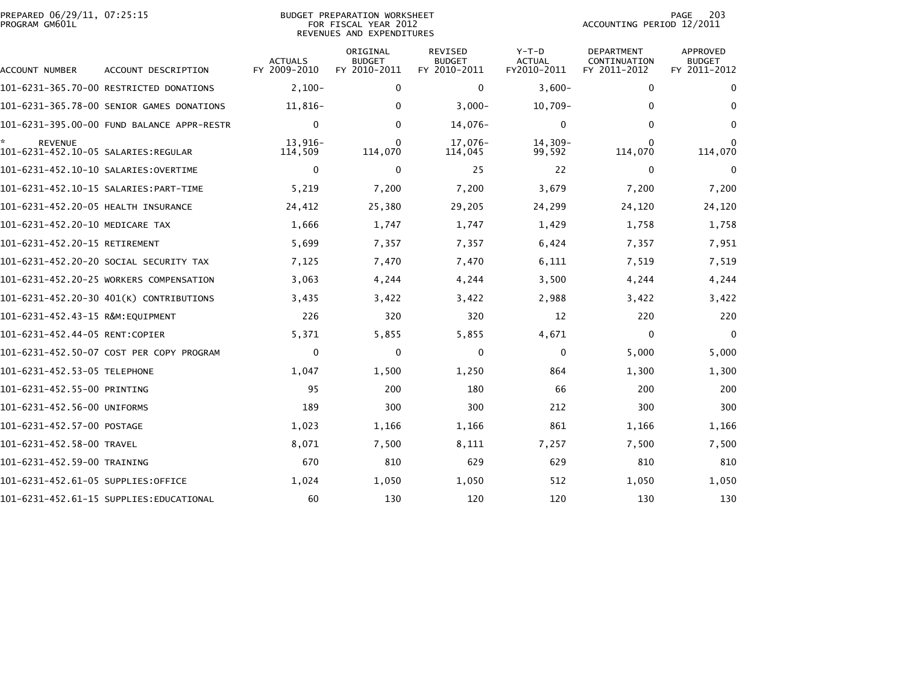BUDGET PREPARATION WORKSHEET
FOR FISCAL YEAR 2012
REVENUES AND EXPENDITURES

PREPARED 06/29/11, 07:25:15
PROGRAM GM601L

ACCOUNTING PERIOD 12/2011

| ACCOUNT NUMBER | ACCOUNT DESCRIPTION | ACTUALS FY 2009-2010 | ORIGINAL BUDGET FY 2010-2011 | REVISED BUDGET FY 2010-2011 | Y-T-D ACTUAL FY2010-2011 | DEPARTMENT CONTINUATION FY 2011-2012 | APPROVED BUDGET FY 2011-2012 |
|---|---|---|---|---|---|---|---|
| 101-6231-365.70-00 | RESTRICTED DONATIONS | 2,100- | 0 | 0 | 3,600- | 0 | 0 |
| 101-6231-365.78-00 | SENIOR GAMES DONATIONS | 11,816- | 0 | 3,000- | 10,709- | 0 | 0 |
| 101-6231-395.00-00 | FUND BALANCE APPR-RESTR | 0 | 0 | 14,076- | 0 | 0 | 0 |
| * | REVENUE | 13,916- | 0 | 17,076- | 14,309- | 0 | 0 |
| 101-6231-452.10-05 | SALARIES:REGULAR | 114,509 | 114,070 | 114,045 | 99,592 | 114,070 | 114,070 |
| 101-6231-452.10-10 | SALARIES:OVERTIME | 0 | 0 | 25 | 22 | 0 | 0 |
| 101-6231-452.10-15 | SALARIES:PART-TIME | 5,219 | 7,200 | 7,200 | 3,679 | 7,200 | 7,200 |
| 101-6231-452.20-05 | HEALTH INSURANCE | 24,412 | 25,380 | 29,205 | 24,299 | 24,120 | 24,120 |
| 101-6231-452.20-10 | MEDICARE TAX | 1,666 | 1,747 | 1,747 | 1,429 | 1,758 | 1,758 |
| 101-6231-452.20-15 | RETIREMENT | 5,699 | 7,357 | 7,357 | 6,424 | 7,357 | 7,951 |
| 101-6231-452.20-20 | SOCIAL SECURITY TAX | 7,125 | 7,470 | 7,470 | 6,111 | 7,519 | 7,519 |
| 101-6231-452.20-25 | WORKERS COMPENSATION | 3,063 | 4,244 | 4,244 | 3,500 | 4,244 | 4,244 |
| 101-6231-452.20-30 | 401(K) CONTRIBUTIONS | 3,435 | 3,422 | 3,422 | 2,988 | 3,422 | 3,422 |
| 101-6231-452.43-15 | R&M:EQUIPMENT | 226 | 320 | 320 | 12 | 220 | 220 |
| 101-6231-452.44-05 | RENT:COPIER | 5,371 | 5,855 | 5,855 | 4,671 | 0 | 0 |
| 101-6231-452.50-07 | COST PER COPY PROGRAM | 0 | 0 | 0 | 0 | 5,000 | 5,000 |
| 101-6231-452.53-05 | TELEPHONE | 1,047 | 1,500 | 1,250 | 864 | 1,300 | 1,300 |
| 101-6231-452.55-00 | PRINTING | 95 | 200 | 180 | 66 | 200 | 200 |
| 101-6231-452.56-00 | UNIFORMS | 189 | 300 | 300 | 212 | 300 | 300 |
| 101-6231-452.57-00 | POSTAGE | 1,023 | 1,166 | 1,166 | 861 | 1,166 | 1,166 |
| 101-6231-452.58-00 | TRAVEL | 8,071 | 7,500 | 8,111 | 7,257 | 7,500 | 7,500 |
| 101-6231-452.59-00 | TRAINING | 670 | 810 | 629 | 629 | 810 | 810 |
| 101-6231-452.61-05 | SUPPLIES:OFFICE | 1,024 | 1,050 | 1,050 | 512 | 1,050 | 1,050 |
| 101-6231-452.61-15 | SUPPLIES:EDUCATIONAL | 60 | 130 | 120 | 120 | 130 | 130 |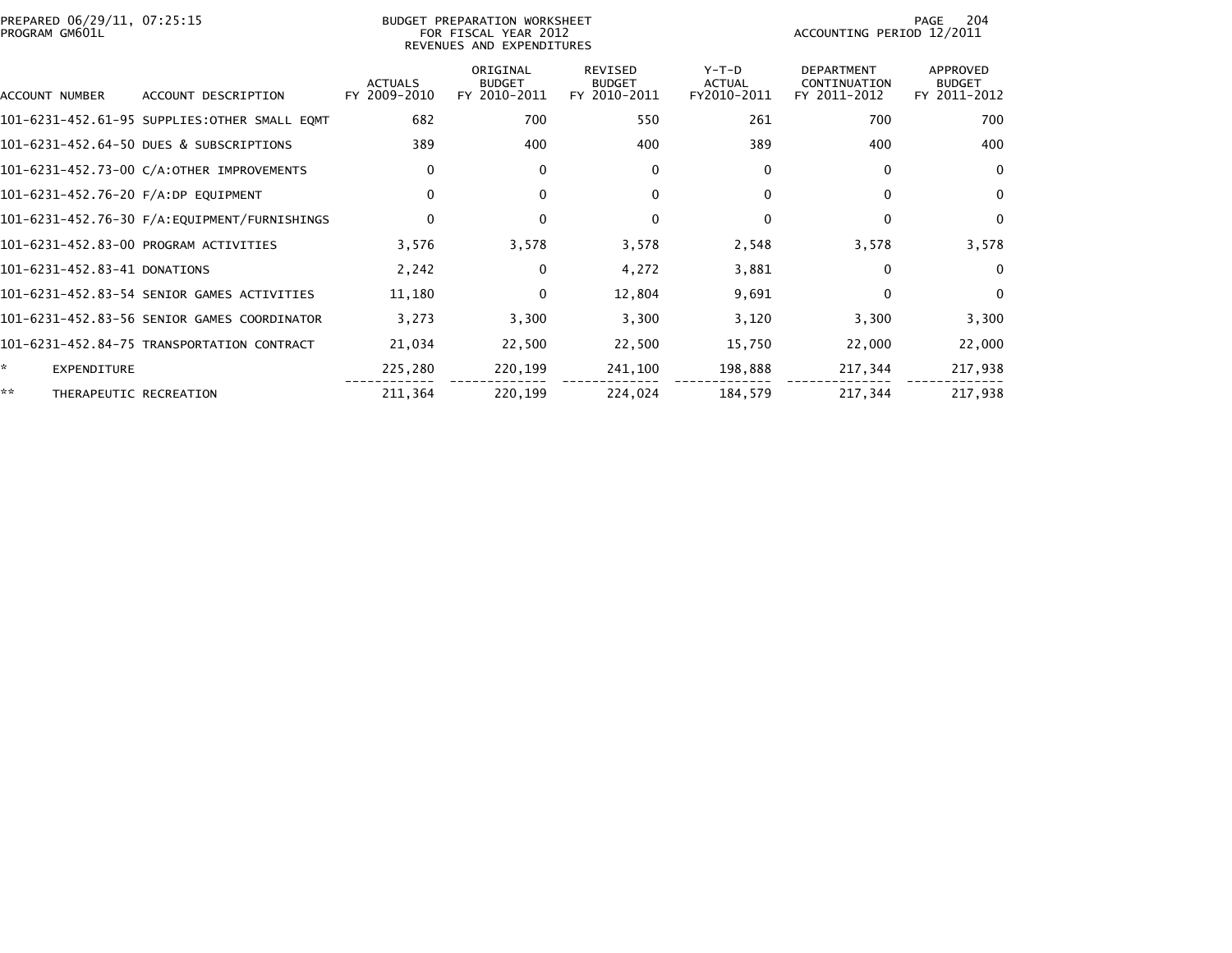PREPARED 06/29/11, 07:25:15
PROGRAM GM601L

BUDGET PREPARATION WORKSHEET
FOR FISCAL YEAR 2012
REVENUES AND EXPENDITURES

ACCOUNTING PERIOD 12/2011

| ACCOUNT NUMBER | ACCOUNT DESCRIPTION | ACTUALS FY 2009-2010 | ORIGINAL BUDGET FY 2010-2011 | REVISED BUDGET FY 2010-2011 | Y-T-D ACTUAL FY2010-2011 | DEPARTMENT CONTINUATION FY 2011-2012 | APPROVED BUDGET FY 2011-2012 |
|---|---|---|---|---|---|---|---|
| 101-6231-452.61-95 | SUPPLIES:OTHER SMALL EQMT | 682 | 700 | 550 | 261 | 700 | 700 |
| 101-6231-452.64-50 | DUES & SUBSCRIPTIONS | 389 | 400 | 400 | 389 | 400 | 400 |
| 101-6231-452.73-00 | C/A:OTHER IMPROVEMENTS | 0 | 0 | 0 | 0 | 0 | 0 |
| 101-6231-452.76-20 | F/A:DP EQUIPMENT | 0 | 0 | 0 | 0 | 0 | 0 |
| 101-6231-452.76-30 | F/A:EQUIPMENT/FURNISHINGS | 0 | 0 | 0 | 0 | 0 | 0 |
| 101-6231-452.83-00 | PROGRAM ACTIVITIES | 3,576 | 3,578 | 3,578 | 2,548 | 3,578 | 3,578 |
| 101-6231-452.83-41 | DONATIONS | 2,242 | 0 | 4,272 | 3,881 | 0 | 0 |
| 101-6231-452.83-54 | SENIOR GAMES ACTIVITIES | 11,180 | 0 | 12,804 | 9,691 | 0 | 0 |
| 101-6231-452.83-56 | SENIOR GAMES COORDINATOR | 3,273 | 3,300 | 3,300 | 3,120 | 3,300 | 3,300 |
| 101-6231-452.84-75 | TRANSPORTATION CONTRACT | 21,034 | 22,500 | 22,500 | 15,750 | 22,000 | 22,000 |
| * | EXPENDITURE | 225,280 | 220,199 | 241,100 | 198,888 | 217,344 | 217,938 |
| ** | THERAPEUTIC RECREATION | 211,364 | 220,199 | 224,024 | 184,579 | 217,344 | 217,938 |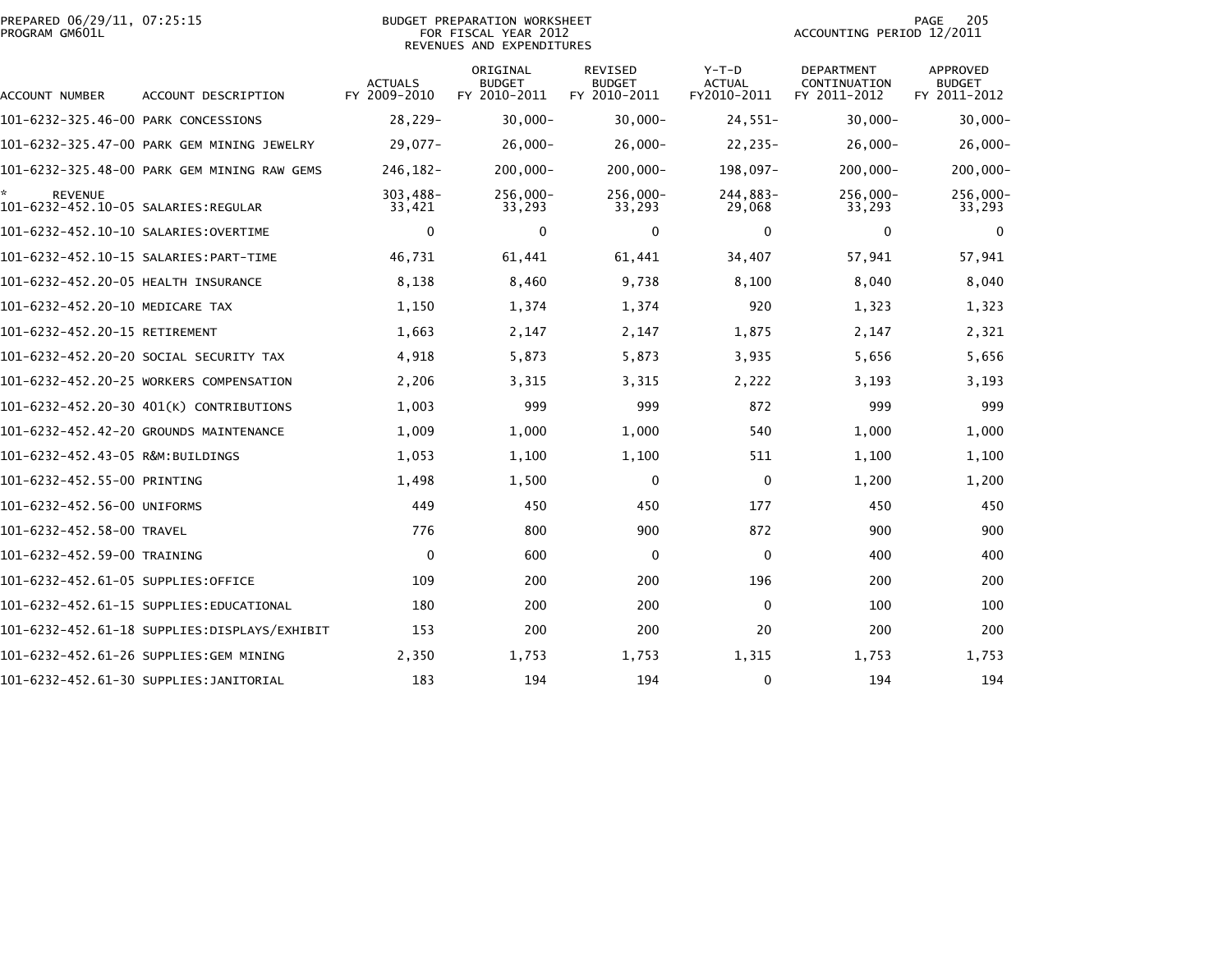PREPARED 06/29/11, 07:25:15
PROGRAM GM601L

BUDGET PREPARATION WORKSHEET
FOR FISCAL YEAR 2012
REVENUES AND EXPENDITURES

ACCOUNTING PERIOD 12/2011

| ACCOUNT NUMBER | ACCOUNT DESCRIPTION | ACTUALS FY 2009-2010 | ORIGINAL BUDGET FY 2010-2011 | REVISED BUDGET FY 2010-2011 | Y-T-D ACTUAL FY2010-2011 | DEPARTMENT CONTINUATION FY 2011-2012 | APPROVED BUDGET FY 2011-2012 |
|---|---|---|---|---|---|---|---|
| 101-6232-325.46-00 | PARK CONCESSIONS | 28,229- | 30,000- | 30,000- | 24,551- | 30,000- | 30,000- |
| 101-6232-325.47-00 | PARK GEM MINING JEWELRY | 29,077- | 26,000- | 26,000- | 22,235- | 26,000- | 26,000- |
| 101-6232-325.48-00 | PARK GEM MINING RAW GEMS | 246,182- | 200,000- | 200,000- | 198,097- | 200,000- | 200,000- |
| * | REVENUE | 303,488- | 256,000- | 256,000- | 244,883- | 256,000- | 256,000- |
| 101-6232-452.10-05 | SALARIES:REGULAR | 33,421 | 33,293 | 33,293 | 29,068 | 33,293 | 33,293 |
| 101-6232-452.10-10 | SALARIES:OVERTIME | 0 | 0 | 0 | 0 | 0 | 0 |
| 101-6232-452.10-15 | SALARIES:PART-TIME | 46,731 | 61,441 | 61,441 | 34,407 | 57,941 | 57,941 |
| 101-6232-452.20-05 | HEALTH INSURANCE | 8,138 | 8,460 | 9,738 | 8,100 | 8,040 | 8,040 |
| 101-6232-452.20-10 | MEDICARE TAX | 1,150 | 1,374 | 1,374 | 920 | 1,323 | 1,323 |
| 101-6232-452.20-15 | RETIREMENT | 1,663 | 2,147 | 2,147 | 1,875 | 2,147 | 2,321 |
| 101-6232-452.20-20 | SOCIAL SECURITY TAX | 4,918 | 5,873 | 5,873 | 3,935 | 5,656 | 5,656 |
| 101-6232-452.20-25 | WORKERS COMPENSATION | 2,206 | 3,315 | 3,315 | 2,222 | 3,193 | 3,193 |
| 101-6232-452.20-30 | 401(K) CONTRIBUTIONS | 1,003 | 999 | 999 | 872 | 999 | 999 |
| 101-6232-452.42-20 | GROUNDS MAINTENANCE | 1,009 | 1,000 | 1,000 | 540 | 1,000 | 1,000 |
| 101-6232-452.43-05 | R&M:BUILDINGS | 1,053 | 1,100 | 1,100 | 511 | 1,100 | 1,100 |
| 101-6232-452.55-00 | PRINTING | 1,498 | 1,500 | 0 | 0 | 1,200 | 1,200 |
| 101-6232-452.56-00 | UNIFORMS | 449 | 450 | 450 | 177 | 450 | 450 |
| 101-6232-452.58-00 | TRAVEL | 776 | 800 | 900 | 872 | 900 | 900 |
| 101-6232-452.59-00 | TRAINING | 0 | 600 | 0 | 0 | 400 | 400 |
| 101-6232-452.61-05 | SUPPLIES:OFFICE | 109 | 200 | 200 | 196 | 200 | 200 |
| 101-6232-452.61-15 | SUPPLIES:EDUCATIONAL | 180 | 200 | 200 | 0 | 100 | 100 |
| 101-6232-452.61-18 | SUPPLIES:DISPLAYS/EXHIBIT | 153 | 200 | 200 | 20 | 200 | 200 |
| 101-6232-452.61-26 | SUPPLIES:GEM MINING | 2,350 | 1,753 | 1,753 | 1,315 | 1,753 | 1,753 |
| 101-6232-452.61-30 | SUPPLIES:JANITORIAL | 183 | 194 | 194 | 0 | 194 | 194 |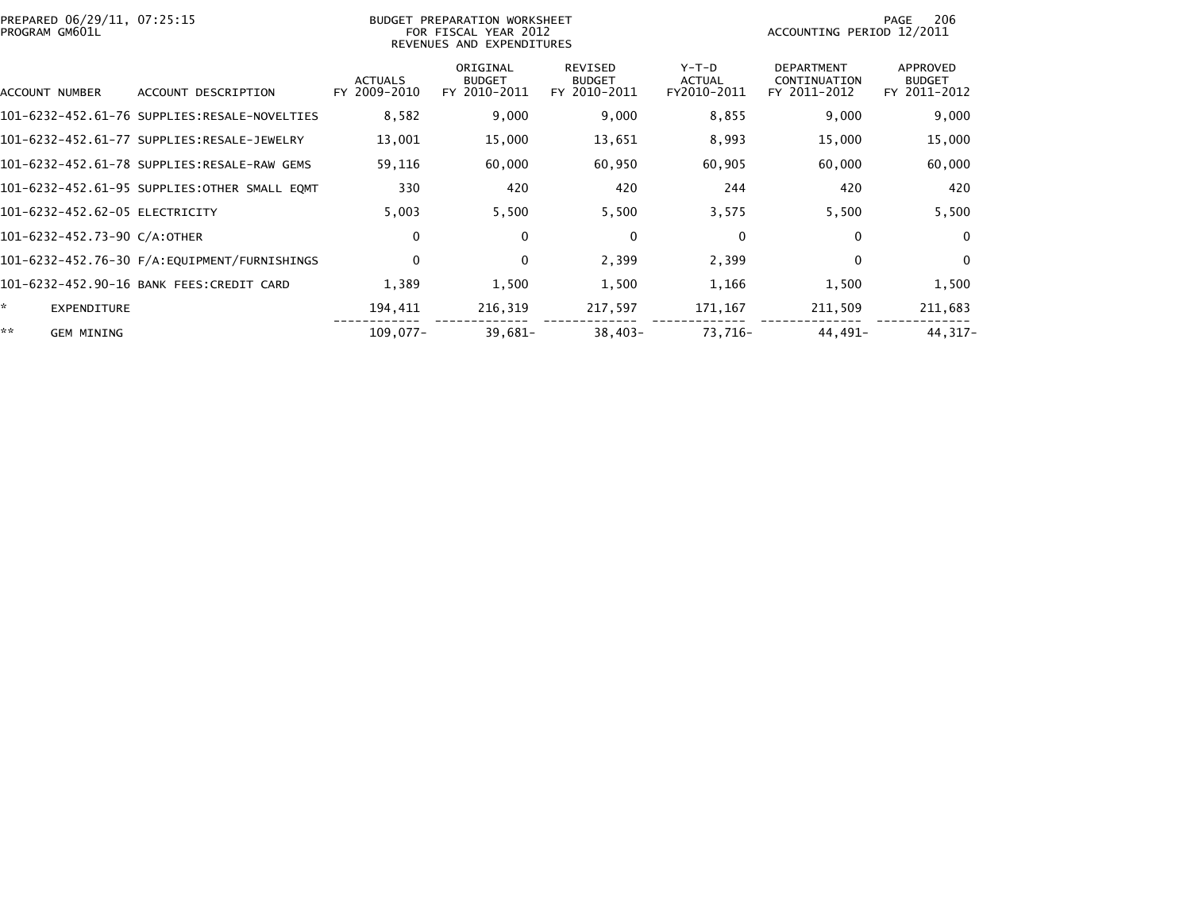PREPARED 06/29/11, 07:25:15
PROGRAM GM601L

BUDGET PREPARATION WORKSHEET
FOR FISCAL YEAR 2012
REVENUES AND EXPENDITURES

ACCOUNTING PERIOD 12/2011

| ACCOUNT NUMBER | ACCOUNT DESCRIPTION | ACTUALS FY 2009-2010 | ORIGINAL BUDGET FY 2010-2011 | REVISED BUDGET FY 2010-2011 | Y-T-D ACTUAL FY2010-2011 | DEPARTMENT CONTINUATION FY 2011-2012 | APPROVED BUDGET FY 2011-2012 |
|---|---|---|---|---|---|---|---|
| 101-6232-452.61-76 | SUPPLIES:RESALE-NOVELTIES | 8,582 | 9,000 | 9,000 | 8,855 | 9,000 | 9,000 |
| 101-6232-452.61-77 | SUPPLIES:RESALE-JEWELRY | 13,001 | 15,000 | 13,651 | 8,993 | 15,000 | 15,000 |
| 101-6232-452.61-78 | SUPPLIES:RESALE-RAW GEMS | 59,116 | 60,000 | 60,950 | 60,905 | 60,000 | 60,000 |
| 101-6232-452.61-95 | SUPPLIES:OTHER SMALL EQMT | 330 | 420 | 420 | 244 | 420 | 420 |
| 101-6232-452.62-05 | ELECTRICITY | 5,003 | 5,500 | 5,500 | 3,575 | 5,500 | 5,500 |
| 101-6232-452.73-90 | C/A:OTHER | 0 | 0 | 0 | 0 | 0 | 0 |
| 101-6232-452.76-30 | F/A:EQUIPMENT/FURNISHINGS | 0 | 0 | 2,399 | 2,399 | 0 | 0 |
| 101-6232-452.90-16 | BANK FEES:CREDIT CARD | 1,389 | 1,500 | 1,500 | 1,166 | 1,500 | 1,500 |
| * | EXPENDITURE | 194,411 | 216,319 | 217,597 | 171,167 | 211,509 | 211,683 |
| ** | GEM MINING | 109,077- | 39,681- | 38,403- | 73,716- | 44,491- | 44,317- |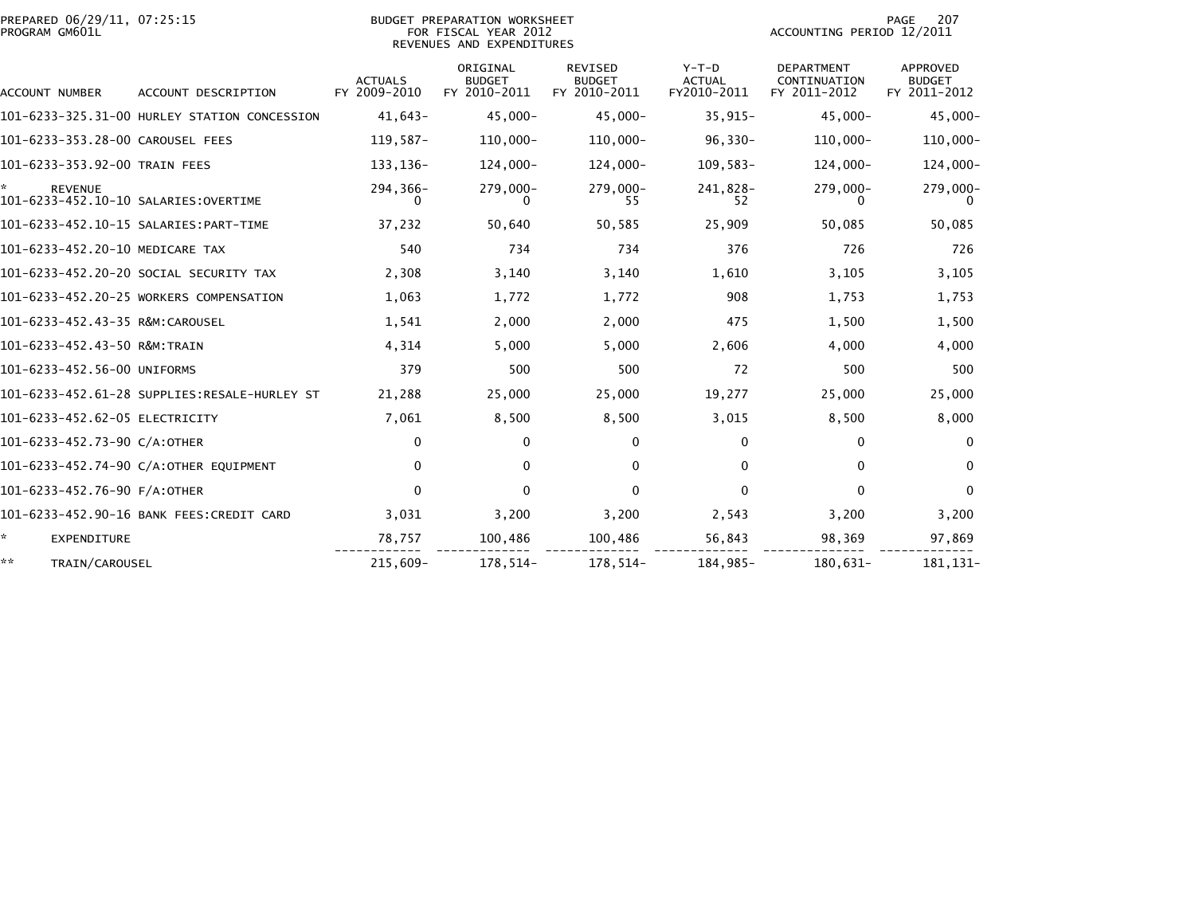PREPARED 06/29/11, 07:25:15
PROGRAM GM601L

BUDGET PREPARATION WORKSHEET
FOR FISCAL YEAR 2012
REVENUES AND EXPENDITURES

ACCOUNTING PERIOD 12/2011

| ACCOUNT NUMBER | ACCOUNT DESCRIPTION | ACTUALS FY 2009-2010 | ORIGINAL BUDGET FY 2010-2011 | REVISED BUDGET FY 2010-2011 | Y-T-D ACTUAL FY2010-2011 | DEPARTMENT CONTINUATION FY 2011-2012 | APPROVED BUDGET FY 2011-2012 |
|---|---|---|---|---|---|---|---|
| 101-6233-325.31-00 | HURLEY STATION CONCESSION | 41,643- | 45,000- | 45,000- | 35,915- | 45,000- | 45,000- |
| 101-6233-353.28-00 | CAROUSEL FEES | 119,587- | 110,000- | 110,000- | 96,330- | 110,000- | 110,000- |
| 101-6233-353.92-00 | TRAIN FEES | 133,136- | 124,000- | 124,000- | 109,583- | 124,000- | 124,000- |
| * | REVENUE | 294,366- | 279,000- | 279,000- | 241,828- | 279,000- | 279,000- |
| 101-6233-452.10-10 | SALARIES:OVERTIME | 0 | 0 | 55 | 52 | 0 | 0 |
| 101-6233-452.10-15 | SALARIES:PART-TIME | 37,232 | 50,640 | 50,585 | 25,909 | 50,085 | 50,085 |
| 101-6233-452.20-10 | MEDICARE TAX | 540 | 734 | 734 | 376 | 726 | 726 |
| 101-6233-452.20-20 | SOCIAL SECURITY TAX | 2,308 | 3,140 | 3,140 | 1,610 | 3,105 | 3,105 |
| 101-6233-452.20-25 | WORKERS COMPENSATION | 1,063 | 1,772 | 1,772 | 908 | 1,753 | 1,753 |
| 101-6233-452.43-35 | R&M:CAROUSEL | 1,541 | 2,000 | 2,000 | 475 | 1,500 | 1,500 |
| 101-6233-452.43-50 | R&M:TRAIN | 4,314 | 5,000 | 5,000 | 2,606 | 4,000 | 4,000 |
| 101-6233-452.56-00 | UNIFORMS | 379 | 500 | 500 | 72 | 500 | 500 |
| 101-6233-452.61-28 | SUPPLIES:RESALE-HURLEY ST | 21,288 | 25,000 | 25,000 | 19,277 | 25,000 | 25,000 |
| 101-6233-452.62-05 | ELECTRICITY | 7,061 | 8,500 | 8,500 | 3,015 | 8,500 | 8,000 |
| 101-6233-452.73-90 | C/A:OTHER | 0 | 0 | 0 | 0 | 0 | 0 |
| 101-6233-452.74-90 | C/A:OTHER EQUIPMENT | 0 | 0 | 0 | 0 | 0 | 0 |
| 101-6233-452.76-90 | F/A:OTHER | 0 | 0 | 0 | 0 | 0 | 0 |
| 101-6233-452.90-16 | BANK FEES:CREDIT CARD | 3,031 | 3,200 | 3,200 | 2,543 | 3,200 | 3,200 |
| * | EXPENDITURE | 78,757 | 100,486 | 100,486 | 56,843 | 98,369 | 97,869 |
| ** | TRAIN/CAROUSEL | 215,609- | 178,514- | 178,514- | 184,985- | 180,631- | 181,131- |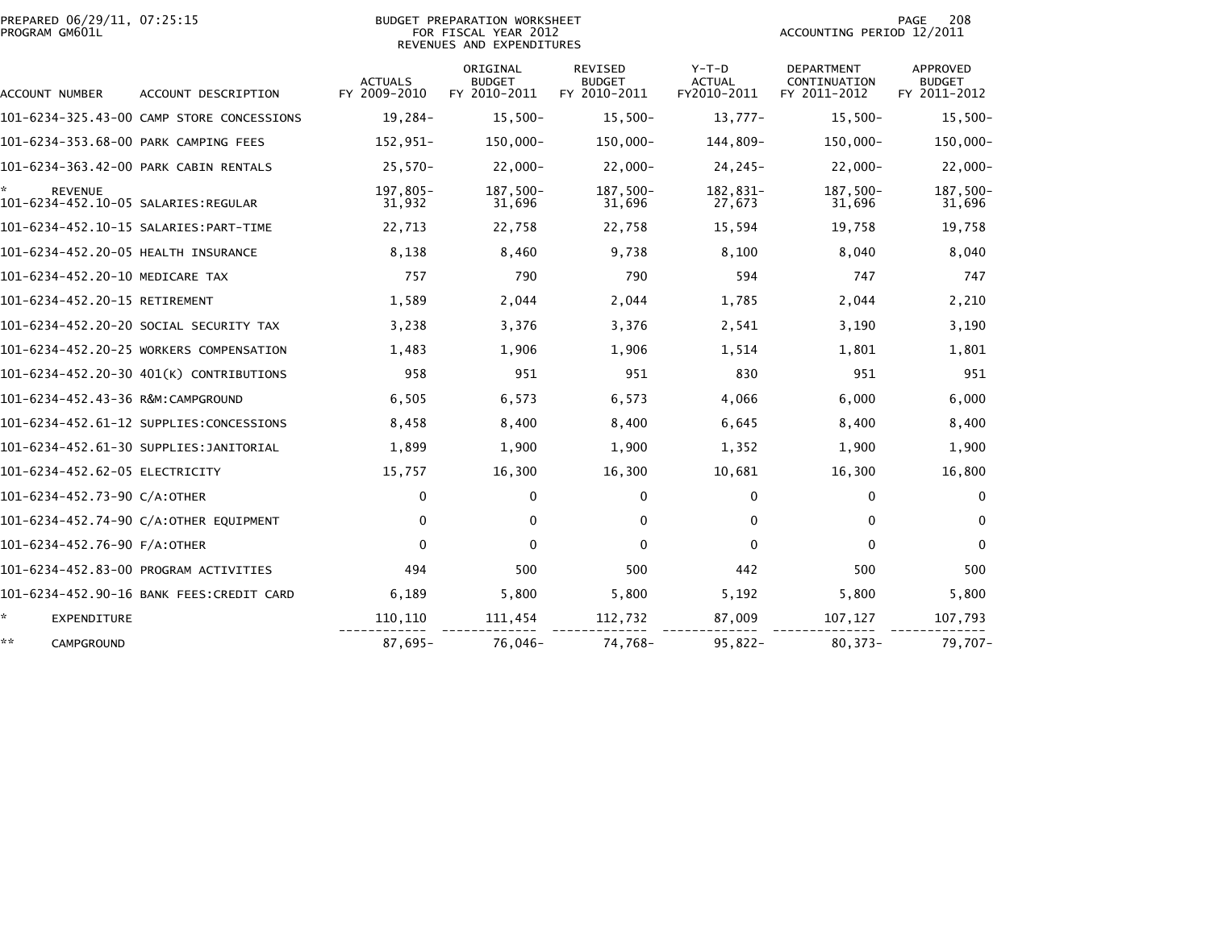BUDGET PREPARATION WORKSHEET
FOR FISCAL YEAR 2012
REVENUES AND EXPENDITURES

PREPARED 06/29/11, 07:25:15
PROGRAM GM601L

ACCOUNTING PERIOD 12/2011

| ACCOUNT NUMBER | ACCOUNT DESCRIPTION | ACTUALS FY 2009-2010 | ORIGINAL BUDGET FY 2010-2011 | REVISED BUDGET FY 2010-2011 | Y-T-D ACTUAL FY2010-2011 | DEPARTMENT CONTINUATION FY 2011-2012 | APPROVED BUDGET FY 2011-2012 |
|---|---|---|---|---|---|---|---|
| 101-6234-325.43-00 | CAMP STORE CONCESSIONS | 19,284- | 15,500- | 15,500- | 13,777- | 15,500- | 15,500- |
| 101-6234-353.68-00 | PARK CAMPING FEES | 152,951- | 150,000- | 150,000- | 144,809- | 150,000- | 150,000- |
| 101-6234-363.42-00 | PARK CABIN RENTALS | 25,570- | 22,000- | 22,000- | 24,245- | 22,000- | 22,000- |
| * | REVENUE | 197,805- | 187,500- | 187,500- | 182,831- | 187,500- | 187,500- |
| 101-6234-452.10-05 | SALARIES:REGULAR | 31,932 | 31,696 | 31,696 | 27,673 | 31,696 | 31,696 |
| 101-6234-452.10-15 | SALARIES:PART-TIME | 22,713 | 22,758 | 22,758 | 15,594 | 19,758 | 19,758 |
| 101-6234-452.20-05 | HEALTH INSURANCE | 8,138 | 8,460 | 9,738 | 8,100 | 8,040 | 8,040 |
| 101-6234-452.20-10 | MEDICARE TAX | 757 | 790 | 790 | 594 | 747 | 747 |
| 101-6234-452.20-15 | RETIREMENT | 1,589 | 2,044 | 2,044 | 1,785 | 2,044 | 2,210 |
| 101-6234-452.20-20 | SOCIAL SECURITY TAX | 3,238 | 3,376 | 3,376 | 2,541 | 3,190 | 3,190 |
| 101-6234-452.20-25 | WORKERS COMPENSATION | 1,483 | 1,906 | 1,906 | 1,514 | 1,801 | 1,801 |
| 101-6234-452.20-30 | 401(K) CONTRIBUTIONS | 958 | 951 | 951 | 830 | 951 | 951 |
| 101-6234-452.43-36 | R&M:CAMPGROUND | 6,505 | 6,573 | 6,573 | 4,066 | 6,000 | 6,000 |
| 101-6234-452.61-12 | SUPPLIES:CONCESSIONS | 8,458 | 8,400 | 8,400 | 6,645 | 8,400 | 8,400 |
| 101-6234-452.61-30 | SUPPLIES:JANITORIAL | 1,899 | 1,900 | 1,900 | 1,352 | 1,900 | 1,900 |
| 101-6234-452.62-05 | ELECTRICITY | 15,757 | 16,300 | 16,300 | 10,681 | 16,300 | 16,800 |
| 101-6234-452.73-90 | C/A:OTHER | 0 | 0 | 0 | 0 | 0 | 0 |
| 101-6234-452.74-90 | C/A:OTHER EQUIPMENT | 0 | 0 | 0 | 0 | 0 | 0 |
| 101-6234-452.76-90 | F/A:OTHER | 0 | 0 | 0 | 0 | 0 | 0 |
| 101-6234-452.83-00 | PROGRAM ACTIVITIES | 494 | 500 | 500 | 442 | 500 | 500 |
| 101-6234-452.90-16 | BANK FEES:CREDIT CARD | 6,189 | 5,800 | 5,800 | 5,192 | 5,800 | 5,800 |
| * | EXPENDITURE | 110,110 | 111,454 | 112,732 | 87,009 | 107,127 | 107,793 |
| ** | CAMPGROUND | 87,695- | 76,046- | 74,768- | 95,822- | 80,373- | 79,707- |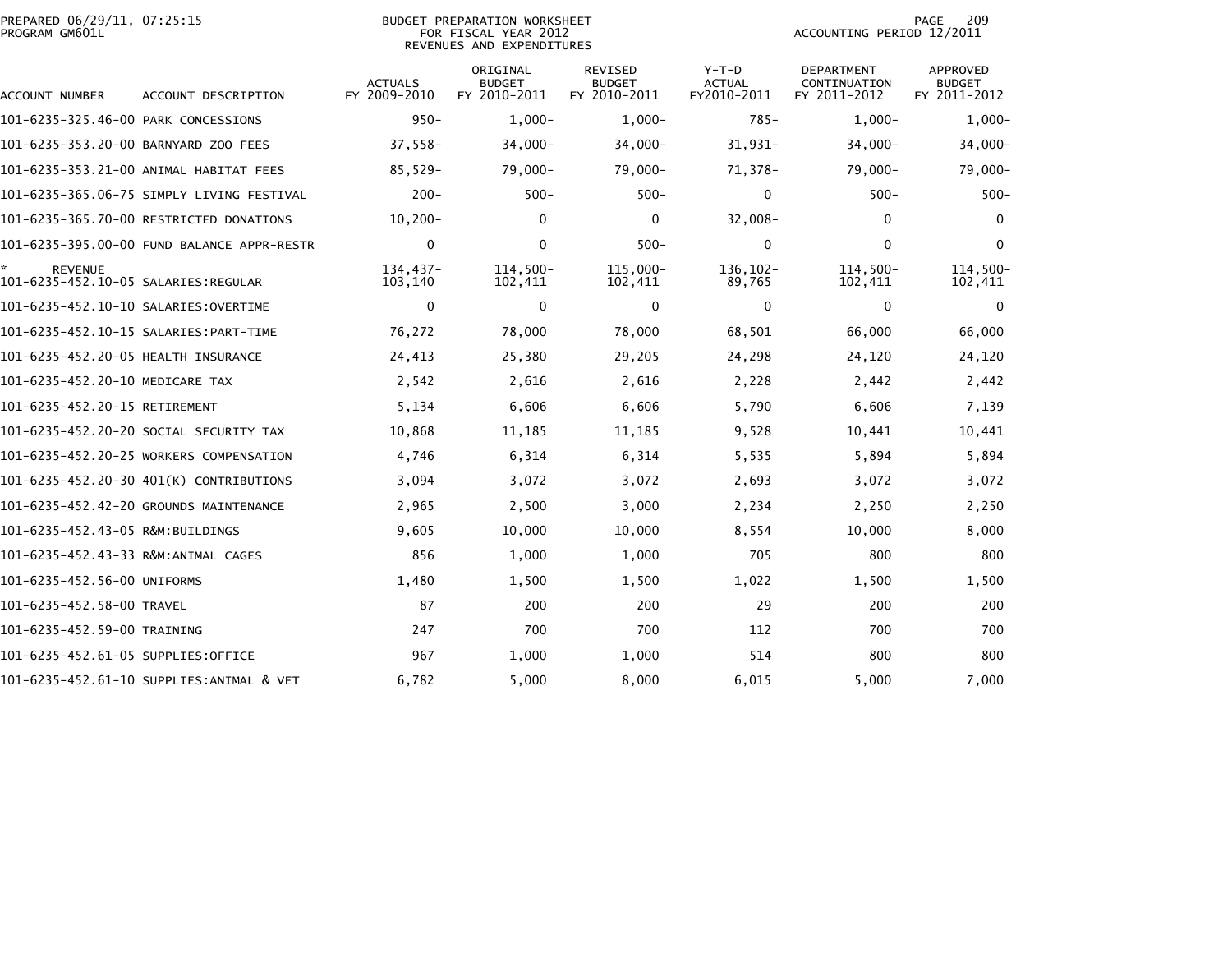PREPARED 06/29/11, 07:25:15
PROGRAM GM601L

BUDGET PREPARATION WORKSHEET
FOR FISCAL YEAR 2012
REVENUES AND EXPENDITURES

ACCOUNTING PERIOD 12/2011

| ACCOUNT NUMBER | ACCOUNT DESCRIPTION | ACTUALS FY 2009-2010 | ORIGINAL BUDGET FY 2010-2011 | REVISED BUDGET FY 2010-2011 | Y-T-D ACTUAL FY2010-2011 | DEPARTMENT CONTINUATION FY 2011-2012 | APPROVED BUDGET FY 2011-2012 |
|---|---|---|---|---|---|---|---|
| 101-6235-325.46-00 | PARK CONCESSIONS | 950- | 1,000- | 1,000- | 785- | 1,000- | 1,000- |
| 101-6235-353.20-00 | BARNYARD ZOO FEES | 37,558- | 34,000- | 34,000- | 31,931- | 34,000- | 34,000- |
| 101-6235-353.21-00 | ANIMAL HABITAT FEES | 85,529- | 79,000- | 79,000- | 71,378- | 79,000- | 79,000- |
| 101-6235-365.06-75 | SIMPLY LIVING FESTIVAL | 200- | 500- | 500- | 0 | 500- | 500- |
| 101-6235-365.70-00 | RESTRICTED DONATIONS | 10,200- | 0 | 0 | 32,008- | 0 | 0 |
| 101-6235-395.00-00 | FUND BALANCE APPR-RESTR | 0 | 0 | 500- | 0 | 0 | 0 |
| * | REVENUE | 134,437- | 114,500- | 115,000- | 136,102- | 114,500- | 114,500- |
| 101-6235-452.10-05 | SALARIES:REGULAR | 103,140 | 102,411 | 102,411 | 89,765 | 102,411 | 102,411 |
| 101-6235-452.10-10 | SALARIES:OVERTIME | 0 | 0 | 0 | 0 | 0 | 0 |
| 101-6235-452.10-15 | SALARIES:PART-TIME | 76,272 | 78,000 | 78,000 | 68,501 | 66,000 | 66,000 |
| 101-6235-452.20-05 | HEALTH INSURANCE | 24,413 | 25,380 | 29,205 | 24,298 | 24,120 | 24,120 |
| 101-6235-452.20-10 | MEDICARE TAX | 2,542 | 2,616 | 2,616 | 2,228 | 2,442 | 2,442 |
| 101-6235-452.20-15 | RETIREMENT | 5,134 | 6,606 | 6,606 | 5,790 | 6,606 | 7,139 |
| 101-6235-452.20-20 | SOCIAL SECURITY TAX | 10,868 | 11,185 | 11,185 | 9,528 | 10,441 | 10,441 |
| 101-6235-452.20-25 | WORKERS COMPENSATION | 4,746 | 6,314 | 6,314 | 5,535 | 5,894 | 5,894 |
| 101-6235-452.20-30 | 401(K) CONTRIBUTIONS | 3,094 | 3,072 | 3,072 | 2,693 | 3,072 | 3,072 |
| 101-6235-452.42-20 | GROUNDS MAINTENANCE | 2,965 | 2,500 | 3,000 | 2,234 | 2,250 | 2,250 |
| 101-6235-452.43-05 | R&M:BUILDINGS | 9,605 | 10,000 | 10,000 | 8,554 | 10,000 | 8,000 |
| 101-6235-452.43-33 | R&M:ANIMAL CAGES | 856 | 1,000 | 1,000 | 705 | 800 | 800 |
| 101-6235-452.56-00 | UNIFORMS | 1,480 | 1,500 | 1,500 | 1,022 | 1,500 | 1,500 |
| 101-6235-452.58-00 | TRAVEL | 87 | 200 | 200 | 29 | 200 | 200 |
| 101-6235-452.59-00 | TRAINING | 247 | 700 | 700 | 112 | 700 | 700 |
| 101-6235-452.61-05 | SUPPLIES:OFFICE | 967 | 1,000 | 1,000 | 514 | 800 | 800 |
| 101-6235-452.61-10 | SUPPLIES:ANIMAL & VET | 6,782 | 5,000 | 8,000 | 6,015 | 5,000 | 7,000 |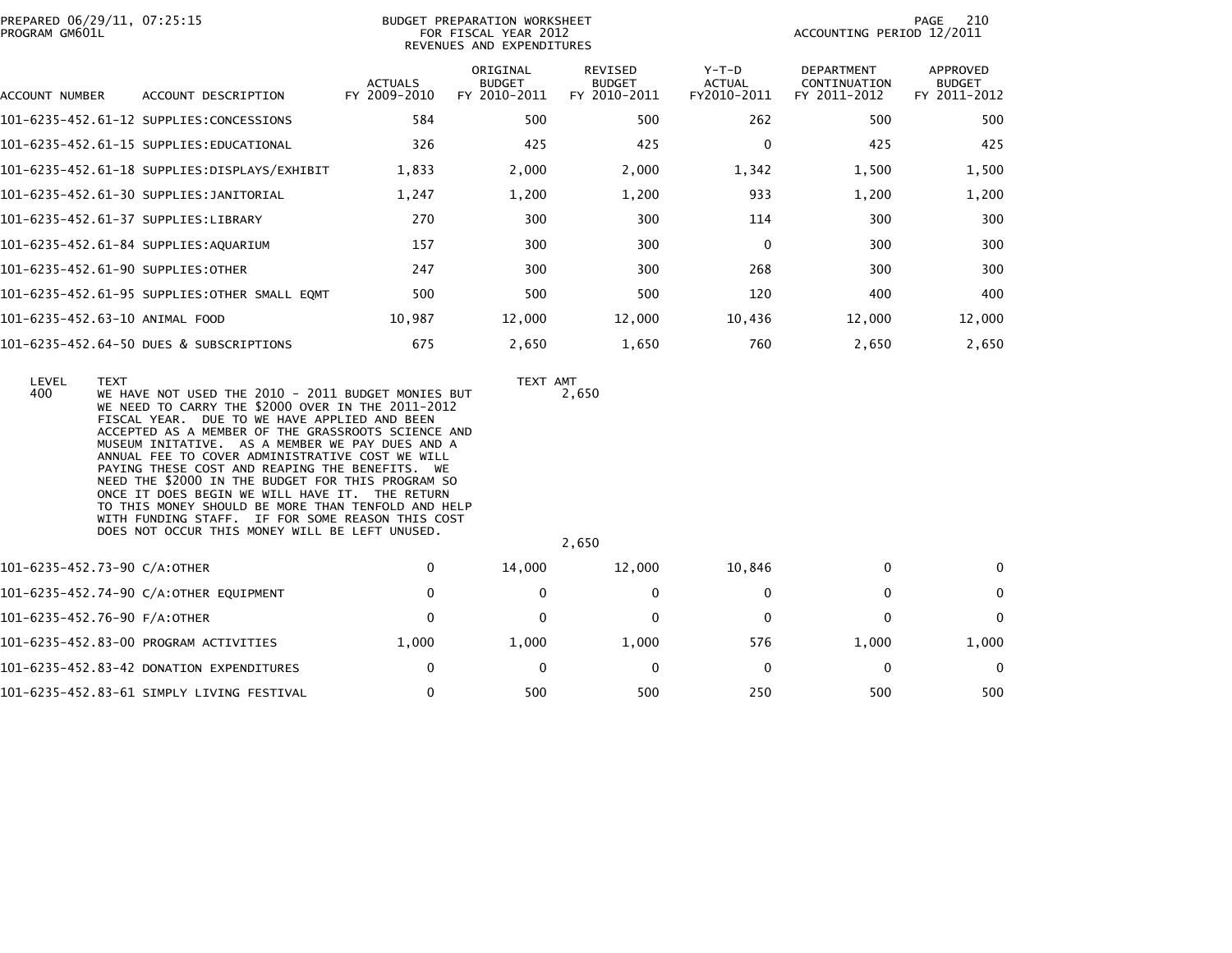PREPARED 06/29/11, 07:25:15
PROGRAM GM601L

BUDGET PREPARATION WORKSHEET
FOR FISCAL YEAR 2012
REVENUES AND EXPENDITURES

ACCOUNTING PERIOD 12/2011

| ACCOUNT NUMBER | ACCOUNT DESCRIPTION | ACTUALS FY 2009-2010 | ORIGINAL BUDGET FY 2010-2011 | REVISED BUDGET FY 2010-2011 | Y-T-D ACTUAL FY2010-2011 | DEPARTMENT CONTINUATION FY 2011-2012 | APPROVED BUDGET FY 2011-2012 |
|---|---|---|---|---|---|---|---|
| 101-6235-452.61-12 | SUPPLIES:CONCESSIONS | 584 | 500 | 500 | 262 | 500 | 500 |
| 101-6235-452.61-15 | SUPPLIES:EDUCATIONAL | 326 | 425 | 425 | 0 | 425 | 425 |
| 101-6235-452.61-18 | SUPPLIES:DISPLAYS/EXHIBIT | 1,833 | 2,000 | 2,000 | 1,342 | 1,500 | 1,500 |
| 101-6235-452.61-30 | SUPPLIES:JANITORIAL | 1,247 | 1,200 | 1,200 | 933 | 1,200 | 1,200 |
| 101-6235-452.61-37 | SUPPLIES:LIBRARY | 270 | 300 | 300 | 114 | 300 | 300 |
| 101-6235-452.61-84 | SUPPLIES:AQUARIUM | 157 | 300 | 300 | 0 | 300 | 300 |
| 101-6235-452.61-90 | SUPPLIES:OTHER | 247 | 300 | 300 | 268 | 300 | 300 |
| 101-6235-452.61-95 | SUPPLIES:OTHER SMALL EQMT | 500 | 500 | 500 | 120 | 400 | 400 |
| 101-6235-452.63-10 | ANIMAL FOOD | 10,987 | 12,000 | 12,000 | 10,436 | 12,000 | 12,000 |
| 101-6235-452.64-50 | DUES & SUBSCRIPTIONS | 675 | 2,650 | 1,650 | 760 | 2,650 | 2,650 |

| LEVEL | TEXT | TEXT AMT |
|---|---|---|
| 400 | WE HAVE NOT USED THE 2010 - 2011 BUDGET MONIES BUT WE NEED TO CARRY THE $2000 OVER IN THE 2011-2012 FISCAL YEAR. DUE TO WE HAVE APPLIED AND BEEN ACCEPTED AS A MEMBER OF THE GRASSROOTS SCIENCE AND MUSEUM INITATIVE. AS A MEMBER WE PAY DUES AND A ANNUAL FEE TO COVER ADMINISTRATIVE COST WE WILL PAYING THESE COST AND REAPING THE BENEFITS. WE NEED THE $2000 IN THE BUDGET FOR THIS PROGRAM SO ONCE IT DOES BEGIN WE WILL HAVE IT. THE RETURN TO THIS MONEY SHOULD BE MORE THAN TENFOLD AND HELP WITH FUNDING STAFF. IF FOR SOME REASON THIS COST DOES NOT OCCUR THIS MONEY WILL BE LEFT UNUSED. | 2,650 |
| | | 2,650 |

| ACCOUNT NUMBER | ACCOUNT DESCRIPTION | ACTUALS FY 2009-2010 | ORIGINAL BUDGET FY 2010-2011 | REVISED BUDGET FY 2010-2011 | Y-T-D ACTUAL FY2010-2011 | DEPARTMENT CONTINUATION FY 2011-2012 | APPROVED BUDGET FY 2011-2012 |
|---|---|---|---|---|---|---|---|
| 101-6235-452.73-90 | C/A:OTHER | 0 | 14,000 | 12,000 | 10,846 | 0 | 0 |
| 101-6235-452.74-90 | C/A:OTHER EQUIPMENT | 0 | 0 | 0 | 0 | 0 | 0 |
| 101-6235-452.76-90 | F/A:OTHER | 0 | 0 | 0 | 0 | 0 | 0 |
| 101-6235-452.83-00 | PROGRAM ACTIVITIES | 1,000 | 1,000 | 1,000 | 576 | 1,000 | 1,000 |
| 101-6235-452.83-42 | DONATION EXPENDITURES | 0 | 0 | 0 | 0 | 0 | 0 |
| 101-6235-452.83-61 | SIMPLY LIVING FESTIVAL | 0 | 500 | 500 | 250 | 500 | 500 |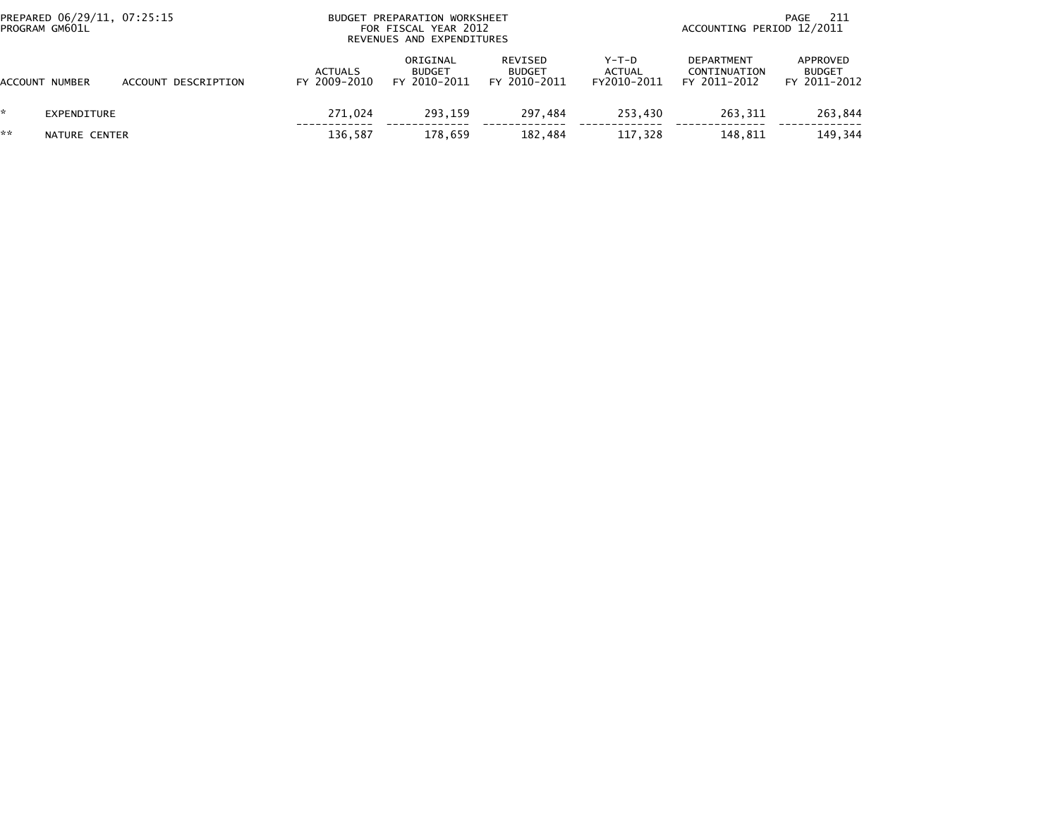PREPARED 06/29/11, 07:25:15
PROGRAM GM601L

BUDGET PREPARATION WORKSHEET
FOR FISCAL YEAR 2012
REVENUES AND EXPENDITURES

ACCOUNTING PERIOD 12/2011

| ACCOUNT NUMBER | ACCOUNT DESCRIPTION | ACTUALS FY 2009-2010 | ORIGINAL BUDGET FY 2010-2011 | REVISED BUDGET FY 2010-2011 | Y-T-D ACTUAL FY2010-2011 | DEPARTMENT CONTINUATION FY 2011-2012 | APPROVED BUDGET FY 2011-2012 |
|---|---|---|---|---|---|---|---|
| * | EXPENDITURE | 271,024 | 293,159 | 297,484 | 253,430 | 263,311 | 263,844 |
| ** | NATURE CENTER | 136,587 | 178,659 | 182,484 | 117,328 | 148,811 | 149,344 |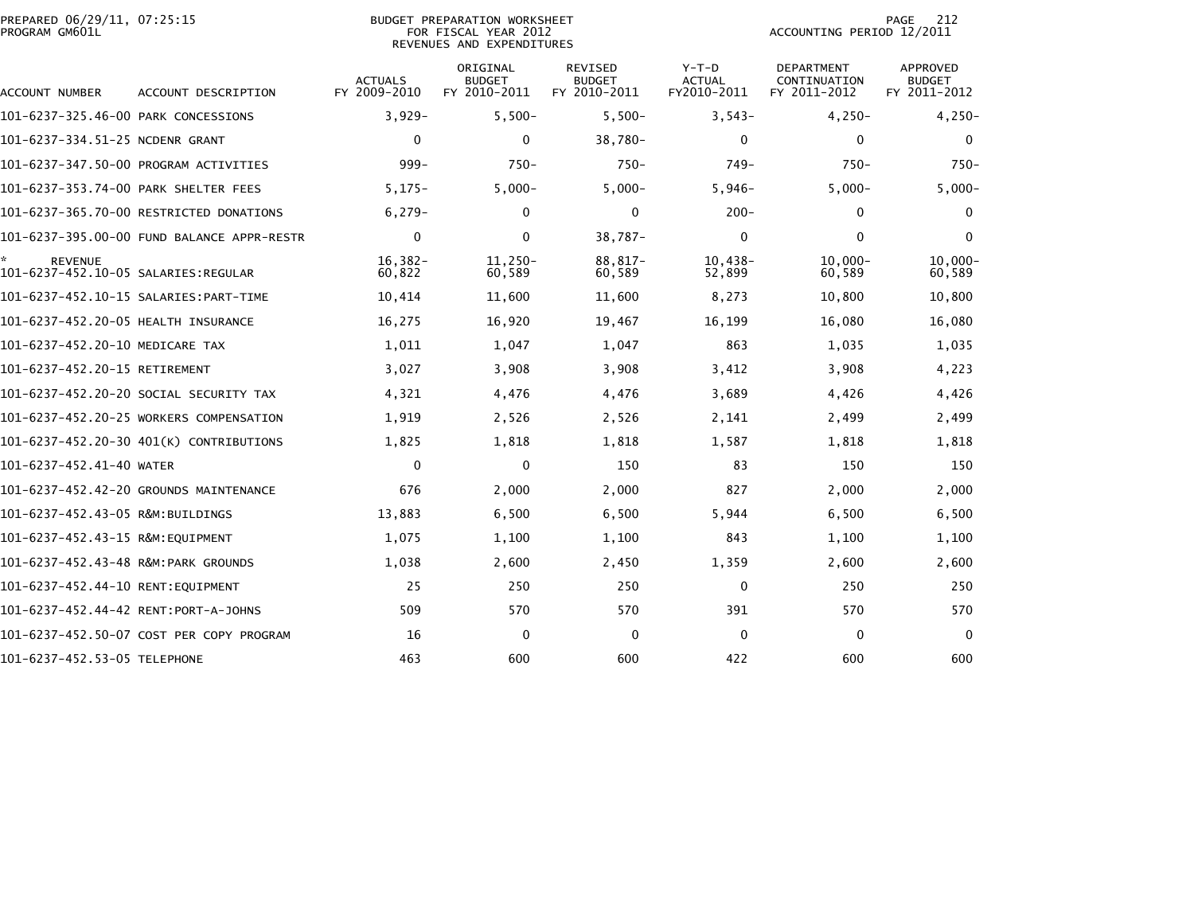PREPARED 06/29/11, 07:25:15
PROGRAM GM601L

BUDGET PREPARATION WORKSHEET
FOR FISCAL YEAR 2012
REVENUES AND EXPENDITURES

ACCOUNTING PERIOD 12/2011

| ACCOUNT NUMBER | ACCOUNT DESCRIPTION | ACTUALS FY 2009-2010 | ORIGINAL BUDGET FY 2010-2011 | REVISED BUDGET FY 2010-2011 | Y-T-D ACTUAL FY2010-2011 | DEPARTMENT CONTINUATION FY 2011-2012 | APPROVED BUDGET FY 2011-2012 |
|---|---|---|---|---|---|---|---|
| 101-6237-325.46-00 | PARK CONCESSIONS | 3,929- | 5,500- | 5,500- | 3,543- | 4,250- | 4,250- |
| 101-6237-334.51-25 | NCDENR GRANT | 0 | 0 | 38,780- | 0 | 0 | 0 |
| 101-6237-347.50-00 | PROGRAM ACTIVITIES | 999- | 750- | 750- | 749- | 750- | 750- |
| 101-6237-353.74-00 | PARK SHELTER FEES | 5,175- | 5,000- | 5,000- | 5,946- | 5,000- | 5,000- |
| 101-6237-365.70-00 | RESTRICTED DONATIONS | 6,279- | 0 | 0 | 200- | 0 | 0 |
| 101-6237-395.00-00 | FUND BALANCE APPR-RESTR | 0 | 0 | 38,787- | 0 | 0 | 0 |
| * | REVENUE | 16,382- | 11,250- | 88,817- | 10,438- | 10,000- | 10,000- |
| 101-6237-452.10-05 | SALARIES:REGULAR | 60,822 | 60,589 | 60,589 | 52,899 | 60,589 | 60,589 |
| 101-6237-452.10-15 | SALARIES:PART-TIME | 10,414 | 11,600 | 11,600 | 8,273 | 10,800 | 10,800 |
| 101-6237-452.20-05 | HEALTH INSURANCE | 16,275 | 16,920 | 19,467 | 16,199 | 16,080 | 16,080 |
| 101-6237-452.20-10 | MEDICARE TAX | 1,011 | 1,047 | 1,047 | 863 | 1,035 | 1,035 |
| 101-6237-452.20-15 | RETIREMENT | 3,027 | 3,908 | 3,908 | 3,412 | 3,908 | 4,223 |
| 101-6237-452.20-20 | SOCIAL SECURITY TAX | 4,321 | 4,476 | 4,476 | 3,689 | 4,426 | 4,426 |
| 101-6237-452.20-25 | WORKERS COMPENSATION | 1,919 | 2,526 | 2,526 | 2,141 | 2,499 | 2,499 |
| 101-6237-452.20-30 | 401(K) CONTRIBUTIONS | 1,825 | 1,818 | 1,818 | 1,587 | 1,818 | 1,818 |
| 101-6237-452.41-40 | WATER | 0 | 0 | 150 | 83 | 150 | 150 |
| 101-6237-452.42-20 | GROUNDS MAINTENANCE | 676 | 2,000 | 2,000 | 827 | 2,000 | 2,000 |
| 101-6237-452.43-05 | R&M:BUILDINGS | 13,883 | 6,500 | 6,500 | 5,944 | 6,500 | 6,500 |
| 101-6237-452.43-15 | R&M:EQUIPMENT | 1,075 | 1,100 | 1,100 | 843 | 1,100 | 1,100 |
| 101-6237-452.43-48 | R&M:PARK GROUNDS | 1,038 | 2,600 | 2,450 | 1,359 | 2,600 | 2,600 |
| 101-6237-452.44-10 | RENT:EQUIPMENT | 25 | 250 | 250 | 0 | 250 | 250 |
| 101-6237-452.44-42 | RENT:PORT-A-JOHNS | 509 | 570 | 570 | 391 | 570 | 570 |
| 101-6237-452.50-07 | COST PER COPY PROGRAM | 16 | 0 | 0 | 0 | 0 | 0 |
| 101-6237-452.53-05 | TELEPHONE | 463 | 600 | 600 | 422 | 600 | 600 |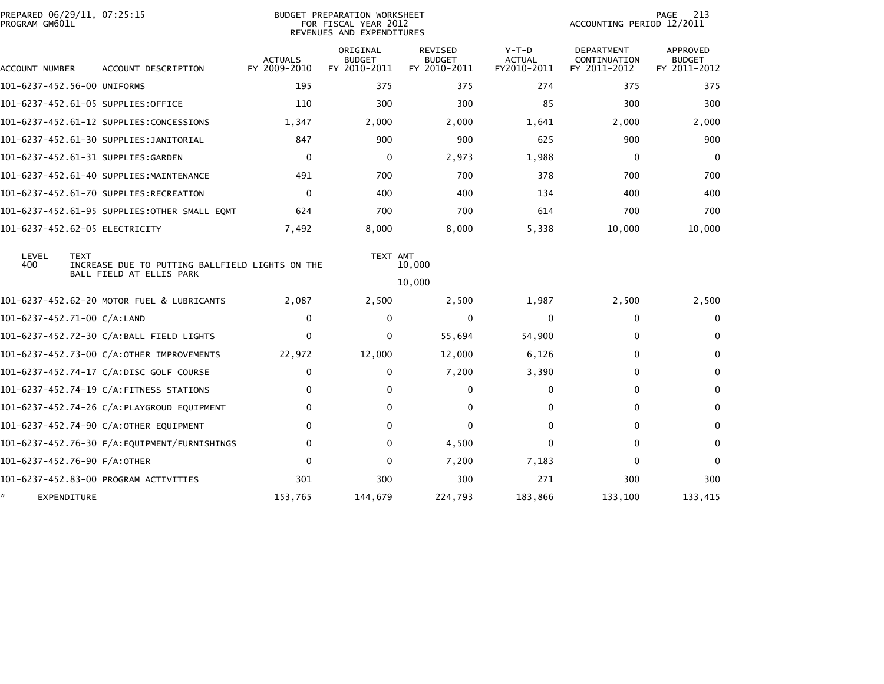PREPARED 06/29/11, 07:25:15
PROGRAM GM601L

BUDGET PREPARATION WORKSHEET
FOR FISCAL YEAR 2012
REVENUES AND EXPENDITURES

ACCOUNTING PERIOD 12/2011

| ACCOUNT NUMBER | ACCOUNT DESCRIPTION | ACTUALS FY 2009-2010 | ORIGINAL BUDGET FY 2010-2011 | REVISED BUDGET FY 2010-2011 | Y-T-D ACTUAL FY2010-2011 | DEPARTMENT CONTINUATION FY 2011-2012 | APPROVED BUDGET FY 2011-2012 |
|---|---|---|---|---|---|---|---|
| 101-6237-452.56-00 | UNIFORMS | 195 | 375 | 375 | 274 | 375 | 375 |
| 101-6237-452.61-05 | SUPPLIES:OFFICE | 110 | 300 | 300 | 85 | 300 | 300 |
| 101-6237-452.61-12 | SUPPLIES:CONCESSIONS | 1,347 | 2,000 | 2,000 | 1,641 | 2,000 | 2,000 |
| 101-6237-452.61-30 | SUPPLIES:JANITORIAL | 847 | 900 | 900 | 625 | 900 | 900 |
| 101-6237-452.61-31 | SUPPLIES:GARDEN | 0 | 0 | 2,973 | 1,988 | 0 | 0 |
| 101-6237-452.61-40 | SUPPLIES:MAINTENANCE | 491 | 700 | 700 | 378 | 700 | 700 |
| 101-6237-452.61-70 | SUPPLIES:RECREATION | 0 | 400 | 400 | 134 | 400 | 400 |
| 101-6237-452.61-95 | SUPPLIES:OTHER SMALL EQMT | 624 | 700 | 700 | 614 | 700 | 700 |
| 101-6237-452.62-05 | ELECTRICITY | 7,492 | 8,000 | 8,000 | 5,338 | 10,000 | 10,000 |

| LEVEL | TEXT | TEXT AMT |
|---|---|---|
| 400 | INCREASE DUE TO PUTTING BALLFIELD LIGHTS ON THE BALL FIELD AT ELLIS PARK | 10,000 |
| | | 10,000 |

| ACCOUNT NUMBER | ACCOUNT DESCRIPTION | ACTUALS FY 2009-2010 | ORIGINAL BUDGET FY 2010-2011 | REVISED BUDGET FY 2010-2011 | Y-T-D ACTUAL FY2010-2011 | DEPARTMENT CONTINUATION FY 2011-2012 | APPROVED BUDGET FY 2011-2012 |
|---|---|---|---|---|---|---|---|
| 101-6237-452.62-20 | MOTOR FUEL & LUBRICANTS | 2,087 | 2,500 | 2,500 | 1,987 | 2,500 | 2,500 |
| 101-6237-452.71-00 | C/A:LAND | 0 | 0 | 0 | 0 | 0 | 0 |
| 101-6237-452.72-30 | C/A:BALL FIELD LIGHTS | 0 | 0 | 55,694 | 54,900 | 0 | 0 |
| 101-6237-452.73-00 | C/A:OTHER IMPROVEMENTS | 22,972 | 12,000 | 12,000 | 6,126 | 0 | 0 |
| 101-6237-452.74-17 | C/A:DISC GOLF COURSE | 0 | 0 | 7,200 | 3,390 | 0 | 0 |
| 101-6237-452.74-19 | C/A:FITNESS STATIONS | 0 | 0 | 0 | 0 | 0 | 0 |
| 101-6237-452.74-26 | C/A:PLAYGROUD EQUIPMENT | 0 | 0 | 0 | 0 | 0 | 0 |
| 101-6237-452.74-90 | C/A:OTHER EQUIPMENT | 0 | 0 | 0 | 0 | 0 | 0 |
| 101-6237-452.76-30 | F/A:EQUIPMENT/FURNISHINGS | 0 | 0 | 4,500 | 0 | 0 | 0 |
| 101-6237-452.76-90 | F/A:OTHER | 0 | 0 | 7,200 | 7,183 | 0 | 0 |
| 101-6237-452.83-00 | PROGRAM ACTIVITIES | 301 | 300 | 300 | 271 | 300 | 300 |
| * | EXPENDITURE | 153,765 | 144,679 | 224,793 | 183,866 | 133,100 | 133,415 |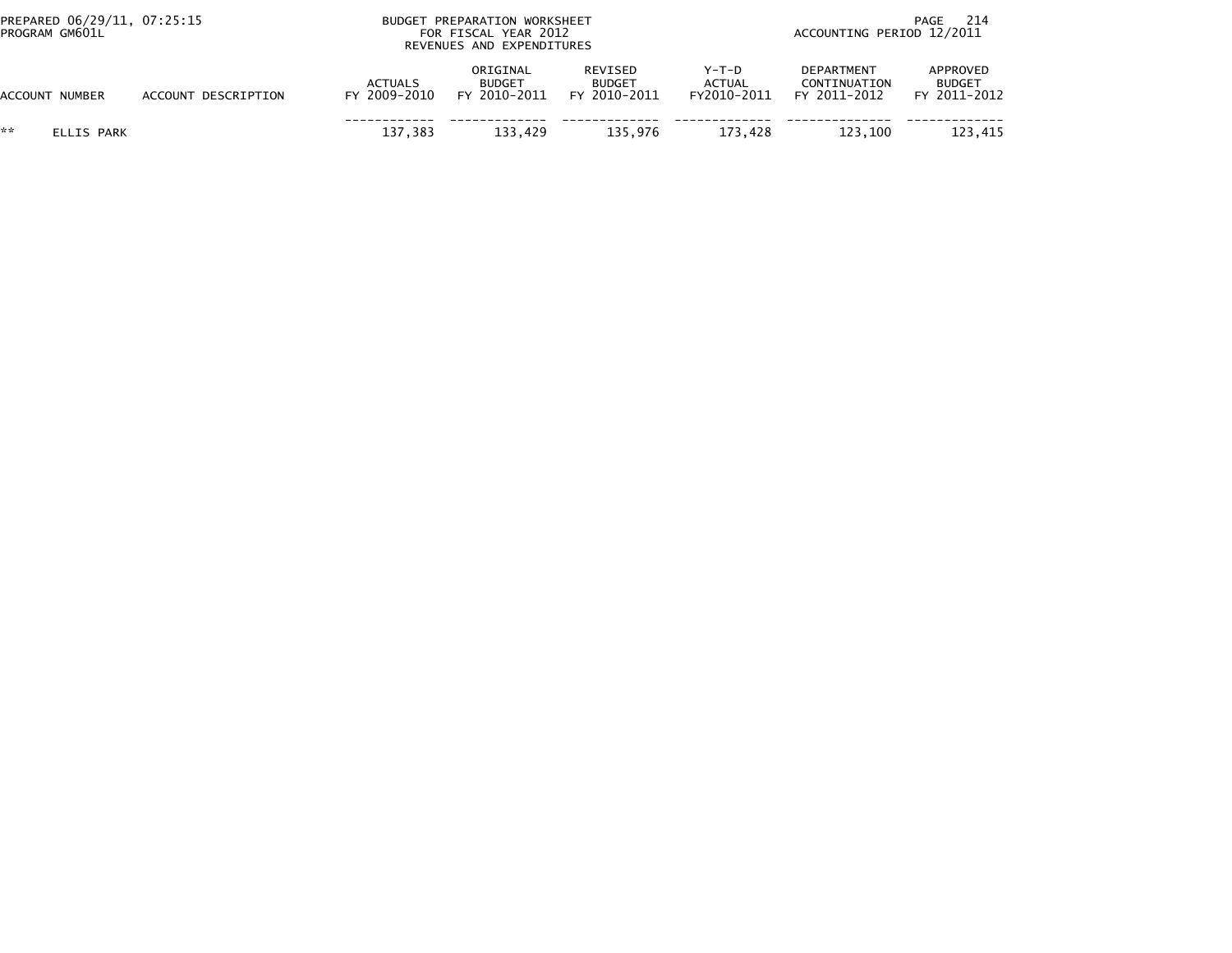| ACCOUNT NUMBER | ACCOUNT DESCRIPTION | ACTUALS FY 2009-2010 | ORIGINAL BUDGET FY 2010-2011 | REVISED BUDGET FY 2010-2011 | Y-T-D ACTUAL FY2010-2011 | DEPARTMENT CONTINUATION FY 2011-2012 | APPROVED BUDGET FY 2011-2012 |
|---|---|---|---|---|---|---|---|
| ** | ELLIS PARK | 137,383 | 133,429 | 135,976 | 173,428 | 123,100 | 123,415 |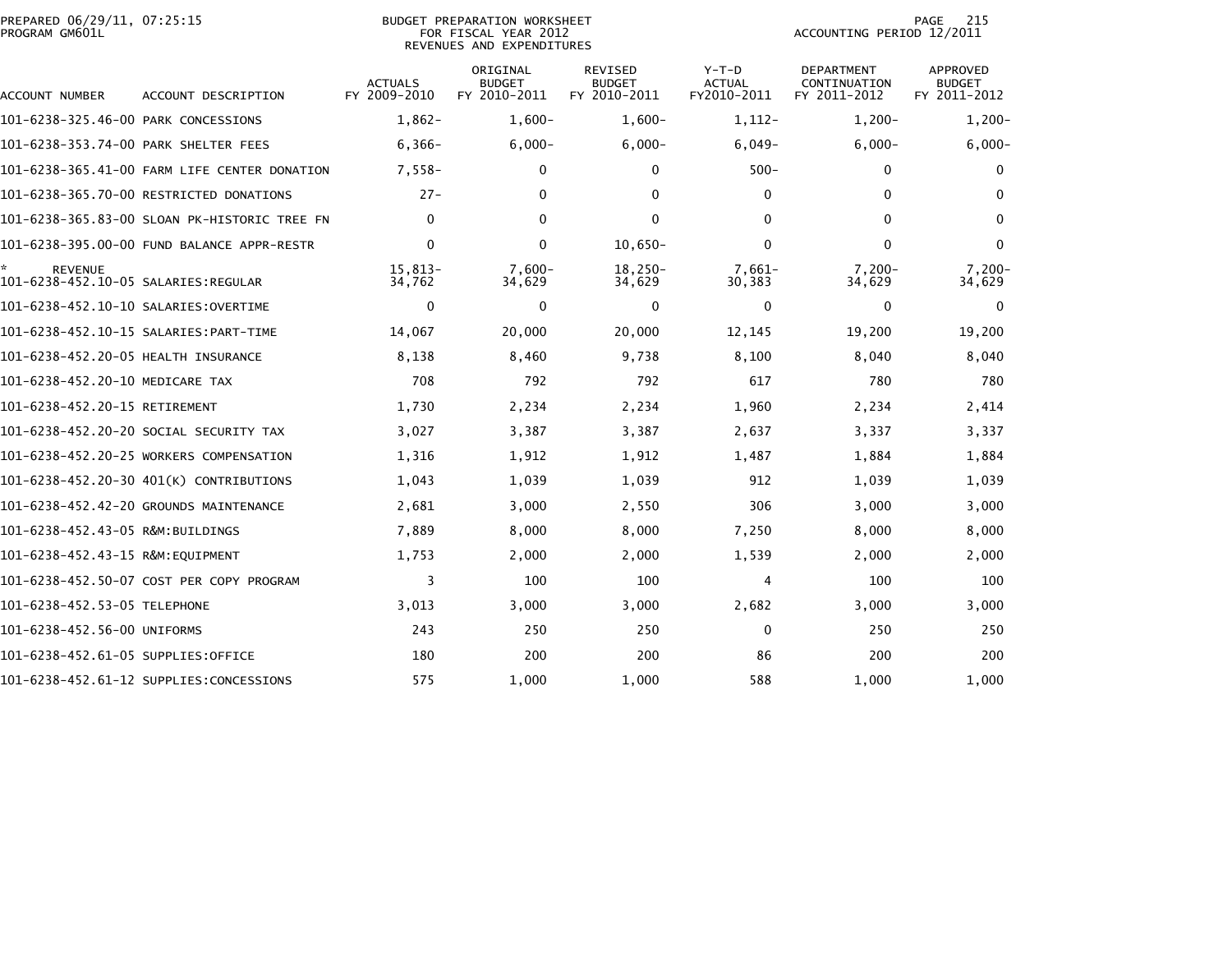PREPARED 06/29/11, 07:25:15
PROGRAM GM601L

BUDGET PREPARATION WORKSHEET
FOR FISCAL YEAR 2012
REVENUES AND EXPENDITURES

ACCOUNTING PERIOD 12/2011

| ACCOUNT NUMBER | ACCOUNT DESCRIPTION | ACTUALS FY 2009-2010 | ORIGINAL BUDGET FY 2010-2011 | REVISED BUDGET FY 2010-2011 | Y-T-D ACTUAL FY2010-2011 | DEPARTMENT CONTINUATION FY 2011-2012 | APPROVED BUDGET FY 2011-2012 |
|---|---|---|---|---|---|---|---|
| 101-6238-325.46-00 | PARK CONCESSIONS | 1,862- | 1,600- | 1,600- | 1,112- | 1,200- | 1,200- |
| 101-6238-353.74-00 | PARK SHELTER FEES | 6,366- | 6,000- | 6,000- | 6,049- | 6,000- | 6,000- |
| 101-6238-365.41-00 | FARM LIFE CENTER DONATION | 7,558- | 0 | 0 | 500- | 0 | 0 |
| 101-6238-365.70-00 | RESTRICTED DONATIONS | 27- | 0 | 0 | 0 | 0 | 0 |
| 101-6238-365.83-00 | SLOAN PK-HISTORIC TREE FN | 0 | 0 | 0 | 0 | 0 | 0 |
| 101-6238-395.00-00 | FUND BALANCE APPR-RESTR | 0 | 0 | 10,650- | 0 | 0 | 0 |
| * REVENUE | | 15,813- | 7,600- | 18,250- | 7,661- | 7,200- | 7,200- |
| 101-6238-452.10-05 | SALARIES:REGULAR | 34,762 | 34,629 | 34,629 | 30,383 | 34,629 | 34,629 |
| 101-6238-452.10-10 | SALARIES:OVERTIME | 0 | 0 | 0 | 0 | 0 | 0 |
| 101-6238-452.10-15 | SALARIES:PART-TIME | 14,067 | 20,000 | 20,000 | 12,145 | 19,200 | 19,200 |
| 101-6238-452.20-05 | HEALTH INSURANCE | 8,138 | 8,460 | 9,738 | 8,100 | 8,040 | 8,040 |
| 101-6238-452.20-10 | MEDICARE TAX | 708 | 792 | 792 | 617 | 780 | 780 |
| 101-6238-452.20-15 | RETIREMENT | 1,730 | 2,234 | 2,234 | 1,960 | 2,234 | 2,414 |
| 101-6238-452.20-20 | SOCIAL SECURITY TAX | 3,027 | 3,387 | 3,387 | 2,637 | 3,337 | 3,337 |
| 101-6238-452.20-25 | WORKERS COMPENSATION | 1,316 | 1,912 | 1,912 | 1,487 | 1,884 | 1,884 |
| 101-6238-452.20-30 | 401(K) CONTRIBUTIONS | 1,043 | 1,039 | 1,039 | 912 | 1,039 | 1,039 |
| 101-6238-452.42-20 | GROUNDS MAINTENANCE | 2,681 | 3,000 | 2,550 | 306 | 3,000 | 3,000 |
| 101-6238-452.43-05 | R&M:BUILDINGS | 7,889 | 8,000 | 8,000 | 7,250 | 8,000 | 8,000 |
| 101-6238-452.43-15 | R&M:EQUIPMENT | 1,753 | 2,000 | 2,000 | 1,539 | 2,000 | 2,000 |
| 101-6238-452.50-07 | COST PER COPY PROGRAM | 3 | 100 | 100 | 4 | 100 | 100 |
| 101-6238-452.53-05 | TELEPHONE | 3,013 | 3,000 | 3,000 | 2,682 | 3,000 | 3,000 |
| 101-6238-452.56-00 | UNIFORMS | 243 | 250 | 250 | 0 | 250 | 250 |
| 101-6238-452.61-05 | SUPPLIES:OFFICE | 180 | 200 | 200 | 86 | 200 | 200 |
| 101-6238-452.61-12 | SUPPLIES:CONCESSIONS | 575 | 1,000 | 1,000 | 588 | 1,000 | 1,000 |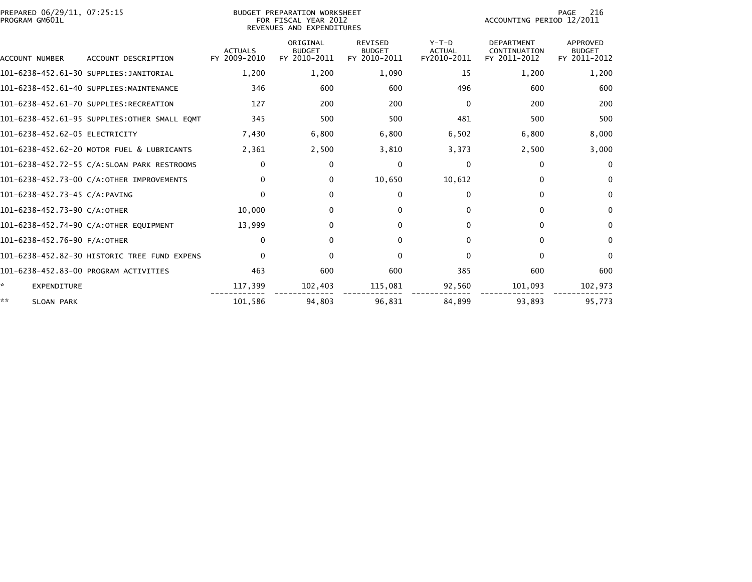PREPARED 06/29/11, 07:25:15
PROGRAM GM601L

BUDGET PREPARATION WORKSHEET
FOR FISCAL YEAR 2012
REVENUES AND EXPENDITURES

ACCOUNTING PERIOD 12/2011

| ACCOUNT NUMBER | ACCOUNT DESCRIPTION | ACTUALS FY 2009-2010 | ORIGINAL BUDGET FY 2010-2011 | REVISED BUDGET FY 2010-2011 | Y-T-D ACTUAL FY2010-2011 | DEPARTMENT CONTINUATION FY 2011-2012 | APPROVED BUDGET FY 2011-2012 |
|---|---|---|---|---|---|---|---|
| 101-6238-452.61-30 | SUPPLIES:JANITORIAL | 1,200 | 1,200 | 1,090 | 15 | 1,200 | 1,200 |
| 101-6238-452.61-40 | SUPPLIES:MAINTENANCE | 346 | 600 | 600 | 496 | 600 | 600 |
| 101-6238-452.61-70 | SUPPLIES:RECREATION | 127 | 200 | 200 | 0 | 200 | 200 |
| 101-6238-452.61-95 | SUPPLIES:OTHER SMALL EQMT | 345 | 500 | 500 | 481 | 500 | 500 |
| 101-6238-452.62-05 | ELECTRICITY | 7,430 | 6,800 | 6,800 | 6,502 | 6,800 | 8,000 |
| 101-6238-452.62-20 | MOTOR FUEL & LUBRICANTS | 2,361 | 2,500 | 3,810 | 3,373 | 2,500 | 3,000 |
| 101-6238-452.72-55 | C/A:SLOAN PARK RESTROOMS | 0 | 0 | 0 | 0 | 0 | 0 |
| 101-6238-452.73-00 | C/A:OTHER IMPROVEMENTS | 0 | 0 | 10,650 | 10,612 | 0 | 0 |
| 101-6238-452.73-45 | C/A:PAVING | 0 | 0 | 0 | 0 | 0 | 0 |
| 101-6238-452.73-90 | C/A:OTHER | 10,000 | 0 | 0 | 0 | 0 | 0 |
| 101-6238-452.74-90 | C/A:OTHER EQUIPMENT | 13,999 | 0 | 0 | 0 | 0 | 0 |
| 101-6238-452.76-90 | F/A:OTHER | 0 | 0 | 0 | 0 | 0 | 0 |
| 101-6238-452.82-30 | HISTORIC TREE FUND EXPENS | 0 | 0 | 0 | 0 | 0 | 0 |
| 101-6238-452.83-00 | PROGRAM ACTIVITIES | 463 | 600 | 600 | 385 | 600 | 600 |
| * | EXPENDITURE | 117,399 | 102,403 | 115,081 | 92,560 | 101,093 | 102,973 |
| ** | SLOAN PARK | 101,586 | 94,803 | 96,831 | 84,899 | 93,893 | 95,773 |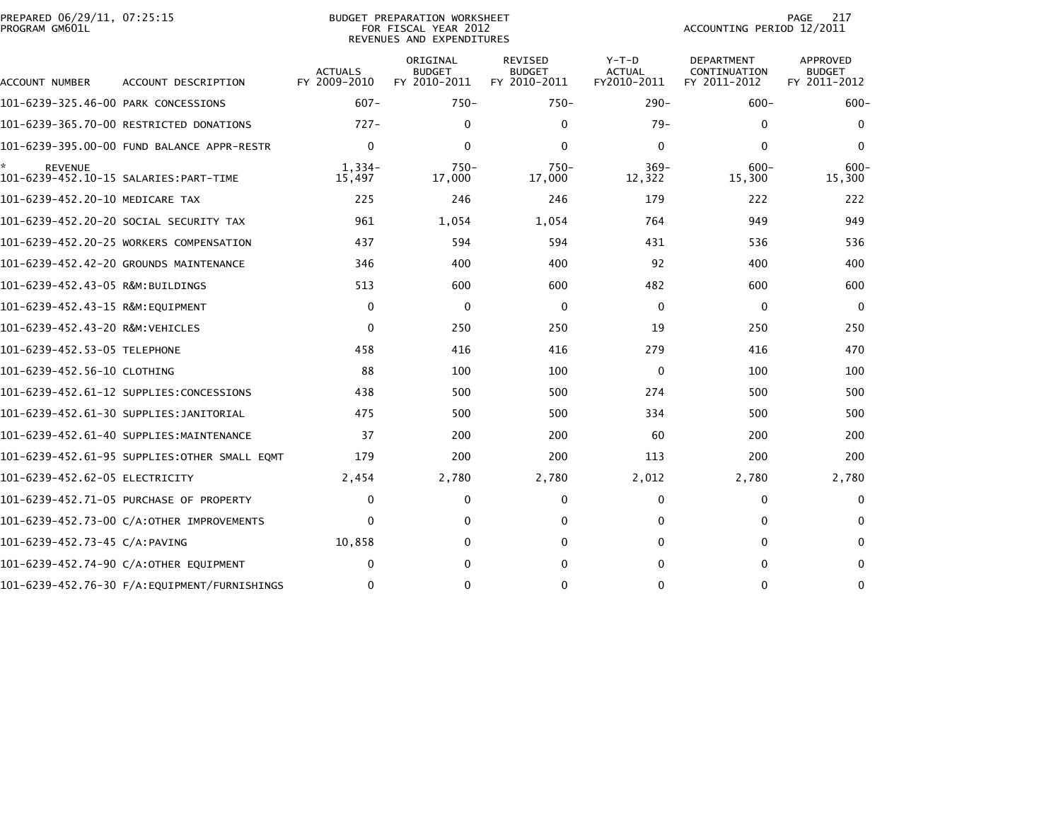PREPARED 06/29/11, 07:25:15
PROGRAM GM601L

BUDGET PREPARATION WORKSHEET
FOR FISCAL YEAR 2012
REVENUES AND EXPENDITURES

ACCOUNTING PERIOD 12/2011

| ACCOUNT NUMBER | ACCOUNT DESCRIPTION | ACTUALS FY 2009-2010 | ORIGINAL BUDGET FY 2010-2011 | REVISED BUDGET FY 2010-2011 | Y-T-D ACTUAL FY2010-2011 | DEPARTMENT CONTINUATION FY 2011-2012 | APPROVED BUDGET FY 2011-2012 |
|---|---|---|---|---|---|---|---|
| 101-6239-325.46-00 | PARK CONCESSIONS | 607- | 750- | 750- | 290- | 600- | 600- |
| 101-6239-365.70-00 | RESTRICTED DONATIONS | 727- | 0 | 0 | 79- | 0 | 0 |
| 101-6239-395.00-00 | FUND BALANCE APPR-RESTR | 0 | 0 | 0 | 0 | 0 | 0 |
| * REVENUE | | 1,334- | 750- | 750- | 369- | 600- | 600- |
| 101-6239-452.10-15 | SALARIES:PART-TIME | 15,497 | 17,000 | 17,000 | 12,322 | 15,300 | 15,300 |
| 101-6239-452.20-10 | MEDICARE TAX | 225 | 246 | 246 | 179 | 222 | 222 |
| 101-6239-452.20-20 | SOCIAL SECURITY TAX | 961 | 1,054 | 1,054 | 764 | 949 | 949 |
| 101-6239-452.20-25 | WORKERS COMPENSATION | 437 | 594 | 594 | 431 | 536 | 536 |
| 101-6239-452.42-20 | GROUNDS MAINTENANCE | 346 | 400 | 400 | 92 | 400 | 400 |
| 101-6239-452.43-05 | R&M:BUILDINGS | 513 | 600 | 600 | 482 | 600 | 600 |
| 101-6239-452.43-15 | R&M:EQUIPMENT | 0 | 0 | 0 | 0 | 0 | 0 |
| 101-6239-452.43-20 | R&M:VEHICLES | 0 | 250 | 250 | 19 | 250 | 250 |
| 101-6239-452.53-05 | TELEPHONE | 458 | 416 | 416 | 279 | 416 | 470 |
| 101-6239-452.56-10 | CLOTHING | 88 | 100 | 100 | 0 | 100 | 100 |
| 101-6239-452.61-12 | SUPPLIES:CONCESSIONS | 438 | 500 | 500 | 274 | 500 | 500 |
| 101-6239-452.61-30 | SUPPLIES:JANITORIAL | 475 | 500 | 500 | 334 | 500 | 500 |
| 101-6239-452.61-40 | SUPPLIES:MAINTENANCE | 37 | 200 | 200 | 60 | 200 | 200 |
| 101-6239-452.61-95 | SUPPLIES:OTHER SMALL EQMT | 179 | 200 | 200 | 113 | 200 | 200 |
| 101-6239-452.62-05 | ELECTRICITY | 2,454 | 2,780 | 2,780 | 2,012 | 2,780 | 2,780 |
| 101-6239-452.71-05 | PURCHASE OF PROPERTY | 0 | 0 | 0 | 0 | 0 | 0 |
| 101-6239-452.73-00 | C/A:OTHER IMPROVEMENTS | 0 | 0 | 0 | 0 | 0 | 0 |
| 101-6239-452.73-45 | C/A:PAVING | 10,858 | 0 | 0 | 0 | 0 | 0 |
| 101-6239-452.74-90 | C/A:OTHER EQUIPMENT | 0 | 0 | 0 | 0 | 0 | 0 |
| 101-6239-452.76-30 | F/A:EQUIPMENT/FURNISHINGS | 0 | 0 | 0 | 0 | 0 | 0 |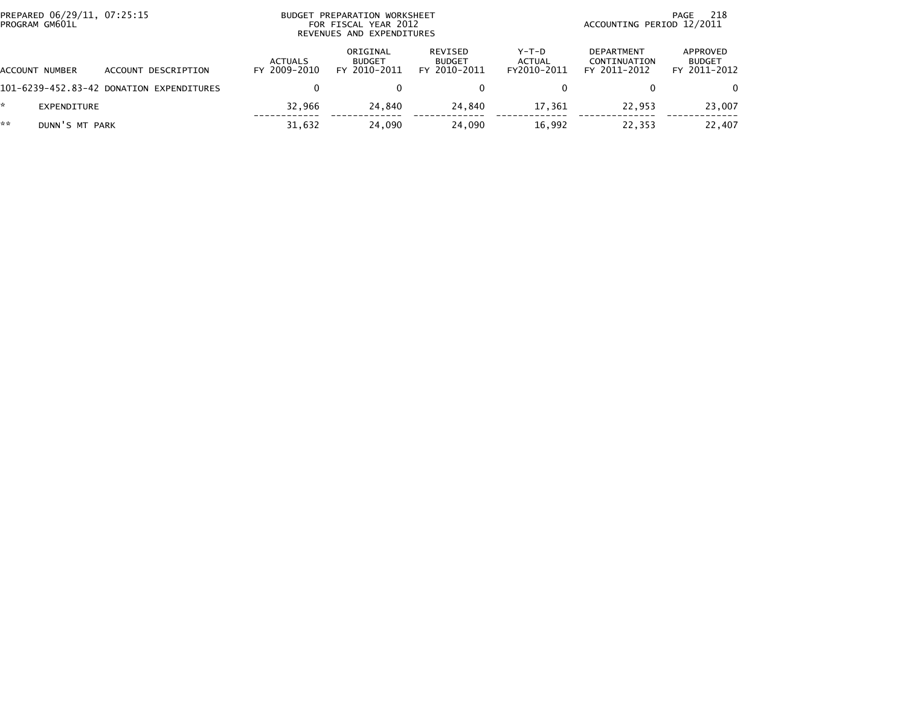PREPARED 06/29/11, 07:25:15
PROGRAM GM601L

BUDGET PREPARATION WORKSHEET
FOR FISCAL YEAR 2012
REVENUES AND EXPENDITURES

ACCOUNTING PERIOD 12/2011

| ACCOUNT NUMBER | ACCOUNT DESCRIPTION | ACTUALS FY 2009-2010 | ORIGINAL BUDGET FY 2010-2011 | REVISED BUDGET FY 2010-2011 | Y-T-D ACTUAL FY2010-2011 | DEPARTMENT CONTINUATION FY 2011-2012 | APPROVED BUDGET FY 2011-2012 |
|---|---|---|---|---|---|---|---|
| 101-6239-452.83-42 | DONATION EXPENDITURES | 0 | 0 | 0 | 0 | 0 | 0 |
| * | EXPENDITURE | 32,966 | 24,840 | 24,840 | 17,361 | 22,953 | 23,007 |
| ** | DUNN'S MT PARK | 31,632 | 24,090 | 24,090 | 16,992 | 22,353 | 22,407 |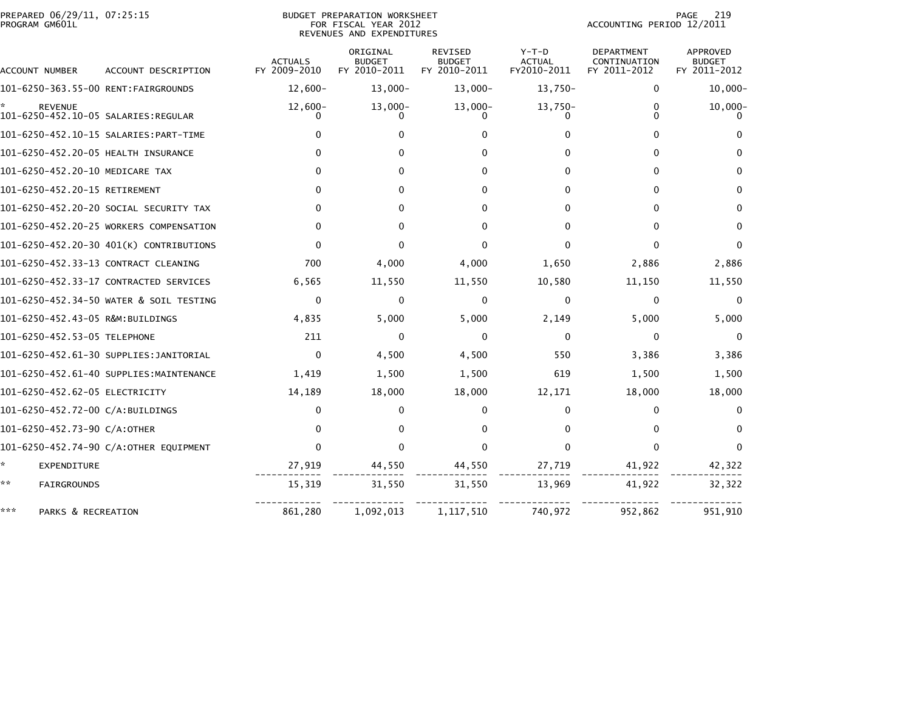PREPARED 06/29/11, 07:25:15
PROGRAM GM601L

BUDGET PREPARATION WORKSHEET
FOR FISCAL YEAR 2012
REVENUES AND EXPENDITURES

ACCOUNTING PERIOD 12/2011

| ACCOUNT NUMBER | ACCOUNT DESCRIPTION | ACTUALS FY 2009-2010 | ORIGINAL BUDGET FY 2010-2011 | REVISED BUDGET FY 2010-2011 | Y-T-D ACTUAL FY2010-2011 | DEPARTMENT CONTINUATION FY 2011-2012 | APPROVED BUDGET FY 2011-2012 |
|---|---|---|---|---|---|---|---|
| 101-6250-363.55-00 | RENT:FAIRGROUNDS | 12,600- | 13,000- | 13,000- | 13,750- | 0 | 10,000- |
| * | REVENUE | 12,600- | 13,000- | 13,000- | 13,750- | 0 | 10,000- |
| 101-6250-452.10-05 | SALARIES:REGULAR | 0 | 0 | 0 | 0 | 0 | 0 |
| 101-6250-452.10-15 | SALARIES:PART-TIME | 0 | 0 | 0 | 0 | 0 | 0 |
| 101-6250-452.20-05 | HEALTH INSURANCE | 0 | 0 | 0 | 0 | 0 | 0 |
| 101-6250-452.20-10 | MEDICARE TAX | 0 | 0 | 0 | 0 | 0 | 0 |
| 101-6250-452.20-15 | RETIREMENT | 0 | 0 | 0 | 0 | 0 | 0 |
| 101-6250-452.20-20 | SOCIAL SECURITY TAX | 0 | 0 | 0 | 0 | 0 | 0 |
| 101-6250-452.20-25 | WORKERS COMPENSATION | 0 | 0 | 0 | 0 | 0 | 0 |
| 101-6250-452.20-30 | 401(K) CONTRIBUTIONS | 0 | 0 | 0 | 0 | 0 | 0 |
| 101-6250-452.33-13 | CONTRACT CLEANING | 700 | 4,000 | 4,000 | 1,650 | 2,886 | 2,886 |
| 101-6250-452.33-17 | CONTRACTED SERVICES | 6,565 | 11,550 | 11,550 | 10,580 | 11,150 | 11,550 |
| 101-6250-452.34-50 | WATER & SOIL TESTING | 0 | 0 | 0 | 0 | 0 | 0 |
| 101-6250-452.43-05 | R&M:BUILDINGS | 4,835 | 5,000 | 5,000 | 2,149 | 5,000 | 5,000 |
| 101-6250-452.53-05 | TELEPHONE | 211 | 0 | 0 | 0 | 0 | 0 |
| 101-6250-452.61-30 | SUPPLIES:JANITORIAL | 0 | 4,500 | 4,500 | 550 | 3,386 | 3,386 |
| 101-6250-452.61-40 | SUPPLIES:MAINTENANCE | 1,419 | 1,500 | 1,500 | 619 | 1,500 | 1,500 |
| 101-6250-452.62-05 | ELECTRICITY | 14,189 | 18,000 | 18,000 | 12,171 | 18,000 | 18,000 |
| 101-6250-452.72-00 | C/A:BUILDINGS | 0 | 0 | 0 | 0 | 0 | 0 |
| 101-6250-452.73-90 | C/A:OTHER | 0 | 0 | 0 | 0 | 0 | 0 |
| 101-6250-452.74-90 | C/A:OTHER EQUIPMENT | 0 | 0 | 0 | 0 | 0 | 0 |
| * | EXPENDITURE | 27,919 | 44,550 | 44,550 | 27,719 | 41,922 | 42,322 |
| ** | FAIRGROUNDS | 15,319 | 31,550 | 31,550 | 13,969 | 41,922 | 32,322 |
| *** | PARKS & RECREATION | 861,280 | 1,092,013 | 1,117,510 | 740,972 | 952,862 | 951,910 |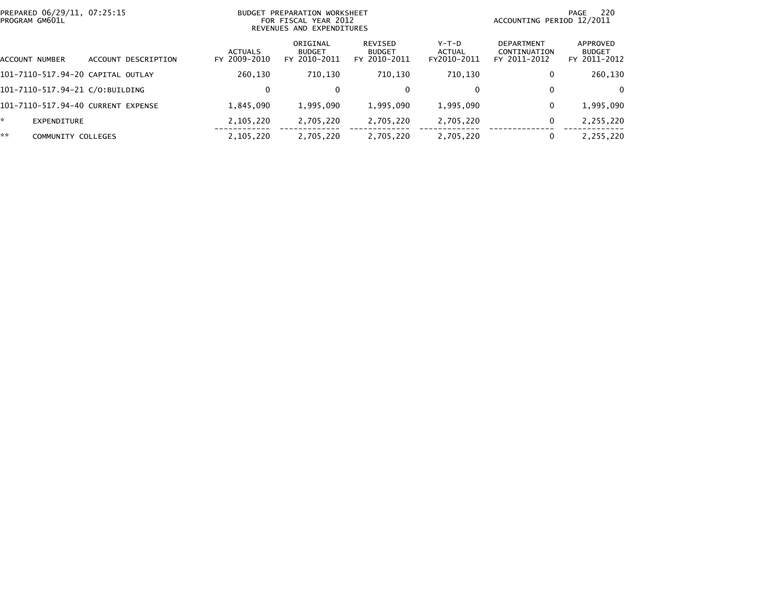PREPARED 06/29/11, 07:25:15
PROGRAM GM601L

BUDGET PREPARATION WORKSHEET
FOR FISCAL YEAR 2012
REVENUES AND EXPENDITURES

ACCOUNTING PERIOD 12/2011

| ACCOUNT NUMBER | ACCOUNT DESCRIPTION | ACTUALS FY 2009-2010 | ORIGINAL BUDGET FY 2010-2011 | REVISED BUDGET FY 2010-2011 | Y-T-D ACTUAL FY2010-2011 | DEPARTMENT CONTINUATION FY 2011-2012 | APPROVED BUDGET FY 2011-2012 |
|---|---|---|---|---|---|---|---|
| 101-7110-517.94-20 | CAPITAL OUTLAY | 260,130 | 710,130 | 710,130 | 710,130 | 0 | 260,130 |
| 101-7110-517.94-21 | C/O:BUILDING | 0 | 0 | 0 | 0 | 0 | 0 |
| 101-7110-517.94-40 | CURRENT EXPENSE | 1,845,090 | 1,995,090 | 1,995,090 | 1,995,090 | 0 | 1,995,090 |
| * | EXPENDITURE | 2,105,220 | 2,705,220 | 2,705,220 | 2,705,220 | 0 | 2,255,220 |
| ** | COMMUNITY COLLEGES | 2,105,220 | 2,705,220 | 2,705,220 | 2,705,220 | 0 | 2,255,220 |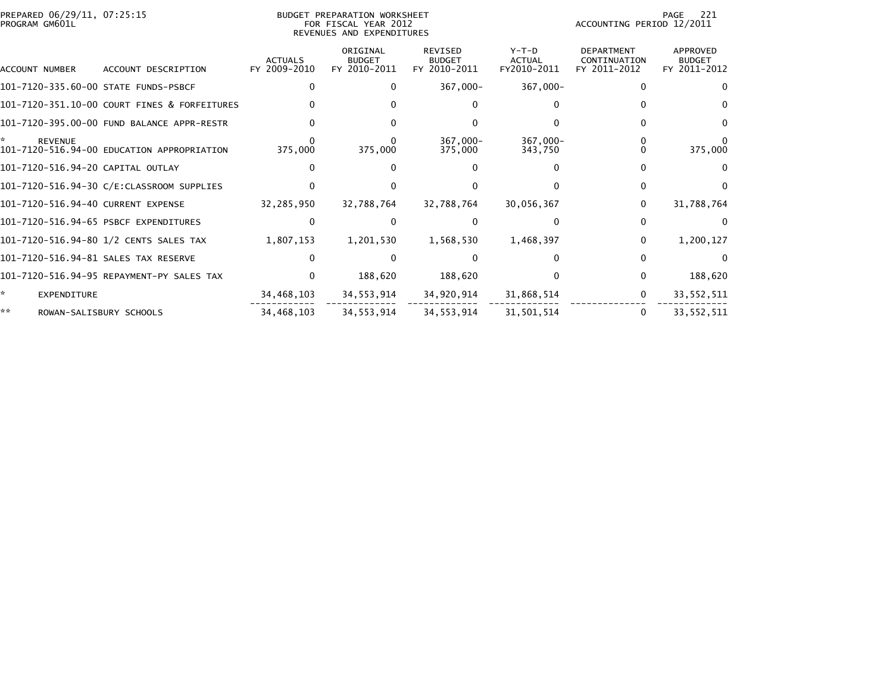PREPARED 06/29/11, 07:25:15
PROGRAM GM601L

BUDGET PREPARATION WORKSHEET
FOR FISCAL YEAR 2012
REVENUES AND EXPENDITURES

ACCOUNTING PERIOD 12/2011

| ACCOUNT NUMBER | ACCOUNT DESCRIPTION | ACTUALS FY 2009-2010 | ORIGINAL BUDGET FY 2010-2011 | REVISED BUDGET FY 2010-2011 | Y-T-D ACTUAL FY2010-2011 | DEPARTMENT CONTINUATION FY 2011-2012 | APPROVED BUDGET FY 2011-2012 |
|---|---|---|---|---|---|---|---|
| 101-7120-335.60-00 | STATE FUNDS-PSBCF | 0 | 0 | 367,000- | 367,000- | 0 | 0 |
| 101-7120-351.10-00 | COURT FINES & FORFEITURES | 0 | 0 | 0 | 0 | 0 | 0 |
| 101-7120-395.00-00 | FUND BALANCE APPR-RESTR | 0 | 0 | 0 | 0 | 0 | 0 |
| * | REVENUE | 0 | 0 | 367,000- | 367,000- | 0 | 0 |
| 101-7120-516.94-00 | EDUCATION APPROPRIATION | 375,000 | 375,000 | 375,000 | 343,750 | 0 | 375,000 |
| 101-7120-516.94-20 | CAPITAL OUTLAY | 0 | 0 | 0 | 0 | 0 | 0 |
| 101-7120-516.94-30 | C/E:CLASSROOM SUPPLIES | 0 | 0 | 0 | 0 | 0 | 0 |
| 101-7120-516.94-40 | CURRENT EXPENSE | 32,285,950 | 32,788,764 | 32,788,764 | 30,056,367 | 0 | 31,788,764 |
| 101-7120-516.94-65 | PSBCF EXPENDITURES | 0 | 0 | 0 | 0 | 0 | 0 |
| 101-7120-516.94-80 | 1/2 CENTS SALES TAX | 1,807,153 | 1,201,530 | 1,568,530 | 1,468,397 | 0 | 1,200,127 |
| 101-7120-516.94-81 | SALES TAX RESERVE | 0 | 0 | 0 | 0 | 0 | 0 |
| 101-7120-516.94-95 | REPAYMENT-PY SALES TAX | 0 | 188,620 | 188,620 | 0 | 0 | 188,620 |
| * | EXPENDITURE | 34,468,103 | 34,553,914 | 34,920,914 | 31,868,514 | 0 | 33,552,511 |
| ** | ROWAN-SALISBURY SCHOOLS | 34,468,103 | 34,553,914 | 34,553,914 | 31,501,514 | 0 | 33,552,511 |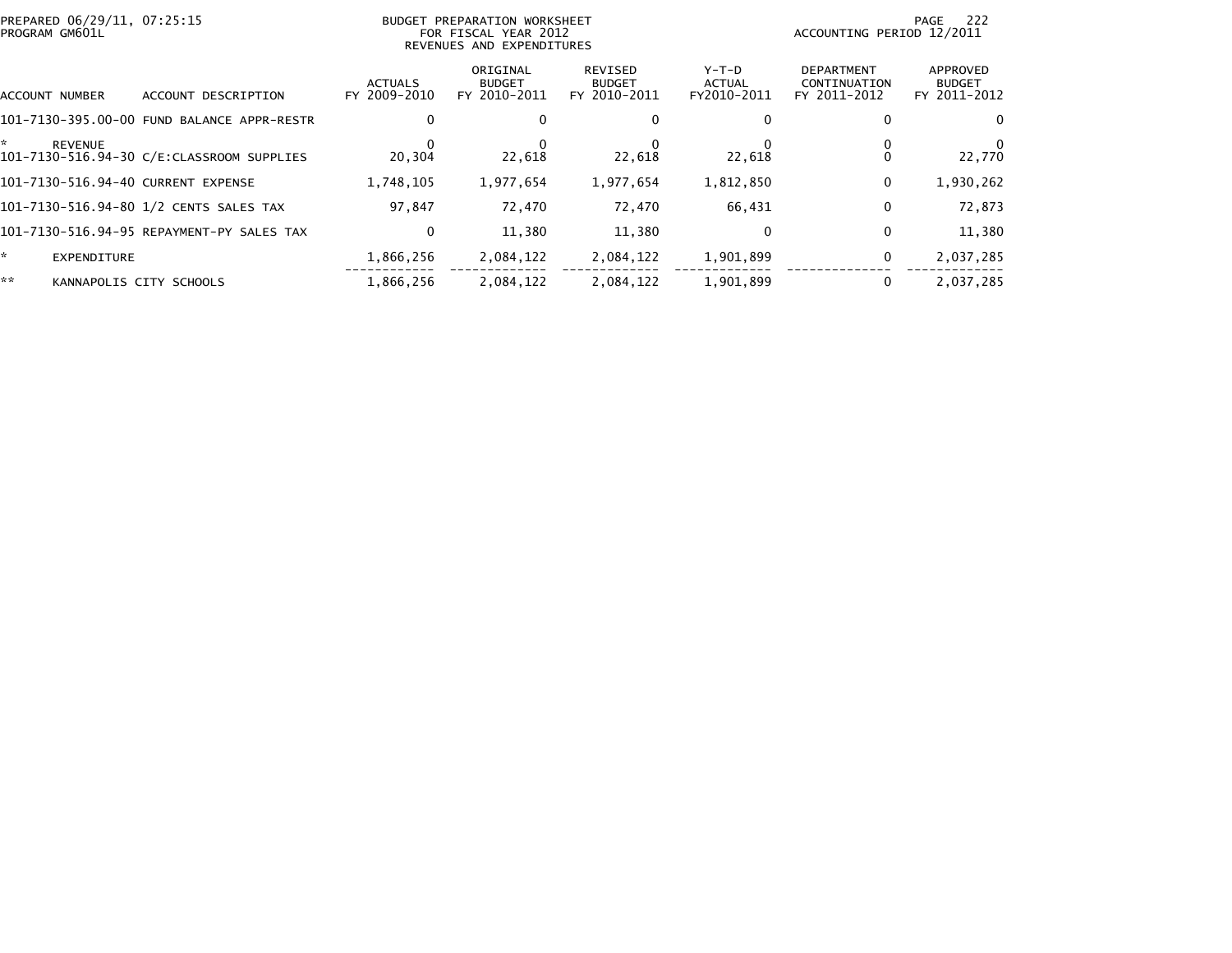PREPARED 06/29/11, 07:25:15
PROGRAM GM601L

BUDGET PREPARATION WORKSHEET
FOR FISCAL YEAR 2012
REVENUES AND EXPENDITURES

ACCOUNTING PERIOD 12/2011

| ACCOUNT NUMBER | ACCOUNT DESCRIPTION | ACTUALS FY 2009-2010 | ORIGINAL BUDGET FY 2010-2011 | REVISED BUDGET FY 2010-2011 | Y-T-D ACTUAL FY2010-2011 | DEPARTMENT CONTINUATION FY 2011-2012 | APPROVED BUDGET FY 2011-2012 |
|---|---|---|---|---|---|---|---|
| 101-7130-395.00-00 | FUND BALANCE APPR-RESTR | 0 | 0 | 0 | 0 | 0 | 0 |
| * | REVENUE | 0 | 0 | 0 | 0 | 0 | 0 |
| 101-7130-516.94-30 | C/E:CLASSROOM SUPPLIES | 20,304 | 22,618 | 22,618 | 22,618 | 0 | 22,770 |
| 101-7130-516.94-40 | CURRENT EXPENSE | 1,748,105 | 1,977,654 | 1,977,654 | 1,812,850 | 0 | 1,930,262 |
| 101-7130-516.94-80 | 1/2 CENTS SALES TAX | 97,847 | 72,470 | 72,470 | 66,431 | 0 | 72,873 |
| 101-7130-516.94-95 | REPAYMENT-PY SALES TAX | 0 | 11,380 | 11,380 | 0 | 0 | 11,380 |
| * | EXPENDITURE | 1,866,256 | 2,084,122 | 2,084,122 | 1,901,899 | 0 | 2,037,285 |
| ** | KANNAPOLIS CITY SCHOOLS | 1,866,256 | 2,084,122 | 2,084,122 | 1,901,899 | 0 | 2,037,285 |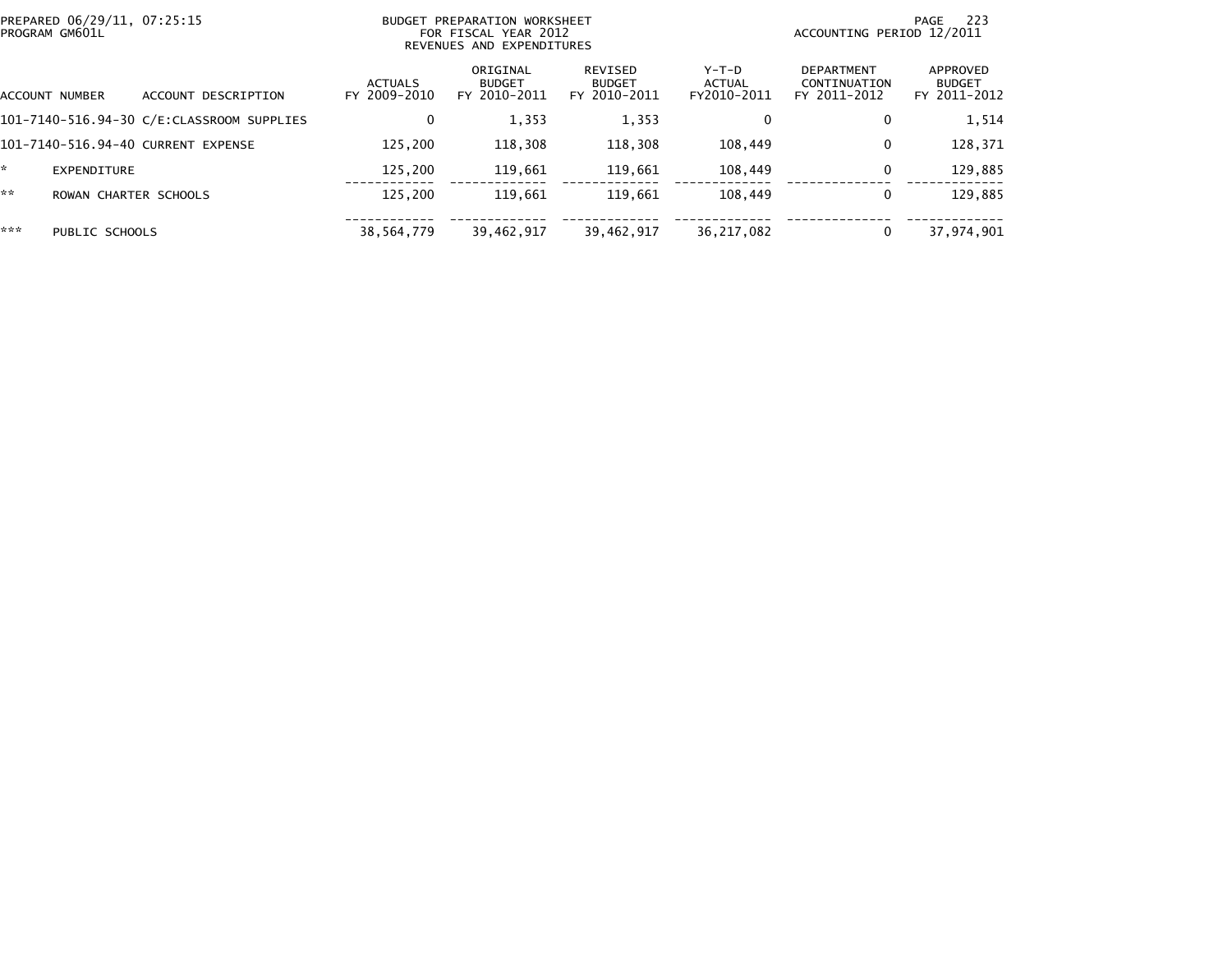PREPARED 06/29/11, 07:25:15
PROGRAM GM601L

BUDGET PREPARATION WORKSHEET
FOR FISCAL YEAR 2012
REVENUES AND EXPENDITURES

ACCOUNTING PERIOD 12/2011

| ACCOUNT NUMBER | ACCOUNT DESCRIPTION | ACTUALS FY 2009-2010 | ORIGINAL BUDGET FY 2010-2011 | REVISED BUDGET FY 2010-2011 | Y-T-D ACTUAL FY2010-2011 | DEPARTMENT CONTINUATION FY 2011-2012 | APPROVED BUDGET FY 2011-2012 |
|---|---|---|---|---|---|---|---|
| 101-7140-516.94-30 | C/E:CLASSROOM SUPPLIES | 0 | 1,353 | 1,353 | 0 | 0 | 1,514 |
| 101-7140-516.94-40 | CURRENT EXPENSE | 125,200 | 118,308 | 118,308 | 108,449 | 0 | 128,371 |
| * | EXPENDITURE | 125,200 | 119,661 | 119,661 | 108,449 | 0 | 129,885 |
| ** | ROWAN CHARTER SCHOOLS | 125,200 | 119,661 | 119,661 | 108,449 | 0 | 129,885 |
| *** | PUBLIC SCHOOLS | 38,564,779 | 39,462,917 | 39,462,917 | 36,217,082 | 0 | 37,974,901 |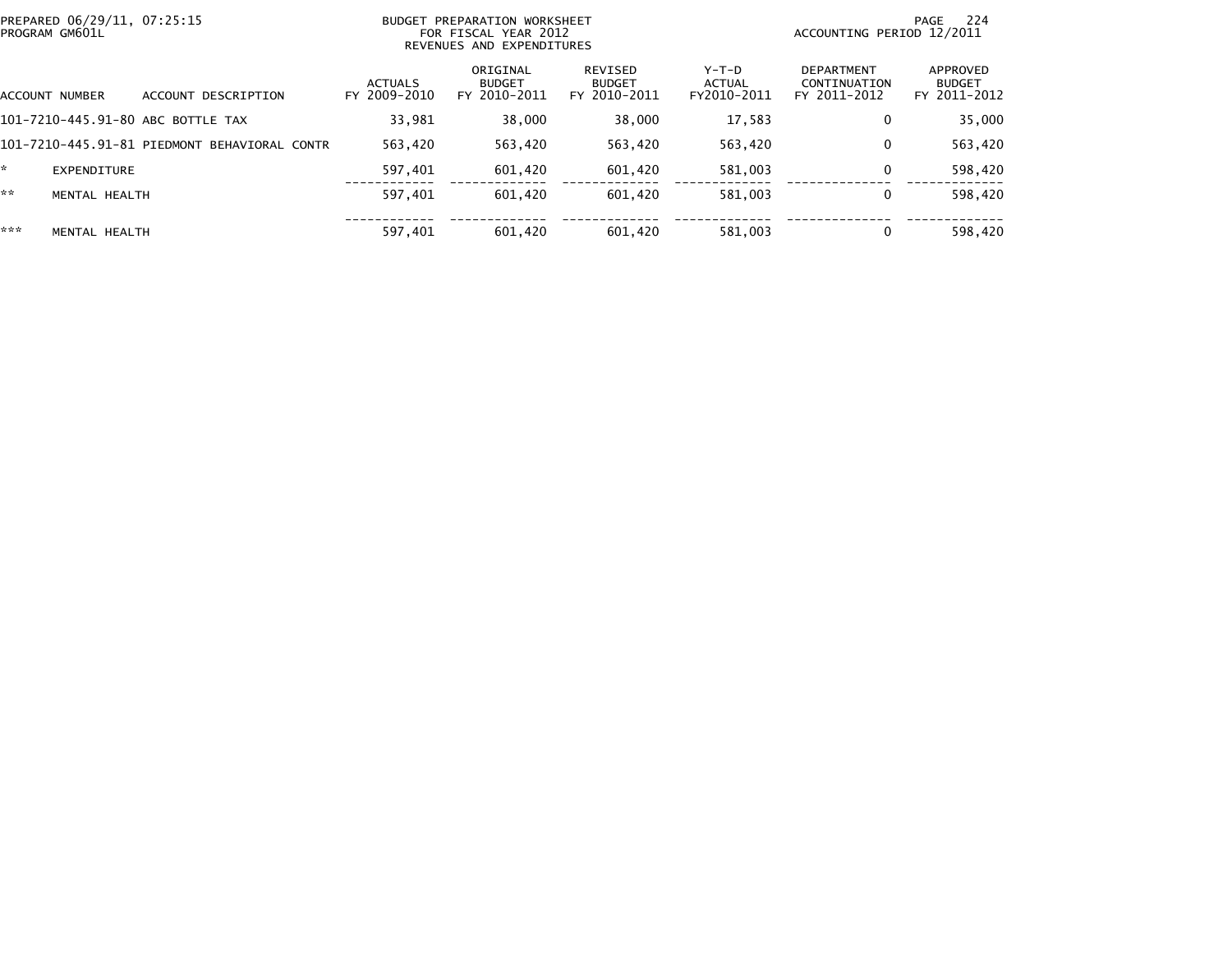PREPARED 06/29/11, 07:25:15
PROGRAM GM601L

BUDGET PREPARATION WORKSHEET
FOR FISCAL YEAR 2012
REVENUES AND EXPENDITURES

ACCOUNTING PERIOD 12/2011

| ACCOUNT NUMBER | ACCOUNT DESCRIPTION | ACTUALS FY 2009-2010 | ORIGINAL BUDGET FY 2010-2011 | REVISED BUDGET FY 2010-2011 | Y-T-D ACTUAL FY2010-2011 | DEPARTMENT CONTINUATION FY 2011-2012 | APPROVED BUDGET FY 2011-2012 |
|---|---|---|---|---|---|---|---|
| 101-7210-445.91-80 | ABC BOTTLE TAX | 33,981 | 38,000 | 38,000 | 17,583 | 0 | 35,000 |
| 101-7210-445.91-81 | PIEDMONT BEHAVIORAL CONTR | 563,420 | 563,420 | 563,420 | 563,420 | 0 | 563,420 |
| * | EXPENDITURE | 597,401 | 601,420 | 601,420 | 581,003 | 0 | 598,420 |
| ** | MENTAL HEALTH | 597,401 | 601,420 | 601,420 | 581,003 | 0 | 598,420 |
| *** | MENTAL HEALTH | 597,401 | 601,420 | 601,420 | 581,003 | 0 | 598,420 |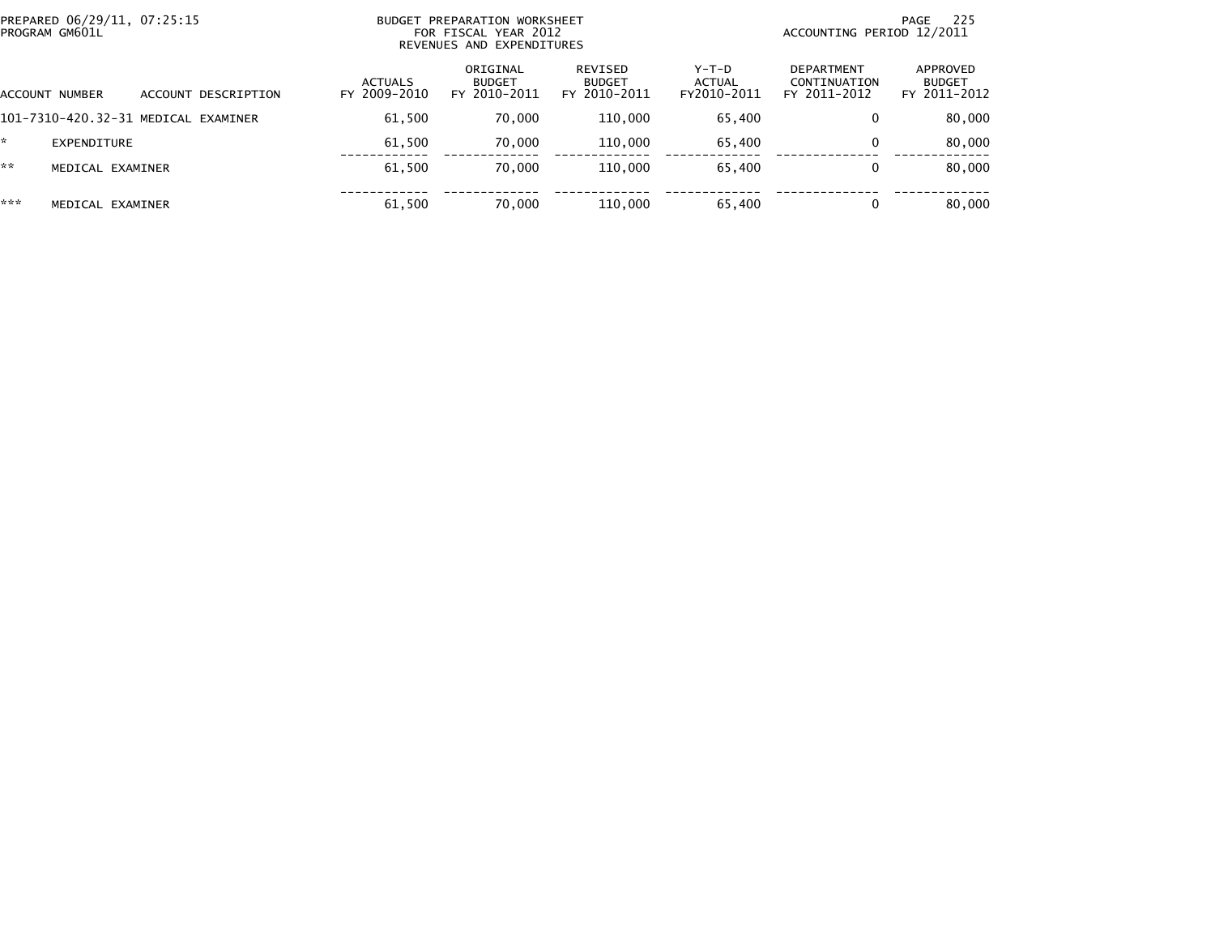BUDGET PREPARATION WORKSHEET
FOR FISCAL YEAR 2012
REVENUES AND EXPENDITURES

PREPARED 06/29/11, 07:25:15
PROGRAM GM601L

ACCOUNTING PERIOD 12/2011

| ACCOUNT NUMBER | ACCOUNT DESCRIPTION | ACTUALS FY 2009-2010 | ORIGINAL BUDGET FY 2010-2011 | REVISED BUDGET FY 2010-2011 | Y-T-D ACTUAL FY2010-2011 | DEPARTMENT CONTINUATION FY 2011-2012 | APPROVED BUDGET FY 2011-2012 |
|---|---|---|---|---|---|---|---|
| 101-7310-420.32-31 | MEDICAL EXAMINER | 61,500 | 70,000 | 110,000 | 65,400 | 0 | 80,000 |
| * | EXPENDITURE | 61,500 | 70,000 | 110,000 | 65,400 | 0 | 80,000 |
| ** | MEDICAL EXAMINER | 61,500 | 70,000 | 110,000 | 65,400 | 0 | 80,000 |
| *** | MEDICAL EXAMINER | 61,500 | 70,000 | 110,000 | 65,400 | 0 | 80,000 |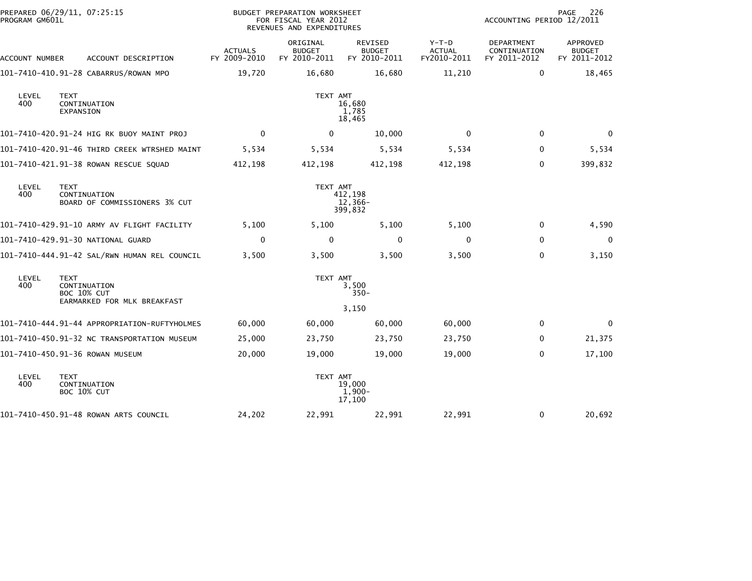PREPARED 06/29/11, 07:25:15
PROGRAM GM601L

BUDGET PREPARATION WORKSHEET
FOR FISCAL YEAR 2012
REVENUES AND EXPENDITURES

ACCOUNTING PERIOD 12/2011

| ACCOUNT NUMBER | ACCOUNT DESCRIPTION | ACTUALS FY 2009-2010 | ORIGINAL BUDGET FY 2010-2011 | REVISED BUDGET FY 2010-2011 | Y-T-D ACTUAL FY2010-2011 | DEPARTMENT CONTINUATION FY 2011-2012 | APPROVED BUDGET FY 2011-2012 |
|---|---|---|---|---|---|---|---|
| 101-7410-410.91-28 | CABARRUS/ROWAN MPO | 19,720 | 16,680 | 16,680 | 11,210 | 0 | 18,465 |
| LEVEL 400 | TEXT: CONTINUATION / EXPANSION | | TEXT AMT: 16,680 / 1,785 / 18,465 | | | | |
| 101-7410-420.91-24 | HIG RK BUOY MAINT PROJ | 0 | 0 | 10,000 | 0 | 0 | 0 |
| 101-7410-420.91-46 | THIRD CREEK WTRSHED MAINT | 5,534 | 5,534 | 5,534 | 5,534 | 0 | 5,534 |
| 101-7410-421.91-38 | ROWAN RESCUE SQUAD | 412,198 | 412,198 | 412,198 | 412,198 | 0 | 399,832 |
| LEVEL 400 | TEXT: CONTINUATION / BOARD OF COMMISSIONERS 3% CUT | | TEXT AMT: 412,198 / 12,366- / 399,832 | | | | |
| 101-7410-429.91-10 | ARMY AV FLIGHT FACILITY | 5,100 | 5,100 | 5,100 | 5,100 | 0 | 4,590 |
| 101-7410-429.91-30 | NATIONAL GUARD | 0 | 0 | 0 | 0 | 0 | 0 |
| 101-7410-444.91-42 | SAL/RWN HUMAN REL COUNCIL | 3,500 | 3,500 | 3,500 | 3,500 | 0 | 3,150 |
| LEVEL 400 | TEXT: CONTINUATION / BOC 10% CUT / EARMARKED FOR MLK BREAKFAST | | TEXT AMT: 3,500 / 350- / 3,150 | | | | |
| 101-7410-444.91-44 | APPROPRIATION-RUFTYHOLMES | 60,000 | 60,000 | 60,000 | 60,000 | 0 | 0 |
| 101-7410-450.91-32 | NC TRANSPORTATION MUSEUM | 25,000 | 23,750 | 23,750 | 23,750 | 0 | 21,375 |
| 101-7410-450.91-36 | ROWAN MUSEUM | 20,000 | 19,000 | 19,000 | 19,000 | 0 | 17,100 |
| LEVEL 400 | TEXT: CONTINUATION / BOC 10% CUT | | TEXT AMT: 19,000 / 1,900- / 17,100 | | | | |
| 101-7410-450.91-48 | ROWAN ARTS COUNCIL | 24,202 | 22,991 | 22,991 | 22,991 | 0 | 20,692 |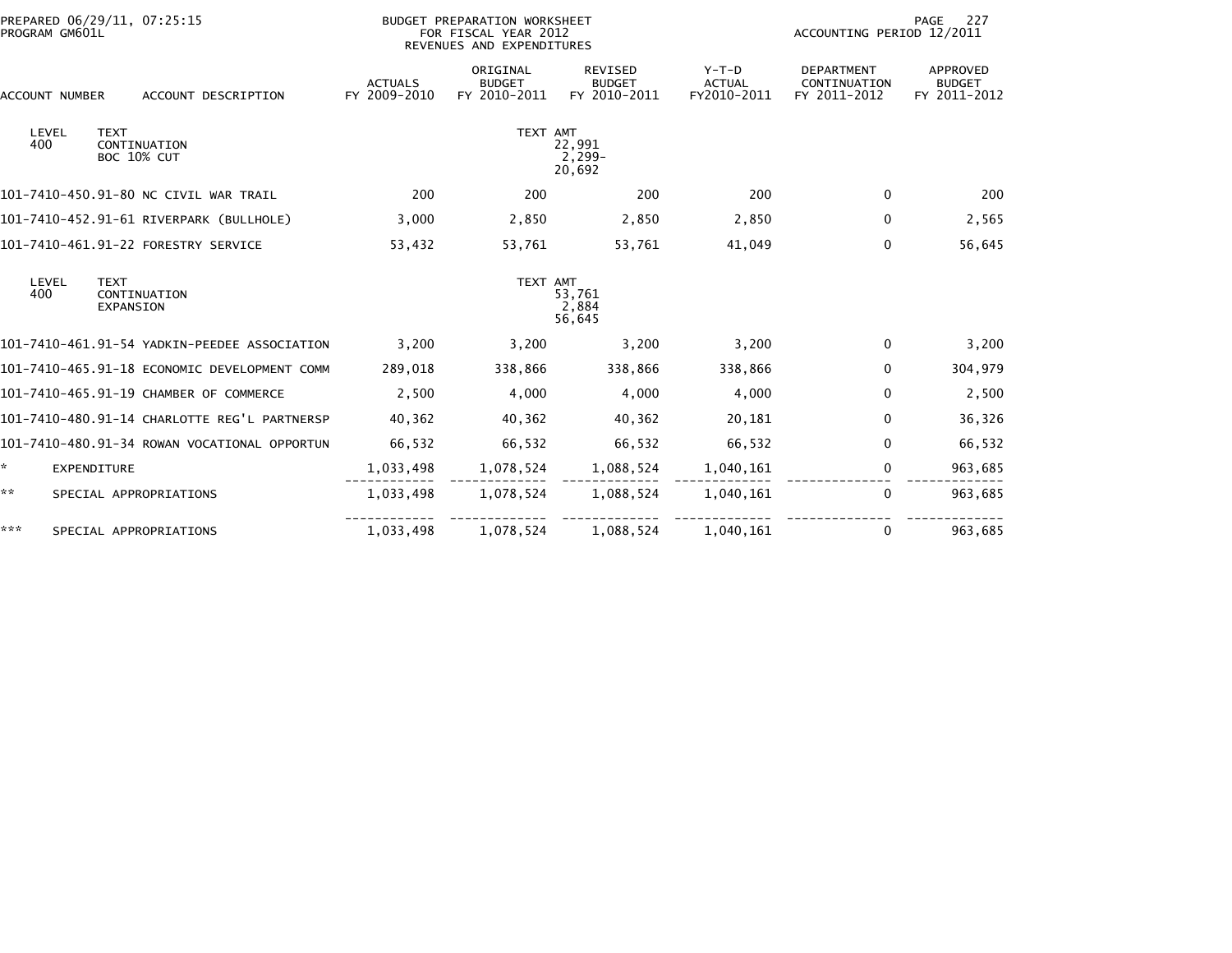PREPARED 06/29/11, 07:25:15
PROGRAM GM601L

BUDGET PREPARATION WORKSHEET
FOR FISCAL YEAR 2012
REVENUES AND EXPENDITURES

ACCOUNTING PERIOD 12/2011

| ACCOUNT NUMBER | ACCOUNT DESCRIPTION | ACTUALS FY 2009-2010 | ORIGINAL BUDGET FY 2010-2011 | REVISED BUDGET FY 2010-2011 | Y-T-D ACTUAL FY2010-2011 | DEPARTMENT CONTINUATION FY 2011-2012 | APPROVED BUDGET FY 2011-2012 |
|---|---|---|---|---|---|---|---|
| LEVEL 400 | TEXT CONTINUATION BOC 10% CUT | | TEXT AMT | 22,991 2,299- 20,692 | | | |
| 101-7410-450.91-80 | NC CIVIL WAR TRAIL | 200 | 200 | 200 | 200 | 0 | 200 |
| 101-7410-452.91-61 | RIVERPARK (BULLHOLE) | 3,000 | 2,850 | 2,850 | 2,850 | 0 | 2,565 |
| 101-7410-461.91-22 | FORESTRY SERVICE | 53,432 | 53,761 | 53,761 | 41,049 | 0 | 56,645 |
| LEVEL 400 | TEXT CONTINUATION EXPANSION | | TEXT AMT | 53,761 2,884 56,645 | | | |
| 101-7410-461.91-54 | YADKIN-PEEDEE ASSOCIATION | 3,200 | 3,200 | 3,200 | 3,200 | 0 | 3,200 |
| 101-7410-465.91-18 | ECONOMIC DEVELOPMENT COMM | 289,018 | 338,866 | 338,866 | 338,866 | 0 | 304,979 |
| 101-7410-465.91-19 | CHAMBER OF COMMERCE | 2,500 | 4,000 | 4,000 | 4,000 | 0 | 2,500 |
| 101-7410-480.91-14 | CHARLOTTE REG'L PARTNERSP | 40,362 | 40,362 | 40,362 | 20,181 | 0 | 36,326 |
| 101-7410-480.91-34 | ROWAN VOCATIONAL OPPORTUN | 66,532 | 66,532 | 66,532 | 66,532 | 0 | 66,532 |
| * | EXPENDITURE | 1,033,498 | 1,078,524 | 1,088,524 | 1,040,161 | 0 | 963,685 |
| ** | SPECIAL APPROPRIATIONS | 1,033,498 | 1,078,524 | 1,088,524 | 1,040,161 | 0 | 963,685 |
| *** | SPECIAL APPROPRIATIONS | 1,033,498 | 1,078,524 | 1,088,524 | 1,040,161 | 0 | 963,685 |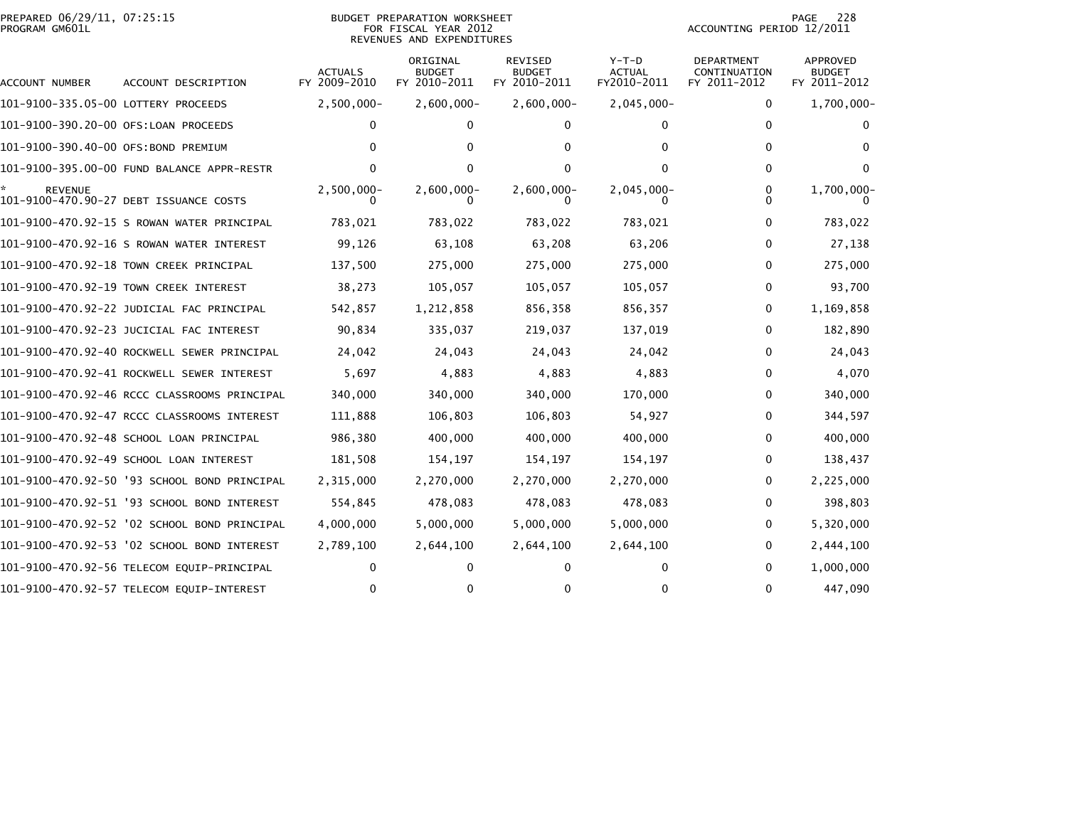PREPARED 06/29/11, 07:25:15
PROGRAM GM601L

BUDGET PREPARATION WORKSHEET
FOR FISCAL YEAR 2012
REVENUES AND EXPENDITURES

ACCOUNTING PERIOD 12/2011

| ACCOUNT NUMBER | ACCOUNT DESCRIPTION | ACTUALS FY 2009-2010 | ORIGINAL BUDGET FY 2010-2011 | REVISED BUDGET FY 2010-2011 | Y-T-D ACTUAL FY2010-2011 | DEPARTMENT CONTINUATION FY 2011-2012 | APPROVED BUDGET FY 2011-2012 |
|---|---|---|---|---|---|---|---|
| 101-9100-335.05-00 | LOTTERY PROCEEDS | 2,500,000- | 2,600,000- | 2,600,000- | 2,045,000- | 0 | 1,700,000- |
| 101-9100-390.20-00 | OFS:LOAN PROCEEDS | 0 | 0 | 0 | 0 | 0 | 0 |
| 101-9100-390.40-00 | OFS:BOND PREMIUM | 0 | 0 | 0 | 0 | 0 | 0 |
| 101-9100-395.00-00 | FUND BALANCE APPR-RESTR | 0 | 0 | 0 | 0 | 0 | 0 |
| * REVENUE | | 2,500,000- | 2,600,000- | 2,600,000- | 2,045,000- | 0 | 1,700,000- |
| 101-9100-470.90-27 | DEBT ISSUANCE COSTS | 0 | 0 | 0 | 0 | 0 | 0 |
| 101-9100-470.92-15 | S ROWAN WATER PRINCIPAL | 783,021 | 783,022 | 783,022 | 783,021 | 0 | 783,022 |
| 101-9100-470.92-16 | S ROWAN WATER INTEREST | 99,126 | 63,108 | 63,208 | 63,206 | 0 | 27,138 |
| 101-9100-470.92-18 | TOWN CREEK PRINCIPAL | 137,500 | 275,000 | 275,000 | 275,000 | 0 | 275,000 |
| 101-9100-470.92-19 | TOWN CREEK INTEREST | 38,273 | 105,057 | 105,057 | 105,057 | 0 | 93,700 |
| 101-9100-470.92-22 | JUDICIAL FAC PRINCIPAL | 542,857 | 1,212,858 | 856,358 | 856,357 | 0 | 1,169,858 |
| 101-9100-470.92-23 | JUCICIAL FAC INTEREST | 90,834 | 335,037 | 219,037 | 137,019 | 0 | 182,890 |
| 101-9100-470.92-40 | ROCKWELL SEWER PRINCIPAL | 24,042 | 24,043 | 24,043 | 24,042 | 0 | 24,043 |
| 101-9100-470.92-41 | ROCKWELL SEWER INTEREST | 5,697 | 4,883 | 4,883 | 4,883 | 0 | 4,070 |
| 101-9100-470.92-46 | RCCC CLASSROOMS PRINCIPAL | 340,000 | 340,000 | 340,000 | 170,000 | 0 | 340,000 |
| 101-9100-470.92-47 | RCCC CLASSROOMS INTEREST | 111,888 | 106,803 | 106,803 | 54,927 | 0 | 344,597 |
| 101-9100-470.92-48 | SCHOOL LOAN PRINCIPAL | 986,380 | 400,000 | 400,000 | 400,000 | 0 | 400,000 |
| 101-9100-470.92-49 | SCHOOL LOAN INTEREST | 181,508 | 154,197 | 154,197 | 154,197 | 0 | 138,437 |
| 101-9100-470.92-50 | '93 SCHOOL BOND PRINCIPAL | 2,315,000 | 2,270,000 | 2,270,000 | 2,270,000 | 0 | 2,225,000 |
| 101-9100-470.92-51 | '93 SCHOOL BOND INTEREST | 554,845 | 478,083 | 478,083 | 478,083 | 0 | 398,803 |
| 101-9100-470.92-52 | '02 SCHOOL BOND PRINCIPAL | 4,000,000 | 5,000,000 | 5,000,000 | 5,000,000 | 0 | 5,320,000 |
| 101-9100-470.92-53 | '02 SCHOOL BOND INTEREST | 2,789,100 | 2,644,100 | 2,644,100 | 2,644,100 | 0 | 2,444,100 |
| 101-9100-470.92-56 | TELECOM EQUIP-PRINCIPAL | 0 | 0 | 0 | 0 | 0 | 1,000,000 |
| 101-9100-470.92-57 | TELECOM EQUIP-INTEREST | 0 | 0 | 0 | 0 | 0 | 447,090 |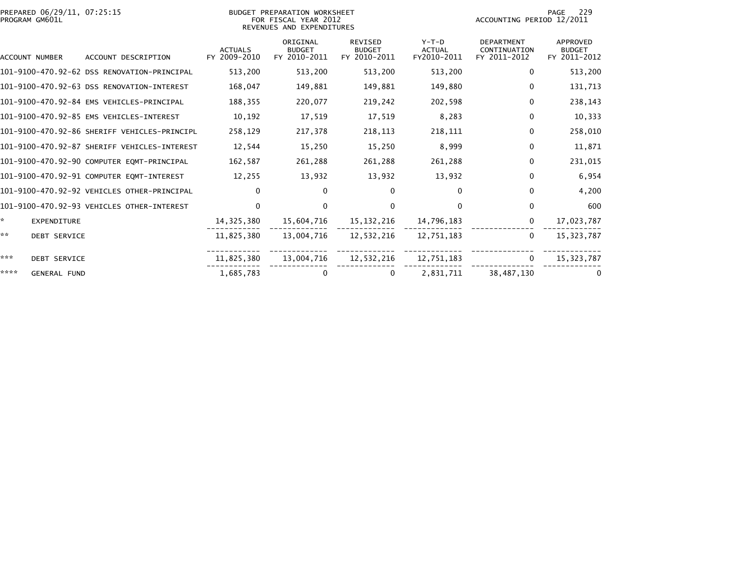PREPARED 06/29/11, 07:25:15
PROGRAM GM601L

BUDGET PREPARATION WORKSHEET
FOR FISCAL YEAR 2012
REVENUES AND EXPENDITURES

ACCOUNTING PERIOD 12/2011

| ACCOUNT NUMBER | ACCOUNT DESCRIPTION | ACTUALS FY 2009-2010 | ORIGINAL BUDGET FY 2010-2011 | REVISED BUDGET FY 2010-2011 | Y-T-D ACTUAL FY2010-2011 | DEPARTMENT CONTINUATION FY 2011-2012 | APPROVED BUDGET FY 2011-2012 |
|---|---|---|---|---|---|---|---|
| 101-9100-470.92-62 | DSS RENOVATION-PRINCIPAL | 513,200 | 513,200 | 513,200 | 513,200 | 0 | 513,200 |
| 101-9100-470.92-63 | DSS RENOVATION-INTEREST | 168,047 | 149,881 | 149,881 | 149,880 | 0 | 131,713 |
| 101-9100-470.92-84 | EMS VEHICLES-PRINCIPAL | 188,355 | 220,077 | 219,242 | 202,598 | 0 | 238,143 |
| 101-9100-470.92-85 | EMS VEHICLES-INTEREST | 10,192 | 17,519 | 17,519 | 8,283 | 0 | 10,333 |
| 101-9100-470.92-86 | SHERIFF VEHICLES-PRINCIPL | 258,129 | 217,378 | 218,113 | 218,111 | 0 | 258,010 |
| 101-9100-470.92-87 | SHERIFF VEHICLES-INTEREST | 12,544 | 15,250 | 15,250 | 8,999 | 0 | 11,871 |
| 101-9100-470.92-90 | COMPUTER EQMT-PRINCIPAL | 162,587 | 261,288 | 261,288 | 261,288 | 0 | 231,015 |
| 101-9100-470.92-91 | COMPUTER EQMT-INTEREST | 12,255 | 13,932 | 13,932 | 13,932 | 0 | 6,954 |
| 101-9100-470.92-92 | VEHICLES OTHER-PRINCIPAL | 0 | 0 | 0 | 0 | 0 | 4,200 |
| 101-9100-470.92-93 | VEHICLES OTHER-INTEREST | 0 | 0 | 0 | 0 | 0 | 600 |
| * | EXPENDITURE | 14,325,380 | 15,604,716 | 15,132,216 | 14,796,183 | 0 | 17,023,787 |
| ** | DEBT SERVICE | 11,825,380 | 13,004,716 | 12,532,216 | 12,751,183 | 0 | 15,323,787 |
| *** | DEBT SERVICE | 11,825,380 | 13,004,716 | 12,532,216 | 12,751,183 | 0 | 15,323,787 |
| **** | GENERAL FUND | 1,685,783 | 0 | 0 | 2,831,711 | 38,487,130 | 0 |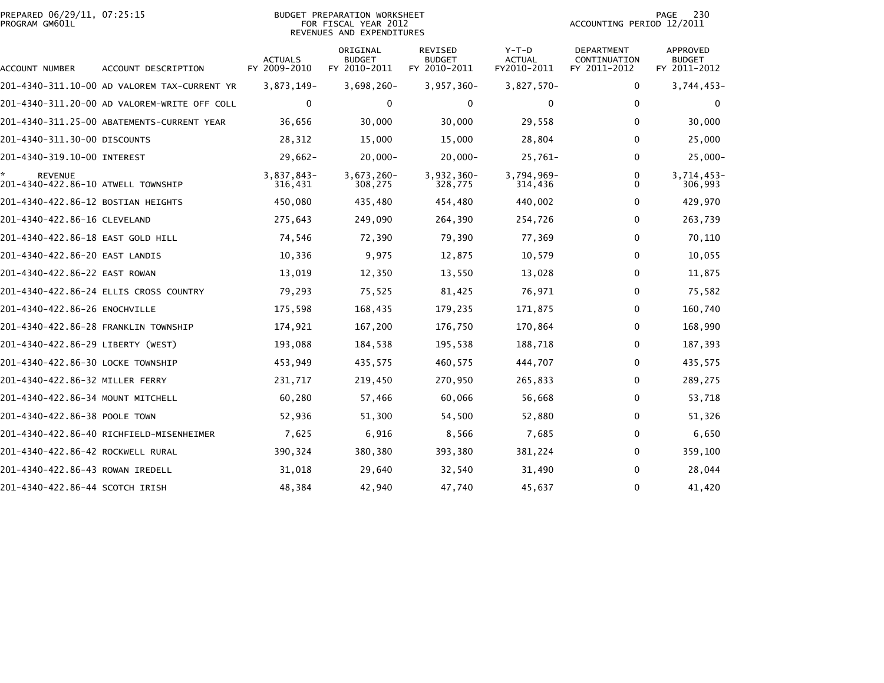PREPARED 06/29/11, 07:25:15
PROGRAM GM601L

BUDGET PREPARATION WORKSHEET
FOR FISCAL YEAR 2012
REVENUES AND EXPENDITURES

ACCOUNTING PERIOD 12/2011

| ACCOUNT NUMBER | ACCOUNT DESCRIPTION | ACTUALS FY 2009-2010 | ORIGINAL BUDGET FY 2010-2011 | REVISED BUDGET FY 2010-2011 | Y-T-D ACTUAL FY2010-2011 | DEPARTMENT CONTINUATION FY 2011-2012 | APPROVED BUDGET FY 2011-2012 |
|---|---|---|---|---|---|---|---|
| 201-4340-311.10-00 | AD VALOREM TAX-CURRENT YR | 3,873,149- | 3,698,260- | 3,957,360- | 3,827,570- | 0 | 3,744,453- |
| 201-4340-311.20-00 | AD VALOREM-WRITE OFF COLL | 0 | 0 | 0 | 0 | 0 | 0 |
| 201-4340-311.25-00 | ABATEMENTS-CURRENT YEAR | 36,656 | 30,000 | 30,000 | 29,558 | 0 | 30,000 |
| 201-4340-311.30-00 | DISCOUNTS | 28,312 | 15,000 | 15,000 | 28,804 | 0 | 25,000 |
| 201-4340-319.10-00 | INTEREST | 29,662- | 20,000- | 20,000- | 25,761- | 0 | 25,000- |
| * | REVENUE | 3,837,843- | 3,673,260- | 3,932,360- | 3,794,969- | 0 | 3,714,453- |
| 201-4340-422.86-10 | ATWELL TOWNSHIP | 316,431 | 308,275 | 328,775 | 314,436 | 0 | 306,993 |
| 201-4340-422.86-12 | BOSTIAN HEIGHTS | 450,080 | 435,480 | 454,480 | 440,002 | 0 | 429,970 |
| 201-4340-422.86-16 | CLEVELAND | 275,643 | 249,090 | 264,390 | 254,726 | 0 | 263,739 |
| 201-4340-422.86-18 | EAST GOLD HILL | 74,546 | 72,390 | 79,390 | 77,369 | 0 | 70,110 |
| 201-4340-422.86-20 | EAST LANDIS | 10,336 | 9,975 | 12,875 | 10,579 | 0 | 10,055 |
| 201-4340-422.86-22 | EAST ROWAN | 13,019 | 12,350 | 13,550 | 13,028 | 0 | 11,875 |
| 201-4340-422.86-24 | ELLIS CROSS COUNTRY | 79,293 | 75,525 | 81,425 | 76,971 | 0 | 75,582 |
| 201-4340-422.86-26 | ENOCHVILLE | 175,598 | 168,435 | 179,235 | 171,875 | 0 | 160,740 |
| 201-4340-422.86-28 | FRANKLIN TOWNSHIP | 174,921 | 167,200 | 176,750 | 170,864 | 0 | 168,990 |
| 201-4340-422.86-29 | LIBERTY (WEST) | 193,088 | 184,538 | 195,538 | 188,718 | 0 | 187,393 |
| 201-4340-422.86-30 | LOCKE TOWNSHIP | 453,949 | 435,575 | 460,575 | 444,707 | 0 | 435,575 |
| 201-4340-422.86-32 | MILLER FERRY | 231,717 | 219,450 | 270,950 | 265,833 | 0 | 289,275 |
| 201-4340-422.86-34 | MOUNT MITCHELL | 60,280 | 57,466 | 60,066 | 56,668 | 0 | 53,718 |
| 201-4340-422.86-38 | POOLE TOWN | 52,936 | 51,300 | 54,500 | 52,880 | 0 | 51,326 |
| 201-4340-422.86-40 | RICHFIELD-MISENHEIMER | 7,625 | 6,916 | 8,566 | 7,685 | 0 | 6,650 |
| 201-4340-422.86-42 | ROCKWELL RURAL | 390,324 | 380,380 | 393,380 | 381,224 | 0 | 359,100 |
| 201-4340-422.86-43 | ROWAN IREDELL | 31,018 | 29,640 | 32,540 | 31,490 | 0 | 28,044 |
| 201-4340-422.86-44 | SCOTCH IRISH | 48,384 | 42,940 | 47,740 | 45,637 | 0 | 41,420 |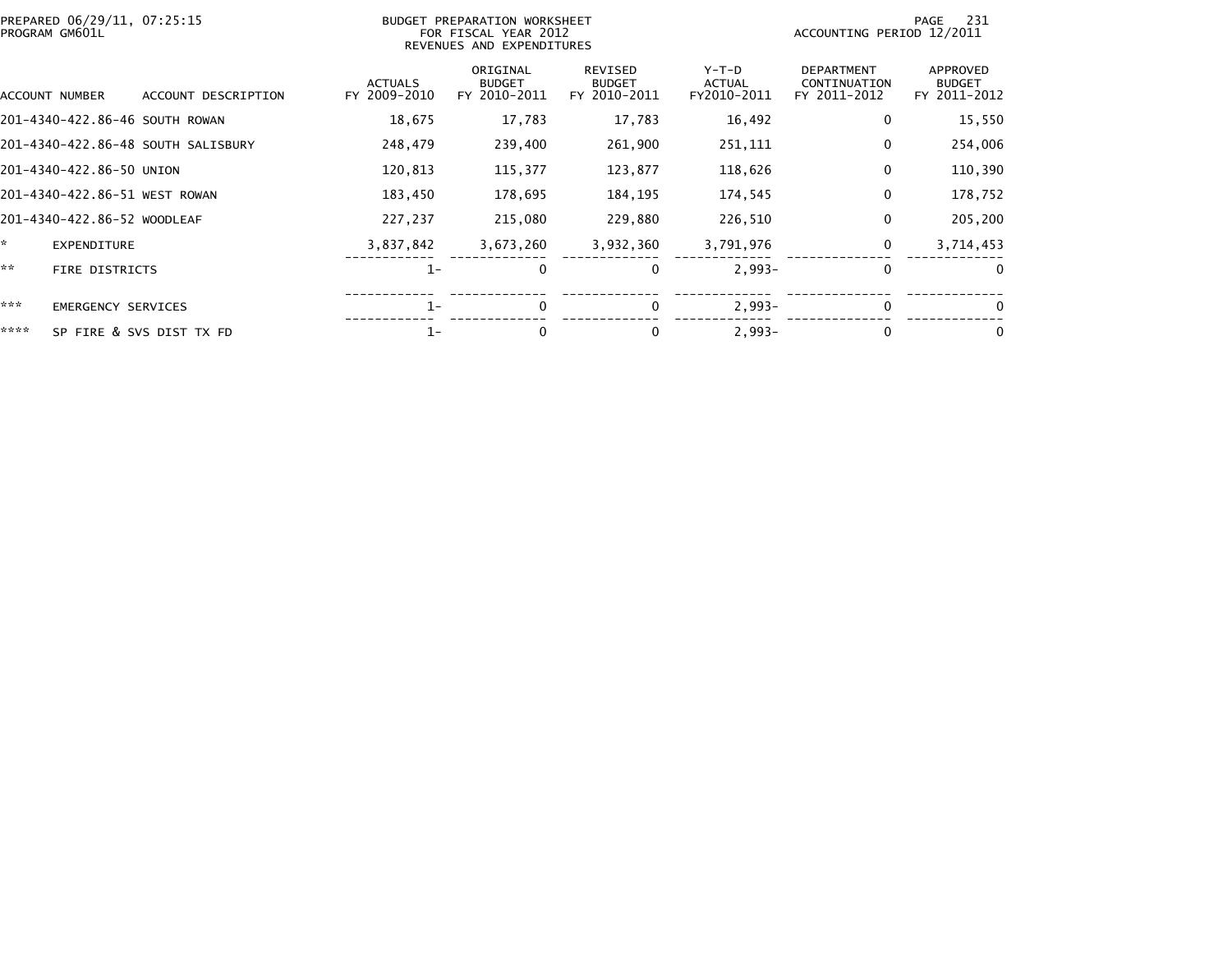PREPARED 06/29/11, 07:25:15
PROGRAM GM601L

BUDGET PREPARATION WORKSHEET
FOR FISCAL YEAR 2012
REVENUES AND EXPENDITURES

ACCOUNTING PERIOD 12/2011

| ACCOUNT NUMBER | ACCOUNT DESCRIPTION | ACTUALS FY 2009-2010 | ORIGINAL BUDGET FY 2010-2011 | REVISED BUDGET FY 2010-2011 | Y-T-D ACTUAL FY2010-2011 | DEPARTMENT CONTINUATION FY 2011-2012 | APPROVED BUDGET FY 2011-2012 |
|---|---|---|---|---|---|---|---|
| 201-4340-422.86-46 | SOUTH ROWAN | 18,675 | 17,783 | 17,783 | 16,492 | 0 | 15,550 |
| 201-4340-422.86-48 | SOUTH SALISBURY | 248,479 | 239,400 | 261,900 | 251,111 | 0 | 254,006 |
| 201-4340-422.86-50 | UNION | 120,813 | 115,377 | 123,877 | 118,626 | 0 | 110,390 |
| 201-4340-422.86-51 | WEST ROWAN | 183,450 | 178,695 | 184,195 | 174,545 | 0 | 178,752 |
| 201-4340-422.86-52 | WOODLEAF | 227,237 | 215,080 | 229,880 | 226,510 | 0 | 205,200 |
| * | EXPENDITURE | 3,837,842 | 3,673,260 | 3,932,360 | 3,791,976 | 0 | 3,714,453 |
| ** | FIRE DISTRICTS | 1- | 0 | 0 | 2,993- | 0 | 0 |
| *** | EMERGENCY SERVICES | 1- | 0 | 0 | 2,993- | 0 | 0 |
| **** | SP FIRE & SVS DIST TX FD | 1- | 0 | 0 | 2,993- | 0 | 0 |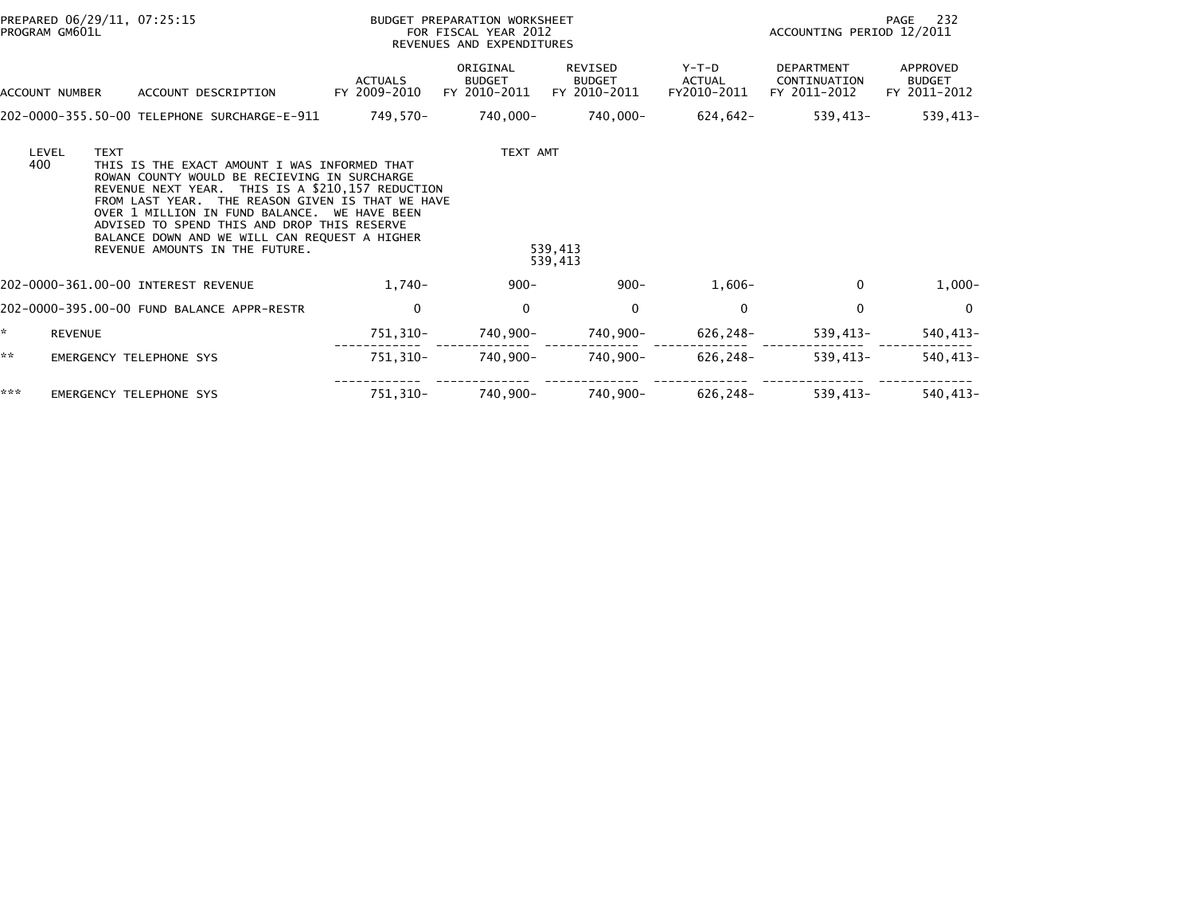PREPARED 06/29/11, 07:25:15
PROGRAM GM601L

BUDGET PREPARATION WORKSHEET
FOR FISCAL YEAR 2012
REVENUES AND EXPENDITURES

ACCOUNTING PERIOD 12/2011

| ACCOUNT NUMBER | ACCOUNT DESCRIPTION | ACTUALS FY 2009-2010 | ORIGINAL BUDGET FY 2010-2011 | REVISED BUDGET FY 2010-2011 | Y-T-D ACTUAL FY2010-2011 | DEPARTMENT CONTINUATION FY 2011-2012 | APPROVED BUDGET FY 2011-2012 |
|---|---|---|---|---|---|---|---|
| 202-0000-355.50-00 | TELEPHONE SURCHARGE-E-911 | 749,570- | 740,000- | 740,000- | 624,642- | 539,413- | 539,413- |

| LEVEL | TEXT | TEXT AMT |
|---|---|---|
| 400 | THIS IS THE EXACT AMOUNT I WAS INFORMED THAT ROWAN COUNTY WOULD BE RECIEVING IN SURCHARGE REVENUE NEXT YEAR. THIS IS A $210,157 REDUCTION FROM LAST YEAR. THE REASON GIVEN IS THAT WE HAVE OVER 1 MILLION IN FUND BALANCE. WE HAVE BEEN ADVISED TO SPEND THIS AND DROP THIS RESERVE BALANCE DOWN AND WE WILL CAN REQUEST A HIGHER REVENUE AMOUNTS IN THE FUTURE. | 539,413 |
| | | 539,413 |

| ACCOUNT NUMBER | ACCOUNT DESCRIPTION | ACTUALS FY 2009-2010 | ORIGINAL BUDGET FY 2010-2011 | REVISED BUDGET FY 2010-2011 | Y-T-D ACTUAL FY2010-2011 | DEPARTMENT CONTINUATION FY 2011-2012 | APPROVED BUDGET FY 2011-2012 |
|---|---|---|---|---|---|---|---|
| 202-0000-361.00-00 | INTEREST REVENUE | 1,740- | 900- | 900- | 1,606- | 0 | 1,000- |
| 202-0000-395.00-00 | FUND BALANCE APPR-RESTR | 0 | 0 | 0 | 0 | 0 | 0 |
| * | REVENUE | 751,310- | 740,900- | 740,900- | 626,248- | 539,413- | 540,413- |
| ** | EMERGENCY TELEPHONE SYS | 751,310- | 740,900- | 740,900- | 626,248- | 539,413- | 540,413- |
| *** | EMERGENCY TELEPHONE SYS | 751,310- | 740,900- | 740,900- | 626,248- | 539,413- | 540,413- |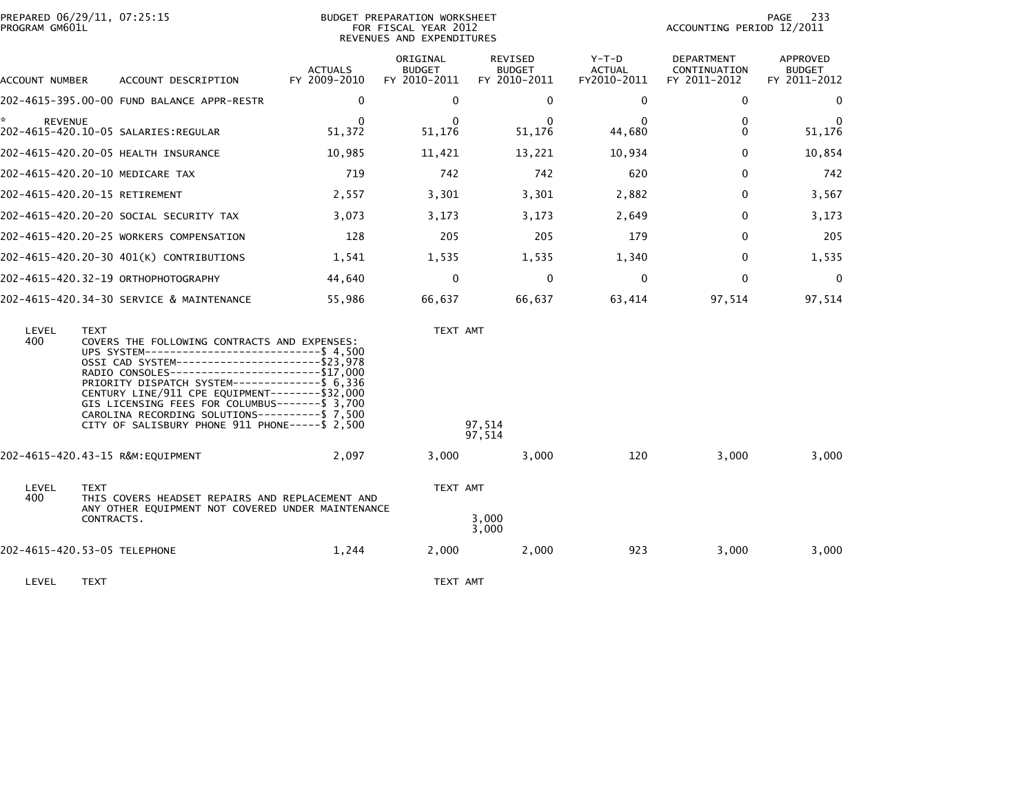PREPARED 06/29/11, 07:25:15
PROGRAM GM601L

BUDGET PREPARATION WORKSHEET
FOR FISCAL YEAR 2012
REVENUES AND EXPENDITURES

ACCOUNTING PERIOD 12/2011

| ACCOUNT NUMBER | ACCOUNT DESCRIPTION | ACTUALS FY 2009-2010 | ORIGINAL BUDGET FY 2010-2011 | REVISED BUDGET FY 2010-2011 | Y-T-D ACTUAL FY2010-2011 | DEPARTMENT CONTINUATION FY 2011-2012 | APPROVED BUDGET FY 2011-2012 |
|---|---|---|---|---|---|---|---|
| 202-4615-395.00-00 | FUND BALANCE APPR-RESTR | 0 | 0 | 0 | 0 | 0 | 0 |
| * REVENUE | | 0 | 0 | 0 | 0 | 0 | 0 |
| 202-4615-420.10-05 | SALARIES:REGULAR | 51,372 | 51,176 | 51,176 | 44,680 | 0 | 51,176 |
| 202-4615-420.20-05 | HEALTH INSURANCE | 10,985 | 11,421 | 13,221 | 10,934 | 0 | 10,854 |
| 202-4615-420.20-10 | MEDICARE TAX | 719 | 742 | 742 | 620 | 0 | 742 |
| 202-4615-420.20-15 | RETIREMENT | 2,557 | 3,301 | 3,301 | 2,882 | 0 | 3,567 |
| 202-4615-420.20-20 | SOCIAL SECURITY TAX | 3,073 | 3,173 | 3,173 | 2,649 | 0 | 3,173 |
| 202-4615-420.20-25 | WORKERS COMPENSATION | 128 | 205 | 205 | 179 | 0 | 205 |
| 202-4615-420.20-30 | 401(K) CONTRIBUTIONS | 1,541 | 1,535 | 1,535 | 1,340 | 0 | 1,535 |
| 202-4615-420.32-19 | ORTHOPHOTOGRAPHY | 44,640 | 0 | 0 | 0 | 0 | 0 |
| 202-4615-420.34-30 | SERVICE & MAINTENANCE | 55,986 | 66,637 | 66,637 | 63,414 | 97,514 | 97,514 |

| LEVEL | TEXT | TEXT AMT |
|---|---|---|
| 400 | COVERS THE FOLLOWING CONTRACTS AND EXPENSES: | |
| | UPS SYSTEM----------------------------$ 4,500 | |
| | OSSI CAD SYSTEM-----------------------$23,978 | |
| | RADIO CONSOLES------------------------$17,000 | |
| | PRIORITY DISPATCH SYSTEM--------------$ 6,336 | |
| | CENTURY LINE/911 CPE EQUIPMENT--------$32,000 | |
| | GIS LICENSING FEES FOR COLUMBUS-------$ 3,700 | |
| | CAROLINA RECORDING SOLUTIONS----------$ 7,500 | |
| | CITY OF SALISBURY PHONE 911 PHONE-----$ 2,500 | 97,514 |
| | | 97,514 |

| ACCOUNT NUMBER | ACCOUNT DESCRIPTION | ACTUALS FY 2009-2010 | ORIGINAL BUDGET FY 2010-2011 | REVISED BUDGET FY 2010-2011 | Y-T-D ACTUAL FY2010-2011 | DEPARTMENT CONTINUATION FY 2011-2012 | APPROVED BUDGET FY 2011-2012 |
|---|---|---|---|---|---|---|---|
| 202-4615-420.43-15 | R&M:EQUIPMENT | 2,097 | 3,000 | 3,000 | 120 | 3,000 | 3,000 |

| LEVEL | TEXT | TEXT AMT |
|---|---|---|
| 400 | THIS COVERS HEADSET REPAIRS AND REPLACEMENT AND ANY OTHER EQUIPMENT NOT COVERED UNDER MAINTENANCE CONTRACTS. | 3,000 |
| | | 3,000 |

| ACCOUNT NUMBER | ACCOUNT DESCRIPTION | ACTUALS FY 2009-2010 | ORIGINAL BUDGET FY 2010-2011 | REVISED BUDGET FY 2010-2011 | Y-T-D ACTUAL FY2010-2011 | DEPARTMENT CONTINUATION FY 2011-2012 | APPROVED BUDGET FY 2011-2012 |
|---|---|---|---|---|---|---|---|
| 202-4615-420.53-05 | TELEPHONE | 1,244 | 2,000 | 2,000 | 923 | 3,000 | 3,000 |

| LEVEL | TEXT | TEXT AMT |
|---|---|---|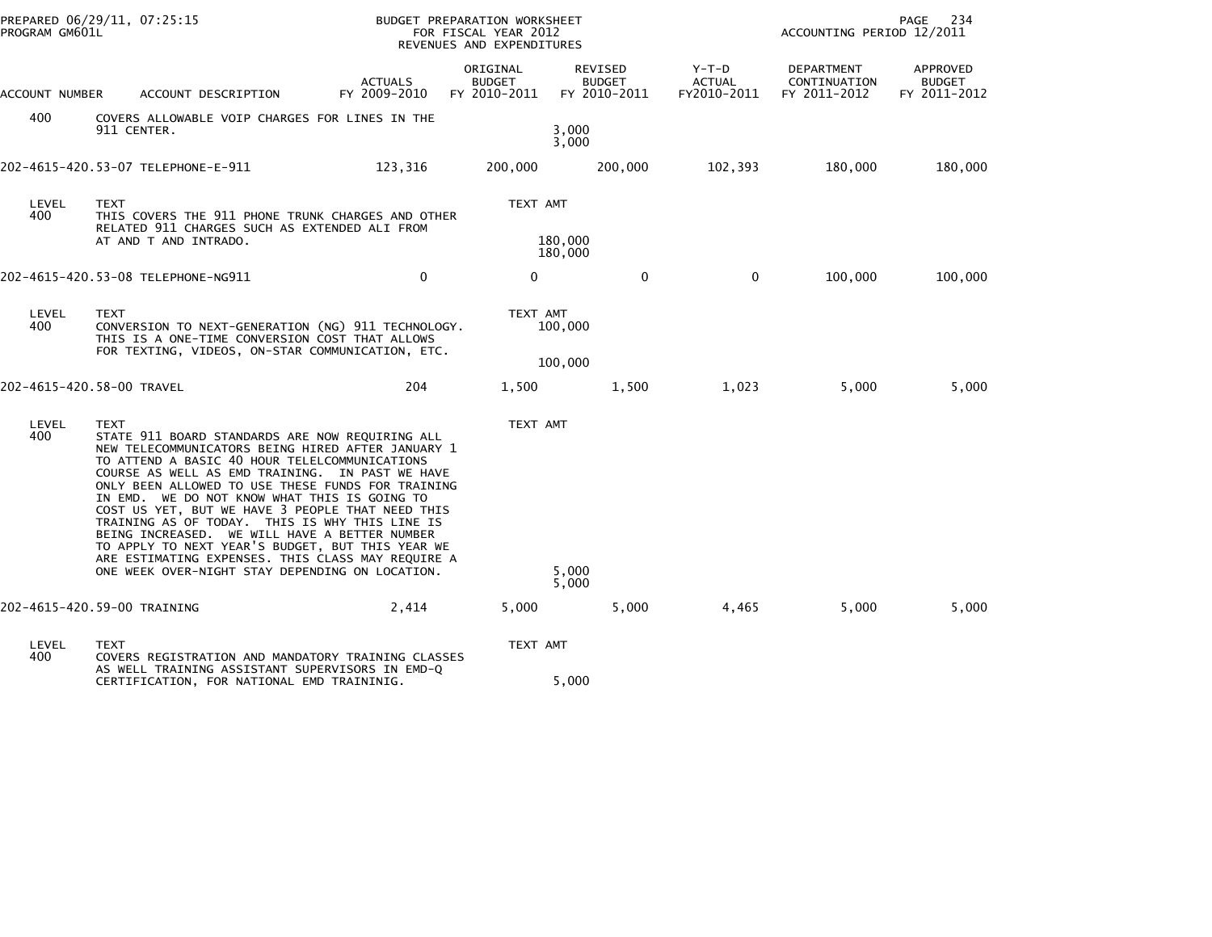PREPARED 06/29/11, 07:25:15
PROGRAM GM601L

BUDGET PREPARATION WORKSHEET
FOR FISCAL YEAR 2012
REVENUES AND EXPENDITURES

ACCOUNTING PERIOD 12/2011

| ACCOUNT NUMBER | ACCOUNT DESCRIPTION | ACTUALS FY 2009-2010 | ORIGINAL BUDGET FY 2010-2011 | REVISED BUDGET FY 2010-2011 | Y-T-D ACTUAL FY2010-2011 | DEPARTMENT CONTINUATION FY 2011-2012 | APPROVED BUDGET FY 2011-2012 |
|---|---|---|---|---|---|---|---|
| 400 | COVERS ALLOWABLE VOIP CHARGES FOR LINES IN THE 911 CENTER. | | 3,000<br>3,000 | | | | |
| 202-4615-420.53-07 | TELEPHONE-E-911 | 123,316 | 200,000 | 200,000 | 102,393 | 180,000 | 180,000 |
| LEVEL 400 | TEXT<br>THIS COVERS THE 911 PHONE TRUNK CHARGES AND OTHER RELATED 911 CHARGES SUCH AS EXTENDED ALI FROM AT AND T AND INTRADO. | | TEXT AMT<br>180,000<br>180,000 | | | | |
| 202-4615-420.53-08 | TELEPHONE-NG911 | 0 | 0 | 0 | 0 | 100,000 | 100,000 |
| LEVEL 400 | TEXT<br>CONVERSION TO NEXT-GENERATION (NG) 911 TECHNOLOGY. THIS IS A ONE-TIME CONVERSION COST THAT ALLOWS FOR TEXTING, VIDEOS, ON-STAR COMMUNICATION, ETC. | | TEXT AMT<br>100,000<br>100,000 | | | | |
| 202-4615-420.58-00 | TRAVEL | 204 | 1,500 | 1,500 | 1,023 | 5,000 | 5,000 |
| LEVEL 400 | TEXT<br>STATE 911 BOARD STANDARDS ARE NOW REQUIRING ALL NEW TELECOMMUNICATORS BEING HIRED AFTER JANUARY 1 TO ATTEND A BASIC 40 HOUR TELELCOMMUNICATIONS COURSE AS WELL AS EMD TRAINING. IN PAST WE HAVE ONLY BEEN ALLOWED TO USE THESE FUNDS FOR TRAINING IN EMD. WE DO NOT KNOW WHAT THIS IS GOING TO COST US YET, BUT WE HAVE 3 PEOPLE THAT NEED THIS TRAINING AS OF TODAY. THIS IS WHY THIS LINE IS BEING INCREASED. WE WILL HAVE A BETTER NUMBER TO APPLY TO NEXT YEAR'S BUDGET, BUT THIS YEAR WE ARE ESTIMATING EXPENSES. THIS CLASS MAY REQUIRE A ONE WEEK OVER-NIGHT STAY DEPENDING ON LOCATION. | | TEXT AMT<br>5,000<br>5,000 | | | | |
| 202-4615-420.59-00 | TRAINING | 2,414 | 5,000 | 5,000 | 4,465 | 5,000 | 5,000 |
| LEVEL 400 | TEXT<br>COVERS REGISTRATION AND MANDATORY TRAINING CLASSES AS WELL TRAINING ASSISTANT SUPERVISORS IN EMD-Q CERTIFICATION, FOR NATIONAL EMD TRAININIG. | | TEXT AMT<br>5,000 | | | | |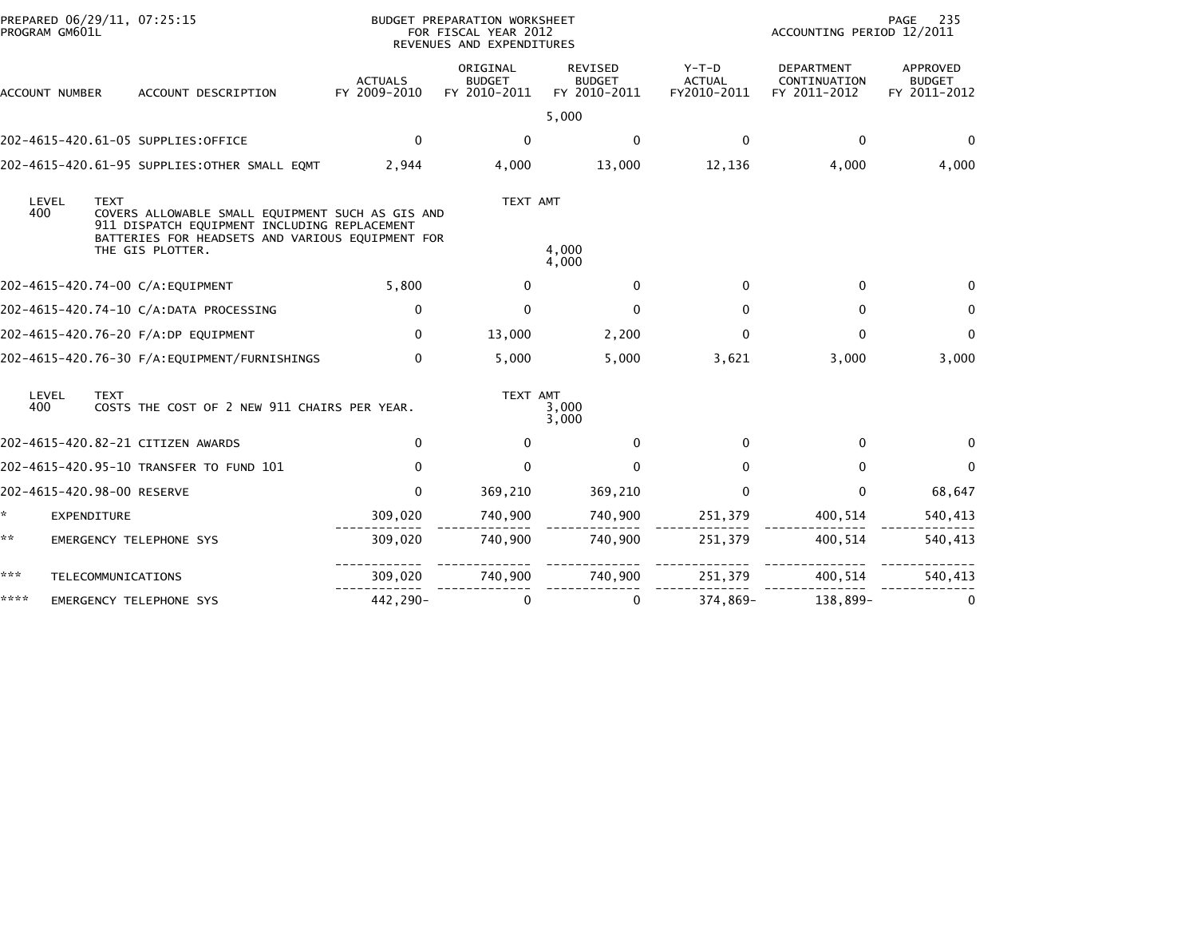PREPARED 06/29/11, 07:25:15
PROGRAM GM601L

BUDGET PREPARATION WORKSHEET
FOR FISCAL YEAR 2012
REVENUES AND EXPENDITURES

ACCOUNTING PERIOD 12/2011

| ACCOUNT NUMBER | ACCOUNT DESCRIPTION | ACTUALS FY 2009-2010 | ORIGINAL BUDGET FY 2010-2011 | REVISED BUDGET FY 2010-2011 | Y-T-D ACTUAL FY2010-2011 | DEPARTMENT CONTINUATION FY 2011-2012 | APPROVED BUDGET FY 2011-2012 |
|---|---|---|---|---|---|---|---|
| | | | | 5,000 | | | |
| 202-4615-420.61-05 | SUPPLIES:OFFICE | 0 | 0 | 0 | 0 | 0 | 0 |
| 202-4615-420.61-95 | SUPPLIES:OTHER SMALL EQMT | 2,944 | 4,000 | 13,000 | 12,136 | 4,000 | 4,000 |

LEVEL 400 TEXT: COVERS ALLOWABLE SMALL EQUIPMENT SUCH AS GIS AND 911 DISPATCH EQUIPMENT INCLUDING REPLACEMENT BATTERIES FOR HEADSETS AND VARIOUS EQUIPMENT FOR THE GIS PLOTTER.

TEXT AMT: 4,000
4,000

| ACCOUNT NUMBER | ACCOUNT DESCRIPTION | ACTUALS FY 2009-2010 | ORIGINAL BUDGET FY 2010-2011 | REVISED BUDGET FY 2010-2011 | Y-T-D ACTUAL FY2010-2011 | DEPARTMENT CONTINUATION FY 2011-2012 | APPROVED BUDGET FY 2011-2012 |
|---|---|---|---|---|---|---|---|
| 202-4615-420.74-00 | C/A:EQUIPMENT | 5,800 | 0 | 0 | 0 | 0 | 0 |
| 202-4615-420.74-10 | C/A:DATA PROCESSING | 0 | 0 | 0 | 0 | 0 | 0 |
| 202-4615-420.76-20 | F/A:DP EQUIPMENT | 0 | 13,000 | 2,200 | 0 | 0 | 0 |
| 202-4615-420.76-30 | F/A:EQUIPMENT/FURNISHINGS | 0 | 5,000 | 5,000 | 3,621 | 3,000 | 3,000 |

LEVEL 400 TEXT: COSTS THE COST OF 2 NEW 911 CHAIRS PER YEAR.

TEXT AMT: 3,000
3,000

| ACCOUNT NUMBER | ACCOUNT DESCRIPTION | ACTUALS FY 2009-2010 | ORIGINAL BUDGET FY 2010-2011 | REVISED BUDGET FY 2010-2011 | Y-T-D ACTUAL FY2010-2011 | DEPARTMENT CONTINUATION FY 2011-2012 | APPROVED BUDGET FY 2011-2012 |
|---|---|---|---|---|---|---|---|
| 202-4615-420.82-21 | CITIZEN AWARDS | 0 | 0 | 0 | 0 | 0 | 0 |
| 202-4615-420.95-10 | TRANSFER TO FUND 101 | 0 | 0 | 0 | 0 | 0 | 0 |
| 202-4615-420.98-00 | RESERVE | 0 | 369,210 | 369,210 | 0 | 0 | 68,647 |
| * | EXPENDITURE | 309,020 | 740,900 | 740,900 | 251,379 | 400,514 | 540,413 |
| ** | EMERGENCY TELEPHONE SYS | 309,020 | 740,900 | 740,900 | 251,379 | 400,514 | 540,413 |
| *** | TELECOMMUNICATIONS | 309,020 | 740,900 | 740,900 | 251,379 | 400,514 | 540,413 |
| **** | EMERGENCY TELEPHONE SYS | 442,290- | 0 | 0 | 374,869- | 138,899- | 0 |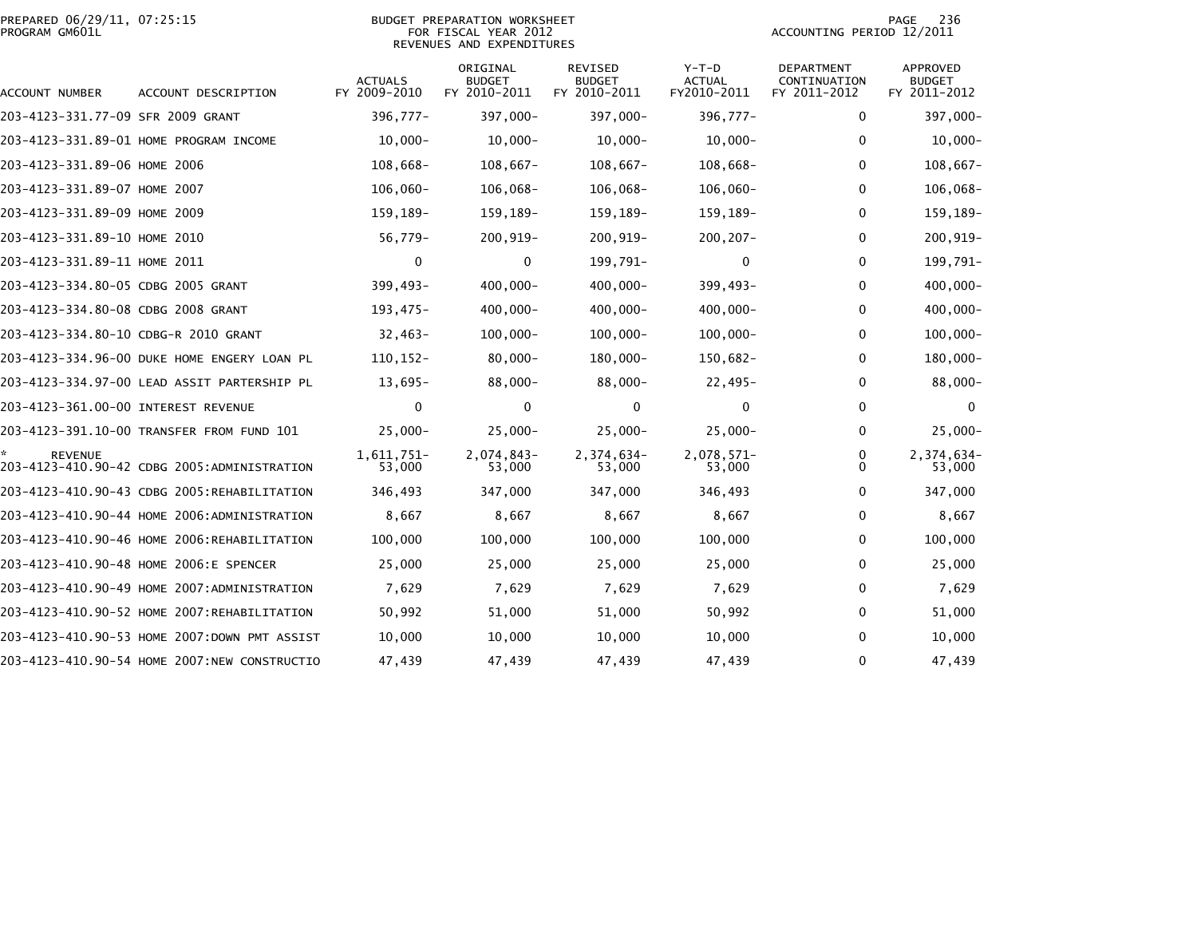PREPARED 06/29/11, 07:25:15
PROGRAM GM601L

BUDGET PREPARATION WORKSHEET
FOR FISCAL YEAR 2012
REVENUES AND EXPENDITURES

ACCOUNTING PERIOD 12/2011

| ACCOUNT NUMBER | ACCOUNT DESCRIPTION | ACTUALS FY 2009-2010 | ORIGINAL BUDGET FY 2010-2011 | REVISED BUDGET FY 2010-2011 | Y-T-D ACTUAL FY2010-2011 | DEPARTMENT CONTINUATION FY 2011-2012 | APPROVED BUDGET FY 2011-2012 |
|---|---|---|---|---|---|---|---|
| 203-4123-331.77-09 | SFR 2009 GRANT | 396,777- | 397,000- | 397,000- | 396,777- | 0 | 397,000- |
| 203-4123-331.89-01 | HOME PROGRAM INCOME | 10,000- | 10,000- | 10,000- | 10,000- | 0 | 10,000- |
| 203-4123-331.89-06 | HOME 2006 | 108,668- | 108,667- | 108,667- | 108,668- | 0 | 108,667- |
| 203-4123-331.89-07 | HOME 2007 | 106,060- | 106,068- | 106,068- | 106,060- | 0 | 106,068- |
| 203-4123-331.89-09 | HOME 2009 | 159,189- | 159,189- | 159,189- | 159,189- | 0 | 159,189- |
| 203-4123-331.89-10 | HOME 2010 | 56,779- | 200,919- | 200,919- | 200,207- | 0 | 200,919- |
| 203-4123-331.89-11 | HOME 2011 | 0 | 0 | 199,791- | 0 | 0 | 199,791- |
| 203-4123-334.80-05 | CDBG 2005 GRANT | 399,493- | 400,000- | 400,000- | 399,493- | 0 | 400,000- |
| 203-4123-334.80-08 | CDBG 2008 GRANT | 193,475- | 400,000- | 400,000- | 400,000- | 0 | 400,000- |
| 203-4123-334.80-10 | CDBG-R 2010 GRANT | 32,463- | 100,000- | 100,000- | 100,000- | 0 | 100,000- |
| 203-4123-334.96-00 | DUKE HOME ENGERY LOAN PL | 110,152- | 80,000- | 180,000- | 150,682- | 0 | 180,000- |
| 203-4123-334.97-00 | LEAD ASSIT PARTERSHIP PL | 13,695- | 88,000- | 88,000- | 22,495- | 0 | 88,000- |
| 203-4123-361.00-00 | INTEREST REVENUE | 0 | 0 | 0 | 0 | 0 | 0 |
| 203-4123-391.10-00 | TRANSFER FROM FUND 101 | 25,000- | 25,000- | 25,000- | 25,000- | 0 | 25,000- |
| * REVENUE | | 1,611,751- | 2,074,843- | 2,374,634- | 2,078,571- | 0 | 2,374,634- |
| 203-4123-410.90-42 | CDBG 2005:ADMINISTRATION | 53,000 | 53,000 | 53,000 | 53,000 | 0 | 53,000 |
| 203-4123-410.90-43 | CDBG 2005:REHABILITATION | 346,493 | 347,000 | 347,000 | 346,493 | 0 | 347,000 |
| 203-4123-410.90-44 | HOME 2006:ADMINISTRATION | 8,667 | 8,667 | 8,667 | 8,667 | 0 | 8,667 |
| 203-4123-410.90-46 | HOME 2006:REHABILITATION | 100,000 | 100,000 | 100,000 | 100,000 | 0 | 100,000 |
| 203-4123-410.90-48 | HOME 2006:E SPENCER | 25,000 | 25,000 | 25,000 | 25,000 | 0 | 25,000 |
| 203-4123-410.90-49 | HOME 2007:ADMINISTRATION | 7,629 | 7,629 | 7,629 | 7,629 | 0 | 7,629 |
| 203-4123-410.90-52 | HOME 2007:REHABILITATION | 50,992 | 51,000 | 51,000 | 50,992 | 0 | 51,000 |
| 203-4123-410.90-53 | HOME 2007:DOWN PMT ASSIST | 10,000 | 10,000 | 10,000 | 10,000 | 0 | 10,000 |
| 203-4123-410.90-54 | HOME 2007:NEW CONSTRUCTIO | 47,439 | 47,439 | 47,439 | 47,439 | 0 | 47,439 |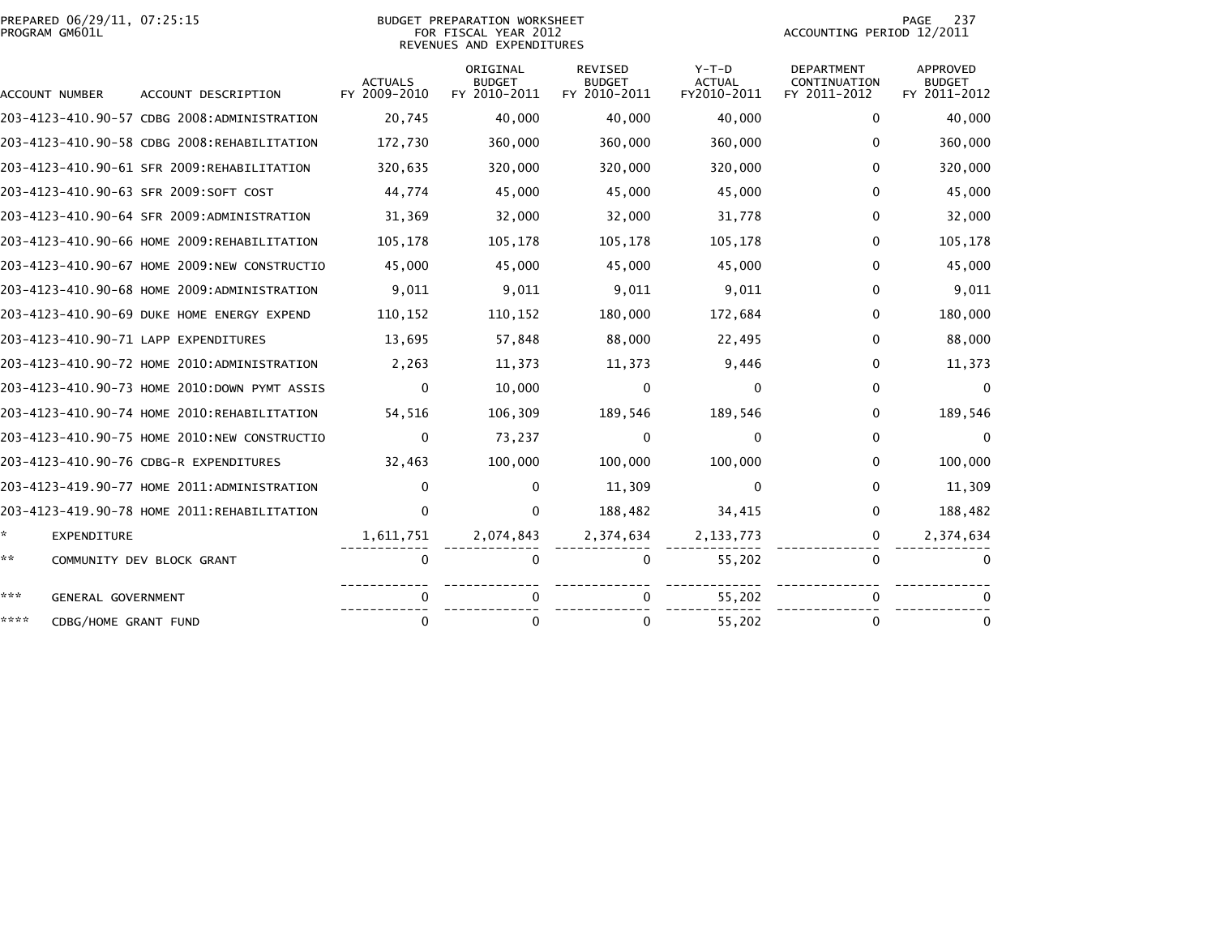PREPARED 06/29/11, 07:25:15
PROGRAM GM601L

BUDGET PREPARATION WORKSHEET
FOR FISCAL YEAR 2012
REVENUES AND EXPENDITURES

ACCOUNTING PERIOD 12/2011

| ACCOUNT NUMBER | ACCOUNT DESCRIPTION | ACTUALS FY 2009-2010 | ORIGINAL BUDGET FY 2010-2011 | REVISED BUDGET FY 2010-2011 | Y-T-D ACTUAL FY2010-2011 | DEPARTMENT CONTINUATION FY 2011-2012 | APPROVED BUDGET FY 2011-2012 |
|---|---|---|---|---|---|---|---|
| 203-4123-410.90-57 | CDBG 2008:ADMINISTRATION | 20,745 | 40,000 | 40,000 | 40,000 | 0 | 40,000 |
| 203-4123-410.90-58 | CDBG 2008:REHABILITATION | 172,730 | 360,000 | 360,000 | 360,000 | 0 | 360,000 |
| 203-4123-410.90-61 | SFR 2009:REHABILITATION | 320,635 | 320,000 | 320,000 | 320,000 | 0 | 320,000 |
| 203-4123-410.90-63 | SFR 2009:SOFT COST | 44,774 | 45,000 | 45,000 | 45,000 | 0 | 45,000 |
| 203-4123-410.90-64 | SFR 2009:ADMINISTRATION | 31,369 | 32,000 | 32,000 | 31,778 | 0 | 32,000 |
| 203-4123-410.90-66 | HOME 2009:REHABILITATION | 105,178 | 105,178 | 105,178 | 105,178 | 0 | 105,178 |
| 203-4123-410.90-67 | HOME 2009:NEW CONSTRUCTIO | 45,000 | 45,000 | 45,000 | 45,000 | 0 | 45,000 |
| 203-4123-410.90-68 | HOME 2009:ADMINISTRATION | 9,011 | 9,011 | 9,011 | 9,011 | 0 | 9,011 |
| 203-4123-410.90-69 | DUKE HOME ENERGY EXPEND | 110,152 | 110,152 | 180,000 | 172,684 | 0 | 180,000 |
| 203-4123-410.90-71 | LAPP EXPENDITURES | 13,695 | 57,848 | 88,000 | 22,495 | 0 | 88,000 |
| 203-4123-410.90-72 | HOME 2010:ADMINISTRATION | 2,263 | 11,373 | 11,373 | 9,446 | 0 | 11,373 |
| 203-4123-410.90-73 | HOME 2010:DOWN PYMT ASSIS | 0 | 10,000 | 0 | 0 | 0 | 0 |
| 203-4123-410.90-74 | HOME 2010:REHABILITATION | 54,516 | 106,309 | 189,546 | 189,546 | 0 | 189,546 |
| 203-4123-410.90-75 | HOME 2010:NEW CONSTRUCTIO | 0 | 73,237 | 0 | 0 | 0 | 0 |
| 203-4123-410.90-76 | CDBG-R EXPENDITURES | 32,463 | 100,000 | 100,000 | 100,000 | 0 | 100,000 |
| 203-4123-419.90-77 | HOME 2011:ADMINISTRATION | 0 | 0 | 11,309 | 0 | 0 | 11,309 |
| 203-4123-419.90-78 | HOME 2011:REHABILITATION | 0 | 0 | 188,482 | 34,415 | 0 | 188,482 |
| * | EXPENDITURE | 1,611,751 | 2,074,843 | 2,374,634 | 2,133,773 | 0 | 2,374,634 |
| ** | COMMUNITY DEV BLOCK GRANT | 0 | 0 | 0 | 55,202 | 0 | 0 |
| *** | GENERAL GOVERNMENT | 0 | 0 | 0 | 55,202 | 0 | 0 |
| **** | CDBG/HOME GRANT FUND | 0 | 0 | 0 | 55,202 | 0 | 0 |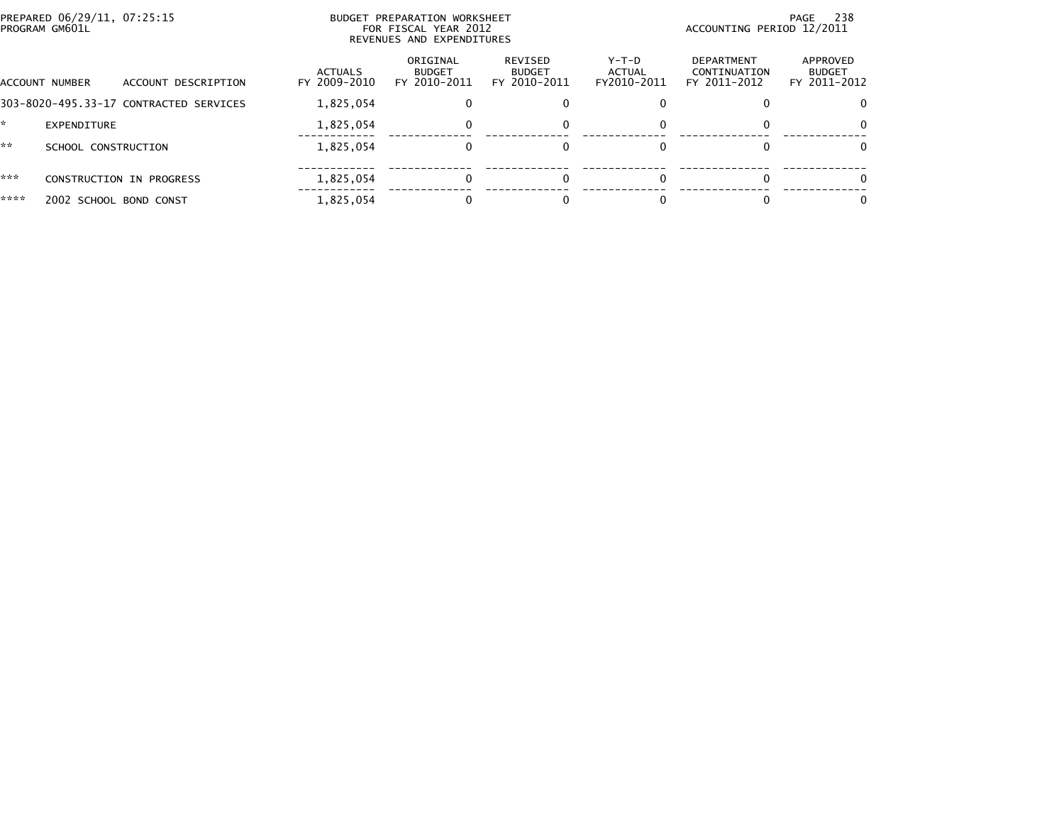PREPARED 06/29/11, 07:25:15
PROGRAM GM601L

BUDGET PREPARATION WORKSHEET
FOR FISCAL YEAR 2012
REVENUES AND EXPENDITURES

ACCOUNTING PERIOD 12/2011

| ACCOUNT NUMBER | ACCOUNT DESCRIPTION | ACTUALS FY 2009-2010 | ORIGINAL BUDGET FY 2010-2011 | REVISED BUDGET FY 2010-2011 | Y-T-D ACTUAL FY2010-2011 | DEPARTMENT CONTINUATION FY 2011-2012 | APPROVED BUDGET FY 2011-2012 |
|---|---|---|---|---|---|---|---|
| 303-8020-495.33-17 | CONTRACTED SERVICES | 1,825,054 | 0 | 0 | 0 | 0 | 0 |
| * | EXPENDITURE | 1,825,054 | 0 | 0 | 0 | 0 | 0 |
| ** | SCHOOL CONSTRUCTION | 1,825,054 | 0 | 0 | 0 | 0 | 0 |
| *** | CONSTRUCTION IN PROGRESS | 1,825,054 | 0 | 0 | 0 | 0 | 0 |
| **** | 2002 SCHOOL BOND CONST | 1,825,054 | 0 | 0 | 0 | 0 | 0 |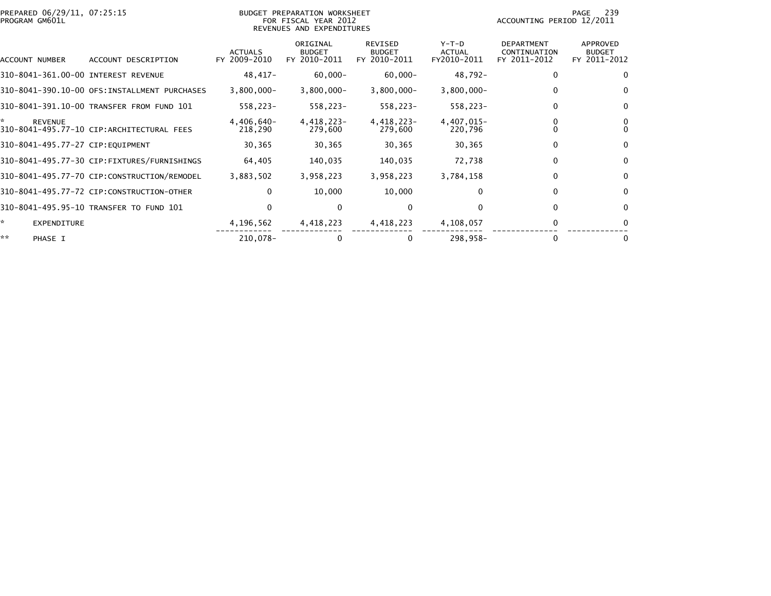PREPARED 06/29/11, 07:25:15
PROGRAM GM601L

BUDGET PREPARATION WORKSHEET
FOR FISCAL YEAR 2012
REVENUES AND EXPENDITURES

ACCOUNTING PERIOD 12/2011

| ACCOUNT NUMBER | ACCOUNT DESCRIPTION | ACTUALS FY 2009-2010 | ORIGINAL BUDGET FY 2010-2011 | REVISED BUDGET FY 2010-2011 | Y-T-D ACTUAL FY2010-2011 | DEPARTMENT CONTINUATION FY 2011-2012 | APPROVED BUDGET FY 2011-2012 |
|---|---|---|---|---|---|---|---|
| 310-8041-361.00-00 | INTEREST REVENUE | 48,417- | 60,000- | 60,000- | 48,792- | 0 | 0 |
| 310-8041-390.10-00 | OFS:INSTALLMENT PURCHASES | 3,800,000- | 3,800,000- | 3,800,000- | 3,800,000- | 0 | 0 |
| 310-8041-391.10-00 | TRANSFER FROM FUND 101 | 558,223- | 558,223- | 558,223- | 558,223- | 0 | 0 |
| * | REVENUE | 4,406,640- | 4,418,223- | 4,418,223- | 4,407,015- | 0 | 0 |
| 310-8041-495.77-10 | CIP:ARCHITECTURAL FEES | 218,290 | 279,600 | 279,600 | 220,796 | 0 | 0 |
| 310-8041-495.77-27 | CIP:EQUIPMENT | 30,365 | 30,365 | 30,365 | 30,365 | 0 | 0 |
| 310-8041-495.77-30 | CIP:FIXTURES/FURNISHINGS | 64,405 | 140,035 | 140,035 | 72,738 | 0 | 0 |
| 310-8041-495.77-70 | CIP:CONSTRUCTION/REMODEL | 3,883,502 | 3,958,223 | 3,958,223 | 3,784,158 | 0 | 0 |
| 310-8041-495.77-72 | CIP:CONSTRUCTION-OTHER | 0 | 10,000 | 10,000 | 0 | 0 | 0 |
| 310-8041-495.95-10 | TRANSFER TO FUND 101 | 0 | 0 | 0 | 0 | 0 | 0 |
| * | EXPENDITURE | 4,196,562 | 4,418,223 | 4,418,223 | 4,108,057 | 0 | 0 |
| ** | PHASE I | 210,078- | 0 | 0 | 298,958- | 0 | 0 |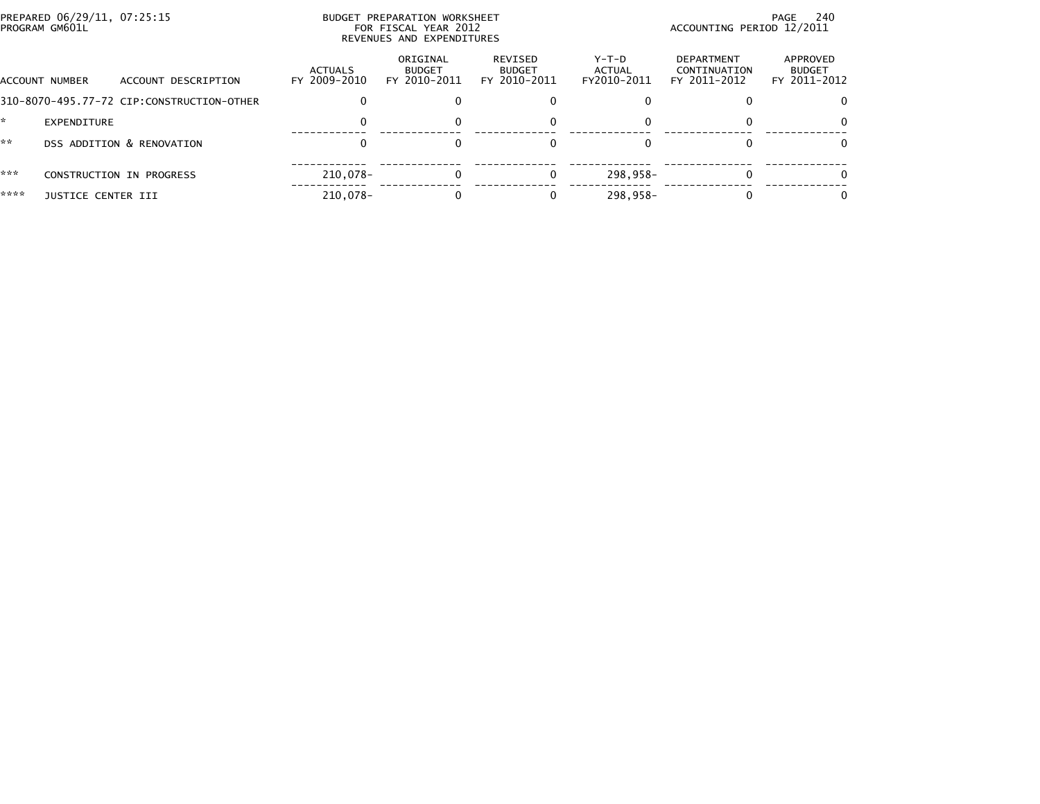PREPARED 06/29/11, 07:25:15
PROGRAM GM601L

BUDGET PREPARATION WORKSHEET
FOR FISCAL YEAR 2012
REVENUES AND EXPENDITURES

ACCOUNTING PERIOD 12/2011

| ACCOUNT NUMBER | ACCOUNT DESCRIPTION | ACTUALS FY 2009-2010 | ORIGINAL BUDGET FY 2010-2011 | REVISED BUDGET FY 2010-2011 | Y-T-D ACTUAL FY2010-2011 | DEPARTMENT CONTINUATION FY 2011-2012 | APPROVED BUDGET FY 2011-2012 |
|---|---|---|---|---|---|---|---|
| 310-8070-495.77-72 | CIP:CONSTRUCTION-OTHER | 0 | 0 | 0 | 0 | 0 | 0 |
| * | EXPENDITURE | 0 | 0 | 0 | 0 | 0 | 0 |
| ** | DSS ADDITION & RENOVATION | 0 | 0 | 0 | 0 | 0 | 0 |
| *** | CONSTRUCTION IN PROGRESS | 210,078- | 0 | 0 | 298,958- | 0 | 0 |
| **** | JUSTICE CENTER III | 210,078- | 0 | 0 | 298,958- | 0 | 0 |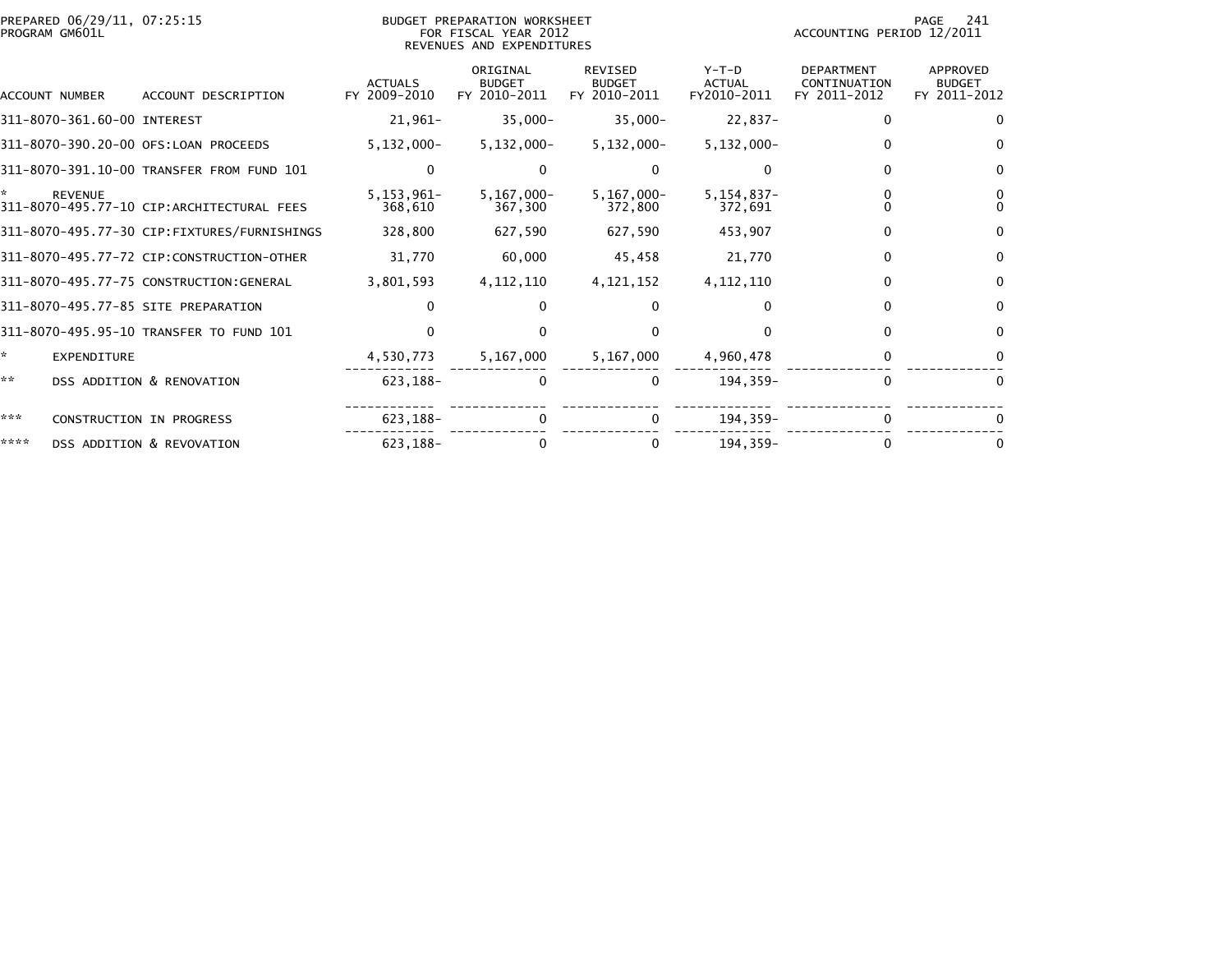PREPARED 06/29/11, 07:25:15
PROGRAM GM601L

BUDGET PREPARATION WORKSHEET
FOR FISCAL YEAR 2012
REVENUES AND EXPENDITURES

ACCOUNTING PERIOD 12/2011

| ACCOUNT NUMBER | ACCOUNT DESCRIPTION | ACTUALS FY 2009-2010 | ORIGINAL BUDGET FY 2010-2011 | REVISED BUDGET FY 2010-2011 | Y-T-D ACTUAL FY2010-2011 | DEPARTMENT CONTINUATION FY 2011-2012 | APPROVED BUDGET FY 2011-2012 |
|---|---|---|---|---|---|---|---|
| 311-8070-361.60-00 | INTEREST | 21,961- | 35,000- | 35,000- | 22,837- | 0 | 0 |
| 311-8070-390.20-00 | OFS:LOAN PROCEEDS | 5,132,000- | 5,132,000- | 5,132,000- | 5,132,000- | 0 | 0 |
| 311-8070-391.10-00 | TRANSFER FROM FUND 101 | 0 | 0 | 0 | 0 | 0 | 0 |
| * | REVENUE | 5,153,961- | 5,167,000- | 5,167,000- | 5,154,837- | 0 | 0 |
| 311-8070-495.77-10 | CIP:ARCHITECTURAL FEES | 368,610 | 367,300 | 372,800 | 372,691 | 0 | 0 |
| 311-8070-495.77-30 | CIP:FIXTURES/FURNISHINGS | 328,800 | 627,590 | 627,590 | 453,907 | 0 | 0 |
| 311-8070-495.77-72 | CIP:CONSTRUCTION-OTHER | 31,770 | 60,000 | 45,458 | 21,770 | 0 | 0 |
| 311-8070-495.77-75 | CONSTRUCTION:GENERAL | 3,801,593 | 4,112,110 | 4,121,152 | 4,112,110 | 0 | 0 |
| 311-8070-495.77-85 | SITE PREPARATION | 0 | 0 | 0 | 0 | 0 | 0 |
| 311-8070-495.95-10 | TRANSFER TO FUND 101 | 0 | 0 | 0 | 0 | 0 | 0 |
| * | EXPENDITURE | 4,530,773 | 5,167,000 | 5,167,000 | 4,960,478 | 0 | 0 |
| ** | DSS ADDITION & RENOVATION | 623,188- | 0 | 0 | 194,359- | 0 | 0 |
| *** | CONSTRUCTION IN PROGRESS | 623,188- | 0 | 0 | 194,359- | 0 | 0 |
| **** | DSS ADDITION & REVOVATION | 623,188- | 0 | 0 | 194,359- | 0 | 0 |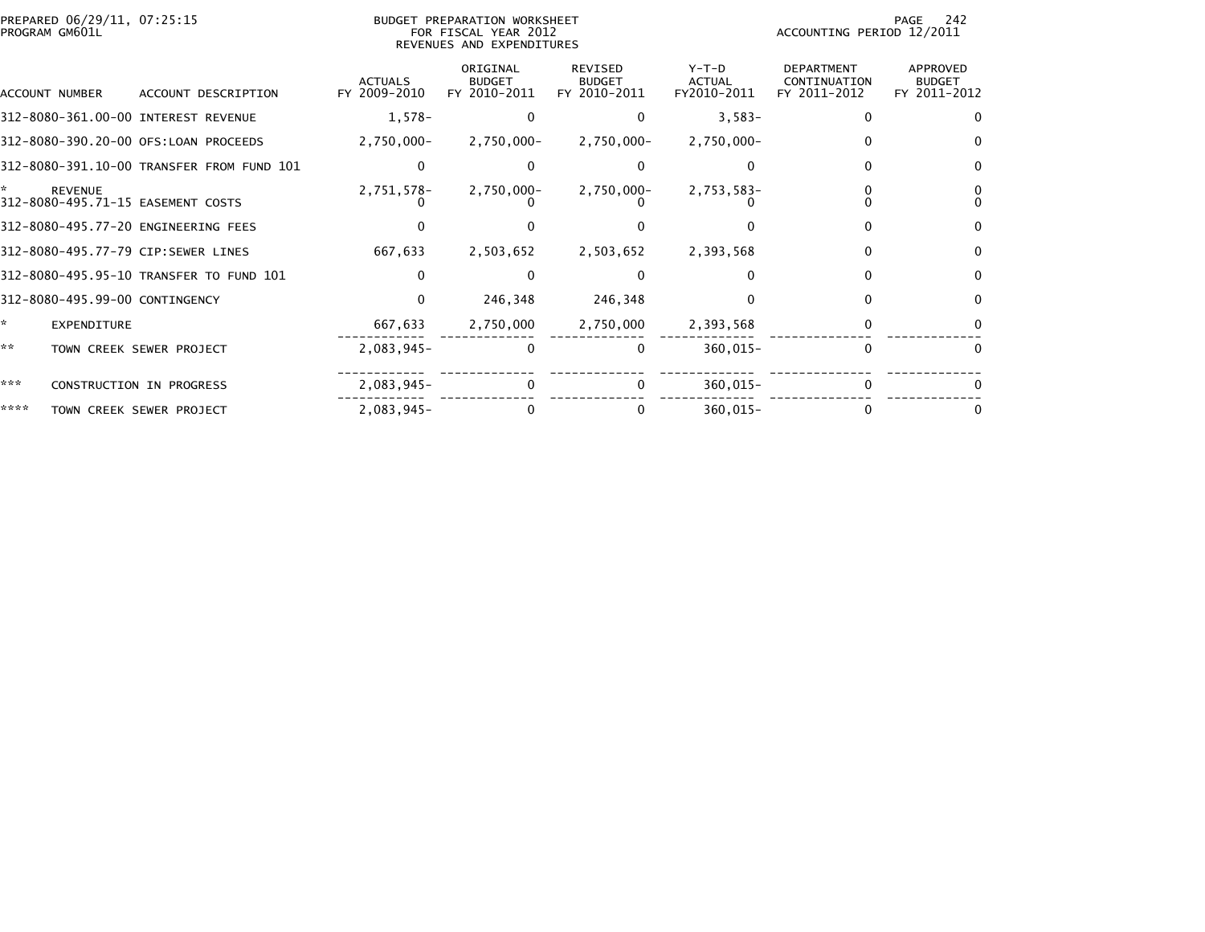PREPARED 06/29/11, 07:25:15
PROGRAM GM601L

BUDGET PREPARATION WORKSHEET
FOR FISCAL YEAR 2012
REVENUES AND EXPENDITURES

ACCOUNTING PERIOD 12/2011

| ACCOUNT NUMBER | ACCOUNT DESCRIPTION | ACTUALS FY 2009-2010 | ORIGINAL BUDGET FY 2010-2011 | REVISED BUDGET FY 2010-2011 | Y-T-D ACTUAL FY2010-2011 | DEPARTMENT CONTINUATION FY 2011-2012 | APPROVED BUDGET FY 2011-2012 |
|---|---|---|---|---|---|---|---|
| 312-8080-361.00-00 | INTEREST REVENUE | 1,578- | 0 | 0 | 3,583- | 0 | 0 |
| 312-8080-390.20-00 | OFS:LOAN PROCEEDS | 2,750,000- | 2,750,000- | 2,750,000- | 2,750,000- | 0 | 0 |
| 312-8080-391.10-00 | TRANSFER FROM FUND 101 | 0 | 0 | 0 | 0 | 0 | 0 |
| * | REVENUE | 2,751,578- | 2,750,000- | 2,750,000- | 2,753,583- | 0 | 0 |
| 312-8080-495.71-15 | EASEMENT COSTS | 0 | 0 | 0 | 0 | 0 | 0 |
| 312-8080-495.77-20 | ENGINEERING FEES | 0 | 0 | 0 | 0 | 0 | 0 |
| 312-8080-495.77-79 | CIP:SEWER LINES | 667,633 | 2,503,652 | 2,503,652 | 2,393,568 | 0 | 0 |
| 312-8080-495.95-10 | TRANSFER TO FUND 101 | 0 | 0 | 0 | 0 | 0 | 0 |
| 312-8080-495.99-00 | CONTINGENCY | 0 | 246,348 | 246,348 | 0 | 0 | 0 |
| * | EXPENDITURE | 667,633 | 2,750,000 | 2,750,000 | 2,393,568 | 0 | 0 |
| ** | TOWN CREEK SEWER PROJECT | 2,083,945- | 0 | 0 | 360,015- | 0 | 0 |
| *** | CONSTRUCTION IN PROGRESS | 2,083,945- | 0 | 0 | 360,015- | 0 | 0 |
| **** | TOWN CREEK SEWER PROJECT | 2,083,945- | 0 | 0 | 360,015- | 0 | 0 |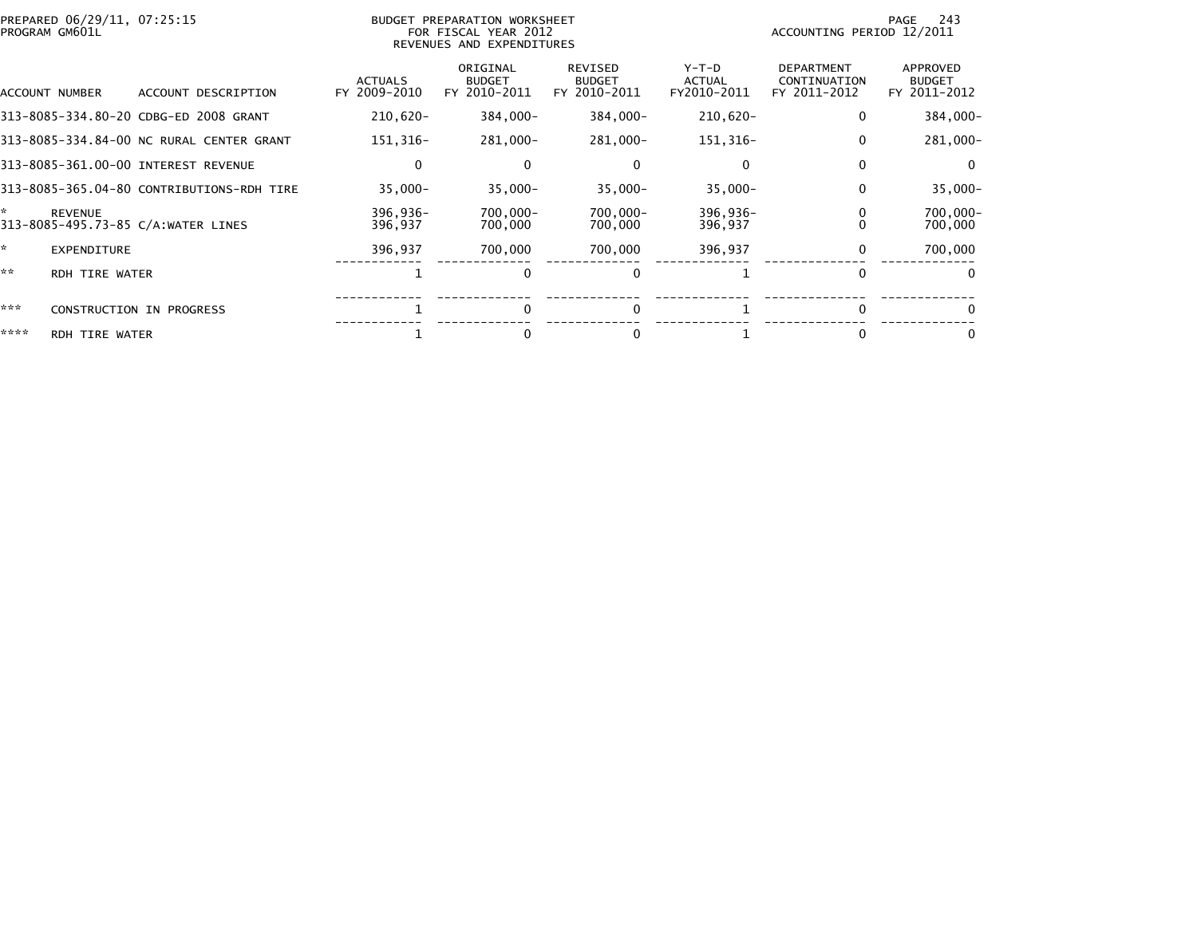PREPARED 06/29/11, 07:25:15 PROGRAM GM601L

BUDGET PREPARATION WORKSHEET
FOR FISCAL YEAR 2012
REVENUES AND EXPENDITURES

ACCOUNTING PERIOD 12/2011

| ACCOUNT NUMBER | ACCOUNT DESCRIPTION | ACTUALS FY 2009-2010 | ORIGINAL BUDGET FY 2010-2011 | REVISED BUDGET FY 2010-2011 | Y-T-D ACTUAL FY2010-2011 | DEPARTMENT CONTINUATION FY 2011-2012 | APPROVED BUDGET FY 2011-2012 |
|---|---|---|---|---|---|---|---|
| 313-8085-334.80-20 | CDBG-ED 2008 GRANT | 210,620- | 384,000- | 384,000- | 210,620- | 0 | 384,000- |
| 313-8085-334.84-00 | NC RURAL CENTER GRANT | 151,316- | 281,000- | 281,000- | 151,316- | 0 | 281,000- |
| 313-8085-361.00-00 | INTEREST REVENUE | 0 | 0 | 0 | 0 | 0 | 0 |
| 313-8085-365.04-80 | CONTRIBUTIONS-RDH TIRE | 35,000- | 35,000- | 35,000- | 35,000- | 0 | 35,000- |
| * | REVENUE | 396,936- | 700,000- | 700,000- | 396,936- | 0 | 700,000- |
| 313-8085-495.73-85 | C/A:WATER LINES | 396,937 | 700,000 | 700,000 | 396,937 | 0 | 700,000 |
| * | EXPENDITURE | 396,937 | 700,000 | 700,000 | 396,937 | 0 | 700,000 |
| ** | RDH TIRE WATER | 1 | 0 | 0 | 1 | 0 | 0 |
| *** | CONSTRUCTION IN PROGRESS | 1 | 0 | 0 | 1 | 0 | 0 |
| **** | RDH TIRE WATER | 1 | 0 | 0 | 1 | 0 | 0 |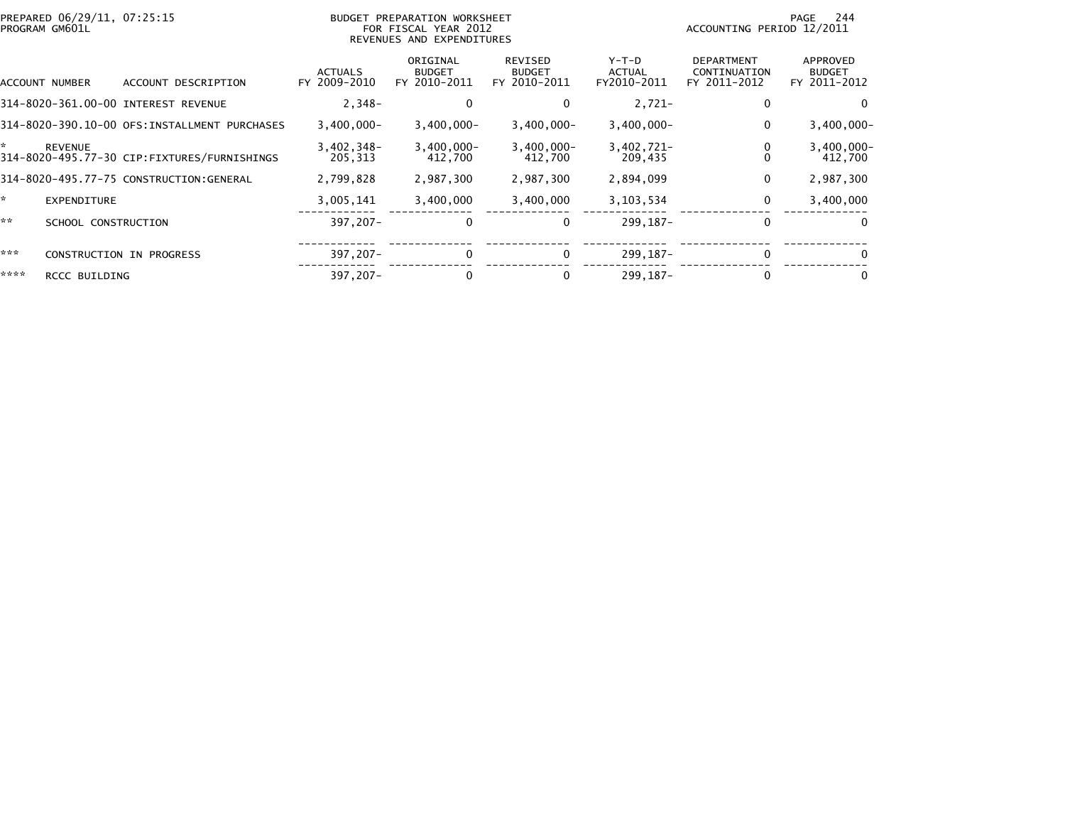PREPARED 06/29/11, 07:25:15
PROGRAM GM601L

BUDGET PREPARATION WORKSHEET
FOR FISCAL YEAR 2012
REVENUES AND EXPENDITURES

ACCOUNTING PERIOD 12/2011

| ACCOUNT NUMBER | ACCOUNT DESCRIPTION | ACTUALS FY 2009-2010 | ORIGINAL BUDGET FY 2010-2011 | REVISED BUDGET FY 2010-2011 | Y-T-D ACTUAL FY2010-2011 | DEPARTMENT CONTINUATION FY 2011-2012 | APPROVED BUDGET FY 2011-2012 |
|---|---|---|---|---|---|---|---|
| 314-8020-361.00-00 | INTEREST REVENUE | 2,348- | 0 | 0 | 2,721- | 0 | 0 |
| 314-8020-390.10-00 | OFS:INSTALLMENT PURCHASES | 3,400,000- | 3,400,000- | 3,400,000- | 3,400,000- | 0 | 3,400,000- |
| * | REVENUE | 3,402,348- | 3,400,000- | 3,400,000- | 3,402,721- | 0 | 3,400,000- |
| 314-8020-495.77-30 | CIP:FIXTURES/FURNISHINGS | 205,313 | 412,700 | 412,700 | 209,435 | 0 | 412,700 |
| 314-8020-495.77-75 | CONSTRUCTION:GENERAL | 2,799,828 | 2,987,300 | 2,987,300 | 2,894,099 | 0 | 2,987,300 |
| * | EXPENDITURE | 3,005,141 | 3,400,000 | 3,400,000 | 3,103,534 | 0 | 3,400,000 |
| ** | SCHOOL CONSTRUCTION | 397,207- | 0 | 0 | 299,187- | 0 | 0 |
| *** | CONSTRUCTION IN PROGRESS | 397,207- | 0 | 0 | 299,187- | 0 | 0 |
| **** | RCCC BUILDING | 397,207- | 0 | 0 | 299,187- | 0 | 0 |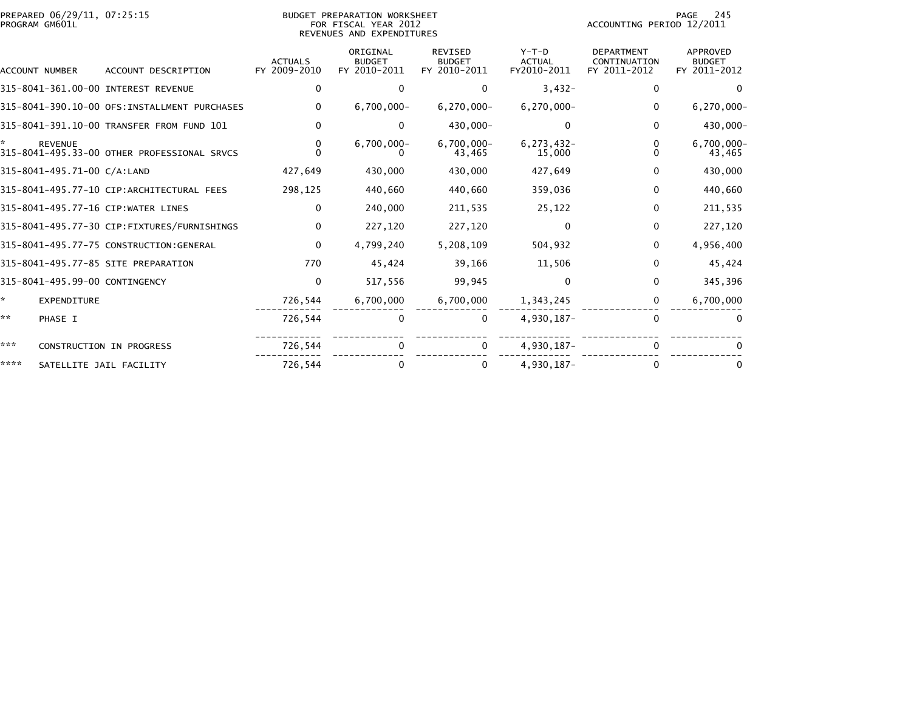PREPARED 06/29/11, 07:25:15
PROGRAM GM601L

BUDGET PREPARATION WORKSHEET
FOR FISCAL YEAR 2012
REVENUES AND EXPENDITURES

ACCOUNTING PERIOD 12/2011

| ACCOUNT NUMBER | ACCOUNT DESCRIPTION | ACTUALS FY 2009-2010 | ORIGINAL BUDGET FY 2010-2011 | REVISED BUDGET FY 2010-2011 | Y-T-D ACTUAL FY2010-2011 | DEPARTMENT CONTINUATION FY 2011-2012 | APPROVED BUDGET FY 2011-2012 |
|---|---|---|---|---|---|---|---|
| 315-8041-361.00-00 | INTEREST REVENUE | 0 | 0 | 0 | 3,432- | 0 | 0 |
| 315-8041-390.10-00 | OFS:INSTALLMENT PURCHASES | 0 | 6,700,000- | 6,270,000- | 6,270,000- | 0 | 6,270,000- |
| 315-8041-391.10-00 | TRANSFER FROM FUND 101 | 0 | 0 | 430,000- | 0 | 0 | 430,000- |
| * | REVENUE | 0 | 6,700,000- | 6,700,000- | 6,273,432- | 0 | 6,700,000- |
| 315-8041-495.33-00 | OTHER PROFESSIONAL SRVCS | 0 | 0 | 43,465 | 15,000 | 0 | 43,465 |
| 315-8041-495.71-00 | C/A:LAND | 427,649 | 430,000 | 430,000 | 427,649 | 0 | 430,000 |
| 315-8041-495.77-10 | CIP:ARCHITECTURAL FEES | 298,125 | 440,660 | 440,660 | 359,036 | 0 | 440,660 |
| 315-8041-495.77-16 | CIP:WATER LINES | 0 | 240,000 | 211,535 | 25,122 | 0 | 211,535 |
| 315-8041-495.77-30 | CIP:FIXTURES/FURNISHINGS | 0 | 227,120 | 227,120 | 0 | 0 | 227,120 |
| 315-8041-495.77-75 | CONSTRUCTION:GENERAL | 0 | 4,799,240 | 5,208,109 | 504,932 | 0 | 4,956,400 |
| 315-8041-495.77-85 | SITE PREPARATION | 770 | 45,424 | 39,166 | 11,506 | 0 | 45,424 |
| 315-8041-495.99-00 | CONTINGENCY | 0 | 517,556 | 99,945 | 0 | 0 | 345,396 |
| * | EXPENDITURE | 726,544 | 6,700,000 | 6,700,000 | 1,343,245 | 0 | 6,700,000 |
| ** | PHASE I | 726,544 | 0 | 0 | 4,930,187- | 0 | 0 |
| *** | CONSTRUCTION IN PROGRESS | 726,544 | 0 | 0 | 4,930,187- | 0 | 0 |
| **** | SATELLITE JAIL FACILITY | 726,544 | 0 | 0 | 4,930,187- | 0 | 0 |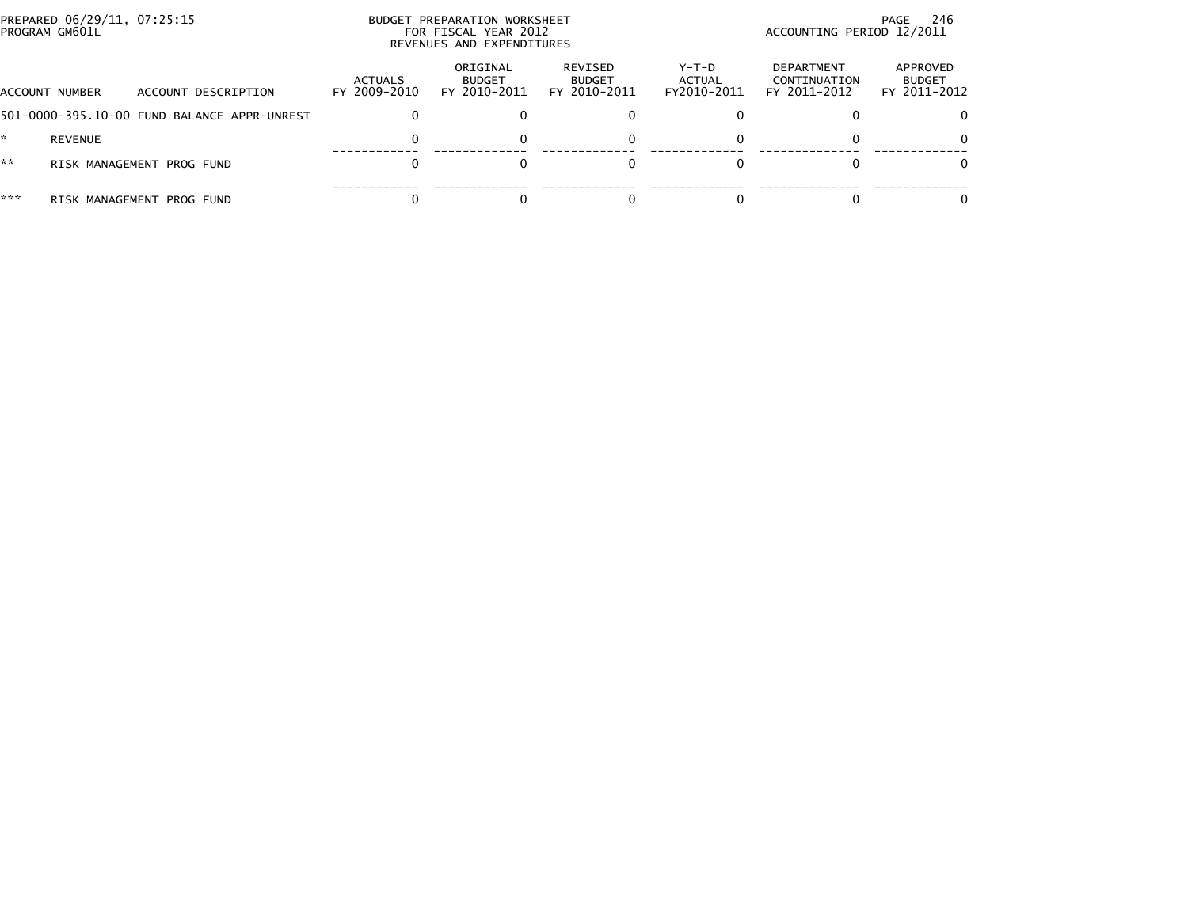PREPARED 06/29/11, 07:25:15
PROGRAM GM601L

BUDGET PREPARATION WORKSHEET
FOR FISCAL YEAR 2012
REVENUES AND EXPENDITURES

ACCOUNTING PERIOD 12/2011

| ACCOUNT NUMBER | ACCOUNT DESCRIPTION | ACTUALS FY 2009-2010 | ORIGINAL BUDGET FY 2010-2011 | REVISED BUDGET FY 2010-2011 | Y-T-D ACTUAL FY2010-2011 | DEPARTMENT CONTINUATION FY 2011-2012 | APPROVED BUDGET FY 2011-2012 |
|---|---|---|---|---|---|---|---|
| 501-0000-395.10-00 | FUND BALANCE APPR-UNREST | 0 | 0 | 0 | 0 | 0 | 0 |
| * | REVENUE | 0 | 0 | 0 | 0 | 0 | 0 |
| ** | RISK MANAGEMENT PROG FUND | 0 | 0 | 0 | 0 | 0 | 0 |
| *** | RISK MANAGEMENT PROG FUND | 0 | 0 | 0 | 0 | 0 | 0 |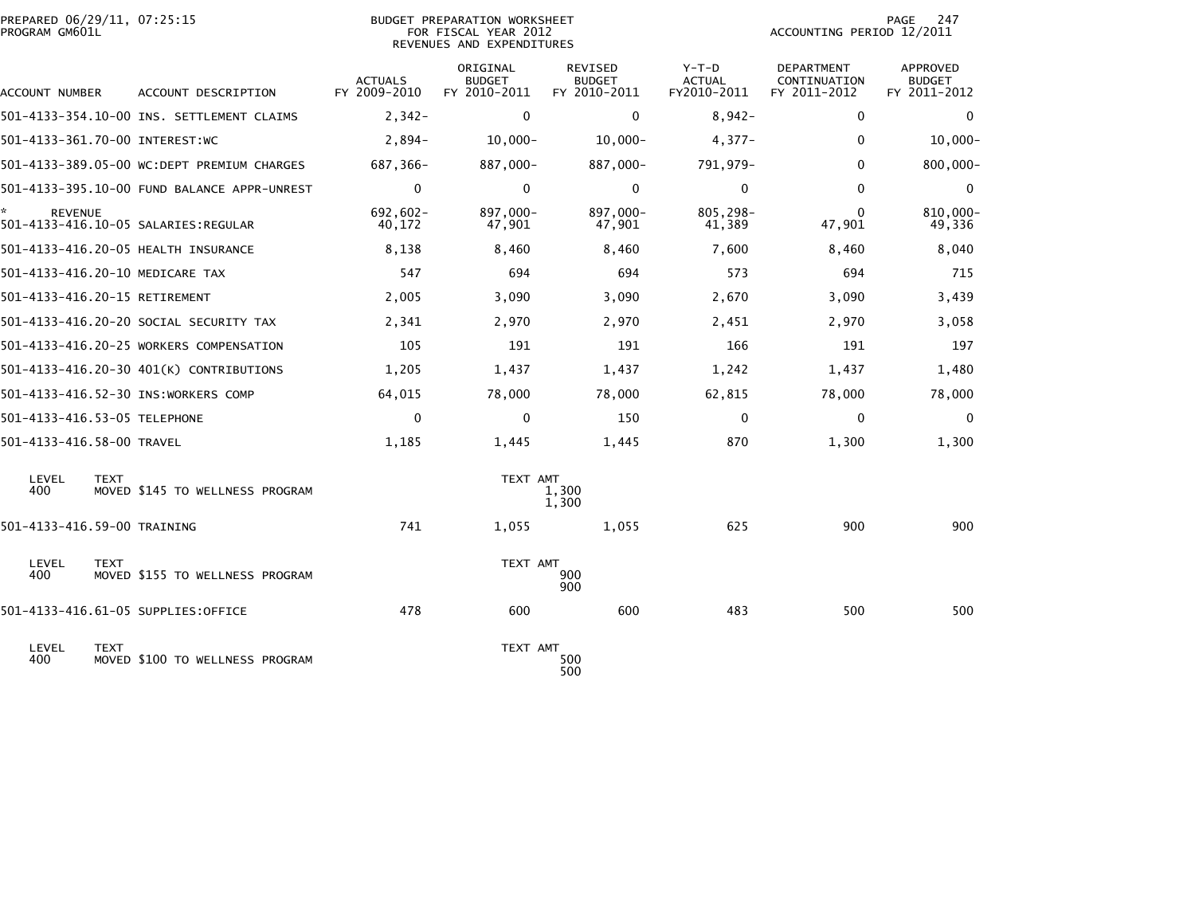PREPARED 06/29/11, 07:25:15
PROGRAM GM601L

BUDGET PREPARATION WORKSHEET
FOR FISCAL YEAR 2012
REVENUES AND EXPENDITURES

ACCOUNTING PERIOD 12/2011

| ACCOUNT NUMBER | ACCOUNT DESCRIPTION | ACTUALS FY 2009-2010 | ORIGINAL BUDGET FY 2010-2011 | REVISED BUDGET FY 2010-2011 | Y-T-D ACTUAL FY2010-2011 | DEPARTMENT CONTINUATION FY 2011-2012 | APPROVED BUDGET FY 2011-2012 |
|---|---|---|---|---|---|---|---|
| 501-4133-354.10-00 | INS. SETTLEMENT CLAIMS | 2,342- | 0 | 0 | 8,942- | 0 | 0 |
| 501-4133-361.70-00 | INTEREST:WC | 2,894- | 10,000- | 10,000- | 4,377- | 0 | 10,000- |
| 501-4133-389.05-00 | WC:DEPT PREMIUM CHARGES | 687,366- | 887,000- | 887,000- | 791,979- | 0 | 800,000- |
| 501-4133-395.10-00 | FUND BALANCE APPR-UNREST | 0 | 0 | 0 | 0 | 0 | 0 |
| * REVENUE | | 692,602- | 897,000- | 897,000- | 805,298- | 0 | 810,000- |
| 501-4133-416.10-05 | SALARIES:REGULAR | 40,172 | 47,901 | 47,901 | 41,389 | 47,901 | 49,336 |
| 501-4133-416.20-05 | HEALTH INSURANCE | 8,138 | 8,460 | 8,460 | 7,600 | 8,460 | 8,040 |
| 501-4133-416.20-10 | MEDICARE TAX | 547 | 694 | 694 | 573 | 694 | 715 |
| 501-4133-416.20-15 | RETIREMENT | 2,005 | 3,090 | 3,090 | 2,670 | 3,090 | 3,439 |
| 501-4133-416.20-20 | SOCIAL SECURITY TAX | 2,341 | 2,970 | 2,970 | 2,451 | 2,970 | 3,058 |
| 501-4133-416.20-25 | WORKERS COMPENSATION | 105 | 191 | 191 | 166 | 191 | 197 |
| 501-4133-416.20-30 | 401(K) CONTRIBUTIONS | 1,205 | 1,437 | 1,437 | 1,242 | 1,437 | 1,480 |
| 501-4133-416.52-30 | INS:WORKERS COMP | 64,015 | 78,000 | 78,000 | 62,815 | 78,000 | 78,000 |
| 501-4133-416.53-05 | TELEPHONE | 0 | 0 | 150 | 0 | 0 | 0 |
| 501-4133-416.58-00 | TRAVEL | 1,185 | 1,445 | 1,445 | 870 | 1,300 | 1,300 |

| LEVEL | TEXT | TEXT AMT |
|---|---|---|
| 400 | MOVED $145 TO WELLNESS PROGRAM | 1,300 |
| | | 1,300 |

| ACCOUNT NUMBER | ACCOUNT DESCRIPTION | ACTUALS FY 2009-2010 | ORIGINAL BUDGET FY 2010-2011 | REVISED BUDGET FY 2010-2011 | Y-T-D ACTUAL FY2010-2011 | DEPARTMENT CONTINUATION FY 2011-2012 | APPROVED BUDGET FY 2011-2012 |
|---|---|---|---|---|---|---|---|
| 501-4133-416.59-00 | TRAINING | 741 | 1,055 | 1,055 | 625 | 900 | 900 |

| LEVEL | TEXT | TEXT AMT |
|---|---|---|
| 400 | MOVED $155 TO WELLNESS PROGRAM | 900 |
| | | 900 |

| ACCOUNT NUMBER | ACCOUNT DESCRIPTION | ACTUALS FY 2009-2010 | ORIGINAL BUDGET FY 2010-2011 | REVISED BUDGET FY 2010-2011 | Y-T-D ACTUAL FY2010-2011 | DEPARTMENT CONTINUATION FY 2011-2012 | APPROVED BUDGET FY 2011-2012 |
|---|---|---|---|---|---|---|---|
| 501-4133-416.61-05 | SUPPLIES:OFFICE | 478 | 600 | 600 | 483 | 500 | 500 |

| LEVEL | TEXT | TEXT AMT |
|---|---|---|
| 400 | MOVED $100 TO WELLNESS PROGRAM | 500 |
| | | 500 |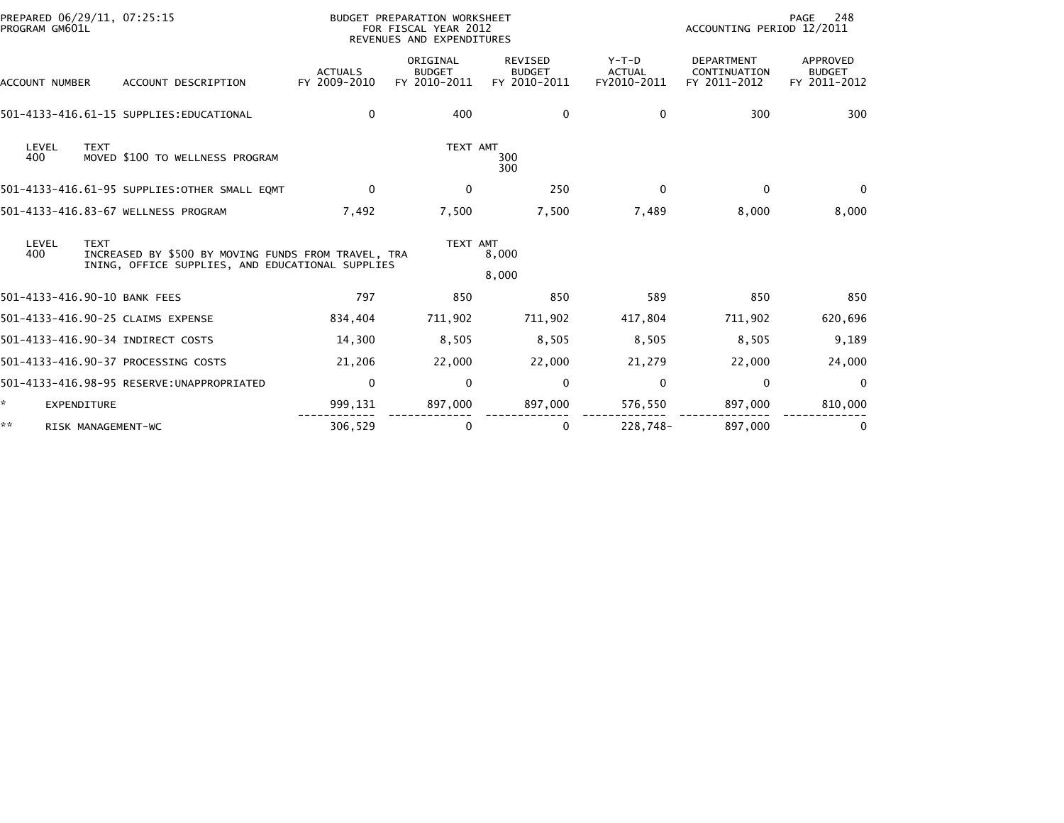PREPARED 06/29/11, 07:25:15
PROGRAM GM601L

BUDGET PREPARATION WORKSHEET
FOR FISCAL YEAR 2012
REVENUES AND EXPENDITURES

ACCOUNTING PERIOD 12/2011

| ACCOUNT NUMBER | ACCOUNT DESCRIPTION | ACTUALS FY 2009-2010 | ORIGINAL BUDGET FY 2010-2011 | REVISED BUDGET FY 2010-2011 | Y-T-D ACTUAL FY2010-2011 | DEPARTMENT CONTINUATION FY 2011-2012 | APPROVED BUDGET FY 2011-2012 |
|---|---|---|---|---|---|---|---|
| 501-4133-416.61-15 | SUPPLIES:EDUCATIONAL | 0 | 400 | 0 | 0 | 300 | 300 |
| LEVEL 400 | TEXT: MOVED $100 TO WELLNESS PROGRAM | | TEXT AMT | 300<br>300 | | | |
| 501-4133-416.61-95 | SUPPLIES:OTHER SMALL EQMT | 0 | 0 | 250 | 0 | 0 | 0 |
| 501-4133-416.83-67 | WELLNESS PROGRAM | 7,492 | 7,500 | 7,500 | 7,489 | 8,000 | 8,000 |
| LEVEL 400 | TEXT: INCREASED BY $500 BY MOVING FUNDS FROM TRAVEL, TRA INING, OFFICE SUPPLIES, AND EDUCATIONAL SUPPLIES | | TEXT AMT | 8,000<br>8,000 | | | |
| 501-4133-416.90-10 | BANK FEES | 797 | 850 | 850 | 589 | 850 | 850 |
| 501-4133-416.90-25 | CLAIMS EXPENSE | 834,404 | 711,902 | 711,902 | 417,804 | 711,902 | 620,696 |
| 501-4133-416.90-34 | INDIRECT COSTS | 14,300 | 8,505 | 8,505 | 8,505 | 8,505 | 9,189 |
| 501-4133-416.90-37 | PROCESSING COSTS | 21,206 | 22,000 | 22,000 | 21,279 | 22,000 | 24,000 |
| 501-4133-416.98-95 | RESERVE:UNAPPROPRIATED | 0 | 0 | 0 | 0 | 0 | 0 |
| * | EXPENDITURE | 999,131 | 897,000 | 897,000 | 576,550 | 897,000 | 810,000 |
| ** | RISK MANAGEMENT-WC | 306,529 | 0 | 0 | 228,748- | 897,000 | 0 |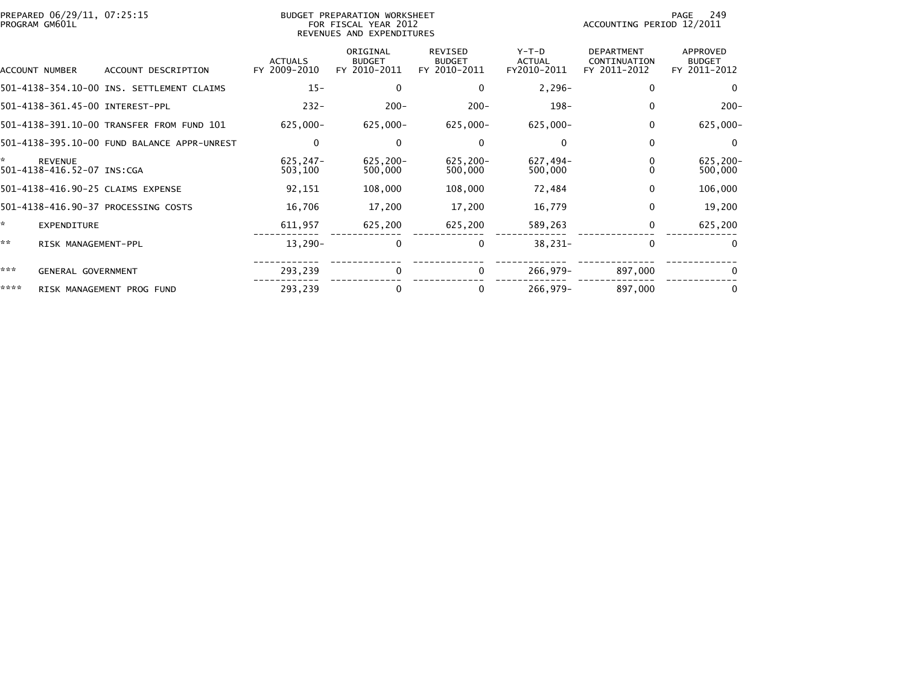PREPARED 06/29/11, 07:25:15
PROGRAM GM601L

BUDGET PREPARATION WORKSHEET
FOR FISCAL YEAR 2012
REVENUES AND EXPENDITURES

ACCOUNTING PERIOD 12/2011

| ACCOUNT NUMBER | ACCOUNT DESCRIPTION | ACTUALS FY 2009-2010 | ORIGINAL BUDGET FY 2010-2011 | REVISED BUDGET FY 2010-2011 | Y-T-D ACTUAL FY2010-2011 | DEPARTMENT CONTINUATION FY 2011-2012 | APPROVED BUDGET FY 2011-2012 |
|---|---|---|---|---|---|---|---|
| 501-4138-354.10-00 | INS. SETTLEMENT CLAIMS | 15- | 0 | 0 | 2,296- | 0 | 0 |
| 501-4138-361.45-00 | INTEREST-PPL | 232- | 200- | 200- | 198- | 0 | 200- |
| 501-4138-391.10-00 | TRANSFER FROM FUND 101 | 625,000- | 625,000- | 625,000- | 625,000- | 0 | 625,000- |
| 501-4138-395.10-00 | FUND BALANCE APPR-UNREST | 0 | 0 | 0 | 0 | 0 | 0 |
| * | REVENUE | 625,247- | 625,200- | 625,200- | 627,494- | 0 | 625,200- |
| 501-4138-416.52-07 | INS:CGA | 503,100 | 500,000 | 500,000 | 500,000 | 0 | 500,000 |
| 501-4138-416.90-25 | CLAIMS EXPENSE | 92,151 | 108,000 | 108,000 | 72,484 | 0 | 106,000 |
| 501-4138-416.90-37 | PROCESSING COSTS | 16,706 | 17,200 | 17,200 | 16,779 | 0 | 19,200 |
| * | EXPENDITURE | 611,957 | 625,200 | 625,200 | 589,263 | 0 | 625,200 |
| ** | RISK MANAGEMENT-PPL | 13,290- | 0 | 0 | 38,231- | 0 | 0 |
| *** | GENERAL GOVERNMENT | 293,239 | 0 | 0 | 266,979- | 897,000 | 0 |
| **** | RISK MANAGEMENT PROG FUND | 293,239 | 0 | 0 | 266,979- | 897,000 | 0 |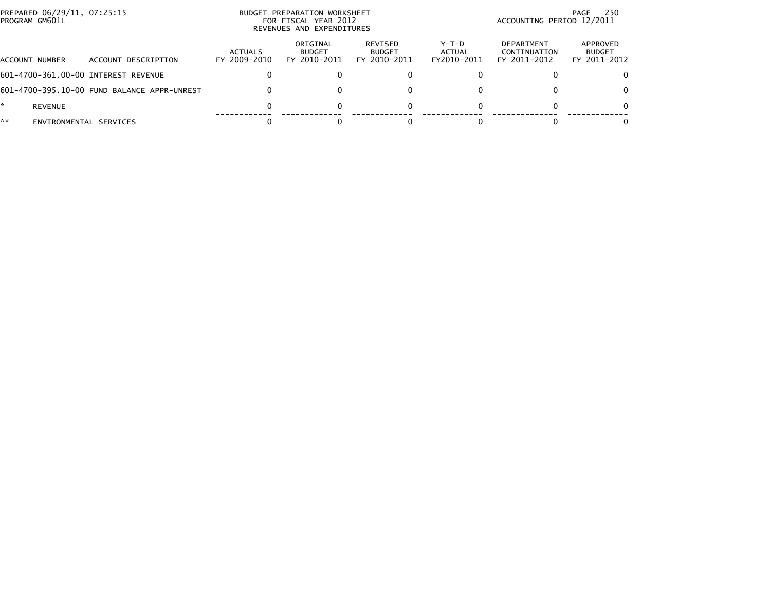PREPARED 06/29/11, 07:25:15
PROGRAM GM601L

BUDGET PREPARATION WORKSHEET
FOR FISCAL YEAR 2012
REVENUES AND EXPENDITURES

ACCOUNTING PERIOD 12/2011

| ACCOUNT NUMBER | ACCOUNT DESCRIPTION | ACTUALS FY 2009-2010 | ORIGINAL BUDGET FY 2010-2011 | REVISED BUDGET FY 2010-2011 | Y-T-D ACTUAL FY2010-2011 | DEPARTMENT CONTINUATION FY 2011-2012 | APPROVED BUDGET FY 2011-2012 |
|---|---|---|---|---|---|---|---|
| 601-4700-361.00-00 | INTEREST REVENUE | 0 | 0 | 0 | 0 | 0 | 0 |
| 601-4700-395.10-00 | FUND BALANCE APPR-UNREST | 0 | 0 | 0 | 0 | 0 | 0 |
| * | REVENUE | 0 | 0 | 0 | 0 | 0 | 0 |
| ** | ENVIRONMENTAL SERVICES | 0 | 0 | 0 | 0 | 0 | 0 |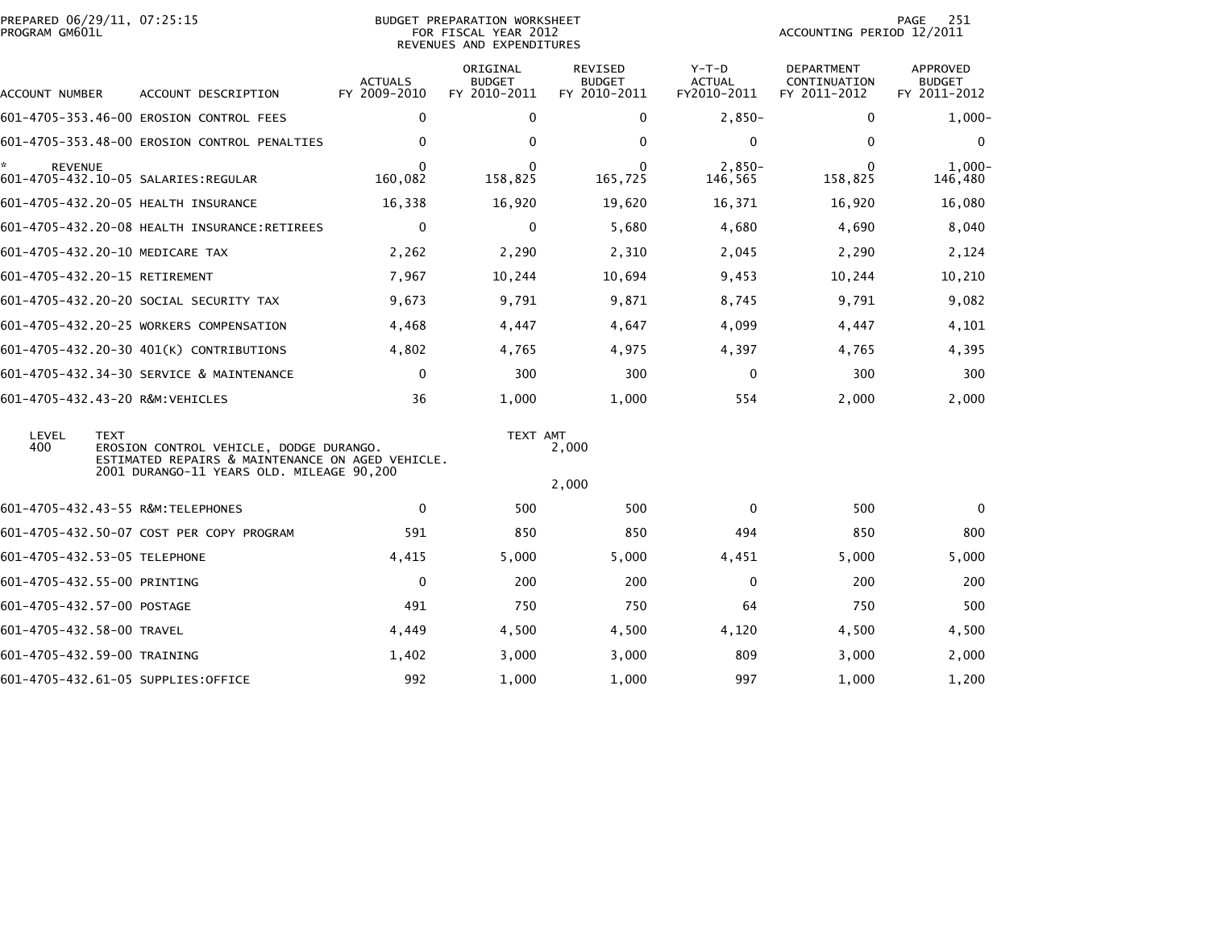PREPARED 06/29/11, 07:25:15
PROGRAM GM601L

BUDGET PREPARATION WORKSHEET
FOR FISCAL YEAR 2012
REVENUES AND EXPENDITURES

ACCOUNTING PERIOD 12/2011

| ACCOUNT NUMBER | ACCOUNT DESCRIPTION | ACTUALS FY 2009-2010 | ORIGINAL BUDGET FY 2010-2011 | REVISED BUDGET FY 2010-2011 | Y-T-D ACTUAL FY2010-2011 | DEPARTMENT CONTINUATION FY 2011-2012 | APPROVED BUDGET FY 2011-2012 |
|---|---|---|---|---|---|---|---|
| 601-4705-353.46-00 | EROSION CONTROL FEES | 0 | 0 | 0 | 2,850- | 0 | 1,000- |
| 601-4705-353.48-00 | EROSION CONTROL PENALTIES | 0 | 0 | 0 | 0 | 0 | 0 |
| * REVENUE | | 0 | 0 | 0 | 2,850- | 0 | 1,000- |
| 601-4705-432.10-05 | SALARIES:REGULAR | 160,082 | 158,825 | 165,725 | 146,565 | 158,825 | 146,480 |
| 601-4705-432.20-05 | HEALTH INSURANCE | 16,338 | 16,920 | 19,620 | 16,371 | 16,920 | 16,080 |
| 601-4705-432.20-08 | HEALTH INSURANCE:RETIREES | 0 | 0 | 5,680 | 4,680 | 4,690 | 8,040 |
| 601-4705-432.20-10 | MEDICARE TAX | 2,262 | 2,290 | 2,310 | 2,045 | 2,290 | 2,124 |
| 601-4705-432.20-15 | RETIREMENT | 7,967 | 10,244 | 10,694 | 9,453 | 10,244 | 10,210 |
| 601-4705-432.20-20 | SOCIAL SECURITY TAX | 9,673 | 9,791 | 9,871 | 8,745 | 9,791 | 9,082 |
| 601-4705-432.20-25 | WORKERS COMPENSATION | 4,468 | 4,447 | 4,647 | 4,099 | 4,447 | 4,101 |
| 601-4705-432.20-30 | 401(K) CONTRIBUTIONS | 4,802 | 4,765 | 4,975 | 4,397 | 4,765 | 4,395 |
| 601-4705-432.34-30 | SERVICE & MAINTENANCE | 0 | 300 | 300 | 0 | 300 | 300 |
| 601-4705-432.43-20 | R&M:VEHICLES | 36 | 1,000 | 1,000 | 554 | 2,000 | 2,000 |

| LEVEL | TEXT | TEXT AMT |
|---|---|---|
| 400 | EROSION CONTROL VEHICLE, DODGE DURANGO. ESTIMATED REPAIRS & MAINTENANCE ON AGED VEHICLE. 2001 DURANGO-11 YEARS OLD. MILEAGE 90,200 | 2,000 |
| | | 2,000 |

| ACCOUNT NUMBER | ACCOUNT DESCRIPTION | ACTUALS FY 2009-2010 | ORIGINAL BUDGET FY 2010-2011 | REVISED BUDGET FY 2010-2011 | Y-T-D ACTUAL FY2010-2011 | DEPARTMENT CONTINUATION FY 2011-2012 | APPROVED BUDGET FY 2011-2012 |
|---|---|---|---|---|---|---|---|
| 601-4705-432.43-55 | R&M:TELEPHONES | 0 | 500 | 500 | 0 | 500 | 0 |
| 601-4705-432.50-07 | COST PER COPY PROGRAM | 591 | 850 | 850 | 494 | 850 | 800 |
| 601-4705-432.53-05 | TELEPHONE | 4,415 | 5,000 | 5,000 | 4,451 | 5,000 | 5,000 |
| 601-4705-432.55-00 | PRINTING | 0 | 200 | 200 | 0 | 200 | 200 |
| 601-4705-432.57-00 | POSTAGE | 491 | 750 | 750 | 64 | 750 | 500 |
| 601-4705-432.58-00 | TRAVEL | 4,449 | 4,500 | 4,500 | 4,120 | 4,500 | 4,500 |
| 601-4705-432.59-00 | TRAINING | 1,402 | 3,000 | 3,000 | 809 | 3,000 | 2,000 |
| 601-4705-432.61-05 | SUPPLIES:OFFICE | 992 | 1,000 | 1,000 | 997 | 1,000 | 1,200 |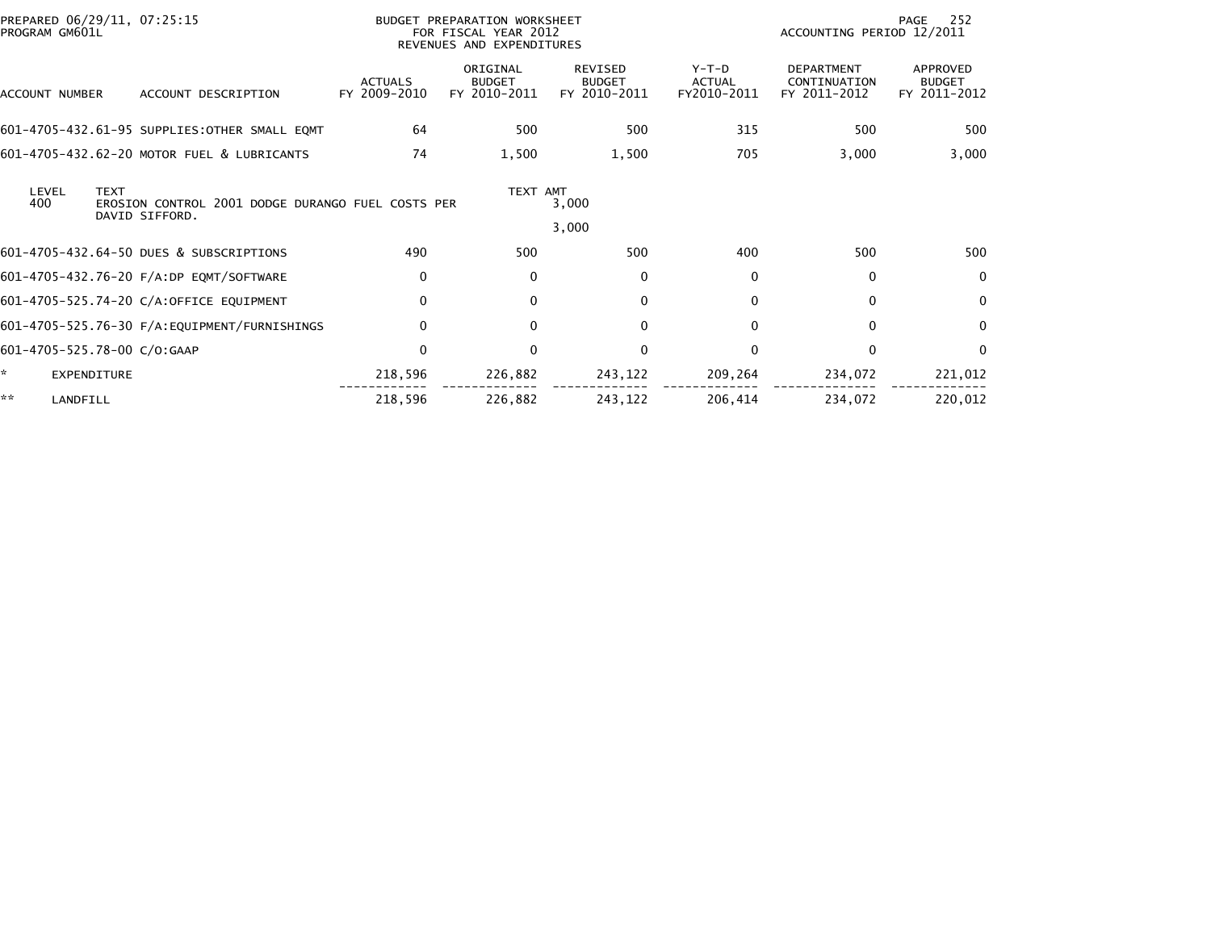PREPARED 06/29/11, 07:25:15
PROGRAM GM601L

BUDGET PREPARATION WORKSHEET
FOR FISCAL YEAR 2012
REVENUES AND EXPENDITURES

ACCOUNTING PERIOD 12/2011

| ACCOUNT NUMBER | ACCOUNT DESCRIPTION | ACTUALS FY 2009-2010 | ORIGINAL BUDGET FY 2010-2011 | REVISED BUDGET FY 2010-2011 | Y-T-D ACTUAL FY2010-2011 | DEPARTMENT CONTINUATION FY 2011-2012 | APPROVED BUDGET FY 2011-2012 |
|---|---|---|---|---|---|---|---|
| 601-4705-432.61-95 | SUPPLIES:OTHER SMALL EQMT | 64 | 500 | 500 | 315 | 500 | 500 |
| 601-4705-432.62-20 | MOTOR FUEL & LUBRICANTS | 74 | 1,500 | 1,500 | 705 | 3,000 | 3,000 |

| LEVEL | TEXT | TEXT AMT |
|---|---|---|
| 400 | EROSION CONTROL 2001 DODGE DURANGO FUEL COSTS PER DAVID SIFFORD. | 3,000 |
| | | 3,000 |

| ACCOUNT NUMBER | ACCOUNT DESCRIPTION | ACTUALS FY 2009-2010 | ORIGINAL BUDGET FY 2010-2011 | REVISED BUDGET FY 2010-2011 | Y-T-D ACTUAL FY2010-2011 | DEPARTMENT CONTINUATION FY 2011-2012 | APPROVED BUDGET FY 2011-2012 |
|---|---|---|---|---|---|---|---|
| 601-4705-432.64-50 | DUES & SUBSCRIPTIONS | 490 | 500 | 500 | 400 | 500 | 500 |
| 601-4705-432.76-20 | F/A:DP EQMT/SOFTWARE | 0 | 0 | 0 | 0 | 0 | 0 |
| 601-4705-525.74-20 | C/A:OFFICE EQUIPMENT | 0 | 0 | 0 | 0 | 0 | 0 |
| 601-4705-525.76-30 | F/A:EQUIPMENT/FURNISHINGS | 0 | 0 | 0 | 0 | 0 | 0 |
| 601-4705-525.78-00 | C/O:GAAP | 0 | 0 | 0 | 0 | 0 | 0 |
| * | EXPENDITURE | 218,596 | 226,882 | 243,122 | 209,264 | 234,072 | 221,012 |
| ** | LANDFILL | 218,596 | 226,882 | 243,122 | 206,414 | 234,072 | 220,012 |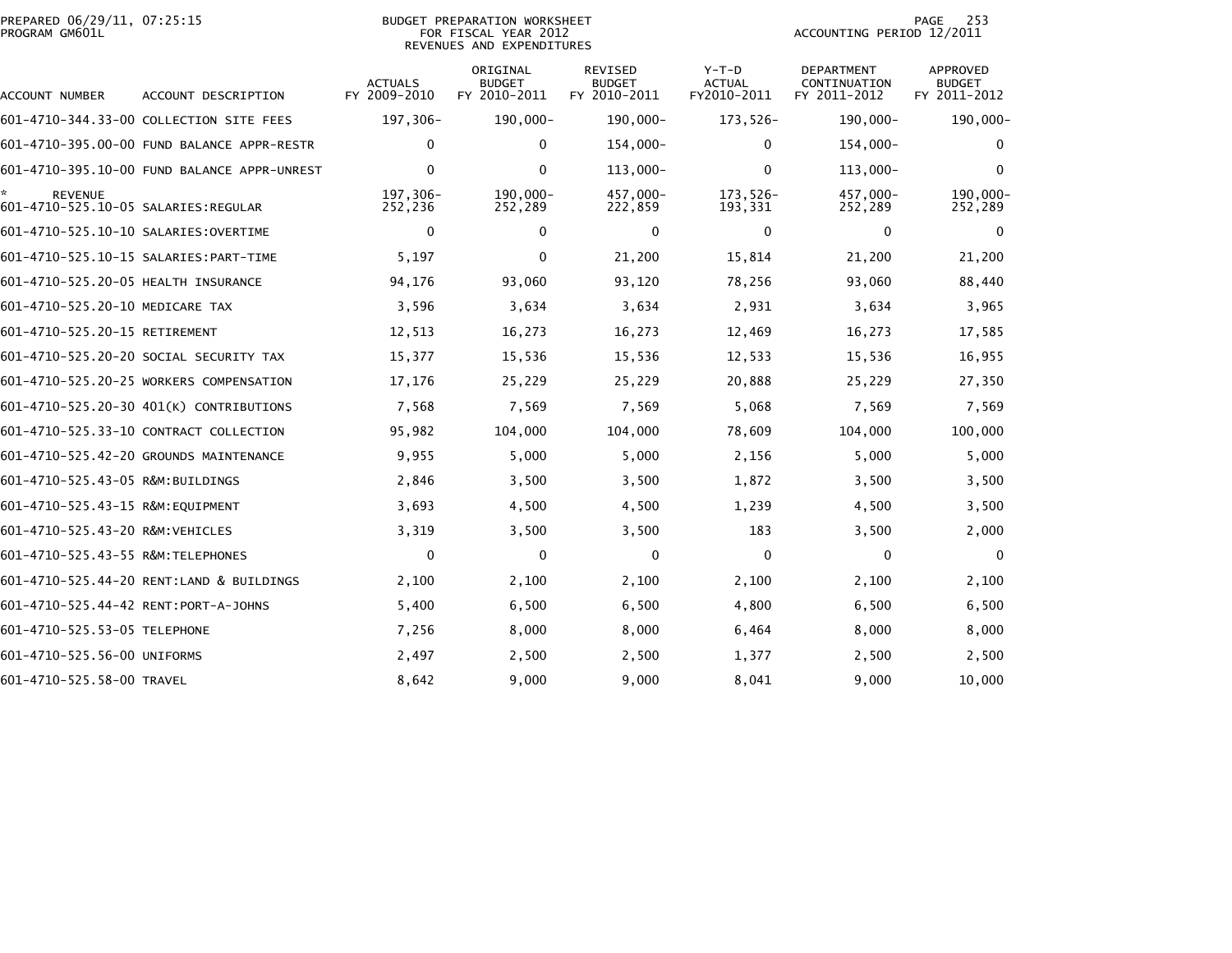PREPARED 06/29/11, 07:25:15
PROGRAM GM601L

BUDGET PREPARATION WORKSHEET
FOR FISCAL YEAR 2012
REVENUES AND EXPENDITURES

ACCOUNTING PERIOD 12/2011

| ACCOUNT NUMBER | ACCOUNT DESCRIPTION | ACTUALS FY 2009-2010 | ORIGINAL BUDGET FY 2010-2011 | REVISED BUDGET FY 2010-2011 | Y-T-D ACTUAL FY2010-2011 | DEPARTMENT CONTINUATION FY 2011-2012 | APPROVED BUDGET FY 2011-2012 |
|---|---|---|---|---|---|---|---|
| 601-4710-344.33-00 | COLLECTION SITE FEES | 197,306- | 190,000- | 190,000- | 173,526- | 190,000- | 190,000- |
| 601-4710-395.00-00 | FUND BALANCE APPR-RESTR | 0 | 0 | 154,000- | 0 | 154,000- | 0 |
| 601-4710-395.10-00 | FUND BALANCE APPR-UNREST | 0 | 0 | 113,000- | 0 | 113,000- | 0 |
| * REVENUE | | 197,306- | 190,000- | 457,000- | 173,526- | 457,000- | 190,000- |
| 601-4710-525.10-05 | SALARIES:REGULAR | 252,236 | 252,289 | 222,859 | 193,331 | 252,289 | 252,289 |
| 601-4710-525.10-10 | SALARIES:OVERTIME | 0 | 0 | 0 | 0 | 0 | 0 |
| 601-4710-525.10-15 | SALARIES:PART-TIME | 5,197 | 0 | 21,200 | 15,814 | 21,200 | 21,200 |
| 601-4710-525.20-05 | HEALTH INSURANCE | 94,176 | 93,060 | 93,120 | 78,256 | 93,060 | 88,440 |
| 601-4710-525.20-10 | MEDICARE TAX | 3,596 | 3,634 | 3,634 | 2,931 | 3,634 | 3,965 |
| 601-4710-525.20-15 | RETIREMENT | 12,513 | 16,273 | 16,273 | 12,469 | 16,273 | 17,585 |
| 601-4710-525.20-20 | SOCIAL SECURITY TAX | 15,377 | 15,536 | 15,536 | 12,533 | 15,536 | 16,955 |
| 601-4710-525.20-25 | WORKERS COMPENSATION | 17,176 | 25,229 | 25,229 | 20,888 | 25,229 | 27,350 |
| 601-4710-525.20-30 | 401(K) CONTRIBUTIONS | 7,568 | 7,569 | 7,569 | 5,068 | 7,569 | 7,569 |
| 601-4710-525.33-10 | CONTRACT COLLECTION | 95,982 | 104,000 | 104,000 | 78,609 | 104,000 | 100,000 |
| 601-4710-525.42-20 | GROUNDS MAINTENANCE | 9,955 | 5,000 | 5,000 | 2,156 | 5,000 | 5,000 |
| 601-4710-525.43-05 | R&M:BUILDINGS | 2,846 | 3,500 | 3,500 | 1,872 | 3,500 | 3,500 |
| 601-4710-525.43-15 | R&M:EQUIPMENT | 3,693 | 4,500 | 4,500 | 1,239 | 4,500 | 3,500 |
| 601-4710-525.43-20 | R&M:VEHICLES | 3,319 | 3,500 | 3,500 | 183 | 3,500 | 2,000 |
| 601-4710-525.43-55 | R&M:TELEPHONES | 0 | 0 | 0 | 0 | 0 | 0 |
| 601-4710-525.44-20 | RENT:LAND & BUILDINGS | 2,100 | 2,100 | 2,100 | 2,100 | 2,100 | 2,100 |
| 601-4710-525.44-42 | RENT:PORT-A-JOHNS | 5,400 | 6,500 | 6,500 | 4,800 | 6,500 | 6,500 |
| 601-4710-525.53-05 | TELEPHONE | 7,256 | 8,000 | 8,000 | 6,464 | 8,000 | 8,000 |
| 601-4710-525.56-00 | UNIFORMS | 2,497 | 2,500 | 2,500 | 1,377 | 2,500 | 2,500 |
| 601-4710-525.58-00 | TRAVEL | 8,642 | 9,000 | 9,000 | 8,041 | 9,000 | 10,000 |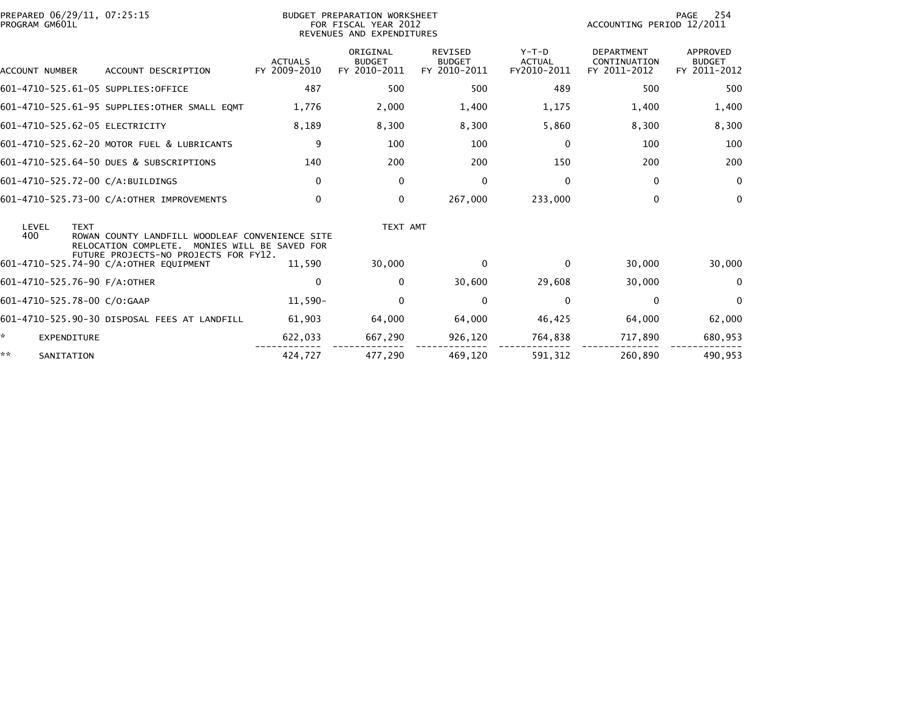PREPARED 06/29/11, 07:25:15
PROGRAM GM601L

BUDGET PREPARATION WORKSHEET
FOR FISCAL YEAR 2012
REVENUES AND EXPENDITURES

ACCOUNTING PERIOD 12/2011

| ACCOUNT NUMBER | ACCOUNT DESCRIPTION | ACTUALS FY 2009-2010 | ORIGINAL BUDGET FY 2010-2011 | REVISED BUDGET FY 2010-2011 | Y-T-D ACTUAL FY2010-2011 | DEPARTMENT CONTINUATION FY 2011-2012 | APPROVED BUDGET FY 2011-2012 |
|---|---|---|---|---|---|---|---|
| 601-4710-525.61-05 | SUPPLIES:OFFICE | 487 | 500 | 500 | 489 | 500 | 500 |
| 601-4710-525.61-95 | SUPPLIES:OTHER SMALL EQMT | 1,776 | 2,000 | 1,400 | 1,175 | 1,400 | 1,400 |
| 601-4710-525.62-05 | ELECTRICITY | 8,189 | 8,300 | 8,300 | 5,860 | 8,300 | 8,300 |
| 601-4710-525.62-20 | MOTOR FUEL & LUBRICANTS | 9 | 100 | 100 | 0 | 100 | 100 |
| 601-4710-525.64-50 | DUES & SUBSCRIPTIONS | 140 | 200 | 200 | 150 | 200 | 200 |
| 601-4710-525.72-00 | C/A:BUILDINGS | 0 | 0 | 0 | 0 | 0 | 0 |
| 601-4710-525.73-00 | C/A:OTHER IMPROVEMENTS | 0 | 0 | 267,000 | 233,000 | 0 | 0 |

| LEVEL | TEXT | TEXT AMT |
|---|---|---|
| 400 | ROWAN COUNTY LANDFILL WOODLEAF CONVENIENCE SITE RELOCATION COMPLETE. MONIES WILL BE SAVED FOR FUTURE PROJECTS-NO PROJECTS FOR FY12. | |

| ACCOUNT NUMBER | ACCOUNT DESCRIPTION | ACTUALS FY 2009-2010 | ORIGINAL BUDGET FY 2010-2011 | REVISED BUDGET FY 2010-2011 | Y-T-D ACTUAL FY2010-2011 | DEPARTMENT CONTINUATION FY 2011-2012 | APPROVED BUDGET FY 2011-2012 |
|---|---|---|---|---|---|---|---|
| 601-4710-525.74-90 | C/A:OTHER EQUIPMENT | 11,590 | 30,000 | 0 | 0 | 30,000 | 30,000 |
| 601-4710-525.76-90 | F/A:OTHER | 0 | 0 | 30,600 | 29,608 | 30,000 | 0 |
| 601-4710-525.78-00 | C/O:GAAP | 11,590- | 0 | 0 | 0 | 0 | 0 |
| 601-4710-525.90-30 | DISPOSAL FEES AT LANDFILL | 61,903 | 64,000 | 64,000 | 46,425 | 64,000 | 62,000 |
| * | EXPENDITURE | 622,033 | 667,290 | 926,120 | 764,838 | 717,890 | 680,953 |
| ** | SANITATION | 424,727 | 477,290 | 469,120 | 591,312 | 260,890 | 490,953 |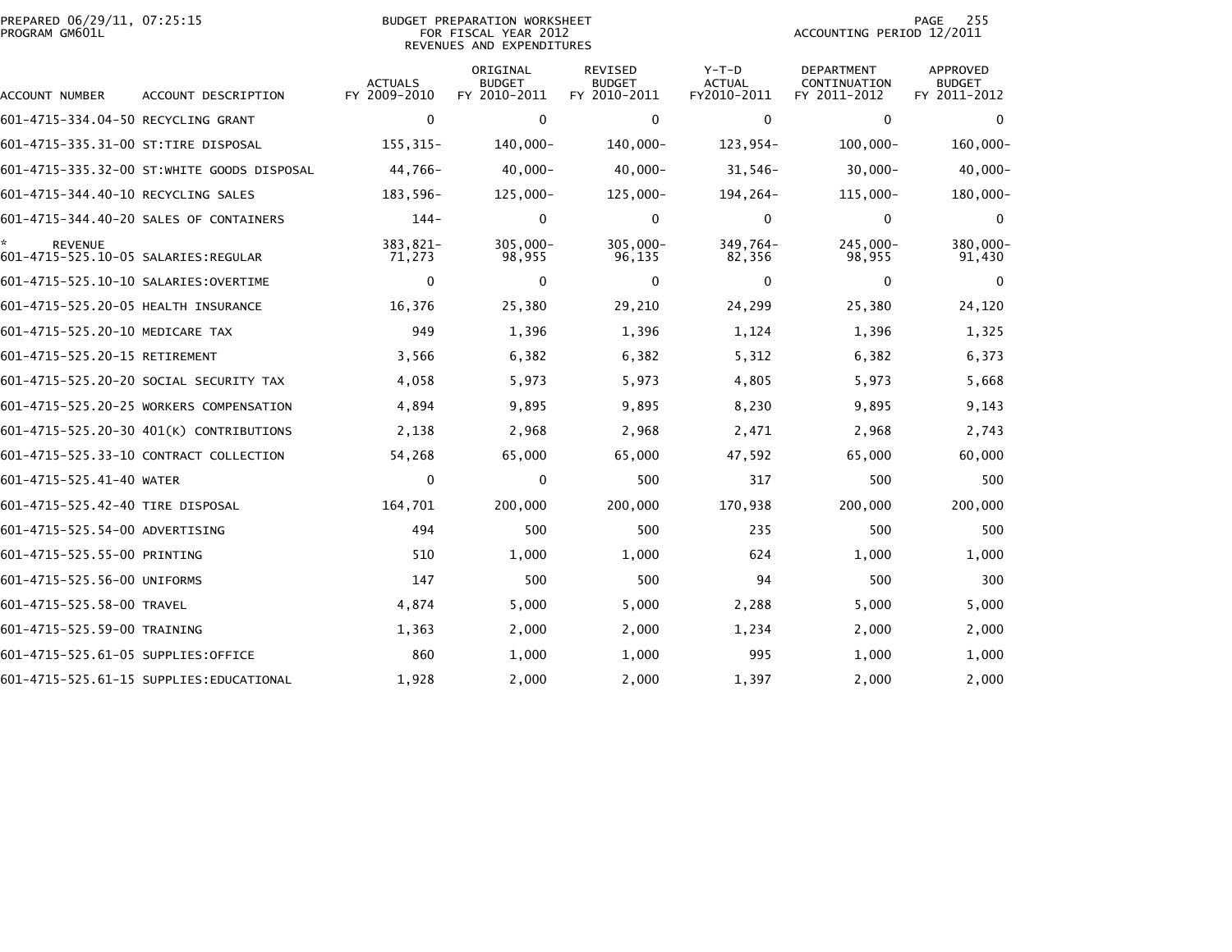PREPARED 06/29/11, 07:25:15
PROGRAM GM601L

BUDGET PREPARATION WORKSHEET
FOR FISCAL YEAR 2012
REVENUES AND EXPENDITURES

ACCOUNTING PERIOD 12/2011

| ACCOUNT NUMBER | ACCOUNT DESCRIPTION | ACTUALS FY 2009-2010 | ORIGINAL BUDGET FY 2010-2011 | REVISED BUDGET FY 2010-2011 | Y-T-D ACTUAL FY2010-2011 | DEPARTMENT CONTINUATION FY 2011-2012 | APPROVED BUDGET FY 2011-2012 |
|---|---|---|---|---|---|---|---|
| 601-4715-334.04-50 | RECYCLING GRANT | 0 | 0 | 0 | 0 | 0 | 0 |
| 601-4715-335.31-00 | ST:TIRE DISPOSAL | 155,315- | 140,000- | 140,000- | 123,954- | 100,000- | 160,000- |
| 601-4715-335.32-00 | ST:WHITE GOODS DISPOSAL | 44,766- | 40,000- | 40,000- | 31,546- | 30,000- | 40,000- |
| 601-4715-344.40-10 | RECYCLING SALES | 183,596- | 125,000- | 125,000- | 194,264- | 115,000- | 180,000- |
| 601-4715-344.40-20 | SALES OF CONTAINERS | 144- | 0 | 0 | 0 | 0 | 0 |
| * REVENUE | | 383,821- | 305,000- | 305,000- | 349,764- | 245,000- | 380,000- |
| 601-4715-525.10-05 | SALARIES:REGULAR | 71,273 | 98,955 | 96,135 | 82,356 | 98,955 | 91,430 |
| 601-4715-525.10-10 | SALARIES:OVERTIME | 0 | 0 | 0 | 0 | 0 | 0 |
| 601-4715-525.20-05 | HEALTH INSURANCE | 16,376 | 25,380 | 29,210 | 24,299 | 25,380 | 24,120 |
| 601-4715-525.20-10 | MEDICARE TAX | 949 | 1,396 | 1,396 | 1,124 | 1,396 | 1,325 |
| 601-4715-525.20-15 | RETIREMENT | 3,566 | 6,382 | 6,382 | 5,312 | 6,382 | 6,373 |
| 601-4715-525.20-20 | SOCIAL SECURITY TAX | 4,058 | 5,973 | 5,973 | 4,805 | 5,973 | 5,668 |
| 601-4715-525.20-25 | WORKERS COMPENSATION | 4,894 | 9,895 | 9,895 | 8,230 | 9,895 | 9,143 |
| 601-4715-525.20-30 | 401(K) CONTRIBUTIONS | 2,138 | 2,968 | 2,968 | 2,471 | 2,968 | 2,743 |
| 601-4715-525.33-10 | CONTRACT COLLECTION | 54,268 | 65,000 | 65,000 | 47,592 | 65,000 | 60,000 |
| 601-4715-525.41-40 | WATER | 0 | 0 | 500 | 317 | 500 | 500 |
| 601-4715-525.42-40 | TIRE DISPOSAL | 164,701 | 200,000 | 200,000 | 170,938 | 200,000 | 200,000 |
| 601-4715-525.54-00 | ADVERTISING | 494 | 500 | 500 | 235 | 500 | 500 |
| 601-4715-525.55-00 | PRINTING | 510 | 1,000 | 1,000 | 624 | 1,000 | 1,000 |
| 601-4715-525.56-00 | UNIFORMS | 147 | 500 | 500 | 94 | 500 | 300 |
| 601-4715-525.58-00 | TRAVEL | 4,874 | 5,000 | 5,000 | 2,288 | 5,000 | 5,000 |
| 601-4715-525.59-00 | TRAINING | 1,363 | 2,000 | 2,000 | 1,234 | 2,000 | 2,000 |
| 601-4715-525.61-05 | SUPPLIES:OFFICE | 860 | 1,000 | 1,000 | 995 | 1,000 | 1,000 |
| 601-4715-525.61-15 | SUPPLIES:EDUCATIONAL | 1,928 | 2,000 | 2,000 | 1,397 | 2,000 | 2,000 |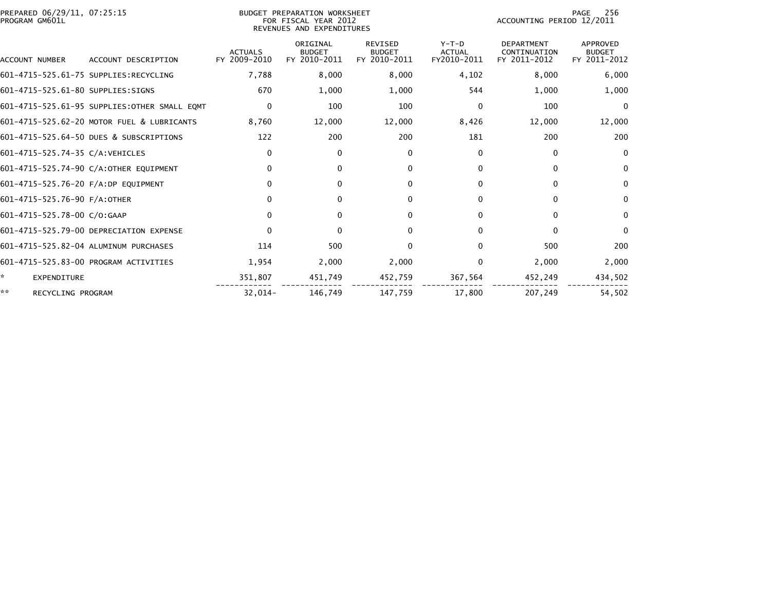PREPARED 06/29/11, 07:25:15
PROGRAM GM601L

BUDGET PREPARATION WORKSHEET
FOR FISCAL YEAR 2012
REVENUES AND EXPENDITURES

ACCOUNTING PERIOD 12/2011

| ACCOUNT NUMBER | ACCOUNT DESCRIPTION | ACTUALS FY 2009-2010 | ORIGINAL BUDGET FY 2010-2011 | REVISED BUDGET FY 2010-2011 | Y-T-D ACTUAL FY2010-2011 | DEPARTMENT CONTINUATION FY 2011-2012 | APPROVED BUDGET FY 2011-2012 |
|---|---|---|---|---|---|---|---|
| 601-4715-525.61-75 | SUPPLIES:RECYCLING | 7,788 | 8,000 | 8,000 | 4,102 | 8,000 | 6,000 |
| 601-4715-525.61-80 | SUPPLIES:SIGNS | 670 | 1,000 | 1,000 | 544 | 1,000 | 1,000 |
| 601-4715-525.61-95 | SUPPLIES:OTHER SMALL EQMT | 0 | 100 | 100 | 0 | 100 | 0 |
| 601-4715-525.62-20 | MOTOR FUEL & LUBRICANTS | 8,760 | 12,000 | 12,000 | 8,426 | 12,000 | 12,000 |
| 601-4715-525.64-50 | DUES & SUBSCRIPTIONS | 122 | 200 | 200 | 181 | 200 | 200 |
| 601-4715-525.74-35 | C/A:VEHICLES | 0 | 0 | 0 | 0 | 0 | 0 |
| 601-4715-525.74-90 | C/A:OTHER EQUIPMENT | 0 | 0 | 0 | 0 | 0 | 0 |
| 601-4715-525.76-20 | F/A:DP EQUIPMENT | 0 | 0 | 0 | 0 | 0 | 0 |
| 601-4715-525.76-90 | F/A:OTHER | 0 | 0 | 0 | 0 | 0 | 0 |
| 601-4715-525.78-00 | C/O:GAAP | 0 | 0 | 0 | 0 | 0 | 0 |
| 601-4715-525.79-00 | DEPRECIATION EXPENSE | 0 | 0 | 0 | 0 | 0 | 0 |
| 601-4715-525.82-04 | ALUMINUM PURCHASES | 114 | 500 | 0 | 0 | 500 | 200 |
| 601-4715-525.83-00 | PROGRAM ACTIVITIES | 1,954 | 2,000 | 2,000 | 0 | 2,000 | 2,000 |
| * | EXPENDITURE | 351,807 | 451,749 | 452,759 | 367,564 | 452,249 | 434,502 |
| ** | RECYCLING PROGRAM | 32,014- | 146,749 | 147,759 | 17,800 | 207,249 | 54,502 |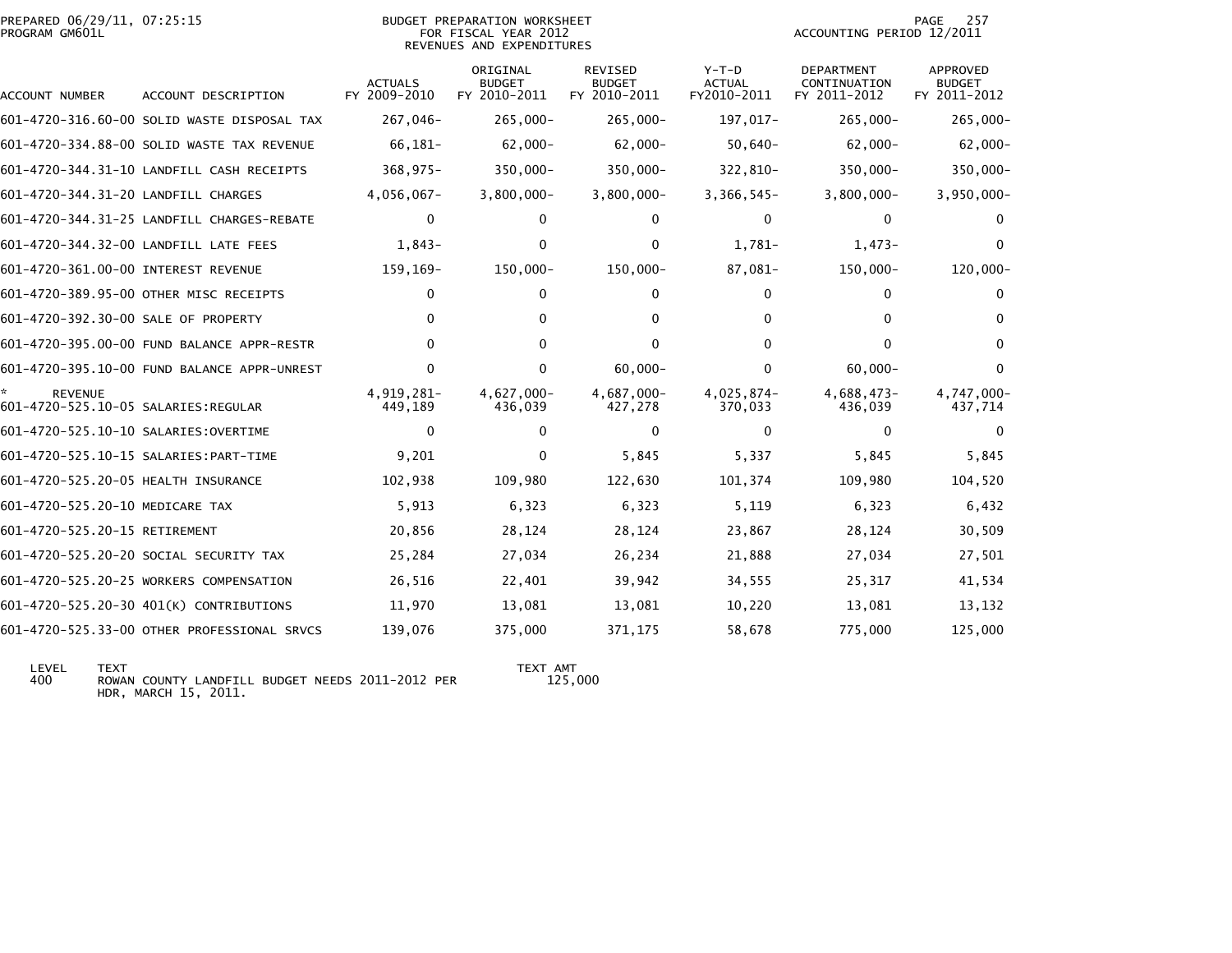PREPARED 06/29/11, 07:25:15
PROGRAM GM601L

BUDGET PREPARATION WORKSHEET
FOR FISCAL YEAR 2012
REVENUES AND EXPENDITURES

ACCOUNTING PERIOD 12/2011

| ACCOUNT NUMBER | ACCOUNT DESCRIPTION | ACTUALS FY 2009-2010 | ORIGINAL BUDGET FY 2010-2011 | REVISED BUDGET FY 2010-2011 | Y-T-D ACTUAL FY2010-2011 | DEPARTMENT CONTINUATION FY 2011-2012 | APPROVED BUDGET FY 2011-2012 |
|---|---|---|---|---|---|---|---|
| 601-4720-316.60-00 | SOLID WASTE DISPOSAL TAX | 267,046- | 265,000- | 265,000- | 197,017- | 265,000- | 265,000- |
| 601-4720-334.88-00 | SOLID WASTE TAX REVENUE | 66,181- | 62,000- | 62,000- | 50,640- | 62,000- | 62,000- |
| 601-4720-344.31-10 | LANDFILL CASH RECEIPTS | 368,975- | 350,000- | 350,000- | 322,810- | 350,000- | 350,000- |
| 601-4720-344.31-20 | LANDFILL CHARGES | 4,056,067- | 3,800,000- | 3,800,000- | 3,366,545- | 3,800,000- | 3,950,000- |
| 601-4720-344.31-25 | LANDFILL CHARGES-REBATE | 0 | 0 | 0 | 0 | 0 | 0 |
| 601-4720-344.32-00 | LANDFILL LATE FEES | 1,843- | 0 | 0 | 1,781- | 1,473- | 0 |
| 601-4720-361.00-00 | INTEREST REVENUE | 159,169- | 150,000- | 150,000- | 87,081- | 150,000- | 120,000- |
| 601-4720-389.95-00 | OTHER MISC RECEIPTS | 0 | 0 | 0 | 0 | 0 | 0 |
| 601-4720-392.30-00 | SALE OF PROPERTY | 0 | 0 | 0 | 0 | 0 | 0 |
| 601-4720-395.00-00 | FUND BALANCE APPR-RESTR | 0 | 0 | 0 | 0 | 0 | 0 |
| 601-4720-395.10-00 | FUND BALANCE APPR-UNREST | 0 | 0 | 60,000- | 0 | 60,000- | 0 |
| * REVENUE | | 4,919,281- | 4,627,000- | 4,687,000- | 4,025,874- | 4,688,473- | 4,747,000- |
| 601-4720-525.10-05 | SALARIES:REGULAR | 449,189 | 436,039 | 427,278 | 370,033 | 436,039 | 437,714 |
| 601-4720-525.10-10 | SALARIES:OVERTIME | 0 | 0 | 0 | 0 | 0 | 0 |
| 601-4720-525.10-15 | SALARIES:PART-TIME | 9,201 | 0 | 5,845 | 5,337 | 5,845 | 5,845 |
| 601-4720-525.20-05 | HEALTH INSURANCE | 102,938 | 109,980 | 122,630 | 101,374 | 109,980 | 104,520 |
| 601-4720-525.20-10 | MEDICARE TAX | 5,913 | 6,323 | 6,323 | 5,119 | 6,323 | 6,432 |
| 601-4720-525.20-15 | RETIREMENT | 20,856 | 28,124 | 28,124 | 23,867 | 28,124 | 30,509 |
| 601-4720-525.20-20 | SOCIAL SECURITY TAX | 25,284 | 27,034 | 26,234 | 21,888 | 27,034 | 27,501 |
| 601-4720-525.20-25 | WORKERS COMPENSATION | 26,516 | 22,401 | 39,942 | 34,555 | 25,317 | 41,534 |
| 601-4720-525.20-30 | 401(K) CONTRIBUTIONS | 11,970 | 13,081 | 13,081 | 10,220 | 13,081 | 13,132 |
| 601-4720-525.33-00 | OTHER PROFESSIONAL SRVCS | 139,076 | 375,000 | 371,175 | 58,678 | 775,000 | 125,000 |

| LEVEL | TEXT | TEXT AMT |
|---|---|---|
| 400 | ROWAN COUNTY LANDFILL BUDGET NEEDS 2011-2012 PER HDR, MARCH 15, 2011. | 125,000 |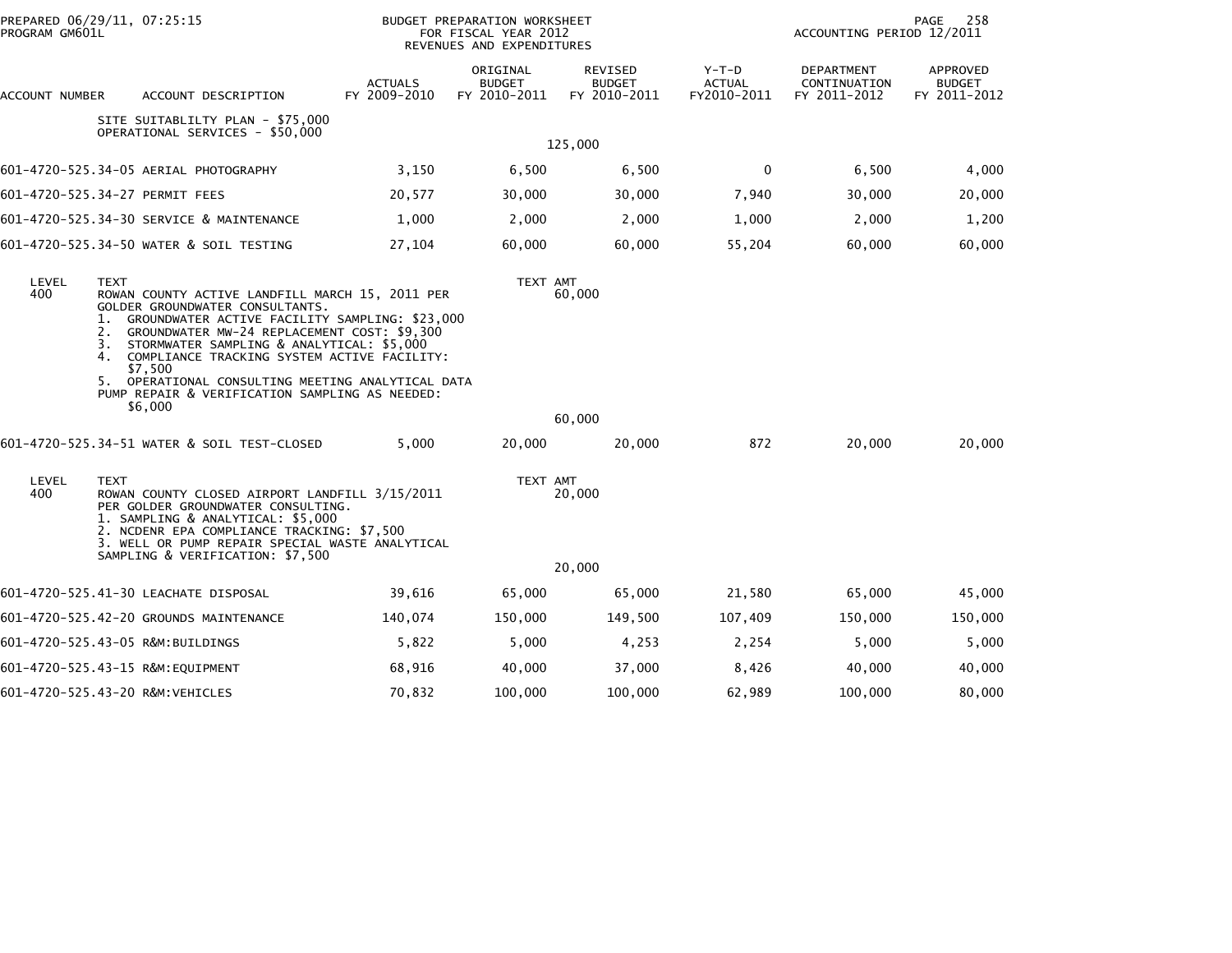PREPARED 06/29/11, 07:25:15
PROGRAM GM601L

BUDGET PREPARATION WORKSHEET
FOR FISCAL YEAR 2012
REVENUES AND EXPENDITURES

ACCOUNTING PERIOD 12/2011

| ACCOUNT NUMBER | ACCOUNT DESCRIPTION | ACTUALS FY 2009-2010 | ORIGINAL BUDGET FY 2010-2011 | REVISED BUDGET FY 2010-2011 | Y-T-D ACTUAL FY2010-2011 | DEPARTMENT CONTINUATION FY 2011-2012 | APPROVED BUDGET FY 2011-2012 |
|---|---|---|---|---|---|---|---|
| | SITE SUITABLILTY PLAN - $75,000<br>OPERATIONAL SERVICES - $50,000 | | | 125,000 | | | |
| 601-4720-525.34-05 | AERIAL PHOTOGRAPHY | 3,150 | 6,500 | 6,500 | 0 | 6,500 | 4,000 |
| 601-4720-525.34-27 | PERMIT FEES | 20,577 | 30,000 | 30,000 | 7,940 | 30,000 | 20,000 |
| 601-4720-525.34-30 | SERVICE & MAINTENANCE | 1,000 | 2,000 | 2,000 | 1,000 | 2,000 | 1,200 |
| 601-4720-525.34-50 | WATER & SOIL TESTING | 27,104 | 60,000 | 60,000 | 55,204 | 60,000 | 60,000 |

| LEVEL | TEXT | TEXT AMT |
|---|---|---|
| 400 | ROWAN COUNTY ACTIVE LANDFILL MARCH 15, 2011 PER GOLDER GROUNDWATER CONSULTANTS.<br>1. GROUNDWATER ACTIVE FACILITY SAMPLING: $23,000<br>2. GROUNDWATER MW-24 REPLACEMENT COST: $9,300<br>3. STORMWATER SAMPLING & ANALYTICAL: $5,000<br>4. COMPLIANCE TRACKING SYSTEM ACTIVE FACILITY: $7,500<br>5. OPERATIONAL CONSULTING MEETING ANALYTICAL DATA PUMP REPAIR & VERIFICATION SAMPLING AS NEEDED: $6,000 | 60,000 |
| | | 60,000 |

| ACCOUNT NUMBER | ACCOUNT DESCRIPTION | ACTUALS FY 2009-2010 | ORIGINAL BUDGET FY 2010-2011 | REVISED BUDGET FY 2010-2011 | Y-T-D ACTUAL FY2010-2011 | DEPARTMENT CONTINUATION FY 2011-2012 | APPROVED BUDGET FY 2011-2012 |
|---|---|---|---|---|---|---|---|
| 601-4720-525.34-51 | WATER & SOIL TEST-CLOSED | 5,000 | 20,000 | 20,000 | 872 | 20,000 | 20,000 |

| LEVEL | TEXT | TEXT AMT |
|---|---|---|
| 400 | ROWAN COUNTY CLOSED AIRPORT LANDFILL 3/15/2011 PER GOLDER GROUNDWATER CONSULTING.<br>1. SAMPLING & ANALYTICAL: $5,000<br>2. NCDENR EPA COMPLIANCE TRACKING: $7,500<br>3. WELL OR PUMP REPAIR SPECIAL WASTE ANALYTICAL SAMPLING & VERIFICATION: $7,500 | 20,000 |
| | | 20,000 |

| ACCOUNT NUMBER | ACCOUNT DESCRIPTION | ACTUALS FY 2009-2010 | ORIGINAL BUDGET FY 2010-2011 | REVISED BUDGET FY 2010-2011 | Y-T-D ACTUAL FY2010-2011 | DEPARTMENT CONTINUATION FY 2011-2012 | APPROVED BUDGET FY 2011-2012 |
|---|---|---|---|---|---|---|---|
| 601-4720-525.41-30 | LEACHATE DISPOSAL | 39,616 | 65,000 | 65,000 | 21,580 | 65,000 | 45,000 |
| 601-4720-525.42-20 | GROUNDS MAINTENANCE | 140,074 | 150,000 | 149,500 | 107,409 | 150,000 | 150,000 |
| 601-4720-525.43-05 | R&M:BUILDINGS | 5,822 | 5,000 | 4,253 | 2,254 | 5,000 | 5,000 |
| 601-4720-525.43-15 | R&M:EQUIPMENT | 68,916 | 40,000 | 37,000 | 8,426 | 40,000 | 40,000 |
| 601-4720-525.43-20 | R&M:VEHICLES | 70,832 | 100,000 | 100,000 | 62,989 | 100,000 | 80,000 |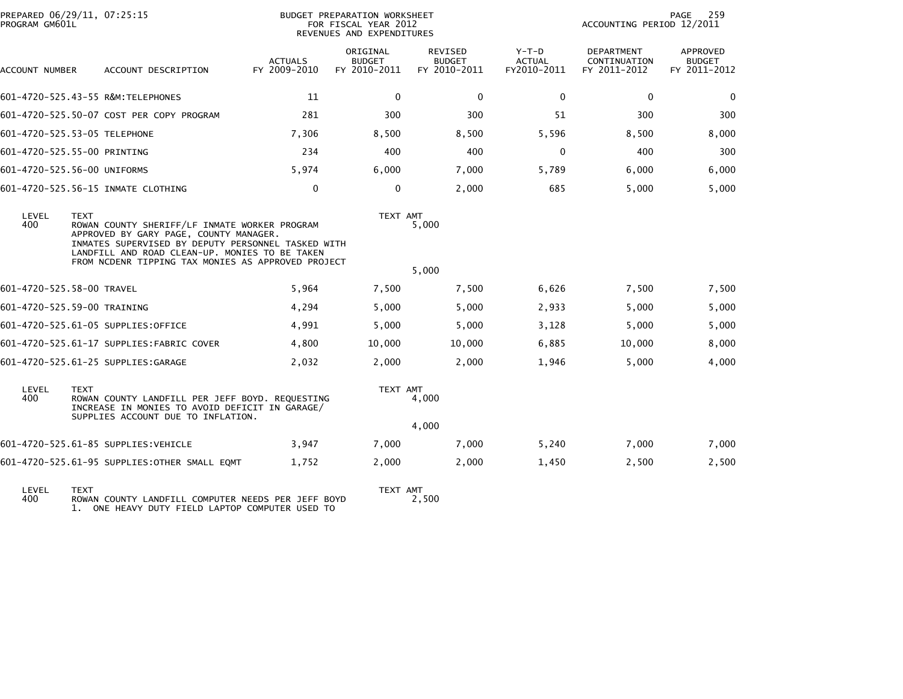PREPARED 06/29/11, 07:25:15
PROGRAM GM601L

BUDGET PREPARATION WORKSHEET
FOR FISCAL YEAR 2012
REVENUES AND EXPENDITURES

ACCOUNTING PERIOD 12/2011

| ACCOUNT NUMBER | ACCOUNT DESCRIPTION | ACTUALS FY 2009-2010 | ORIGINAL BUDGET FY 2010-2011 | REVISED BUDGET FY 2010-2011 | Y-T-D ACTUAL FY2010-2011 | DEPARTMENT CONTINUATION FY 2011-2012 | APPROVED BUDGET FY 2011-2012 |
|---|---|---|---|---|---|---|---|
| 601-4720-525.43-55 | R&M:TELEPHONES | 11 | 0 | 0 | 0 | 0 | 0 |
| 601-4720-525.50-07 | COST PER COPY PROGRAM | 281 | 300 | 300 | 51 | 300 | 300 |
| 601-4720-525.53-05 | TELEPHONE | 7,306 | 8,500 | 8,500 | 5,596 | 8,500 | 8,000 |
| 601-4720-525.55-00 | PRINTING | 234 | 400 | 400 | 0 | 400 | 300 |
| 601-4720-525.56-00 | UNIFORMS | 5,974 | 6,000 | 7,000 | 5,789 | 6,000 | 6,000 |
| 601-4720-525.56-15 | INMATE CLOTHING | 0 | 0 | 2,000 | 685 | 5,000 | 5,000 |

| LEVEL | TEXT | TEXT AMT |
|---|---|---|
| 400 | ROWAN COUNTY SHERIFF/LF INMATE WORKER PROGRAM APPROVED BY GARY PAGE, COUNTY MANAGER. INMATES SUPERVISED BY DEPUTY PERSONNEL TASKED WITH LANDFILL AND ROAD CLEAN-UP. MONIES TO BE TAKEN FROM NCDENR TIPPING TAX MONIES AS APPROVED PROJECT | 5,000 |
| | | 5,000 |

| ACCOUNT NUMBER | ACCOUNT DESCRIPTION | ACTUALS FY 2009-2010 | ORIGINAL BUDGET FY 2010-2011 | REVISED BUDGET FY 2010-2011 | Y-T-D ACTUAL FY2010-2011 | DEPARTMENT CONTINUATION FY 2011-2012 | APPROVED BUDGET FY 2011-2012 |
|---|---|---|---|---|---|---|---|
| 601-4720-525.58-00 | TRAVEL | 5,964 | 7,500 | 7,500 | 6,626 | 7,500 | 7,500 |
| 601-4720-525.59-00 | TRAINING | 4,294 | 5,000 | 5,000 | 2,933 | 5,000 | 5,000 |
| 601-4720-525.61-05 | SUPPLIES:OFFICE | 4,991 | 5,000 | 5,000 | 3,128 | 5,000 | 5,000 |
| 601-4720-525.61-17 | SUPPLIES:FABRIC COVER | 4,800 | 10,000 | 10,000 | 6,885 | 10,000 | 8,000 |
| 601-4720-525.61-25 | SUPPLIES:GARAGE | 2,032 | 2,000 | 2,000 | 1,946 | 5,000 | 4,000 |

| LEVEL | TEXT | TEXT AMT |
|---|---|---|
| 400 | ROWAN COUNTY LANDFILL PER JEFF BOYD. REQUESTING INCREASE IN MONIES TO AVOID DEFICIT IN GARAGE/ SUPPLIES ACCOUNT DUE TO INFLATION. | 4,000 |
| | | 4,000 |

| ACCOUNT NUMBER | ACCOUNT DESCRIPTION | ACTUALS FY 2009-2010 | ORIGINAL BUDGET FY 2010-2011 | REVISED BUDGET FY 2010-2011 | Y-T-D ACTUAL FY2010-2011 | DEPARTMENT CONTINUATION FY 2011-2012 | APPROVED BUDGET FY 2011-2012 |
|---|---|---|---|---|---|---|---|
| 601-4720-525.61-85 | SUPPLIES:VEHICLE | 3,947 | 7,000 | 7,000 | 5,240 | 7,000 | 7,000 |
| 601-4720-525.61-95 | SUPPLIES:OTHER SMALL EQMT | 1,752 | 2,000 | 2,000 | 1,450 | 2,500 | 2,500 |

| LEVEL | TEXT | TEXT AMT |
|---|---|---|
| 400 | ROWAN COUNTY LANDFILL COMPUTER NEEDS PER JEFF BOYD 1. ONE HEAVY DUTY FIELD LAPTOP COMPUTER USED TO | 2,500 |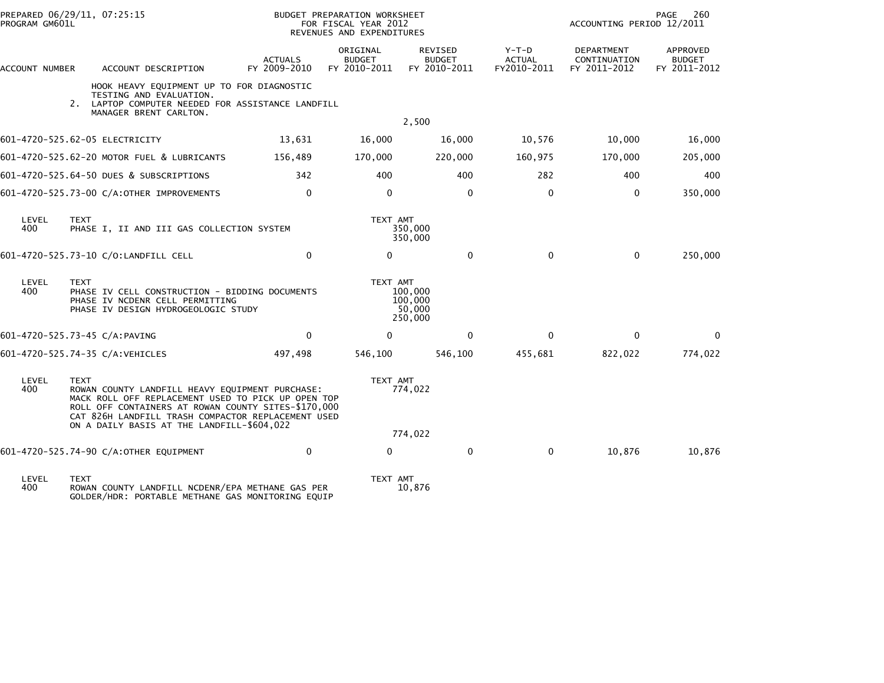PREPARED 06/29/11, 07:25:15
PROGRAM GM601L

BUDGET PREPARATION WORKSHEET
FOR FISCAL YEAR 2012
REVENUES AND EXPENDITURES

ACCOUNTING PERIOD 12/2011

| ACCOUNT NUMBER | ACCOUNT DESCRIPTION | ACTUALS FY 2009-2010 | ORIGINAL BUDGET FY 2010-2011 | REVISED BUDGET FY 2010-2011 | Y-T-D ACTUAL FY2010-2011 | DEPARTMENT CONTINUATION FY 2011-2012 | APPROVED BUDGET FY 2011-2012 |
|---|---|---|---|---|---|---|---|
| | HOOK HEAVY EQUIPMENT UP TO FOR DIAGNOSTIC TESTING AND EVALUATION.<br>2. LAPTOP COMPUTER NEEDED FOR ASSISTANCE LANDFILL MANAGER BRENT CARLTON. | | | 2,500 | | | |
| 601-4720-525.62-05 | ELECTRICITY | 13,631 | 16,000 | 16,000 | 10,576 | 10,000 | 16,000 |
| 601-4720-525.62-20 | MOTOR FUEL & LUBRICANTS | 156,489 | 170,000 | 220,000 | 160,975 | 170,000 | 205,000 |
| 601-4720-525.64-50 | DUES & SUBSCRIPTIONS | 342 | 400 | 400 | 282 | 400 | 400 |
| 601-4720-525.73-00 | C/A:OTHER IMPROVEMENTS | 0 | 0 | 0 | 0 | 0 | 350,000 |
| LEVEL 400 | TEXT<br>PHASE I, II AND III GAS COLLECTION SYSTEM | | TEXT AMT | 350,000<br>350,000 | | | |
| 601-4720-525.73-10 | C/O:LANDFILL CELL | 0 | 0 | 0 | 0 | 0 | 250,000 |
| LEVEL 400 | TEXT<br>PHASE IV CELL CONSTRUCTION - BIDDING DOCUMENTS<br>PHASE IV NCDENR CELL PERMITTING<br>PHASE IV DESIGN HYDROGEOLOGIC STUDY | | TEXT AMT | 100,000<br>100,000<br>50,000<br>250,000 | | | |
| 601-4720-525.73-45 | C/A:PAVING | 0 | 0 | 0 | 0 | 0 | 0 |
| 601-4720-525.74-35 | C/A:VEHICLES | 497,498 | 546,100 | 546,100 | 455,681 | 822,022 | 774,022 |
| LEVEL 400 | TEXT<br>ROWAN COUNTY LANDFILL HEAVY EQUIPMENT PURCHASE:<br>MACK ROLL OFF REPLACEMENT USED TO PICK UP OPEN TOP ROLL OFF CONTAINERS AT ROWAN COUNTY SITES-$170,000<br>CAT 826H LANDFILL TRASH COMPACTOR REPLACEMENT USED ON A DAILY BASIS AT THE LANDFILL-$604,022 | | TEXT AMT | 774,022<br>774,022 | | | |
| 601-4720-525.74-90 | C/A:OTHER EQUIPMENT | 0 | 0 | 0 | 0 | 10,876 | 10,876 |
| LEVEL 400 | TEXT<br>ROWAN COUNTY LANDFILL NCDENR/EPA METHANE GAS PER GOLDER/HDR: PORTABLE METHANE GAS MONITORING EQUIP | | TEXT AMT | 10,876 | | | |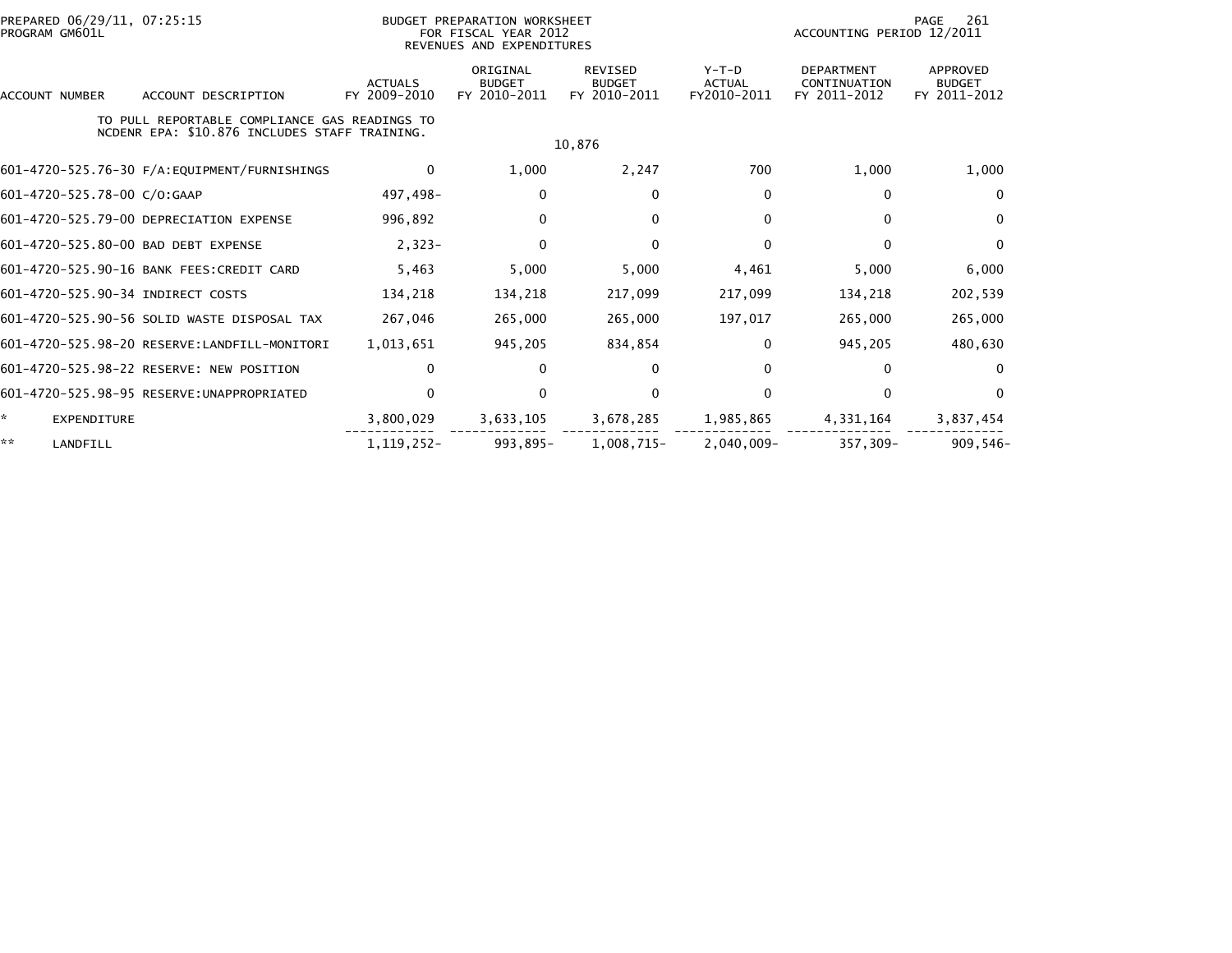BUDGET PREPARATION WORKSHEET
FOR FISCAL YEAR 2012
REVENUES AND EXPENDITURES

PREPARED 06/29/11, 07:25:15
PROGRAM GM601L

ACCOUNTING PERIOD 12/2011

| ACCOUNT NUMBER | ACCOUNT DESCRIPTION | ACTUALS FY 2009-2010 | ORIGINAL BUDGET FY 2010-2011 | REVISED BUDGET FY 2010-2011 | Y-T-D ACTUAL FY2010-2011 | DEPARTMENT CONTINUATION FY 2011-2012 | APPROVED BUDGET FY 2011-2012 |
|---|---|---|---|---|---|---|---|
| | TO PULL REPORTABLE COMPLIANCE GAS READINGS TO NCDENR EPA: $10.876 INCLUDES STAFF TRAINING. | | | 10,876 | | | |
| 601-4720-525.76-30 | F/A:EQUIPMENT/FURNISHINGS | 0 | 1,000 | 2,247 | 700 | 1,000 | 1,000 |
| 601-4720-525.78-00 | C/O:GAAP | 497,498- | 0 | 0 | 0 | 0 | 0 |
| 601-4720-525.79-00 | DEPRECIATION EXPENSE | 996,892 | 0 | 0 | 0 | 0 | 0 |
| 601-4720-525.80-00 | BAD DEBT EXPENSE | 2,323- | 0 | 0 | 0 | 0 | 0 |
| 601-4720-525.90-16 | BANK FEES:CREDIT CARD | 5,463 | 5,000 | 5,000 | 4,461 | 5,000 | 6,000 |
| 601-4720-525.90-34 | INDIRECT COSTS | 134,218 | 134,218 | 217,099 | 217,099 | 134,218 | 202,539 |
| 601-4720-525.90-56 | SOLID WASTE DISPOSAL TAX | 267,046 | 265,000 | 265,000 | 197,017 | 265,000 | 265,000 |
| 601-4720-525.98-20 | RESERVE:LANDFILL-MONITORI | 1,013,651 | 945,205 | 834,854 | 0 | 945,205 | 480,630 |
| 601-4720-525.98-22 | RESERVE: NEW POSITION | 0 | 0 | 0 | 0 | 0 | 0 |
| 601-4720-525.98-95 | RESERVE:UNAPPROPRIATED | 0 | 0 | 0 | 0 | 0 | 0 |
| * | EXPENDITURE | 3,800,029 | 3,633,105 | 3,678,285 | 1,985,865 | 4,331,164 | 3,837,454 |
| ** | LANDFILL | 1,119,252- | 993,895- | 1,008,715- | 2,040,009- | 357,309- | 909,546- |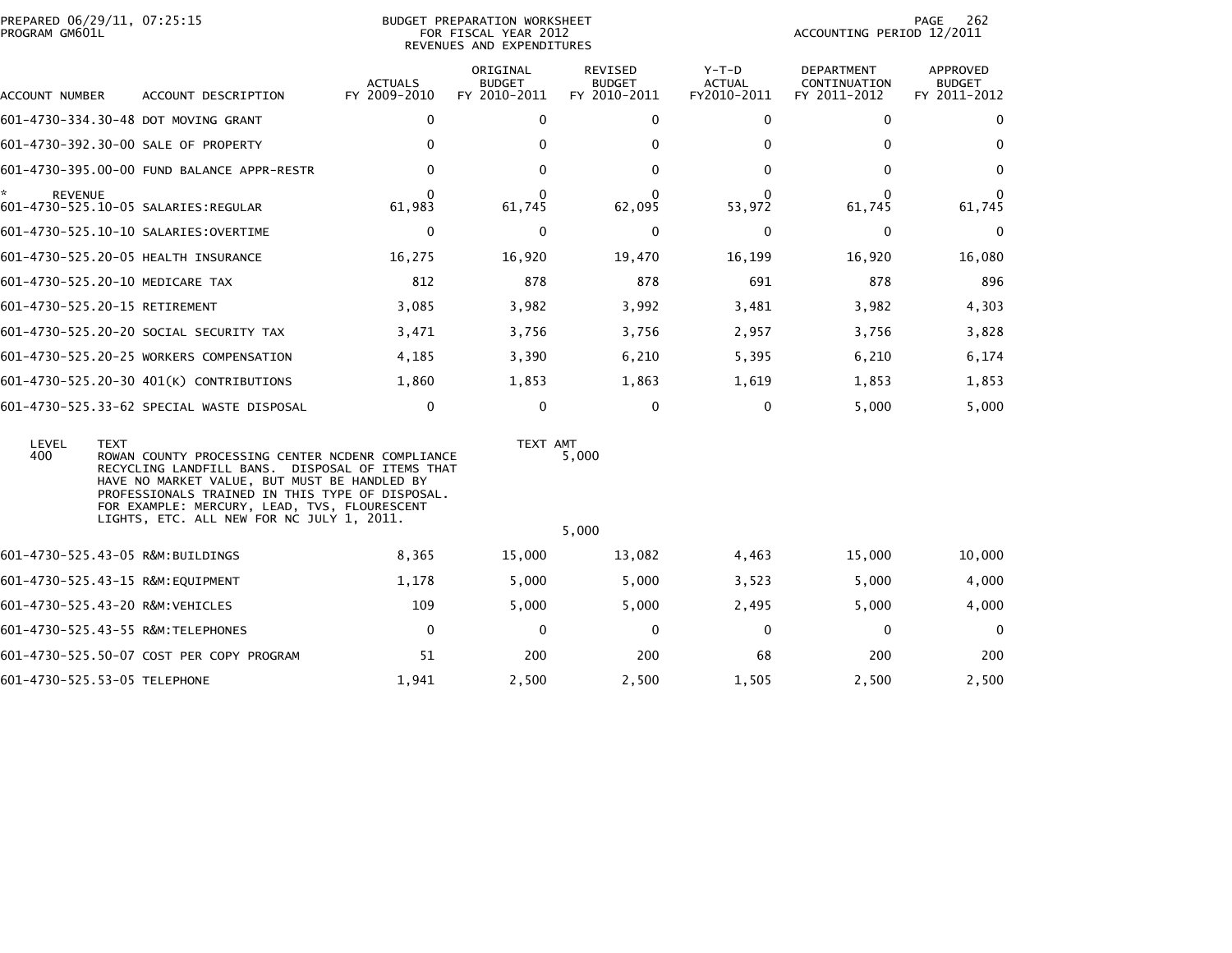# BUDGET PREPARATION WORKSHEET
## FOR FISCAL YEAR 2012
## REVENUES AND EXPENDITURES

PREPARED 06/29/11, 07:25:15
PROGRAM GM601L

ACCOUNTING PERIOD 12/2011

| ACCOUNT NUMBER | ACCOUNT DESCRIPTION | ACTUALS FY 2009-2010 | ORIGINAL BUDGET FY 2010-2011 | REVISED BUDGET FY 2010-2011 | Y-T-D ACTUAL FY2010-2011 | DEPARTMENT CONTINUATION FY 2011-2012 | APPROVED BUDGET FY 2011-2012 |
|---|---|---|---|---|---|---|---|
| 601-4730-334.30-48 | DOT MOVING GRANT | 0 | 0 | 0 | 0 | 0 | 0 |
| 601-4730-392.30-00 | SALE OF PROPERTY | 0 | 0 | 0 | 0 | 0 | 0 |
| 601-4730-395.00-00 | FUND BALANCE APPR-RESTR | 0 | 0 | 0 | 0 | 0 | 0 |
| * REVENUE | | 0 | 0 | 0 | 0 | 0 | 0 |
| 601-4730-525.10-05 | SALARIES:REGULAR | 61,983 | 61,745 | 62,095 | 53,972 | 61,745 | 61,745 |
| 601-4730-525.10-10 | SALARIES:OVERTIME | 0 | 0 | 0 | 0 | 0 | 0 |
| 601-4730-525.20-05 | HEALTH INSURANCE | 16,275 | 16,920 | 19,470 | 16,199 | 16,920 | 16,080 |
| 601-4730-525.20-10 | MEDICARE TAX | 812 | 878 | 878 | 691 | 878 | 896 |
| 601-4730-525.20-15 | RETIREMENT | 3,085 | 3,982 | 3,992 | 3,481 | 3,982 | 4,303 |
| 601-4730-525.20-20 | SOCIAL SECURITY TAX | 3,471 | 3,756 | 3,756 | 2,957 | 3,756 | 3,828 |
| 601-4730-525.20-25 | WORKERS COMPENSATION | 4,185 | 3,390 | 6,210 | 5,395 | 6,210 | 6,174 |
| 601-4730-525.20-30 | 401(K) CONTRIBUTIONS | 1,860 | 1,853 | 1,863 | 1,619 | 1,853 | 1,853 |
| 601-4730-525.33-62 | SPECIAL WASTE DISPOSAL | 0 | 0 | 0 | 0 | 5,000 | 5,000 |

| LEVEL | TEXT | TEXT AMT |
|---|---|---|
| 400 | ROWAN COUNTY PROCESSING CENTER NCDENR COMPLIANCE RECYCLING LANDFILL BANS. DISPOSAL OF ITEMS THAT HAVE NO MARKET VALUE, BUT MUST BE HANDLED BY PROFESSIONALS TRAINED IN THIS TYPE OF DISPOSAL. FOR EXAMPLE: MERCURY, LEAD, TVS, FLOURESCENT LIGHTS, ETC. ALL NEW FOR NC JULY 1, 2011. | 5,000 |
| | | 5,000 |

| ACCOUNT NUMBER | ACCOUNT DESCRIPTION | ACTUALS FY 2009-2010 | ORIGINAL BUDGET FY 2010-2011 | REVISED BUDGET FY 2010-2011 | Y-T-D ACTUAL FY2010-2011 | DEPARTMENT CONTINUATION FY 2011-2012 | APPROVED BUDGET FY 2011-2012 |
|---|---|---|---|---|---|---|---|
| 601-4730-525.43-05 | R&M:BUILDINGS | 8,365 | 15,000 | 13,082 | 4,463 | 15,000 | 10,000 |
| 601-4730-525.43-15 | R&M:EQUIPMENT | 1,178 | 5,000 | 5,000 | 3,523 | 5,000 | 4,000 |
| 601-4730-525.43-20 | R&M:VEHICLES | 109 | 5,000 | 5,000 | 2,495 | 5,000 | 4,000 |
| 601-4730-525.43-55 | R&M:TELEPHONES | 0 | 0 | 0 | 0 | 0 | 0 |
| 601-4730-525.50-07 | COST PER COPY PROGRAM | 51 | 200 | 200 | 68 | 200 | 200 |
| 601-4730-525.53-05 | TELEPHONE | 1,941 | 2,500 | 2,500 | 1,505 | 2,500 | 2,500 |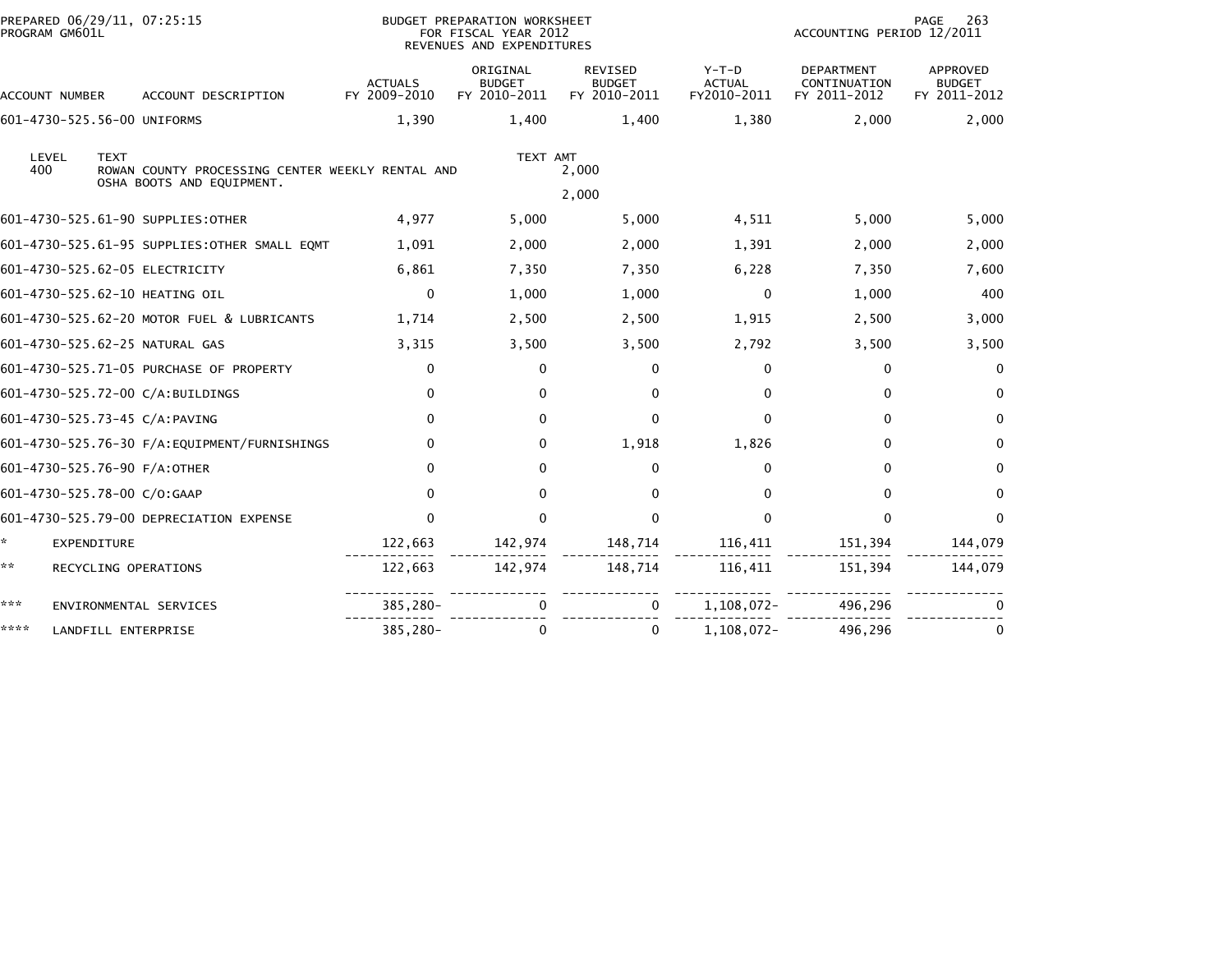BUDGET PREPARATION WORKSHEET
FOR FISCAL YEAR 2012
REVENUES AND EXPENDITURES

PREPARED 06/29/11, 07:25:15
PROGRAM GM601L

ACCOUNTING PERIOD 12/2011

| ACCOUNT NUMBER | ACCOUNT DESCRIPTION | ACTUALS FY 2009-2010 | ORIGINAL BUDGET FY 2010-2011 | REVISED BUDGET FY 2010-2011 | Y-T-D ACTUAL FY2010-2011 | DEPARTMENT CONTINUATION FY 2011-2012 | APPROVED BUDGET FY 2011-2012 |
|---|---|---|---|---|---|---|---|
| 601-4730-525.56-00 | UNIFORMS | 1,390 | 1,400 | 1,400 | 1,380 | 2,000 | 2,000 |
| LEVEL 400 | TEXT: ROWAN COUNTY PROCESSING CENTER WEEKLY RENTAL AND OSHA BOOTS AND EQUIPMENT. | | TEXT AMT | 2,000 | | | |
| | | | | 2,000 | | | |
| 601-4730-525.61-90 | SUPPLIES:OTHER | 4,977 | 5,000 | 5,000 | 4,511 | 5,000 | 5,000 |
| 601-4730-525.61-95 | SUPPLIES:OTHER SMALL EQMT | 1,091 | 2,000 | 2,000 | 1,391 | 2,000 | 2,000 |
| 601-4730-525.62-05 | ELECTRICITY | 6,861 | 7,350 | 7,350 | 6,228 | 7,350 | 7,600 |
| 601-4730-525.62-10 | HEATING OIL | 0 | 1,000 | 1,000 | 0 | 1,000 | 400 |
| 601-4730-525.62-20 | MOTOR FUEL & LUBRICANTS | 1,714 | 2,500 | 2,500 | 1,915 | 2,500 | 3,000 |
| 601-4730-525.62-25 | NATURAL GAS | 3,315 | 3,500 | 3,500 | 2,792 | 3,500 | 3,500 |
| 601-4730-525.71-05 | PURCHASE OF PROPERTY | 0 | 0 | 0 | 0 | 0 | 0 |
| 601-4730-525.72-00 | C/A:BUILDINGS | 0 | 0 | 0 | 0 | 0 | 0 |
| 601-4730-525.73-45 | C/A:PAVING | 0 | 0 | 0 | 0 | 0 | 0 |
| 601-4730-525.76-30 | F/A:EQUIPMENT/FURNISHINGS | 0 | 0 | 1,918 | 1,826 | 0 | 0 |
| 601-4730-525.76-90 | F/A:OTHER | 0 | 0 | 0 | 0 | 0 | 0 |
| 601-4730-525.78-00 | C/O:GAAP | 0 | 0 | 0 | 0 | 0 | 0 |
| 601-4730-525.79-00 | DEPRECIATION EXPENSE | 0 | 0 | 0 | 0 | 0 | 0 |
| * | EXPENDITURE | 122,663 | 142,974 | 148,714 | 116,411 | 151,394 | 144,079 |
| ** | RECYCLING OPERATIONS | 122,663 | 142,974 | 148,714 | 116,411 | 151,394 | 144,079 |
| *** | ENVIRONMENTAL SERVICES | 385,280- | 0 | 0 | 1,108,072- | 496,296 | 0 |
| **** | LANDFILL ENTERPRISE | 385,280- | 0 | 0 | 1,108,072- | 496,296 | 0 |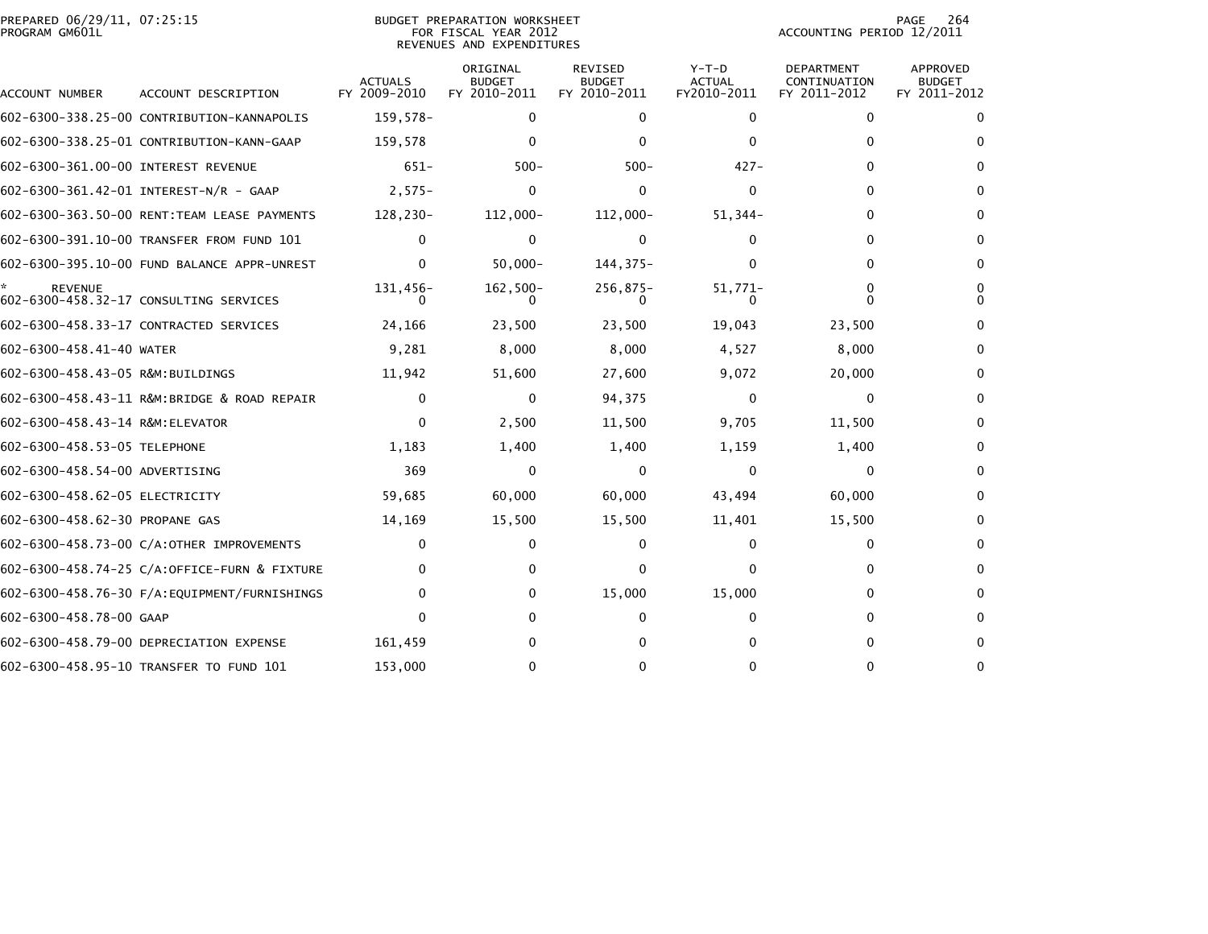PREPARED 06/29/11, 07:25:15
PROGRAM GM601L

BUDGET PREPARATION WORKSHEET
FOR FISCAL YEAR 2012
REVENUES AND EXPENDITURES

ACCOUNTING PERIOD 12/2011

| ACCOUNT NUMBER | ACCOUNT DESCRIPTION | ACTUALS FY 2009-2010 | ORIGINAL BUDGET FY 2010-2011 | REVISED BUDGET FY 2010-2011 | Y-T-D ACTUAL FY2010-2011 | DEPARTMENT CONTINUATION FY 2011-2012 | APPROVED BUDGET FY 2011-2012 |
|---|---|---|---|---|---|---|---|
| 602-6300-338.25-00 | CONTRIBUTION-KANNAPOLIS | 159,578- | 0 | 0 | 0 | 0 | 0 |
| 602-6300-338.25-01 | CONTRIBUTION-KANN-GAAP | 159,578 | 0 | 0 | 0 | 0 | 0 |
| 602-6300-361.00-00 | INTEREST REVENUE | 651- | 500- | 500- | 427- | 0 | 0 |
| 602-6300-361.42-01 | INTEREST-N/R - GAAP | 2,575- | 0 | 0 | 0 | 0 | 0 |
| 602-6300-363.50-00 | RENT:TEAM LEASE PAYMENTS | 128,230- | 112,000- | 112,000- | 51,344- | 0 | 0 |
| 602-6300-391.10-00 | TRANSFER FROM FUND 101 | 0 | 0 | 0 | 0 | 0 | 0 |
| 602-6300-395.10-00 | FUND BALANCE APPR-UNREST | 0 | 50,000- | 144,375- | 0 | 0 | 0 |
| * | REVENUE | 131,456- | 162,500- | 256,875- | 51,771- | 0 | 0 |
| 602-6300-458.32-17 | CONSULTING SERVICES | 0 | 0 | 0 | 0 | 0 | 0 |
| 602-6300-458.33-17 | CONTRACTED SERVICES | 24,166 | 23,500 | 23,500 | 19,043 | 23,500 | 0 |
| 602-6300-458.41-40 | WATER | 9,281 | 8,000 | 8,000 | 4,527 | 8,000 | 0 |
| 602-6300-458.43-05 | R&M:BUILDINGS | 11,942 | 51,600 | 27,600 | 9,072 | 20,000 | 0 |
| 602-6300-458.43-11 | R&M:BRIDGE & ROAD REPAIR | 0 | 0 | 94,375 | 0 | 0 | 0 |
| 602-6300-458.43-14 | R&M:ELEVATOR | 0 | 2,500 | 11,500 | 9,705 | 11,500 | 0 |
| 602-6300-458.53-05 | TELEPHONE | 1,183 | 1,400 | 1,400 | 1,159 | 1,400 | 0 |
| 602-6300-458.54-00 | ADVERTISING | 369 | 0 | 0 | 0 | 0 | 0 |
| 602-6300-458.62-05 | ELECTRICITY | 59,685 | 60,000 | 60,000 | 43,494 | 60,000 | 0 |
| 602-6300-458.62-30 | PROPANE GAS | 14,169 | 15,500 | 15,500 | 11,401 | 15,500 | 0 |
| 602-6300-458.73-00 | C/A:OTHER IMPROVEMENTS | 0 | 0 | 0 | 0 | 0 | 0 |
| 602-6300-458.74-25 | C/A:OFFICE-FURN & FIXTURE | 0 | 0 | 0 | 0 | 0 | 0 |
| 602-6300-458.76-30 | F/A:EQUIPMENT/FURNISHINGS | 0 | 0 | 15,000 | 15,000 | 0 | 0 |
| 602-6300-458.78-00 | GAAP | 0 | 0 | 0 | 0 | 0 | 0 |
| 602-6300-458.79-00 | DEPRECIATION EXPENSE | 161,459 | 0 | 0 | 0 | 0 | 0 |
| 602-6300-458.95-10 | TRANSFER TO FUND 101 | 153,000 | 0 | 0 | 0 | 0 | 0 |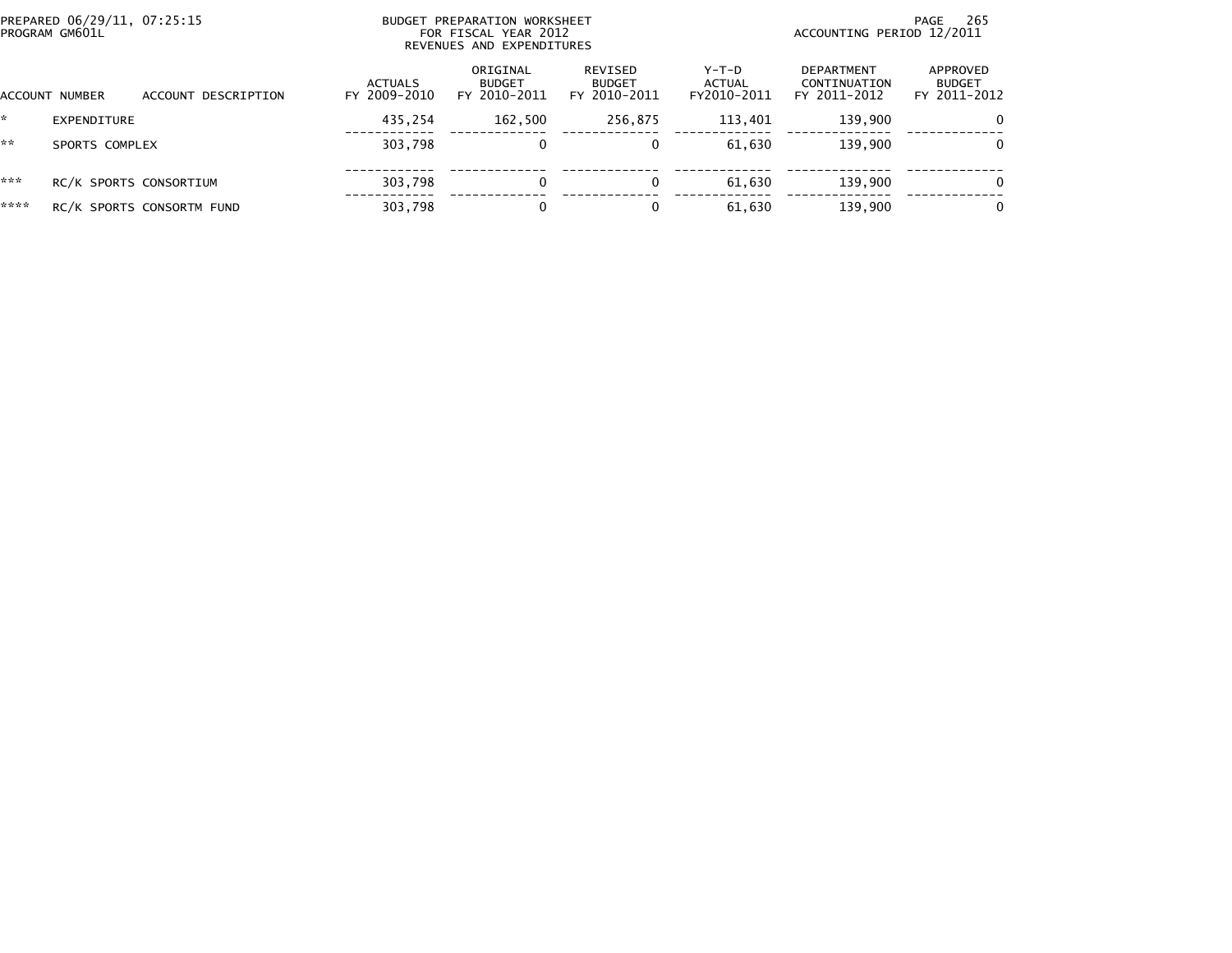PREPARED 06/29/11, 07:25:15
PROGRAM GM601L

BUDGET PREPARATION WORKSHEET
FOR FISCAL YEAR 2012
REVENUES AND EXPENDITURES

ACCOUNTING PERIOD 12/2011

| ACCOUNT NUMBER | ACCOUNT DESCRIPTION | ACTUALS FY 2009-2010 | ORIGINAL BUDGET FY 2010-2011 | REVISED BUDGET FY 2010-2011 | Y-T-D ACTUAL FY2010-2011 | DEPARTMENT CONTINUATION FY 2011-2012 | APPROVED BUDGET FY 2011-2012 |
|---|---|---|---|---|---|---|---|
| * | EXPENDITURE | 435,254 | 162,500 | 256,875 | 113,401 | 139,900 | 0 |
| ** | SPORTS COMPLEX | 303,798 | 0 | 0 | 61,630 | 139,900 | 0 |
| *** | RC/K SPORTS CONSORTIUM | 303,798 | 0 | 0 | 61,630 | 139,900 | 0 |
| **** | RC/K SPORTS CONSORTM FUND | 303,798 | 0 | 0 | 61,630 | 139,900 | 0 |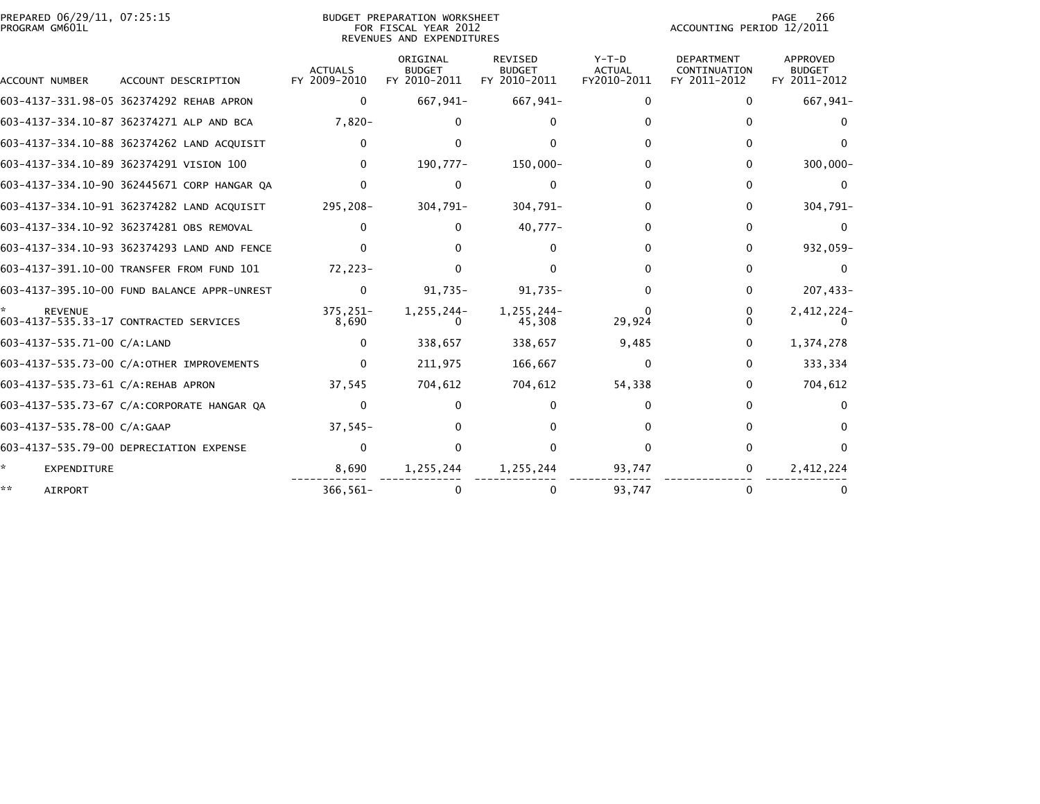PREPARED 06/29/11, 07:25:15
PROGRAM GM601L

BUDGET PREPARATION WORKSHEET
FOR FISCAL YEAR 2012
REVENUES AND EXPENDITURES

ACCOUNTING PERIOD 12/2011

| ACCOUNT NUMBER | ACCOUNT DESCRIPTION | ACTUALS FY 2009-2010 | ORIGINAL BUDGET FY 2010-2011 | REVISED BUDGET FY 2010-2011 | Y-T-D ACTUAL FY2010-2011 | DEPARTMENT CONTINUATION FY 2011-2012 | APPROVED BUDGET FY 2011-2012 |
|---|---|---|---|---|---|---|---|
| 603-4137-331.98-05 | 362374292 REHAB APRON | 0 | 667,941- | 667,941- | 0 | 0 | 667,941- |
| 603-4137-334.10-87 | 362374271 ALP AND BCA | 7,820- | 0 | 0 | 0 | 0 | 0 |
| 603-4137-334.10-88 | 362374262 LAND ACQUISIT | 0 | 0 | 0 | 0 | 0 | 0 |
| 603-4137-334.10-89 | 362374291 VISION 100 | 0 | 190,777- | 150,000- | 0 | 0 | 300,000- |
| 603-4137-334.10-90 | 362445671 CORP HANGAR QA | 0 | 0 | 0 | 0 | 0 | 0 |
| 603-4137-334.10-91 | 362374282 LAND ACQUISIT | 295,208- | 304,791- | 304,791- | 0 | 0 | 304,791- |
| 603-4137-334.10-92 | 362374281 OBS REMOVAL | 0 | 0 | 40,777- | 0 | 0 | 0 |
| 603-4137-334.10-93 | 362374293 LAND AND FENCE | 0 | 0 | 0 | 0 | 0 | 932,059- |
| 603-4137-391.10-00 | TRANSFER FROM FUND 101 | 72,223- | 0 | 0 | 0 | 0 | 0 |
| 603-4137-395.10-00 | FUND BALANCE APPR-UNREST | 0 | 91,735- | 91,735- | 0 | 0 | 207,433- |
| * REVENUE | | 375,251- | 1,255,244- | 1,255,244- | 0 | 0 | 2,412,224- |
| 603-4137-535.33-17 | CONTRACTED SERVICES | 8,690 | 0 | 45,308 | 29,924 | 0 | 0 |
| 603-4137-535.71-00 | C/A:LAND | 0 | 338,657 | 338,657 | 9,485 | 0 | 1,374,278 |
| 603-4137-535.73-00 | C/A:OTHER IMPROVEMENTS | 0 | 211,975 | 166,667 | 0 | 0 | 333,334 |
| 603-4137-535.73-61 | C/A:REHAB APRON | 37,545 | 704,612 | 704,612 | 54,338 | 0 | 704,612 |
| 603-4137-535.73-67 | C/A:CORPORATE HANGAR QA | 0 | 0 | 0 | 0 | 0 | 0 |
| 603-4137-535.78-00 | C/A:GAAP | 37,545- | 0 | 0 | 0 | 0 | 0 |
| 603-4137-535.79-00 | DEPRECIATION EXPENSE | 0 | 0 | 0 | 0 | 0 | 0 |
| * EXPENDITURE | | 8,690 | 1,255,244 | 1,255,244 | 93,747 | 0 | 2,412,224 |
| ** AIRPORT | | 366,561- | 0 | 0 | 93,747 | 0 | 0 |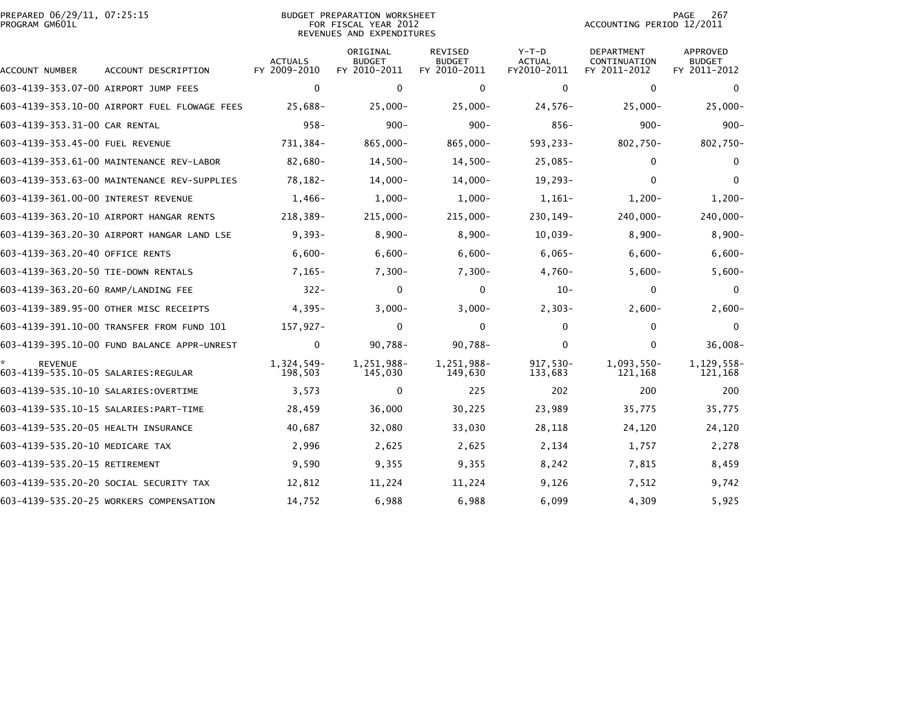PREPARED 06/29/11, 07:25:15
PROGRAM GM601L

BUDGET PREPARATION WORKSHEET
FOR FISCAL YEAR 2012
REVENUES AND EXPENDITURES

ACCOUNTING PERIOD 12/2011

| ACCOUNT NUMBER | ACCOUNT DESCRIPTION | ACTUALS FY 2009-2010 | ORIGINAL BUDGET FY 2010-2011 | REVISED BUDGET FY 2010-2011 | Y-T-D ACTUAL FY2010-2011 | DEPARTMENT CONTINUATION FY 2011-2012 | APPROVED BUDGET FY 2011-2012 |
|---|---|---|---|---|---|---|---|
| 603-4139-353.07-00 | AIRPORT JUMP FEES | 0 | 0 | 0 | 0 | 0 | 0 |
| 603-4139-353.10-00 | AIRPORT FUEL FLOWAGE FEES | 25,688- | 25,000- | 25,000- | 24,576- | 25,000- | 25,000- |
| 603-4139-353.31-00 | CAR RENTAL | 958- | 900- | 900- | 856- | 900- | 900- |
| 603-4139-353.45-00 | FUEL REVENUE | 731,384- | 865,000- | 865,000- | 593,233- | 802,750- | 802,750- |
| 603-4139-353.61-00 | MAINTENANCE REV-LABOR | 82,680- | 14,500- | 14,500- | 25,085- | 0 | 0 |
| 603-4139-353.63-00 | MAINTENANCE REV-SUPPLIES | 78,182- | 14,000- | 14,000- | 19,293- | 0 | 0 |
| 603-4139-361.00-00 | INTEREST REVENUE | 1,466- | 1,000- | 1,000- | 1,161- | 1,200- | 1,200- |
| 603-4139-363.20-10 | AIRPORT HANGAR RENTS | 218,389- | 215,000- | 215,000- | 230,149- | 240,000- | 240,000- |
| 603-4139-363.20-30 | AIRPORT HANGAR LAND LSE | 9,393- | 8,900- | 8,900- | 10,039- | 8,900- | 8,900- |
| 603-4139-363.20-40 | OFFICE RENTS | 6,600- | 6,600- | 6,600- | 6,065- | 6,600- | 6,600- |
| 603-4139-363.20-50 | TIE-DOWN RENTALS | 7,165- | 7,300- | 7,300- | 4,760- | 5,600- | 5,600- |
| 603-4139-363.20-60 | RAMP/LANDING FEE | 322- | 0 | 0 | 10- | 0 | 0 |
| 603-4139-389.95-00 | OTHER MISC RECEIPTS | 4,395- | 3,000- | 3,000- | 2,303- | 2,600- | 2,600- |
| 603-4139-391.10-00 | TRANSFER FROM FUND 101 | 157,927- | 0 | 0 | 0 | 0 | 0 |
| 603-4139-395.10-00 | FUND BALANCE APPR-UNREST | 0 | 90,788- | 90,788- | 0 | 0 | 36,008- |
| * REVENUE | | 1,324,549- | 1,251,988- | 1,251,988- | 917,530- | 1,093,550- | 1,129,558- |
| 603-4139-535.10-05 | SALARIES:REGULAR | 198,503 | 145,030 | 149,630 | 133,683 | 121,168 | 121,168 |
| 603-4139-535.10-10 | SALARIES:OVERTIME | 3,573 | 0 | 225 | 202 | 200 | 200 |
| 603-4139-535.10-15 | SALARIES:PART-TIME | 28,459 | 36,000 | 30,225 | 23,989 | 35,775 | 35,775 |
| 603-4139-535.20-05 | HEALTH INSURANCE | 40,687 | 32,080 | 33,030 | 28,118 | 24,120 | 24,120 |
| 603-4139-535.20-10 | MEDICARE TAX | 2,996 | 2,625 | 2,625 | 2,134 | 1,757 | 2,278 |
| 603-4139-535.20-15 | RETIREMENT | 9,590 | 9,355 | 9,355 | 8,242 | 7,815 | 8,459 |
| 603-4139-535.20-20 | SOCIAL SECURITY TAX | 12,812 | 11,224 | 11,224 | 9,126 | 7,512 | 9,742 |
| 603-4139-535.20-25 | WORKERS COMPENSATION | 14,752 | 6,988 | 6,988 | 6,099 | 4,309 | 5,925 |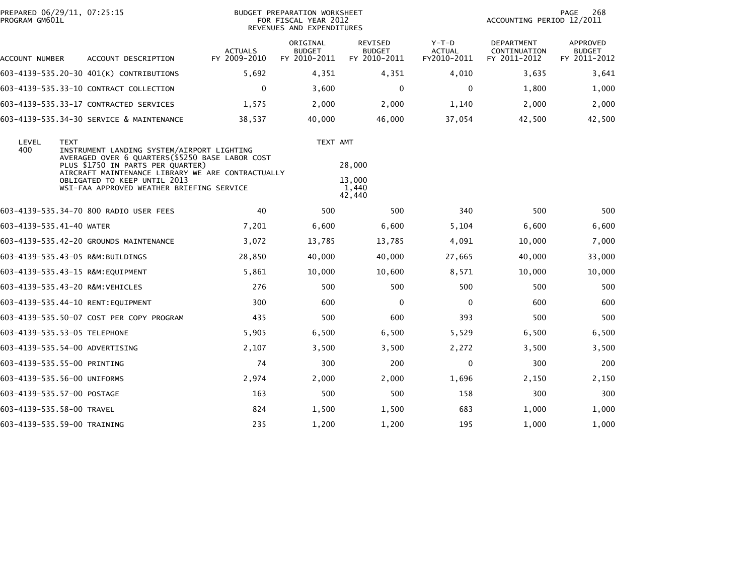BUDGET PREPARATION WORKSHEET
FOR FISCAL YEAR 2012
REVENUES AND EXPENDITURES

PREPARED 06/29/11, 07:25:15
PROGRAM GM601L

ACCOUNTING PERIOD 12/2011

| ACCOUNT NUMBER | ACCOUNT DESCRIPTION | ACTUALS FY 2009-2010 | ORIGINAL BUDGET FY 2010-2011 | REVISED BUDGET FY 2010-2011 | Y-T-D ACTUAL FY2010-2011 | DEPARTMENT CONTINUATION FY 2011-2012 | APPROVED BUDGET FY 2011-2012 |
|---|---|---|---|---|---|---|---|
| 603-4139-535.20-30 | 401(K) CONTRIBUTIONS | 5,692 | 4,351 | 4,351 | 4,010 | 3,635 | 3,641 |
| 603-4139-535.33-10 | CONTRACT COLLECTION | 0 | 3,600 | 0 | 0 | 1,800 | 1,000 |
| 603-4139-535.33-17 | CONTRACTED SERVICES | 1,575 | 2,000 | 2,000 | 1,140 | 2,000 | 2,000 |
| 603-4139-535.34-30 | SERVICE & MAINTENANCE | 38,537 | 40,000 | 46,000 | 37,054 | 42,500 | 42,500 |

| LEVEL | TEXT | TEXT AMT |
|---|---|---|
| 400 | INSTRUMENT LANDING SYSTEM/AIRPORT LIGHTING AVERAGED OVER 6 QUARTERS($5250 BASE LABOR COST PLUS $1750 IN PARTS PER QUARTER) | 28,000 |
| | AIRCRAFT MAINTENANCE LIBRARY WE ARE CONTRACTUALLY OBLIGATED TO KEEP UNTIL 2013 | 13,000 |
| | WSI-FAA APPROVED WEATHER BRIEFING SERVICE | 1,440 |
| | | 42,440 |

| ACCOUNT NUMBER | ACCOUNT DESCRIPTION | ACTUALS FY 2009-2010 | ORIGINAL BUDGET FY 2010-2011 | REVISED BUDGET FY 2010-2011 | Y-T-D ACTUAL FY2010-2011 | DEPARTMENT CONTINUATION FY 2011-2012 | APPROVED BUDGET FY 2011-2012 |
|---|---|---|---|---|---|---|---|
| 603-4139-535.34-70 | 800 RADIO USER FEES | 40 | 500 | 500 | 340 | 500 | 500 |
| 603-4139-535.41-40 | WATER | 7,201 | 6,600 | 6,600 | 5,104 | 6,600 | 6,600 |
| 603-4139-535.42-20 | GROUNDS MAINTENANCE | 3,072 | 13,785 | 13,785 | 4,091 | 10,000 | 7,000 |
| 603-4139-535.43-05 | R&M:BUILDINGS | 28,850 | 40,000 | 40,000 | 27,665 | 40,000 | 33,000 |
| 603-4139-535.43-15 | R&M:EQUIPMENT | 5,861 | 10,000 | 10,600 | 8,571 | 10,000 | 10,000 |
| 603-4139-535.43-20 | R&M:VEHICLES | 276 | 500 | 500 | 500 | 500 | 500 |
| 603-4139-535.44-10 | RENT:EQUIPMENT | 300 | 600 | 0 | 0 | 600 | 600 |
| 603-4139-535.50-07 | COST PER COPY PROGRAM | 435 | 500 | 600 | 393 | 500 | 500 |
| 603-4139-535.53-05 | TELEPHONE | 5,905 | 6,500 | 6,500 | 5,529 | 6,500 | 6,500 |
| 603-4139-535.54-00 | ADVERTISING | 2,107 | 3,500 | 3,500 | 2,272 | 3,500 | 3,500 |
| 603-4139-535.55-00 | PRINTING | 74 | 300 | 200 | 0 | 300 | 200 |
| 603-4139-535.56-00 | UNIFORMS | 2,974 | 2,000 | 2,000 | 1,696 | 2,150 | 2,150 |
| 603-4139-535.57-00 | POSTAGE | 163 | 500 | 500 | 158 | 300 | 300 |
| 603-4139-535.58-00 | TRAVEL | 824 | 1,500 | 1,500 | 683 | 1,000 | 1,000 |
| 603-4139-535.59-00 | TRAINING | 235 | 1,200 | 1,200 | 195 | 1,000 | 1,000 |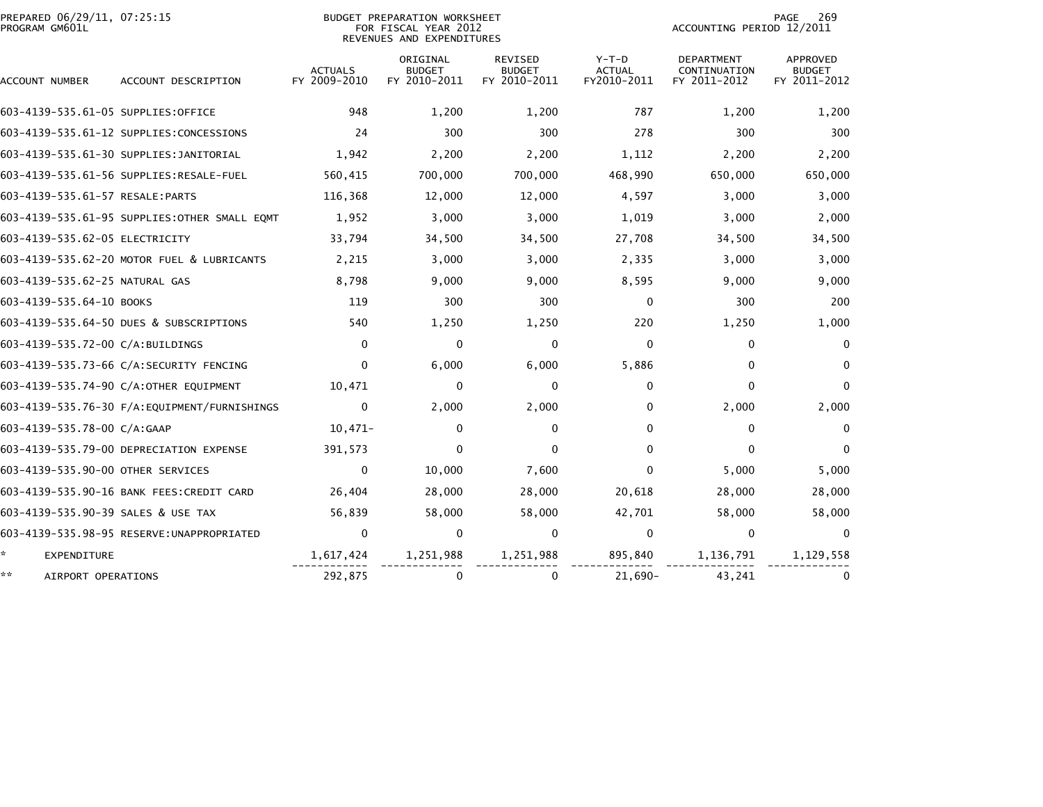PREPARED 06/29/11, 07:25:15
PROGRAM GM601L

BUDGET PREPARATION WORKSHEET
FOR FISCAL YEAR 2012
REVENUES AND EXPENDITURES

ACCOUNTING PERIOD 12/2011

| ACCOUNT NUMBER | ACCOUNT DESCRIPTION | ACTUALS FY 2009-2010 | ORIGINAL BUDGET FY 2010-2011 | REVISED BUDGET FY 2010-2011 | Y-T-D ACTUAL FY2010-2011 | DEPARTMENT CONTINUATION FY 2011-2012 | APPROVED BUDGET FY 2011-2012 |
|---|---|---|---|---|---|---|---|
| 603-4139-535.61-05 | SUPPLIES:OFFICE | 948 | 1,200 | 1,200 | 787 | 1,200 | 1,200 |
| 603-4139-535.61-12 | SUPPLIES:CONCESSIONS | 24 | 300 | 300 | 278 | 300 | 300 |
| 603-4139-535.61-30 | SUPPLIES:JANITORIAL | 1,942 | 2,200 | 2,200 | 1,112 | 2,200 | 2,200 |
| 603-4139-535.61-56 | SUPPLIES:RESALE-FUEL | 560,415 | 700,000 | 700,000 | 468,990 | 650,000 | 650,000 |
| 603-4139-535.61-57 | RESALE:PARTS | 116,368 | 12,000 | 12,000 | 4,597 | 3,000 | 3,000 |
| 603-4139-535.61-95 | SUPPLIES:OTHER SMALL EQMT | 1,952 | 3,000 | 3,000 | 1,019 | 3,000 | 2,000 |
| 603-4139-535.62-05 | ELECTRICITY | 33,794 | 34,500 | 34,500 | 27,708 | 34,500 | 34,500 |
| 603-4139-535.62-20 | MOTOR FUEL & LUBRICANTS | 2,215 | 3,000 | 3,000 | 2,335 | 3,000 | 3,000 |
| 603-4139-535.62-25 | NATURAL GAS | 8,798 | 9,000 | 9,000 | 8,595 | 9,000 | 9,000 |
| 603-4139-535.64-10 | BOOKS | 119 | 300 | 300 | 0 | 300 | 200 |
| 603-4139-535.64-50 | DUES & SUBSCRIPTIONS | 540 | 1,250 | 1,250 | 220 | 1,250 | 1,000 |
| 603-4139-535.72-00 | C/A:BUILDINGS | 0 | 0 | 0 | 0 | 0 | 0 |
| 603-4139-535.73-66 | C/A:SECURITY FENCING | 0 | 6,000 | 6,000 | 5,886 | 0 | 0 |
| 603-4139-535.74-90 | C/A:OTHER EQUIPMENT | 10,471 | 0 | 0 | 0 | 0 | 0 |
| 603-4139-535.76-30 | F/A:EQUIPMENT/FURNISHINGS | 0 | 2,000 | 2,000 | 0 | 2,000 | 2,000 |
| 603-4139-535.78-00 | C/A:GAAP | 10,471- | 0 | 0 | 0 | 0 | 0 |
| 603-4139-535.79-00 | DEPRECIATION EXPENSE | 391,573 | 0 | 0 | 0 | 0 | 0 |
| 603-4139-535.90-00 | OTHER SERVICES | 0 | 10,000 | 7,600 | 0 | 5,000 | 5,000 |
| 603-4139-535.90-16 | BANK FEES:CREDIT CARD | 26,404 | 28,000 | 28,000 | 20,618 | 28,000 | 28,000 |
| 603-4139-535.90-39 | SALES & USE TAX | 56,839 | 58,000 | 58,000 | 42,701 | 58,000 | 58,000 |
| 603-4139-535.98-95 | RESERVE:UNAPPROPRIATED | 0 | 0 | 0 | 0 | 0 | 0 |
| * | EXPENDITURE | 1,617,424 | 1,251,988 | 1,251,988 | 895,840 | 1,136,791 | 1,129,558 |
| ** | AIRPORT OPERATIONS | 292,875 | 0 | 0 | 21,690- | 43,241 | 0 |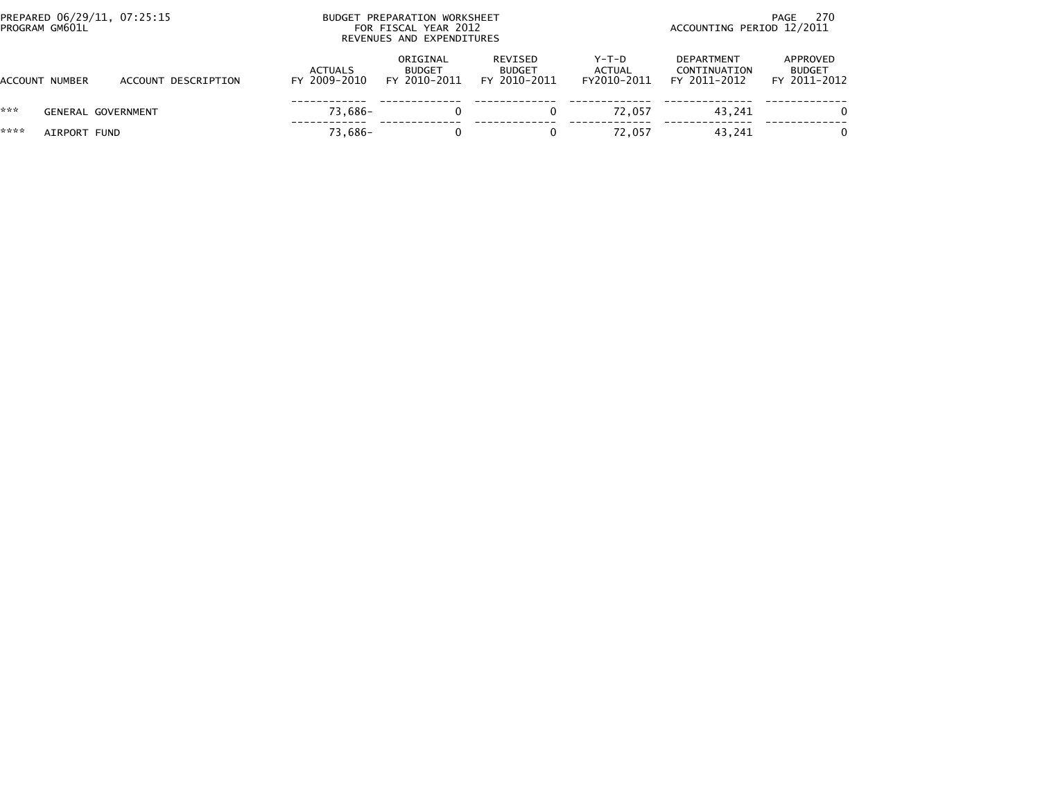PREPARED 06/29/11, 07:25:15
PROGRAM GM601L

BUDGET PREPARATION WORKSHEET
FOR FISCAL YEAR 2012
REVENUES AND EXPENDITURES

ACCOUNTING PERIOD 12/2011

| ACCOUNT NUMBER | ACCOUNT DESCRIPTION | ACTUALS FY 2009-2010 | ORIGINAL BUDGET FY 2010-2011 | REVISED BUDGET FY 2010-2011 | Y-T-D ACTUAL FY2010-2011 | DEPARTMENT CONTINUATION FY 2011-2012 | APPROVED BUDGET FY 2011-2012 |
|---|---|---|---|---|---|---|---|
| *** | GENERAL GOVERNMENT | 73,686- | 0 | 0 | 72,057 | 43,241 | 0 |
| **** | AIRPORT FUND | 73,686- | 0 | 0 | 72,057 | 43,241 | 0 |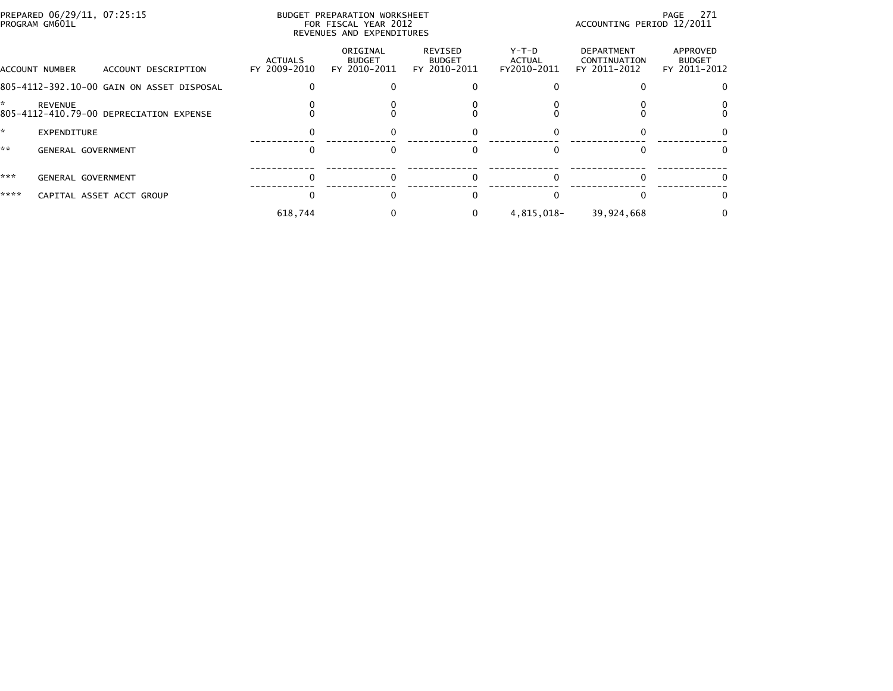PREPARED 06/29/11, 07:25:15
PROGRAM GM601L

BUDGET PREPARATION WORKSHEET
FOR FISCAL YEAR 2012
REVENUES AND EXPENDITURES

ACCOUNTING PERIOD 12/2011

| ACCOUNT NUMBER | ACCOUNT DESCRIPTION | ACTUALS FY 2009-2010 | ORIGINAL BUDGET FY 2010-2011 | REVISED BUDGET FY 2010-2011 | Y-T-D ACTUAL FY2010-2011 | DEPARTMENT CONTINUATION FY 2011-2012 | APPROVED BUDGET FY 2011-2012 |
|---|---|---|---|---|---|---|---|
| 805-4112-392.10-00 | GAIN ON ASSET DISPOSAL | 0 | 0 | 0 | 0 | 0 | 0 |
| * | REVENUE | 0 | 0 | 0 | 0 | 0 | 0 |
| 805-4112-410.79-00 | DEPRECIATION EXPENSE | 0 | 0 | 0 | 0 | 0 | 0 |
| * | EXPENDITURE | 0 | 0 | 0 | 0 | 0 | 0 |
| ** | GENERAL GOVERNMENT | 0 | 0 | 0 | 0 | 0 | 0 |
| *** | GENERAL GOVERNMENT | 0 | 0 | 0 | 0 | 0 | 0 |
| **** | CAPITAL ASSET ACCT GROUP | 0 | 0 | 0 | 0 | 0 | 0 |
| | | 618,744 | 0 | 0 | 4,815,018- | 39,924,668 | 0 |